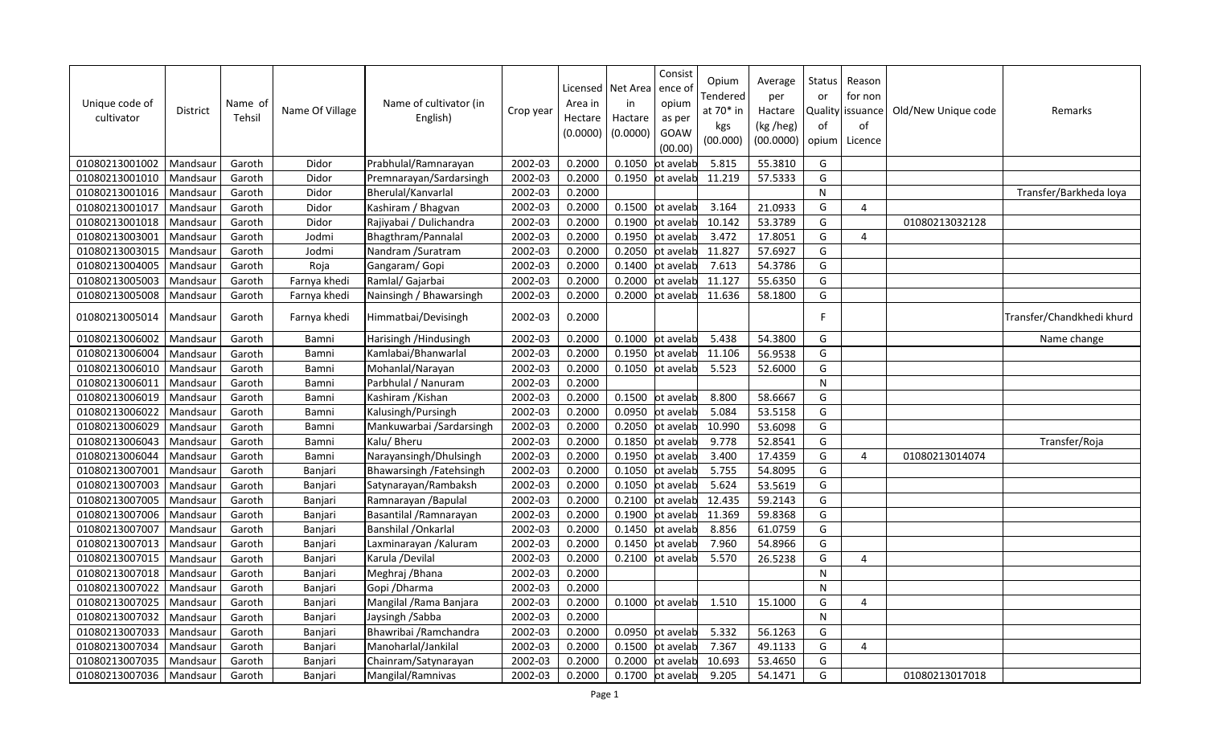| Unique code of cultivator | District | Name of Tehsil | Name Of Village | Name of cultivator (in English) | Crop year | Licensed Area in Hectare (0.0000) | Net Area in Hactare (0.0000) | Consistence of opium as per GOAW (00.00) | Opium Tendered at 70* in kgs (00.000) | Average per Hactare (kg /heg) (00.0000) | Status or Quality of opium | Reason for non issuance of Licence | Old/New Unique code | Remarks |
|---|---|---|---|---|---|---|---|---|---|---|---|---|---|---|
| 01080213001002 | Mandsaur | Garoth | Didor | Prabhulal/Ramnarayan | 2002-03 | 0.2000 | 0.1050 | ot avelab | 5.815 | 55.3810 | G | | | |
| 01080213001010 | Mandsaur | Garoth | Didor | Premnarayan/Sardarsingh | 2002-03 | 0.2000 | 0.1950 | ot avelab | 11.219 | 57.5333 | G | | | |
| 01080213001016 | Mandsaur | Garoth | Didor | Bherulal/Kanvarlal | 2002-03 | 0.2000 | | | | | N | | | Transfer/Barkheda loya |
| 01080213001017 | Mandsaur | Garoth | Didor | Kashiram / Bhagvan | 2002-03 | 0.2000 | 0.1500 | ot avelab | 3.164 | 21.0933 | G | 4 | | |
| 01080213001018 | Mandsaur | Garoth | Didor | Rajiyabai / Dulichandra | 2002-03 | 0.2000 | 0.1900 | ot avelab | 10.142 | 53.3789 | G | | 01080213032128 | |
| 01080213003001 | Mandsaur | Garoth | Jodmi | Bhagthram/Pannalal | 2002-03 | 0.2000 | 0.1950 | ot avelab | 3.472 | 17.8051 | G | 4 | | |
| 01080213003015 | Mandsaur | Garoth | Jodmi | Nandram /Suratram | 2002-03 | 0.2000 | 0.2050 | ot avelab | 11.827 | 57.6927 | G | | | |
| 01080213004005 | Mandsaur | Garoth | Roja | Gangaram/ Gopi | 2002-03 | 0.2000 | 0.1400 | ot avelab | 7.613 | 54.3786 | G | | | |
| 01080213005003 | Mandsaur | Garoth | Farnya khedi | Ramlal/ Gajarbai | 2002-03 | 0.2000 | 0.2000 | ot avelab | 11.127 | 55.6350 | G | | | |
| 01080213005008 | Mandsaur | Garoth | Farnya khedi | Nainsingh / Bhawarsingh | 2002-03 | 0.2000 | 0.2000 | ot avelab | 11.636 | 58.1800 | G | | | |
| 01080213005014 | Mandsaur | Garoth | Farnya khedi | Himmatbai/Devisingh | 2002-03 | 0.2000 | | | | | F | | | Transfer/Chandkhedi khurd |
| 01080213006002 | Mandsaur | Garoth | Bamni | Harisingh /Hindusingh | 2002-03 | 0.2000 | 0.1000 | ot avelab | 5.438 | 54.3800 | G | | | Name change |
| 01080213006004 | Mandsaur | Garoth | Bamni | Kamlabai/Bhanwarlal | 2002-03 | 0.2000 | 0.1950 | ot avelab | 11.106 | 56.9538 | G | | | |
| 01080213006010 | Mandsaur | Garoth | Bamni | Mohanlal/Narayan | 2002-03 | 0.2000 | 0.1050 | ot avelab | 5.523 | 52.6000 | G | | | |
| 01080213006011 | Mandsaur | Garoth | Bamni | Parbhulal / Nanuram | 2002-03 | 0.2000 | | | | | N | | | |
| 01080213006019 | Mandsaur | Garoth | Bamni | Kashiram /Kishan | 2002-03 | 0.2000 | 0.1500 | ot avelab | 8.800 | 58.6667 | G | | | |
| 01080213006022 | Mandsaur | Garoth | Bamni | Kalusingh/Pursingh | 2002-03 | 0.2000 | 0.0950 | ot avelab | 5.084 | 53.5158 | G | | | |
| 01080213006029 | Mandsaur | Garoth | Bamni | Mankuwarbai /Sardarsingh | 2002-03 | 0.2000 | 0.2050 | ot avelab | 10.990 | 53.6098 | G | | | |
| 01080213006043 | Mandsaur | Garoth | Bamni | Kalu/ Bheru | 2002-03 | 0.2000 | 0.1850 | ot avelab | 9.778 | 52.8541 | G | | | Transfer/Roja |
| 01080213006044 | Mandsaur | Garoth | Bamni | Narayansingh/Dhulsingh | 2002-03 | 0.2000 | 0.1950 | ot avelab | 3.400 | 17.4359 | G | 4 | 01080213014074 | |
| 01080213007001 | Mandsaur | Garoth | Banjari | Bhawarsingh /Fatehsingh | 2002-03 | 0.2000 | 0.1050 | ot avelab | 5.755 | 54.8095 | G | | | |
| 01080213007003 | Mandsaur | Garoth | Banjari | Satynarayan/Rambaksh | 2002-03 | 0.2000 | 0.1050 | ot avelab | 5.624 | 53.5619 | G | | | |
| 01080213007005 | Mandsaur | Garoth | Banjari | Ramnarayan /Bapulal | 2002-03 | 0.2000 | 0.2100 | ot avelab | 12.435 | 59.2143 | G | | | |
| 01080213007006 | Mandsaur | Garoth | Banjari | Basantilal /Ramnarayan | 2002-03 | 0.2000 | 0.1900 | ot avelab | 11.369 | 59.8368 | G | | | |
| 01080213007007 | Mandsaur | Garoth | Banjari | Banshilal /Onkarlal | 2002-03 | 0.2000 | 0.1450 | ot avelab | 8.856 | 61.0759 | G | | | |
| 01080213007013 | Mandsaur | Garoth | Banjari | Laxminarayan /Kaluram | 2002-03 | 0.2000 | 0.1450 | ot avelab | 7.960 | 54.8966 | G | | | |
| 01080213007015 | Mandsaur | Garoth | Banjari | Karula /Devilal | 2002-03 | 0.2000 | 0.2100 | ot avelab | 5.570 | 26.5238 | G | 4 | | |
| 01080213007018 | Mandsaur | Garoth | Banjari | Meghraj /Bhana | 2002-03 | 0.2000 | | | | | N | | | |
| 01080213007022 | Mandsaur | Garoth | Banjari | Gopi /Dharma | 2002-03 | 0.2000 | | | | | N | | | |
| 01080213007025 | Mandsaur | Garoth | Banjari | Mangilal /Rama Banjara | 2002-03 | 0.2000 | 0.1000 | ot avelab | 1.510 | 15.1000 | G | 4 | | |
| 01080213007032 | Mandsaur | Garoth | Banjari | Jaysingh /Sabba | 2002-03 | 0.2000 | | | | | N | | | |
| 01080213007033 | Mandsaur | Garoth | Banjari | Bhawribai /Ramchandra | 2002-03 | 0.2000 | 0.0950 | ot avelab | 5.332 | 56.1263 | G | | | |
| 01080213007034 | Mandsaur | Garoth | Banjari | Manoharlal/Jankilal | 2002-03 | 0.2000 | 0.1500 | ot avelab | 7.367 | 49.1133 | G | 4 | | |
| 01080213007035 | Mandsaur | Garoth | Banjari | Chainram/Satynarayan | 2002-03 | 0.2000 | 0.2000 | ot avelab | 10.693 | 53.4650 | G | | | |
| 01080213007036 | Mandsaur | Garoth | Banjari | Mangilal/Ramnivas | 2002-03 | 0.2000 | 0.1700 | ot avelab | 9.205 | 54.1471 | G | | 01080213017018 | |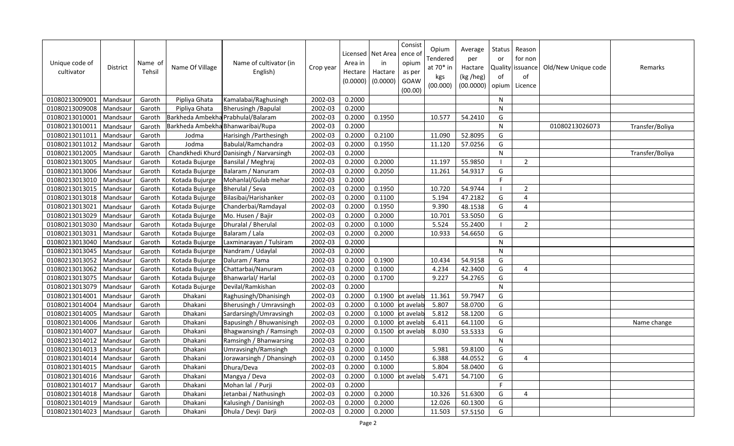| Unique code of cultivator | District | Name of Tehsil | Name Of Village | Name of cultivator (in English) | Crop year | Licensed Area in Hectare (0.0000) | Net Area in Hactare (0.0000) | Consistence of opium as per GOAW (00.00) | Opium Tendered at 70* in kgs (00.000) | Average per Hactare (kg /heg) (00.0000) | Status or Quality of opium | Reason for non issuance of Licence | Old/New Unique code | Remarks |
|---|---|---|---|---|---|---|---|---|---|---|---|---|---|---|
| 01080213009001 | Mandsaur | Garoth | Pipliya Ghata | Kamalabai/Raghusingh | 2002-03 | 0.2000 | | | | | N | | | |
| 01080213009008 | Mandsaur | Garoth | Pipliya Ghata | Bherusingh /Bapulal | 2002-03 | 0.2000 | | | | | N | | | |
| 01080213010001 | Mandsaur | Garoth | Barkheda Ambekha | Prabhulal/Balaram | 2002-03 | 0.2000 | 0.1950 | | 10.577 | 54.2410 | G | | | |
| 01080213010011 | Mandsaur | Garoth | Barkheda Ambekha | Bhanwaribai/Rupa | 2002-03 | 0.2000 | | | | | N | | 01080213026073 | Transfer/Boliya |
| 01080213011011 | Mandsaur | Garoth | Jodma | Harisingh /Parthesingh | 2002-03 | 0.2000 | 0.2100 | | 11.090 | 52.8095 | G | | | |
| 01080213011012 | Mandsaur | Garoth | Jodma | Babulal/Ramchandra | 2002-03 | 0.2000 | 0.1950 | | 11.120 | 57.0256 | G | | | |
| 01080213012005 | Mandsaur | Garoth | Chandkhedi Khurd | Danisingh / Narvarsingh | 2002-03 | 0.2000 | | | | | N | | | Transfer/Boliya |
| 01080213013005 | Mandsaur | Garoth | Kotada Bujurge | Bansilal / Meghraj | 2002-03 | 0.2000 | 0.2000 | | 11.197 | 55.9850 | I | 2 | | |
| 01080213013006 | Mandsaur | Garoth | Kotada Bujurge | Balaram / Nanuram | 2002-03 | 0.2000 | 0.2050 | | 11.261 | 54.9317 | G | | | |
| 01080213013010 | Mandsaur | Garoth | Kotada Bujurge | Mohanlal/Gulab mehar | 2002-03 | 0.2000 | | | | | F | | | |
| 01080213013015 | Mandsaur | Garoth | Kotada Bujurge | Bherulal / Seva | 2002-03 | 0.2000 | 0.1950 | | 10.720 | 54.9744 | I | 2 | | |
| 01080213013018 | Mandsaur | Garoth | Kotada Bujurge | Bilasibai/Harishanker | 2002-03 | 0.2000 | 0.1100 | | 5.194 | 47.2182 | G | 4 | | |
| 01080213013021 | Mandsaur | Garoth | Kotada Bujurge | Chanderbai/Ramdayal | 2002-03 | 0.2000 | 0.1950 | | 9.390 | 48.1538 | G | 4 | | |
| 01080213013029 | Mandsaur | Garoth | Kotada Bujurge | Mo. Husen / Bajir | 2002-03 | 0.2000 | 0.2000 | | 10.701 | 53.5050 | G | | | |
| 01080213013030 | Mandsaur | Garoth | Kotada Bujurge | Dhuralal / Bherulal | 2002-03 | 0.2000 | 0.1000 | | 5.524 | 55.2400 | I | 2 | | |
| 01080213013031 | Mandsaur | Garoth | Kotada Bujurge | Balaram / Lala | 2002-03 | 0.2000 | 0.2000 | | 10.933 | 54.6650 | G | | | |
| 01080213013040 | Mandsaur | Garoth | Kotada Bujurge | Laxminarayan / Tulsiram | 2002-03 | 0.2000 | | | | | N | | | |
| 01080213013045 | Mandsaur | Garoth | Kotada Bujurge | Nandram / Udaylal | 2002-03 | 0.2000 | | | | | N | | | |
| 01080213013052 | Mandsaur | Garoth | Kotada Bujurge | Daluram / Rama | 2002-03 | 0.2000 | 0.1900 | | 10.434 | 54.9158 | G | | | |
| 01080213013062 | Mandsaur | Garoth | Kotada Bujurge | Chattarbai/Nanuram | 2002-03 | 0.2000 | 0.1000 | | 4.234 | 42.3400 | G | 4 | | |
| 01080213013075 | Mandsaur | Garoth | Kotada Bujurge | Bhanwarlal/ Harlal | 2002-03 | 0.2000 | 0.1700 | | 9.227 | 54.2765 | G | | | |
| 01080213013079 | Mandsaur | Garoth | Kotada Bujurge | Devilal/Ramkishan | 2002-03 | 0.2000 | | | | | N | | | |
| 01080213014001 | Mandsaur | Garoth | Dhakani | Raghusingh/Dhanisingh | 2002-03 | 0.2000 | 0.1900 | ot avelab | 11.361 | 59.7947 | G | | | |
| 01080213014004 | Mandsaur | Garoth | Dhakani | Bherusingh / Umravsingh | 2002-03 | 0.2000 | 0.1000 | ot avelab | 5.807 | 58.0700 | G | | | |
| 01080213014005 | Mandsaur | Garoth | Dhakani | Sardarsingh/Umravsingh | 2002-03 | 0.2000 | 0.1000 | ot avelab | 5.812 | 58.1200 | G | | | |
| 01080213014006 | Mandsaur | Garoth | Dhakani | Bapusingh / Bhuwanisingh | 2002-03 | 0.2000 | 0.1000 | ot avelab | 6.411 | 64.1100 | G | | | Name change |
| 01080213014007 | Mandsaur | Garoth | Dhakani | Bhagwansingh / Ramsingh | 2002-03 | 0.2000 | 0.1500 | ot avelab | 8.030 | 53.5333 | G | | | |
| 01080213014012 | Mandsaur | Garoth | Dhakani | Ramsingh / Bhanwarsing | 2002-03 | 0.2000 | | | | | N | | | |
| 01080213014013 | Mandsaur | Garoth | Dhakani | Umravsingh/Ramsingh | 2002-03 | 0.2000 | 0.1000 | | 5.981 | 59.8100 | G | | | |
| 01080213014014 | Mandsaur | Garoth | Dhakani | Jorawarsingh / Dhansingh | 2002-03 | 0.2000 | 0.1450 | | 6.388 | 44.0552 | G | 4 | | |
| 01080213014015 | Mandsaur | Garoth | Dhakani | Dhura/Deva | 2002-03 | 0.2000 | 0.1000 | | 5.804 | 58.0400 | G | | | |
| 01080213014016 | Mandsaur | Garoth | Dhakani | Mangya / Deva | 2002-03 | 0.2000 | 0.1000 | ot avelab | 5.471 | 54.7100 | G | | | |
| 01080213014017 | Mandsaur | Garoth | Dhakani | Mohan lal / Purji | 2002-03 | 0.2000 | | | | | F | | | |
| 01080213014018 | Mandsaur | Garoth | Dhakani | Jetanbai / Nathusingh | 2002-03 | 0.2000 | 0.2000 | | 10.326 | 51.6300 | G | 4 | | |
| 01080213014019 | Mandsaur | Garoth | Dhakani | Kalusingh / Danisingh | 2002-03 | 0.2000 | 0.2000 | | 12.026 | 60.1300 | G | | | |
| 01080213014023 | Mandsaur | Garoth | Dhakani | Dhula / Devji Darji | 2002-03 | 0.2000 | 0.2000 | | 11.503 | 57.5150 | G | | | |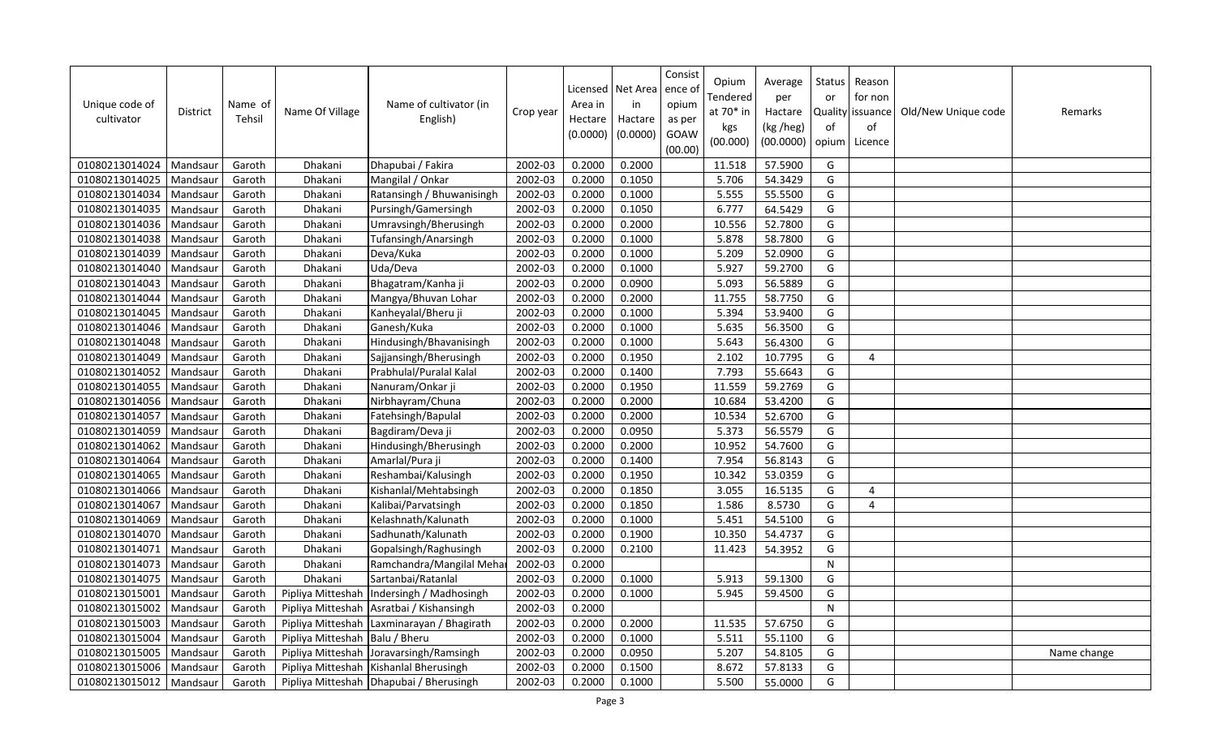| Unique code of cultivator | District | Name of Tehsil | Name Of Village | Name of cultivator (in English) | Crop year | Licensed Area in Hectare (0.0000) | Net Area in Hactare (0.0000) | Consistence of opium as per GOAW (00.00) | Opium Tendered at 70* in kgs (00.000) | Average per Hactare (kg /heg) (00.0000) | Status or Quality of opium | Reason for non issuance of Licence | Old/New Unique code | Remarks |
|---|---|---|---|---|---|---|---|---|---|---|---|---|---|---|
| 01080213014024 | Mandsaur | Garoth | Dhakani | Dhapubai / Fakira | 2002-03 | 0.2000 | 0.2000 | | 11.518 | 57.5900 | G | | | |
| 01080213014025 | Mandsaur | Garoth | Dhakani | Mangilal / Onkar | 2002-03 | 0.2000 | 0.1050 | | 5.706 | 54.3429 | G | | | |
| 01080213014034 | Mandsaur | Garoth | Dhakani | Ratansingh / Bhuwanisingh | 2002-03 | 0.2000 | 0.1000 | | 5.555 | 55.5500 | G | | | |
| 01080213014035 | Mandsaur | Garoth | Dhakani | Pursingh/Gamersingh | 2002-03 | 0.2000 | 0.1050 | | 6.777 | 64.5429 | G | | | |
| 01080213014036 | Mandsaur | Garoth | Dhakani | Umravsingh/Bherusingh | 2002-03 | 0.2000 | 0.2000 | | 10.556 | 52.7800 | G | | | |
| 01080213014038 | Mandsaur | Garoth | Dhakani | Tufansingh/Anarsingh | 2002-03 | 0.2000 | 0.1000 | | 5.878 | 58.7800 | G | | | |
| 01080213014039 | Mandsaur | Garoth | Dhakani | Deva/Kuka | 2002-03 | 0.2000 | 0.1000 | | 5.209 | 52.0900 | G | | | |
| 01080213014040 | Mandsaur | Garoth | Dhakani | Uda/Deva | 2002-03 | 0.2000 | 0.1000 | | 5.927 | 59.2700 | G | | | |
| 01080213014043 | Mandsaur | Garoth | Dhakani | Bhagatram/Kanha ji | 2002-03 | 0.2000 | 0.0900 | | 5.093 | 56.5889 | G | | | |
| 01080213014044 | Mandsaur | Garoth | Dhakani | Mangya/Bhuvan Lohar | 2002-03 | 0.2000 | 0.2000 | | 11.755 | 58.7750 | G | | | |
| 01080213014045 | Mandsaur | Garoth | Dhakani | Kanheyalal/Bheru ji | 2002-03 | 0.2000 | 0.1000 | | 5.394 | 53.9400 | G | | | |
| 01080213014046 | Mandsaur | Garoth | Dhakani | Ganesh/Kuka | 2002-03 | 0.2000 | 0.1000 | | 5.635 | 56.3500 | G | | | |
| 01080213014048 | Mandsaur | Garoth | Dhakani | Hindusingh/Bhavanisingh | 2002-03 | 0.2000 | 0.1000 | | 5.643 | 56.4300 | G | | | |
| 01080213014049 | Mandsaur | Garoth | Dhakani | Sajjansingh/Bherusingh | 2002-03 | 0.2000 | 0.1950 | | 2.102 | 10.7795 | G | 4 | | |
| 01080213014052 | Mandsaur | Garoth | Dhakani | Prabhulal/Puralal Kalal | 2002-03 | 0.2000 | 0.1400 | | 7.793 | 55.6643 | G | | | |
| 01080213014055 | Mandsaur | Garoth | Dhakani | Nanuram/Onkar ji | 2002-03 | 0.2000 | 0.1950 | | 11.559 | 59.2769 | G | | | |
| 01080213014056 | Mandsaur | Garoth | Dhakani | Nirbhayram/Chuna | 2002-03 | 0.2000 | 0.2000 | | 10.684 | 53.4200 | G | | | |
| 01080213014057 | Mandsaur | Garoth | Dhakani | Fatehsingh/Bapulal | 2002-03 | 0.2000 | 0.2000 | | 10.534 | 52.6700 | G | | | |
| 01080213014059 | Mandsaur | Garoth | Dhakani | Bagdiram/Deva ji | 2002-03 | 0.2000 | 0.0950 | | 5.373 | 56.5579 | G | | | |
| 01080213014062 | Mandsaur | Garoth | Dhakani | Hindusingh/Bherusingh | 2002-03 | 0.2000 | 0.2000 | | 10.952 | 54.7600 | G | | | |
| 01080213014064 | Mandsaur | Garoth | Dhakani | Amarlal/Pura ji | 2002-03 | 0.2000 | 0.1400 | | 7.954 | 56.8143 | G | | | |
| 01080213014065 | Mandsaur | Garoth | Dhakani | Reshambai/Kalusingh | 2002-03 | 0.2000 | 0.1950 | | 10.342 | 53.0359 | G | | | |
| 01080213014066 | Mandsaur | Garoth | Dhakani | Kishanlal/Mehtabsingh | 2002-03 | 0.2000 | 0.1850 | | 3.055 | 16.5135 | G | 4 | | |
| 01080213014067 | Mandsaur | Garoth | Dhakani | Kalibai/Parvatsingh | 2002-03 | 0.2000 | 0.1850 | | 1.586 | 8.5730 | G | 4 | | |
| 01080213014069 | Mandsaur | Garoth | Dhakani | Kelashnath/Kalunath | 2002-03 | 0.2000 | 0.1000 | | 5.451 | 54.5100 | G | | | |
| 01080213014070 | Mandsaur | Garoth | Dhakani | Sadhunath/Kalunath | 2002-03 | 0.2000 | 0.1900 | | 10.350 | 54.4737 | G | | | |
| 01080213014071 | Mandsaur | Garoth | Dhakani | Gopalsingh/Raghusingh | 2002-03 | 0.2000 | 0.2100 | | 11.423 | 54.3952 | G | | | |
| 01080213014073 | Mandsaur | Garoth | Dhakani | Ramchandra/Mangilal Mehar | 2002-03 | 0.2000 | | | | | N | | | |
| 01080213014075 | Mandsaur | Garoth | Dhakani | Sartanbai/Ratanlal | 2002-03 | 0.2000 | 0.1000 | | 5.913 | 59.1300 | G | | | |
| 01080213015001 | Mandsaur | Garoth | Pipliya Mitteshah | Indersingh / Madhosingh | 2002-03 | 0.2000 | 0.1000 | | 5.945 | 59.4500 | G | | | |
| 01080213015002 | Mandsaur | Garoth | Pipliya Mitteshah | Asratbai / Kishansingh | 2002-03 | 0.2000 | | | | | N | | | |
| 01080213015003 | Mandsaur | Garoth | Pipliya Mitteshah | Laxminarayan / Bhagirath | 2002-03 | 0.2000 | 0.2000 | | 11.535 | 57.6750 | G | | | |
| 01080213015004 | Mandsaur | Garoth | Pipliya Mitteshah | Balu / Bheru | 2002-03 | 0.2000 | 0.1000 | | 5.511 | 55.1100 | G | | | |
| 01080213015005 | Mandsaur | Garoth | Pipliya Mitteshah | Joravarsingh/Ramsingh | 2002-03 | 0.2000 | 0.0950 | | 5.207 | 54.8105 | G | | | Name change |
| 01080213015006 | Mandsaur | Garoth | Pipliya Mitteshah | Kishanlal Bherusingh | 2002-03 | 0.2000 | 0.1500 | | 8.672 | 57.8133 | G | | | |
| 01080213015012 | Mandsaur | Garoth | Pipliya Mitteshah | Dhapubai / Bherusingh | 2002-03 | 0.2000 | 0.1000 | | 5.500 | 55.0000 | G | | | |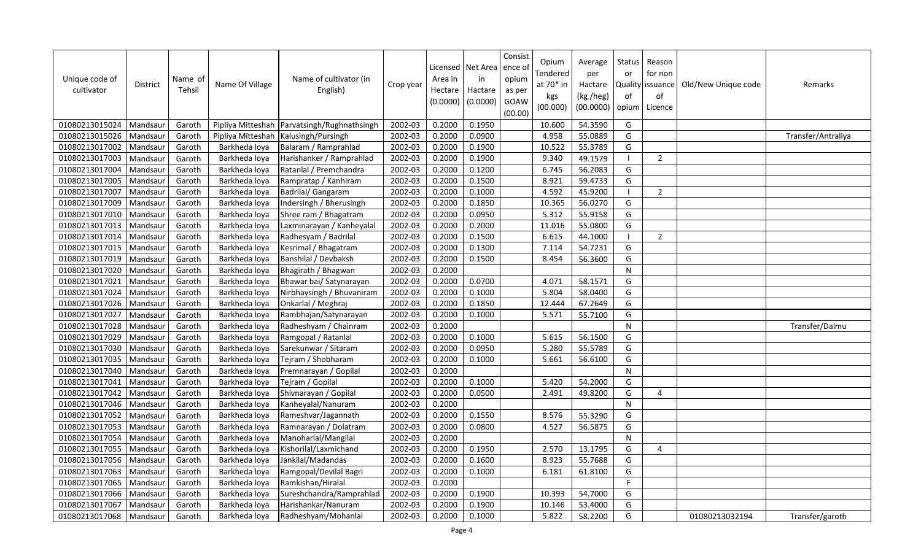| Unique code of cultivator | District | Name of Tehsil | Name Of Village | Name of cultivator (in English) | Crop year | Licensed Area in Hectare (0.0000) | Net Area in Hactare (0.0000) | Consistence of opium as per GOAW (00.00) | Opium Tendered at 70* in kgs (00.000) | Average per Hactare (kg /heg) (00.0000) | Status or Quality of opium | Reason for non issuance of Licence | Old/New Unique code | Remarks |
|---|---|---|---|---|---|---|---|---|---|---|---|---|---|---|
| 01080213015024 | Mandsaur | Garoth | Pipliya Mitteshah | Parvatsingh/Rughnathsingh | 2002-03 | 0.2000 | 0.1950 | | 10.600 | 54.3590 | G | | | |
| 01080213015026 | Mandsaur | Garoth | Pipliya Mitteshah | Kalusingh/Pursingh | 2002-03 | 0.2000 | 0.0900 | | 4.958 | 55.0889 | G | | | Transfer/Antraliya |
| 01080213017002 | Mandsaur | Garoth | Barkheda loya | Balaram / Ramprahlad | 2002-03 | 0.2000 | 0.1900 | | 10.522 | 55.3789 | G | | | |
| 01080213017003 | Mandsaur | Garoth | Barkheda loya | Harishanker / Ramprahlad | 2002-03 | 0.2000 | 0.1900 | | 9.340 | 49.1579 | I | 2 | | |
| 01080213017004 | Mandsaur | Garoth | Barkheda loya | Ratanlal / Premchandra | 2002-03 | 0.2000 | 0.1200 | | 6.745 | 56.2083 | G | | | |
| 01080213017005 | Mandsaur | Garoth | Barkheda loya | Rampratap / Kanhiram | 2002-03 | 0.2000 | 0.1500 | | 8.921 | 59.4733 | G | | | |
| 01080213017007 | Mandsaur | Garoth | Barkheda loya | Badrilal/ Gangaram | 2002-03 | 0.2000 | 0.1000 | | 4.592 | 45.9200 | I | 2 | | |
| 01080213017009 | Mandsaur | Garoth | Barkheda loya | Indersingh / Bherusingh | 2002-03 | 0.2000 | 0.1850 | | 10.365 | 56.0270 | G | | | |
| 01080213017010 | Mandsaur | Garoth | Barkheda loya | Shree ram / Bhagatram | 2002-03 | 0.2000 | 0.0950 | | 5.312 | 55.9158 | G | | | |
| 01080213017013 | Mandsaur | Garoth | Barkheda loya | Laxminarayan / Kanheyalal | 2002-03 | 0.2000 | 0.2000 | | 11.016 | 55.0800 | G | | | |
| 01080213017014 | Mandsaur | Garoth | Barkheda loya | Radhesyam / Badrilal | 2002-03 | 0.2000 | 0.1500 | | 6.615 | 44.1000 | I | 2 | | |
| 01080213017015 | Mandsaur | Garoth | Barkheda loya | Kesrimal / Bhagatram | 2002-03 | 0.2000 | 0.1300 | | 7.114 | 54.7231 | G | | | |
| 01080213017019 | Mandsaur | Garoth | Barkheda loya | Banshilal / Devbaksh | 2002-03 | 0.2000 | 0.1500 | | 8.454 | 56.3600 | G | | | |
| 01080213017020 | Mandsaur | Garoth | Barkheda loya | Bhagirath / Bhagwan | 2002-03 | 0.2000 | | | | | N | | | |
| 01080213017021 | Mandsaur | Garoth | Barkheda loya | Bhawar bai/ Satynarayan | 2002-03 | 0.2000 | 0.0700 | | 4.071 | 58.1571 | G | | | |
| 01080213017024 | Mandsaur | Garoth | Barkheda loya | Nirbhaysingh / Bhuvaniram | 2002-03 | 0.2000 | 0.1000 | | 5.804 | 58.0400 | G | | | |
| 01080213017026 | Mandsaur | Garoth | Barkheda loya | Onkarlal / Meghraj | 2002-03 | 0.2000 | 0.1850 | | 12.444 | 67.2649 | G | | | |
| 01080213017027 | Mandsaur | Garoth | Barkheda loya | Rambhajan/Satynarayan | 2002-03 | 0.2000 | 0.1000 | | 5.571 | 55.7100 | G | | | |
| 01080213017028 | Mandsaur | Garoth | Barkheda loya | Radheshyam / Chainram | 2002-03 | 0.2000 | | | | | N | | | Transfer/Dalmu |
| 01080213017029 | Mandsaur | Garoth | Barkheda loya | Ramgopal / Ratanlal | 2002-03 | 0.2000 | 0.1000 | | 5.615 | 56.1500 | G | | | |
| 01080213017030 | Mandsaur | Garoth | Barkheda loya | Sarekunwar / Sitaram | 2002-03 | 0.2000 | 0.0950 | | 5.280 | 55.5789 | G | | | |
| 01080213017035 | Mandsaur | Garoth | Barkheda loya | Tejram / Shobharam | 2002-03 | 0.2000 | 0.1000 | | 5.661 | 56.6100 | G | | | |
| 01080213017040 | Mandsaur | Garoth | Barkheda loya | Premnarayan / Gopilal | 2002-03 | 0.2000 | | | | | N | | | |
| 01080213017041 | Mandsaur | Garoth | Barkheda loya | Tejram / Gopilal | 2002-03 | 0.2000 | 0.1000 | | 5.420 | 54.2000 | G | | | |
| 01080213017042 | Mandsaur | Garoth | Barkheda loya | Shivnarayan / Gopilal | 2002-03 | 0.2000 | 0.0500 | | 2.491 | 49.8200 | G | 4 | | |
| 01080213017046 | Mandsaur | Garoth | Barkheda loya | Kanheyalal/Nanuram | 2002-03 | 0.2000 | | | | | N | | | |
| 01080213017052 | Mandsaur | Garoth | Barkheda loya | Rameshvar/Jagannath | 2002-03 | 0.2000 | 0.1550 | | 8.576 | 55.3290 | G | | | |
| 01080213017053 | Mandsaur | Garoth | Barkheda loya | Ramnarayan / Dolatram | 2002-03 | 0.2000 | 0.0800 | | 4.527 | 56.5875 | G | | | |
| 01080213017054 | Mandsaur | Garoth | Barkheda loya | Manoharlal/Mangilal | 2002-03 | 0.2000 | | | | | N | | | |
| 01080213017055 | Mandsaur | Garoth | Barkheda loya | Kishorilal/Laxmichand | 2002-03 | 0.2000 | 0.1950 | | 2.570 | 13.1795 | G | 4 | | |
| 01080213017056 | Mandsaur | Garoth | Barkheda loya | Jankilal/Madandas | 2002-03 | 0.2000 | 0.1600 | | 8.923 | 55.7688 | G | | | |
| 01080213017063 | Mandsaur | Garoth | Barkheda loya | Ramgopal/Devilal Bagri | 2002-03 | 0.2000 | 0.1000 | | 6.181 | 61.8100 | G | | | |
| 01080213017065 | Mandsaur | Garoth | Barkheda loya | Ramkishan/Hiralal | 2002-03 | 0.2000 | | | | | F | | | |
| 01080213017066 | Mandsaur | Garoth | Barkheda loya | Sureshchandra/Ramprahlad | 2002-03 | 0.2000 | 0.1900 | | 10.393 | 54.7000 | G | | | |
| 01080213017067 | Mandsaur | Garoth | Barkheda loya | Harishankar/Nanuram | 2002-03 | 0.2000 | 0.1900 | | 10.146 | 53.4000 | G | | | |
| 01080213017068 | Mandsaur | Garoth | Barkheda loya | Radheshyam/Mohanlal | 2002-03 | 0.2000 | 0.1000 | | 5.822 | 58.2200 | G | | 01080213032194 | Transfer/garoth |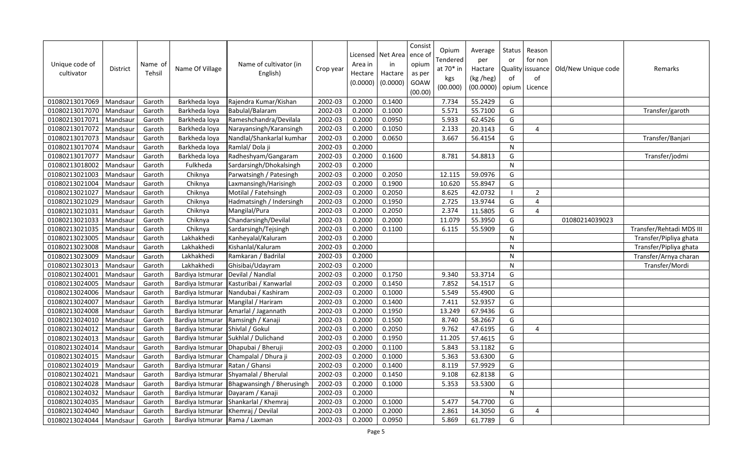| Unique code of cultivator | District | Name of Tehsil | Name Of Village | Name of cultivator (in English) | Crop year | Licensed Area in Hectare (0.0000) | Net Area in Hectare (0.0000) | Consistence of opium as per GOAW (00.00) | Opium Tendered at 70* in kgs (00.000) | Average per Hectare (kg /heg) (00.0000) | Status or Quality of opium | Reason for non issuance of Licence | Old/New Unique code | Remarks |
|---|---|---|---|---|---|---|---|---|---|---|---|---|---|---|
| 01080213017069 | Mandsaur | Garoth | Barkheda loya | Rajendra Kumar/Kishan | 2002-03 | 0.2000 | 0.1400 | | 7.734 | 55.2429 | G | | | |
| 01080213017070 | Mandsaur | Garoth | Barkheda loya | Babulal/Balaram | 2002-03 | 0.2000 | 0.1000 | | 5.571 | 55.7100 | G | | | Transfer/garoth |
| 01080213017071 | Mandsaur | Garoth | Barkheda loya | Rameshchandra/Devilala | 2002-03 | 0.2000 | 0.0950 | | 5.933 | 62.4526 | G | | | |
| 01080213017072 | Mandsaur | Garoth | Barkheda loya | Narayansingh/Karansingh | 2002-03 | 0.2000 | 0.1050 | | 2.133 | 20.3143 | G | 4 | | |
| 01080213017073 | Mandsaur | Garoth | Barkheda loya | Nandlal/Shankarlal kumhar | 2002-03 | 0.2000 | 0.0650 | | 3.667 | 56.4154 | G | | | Transfer/Banjari |
| 01080213017074 | Mandsaur | Garoth | Barkheda loya | Ramlal/ Dola ji | 2002-03 | 0.2000 | | | | | N | | | |
| 01080213017077 | Mandsaur | Garoth | Barkheda loya | Radheshyam/Gangaram | 2002-03 | 0.2000 | 0.1600 | | 8.781 | 54.8813 | G | | | Transfer/jodmi |
| 01080213018002 | Mandsaur | Garoth | Fulkheda | Sardarsingh/Dhokalsingh | 2002-03 | 0.2000 | | | | | N | | | |
| 01080213021003 | Mandsaur | Garoth | Chiknya | Parwatsingh / Patesingh | 2002-03 | 0.2000 | 0.2050 | | 12.115 | 59.0976 | G | | | |
| 01080213021004 | Mandsaur | Garoth | Chiknya | Laxmansingh/Harisingh | 2002-03 | 0.2000 | 0.1900 | | 10.620 | 55.8947 | G | | | |
| 01080213021027 | Mandsaur | Garoth | Chiknya | Motilal / Fatehsingh | 2002-03 | 0.2000 | 0.2050 | | 8.625 | 42.0732 | I | 2 | | |
| 01080213021029 | Mandsaur | Garoth | Chiknya | Hadmatsingh / Indersingh | 2002-03 | 0.2000 | 0.1950 | | 2.725 | 13.9744 | G | 4 | | |
| 01080213021031 | Mandsaur | Garoth | Chiknya | Mangilal/Pura | 2002-03 | 0.2000 | 0.2050 | | 2.374 | 11.5805 | G | 4 | | |
| 01080213021033 | Mandsaur | Garoth | Chiknya | Chandarsingh/Devilal | 2002-03 | 0.2000 | 0.2000 | | 11.079 | 55.3950 | G | | 01080214039023 | |
| 01080213021035 | Mandsaur | Garoth | Chiknya | Sardarsingh/Tejsingh | 2002-03 | 0.2000 | 0.1100 | | 6.115 | 55.5909 | G | | | Transfer/Rehtadi MDS III |
| 01080213023005 | Mandsaur | Garoth | Lakhakhedi | Kanheyalal/Kaluram | 2002-03 | 0.2000 | | | | | N | | | Transfer/Pipliya ghata |
| 01080213023008 | Mandsaur | Garoth | Lakhakhedi | Kishanlal/Kaluram | 2002-03 | 0.2000 | | | | | N | | | Transfer/Pipliya ghata |
| 01080213023009 | Mandsaur | Garoth | Lakhakhedi | Ramkaran / Badrilal | 2002-03 | 0.2000 | | | | | N | | | Transfer/Arnya charan |
| 01080213023013 | Mandsaur | Garoth | Lakhakhedi | Ghisibai/Udayram | 2002-03 | 0.2000 | | | | | N | | | Transfer/Mordi |
| 01080213024001 | Mandsaur | Garoth | Bardiya Istmurar | Devilal / Nandlal | 2002-03 | 0.2000 | 0.1750 | | 9.340 | 53.3714 | G | | | |
| 01080213024005 | Mandsaur | Garoth | Bardiya Istmurar | Kasturibai / Kanwarlal | 2002-03 | 0.2000 | 0.1450 | | 7.852 | 54.1517 | G | | | |
| 01080213024006 | Mandsaur | Garoth | Bardiya Istmurar | Nandubai / Kashiram | 2002-03 | 0.2000 | 0.1000 | | 5.549 | 55.4900 | G | | | |
| 01080213024007 | Mandsaur | Garoth | Bardiya Istmurar | Mangilal / Hariram | 2002-03 | 0.2000 | 0.1400 | | 7.411 | 52.9357 | G | | | |
| 01080213024008 | Mandsaur | Garoth | Bardiya Istmurar | Amarlal / Jagannath | 2002-03 | 0.2000 | 0.1950 | | 13.249 | 67.9436 | G | | | |
| 01080213024010 | Mandsaur | Garoth | Bardiya Istmurar | Ramsingh / Kanaji | 2002-03 | 0.2000 | 0.1500 | | 8.740 | 58.2667 | G | | | |
| 01080213024012 | Mandsaur | Garoth | Bardiya Istmurar | Shivlal / Gokul | 2002-03 | 0.2000 | 0.2050 | | 9.762 | 47.6195 | G | 4 | | |
| 01080213024013 | Mandsaur | Garoth | Bardiya Istmurar | Sukhlal / Dulichand | 2002-03 | 0.2000 | 0.1950 | | 11.205 | 57.4615 | G | | | |
| 01080213024014 | Mandsaur | Garoth | Bardiya Istmurar | Dhapubai / Bheruji | 2002-03 | 0.2000 | 0.1100 | | 5.843 | 53.1182 | G | | | |
| 01080213024015 | Mandsaur | Garoth | Bardiya Istmurar | Champalal / Dhura ji | 2002-03 | 0.2000 | 0.1000 | | 5.363 | 53.6300 | G | | | |
| 01080213024019 | Mandsaur | Garoth | Bardiya Istmurar | Ratan / Ghansi | 2002-03 | 0.2000 | 0.1400 | | 8.119 | 57.9929 | G | | | |
| 01080213024021 | Mandsaur | Garoth | Bardiya Istmurar | Shyamalal / Bherulal | 2002-03 | 0.2000 | 0.1450 | | 9.108 | 62.8138 | G | | | |
| 01080213024028 | Mandsaur | Garoth | Bardiya Istmurar | Bhagwansingh / Bherusingh | 2002-03 | 0.2000 | 0.1000 | | 5.353 | 53.5300 | G | | | |
| 01080213024032 | Mandsaur | Garoth | Bardiya Istmurar | Dayaram / Kanaji | 2002-03 | 0.2000 | | | | | N | | | |
| 01080213024035 | Mandsaur | Garoth | Bardiya Istmurar | Shankarlal / Khemraj | 2002-03 | 0.2000 | 0.1000 | | 5.477 | 54.7700 | G | | | |
| 01080213024040 | Mandsaur | Garoth | Bardiya Istmurar | Khemraj / Devilal | 2002-03 | 0.2000 | 0.2000 | | 2.861 | 14.3050 | G | 4 | | |
| 01080213024044 | Mandsaur | Garoth | Bardiya Istmurar | Rama / Laxman | 2002-03 | 0.2000 | 0.0950 | | 5.869 | 61.7789 | G | | | |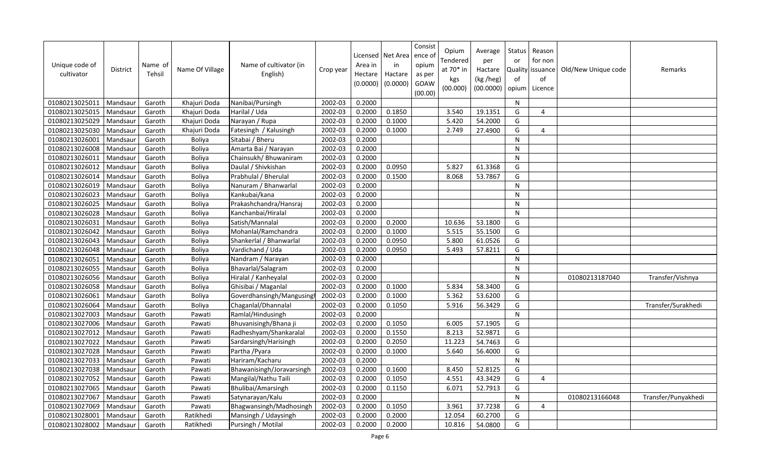| Unique code of cultivator | District | Name of Tehsil | Name Of Village | Name of cultivator (in English) | Crop year | Licensed Area in Hectare (0.0000) | Net Area in Hactare (0.0000) | Consistence of opium as per GOAW (00.00) | Opium Tendered at 70* in kgs (00.000) | Average per Hactare (kg /heg) (00.0000) | Status or Quality of opium | Reason for non issuance of Licence | Old/New Unique code | Remarks |
|---|---|---|---|---|---|---|---|---|---|---|---|---|---|---|
| 01080213025011 | Mandsaur | Garoth | Khajuri Doda | Nanibai/Pursingh | 2002-03 | 0.2000 | | | | | N | | | |
| 01080213025015 | Mandsaur | Garoth | Khajuri Doda | Harilal / Uda | 2002-03 | 0.2000 | 0.1850 | | 3.540 | 19.1351 | G | 4 | | |
| 01080213025029 | Mandsaur | Garoth | Khajuri Doda | Narayan / Rupa | 2002-03 | 0.2000 | 0.1000 | | 5.420 | 54.2000 | G | | | |
| 01080213025030 | Mandsaur | Garoth | Khajuri Doda | Fatesingh / Kalusingh | 2002-03 | 0.2000 | 0.1000 | | 2.749 | 27.4900 | G | 4 | | |
| 01080213026001 | Mandsaur | Garoth | Boliya | Sitabai / Bheru | 2002-03 | 0.2000 | | | | | N | | | |
| 01080213026008 | Mandsaur | Garoth | Boliya | Amarta Bai / Narayan | 2002-03 | 0.2000 | | | | | N | | | |
| 01080213026011 | Mandsaur | Garoth | Boliya | Chainsukh/ Bhuwaniram | 2002-03 | 0.2000 | | | | | N | | | |
| 01080213026012 | Mandsaur | Garoth | Boliya | Daulal / Shivkishan | 2002-03 | 0.2000 | 0.0950 | | 5.827 | 61.3368 | G | | | |
| 01080213026014 | Mandsaur | Garoth | Boliya | Prabhulal / Bherulal | 2002-03 | 0.2000 | 0.1500 | | 8.068 | 53.7867 | G | | | |
| 01080213026019 | Mandsaur | Garoth | Boliya | Nanuram / Bhanwarlal | 2002-03 | 0.2000 | | | | | N | | | |
| 01080213026023 | Mandsaur | Garoth | Boliya | Kankubai/kana | 2002-03 | 0.2000 | | | | | N | | | |
| 01080213026025 | Mandsaur | Garoth | Boliya | Prakashchandra/Hansraj | 2002-03 | 0.2000 | | | | | N | | | |
| 01080213026028 | Mandsaur | Garoth | Boliya | Kanchanbai/Hiralal | 2002-03 | 0.2000 | | | | | N | | | |
| 01080213026031 | Mandsaur | Garoth | Boliya | Satish/Mannalal | 2002-03 | 0.2000 | 0.2000 | | 10.636 | 53.1800 | G | | | |
| 01080213026042 | Mandsaur | Garoth | Boliya | Mohanlal/Ramchandra | 2002-03 | 0.2000 | 0.1000 | | 5.515 | 55.1500 | G | | | |
| 01080213026043 | Mandsaur | Garoth | Boliya | Shankerlal / Bhanwarlal | 2002-03 | 0.2000 | 0.0950 | | 5.800 | 61.0526 | G | | | |
| 01080213026048 | Mandsaur | Garoth | Boliya | Vardichand / Uda | 2002-03 | 0.2000 | 0.0950 | | 5.493 | 57.8211 | G | | | |
| 01080213026051 | Mandsaur | Garoth | Boliya | Nandram / Narayan | 2002-03 | 0.2000 | | | | | N | | | |
| 01080213026055 | Mandsaur | Garoth | Boliya | Bhavarlal/Salagram | 2002-03 | 0.2000 | | | | | N | | | |
| 01080213026056 | Mandsaur | Garoth | Boliya | Hiralal / Kanheyalal | 2002-03 | 0.2000 | | | | | N | | 01080213187040 | Transfer/Vishnya |
| 01080213026058 | Mandsaur | Garoth | Boliya | Ghisibai / Maganlal | 2002-03 | 0.2000 | 0.1000 | | 5.834 | 58.3400 | G | | | |
| 01080213026061 | Mandsaur | Garoth | Boliya | Goverdhansingh/Mangusingh | 2002-03 | 0.2000 | 0.1000 | | 5.362 | 53.6200 | G | | | |
| 01080213026064 | Mandsaur | Garoth | Boliya | Chaganlal/Dhannalal | 2002-03 | 0.2000 | 0.1050 | | 5.916 | 56.3429 | G | | | Transfer/Surakhedi |
| 01080213027003 | Mandsaur | Garoth | Pawati | Ramlal/Hindusingh | 2002-03 | 0.2000 | | | | | N | | | |
| 01080213027006 | Mandsaur | Garoth | Pawati | Bhuvanisingh/Bhana ji | 2002-03 | 0.2000 | 0.1050 | | 6.005 | 57.1905 | G | | | |
| 01080213027012 | Mandsaur | Garoth | Pawati | Radheshyam/Shankaralal | 2002-03 | 0.2000 | 0.1550 | | 8.213 | 52.9871 | G | | | |
| 01080213027022 | Mandsaur | Garoth | Pawati | Sardarsingh/Harisingh | 2002-03 | 0.2000 | 0.2050 | | 11.223 | 54.7463 | G | | | |
| 01080213027028 | Mandsaur | Garoth | Pawati | Partha /Pyara | 2002-03 | 0.2000 | 0.1000 | | 5.640 | 56.4000 | G | | | |
| 01080213027033 | Mandsaur | Garoth | Pawati | Hariram/Kacharu | 2002-03 | 0.2000 | | | | | N | | | |
| 01080213027038 | Mandsaur | Garoth | Pawati | Bhawanisingh/Joravarsingh | 2002-03 | 0.2000 | 0.1600 | | 8.450 | 52.8125 | G | | | |
| 01080213027052 | Mandsaur | Garoth | Pawati | Mangilal/Nathu Taili | 2002-03 | 0.2000 | 0.1050 | | 4.551 | 43.3429 | G | 4 | | |
| 01080213027065 | Mandsaur | Garoth | Pawati | Bhulibai/Amarsingh | 2002-03 | 0.2000 | 0.1150 | | 6.071 | 52.7913 | G | | | |
| 01080213027067 | Mandsaur | Garoth | Pawati | Satynarayan/Kalu | 2002-03 | 0.2000 | | | | | N | | 01080213166048 | Transfer/Punyakhedi |
| 01080213027069 | Mandsaur | Garoth | Pawati | Bhagwansingh/Madhosingh | 2002-03 | 0.2000 | 0.1050 | | 3.961 | 37.7238 | G | 4 | | |
| 01080213028001 | Mandsaur | Garoth | Ratikhedi | Mansingh / Udaysingh | 2002-03 | 0.2000 | 0.2000 | | 12.054 | 60.2700 | G | | | |
| 01080213028002 | Mandsaur | Garoth | Ratikhedi | Pursingh / Motilal | 2002-03 | 0.2000 | 0.2000 | | 10.816 | 54.0800 | G | | | |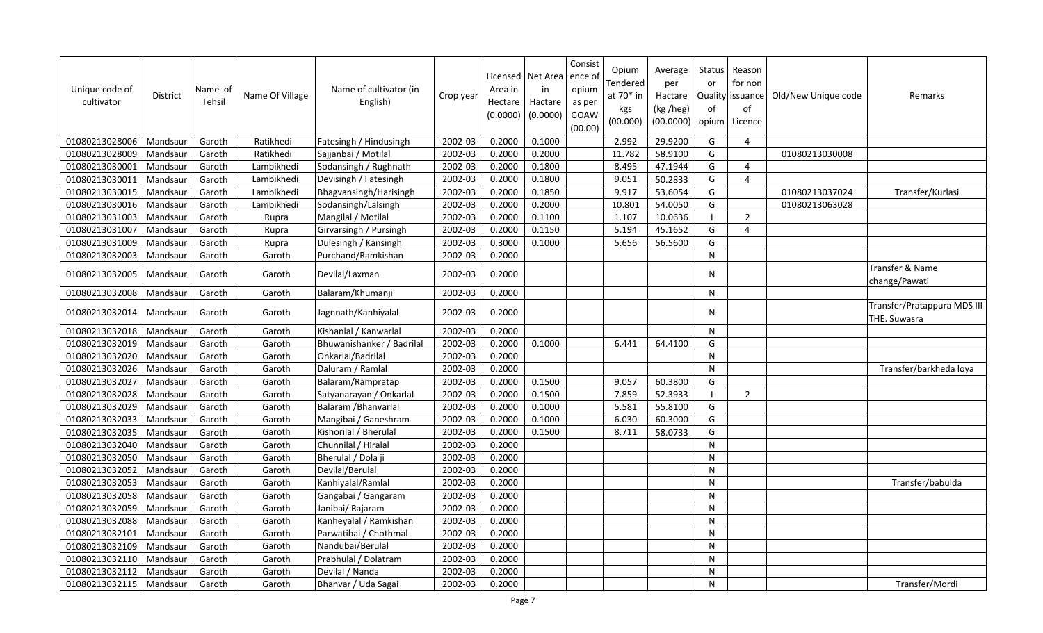| Unique code of cultivator | District | Name of Tehsil | Name Of Village | Name of cultivator (in English) | Crop year | Licensed Area in Hectare (0.0000) | Net Area in Hactare (0.0000) | Consistence of opium as per GOAW (00.00) | Opium Tendered at 70* in kgs (00.000) | Average per Hactare (kg /heg) (00.0000) | Status or Quality of opium | Reason for non issuance of Licence | Old/New Unique code | Remarks |
|---|---|---|---|---|---|---|---|---|---|---|---|---|---|---|
| 01080213028006 | Mandsaur | Garoth | Ratikhedi | Fatesingh / Hindusingh | 2002-03 | 0.2000 | 0.1000 | | 2.992 | 29.9200 | G | 4 | | |
| 01080213028009 | Mandsaur | Garoth | Ratikhedi | Sajjanbai / Motilal | 2002-03 | 0.2000 | 0.2000 | | 11.782 | 58.9100 | G | | 01080213030008 | |
| 01080213030001 | Mandsaur | Garoth | Lambikhedi | Sodansingh / Rughnath | 2002-03 | 0.2000 | 0.1800 | | 8.495 | 47.1944 | G | 4 | | |
| 01080213030011 | Mandsaur | Garoth | Lambikhedi | Devisingh / Fatesingh | 2002-03 | 0.2000 | 0.1800 | | 9.051 | 50.2833 | G | 4 | | |
| 01080213030015 | Mandsaur | Garoth | Lambikhedi | Bhagvansingh/Harisingh | 2002-03 | 0.2000 | 0.1850 | | 9.917 | 53.6054 | G | | 01080213037024 | Transfer/Kurlasi |
| 01080213030016 | Mandsaur | Garoth | Lambikhedi | Sodansingh/Lalsingh | 2002-03 | 0.2000 | 0.2000 | | 10.801 | 54.0050 | G | | 01080213063028 | |
| 01080213031003 | Mandsaur | Garoth | Rupra | Mangilal / Motilal | 2002-03 | 0.2000 | 0.1100 | | 1.107 | 10.0636 | I | 2 | | |
| 01080213031007 | Mandsaur | Garoth | Rupra | Girvarsingh / Pursingh | 2002-03 | 0.2000 | 0.1150 | | 5.194 | 45.1652 | G | 4 | | |
| 01080213031009 | Mandsaur | Garoth | Rupra | Dulesingh / Kansingh | 2002-03 | 0.3000 | 0.1000 | | 5.656 | 56.5600 | G | | | |
| 01080213032003 | Mandsaur | Garoth | Garoth | Purchand/Ramkishan | 2002-03 | 0.2000 | | | | | N | | | |
| 01080213032005 | Mandsaur | Garoth | Garoth | Devilal/Laxman | 2002-03 | 0.2000 | | | | | N | | | Transfer & Name change/Pawati |
| 01080213032008 | Mandsaur | Garoth | Garoth | Balaram/Khumanji | 2002-03 | 0.2000 | | | | | N | | | |
| 01080213032014 | Mandsaur | Garoth | Garoth | Jagnnath/Kanhiyalal | 2002-03 | 0.2000 | | | | | N | | | Transfer/Pratappura MDS III THE. Suwasra |
| 01080213032018 | Mandsaur | Garoth | Garoth | Kishanlal / Kanwarlal | 2002-03 | 0.2000 | | | | | N | | | |
| 01080213032019 | Mandsaur | Garoth | Garoth | Bhuwanishanker / Badrilal | 2002-03 | 0.2000 | 0.1000 | | 6.441 | 64.4100 | G | | | |
| 01080213032020 | Mandsaur | Garoth | Garoth | Onkarlal/Badrilal | 2002-03 | 0.2000 | | | | | N | | | |
| 01080213032026 | Mandsaur | Garoth | Garoth | Daluram / Ramlal | 2002-03 | 0.2000 | | | | | N | | | Transfer/barkheda loya |
| 01080213032027 | Mandsaur | Garoth | Garoth | Balaram/Rampratap | 2002-03 | 0.2000 | 0.1500 | | 9.057 | 60.3800 | G | | | |
| 01080213032028 | Mandsaur | Garoth | Garoth | Satyanarayan / Onkarlal | 2002-03 | 0.2000 | 0.1500 | | 7.859 | 52.3933 | I | 2 | | |
| 01080213032029 | Mandsaur | Garoth | Garoth | Balaram /Bhanvarlal | 2002-03 | 0.2000 | 0.1000 | | 5.581 | 55.8100 | G | | | |
| 01080213032033 | Mandsaur | Garoth | Garoth | Mangibai / Ganeshram | 2002-03 | 0.2000 | 0.1000 | | 6.030 | 60.3000 | G | | | |
| 01080213032035 | Mandsaur | Garoth | Garoth | Kishorilal / Bherulal | 2002-03 | 0.2000 | 0.1500 | | 8.711 | 58.0733 | G | | | |
| 01080213032040 | Mandsaur | Garoth | Garoth | Chunnilal / Hiralal | 2002-03 | 0.2000 | | | | | N | | | |
| 01080213032050 | Mandsaur | Garoth | Garoth | Bherulal / Dola ji | 2002-03 | 0.2000 | | | | | N | | | |
| 01080213032052 | Mandsaur | Garoth | Garoth | Devilal/Berulal | 2002-03 | 0.2000 | | | | | N | | | |
| 01080213032053 | Mandsaur | Garoth | Garoth | Kanhiyalal/Ramlal | 2002-03 | 0.2000 | | | | | N | | | Transfer/babulda |
| 01080213032058 | Mandsaur | Garoth | Garoth | Gangabai / Gangaram | 2002-03 | 0.2000 | | | | | N | | | |
| 01080213032059 | Mandsaur | Garoth | Garoth | Janibai/ Rajaram | 2002-03 | 0.2000 | | | | | N | | | |
| 01080213032088 | Mandsaur | Garoth | Garoth | Kanheyalal / Ramkishan | 2002-03 | 0.2000 | | | | | N | | | |
| 01080213032101 | Mandsaur | Garoth | Garoth | Parwatibai / Chothmal | 2002-03 | 0.2000 | | | | | N | | | |
| 01080213032109 | Mandsaur | Garoth | Garoth | Nandubai/Berulal | 2002-03 | 0.2000 | | | | | N | | | |
| 01080213032110 | Mandsaur | Garoth | Garoth | Prabhulal / Dolatram | 2002-03 | 0.2000 | | | | | N | | | |
| 01080213032112 | Mandsaur | Garoth | Garoth | Devilal / Nanda | 2002-03 | 0.2000 | | | | | N | | | |
| 01080213032115 | Mandsaur | Garoth | Garoth | Bhanvar / Uda Sagai | 2002-03 | 0.2000 | | | | | N | | | Transfer/Mordi |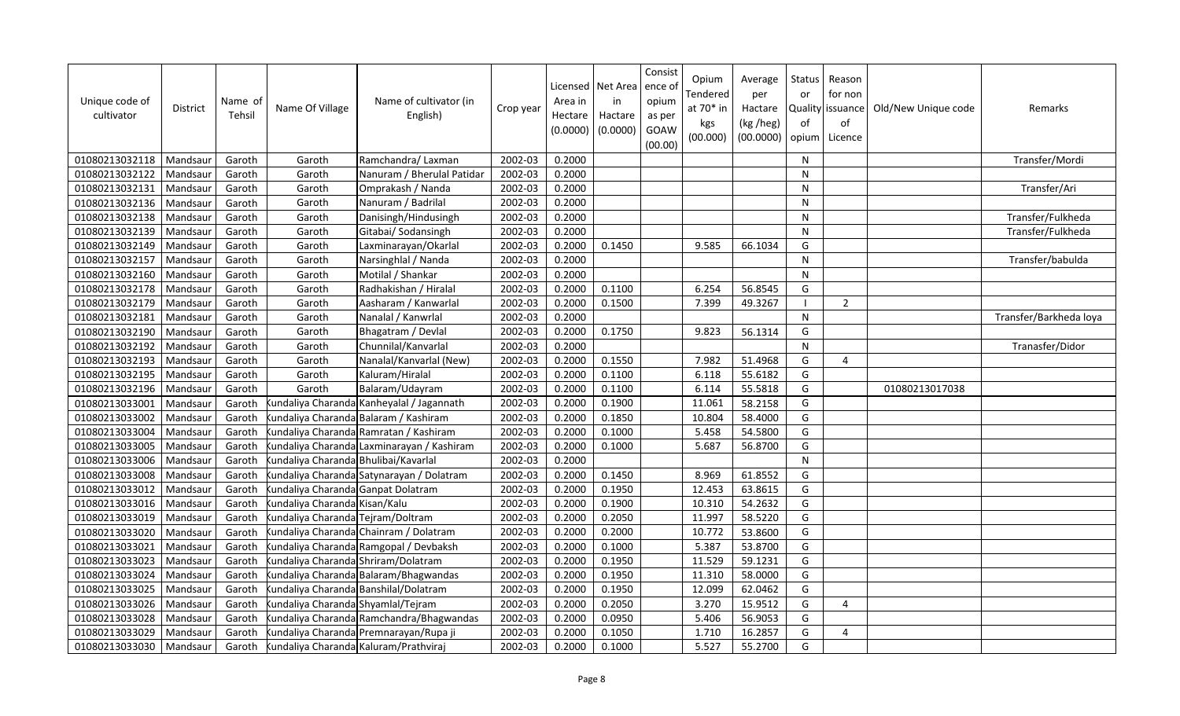| Unique code of cultivator | District | Name of Tehsil | Name Of Village | Name of cultivator (in English) | Crop year | Licensed Area in Hectare (0.0000) | Net Area in Hactare (0.0000) | Consistence of opium as per GOAW (00.00) | Opium Tendered at 70* in kgs (00.000) | Average per Hactare (kg /heg) (00.0000) | Status or Quality of opium | Reason for non issuance of Licence | Old/New Unique code | Remarks |
|---|---|---|---|---|---|---|---|---|---|---|---|---|---|---|
| 01080213032118 | Mandsaur | Garoth | Garoth | Ramchandra/ Laxman | 2002-03 | 0.2000 | | | | | N | | | Transfer/Mordi |
| 01080213032122 | Mandsaur | Garoth | Garoth | Nanuram / Bherulal Patidar | 2002-03 | 0.2000 | | | | | N | | | |
| 01080213032131 | Mandsaur | Garoth | Garoth | Omprakash / Nanda | 2002-03 | 0.2000 | | | | | N | | | Transfer/Ari |
| 01080213032136 | Mandsaur | Garoth | Garoth | Nanuram / Badrilal | 2002-03 | 0.2000 | | | | | N | | | |
| 01080213032138 | Mandsaur | Garoth | Garoth | Danisingh/Hindusingh | 2002-03 | 0.2000 | | | | | N | | | Transfer/Fulkheda |
| 01080213032139 | Mandsaur | Garoth | Garoth | Gitabai/ Sodansingh | 2002-03 | 0.2000 | | | | | N | | | Transfer/Fulkheda |
| 01080213032149 | Mandsaur | Garoth | Garoth | Laxminarayan/Okarlal | 2002-03 | 0.2000 | 0.1450 | | 9.585 | 66.1034 | G | | | |
| 01080213032157 | Mandsaur | Garoth | Garoth | Narsinghlal / Nanda | 2002-03 | 0.2000 | | | | | N | | | Transfer/babulda |
| 01080213032160 | Mandsaur | Garoth | Garoth | Motilal / Shankar | 2002-03 | 0.2000 | | | | | N | | | |
| 01080213032178 | Mandsaur | Garoth | Garoth | Radhakishan / Hiralal | 2002-03 | 0.2000 | 0.1100 | | 6.254 | 56.8545 | G | | | |
| 01080213032179 | Mandsaur | Garoth | Garoth | Aasharam / Kanwarlal | 2002-03 | 0.2000 | 0.1500 | | 7.399 | 49.3267 | I | 2 | | |
| 01080213032181 | Mandsaur | Garoth | Garoth | Nanalal / Kanwrlal | 2002-03 | 0.2000 | | | | | N | | | Transfer/Barkheda loya |
| 01080213032190 | Mandsaur | Garoth | Garoth | Bhagatram / Devlal | 2002-03 | 0.2000 | 0.1750 | | 9.823 | 56.1314 | G | | | |
| 01080213032192 | Mandsaur | Garoth | Garoth | Chunnilal/Kanvarlal | 2002-03 | 0.2000 | | | | | N | | | Tranasfer/Didor |
| 01080213032193 | Mandsaur | Garoth | Garoth | Nanalal/Kanvarlal (New) | 2002-03 | 0.2000 | 0.1550 | | 7.982 | 51.4968 | G | 4 | | |
| 01080213032195 | Mandsaur | Garoth | Garoth | Kaluram/Hiralal | 2002-03 | 0.2000 | 0.1100 | | 6.118 | 55.6182 | G | | | |
| 01080213032196 | Mandsaur | Garoth | Garoth | Balaram/Udayram | 2002-03 | 0.2000 | 0.1100 | | 6.114 | 55.5818 | G | | 01080213017038 | |
| 01080213033001 | Mandsaur | Garoth | Kundaliya Charanda | Kanheyalal / Jagannath | 2002-03 | 0.2000 | 0.1900 | | 11.061 | 58.2158 | G | | | |
| 01080213033002 | Mandsaur | Garoth | Kundaliya Charanda | Balaram / Kashiram | 2002-03 | 0.2000 | 0.1850 | | 10.804 | 58.4000 | G | | | |
| 01080213033004 | Mandsaur | Garoth | Kundaliya Charanda | Ramratan / Kashiram | 2002-03 | 0.2000 | 0.1000 | | 5.458 | 54.5800 | G | | | |
| 01080213033005 | Mandsaur | Garoth | Kundaliya Charanda | Laxminarayan / Kashiram | 2002-03 | 0.2000 | 0.1000 | | 5.687 | 56.8700 | G | | | |
| 01080213033006 | Mandsaur | Garoth | Kundaliya Charanda | Bhulibai/Kavarlal | 2002-03 | 0.2000 | | | | | N | | | |
| 01080213033008 | Mandsaur | Garoth | Kundaliya Charanda | Satynarayan / Dolatram | 2002-03 | 0.2000 | 0.1450 | | 8.969 | 61.8552 | G | | | |
| 01080213033012 | Mandsaur | Garoth | Kundaliya Charanda | Ganpat Dolatram | 2002-03 | 0.2000 | 0.1950 | | 12.453 | 63.8615 | G | | | |
| 01080213033016 | Mandsaur | Garoth | Kundaliya Charanda | Kisan/Kalu | 2002-03 | 0.2000 | 0.1900 | | 10.310 | 54.2632 | G | | | |
| 01080213033019 | Mandsaur | Garoth | Kundaliya Charanda | Tejram/Doltram | 2002-03 | 0.2000 | 0.2050 | | 11.997 | 58.5220 | G | | | |
| 01080213033020 | Mandsaur | Garoth | Kundaliya Charanda | Chainram / Dolatram | 2002-03 | 0.2000 | 0.2000 | | 10.772 | 53.8600 | G | | | |
| 01080213033021 | Mandsaur | Garoth | Kundaliya Charanda | Ramgopal / Devbaksh | 2002-03 | 0.2000 | 0.1000 | | 5.387 | 53.8700 | G | | | |
| 01080213033023 | Mandsaur | Garoth | Kundaliya Charanda | Shriram/Dolatram | 2002-03 | 0.2000 | 0.1950 | | 11.529 | 59.1231 | G | | | |
| 01080213033024 | Mandsaur | Garoth | Kundaliya Charanda | Balaram/Bhagwandas | 2002-03 | 0.2000 | 0.1950 | | 11.310 | 58.0000 | G | | | |
| 01080213033025 | Mandsaur | Garoth | Kundaliya Charanda | Banshilal/Dolatram | 2002-03 | 0.2000 | 0.1950 | | 12.099 | 62.0462 | G | | | |
| 01080213033026 | Mandsaur | Garoth | Kundaliya Charanda | Shyamlal/Tejram | 2002-03 | 0.2000 | 0.2050 | | 3.270 | 15.9512 | G | 4 | | |
| 01080213033028 | Mandsaur | Garoth | Kundaliya Charanda | Ramchandra/Bhagwandas | 2002-03 | 0.2000 | 0.0950 | | 5.406 | 56.9053 | G | | | |
| 01080213033029 | Mandsaur | Garoth | Kundaliya Charanda | Premnarayan/Rupa ji | 2002-03 | 0.2000 | 0.1050 | | 1.710 | 16.2857 | G | 4 | | |
| 01080213033030 | Mandsaur | Garoth | Kundaliya Charanda | Kaluram/Prathviraj | 2002-03 | 0.2000 | 0.1000 | | 5.527 | 55.2700 | G | | | |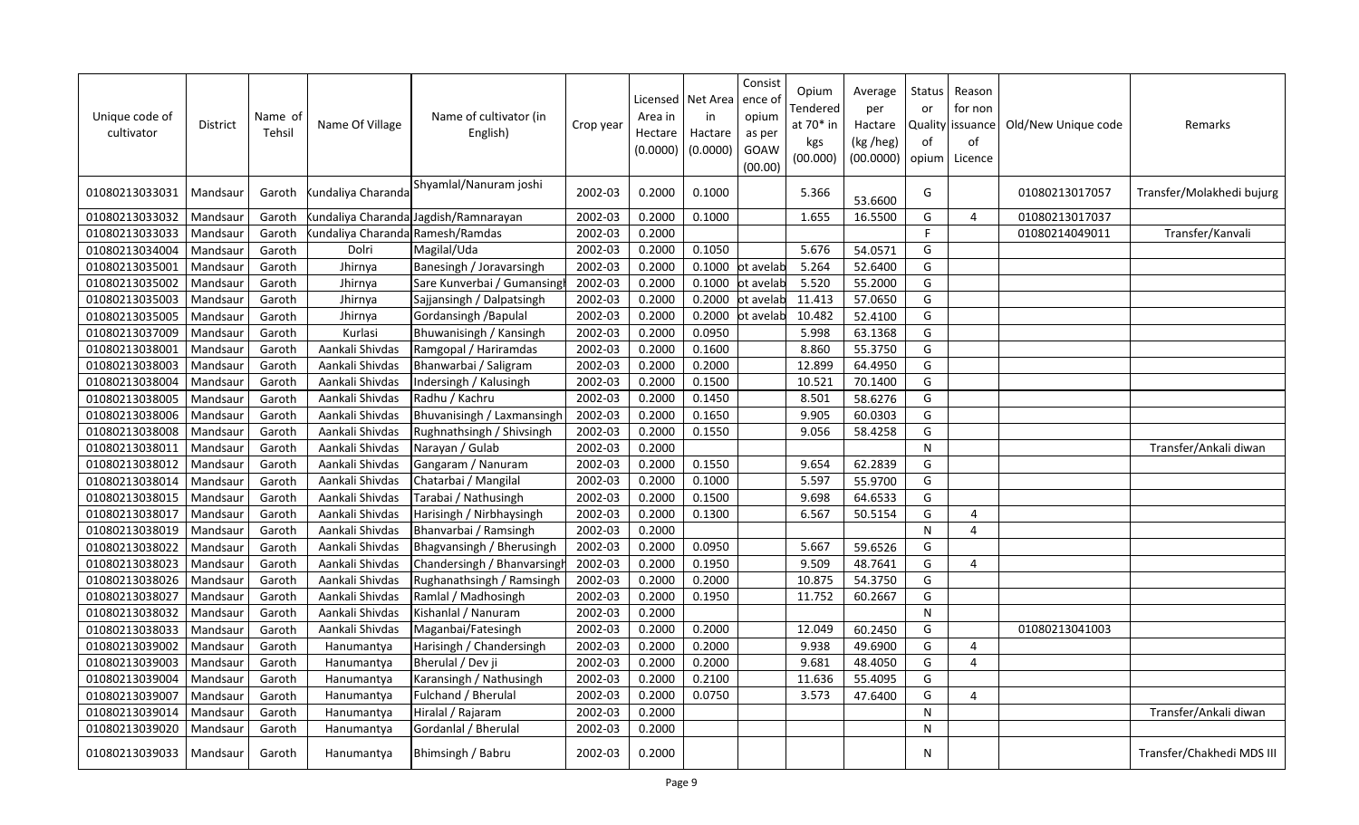| Unique code of cultivator | District | Name of Tehsil | Name Of Village | Name of cultivator (in English) | Crop year | Licensed Area in Hectare (0.0000) | Net Area in Hactare (0.0000) | Consistence of opium as per GOAW (00.00) | Opium Tendered at 70* in kgs (00.000) | Average per Hactare (kg /heg) (00.0000) | Status or Quality of opium | Reason for non issuance of Licence | Old/New Unique code | Remarks |
|---|---|---|---|---|---|---|---|---|---|---|---|---|---|---|
| 01080213033031 | Mandsaur | Garoth | Kundaliya Charanda | Shyamlal/Nanuram joshi | 2002-03 | 0.2000 | 0.1000 | | 5.366 | 53.6600 | G | | 01080213017057 | Transfer/Molakhedi bujurg |
| 01080213033032 | Mandsaur | Garoth | Kundaliya Charanda | Jagdish/Ramnarayan | 2002-03 | 0.2000 | 0.1000 | | 1.655 | 16.5500 | G | 4 | 01080213017037 | |
| 01080213033033 | Mandsaur | Garoth | Kundaliya Charanda | Ramesh/Ramdas | 2002-03 | 0.2000 | | | | | F | | 01080214049011 | Transfer/Kanvali |
| 01080213034004 | Mandsaur | Garoth | Dolri | Magilal/Uda | 2002-03 | 0.2000 | 0.1050 | | 5.676 | 54.0571 | G | | | |
| 01080213035001 | Mandsaur | Garoth | Jhirnya | Banesingh / Joravarsingh | 2002-03 | 0.2000 | 0.1000 | ot avelab | 5.264 | 52.6400 | G | | | |
| 01080213035002 | Mandsaur | Garoth | Jhirnya | Sare Kunverbai / Gumansingh | 2002-03 | 0.2000 | 0.1000 | ot avelab | 5.520 | 55.2000 | G | | | |
| 01080213035003 | Mandsaur | Garoth | Jhirnya | Sajjansingh / Dalpatsingh | 2002-03 | 0.2000 | 0.2000 | ot avelab | 11.413 | 57.0650 | G | | | |
| 01080213035005 | Mandsaur | Garoth | Jhirnya | Gordansingh /Bapulal | 2002-03 | 0.2000 | 0.2000 | ot avelab | 10.482 | 52.4100 | G | | | |
| 01080213037009 | Mandsaur | Garoth | Kurlasi | Bhuwanisingh / Kansingh | 2002-03 | 0.2000 | 0.0950 | | 5.998 | 63.1368 | G | | | |
| 01080213038001 | Mandsaur | Garoth | Aankali Shivdas | Ramgopal / Hariramdas | 2002-03 | 0.2000 | 0.1600 | | 8.860 | 55.3750 | G | | | |
| 01080213038003 | Mandsaur | Garoth | Aankali Shivdas | Bhanwarbai / Saligram | 2002-03 | 0.2000 | 0.2000 | | 12.899 | 64.4950 | G | | | |
| 01080213038004 | Mandsaur | Garoth | Aankali Shivdas | Indersingh / Kalusingh | 2002-03 | 0.2000 | 0.1500 | | 10.521 | 70.1400 | G | | | |
| 01080213038005 | Mandsaur | Garoth | Aankali Shivdas | Radhu / Kachru | 2002-03 | 0.2000 | 0.1450 | | 8.501 | 58.6276 | G | | | |
| 01080213038006 | Mandsaur | Garoth | Aankali Shivdas | Bhuvanisingh / Laxmansingh | 2002-03 | 0.2000 | 0.1650 | | 9.905 | 60.0303 | G | | | |
| 01080213038008 | Mandsaur | Garoth | Aankali Shivdas | Rughnathsingh / Shivsingh | 2002-03 | 0.2000 | 0.1550 | | 9.056 | 58.4258 | G | | | |
| 01080213038011 | Mandsaur | Garoth | Aankali Shivdas | Narayan / Gulab | 2002-03 | 0.2000 | | | | | N | | | Transfer/Ankali diwan |
| 01080213038012 | Mandsaur | Garoth | Aankali Shivdas | Gangaram / Nanuram | 2002-03 | 0.2000 | 0.1550 | | 9.654 | 62.2839 | G | | | |
| 01080213038014 | Mandsaur | Garoth | Aankali Shivdas | Chatarbai / Mangilal | 2002-03 | 0.2000 | 0.1000 | | 5.597 | 55.9700 | G | | | |
| 01080213038015 | Mandsaur | Garoth | Aankali Shivdas | Tarabai / Nathusingh | 2002-03 | 0.2000 | 0.1500 | | 9.698 | 64.6533 | G | | | |
| 01080213038017 | Mandsaur | Garoth | Aankali Shivdas | Harisingh / Nirbhaysingh | 2002-03 | 0.2000 | 0.1300 | | 6.567 | 50.5154 | G | 4 | | |
| 01080213038019 | Mandsaur | Garoth | Aankali Shivdas | Bhanvarbai / Ramsingh | 2002-03 | 0.2000 | | | | | N | 4 | | |
| 01080213038022 | Mandsaur | Garoth | Aankali Shivdas | Bhagvansingh / Bherusingh | 2002-03 | 0.2000 | 0.0950 | | 5.667 | 59.6526 | G | | | |
| 01080213038023 | Mandsaur | Garoth | Aankali Shivdas | Chandersingh / Bhanvarsingh | 2002-03 | 0.2000 | 0.1950 | | 9.509 | 48.7641 | G | 4 | | |
| 01080213038026 | Mandsaur | Garoth | Aankali Shivdas | Rughanathsingh / Ramsingh | 2002-03 | 0.2000 | 0.2000 | | 10.875 | 54.3750 | G | | | |
| 01080213038027 | Mandsaur | Garoth | Aankali Shivdas | Ramlal / Madhosingh | 2002-03 | 0.2000 | 0.1950 | | 11.752 | 60.2667 | G | | | |
| 01080213038032 | Mandsaur | Garoth | Aankali Shivdas | Kishanlal / Nanuram | 2002-03 | 0.2000 | | | | | N | | | |
| 01080213038033 | Mandsaur | Garoth | Aankali Shivdas | Maganbai/Fatesingh | 2002-03 | 0.2000 | 0.2000 | | 12.049 | 60.2450 | G | | 01080213041003 | |
| 01080213039002 | Mandsaur | Garoth | Hanumantya | Harisingh / Chandersingh | 2002-03 | 0.2000 | 0.2000 | | 9.938 | 49.6900 | G | 4 | | |
| 01080213039003 | Mandsaur | Garoth | Hanumantya | Bherulal / Dev ji | 2002-03 | 0.2000 | 0.2000 | | 9.681 | 48.4050 | G | 4 | | |
| 01080213039004 | Mandsaur | Garoth | Hanumantya | Karansingh / Nathusingh | 2002-03 | 0.2000 | 0.2100 | | 11.636 | 55.4095 | G | | | |
| 01080213039007 | Mandsaur | Garoth | Hanumantya | Fulchand / Bherulal | 2002-03 | 0.2000 | 0.0750 | | 3.573 | 47.6400 | G | 4 | | |
| 01080213039014 | Mandsaur | Garoth | Hanumantya | Hiralal / Rajaram | 2002-03 | 0.2000 | | | | | N | | | Transfer/Ankali diwan |
| 01080213039020 | Mandsaur | Garoth | Hanumantya | Gordanlal / Bherulal | 2002-03 | 0.2000 | | | | | N | | | |
| 01080213039033 | Mandsaur | Garoth | Hanumantya | Bhimsingh / Babru | 2002-03 | 0.2000 | | | | | N | | | Transfer/Chakhedi MDS III |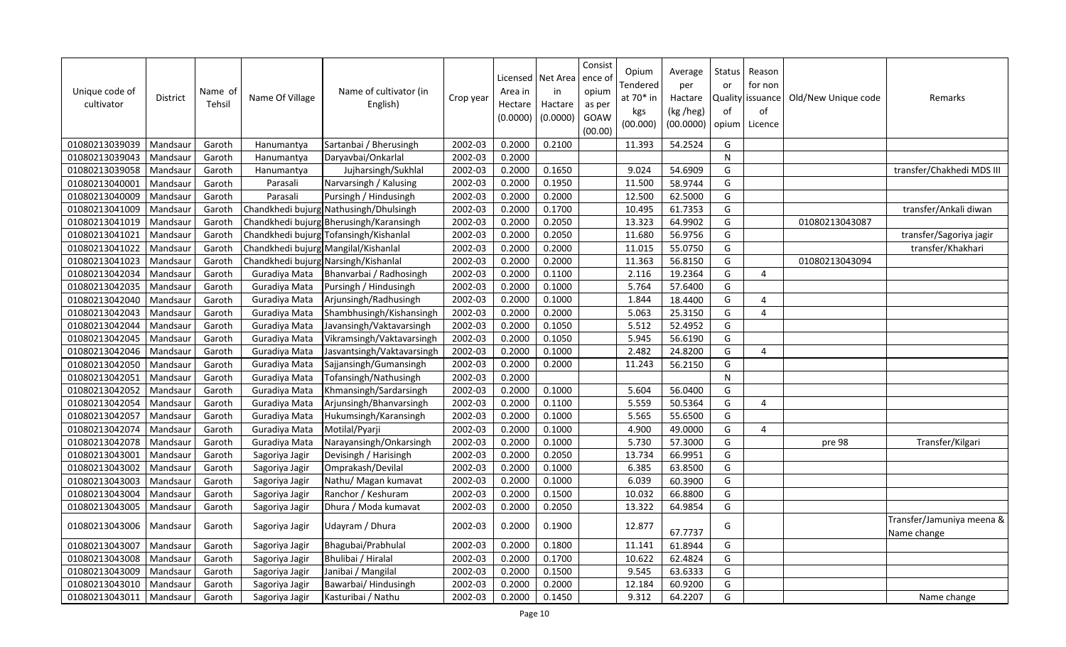| Unique code of cultivator | District | Name of Tehsil | Name Of Village | Name of cultivator (in English) | Crop year | Licensed Area in Hectare (0.0000) | Net Area in Hactare (0.0000) | Consist ence of opium as per GOAW (00.00) | Opium Tendered at 70* in kgs (00.000) | Average per Hactare (kg /heg) (00.0000) | Status or Quality of opium | Reason for non issuance of Licence | Old/New Unique code | Remarks |
|---|---|---|---|---|---|---|---|---|---|---|---|---|---|---|
| 01080213039039 | Mandsaur | Garoth | Hanumantya | Sartanbai / Bherusingh | 2002-03 | 0.2000 | 0.2100 | | 11.393 | 54.2524 | G | | | |
| 01080213039043 | Mandsaur | Garoth | Hanumantya | Daryavbai/Onkarlal | 2002-03 | 0.2000 | | | | | N | | | |
| 01080213039058 | Mandsaur | Garoth | Hanumantya | Jujharsingh/Sukhlal | 2002-03 | 0.2000 | 0.1650 | | 9.024 | 54.6909 | G | | | transfer/Chakhedi MDS III |
| 01080213040001 | Mandsaur | Garoth | Parasali | Narvarsingh / Kalusing | 2002-03 | 0.2000 | 0.1950 | | 11.500 | 58.9744 | G | | | |
| 01080213040009 | Mandsaur | Garoth | Parasali | Pursingh / Hindusingh | 2002-03 | 0.2000 | 0.2000 | | 12.500 | 62.5000 | G | | | |
| 01080213041009 | Mandsaur | Garoth | Chandkhedi bujurg | Nathusingh/Dhulsingh | 2002-03 | 0.2000 | 0.1700 | | 10.495 | 61.7353 | G | | | transfer/Ankali diwan |
| 01080213041019 | Mandsaur | Garoth | Chandkhedi bujurg | Bherusingh/Karansingh | 2002-03 | 0.2000 | 0.2050 | | 13.323 | 64.9902 | G | | 01080213043087 | |
| 01080213041021 | Mandsaur | Garoth | Chandkhedi bujurg | Tofansingh/Kishanlal | 2002-03 | 0.2000 | 0.2050 | | 11.680 | 56.9756 | G | | | transfer/Sagoriya jagir |
| 01080213041022 | Mandsaur | Garoth | Chandkhedi bujurg | Mangilal/Kishanlal | 2002-03 | 0.2000 | 0.2000 | | 11.015 | 55.0750 | G | | | transfer/Khakhari |
| 01080213041023 | Mandsaur | Garoth | Chandkhedi bujurg | Narsingh/Kishanlal | 2002-03 | 0.2000 | 0.2000 | | 11.363 | 56.8150 | G | | 01080213043094 | |
| 01080213042034 | Mandsaur | Garoth | Guradiya Mata | Bhanvarbai / Radhosingh | 2002-03 | 0.2000 | 0.1100 | | 2.116 | 19.2364 | G | 4 | | |
| 01080213042035 | Mandsaur | Garoth | Guradiya Mata | Pursingh / Hindusingh | 2002-03 | 0.2000 | 0.1000 | | 5.764 | 57.6400 | G | | | |
| 01080213042040 | Mandsaur | Garoth | Guradiya Mata | Arjunsingh/Radhusingh | 2002-03 | 0.2000 | 0.1000 | | 1.844 | 18.4400 | G | 4 | | |
| 01080213042043 | Mandsaur | Garoth | Guradiya Mata | Shambhusingh/Kishansingh | 2002-03 | 0.2000 | 0.2000 | | 5.063 | 25.3150 | G | 4 | | |
| 01080213042044 | Mandsaur | Garoth | Guradiya Mata | Javansingh/Vaktavarsingh | 2002-03 | 0.2000 | 0.1050 | | 5.512 | 52.4952 | G | | | |
| 01080213042045 | Mandsaur | Garoth | Guradiya Mata | Vikramsingh/Vaktavarsingh | 2002-03 | 0.2000 | 0.1050 | | 5.945 | 56.6190 | G | | | |
| 01080213042046 | Mandsaur | Garoth | Guradiya Mata | Jasvantsingh/Vaktavarsingh | 2002-03 | 0.2000 | 0.1000 | | 2.482 | 24.8200 | G | 4 | | |
| 01080213042050 | Mandsaur | Garoth | Guradiya Mata | Sajjansingh/Gumansingh | 2002-03 | 0.2000 | 0.2000 | | 11.243 | 56.2150 | G | | | |
| 01080213042051 | Mandsaur | Garoth | Guradiya Mata | Tofansingh/Nathusingh | 2002-03 | 0.2000 | | | | | N | | | |
| 01080213042052 | Mandsaur | Garoth | Guradiya Mata | Khmansingh/Sardarsingh | 2002-03 | 0.2000 | 0.1000 | | 5.604 | 56.0400 | G | | | |
| 01080213042054 | Mandsaur | Garoth | Guradiya Mata | Arjunsingh/Bhanvarsingh | 2002-03 | 0.2000 | 0.1100 | | 5.559 | 50.5364 | G | 4 | | |
| 01080213042057 | Mandsaur | Garoth | Guradiya Mata | Hukumsingh/Karansingh | 2002-03 | 0.2000 | 0.1000 | | 5.565 | 55.6500 | G | | | |
| 01080213042074 | Mandsaur | Garoth | Guradiya Mata | Motilal/Pyarji | 2002-03 | 0.2000 | 0.1000 | | 4.900 | 49.0000 | G | 4 | | |
| 01080213042078 | Mandsaur | Garoth | Guradiya Mata | Narayansingh/Onkarsingh | 2002-03 | 0.2000 | 0.1000 | | 5.730 | 57.3000 | G | | pre 98 | Transfer/Kilgari |
| 01080213043001 | Mandsaur | Garoth | Sagoriya Jagir | Devisingh / Harisingh | 2002-03 | 0.2000 | 0.2050 | | 13.734 | 66.9951 | G | | | |
| 01080213043002 | Mandsaur | Garoth | Sagoriya Jagir | Omprakash/Devilal | 2002-03 | 0.2000 | 0.1000 | | 6.385 | 63.8500 | G | | | |
| 01080213043003 | Mandsaur | Garoth | Sagoriya Jagir | Nathu/ Magan kumavat | 2002-03 | 0.2000 | 0.1000 | | 6.039 | 60.3900 | G | | | |
| 01080213043004 | Mandsaur | Garoth | Sagoriya Jagir | Ranchor / Keshuram | 2002-03 | 0.2000 | 0.1500 | | 10.032 | 66.8800 | G | | | |
| 01080213043005 | Mandsaur | Garoth | Sagoriya Jagir | Dhura / Moda kumavat | 2002-03 | 0.2000 | 0.2050 | | 13.322 | 64.9854 | G | | | |
| 01080213043006 | Mandsaur | Garoth | Sagoriya Jagir | Udayram / Dhura | 2002-03 | 0.2000 | 0.1900 | | 12.877 | 67.7737 | G | | | Transfer/Jamuniya meena & Name change |
| 01080213043007 | Mandsaur | Garoth | Sagoriya Jagir | Bhagubai/Prabhulal | 2002-03 | 0.2000 | 0.1800 | | 11.141 | 61.8944 | G | | | |
| 01080213043008 | Mandsaur | Garoth | Sagoriya Jagir | Bhulibai / Hiralal | 2002-03 | 0.2000 | 0.1700 | | 10.622 | 62.4824 | G | | | |
| 01080213043009 | Mandsaur | Garoth | Sagoriya Jagir | Janibai / Mangilal | 2002-03 | 0.2000 | 0.1500 | | 9.545 | 63.6333 | G | | | |
| 01080213043010 | Mandsaur | Garoth | Sagoriya Jagir | Bawarbai/ Hindusingh | 2002-03 | 0.2000 | 0.2000 | | 12.184 | 60.9200 | G | | | |
| 01080213043011 | Mandsaur | Garoth | Sagoriya Jagir | Kasturibai / Nathu | 2002-03 | 0.2000 | 0.1450 | | 9.312 | 64.2207 | G | | | Name change |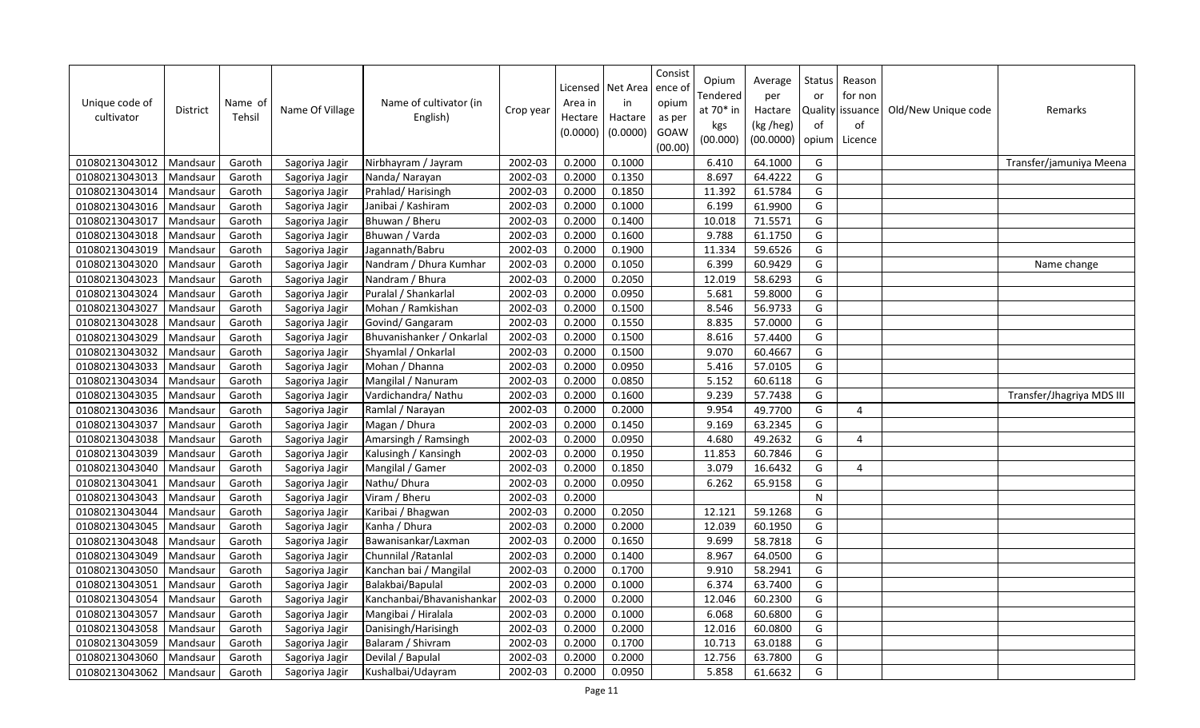| Unique code of cultivator | District | Name of Tehsil | Name Of Village | Name of cultivator (in English) | Crop year | Licensed Area in Hectare (0.0000) | Net Area in Hactare (0.0000) | Consistence of opium as per GOAW (00.00) | Opium Tendered at 70* in kgs (00.000) | Average per Hactare (kg /heg) (00.0000) | Status or Quality of opium | Reason for non issuance of Licence | Old/New Unique code | Remarks |
|---|---|---|---|---|---|---|---|---|---|---|---|---|---|---|
| 01080213043012 | Mandsaur | Garoth | Sagoriya Jagir | Nirbhayram / Jayram | 2002-03 | 0.2000 | 0.1000 | | 6.410 | 64.1000 | G | | | Transfer/jamuniya Meena |
| 01080213043013 | Mandsaur | Garoth | Sagoriya Jagir | Nanda/ Narayan | 2002-03 | 0.2000 | 0.1350 | | 8.697 | 64.4222 | G | | | |
| 01080213043014 | Mandsaur | Garoth | Sagoriya Jagir | Prahlad/ Harisingh | 2002-03 | 0.2000 | 0.1850 | | 11.392 | 61.5784 | G | | | |
| 01080213043016 | Mandsaur | Garoth | Sagoriya Jagir | Janibai / Kashiram | 2002-03 | 0.2000 | 0.1000 | | 6.199 | 61.9900 | G | | | |
| 01080213043017 | Mandsaur | Garoth | Sagoriya Jagir | Bhuwan / Bheru | 2002-03 | 0.2000 | 0.1400 | | 10.018 | 71.5571 | G | | | |
| 01080213043018 | Mandsaur | Garoth | Sagoriya Jagir | Bhuwan / Varda | 2002-03 | 0.2000 | 0.1600 | | 9.788 | 61.1750 | G | | | |
| 01080213043019 | Mandsaur | Garoth | Sagoriya Jagir | Jagannath/Babru | 2002-03 | 0.2000 | 0.1900 | | 11.334 | 59.6526 | G | | | |
| 01080213043020 | Mandsaur | Garoth | Sagoriya Jagir | Nandram / Dhura Kumhar | 2002-03 | 0.2000 | 0.1050 | | 6.399 | 60.9429 | G | | | Name change |
| 01080213043023 | Mandsaur | Garoth | Sagoriya Jagir | Nandram / Bhura | 2002-03 | 0.2000 | 0.2050 | | 12.019 | 58.6293 | G | | | |
| 01080213043024 | Mandsaur | Garoth | Sagoriya Jagir | Puralal / Shankarlal | 2002-03 | 0.2000 | 0.0950 | | 5.681 | 59.8000 | G | | | |
| 01080213043027 | Mandsaur | Garoth | Sagoriya Jagir | Mohan / Ramkishan | 2002-03 | 0.2000 | 0.1500 | | 8.546 | 56.9733 | G | | | |
| 01080213043028 | Mandsaur | Garoth | Sagoriya Jagir | Govind/ Gangaram | 2002-03 | 0.2000 | 0.1550 | | 8.835 | 57.0000 | G | | | |
| 01080213043029 | Mandsaur | Garoth | Sagoriya Jagir | Bhuvanishanker / Onkarlal | 2002-03 | 0.2000 | 0.1500 | | 8.616 | 57.4400 | G | | | |
| 01080213043032 | Mandsaur | Garoth | Sagoriya Jagir | Shyamlal / Onkarlal | 2002-03 | 0.2000 | 0.1500 | | 9.070 | 60.4667 | G | | | |
| 01080213043033 | Mandsaur | Garoth | Sagoriya Jagir | Mohan / Dhanna | 2002-03 | 0.2000 | 0.0950 | | 5.416 | 57.0105 | G | | | |
| 01080213043034 | Mandsaur | Garoth | Sagoriya Jagir | Mangilal / Nanuram | 2002-03 | 0.2000 | 0.0850 | | 5.152 | 60.6118 | G | | | |
| 01080213043035 | Mandsaur | Garoth | Sagoriya Jagir | Vardichandra/ Nathu | 2002-03 | 0.2000 | 0.1600 | | 9.239 | 57.7438 | G | | | Transfer/Jhagriya MDS III |
| 01080213043036 | Mandsaur | Garoth | Sagoriya Jagir | Ramlal / Narayan | 2002-03 | 0.2000 | 0.2000 | | 9.954 | 49.7700 | G | 4 | | |
| 01080213043037 | Mandsaur | Garoth | Sagoriya Jagir | Magan / Dhura | 2002-03 | 0.2000 | 0.1450 | | 9.169 | 63.2345 | G | | | |
| 01080213043038 | Mandsaur | Garoth | Sagoriya Jagir | Amarsingh / Ramsingh | 2002-03 | 0.2000 | 0.0950 | | 4.680 | 49.2632 | G | 4 | | |
| 01080213043039 | Mandsaur | Garoth | Sagoriya Jagir | Kalusingh / Kansingh | 2002-03 | 0.2000 | 0.1950 | | 11.853 | 60.7846 | G | | | |
| 01080213043040 | Mandsaur | Garoth | Sagoriya Jagir | Mangilal / Gamer | 2002-03 | 0.2000 | 0.1850 | | 3.079 | 16.6432 | G | 4 | | |
| 01080213043041 | Mandsaur | Garoth | Sagoriya Jagir | Nathu/ Dhura | 2002-03 | 0.2000 | 0.0950 | | 6.262 | 65.9158 | G | | | |
| 01080213043043 | Mandsaur | Garoth | Sagoriya Jagir | Viram / Bheru | 2002-03 | 0.2000 | | | | | N | | | |
| 01080213043044 | Mandsaur | Garoth | Sagoriya Jagir | Karibai / Bhagwan | 2002-03 | 0.2000 | 0.2050 | | 12.121 | 59.1268 | G | | | |
| 01080213043045 | Mandsaur | Garoth | Sagoriya Jagir | Kanha / Dhura | 2002-03 | 0.2000 | 0.2000 | | 12.039 | 60.1950 | G | | | |
| 01080213043048 | Mandsaur | Garoth | Sagoriya Jagir | Bawanisankar/Laxman | 2002-03 | 0.2000 | 0.1650 | | 9.699 | 58.7818 | G | | | |
| 01080213043049 | Mandsaur | Garoth | Sagoriya Jagir | Chunnilal /Ratanlal | 2002-03 | 0.2000 | 0.1400 | | 8.967 | 64.0500 | G | | | |
| 01080213043050 | Mandsaur | Garoth | Sagoriya Jagir | Kanchan bai / Mangilal | 2002-03 | 0.2000 | 0.1700 | | 9.910 | 58.2941 | G | | | |
| 01080213043051 | Mandsaur | Garoth | Sagoriya Jagir | Balakbai/Bapulal | 2002-03 | 0.2000 | 0.1000 | | 6.374 | 63.7400 | G | | | |
| 01080213043054 | Mandsaur | Garoth | Sagoriya Jagir | Kanchanbai/Bhavanishankar | 2002-03 | 0.2000 | 0.2000 | | 12.046 | 60.2300 | G | | | |
| 01080213043057 | Mandsaur | Garoth | Sagoriya Jagir | Mangibai / Hiralala | 2002-03 | 0.2000 | 0.1000 | | 6.068 | 60.6800 | G | | | |
| 01080213043058 | Mandsaur | Garoth | Sagoriya Jagir | Danisingh/Harisingh | 2002-03 | 0.2000 | 0.2000 | | 12.016 | 60.0800 | G | | | |
| 01080213043059 | Mandsaur | Garoth | Sagoriya Jagir | Balaram / Shivram | 2002-03 | 0.2000 | 0.1700 | | 10.713 | 63.0188 | G | | | |
| 01080213043060 | Mandsaur | Garoth | Sagoriya Jagir | Devilal / Bapulal | 2002-03 | 0.2000 | 0.2000 | | 12.756 | 63.7800 | G | | | |
| 01080213043062 | Mandsaur | Garoth | Sagoriya Jagir | Kushalbai/Udayram | 2002-03 | 0.2000 | 0.0950 | | 5.858 | 61.6632 | G | | | |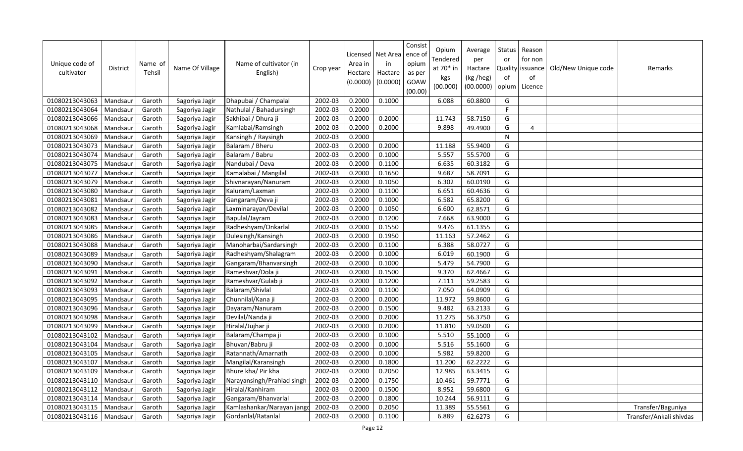| Unique code of cultivator | District | Name of Tehsil | Name Of Village | Name of cultivator (in English) | Crop year | Licensed Area in Hectare (0.0000) | Net Area in Hactare (0.0000) | Consistence of opium as per GOAW (00.00) | Opium Tendered at 70* in kgs (00.000) | Average per Hactare (kg /heg) (00.0000) | Status or Quality of opium | Reason for non issuance of Licence | Old/New Unique code | Remarks |
|---|---|---|---|---|---|---|---|---|---|---|---|---|---|---|
| 01080213043063 | Mandsaur | Garoth | Sagoriya Jagir | Dhapubai / Champalal | 2002-03 | 0.2000 | 0.1000 | | 6.088 | 60.8800 | G | | | |
| 01080213043064 | Mandsaur | Garoth | Sagoriya Jagir | Nathulal / Bahadursingh | 2002-03 | 0.2000 | | | | | F | | | |
| 01080213043066 | Mandsaur | Garoth | Sagoriya Jagir | Sakhibai / Dhura ji | 2002-03 | 0.2000 | 0.2000 | | 11.743 | 58.7150 | G | | | |
| 01080213043068 | Mandsaur | Garoth | Sagoriya Jagir | Kamlabai/Ramsingh | 2002-03 | 0.2000 | 0.2000 | | 9.898 | 49.4900 | G | 4 | | |
| 01080213043069 | Mandsaur | Garoth | Sagoriya Jagir | Kansingh / Raysingh | 2002-03 | 0.2000 | | | | | N | | | |
| 01080213043073 | Mandsaur | Garoth | Sagoriya Jagir | Balaram / Bheru | 2002-03 | 0.2000 | 0.2000 | | 11.188 | 55.9400 | G | | | |
| 01080213043074 | Mandsaur | Garoth | Sagoriya Jagir | Balaram / Babru | 2002-03 | 0.2000 | 0.1000 | | 5.557 | 55.5700 | G | | | |
| 01080213043075 | Mandsaur | Garoth | Sagoriya Jagir | Nandubai / Deva | 2002-03 | 0.2000 | 0.1100 | | 6.635 | 60.3182 | G | | | |
| 01080213043077 | Mandsaur | Garoth | Sagoriya Jagir | Kamalabai / Mangilal | 2002-03 | 0.2000 | 0.1650 | | 9.687 | 58.7091 | G | | | |
| 01080213043079 | Mandsaur | Garoth | Sagoriya Jagir | Shivnarayan/Nanuram | 2002-03 | 0.2000 | 0.1050 | | 6.302 | 60.0190 | G | | | |
| 01080213043080 | Mandsaur | Garoth | Sagoriya Jagir | Kaluram/Laxman | 2002-03 | 0.2000 | 0.1100 | | 6.651 | 60.4636 | G | | | |
| 01080213043081 | Mandsaur | Garoth | Sagoriya Jagir | Gangaram/Deva ji | 2002-03 | 0.2000 | 0.1000 | | 6.582 | 65.8200 | G | | | |
| 01080213043082 | Mandsaur | Garoth | Sagoriya Jagir | Laxminarayan/Devilal | 2002-03 | 0.2000 | 0.1050 | | 6.600 | 62.8571 | G | | | |
| 01080213043083 | Mandsaur | Garoth | Sagoriya Jagir | Bapulal/Jayram | 2002-03 | 0.2000 | 0.1200 | | 7.668 | 63.9000 | G | | | |
| 01080213043085 | Mandsaur | Garoth | Sagoriya Jagir | Radheshyam/Onkarlal | 2002-03 | 0.2000 | 0.1550 | | 9.476 | 61.1355 | G | | | |
| 01080213043086 | Mandsaur | Garoth | Sagoriya Jagir | Dulesingh/Kansingh | 2002-03 | 0.2000 | 0.1950 | | 11.163 | 57.2462 | G | | | |
| 01080213043088 | Mandsaur | Garoth | Sagoriya Jagir | Manoharbai/Sardarsingh | 2002-03 | 0.2000 | 0.1100 | | 6.388 | 58.0727 | G | | | |
| 01080213043089 | Mandsaur | Garoth | Sagoriya Jagir | Radheshyam/Shalagram | 2002-03 | 0.2000 | 0.1000 | | 6.019 | 60.1900 | G | | | |
| 01080213043090 | Mandsaur | Garoth | Sagoriya Jagir | Gangaram/Bhanvarsingh | 2002-03 | 0.2000 | 0.1000 | | 5.479 | 54.7900 | G | | | |
| 01080213043091 | Mandsaur | Garoth | Sagoriya Jagir | Rameshvar/Dola ji | 2002-03 | 0.2000 | 0.1500 | | 9.370 | 62.4667 | G | | | |
| 01080213043092 | Mandsaur | Garoth | Sagoriya Jagir | Rameshvar/Gulab ji | 2002-03 | 0.2000 | 0.1200 | | 7.111 | 59.2583 | G | | | |
| 01080213043093 | Mandsaur | Garoth | Sagoriya Jagir | Balaram/Shivlal | 2002-03 | 0.2000 | 0.1100 | | 7.050 | 64.0909 | G | | | |
| 01080213043095 | Mandsaur | Garoth | Sagoriya Jagir | Chunnilal/Kana ji | 2002-03 | 0.2000 | 0.2000 | | 11.972 | 59.8600 | G | | | |
| 01080213043096 | Mandsaur | Garoth | Sagoriya Jagir | Dayaram/Nanuram | 2002-03 | 0.2000 | 0.1500 | | 9.482 | 63.2133 | G | | | |
| 01080213043098 | Mandsaur | Garoth | Sagoriya Jagir | Devilal/Nanda ji | 2002-03 | 0.2000 | 0.2000 | | 11.275 | 56.3750 | G | | | |
| 01080213043099 | Mandsaur | Garoth | Sagoriya Jagir | Hiralal/Jujhar ji | 2002-03 | 0.2000 | 0.2000 | | 11.810 | 59.0500 | G | | | |
| 01080213043102 | Mandsaur | Garoth | Sagoriya Jagir | Balaram/Champa ji | 2002-03 | 0.2000 | 0.1000 | | 5.510 | 55.1000 | G | | | |
| 01080213043104 | Mandsaur | Garoth | Sagoriya Jagir | Bhuvan/Babru ji | 2002-03 | 0.2000 | 0.1000 | | 5.516 | 55.1600 | G | | | |
| 01080213043105 | Mandsaur | Garoth | Sagoriya Jagir | Ratannath/Amarnath | 2002-03 | 0.2000 | 0.1000 | | 5.982 | 59.8200 | G | | | |
| 01080213043107 | Mandsaur | Garoth | Sagoriya Jagir | Mangilal/Karansingh | 2002-03 | 0.2000 | 0.1800 | | 11.200 | 62.2222 | G | | | |
| 01080213043109 | Mandsaur | Garoth | Sagoriya Jagir | Bhure kha/ Pir kha | 2002-03 | 0.2000 | 0.2050 | | 12.985 | 63.3415 | G | | | |
| 01080213043110 | Mandsaur | Garoth | Sagoriya Jagir | Narayansingh/Prahlad singh | 2002-03 | 0.2000 | 0.1750 | | 10.461 | 59.7771 | G | | | |
| 01080213043112 | Mandsaur | Garoth | Sagoriya Jagir | Hiralal/Kanhiram | 2002-03 | 0.2000 | 0.1500 | | 8.952 | 59.6800 | G | | | |
| 01080213043114 | Mandsaur | Garoth | Sagoriya Jagir | Gangaram/Bhanvarlal | 2002-03 | 0.2000 | 0.1800 | | 10.244 | 56.9111 | G | | | |
| 01080213043115 | Mandsaur | Garoth | Sagoriya Jagir | Kamlashankar/Narayan jangd | 2002-03 | 0.2000 | 0.2050 | | 11.389 | 55.5561 | G | | | Transfer/Baguniya |
| 01080213043116 | Mandsaur | Garoth | Sagoriya Jagir | Gordanlal/Ratanlal | 2002-03 | 0.2000 | 0.1100 | | 6.889 | 62.6273 | G | | | Transfer/Ankali shivdas |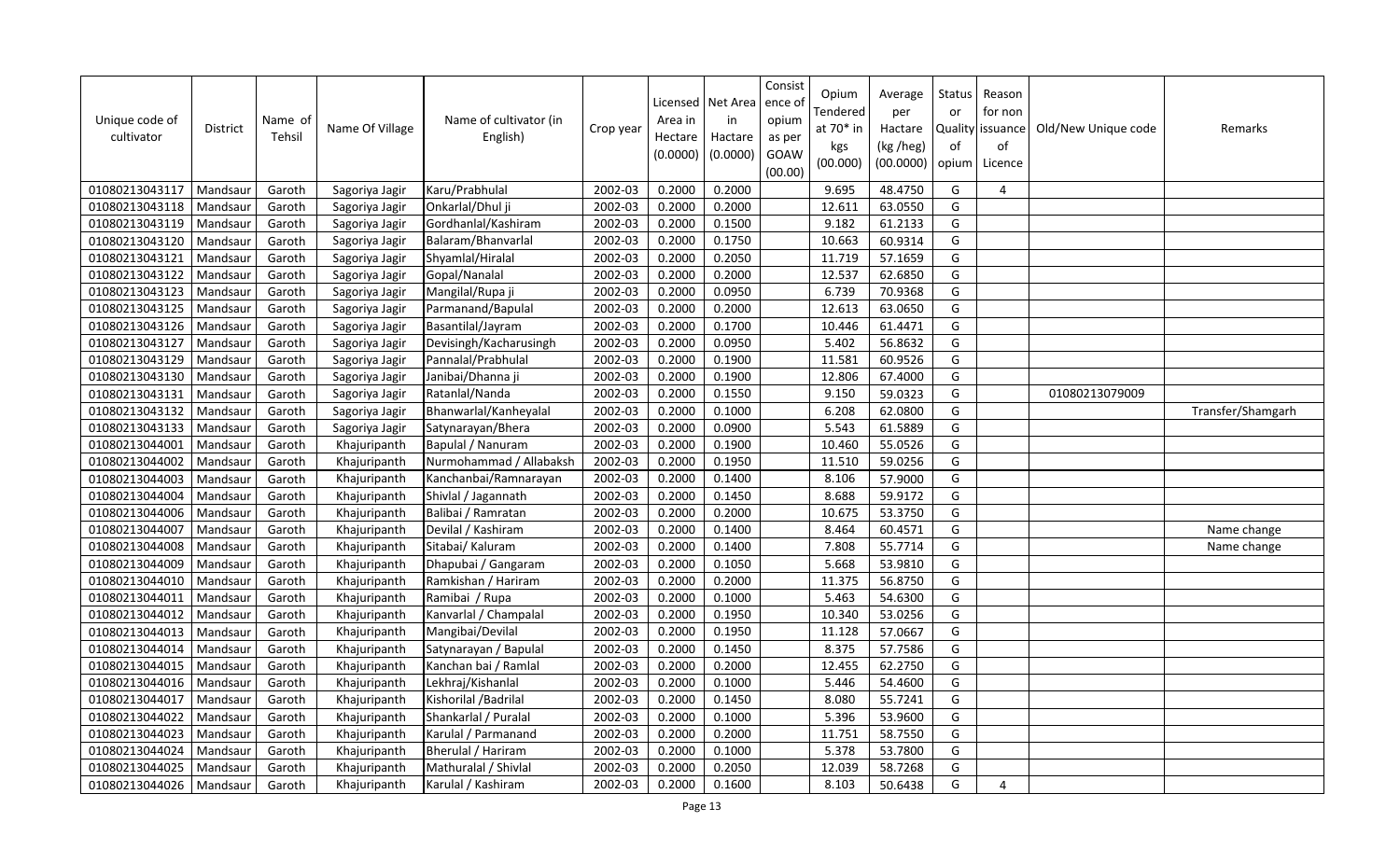| Unique code of cultivator | District | Name of Tehsil | Name Of Village | Name of cultivator (in English) | Crop year | Licensed Area in Hectare (0.0000) | Net Area in Hactare (0.0000) | Consistence of opium as per GOAW (00.00) | Opium Tendered at 70* in kgs (00.000) | Average per Hactare (kg /heg) (00.0000) | Status or Quality of opium | Reason for non issuance of Licence | Old/New Unique code | Remarks |
|---|---|---|---|---|---|---|---|---|---|---|---|---|---|---|
| 01080213043117 | Mandsaur | Garoth | Sagoriya Jagir | Karu/Prabhulal | 2002-03 | 0.2000 | 0.2000 | | 9.695 | 48.4750 | G | 4 | | |
| 01080213043118 | Mandsaur | Garoth | Sagoriya Jagir | Onkarlal/Dhul ji | 2002-03 | 0.2000 | 0.2000 | | 12.611 | 63.0550 | G | | | |
| 01080213043119 | Mandsaur | Garoth | Sagoriya Jagir | Gordhanlal/Kashiram | 2002-03 | 0.2000 | 0.1500 | | 9.182 | 61.2133 | G | | | |
| 01080213043120 | Mandsaur | Garoth | Sagoriya Jagir | Balaram/Bhanvarlal | 2002-03 | 0.2000 | 0.1750 | | 10.663 | 60.9314 | G | | | |
| 01080213043121 | Mandsaur | Garoth | Sagoriya Jagir | Shyamlal/Hiralal | 2002-03 | 0.2000 | 0.2050 | | 11.719 | 57.1659 | G | | | |
| 01080213043122 | Mandsaur | Garoth | Sagoriya Jagir | Gopal/Nanalal | 2002-03 | 0.2000 | 0.2000 | | 12.537 | 62.6850 | G | | | |
| 01080213043123 | Mandsaur | Garoth | Sagoriya Jagir | Mangilal/Rupa ji | 2002-03 | 0.2000 | 0.0950 | | 6.739 | 70.9368 | G | | | |
| 01080213043125 | Mandsaur | Garoth | Sagoriya Jagir | Parmanand/Bapulal | 2002-03 | 0.2000 | 0.2000 | | 12.613 | 63.0650 | G | | | |
| 01080213043126 | Mandsaur | Garoth | Sagoriya Jagir | Basantilal/Jayram | 2002-03 | 0.2000 | 0.1700 | | 10.446 | 61.4471 | G | | | |
| 01080213043127 | Mandsaur | Garoth | Sagoriya Jagir | Devisingh/Kacharusingh | 2002-03 | 0.2000 | 0.0950 | | 5.402 | 56.8632 | G | | | |
| 01080213043129 | Mandsaur | Garoth | Sagoriya Jagir | Pannalal/Prabhulal | 2002-03 | 0.2000 | 0.1900 | | 11.581 | 60.9526 | G | | | |
| 01080213043130 | Mandsaur | Garoth | Sagoriya Jagir | Janibai/Dhanna ji | 2002-03 | 0.2000 | 0.1900 | | 12.806 | 67.4000 | G | | | |
| 01080213043131 | Mandsaur | Garoth | Sagoriya Jagir | Ratanlal/Nanda | 2002-03 | 0.2000 | 0.1550 | | 9.150 | 59.0323 | G | | 01080213079009 | |
| 01080213043132 | Mandsaur | Garoth | Sagoriya Jagir | Bhanwarlal/Kanheyalal | 2002-03 | 0.2000 | 0.1000 | | 6.208 | 62.0800 | G | | | Transfer/Shamgarh |
| 01080213043133 | Mandsaur | Garoth | Sagoriya Jagir | Satynarayan/Bhera | 2002-03 | 0.2000 | 0.0900 | | 5.543 | 61.5889 | G | | | |
| 01080213044001 | Mandsaur | Garoth | Khajuripanth | Bapulal / Nanuram | 2002-03 | 0.2000 | 0.1900 | | 10.460 | 55.0526 | G | | | |
| 01080213044002 | Mandsaur | Garoth | Khajuripanth | Nurmohammad / Allabaksh | 2002-03 | 0.2000 | 0.1950 | | 11.510 | 59.0256 | G | | | |
| 01080213044003 | Mandsaur | Garoth | Khajuripanth | Kanchanbai/Ramnarayan | 2002-03 | 0.2000 | 0.1400 | | 8.106 | 57.9000 | G | | | |
| 01080213044004 | Mandsaur | Garoth | Khajuripanth | Shivlal / Jagannath | 2002-03 | 0.2000 | 0.1450 | | 8.688 | 59.9172 | G | | | |
| 01080213044006 | Mandsaur | Garoth | Khajuripanth | Balibai / Ramratan | 2002-03 | 0.2000 | 0.2000 | | 10.675 | 53.3750 | G | | | |
| 01080213044007 | Mandsaur | Garoth | Khajuripanth | Devilal / Kashiram | 2002-03 | 0.2000 | 0.1400 | | 8.464 | 60.4571 | G | | | Name change |
| 01080213044008 | Mandsaur | Garoth | Khajuripanth | Sitabai/ Kaluram | 2002-03 | 0.2000 | 0.1400 | | 7.808 | 55.7714 | G | | | Name change |
| 01080213044009 | Mandsaur | Garoth | Khajuripanth | Dhapubai / Gangaram | 2002-03 | 0.2000 | 0.1050 | | 5.668 | 53.9810 | G | | | |
| 01080213044010 | Mandsaur | Garoth | Khajuripanth | Ramkishan / Hariram | 2002-03 | 0.2000 | 0.2000 | | 11.375 | 56.8750 | G | | | |
| 01080213044011 | Mandsaur | Garoth | Khajuripanth | Ramibai / Rupa | 2002-03 | 0.2000 | 0.1000 | | 5.463 | 54.6300 | G | | | |
| 01080213044012 | Mandsaur | Garoth | Khajuripanth | Kanvarlal / Champalal | 2002-03 | 0.2000 | 0.1950 | | 10.340 | 53.0256 | G | | | |
| 01080213044013 | Mandsaur | Garoth | Khajuripanth | Mangibai/Devilal | 2002-03 | 0.2000 | 0.1950 | | 11.128 | 57.0667 | G | | | |
| 01080213044014 | Mandsaur | Garoth | Khajuripanth | Satynarayan / Bapulal | 2002-03 | 0.2000 | 0.1450 | | 8.375 | 57.7586 | G | | | |
| 01080213044015 | Mandsaur | Garoth | Khajuripanth | Kanchan bai / Ramlal | 2002-03 | 0.2000 | 0.2000 | | 12.455 | 62.2750 | G | | | |
| 01080213044016 | Mandsaur | Garoth | Khajuripanth | Lekhraj/Kishanlal | 2002-03 | 0.2000 | 0.1000 | | 5.446 | 54.4600 | G | | | |
| 01080213044017 | Mandsaur | Garoth | Khajuripanth | Kishorilal /Badrilal | 2002-03 | 0.2000 | 0.1450 | | 8.080 | 55.7241 | G | | | |
| 01080213044022 | Mandsaur | Garoth | Khajuripanth | Shankarlal / Puralal | 2002-03 | 0.2000 | 0.1000 | | 5.396 | 53.9600 | G | | | |
| 01080213044023 | Mandsaur | Garoth | Khajuripanth | Karulal / Parmanand | 2002-03 | 0.2000 | 0.2000 | | 11.751 | 58.7550 | G | | | |
| 01080213044024 | Mandsaur | Garoth | Khajuripanth | Bherulal / Hariram | 2002-03 | 0.2000 | 0.1000 | | 5.378 | 53.7800 | G | | | |
| 01080213044025 | Mandsaur | Garoth | Khajuripanth | Mathuralal / Shivlal | 2002-03 | 0.2000 | 0.2050 | | 12.039 | 58.7268 | G | | | |
| 01080213044026 | Mandsaur | Garoth | Khajuripanth | Karulal / Kashiram | 2002-03 | 0.2000 | 0.1600 | | 8.103 | 50.6438 | G | 4 | | |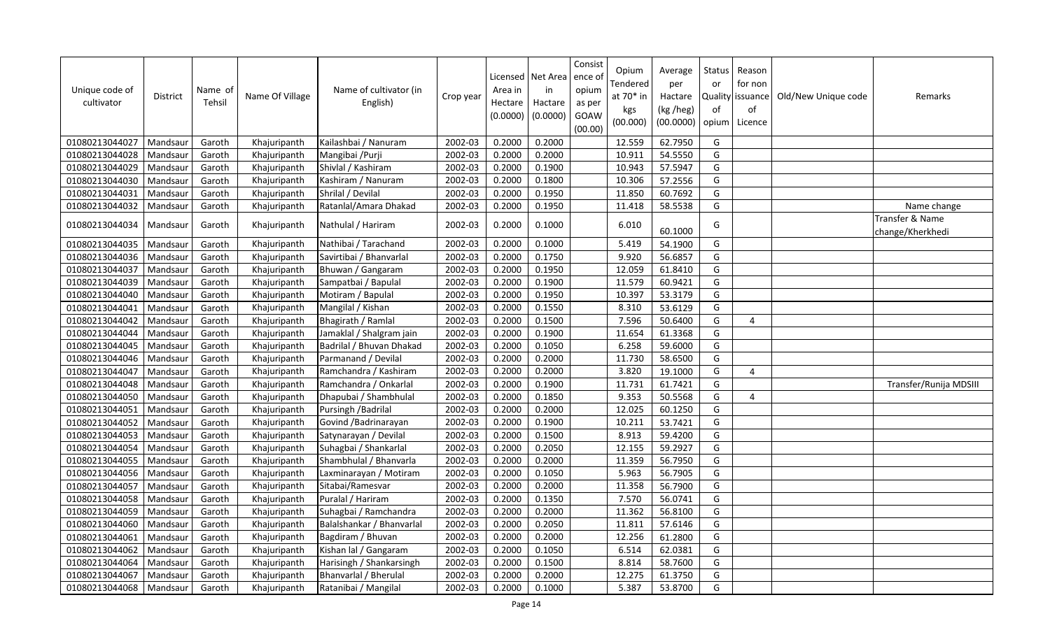| Unique code of cultivator | District | Name of Tehsil | Name Of Village | Name of cultivator (in English) | Crop year | Licensed Area in Hectare (0.0000) | Net Area in Hactare (0.0000) | Consist ence of opium as per GOAW (00.00) | Opium Tendered at 70* in kgs (00.000) | Average per Hactare (kg /heg) (00.0000) | Status or Quality of opium | Reason for non issuance of Licence | Old/New Unique code | Remarks |
|---|---|---|---|---|---|---|---|---|---|---|---|---|---|---|
| 01080213044027 | Mandsaur | Garoth | Khajuripanth | Kailashbai / Nanuram | 2002-03 | 0.2000 | 0.2000 | | 12.559 | 62.7950 | G | | | |
| 01080213044028 | Mandsaur | Garoth | Khajuripanth | Mangibai /Purji | 2002-03 | 0.2000 | 0.2000 | | 10.911 | 54.5550 | G | | | |
| 01080213044029 | Mandsaur | Garoth | Khajuripanth | Shivlal / Kashiram | 2002-03 | 0.2000 | 0.1900 | | 10.943 | 57.5947 | G | | | |
| 01080213044030 | Mandsaur | Garoth | Khajuripanth | Kashiram / Nanuram | 2002-03 | 0.2000 | 0.1800 | | 10.306 | 57.2556 | G | | | |
| 01080213044031 | Mandsaur | Garoth | Khajuripanth | Shrilal / Devilal | 2002-03 | 0.2000 | 0.1950 | | 11.850 | 60.7692 | G | | | |
| 01080213044032 | Mandsaur | Garoth | Khajuripanth | Ratanlal/Amara Dhakad | 2002-03 | 0.2000 | 0.1950 | | 11.418 | 58.5538 | G | | | Name change |
| 01080213044034 | Mandsaur | Garoth | Khajuripanth | Nathulal / Hariram | 2002-03 | 0.2000 | 0.1000 | | 6.010 | 60.1000 | G | | | Transfer & Name change/Kherkhedi |
| 01080213044035 | Mandsaur | Garoth | Khajuripanth | Nathibai / Tarachand | 2002-03 | 0.2000 | 0.1000 | | 5.419 | 54.1900 | G | | | |
| 01080213044036 | Mandsaur | Garoth | Khajuripanth | Savirtibai / Bhanvarlal | 2002-03 | 0.2000 | 0.1750 | | 9.920 | 56.6857 | G | | | |
| 01080213044037 | Mandsaur | Garoth | Khajuripanth | Bhuwan / Gangaram | 2002-03 | 0.2000 | 0.1950 | | 12.059 | 61.8410 | G | | | |
| 01080213044039 | Mandsaur | Garoth | Khajuripanth | Sampatbai / Bapulal | 2002-03 | 0.2000 | 0.1900 | | 11.579 | 60.9421 | G | | | |
| 01080213044040 | Mandsaur | Garoth | Khajuripanth | Motiram / Bapulal | 2002-03 | 0.2000 | 0.1950 | | 10.397 | 53.3179 | G | | | |
| 01080213044041 | Mandsaur | Garoth | Khajuripanth | Mangilal / Kishan | 2002-03 | 0.2000 | 0.1550 | | 8.310 | 53.6129 | G | | | |
| 01080213044042 | Mandsaur | Garoth | Khajuripanth | Bhagirath / Ramlal | 2002-03 | 0.2000 | 0.1500 | | 7.596 | 50.6400 | G | 4 | | |
| 01080213044044 | Mandsaur | Garoth | Khajuripanth | Jamaklal / Shalgram jain | 2002-03 | 0.2000 | 0.1900 | | 11.654 | 61.3368 | G | | | |
| 01080213044045 | Mandsaur | Garoth | Khajuripanth | Badrilal / Bhuvan Dhakad | 2002-03 | 0.2000 | 0.1050 | | 6.258 | 59.6000 | G | | | |
| 01080213044046 | Mandsaur | Garoth | Khajuripanth | Parmanand / Devilal | 2002-03 | 0.2000 | 0.2000 | | 11.730 | 58.6500 | G | | | |
| 01080213044047 | Mandsaur | Garoth | Khajuripanth | Ramchandra / Kashiram | 2002-03 | 0.2000 | 0.2000 | | 3.820 | 19.1000 | G | 4 | | |
| 01080213044048 | Mandsaur | Garoth | Khajuripanth | Ramchandra / Onkarlal | 2002-03 | 0.2000 | 0.1900 | | 11.731 | 61.7421 | G | | | Transfer/Runija MDSIII |
| 01080213044050 | Mandsaur | Garoth | Khajuripanth | Dhapubai / Shambhulal | 2002-03 | 0.2000 | 0.1850 | | 9.353 | 50.5568 | G | 4 | | |
| 01080213044051 | Mandsaur | Garoth | Khajuripanth | Pursingh /Badrilal | 2002-03 | 0.2000 | 0.2000 | | 12.025 | 60.1250 | G | | | |
| 01080213044052 | Mandsaur | Garoth | Khajuripanth | Govind /Badrinarayan | 2002-03 | 0.2000 | 0.1900 | | 10.211 | 53.7421 | G | | | |
| 01080213044053 | Mandsaur | Garoth | Khajuripanth | Satynarayan / Devilal | 2002-03 | 0.2000 | 0.1500 | | 8.913 | 59.4200 | G | | | |
| 01080213044054 | Mandsaur | Garoth | Khajuripanth | Suhagbai / Shankarlal | 2002-03 | 0.2000 | 0.2050 | | 12.155 | 59.2927 | G | | | |
| 01080213044055 | Mandsaur | Garoth | Khajuripanth | Shambhulal / Bhanvarla | 2002-03 | 0.2000 | 0.2000 | | 11.359 | 56.7950 | G | | | |
| 01080213044056 | Mandsaur | Garoth | Khajuripanth | Laxminarayan / Motiram | 2002-03 | 0.2000 | 0.1050 | | 5.963 | 56.7905 | G | | | |
| 01080213044057 | Mandsaur | Garoth | Khajuripanth | Sitabai/Ramesvar | 2002-03 | 0.2000 | 0.2000 | | 11.358 | 56.7900 | G | | | |
| 01080213044058 | Mandsaur | Garoth | Khajuripanth | Puralal / Hariram | 2002-03 | 0.2000 | 0.1350 | | 7.570 | 56.0741 | G | | | |
| 01080213044059 | Mandsaur | Garoth | Khajuripanth | Suhagbai / Ramchandra | 2002-03 | 0.2000 | 0.2000 | | 11.362 | 56.8100 | G | | | |
| 01080213044060 | Mandsaur | Garoth | Khajuripanth | Balalshankar / Bhanvarlal | 2002-03 | 0.2000 | 0.2050 | | 11.811 | 57.6146 | G | | | |
| 01080213044061 | Mandsaur | Garoth | Khajuripanth | Bagdiram / Bhuvan | 2002-03 | 0.2000 | 0.2000 | | 12.256 | 61.2800 | G | | | |
| 01080213044062 | Mandsaur | Garoth | Khajuripanth | Kishan lal / Gangaram | 2002-03 | 0.2000 | 0.1050 | | 6.514 | 62.0381 | G | | | |
| 01080213044064 | Mandsaur | Garoth | Khajuripanth | Harisingh / Shankarsingh | 2002-03 | 0.2000 | 0.1500 | | 8.814 | 58.7600 | G | | | |
| 01080213044067 | Mandsaur | Garoth | Khajuripanth | Bhanvarlal / Bherulal | 2002-03 | 0.2000 | 0.2000 | | 12.275 | 61.3750 | G | | | |
| 01080213044068 | Mandsaur | Garoth | Khajuripanth | Ratanibai / Mangilal | 2002-03 | 0.2000 | 0.1000 | | 5.387 | 53.8700 | G | | | |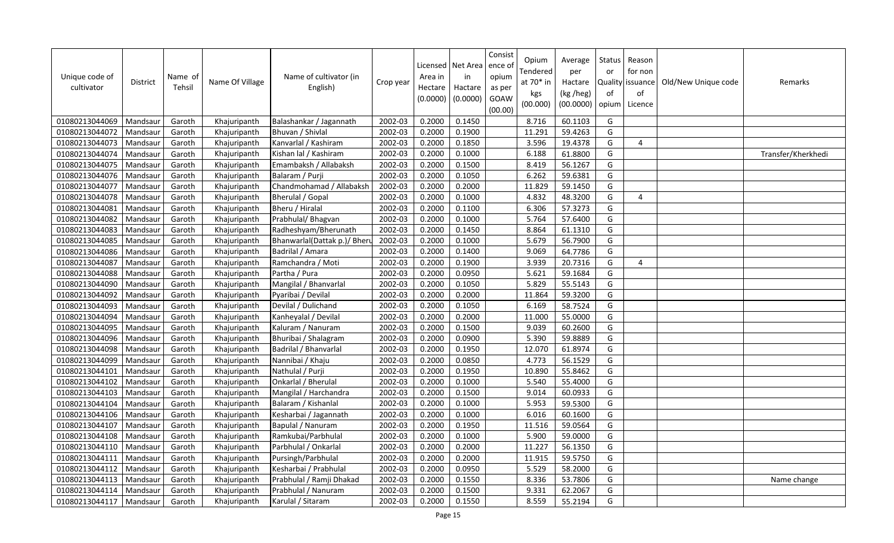| Unique code of cultivator | District | Name of Tehsil | Name Of Village | Name of cultivator (in English) | Crop year | Licensed Area in Hectare (0.0000) | Net Area in Hactare (0.0000) | Consist ence of opium as per GOAW (00.00) | Opium Tendered at 70* in kgs (00.000) | Average per Hactare (kg /heg) (00.0000) | Status or Quality of opium | Reason for non issuance of Licence | Old/New Unique code | Remarks |
|---|---|---|---|---|---|---|---|---|---|---|---|---|---|---|
| 01080213044069 | Mandsaur | Garoth | Khajuripanth | Balashankar / Jagannath | 2002-03 | 0.2000 | 0.1450 | | 8.716 | 60.1103 | G | | | |
| 01080213044072 | Mandsaur | Garoth | Khajuripanth | Bhuvan / Shivlal | 2002-03 | 0.2000 | 0.1900 | | 11.291 | 59.4263 | G | | | |
| 01080213044073 | Mandsaur | Garoth | Khajuripanth | Kanvarlal / Kashiram | 2002-03 | 0.2000 | 0.1850 | | 3.596 | 19.4378 | G | 4 | | |
| 01080213044074 | Mandsaur | Garoth | Khajuripanth | Kishan lal / Kashiram | 2002-03 | 0.2000 | 0.1000 | | 6.188 | 61.8800 | G | | | Transfer/Kherkhedi |
| 01080213044075 | Mandsaur | Garoth | Khajuripanth | Emambaksh / Allabaksh | 2002-03 | 0.2000 | 0.1500 | | 8.419 | 56.1267 | G | | | |
| 01080213044076 | Mandsaur | Garoth | Khajuripanth | Balaram / Purji | 2002-03 | 0.2000 | 0.1050 | | 6.262 | 59.6381 | G | | | |
| 01080213044077 | Mandsaur | Garoth | Khajuripanth | Chandmohamad / Allabaksh | 2002-03 | 0.2000 | 0.2000 | | 11.829 | 59.1450 | G | | | |
| 01080213044078 | Mandsaur | Garoth | Khajuripanth | Bherulal / Gopal | 2002-03 | 0.2000 | 0.1000 | | 4.832 | 48.3200 | G | 4 | | |
| 01080213044081 | Mandsaur | Garoth | Khajuripanth | Bheru / Hiralal | 2002-03 | 0.2000 | 0.1100 | | 6.306 | 57.3273 | G | | | |
| 01080213044082 | Mandsaur | Garoth | Khajuripanth | Prabhulal/ Bhagvan | 2002-03 | 0.2000 | 0.1000 | | 5.764 | 57.6400 | G | | | |
| 01080213044083 | Mandsaur | Garoth | Khajuripanth | Radheshyam/Bherunath | 2002-03 | 0.2000 | 0.1450 | | 8.864 | 61.1310 | G | | | |
| 01080213044085 | Mandsaur | Garoth | Khajuripanth | Bhanwarlal(Dattak p.)/ Bheru | 2002-03 | 0.2000 | 0.1000 | | 5.679 | 56.7900 | G | | | |
| 01080213044086 | Mandsaur | Garoth | Khajuripanth | Badrilal / Amara | 2002-03 | 0.2000 | 0.1400 | | 9.069 | 64.7786 | G | | | |
| 01080213044087 | Mandsaur | Garoth | Khajuripanth | Ramchandra / Moti | 2002-03 | 0.2000 | 0.1900 | | 3.939 | 20.7316 | G | 4 | | |
| 01080213044088 | Mandsaur | Garoth | Khajuripanth | Partha / Pura | 2002-03 | 0.2000 | 0.0950 | | 5.621 | 59.1684 | G | | | |
| 01080213044090 | Mandsaur | Garoth | Khajuripanth | Mangilal / Bhanvarlal | 2002-03 | 0.2000 | 0.1050 | | 5.829 | 55.5143 | G | | | |
| 01080213044092 | Mandsaur | Garoth | Khajuripanth | Pyaribai / Devilal | 2002-03 | 0.2000 | 0.2000 | | 11.864 | 59.3200 | G | | | |
| 01080213044093 | Mandsaur | Garoth | Khajuripanth | Devilal / Dulichand | 2002-03 | 0.2000 | 0.1050 | | 6.169 | 58.7524 | G | | | |
| 01080213044094 | Mandsaur | Garoth | Khajuripanth | Kanheyalal / Devilal | 2002-03 | 0.2000 | 0.2000 | | 11.000 | 55.0000 | G | | | |
| 01080213044095 | Mandsaur | Garoth | Khajuripanth | Kaluram / Nanuram | 2002-03 | 0.2000 | 0.1500 | | 9.039 | 60.2600 | G | | | |
| 01080213044096 | Mandsaur | Garoth | Khajuripanth | Bhuribai / Shalagram | 2002-03 | 0.2000 | 0.0900 | | 5.390 | 59.8889 | G | | | |
| 01080213044098 | Mandsaur | Garoth | Khajuripanth | Badrilal / Bhanvarlal | 2002-03 | 0.2000 | 0.1950 | | 12.070 | 61.8974 | G | | | |
| 01080213044099 | Mandsaur | Garoth | Khajuripanth | Nannibai / Khaju | 2002-03 | 0.2000 | 0.0850 | | 4.773 | 56.1529 | G | | | |
| 01080213044101 | Mandsaur | Garoth | Khajuripanth | Nathulal / Purji | 2002-03 | 0.2000 | 0.1950 | | 10.890 | 55.8462 | G | | | |
| 01080213044102 | Mandsaur | Garoth | Khajuripanth | Onkarlal / Bherulal | 2002-03 | 0.2000 | 0.1000 | | 5.540 | 55.4000 | G | | | |
| 01080213044103 | Mandsaur | Garoth | Khajuripanth | Mangilal / Harchandra | 2002-03 | 0.2000 | 0.1500 | | 9.014 | 60.0933 | G | | | |
| 01080213044104 | Mandsaur | Garoth | Khajuripanth | Balaram / Kishanlal | 2002-03 | 0.2000 | 0.1000 | | 5.953 | 59.5300 | G | | | |
| 01080213044106 | Mandsaur | Garoth | Khajuripanth | Kesharbai / Jagannath | 2002-03 | 0.2000 | 0.1000 | | 6.016 | 60.1600 | G | | | |
| 01080213044107 | Mandsaur | Garoth | Khajuripanth | Bapulal / Nanuram | 2002-03 | 0.2000 | 0.1950 | | 11.516 | 59.0564 | G | | | |
| 01080213044108 | Mandsaur | Garoth | Khajuripanth | Ramkubai/Parbhulal | 2002-03 | 0.2000 | 0.1000 | | 5.900 | 59.0000 | G | | | |
| 01080213044110 | Mandsaur | Garoth | Khajuripanth | Parbhulal / Onkarlal | 2002-03 | 0.2000 | 0.2000 | | 11.227 | 56.1350 | G | | | |
| 01080213044111 | Mandsaur | Garoth | Khajuripanth | Pursingh/Parbhulal | 2002-03 | 0.2000 | 0.2000 | | 11.915 | 59.5750 | G | | | |
| 01080213044112 | Mandsaur | Garoth | Khajuripanth | Kesharbai / Prabhulal | 2002-03 | 0.2000 | 0.0950 | | 5.529 | 58.2000 | G | | | |
| 01080213044113 | Mandsaur | Garoth | Khajuripanth | Prabhulal / Ramji Dhakad | 2002-03 | 0.2000 | 0.1550 | | 8.336 | 53.7806 | G | | | Name change |
| 01080213044114 | Mandsaur | Garoth | Khajuripanth | Prabhulal / Nanuram | 2002-03 | 0.2000 | 0.1500 | | 9.331 | 62.2067 | G | | | |
| 01080213044117 | Mandsaur | Garoth | Khajuripanth | Karulal / Sitaram | 2002-03 | 0.2000 | 0.1550 | | 8.559 | 55.2194 | G | | | |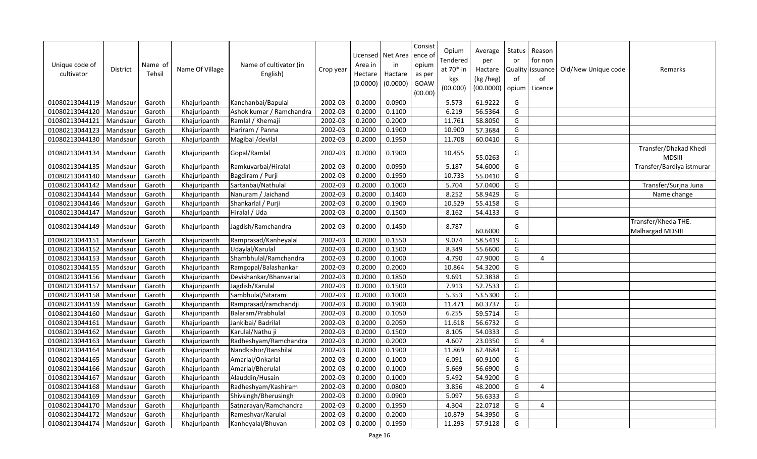| Unique code of cultivator | District | Name of Tehsil | Name Of Village | Name of cultivator (in English) | Crop year | Licensed Area in Hectare (0.0000) | Net Area in Hactare (0.0000) | Consistence of opium as per GOAW (00.00) | Opium Tendered at 70* in kgs (00.000) | Average per Hactare (kg /heg) (00.0000) | Status or Quality of opium | Reason for non issuance of Licence | Old/New Unique code | Remarks |
|---|---|---|---|---|---|---|---|---|---|---|---|---|---|---|
| 01080213044119 | Mandsaur | Garoth | Khajuripanth | Kanchanbai/Bapulal | 2002-03 | 0.2000 | 0.0900 | | 5.573 | 61.9222 | G | | | |
| 01080213044120 | Mandsaur | Garoth | Khajuripanth | Ashok kumar / Ramchandra | 2002-03 | 0.2000 | 0.1100 | | 6.219 | 56.5364 | G | | | |
| 01080213044121 | Mandsaur | Garoth | Khajuripanth | Ramlal / Khemaji | 2002-03 | 0.2000 | 0.2000 | | 11.761 | 58.8050 | G | | | |
| 01080213044123 | Mandsaur | Garoth | Khajuripanth | Hariram / Panna | 2002-03 | 0.2000 | 0.1900 | | 10.900 | 57.3684 | G | | | |
| 01080213044130 | Mandsaur | Garoth | Khajuripanth | Magibai /devilal | 2002-03 | 0.2000 | 0.1950 | | 11.708 | 60.0410 | G | | | |
| 01080213044134 | Mandsaur | Garoth | Khajuripanth | Gopal/Ramlal | 2002-03 | 0.2000 | 0.1900 | | 10.455 | 55.0263 | G | | | Transfer/Dhakad Khedi MDSIII |
| 01080213044135 | Mandsaur | Garoth | Khajuripanth | Ramkuvarbai/Hiralal | 2002-03 | 0.2000 | 0.0950 | | 5.187 | 54.6000 | G | | | Transfer/Bardiya istmurar |
| 01080213044140 | Mandsaur | Garoth | Khajuripanth | Bagdiram / Purji | 2002-03 | 0.2000 | 0.1950 | | 10.733 | 55.0410 | G | | | |
| 01080213044142 | Mandsaur | Garoth | Khajuripanth | Sartanbai/Nathulal | 2002-03 | 0.2000 | 0.1000 | | 5.704 | 57.0400 | G | | | Transfer/Surjna Juna |
| 01080213044144 | Mandsaur | Garoth | Khajuripanth | Nanuram / Jaichand | 2002-03 | 0.2000 | 0.1400 | | 8.252 | 58.9429 | G | | | Name change |
| 01080213044146 | Mandsaur | Garoth | Khajuripanth | Shankarlal / Purji | 2002-03 | 0.2000 | 0.1900 | | 10.529 | 55.4158 | G | | | |
| 01080213044147 | Mandsaur | Garoth | Khajuripanth | Hiralal / Uda | 2002-03 | 0.2000 | 0.1500 | | 8.162 | 54.4133 | G | | | |
| 01080213044149 | Mandsaur | Garoth | Khajuripanth | Jagdish/Ramchandra | 2002-03 | 0.2000 | 0.1450 | | 8.787 | 60.6000 | G | | | Transfer/Kheda THE. Malhargad MDSIII |
| 01080213044151 | Mandsaur | Garoth | Khajuripanth | Ramprasad/Kanheyalal | 2002-03 | 0.2000 | 0.1550 | | 9.074 | 58.5419 | G | | | |
| 01080213044152 | Mandsaur | Garoth | Khajuripanth | Udaylal/Karulal | 2002-03 | 0.2000 | 0.1500 | | 8.349 | 55.6600 | G | | | |
| 01080213044153 | Mandsaur | Garoth | Khajuripanth | Shambhulal/Ramchandra | 2002-03 | 0.2000 | 0.1000 | | 4.790 | 47.9000 | G | 4 | | |
| 01080213044155 | Mandsaur | Garoth | Khajuripanth | Ramgopal/Balashankar | 2002-03 | 0.2000 | 0.2000 | | 10.864 | 54.3200 | G | | | |
| 01080213044156 | Mandsaur | Garoth | Khajuripanth | Devishankar/Bhanvarlal | 2002-03 | 0.2000 | 0.1850 | | 9.691 | 52.3838 | G | | | |
| 01080213044157 | Mandsaur | Garoth | Khajuripanth | Jagdish/Karulal | 2002-03 | 0.2000 | 0.1500 | | 7.913 | 52.7533 | G | | | |
| 01080213044158 | Mandsaur | Garoth | Khajuripanth | Sambhulal/Sitaram | 2002-03 | 0.2000 | 0.1000 | | 5.353 | 53.5300 | G | | | |
| 01080213044159 | Mandsaur | Garoth | Khajuripanth | Ramprasad/ramchandji | 2002-03 | 0.2000 | 0.1900 | | 11.471 | 60.3737 | G | | | |
| 01080213044160 | Mandsaur | Garoth | Khajuripanth | Balaram/Prabhulal | 2002-03 | 0.2000 | 0.1050 | | 6.255 | 59.5714 | G | | | |
| 01080213044161 | Mandsaur | Garoth | Khajuripanth | Jankibai/ Badrilal | 2002-03 | 0.2000 | 0.2050 | | 11.618 | 56.6732 | G | | | |
| 01080213044162 | Mandsaur | Garoth | Khajuripanth | Karulal/Nathu ji | 2002-03 | 0.2000 | 0.1500 | | 8.105 | 54.0333 | G | | | |
| 01080213044163 | Mandsaur | Garoth | Khajuripanth | Radheshyam/Ramchandra | 2002-03 | 0.2000 | 0.2000 | | 4.607 | 23.0350 | G | 4 | | |
| 01080213044164 | Mandsaur | Garoth | Khajuripanth | Nandkishor/Banshilal | 2002-03 | 0.2000 | 0.1900 | | 11.869 | 62.4684 | G | | | |
| 01080213044165 | Mandsaur | Garoth | Khajuripanth | Amarlal/Onkarlal | 2002-03 | 0.2000 | 0.1000 | | 6.091 | 60.9100 | G | | | |
| 01080213044166 | Mandsaur | Garoth | Khajuripanth | Amarlal/Bherulal | 2002-03 | 0.2000 | 0.1000 | | 5.669 | 56.6900 | G | | | |
| 01080213044167 | Mandsaur | Garoth | Khajuripanth | Alauddin/Husain | 2002-03 | 0.2000 | 0.1000 | | 5.492 | 54.9200 | G | | | |
| 01080213044168 | Mandsaur | Garoth | Khajuripanth | Radheshyam/Kashiram | 2002-03 | 0.2000 | 0.0800 | | 3.856 | 48.2000 | G | 4 | | |
| 01080213044169 | Mandsaur | Garoth | Khajuripanth | Shivsingh/Bherusingh | 2002-03 | 0.2000 | 0.0900 | | 5.097 | 56.6333 | G | | | |
| 01080213044170 | Mandsaur | Garoth | Khajuripanth | Satnarayan/Ramchandra | 2002-03 | 0.2000 | 0.1950 | | 4.304 | 22.0718 | G | 4 | | |
| 01080213044172 | Mandsaur | Garoth | Khajuripanth | Rameshvar/Karulal | 2002-03 | 0.2000 | 0.2000 | | 10.879 | 54.3950 | G | | | |
| 01080213044174 | Mandsaur | Garoth | Khajuripanth | Kanheyalal/Bhuvan | 2002-03 | 0.2000 | 0.1950 | | 11.293 | 57.9128 | G | | | |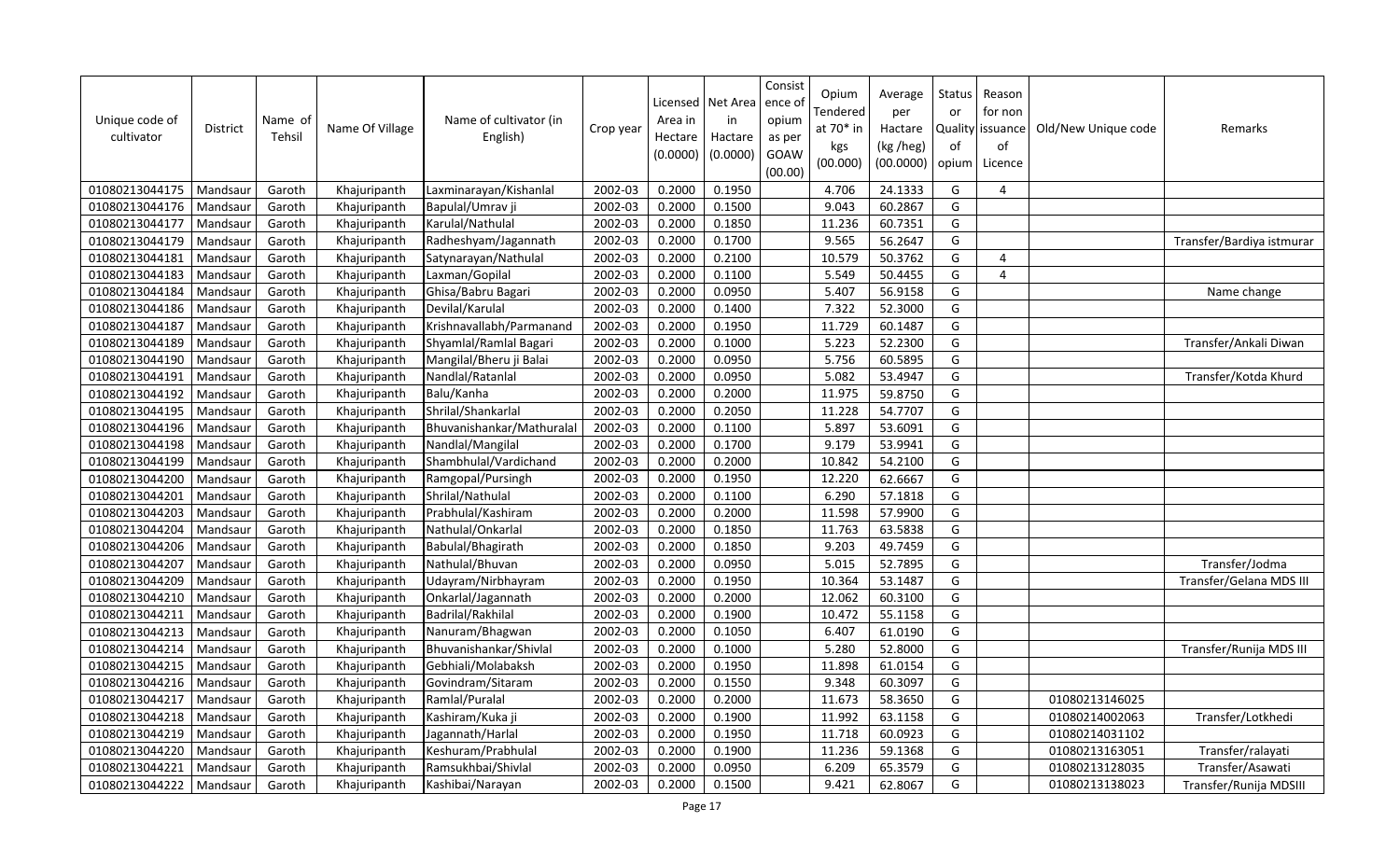| Unique code of cultivator | District | Name of Tehsil | Name Of Village | Name of cultivator (in English) | Crop year | Licensed Area in Hectare (0.0000) | Net Area in Hactare (0.0000) | Consist ence of opium as per GOAW (00.00) | Opium Tendered at 70* in kgs (00.000) | Average per Hactare (kg /heg) (00.0000) | Status or Quality of opium | Reason for non issuance of Licence | Old/New Unique code | Remarks |
|---|---|---|---|---|---|---|---|---|---|---|---|---|---|---|
| 01080213044175 | Mandsaur | Garoth | Khajuripanth | Laxminarayan/Kishanlal | 2002-03 | 0.2000 | 0.1950 | | 4.706 | 24.1333 | G | 4 | | |
| 01080213044176 | Mandsaur | Garoth | Khajuripanth | Bapulal/Umrav ji | 2002-03 | 0.2000 | 0.1500 | | 9.043 | 60.2867 | G | | | |
| 01080213044177 | Mandsaur | Garoth | Khajuripanth | Karulal/Nathulal | 2002-03 | 0.2000 | 0.1850 | | 11.236 | 60.7351 | G | | | |
| 01080213044179 | Mandsaur | Garoth | Khajuripanth | Radheshyam/Jagannath | 2002-03 | 0.2000 | 0.1700 | | 9.565 | 56.2647 | G | | | Transfer/Bardiya istmurar |
| 01080213044181 | Mandsaur | Garoth | Khajuripanth | Satynarayan/Nathulal | 2002-03 | 0.2000 | 0.2100 | | 10.579 | 50.3762 | G | 4 | | |
| 01080213044183 | Mandsaur | Garoth | Khajuripanth | Laxman/Gopilal | 2002-03 | 0.2000 | 0.1100 | | 5.549 | 50.4455 | G | 4 | | |
| 01080213044184 | Mandsaur | Garoth | Khajuripanth | Ghisa/Babru Bagari | 2002-03 | 0.2000 | 0.0950 | | 5.407 | 56.9158 | G | | | Name change |
| 01080213044186 | Mandsaur | Garoth | Khajuripanth | Devilal/Karulal | 2002-03 | 0.2000 | 0.1400 | | 7.322 | 52.3000 | G | | | |
| 01080213044187 | Mandsaur | Garoth | Khajuripanth | Krishnavallabh/Parmanand | 2002-03 | 0.2000 | 0.1950 | | 11.729 | 60.1487 | G | | | |
| 01080213044189 | Mandsaur | Garoth | Khajuripanth | Shyamlal/Ramlal Bagari | 2002-03 | 0.2000 | 0.1000 | | 5.223 | 52.2300 | G | | | Transfer/Ankali Diwan |
| 01080213044190 | Mandsaur | Garoth | Khajuripanth | Mangilal/Bheru ji Balai | 2002-03 | 0.2000 | 0.0950 | | 5.756 | 60.5895 | G | | | |
| 01080213044191 | Mandsaur | Garoth | Khajuripanth | Nandlal/Ratanlal | 2002-03 | 0.2000 | 0.0950 | | 5.082 | 53.4947 | G | | | Transfer/Kotda Khurd |
| 01080213044192 | Mandsaur | Garoth | Khajuripanth | Balu/Kanha | 2002-03 | 0.2000 | 0.2000 | | 11.975 | 59.8750 | G | | | |
| 01080213044195 | Mandsaur | Garoth | Khajuripanth | Shrilal/Shankarlal | 2002-03 | 0.2000 | 0.2050 | | 11.228 | 54.7707 | G | | | |
| 01080213044196 | Mandsaur | Garoth | Khajuripanth | Bhuvanishankar/Mathuralal | 2002-03 | 0.2000 | 0.1100 | | 5.897 | 53.6091 | G | | | |
| 01080213044198 | Mandsaur | Garoth | Khajuripanth | Nandlal/Mangilal | 2002-03 | 0.2000 | 0.1700 | | 9.179 | 53.9941 | G | | | |
| 01080213044199 | Mandsaur | Garoth | Khajuripanth | Shambhulal/Vardichand | 2002-03 | 0.2000 | 0.2000 | | 10.842 | 54.2100 | G | | | |
| 01080213044200 | Mandsaur | Garoth | Khajuripanth | Ramgopal/Pursingh | 2002-03 | 0.2000 | 0.1950 | | 12.220 | 62.6667 | G | | | |
| 01080213044201 | Mandsaur | Garoth | Khajuripanth | Shrilal/Nathulal | 2002-03 | 0.2000 | 0.1100 | | 6.290 | 57.1818 | G | | | |
| 01080213044203 | Mandsaur | Garoth | Khajuripanth | Prabhulal/Kashiram | 2002-03 | 0.2000 | 0.2000 | | 11.598 | 57.9900 | G | | | |
| 01080213044204 | Mandsaur | Garoth | Khajuripanth | Nathulal/Onkarlal | 2002-03 | 0.2000 | 0.1850 | | 11.763 | 63.5838 | G | | | |
| 01080213044206 | Mandsaur | Garoth | Khajuripanth | Babulal/Bhagirath | 2002-03 | 0.2000 | 0.1850 | | 9.203 | 49.7459 | G | | | |
| 01080213044207 | Mandsaur | Garoth | Khajuripanth | Nathulal/Bhuvan | 2002-03 | 0.2000 | 0.0950 | | 5.015 | 52.7895 | G | | | Transfer/Jodma |
| 01080213044209 | Mandsaur | Garoth | Khajuripanth | Udayram/Nirbhayram | 2002-03 | 0.2000 | 0.1950 | | 10.364 | 53.1487 | G | | | Transfer/Gelana MDS III |
| 01080213044210 | Mandsaur | Garoth | Khajuripanth | Onkarlal/Jagannath | 2002-03 | 0.2000 | 0.2000 | | 12.062 | 60.3100 | G | | | |
| 01080213044211 | Mandsaur | Garoth | Khajuripanth | Badrilal/Rakhilal | 2002-03 | 0.2000 | 0.1900 | | 10.472 | 55.1158 | G | | | |
| 01080213044213 | Mandsaur | Garoth | Khajuripanth | Nanuram/Bhagwan | 2002-03 | 0.2000 | 0.1050 | | 6.407 | 61.0190 | G | | | |
| 01080213044214 | Mandsaur | Garoth | Khajuripanth | Bhuvanishankar/Shivlal | 2002-03 | 0.2000 | 0.1000 | | 5.280 | 52.8000 | G | | | Transfer/Runija MDS III |
| 01080213044215 | Mandsaur | Garoth | Khajuripanth | Gebhiali/Molabaksh | 2002-03 | 0.2000 | 0.1950 | | 11.898 | 61.0154 | G | | | |
| 01080213044216 | Mandsaur | Garoth | Khajuripanth | Govindram/Sitaram | 2002-03 | 0.2000 | 0.1550 | | 9.348 | 60.3097 | G | | | |
| 01080213044217 | Mandsaur | Garoth | Khajuripanth | Ramlal/Puralal | 2002-03 | 0.2000 | 0.2000 | | 11.673 | 58.3650 | G | | 01080213146025 | |
| 01080213044218 | Mandsaur | Garoth | Khajuripanth | Kashiram/Kuka ji | 2002-03 | 0.2000 | 0.1900 | | 11.992 | 63.1158 | G | | 01080214002063 | Transfer/Lotkhedi |
| 01080213044219 | Mandsaur | Garoth | Khajuripanth | Jagannath/Harlal | 2002-03 | 0.2000 | 0.1950 | | 11.718 | 60.0923 | G | | 01080214031102 | |
| 01080213044220 | Mandsaur | Garoth | Khajuripanth | Keshuram/Prabhulal | 2002-03 | 0.2000 | 0.1900 | | 11.236 | 59.1368 | G | | 01080213163051 | Transfer/ralayati |
| 01080213044221 | Mandsaur | Garoth | Khajuripanth | Ramsukhbai/Shivlal | 2002-03 | 0.2000 | 0.0950 | | 6.209 | 65.3579 | G | | 01080213128035 | Transfer/Asawati |
| 01080213044222 | Mandsaur | Garoth | Khajuripanth | Kashibai/Narayan | 2002-03 | 0.2000 | 0.1500 | | 9.421 | 62.8067 | G | | 01080213138023 | Transfer/Runija MDSIII |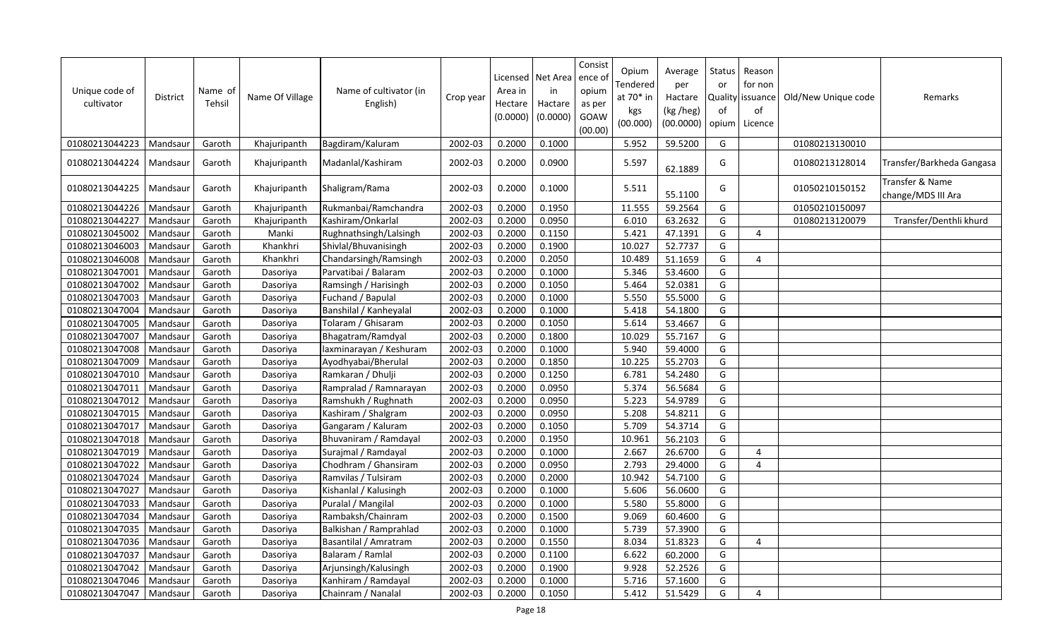| Unique code of cultivator | District | Name of Tehsil | Name Of Village | Name of cultivator (in English) | Crop year | Licensed Area in Hectare (0.0000) | Net Area in Hactare (0.0000) | Consistence of opium as per GOAW (00.00) | Opium Tendered at 70* in kgs (00.000) | Average per Hactare (kg /heg) (00.0000) | Status or Quality of opium | Reason for non issuance of Licence | Old/New Unique code | Remarks |
|---|---|---|---|---|---|---|---|---|---|---|---|---|---|---|
| 01080213044223 | Mandsaur | Garoth | Khajuripanth | Bagdiram/Kaluram | 2002-03 | 0.2000 | 0.1000 | | 5.952 | 59.5200 | G | | 01080213130010 | |
| 01080213044224 | Mandsaur | Garoth | Khajuripanth | Madanlal/Kashiram | 2002-03 | 0.2000 | 0.0900 | | 5.597 | 62.1889 | G | | 01080213128014 | Transfer/Barkheda Gangasa |
| 01080213044225 | Mandsaur | Garoth | Khajuripanth | Shaligram/Rama | 2002-03 | 0.2000 | 0.1000 | | 5.511 | 55.1100 | G | | 01050210150152 | Transfer & Name change/MDS III Ara |
| 01080213044226 | Mandsaur | Garoth | Khajuripanth | Rukmanbai/Ramchandra | 2002-03 | 0.2000 | 0.1950 | | 11.555 | 59.2564 | G | | 01050210150097 | |
| 01080213044227 | Mandsaur | Garoth | Khajuripanth | Kashiram/Onkarlal | 2002-03 | 0.2000 | 0.0950 | | 6.010 | 63.2632 | G | | 01080213120079 | Transfer/Denthli khurd |
| 01080213045002 | Mandsaur | Garoth | Manki | Rughnathsingh/Lalsingh | 2002-03 | 0.2000 | 0.1150 | | 5.421 | 47.1391 | G | 4 | | |
| 01080213046003 | Mandsaur | Garoth | Khankhri | Shivlal/Bhuvanisingh | 2002-03 | 0.2000 | 0.1900 | | 10.027 | 52.7737 | G | | | |
| 01080213046008 | Mandsaur | Garoth | Khankhri | Chandarsingh/Ramsingh | 2002-03 | 0.2000 | 0.2050 | | 10.489 | 51.1659 | G | 4 | | |
| 01080213047001 | Mandsaur | Garoth | Dasoriya | Parvatibai / Balaram | 2002-03 | 0.2000 | 0.1000 | | 5.346 | 53.4600 | G | | | |
| 01080213047002 | Mandsaur | Garoth | Dasoriya | Ramsingh / Harisingh | 2002-03 | 0.2000 | 0.1050 | | 5.464 | 52.0381 | G | | | |
| 01080213047003 | Mandsaur | Garoth | Dasoriya | Fuchand / Bapulal | 2002-03 | 0.2000 | 0.1000 | | 5.550 | 55.5000 | G | | | |
| 01080213047004 | Mandsaur | Garoth | Dasoriya | Banshilal / Kanheyalal | 2002-03 | 0.2000 | 0.1000 | | 5.418 | 54.1800 | G | | | |
| 01080213047005 | Mandsaur | Garoth | Dasoriya | Tolaram / Ghisaram | 2002-03 | 0.2000 | 0.1050 | | 5.614 | 53.4667 | G | | | |
| 01080213047007 | Mandsaur | Garoth | Dasoriya | Bhagatram/Ramdyal | 2002-03 | 0.2000 | 0.1800 | | 10.029 | 55.7167 | G | | | |
| 01080213047008 | Mandsaur | Garoth | Dasoriya | laxminarayan / Keshuram | 2002-03 | 0.2000 | 0.1000 | | 5.940 | 59.4000 | G | | | |
| 01080213047009 | Mandsaur | Garoth | Dasoriya | Ayodhyabai/Bherulal | 2002-03 | 0.2000 | 0.1850 | | 10.225 | 55.2703 | G | | | |
| 01080213047010 | Mandsaur | Garoth | Dasoriya | Ramkaran / Dhulji | 2002-03 | 0.2000 | 0.1250 | | 6.781 | 54.2480 | G | | | |
| 01080213047011 | Mandsaur | Garoth | Dasoriya | Rampralad / Ramnarayan | 2002-03 | 0.2000 | 0.0950 | | 5.374 | 56.5684 | G | | | |
| 01080213047012 | Mandsaur | Garoth | Dasoriya | Ramshukh / Rughnath | 2002-03 | 0.2000 | 0.0950 | | 5.223 | 54.9789 | G | | | |
| 01080213047015 | Mandsaur | Garoth | Dasoriya | Kashiram / Shalgram | 2002-03 | 0.2000 | 0.0950 | | 5.208 | 54.8211 | G | | | |
| 01080213047017 | Mandsaur | Garoth | Dasoriya | Gangaram / Kaluram | 2002-03 | 0.2000 | 0.1050 | | 5.709 | 54.3714 | G | | | |
| 01080213047018 | Mandsaur | Garoth | Dasoriya | Bhuvaniram / Ramdayal | 2002-03 | 0.2000 | 0.1950 | | 10.961 | 56.2103 | G | | | |
| 01080213047019 | Mandsaur | Garoth | Dasoriya | Surajmal / Ramdayal | 2002-03 | 0.2000 | 0.1000 | | 2.667 | 26.6700 | G | 4 | | |
| 01080213047022 | Mandsaur | Garoth | Dasoriya | Chodhram / Ghansiram | 2002-03 | 0.2000 | 0.0950 | | 2.793 | 29.4000 | G | 4 | | |
| 01080213047024 | Mandsaur | Garoth | Dasoriya | Ramvilas / Tulsiram | 2002-03 | 0.2000 | 0.2000 | | 10.942 | 54.7100 | G | | | |
| 01080213047027 | Mandsaur | Garoth | Dasoriya | Kishanlal / Kalusingh | 2002-03 | 0.2000 | 0.1000 | | 5.606 | 56.0600 | G | | | |
| 01080213047033 | Mandsaur | Garoth | Dasoriya | Puralal / Mangilal | 2002-03 | 0.2000 | 0.1000 | | 5.580 | 55.8000 | G | | | |
| 01080213047034 | Mandsaur | Garoth | Dasoriya | Rambaksh/Chainram | 2002-03 | 0.2000 | 0.1500 | | 9.069 | 60.4600 | G | | | |
| 01080213047035 | Mandsaur | Garoth | Dasoriya | Balkishan / Ramprahlad | 2002-03 | 0.2000 | 0.1000 | | 5.739 | 57.3900 | G | | | |
| 01080213047036 | Mandsaur | Garoth | Dasoriya | Basantilal / Amratram | 2002-03 | 0.2000 | 0.1550 | | 8.034 | 51.8323 | G | 4 | | |
| 01080213047037 | Mandsaur | Garoth | Dasoriya | Balaram / Ramlal | 2002-03 | 0.2000 | 0.1100 | | 6.622 | 60.2000 | G | | | |
| 01080213047042 | Mandsaur | Garoth | Dasoriya | Arjunsingh/Kalusingh | 2002-03 | 0.2000 | 0.1900 | | 9.928 | 52.2526 | G | | | |
| 01080213047046 | Mandsaur | Garoth | Dasoriya | Kanhiram / Ramdayal | 2002-03 | 0.2000 | 0.1000 | | 5.716 | 57.1600 | G | | | |
| 01080213047047 | Mandsaur | Garoth | Dasoriya | Chainram / Nanalal | 2002-03 | 0.2000 | 0.1050 | | 5.412 | 51.5429 | G | 4 | | |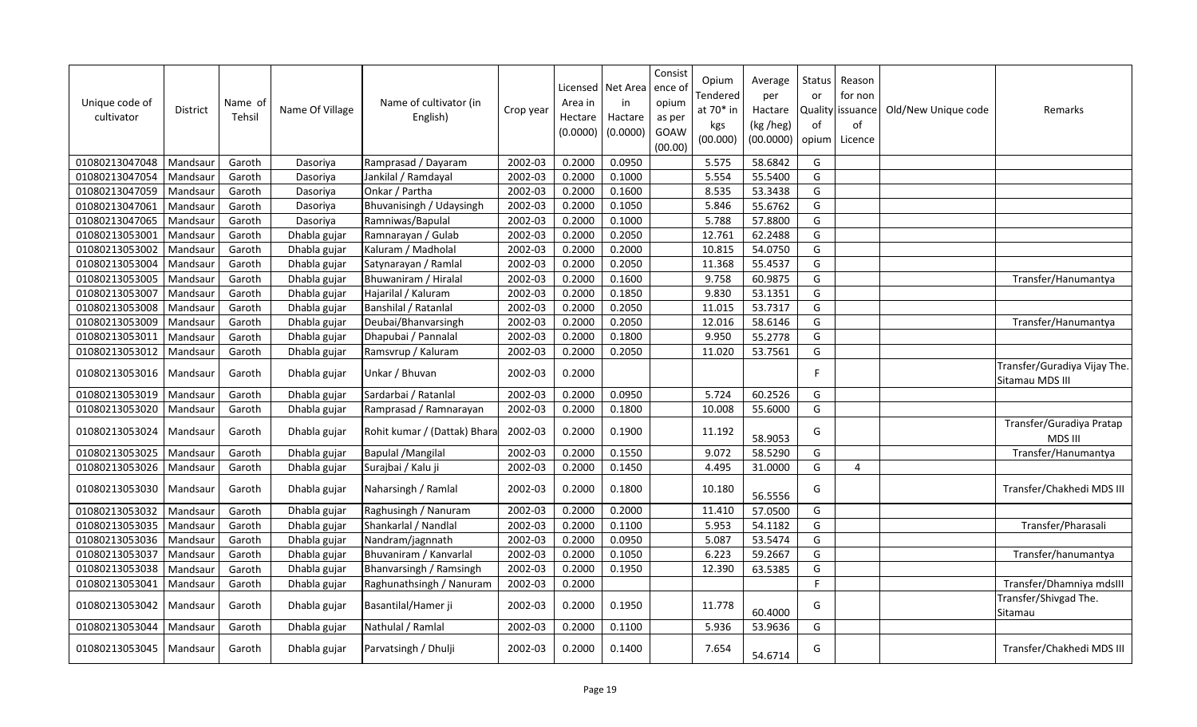| Unique code of cultivator | District | Name of Tehsil | Name Of Village | Name of cultivator (in English) | Crop year | Licensed Area in Hectare (0.0000) | Net Area in Hactare (0.0000) | Consistence of opium as per GOAW (00.00) | Opium Tendered at 70* in kgs (00.000) | Average per Hactare (kg /heg) (00.0000) | Status or Quality of opium | Reason for non issuance of Licence | Old/New Unique code | Remarks |
|---|---|---|---|---|---|---|---|---|---|---|---|---|---|---|
| 01080213047048 | Mandsaur | Garoth | Dasoriya | Ramprasad / Dayaram | 2002-03 | 0.2000 | 0.0950 | | 5.575 | 58.6842 | G | | | |
| 01080213047054 | Mandsaur | Garoth | Dasoriya | Jankilal / Ramdayal | 2002-03 | 0.2000 | 0.1000 | | 5.554 | 55.5400 | G | | | |
| 01080213047059 | Mandsaur | Garoth | Dasoriya | Onkar / Partha | 2002-03 | 0.2000 | 0.1600 | | 8.535 | 53.3438 | G | | | |
| 01080213047061 | Mandsaur | Garoth | Dasoriya | Bhuvanisingh / Udaysingh | 2002-03 | 0.2000 | 0.1050 | | 5.846 | 55.6762 | G | | | |
| 01080213047065 | Mandsaur | Garoth | Dasoriya | Ramniwas/Bapulal | 2002-03 | 0.2000 | 0.1000 | | 5.788 | 57.8800 | G | | | |
| 01080213053001 | Mandsaur | Garoth | Dhabla gujar | Ramnarayan / Gulab | 2002-03 | 0.2000 | 0.2050 | | 12.761 | 62.2488 | G | | | |
| 01080213053002 | Mandsaur | Garoth | Dhabla gujar | Kaluram / Madholal | 2002-03 | 0.2000 | 0.2000 | | 10.815 | 54.0750 | G | | | |
| 01080213053004 | Mandsaur | Garoth | Dhabla gujar | Satynarayan / Ramlal | 2002-03 | 0.2000 | 0.2050 | | 11.368 | 55.4537 | G | | | |
| 01080213053005 | Mandsaur | Garoth | Dhabla gujar | Bhuwaniram / Hiralal | 2002-03 | 0.2000 | 0.1600 | | 9.758 | 60.9875 | G | | | Transfer/Hanumantya |
| 01080213053007 | Mandsaur | Garoth | Dhabla gujar | Hajarilal / Kaluram | 2002-03 | 0.2000 | 0.1850 | | 9.830 | 53.1351 | G | | | |
| 01080213053008 | Mandsaur | Garoth | Dhabla gujar | Banshilal / Ratanlal | 2002-03 | 0.2000 | 0.2050 | | 11.015 | 53.7317 | G | | | |
| 01080213053009 | Mandsaur | Garoth | Dhabla gujar | Deubai/Bhanvarsingh | 2002-03 | 0.2000 | 0.2050 | | 12.016 | 58.6146 | G | | | Transfer/Hanumantya |
| 01080213053011 | Mandsaur | Garoth | Dhabla gujar | Dhapubai / Pannalal | 2002-03 | 0.2000 | 0.1800 | | 9.950 | 55.2778 | G | | | |
| 01080213053012 | Mandsaur | Garoth | Dhabla gujar | Ramsvrup / Kaluram | 2002-03 | 0.2000 | 0.2050 | | 11.020 | 53.7561 | G | | | |
| 01080213053016 | Mandsaur | Garoth | Dhabla gujar | Unkar / Bhuvan | 2002-03 | 0.2000 | | | | | F | | | Transfer/Guradiya Vijay The. Sitamau MDS III |
| 01080213053019 | Mandsaur | Garoth | Dhabla gujar | Sardarbai / Ratanlal | 2002-03 | 0.2000 | 0.0950 | | 5.724 | 60.2526 | G | | | |
| 01080213053020 | Mandsaur | Garoth | Dhabla gujar | Ramprasad / Ramnarayan | 2002-03 | 0.2000 | 0.1800 | | 10.008 | 55.6000 | G | | | |
| 01080213053024 | Mandsaur | Garoth | Dhabla gujar | Rohit kumar / (Dattak) Bhara | 2002-03 | 0.2000 | 0.1900 | | 11.192 | 58.9053 | G | | | Transfer/Guradiya Pratap MDS III |
| 01080213053025 | Mandsaur | Garoth | Dhabla gujar | Bapulal /Mangilal | 2002-03 | 0.2000 | 0.1550 | | 9.072 | 58.5290 | G | | | Transfer/Hanumantya |
| 01080213053026 | Mandsaur | Garoth | Dhabla gujar | Surajbai / Kalu ji | 2002-03 | 0.2000 | 0.1450 | | 4.495 | 31.0000 | G | 4 | | |
| 01080213053030 | Mandsaur | Garoth | Dhabla gujar | Naharsingh / Ramlal | 2002-03 | 0.2000 | 0.1800 | | 10.180 | 56.5556 | G | | | Transfer/Chakhedi MDS III |
| 01080213053032 | Mandsaur | Garoth | Dhabla gujar | Raghusingh / Nanuram | 2002-03 | 0.2000 | 0.2000 | | 11.410 | 57.0500 | G | | | |
| 01080213053035 | Mandsaur | Garoth | Dhabla gujar | Shankarlal / Nandlal | 2002-03 | 0.2000 | 0.1100 | | 5.953 | 54.1182 | G | | | Transfer/Pharasali |
| 01080213053036 | Mandsaur | Garoth | Dhabla gujar | Nandram/jagnnath | 2002-03 | 0.2000 | 0.0950 | | 5.087 | 53.5474 | G | | | |
| 01080213053037 | Mandsaur | Garoth | Dhabla gujar | Bhuvaniram / Kanvarlal | 2002-03 | 0.2000 | 0.1050 | | 6.223 | 59.2667 | G | | | Transfer/hanumantya |
| 01080213053038 | Mandsaur | Garoth | Dhabla gujar | Bhanvarsingh / Ramsingh | 2002-03 | 0.2000 | 0.1950 | | 12.390 | 63.5385 | G | | | |
| 01080213053041 | Mandsaur | Garoth | Dhabla gujar | Raghunathsingh / Nanuram | 2002-03 | 0.2000 | | | | | F | | | Transfer/Dhamniya mdsIII |
| 01080213053042 | Mandsaur | Garoth | Dhabla gujar | Basantilal/Hamer ji | 2002-03 | 0.2000 | 0.1950 | | 11.778 | 60.4000 | G | | | Transfer/Shivgad The. Sitamau |
| 01080213053044 | Mandsaur | Garoth | Dhabla gujar | Nathulal / Ramlal | 2002-03 | 0.2000 | 0.1100 | | 5.936 | 53.9636 | G | | | |
| 01080213053045 | Mandsaur | Garoth | Dhabla gujar | Parvatsingh / Dhulji | 2002-03 | 0.2000 | 0.1400 | | 7.654 | 54.6714 | G | | | Transfer/Chakhedi MDS III |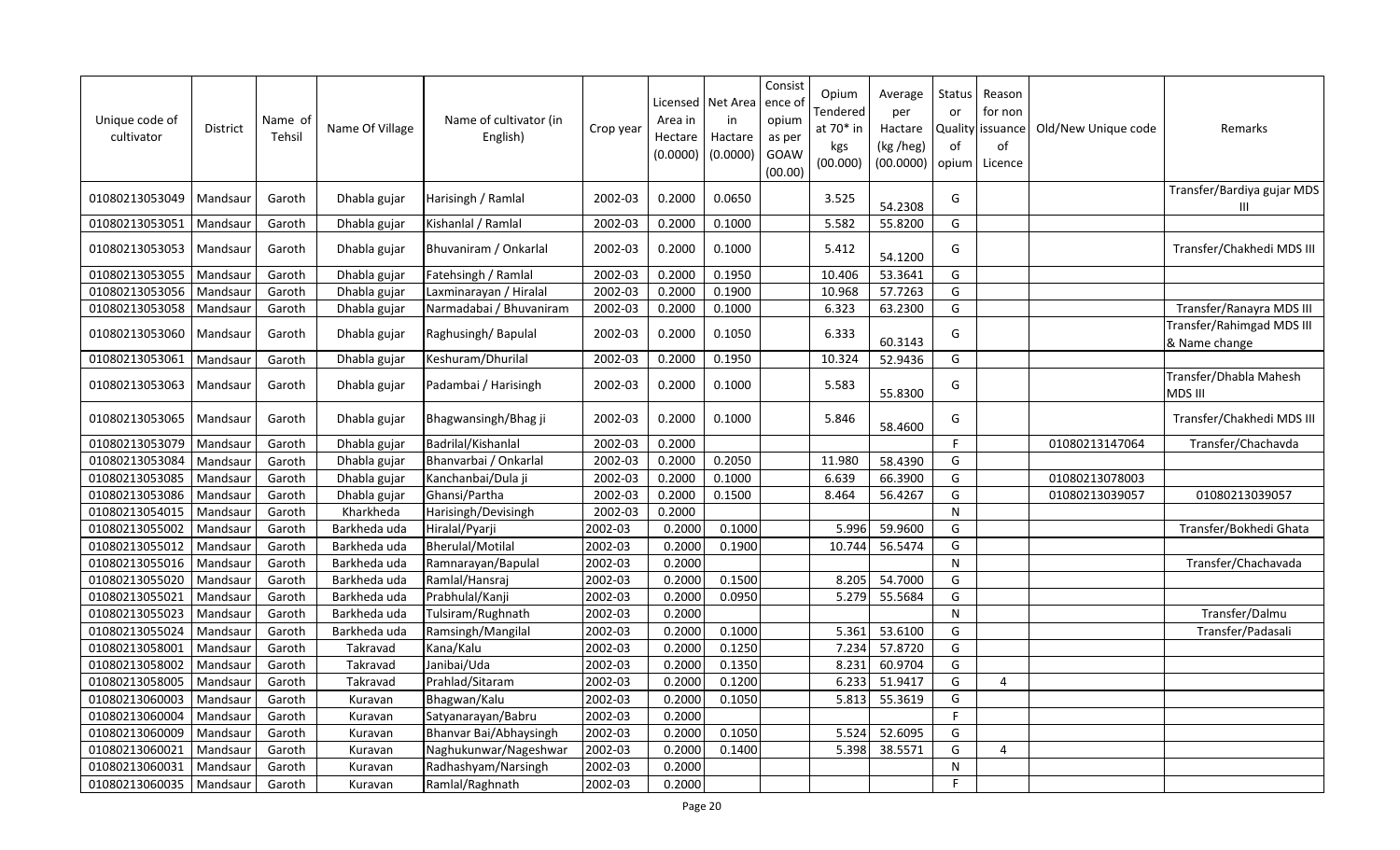| Unique code of cultivator | District | Name of Tehsil | Name Of Village | Name of cultivator (in English) | Crop year | Licensed Area in Hectare (0.0000) | Net Area in Hactare (0.0000) | Consistence of opium as per GOAW (00.00) | Opium Tendered at 70* in kgs (00.000) | Average per Hactare (kg /heg) (00.0000) | Status or Quality of opium | Reason for non issuance of Licence | Old/New Unique code | Remarks |
|---|---|---|---|---|---|---|---|---|---|---|---|---|---|---|
| 01080213053049 | Mandsaur | Garoth | Dhabla gujar | Harisingh / Ramlal | 2002-03 | 0.2000 | 0.0650 | | 3.525 | 54.2308 | G | | | Transfer/Bardiya gujar MDS III |
| 01080213053051 | Mandsaur | Garoth | Dhabla gujar | Kishanlal / Ramlal | 2002-03 | 0.2000 | 0.1000 | | 5.582 | 55.8200 | G | | | |
| 01080213053053 | Mandsaur | Garoth | Dhabla gujar | Bhuvaniram / Onkarlal | 2002-03 | 0.2000 | 0.1000 | | 5.412 | 54.1200 | G | | | Transfer/Chakhedi MDS III |
| 01080213053055 | Mandsaur | Garoth | Dhabla gujar | Fatehsingh / Ramlal | 2002-03 | 0.2000 | 0.1950 | | 10.406 | 53.3641 | G | | | |
| 01080213053056 | Mandsaur | Garoth | Dhabla gujar | Laxminarayan / Hiralal | 2002-03 | 0.2000 | 0.1900 | | 10.968 | 57.7263 | G | | | |
| 01080213053058 | Mandsaur | Garoth | Dhabla gujar | Narmadabai / Bhuvaniram | 2002-03 | 0.2000 | 0.1000 | | 6.323 | 63.2300 | G | | | Transfer/Ranayra MDS III |
| 01080213053060 | Mandsaur | Garoth | Dhabla gujar | Raghusingh/ Bapulal | 2002-03 | 0.2000 | 0.1050 | | 6.333 | 60.3143 | G | | | Transfer/Rahimgad MDS III & Name change |
| 01080213053061 | Mandsaur | Garoth | Dhabla gujar | Keshuram/Dhurilal | 2002-03 | 0.2000 | 0.1950 | | 10.324 | 52.9436 | G | | | |
| 01080213053063 | Mandsaur | Garoth | Dhabla gujar | Padambai / Harisingh | 2002-03 | 0.2000 | 0.1000 | | 5.583 | 55.8300 | G | | | Transfer/Dhabla Mahesh MDS III |
| 01080213053065 | Mandsaur | Garoth | Dhabla gujar | Bhagwansingh/Bhag ji | 2002-03 | 0.2000 | 0.1000 | | 5.846 | 58.4600 | G | | | Transfer/Chakhedi MDS III |
| 01080213053079 | Mandsaur | Garoth | Dhabla gujar | Badrilal/Kishanlal | 2002-03 | 0.2000 | | | | | F | | 01080213147064 | Transfer/Chachavda |
| 01080213053084 | Mandsaur | Garoth | Dhabla gujar | Bhanvarbai / Onkarlal | 2002-03 | 0.2000 | 0.2050 | | 11.980 | 58.4390 | G | | | |
| 01080213053085 | Mandsaur | Garoth | Dhabla gujar | Kanchanbai/Dula ji | 2002-03 | 0.2000 | 0.1000 | | 6.639 | 66.3900 | G | | 01080213078003 | |
| 01080213053086 | Mandsaur | Garoth | Dhabla gujar | Ghansi/Partha | 2002-03 | 0.2000 | 0.1500 | | 8.464 | 56.4267 | G | | 01080213039057 | 01080213039057 |
| 01080213054015 | Mandsaur | Garoth | Kharkheda | Harisingh/Devisingh | 2002-03 | 0.2000 | | | | | N | | | |
| 01080213055002 | Mandsaur | Garoth | Barkheda uda | Hiralal/Pyarji | 2002-03 | 0.2000 | 0.1000 | | 5.996 | 59.9600 | G | | | Transfer/Bokhedi Ghata |
| 01080213055012 | Mandsaur | Garoth | Barkheda uda | Bherulal/Motilal | 2002-03 | 0.2000 | 0.1900 | | 10.744 | 56.5474 | G | | | |
| 01080213055016 | Mandsaur | Garoth | Barkheda uda | Ramnarayan/Bapulal | 2002-03 | 0.2000 | | | | | N | | | Transfer/Chachavada |
| 01080213055020 | Mandsaur | Garoth | Barkheda uda | Ramlal/Hansraj | 2002-03 | 0.2000 | 0.1500 | | 8.205 | 54.7000 | G | | | |
| 01080213055021 | Mandsaur | Garoth | Barkheda uda | Prabhulal/Kanji | 2002-03 | 0.2000 | 0.0950 | | 5.279 | 55.5684 | G | | | |
| 01080213055023 | Mandsaur | Garoth | Barkheda uda | Tulsiram/Rughnath | 2002-03 | 0.2000 | | | | | N | | | Transfer/Dalmu |
| 01080213055024 | Mandsaur | Garoth | Barkheda uda | Ramsingh/Mangilal | 2002-03 | 0.2000 | 0.1000 | | 5.361 | 53.6100 | G | | | Transfer/Padasali |
| 01080213058001 | Mandsaur | Garoth | Takravad | Kana/Kalu | 2002-03 | 0.2000 | 0.1250 | | 7.234 | 57.8720 | G | | | |
| 01080213058002 | Mandsaur | Garoth | Takravad | Janibai/Uda | 2002-03 | 0.2000 | 0.1350 | | 8.231 | 60.9704 | G | | | |
| 01080213058005 | Mandsaur | Garoth | Takravad | Prahlad/Sitaram | 2002-03 | 0.2000 | 0.1200 | | 6.233 | 51.9417 | G | 4 | | |
| 01080213060003 | Mandsaur | Garoth | Kuravan | Bhagwan/Kalu | 2002-03 | 0.2000 | 0.1050 | | 5.813 | 55.3619 | G | | | |
| 01080213060004 | Mandsaur | Garoth | Kuravan | Satyanarayan/Babru | 2002-03 | 0.2000 | | | | | F | | | |
| 01080213060009 | Mandsaur | Garoth | Kuravan | Bhanvar Bai/Abhaysingh | 2002-03 | 0.2000 | 0.1050 | | 5.524 | 52.6095 | G | | | |
| 01080213060021 | Mandsaur | Garoth | Kuravan | Naghukunwar/Nageshwar | 2002-03 | 0.2000 | 0.1400 | | 5.398 | 38.5571 | G | 4 | | |
| 01080213060031 | Mandsaur | Garoth | Kuravan | Radhashyam/Narsingh | 2002-03 | 0.2000 | | | | | N | | | |
| 01080213060035 | Mandsaur | Garoth | Kuravan | Ramlal/Raghnath | 2002-03 | 0.2000 | | | | | F | | | |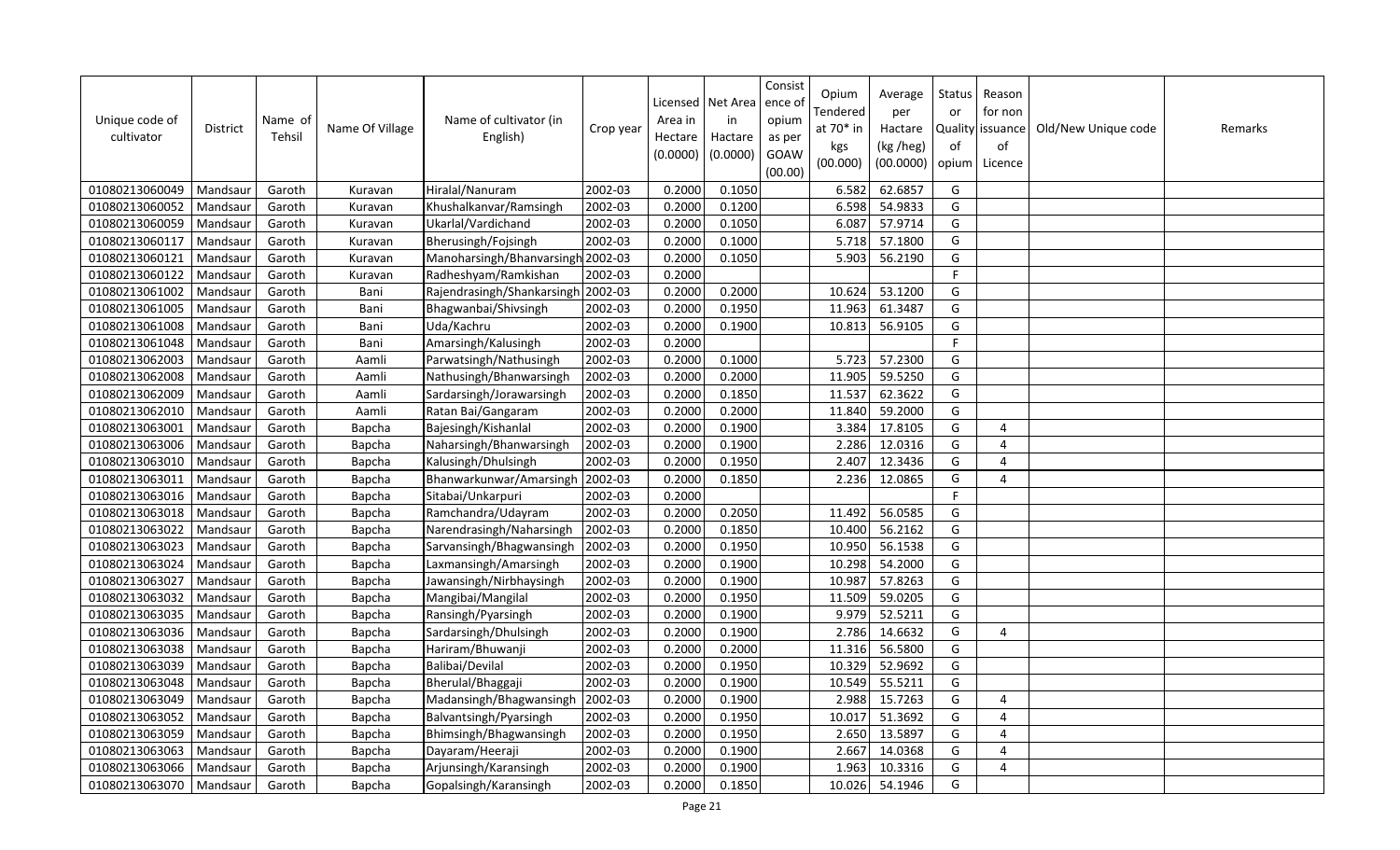| Unique code of cultivator | District | Name of Tehsil | Name Of Village | Name of cultivator (in English) | Crop year | Licensed Area in Hectare (0.0000) | Net Area in Hactare (0.0000) | Consistence of opium as per GOAW (00.00) | Opium Tendered at 70* in kgs (00.000) | Average per Hactare (kg /heg) (00.0000) | Status or Quality of opium | Reason for non issuance of Licence | Old/New Unique code | Remarks |
|---|---|---|---|---|---|---|---|---|---|---|---|---|---|---|
| 01080213060049 | Mandsaur | Garoth | Kuravan | Hiralal/Nanuram | 2002-03 | 0.2000 | 0.1050 | | 6.582 | 62.6857 | G | | | |
| 01080213060052 | Mandsaur | Garoth | Kuravan | Khushalkanvar/Ramsingh | 2002-03 | 0.2000 | 0.1200 | | 6.598 | 54.9833 | G | | | |
| 01080213060059 | Mandsaur | Garoth | Kuravan | Ukarlal/Vardichand | 2002-03 | 0.2000 | 0.1050 | | 6.087 | 57.9714 | G | | | |
| 01080213060117 | Mandsaur | Garoth | Kuravan | Bherusingh/Fojsingh | 2002-03 | 0.2000 | 0.1000 | | 5.718 | 57.1800 | G | | | |
| 01080213060121 | Mandsaur | Garoth | Kuravan | Manoharsingh/Bhanvarsingh | 2002-03 | 0.2000 | 0.1050 | | 5.903 | 56.2190 | G | | | |
| 01080213060122 | Mandsaur | Garoth | Kuravan | Radheshyam/Ramkishan | 2002-03 | 0.2000 | | | | | F | | | |
| 01080213061002 | Mandsaur | Garoth | Bani | Rajendrasingh/Shankarsingh | 2002-03 | 0.2000 | 0.2000 | | 10.624 | 53.1200 | G | | | |
| 01080213061005 | Mandsaur | Garoth | Bani | Bhagwanbai/Shivsingh | 2002-03 | 0.2000 | 0.1950 | | 11.963 | 61.3487 | G | | | |
| 01080213061008 | Mandsaur | Garoth | Bani | Uda/Kachru | 2002-03 | 0.2000 | 0.1900 | | 10.813 | 56.9105 | G | | | |
| 01080213061048 | Mandsaur | Garoth | Bani | Amarsingh/Kalusingh | 2002-03 | 0.2000 | | | | | F | | | |
| 01080213062003 | Mandsaur | Garoth | Aamli | Parwatsingh/Nathusingh | 2002-03 | 0.2000 | 0.1000 | | 5.723 | 57.2300 | G | | | |
| 01080213062008 | Mandsaur | Garoth | Aamli | Nathusingh/Bhanwarsingh | 2002-03 | 0.2000 | 0.2000 | | 11.905 | 59.5250 | G | | | |
| 01080213062009 | Mandsaur | Garoth | Aamli | Sardarsingh/Jorawarsingh | 2002-03 | 0.2000 | 0.1850 | | 11.537 | 62.3622 | G | | | |
| 01080213062010 | Mandsaur | Garoth | Aamli | Ratan Bai/Gangaram | 2002-03 | 0.2000 | 0.2000 | | 11.840 | 59.2000 | G | | | |
| 01080213063001 | Mandsaur | Garoth | Bapcha | Bajesingh/Kishanlal | 2002-03 | 0.2000 | 0.1900 | | 3.384 | 17.8105 | G | 4 | | |
| 01080213063006 | Mandsaur | Garoth | Bapcha | Naharsingh/Bhanwarsingh | 2002-03 | 0.2000 | 0.1900 | | 2.286 | 12.0316 | G | 4 | | |
| 01080213063010 | Mandsaur | Garoth | Bapcha | Kalusingh/Dhulsingh | 2002-03 | 0.2000 | 0.1950 | | 2.407 | 12.3436 | G | 4 | | |
| 01080213063011 | Mandsaur | Garoth | Bapcha | Bhanwarkunwar/Amarsingh | 2002-03 | 0.2000 | 0.1850 | | 2.236 | 12.0865 | G | 4 | | |
| 01080213063016 | Mandsaur | Garoth | Bapcha | Sitabai/Unkarpuri | 2002-03 | 0.2000 | | | | | F | | | |
| 01080213063018 | Mandsaur | Garoth | Bapcha | Ramchandra/Udayram | 2002-03 | 0.2000 | 0.2050 | | 11.492 | 56.0585 | G | | | |
| 01080213063022 | Mandsaur | Garoth | Bapcha | Narendrasingh/Naharsingh | 2002-03 | 0.2000 | 0.1850 | | 10.400 | 56.2162 | G | | | |
| 01080213063023 | Mandsaur | Garoth | Bapcha | Sarvansingh/Bhagwansingh | 2002-03 | 0.2000 | 0.1950 | | 10.950 | 56.1538 | G | | | |
| 01080213063024 | Mandsaur | Garoth | Bapcha | Laxmansingh/Amarsingh | 2002-03 | 0.2000 | 0.1900 | | 10.298 | 54.2000 | G | | | |
| 01080213063027 | Mandsaur | Garoth | Bapcha | Jawansingh/Nirbhaysingh | 2002-03 | 0.2000 | 0.1900 | | 10.987 | 57.8263 | G | | | |
| 01080213063032 | Mandsaur | Garoth | Bapcha | Mangibai/Mangilal | 2002-03 | 0.2000 | 0.1950 | | 11.509 | 59.0205 | G | | | |
| 01080213063035 | Mandsaur | Garoth | Bapcha | Ransingh/Pyarsingh | 2002-03 | 0.2000 | 0.1900 | | 9.979 | 52.5211 | G | | | |
| 01080213063036 | Mandsaur | Garoth | Bapcha | Sardarsingh/Dhulsingh | 2002-03 | 0.2000 | 0.1900 | | 2.786 | 14.6632 | G | 4 | | |
| 01080213063038 | Mandsaur | Garoth | Bapcha | Hariram/Bhuwanji | 2002-03 | 0.2000 | 0.2000 | | 11.316 | 56.5800 | G | | | |
| 01080213063039 | Mandsaur | Garoth | Bapcha | Balibai/Devilal | 2002-03 | 0.2000 | 0.1950 | | 10.329 | 52.9692 | G | | | |
| 01080213063048 | Mandsaur | Garoth | Bapcha | Bherulal/Bhaggaji | 2002-03 | 0.2000 | 0.1900 | | 10.549 | 55.5211 | G | | | |
| 01080213063049 | Mandsaur | Garoth | Bapcha | Madansingh/Bhagwansingh | 2002-03 | 0.2000 | 0.1900 | | 2.988 | 15.7263 | G | 4 | | |
| 01080213063052 | Mandsaur | Garoth | Bapcha | Balvantsingh/Pyarsingh | 2002-03 | 0.2000 | 0.1950 | | 10.017 | 51.3692 | G | 4 | | |
| 01080213063059 | Mandsaur | Garoth | Bapcha | Bhimsingh/Bhagwansingh | 2002-03 | 0.2000 | 0.1950 | | 2.650 | 13.5897 | G | 4 | | |
| 01080213063063 | Mandsaur | Garoth | Bapcha | Dayaram/Heeraji | 2002-03 | 0.2000 | 0.1900 | | 2.667 | 14.0368 | G | 4 | | |
| 01080213063066 | Mandsaur | Garoth | Bapcha | Arjunsingh/Karansingh | 2002-03 | 0.2000 | 0.1900 | | 1.963 | 10.3316 | G | 4 | | |
| 01080213063070 | Mandsaur | Garoth | Bapcha | Gopalsingh/Karansingh | 2002-03 | 0.2000 | 0.1850 | | 10.026 | 54.1946 | G | | | |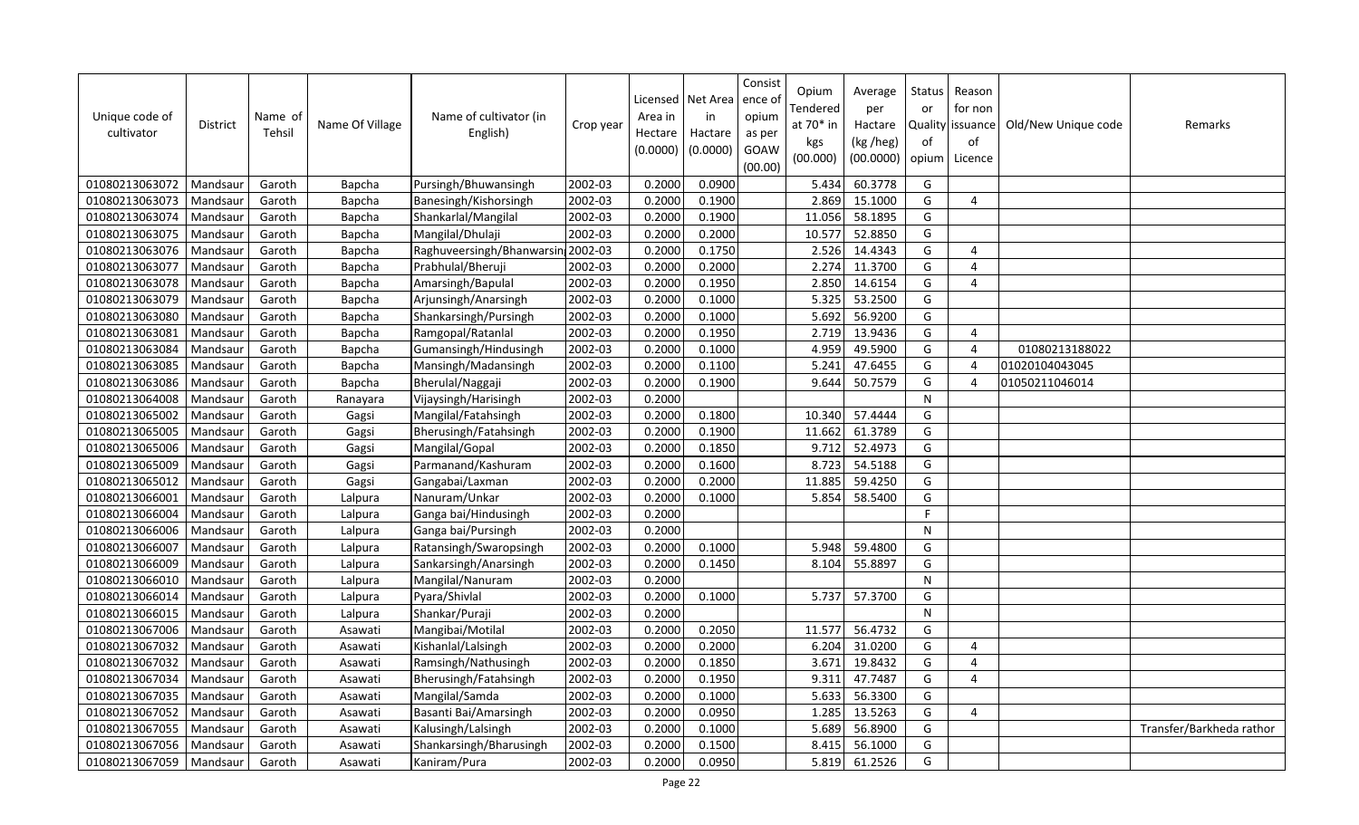| Unique code of cultivator | District | Name of Tehsil | Name Of Village | Name of cultivator (in English) | Crop year | Licensed Area in Hectare (0.0000) | Net Area in Hactare (0.0000) | Consistence of opium as per GOAW (00.00) | Opium Tendered at 70* in kgs (00.000) | Average per Hactare (kg /heg) (00.0000) | Status or Quality of opium | Reason for non issuance of Licence | Old/New Unique code | Remarks |
|---|---|---|---|---|---|---|---|---|---|---|---|---|---|---|
| 01080213063072 | Mandsaur | Garoth | Bapcha | Pursingh/Bhuwansingh | 2002-03 | 0.2000 | 0.0900 | | 5.434 | 60.3778 | G | | | |
| 01080213063073 | Mandsaur | Garoth | Bapcha | Banesingh/Kishorsingh | 2002-03 | 0.2000 | 0.1900 | | 2.869 | 15.1000 | G | 4 | | |
| 01080213063074 | Mandsaur | Garoth | Bapcha | Shankarlal/Mangilal | 2002-03 | 0.2000 | 0.1900 | | 11.056 | 58.1895 | G | | | |
| 01080213063075 | Mandsaur | Garoth | Bapcha | Mangilal/Dhulaji | 2002-03 | 0.2000 | 0.2000 | | 10.577 | 52.8850 | G | | | |
| 01080213063076 | Mandsaur | Garoth | Bapcha | Raghuveersingh/Bhanwarsin | 2002-03 | 0.2000 | 0.1750 | | 2.526 | 14.4343 | G | 4 | | |
| 01080213063077 | Mandsaur | Garoth | Bapcha | Prabhulal/Bheruji | 2002-03 | 0.2000 | 0.2000 | | 2.274 | 11.3700 | G | 4 | | |
| 01080213063078 | Mandsaur | Garoth | Bapcha | Amarsingh/Bapulal | 2002-03 | 0.2000 | 0.1950 | | 2.850 | 14.6154 | G | 4 | | |
| 01080213063079 | Mandsaur | Garoth | Bapcha | Arjunsingh/Anarsingh | 2002-03 | 0.2000 | 0.1000 | | 5.325 | 53.2500 | G | | | |
| 01080213063080 | Mandsaur | Garoth | Bapcha | Shankarsingh/Pursingh | 2002-03 | 0.2000 | 0.1000 | | 5.692 | 56.9200 | G | | | |
| 01080213063081 | Mandsaur | Garoth | Bapcha | Ramgopal/Ratanlal | 2002-03 | 0.2000 | 0.1950 | | 2.719 | 13.9436 | G | 4 | | |
| 01080213063084 | Mandsaur | Garoth | Bapcha | Gumansingh/Hindusingh | 2002-03 | 0.2000 | 0.1000 | | 4.959 | 49.5900 | G | 4 | 01080213188022 | |
| 01080213063085 | Mandsaur | Garoth | Bapcha | Mansingh/Madansingh | 2002-03 | 0.2000 | 0.1100 | | 5.241 | 47.6455 | G | 4 | 01020104043045 | |
| 01080213063086 | Mandsaur | Garoth | Bapcha | Bherulal/Naggaji | 2002-03 | 0.2000 | 0.1900 | | 9.644 | 50.7579 | G | 4 | 01050211046014 | |
| 01080213064008 | Mandsaur | Garoth | Ranayara | Vijaysingh/Harisingh | 2002-03 | 0.2000 | | | | | N | | | |
| 01080213065002 | Mandsaur | Garoth | Gagsi | Mangilal/Fatahsingh | 2002-03 | 0.2000 | 0.1800 | | 10.340 | 57.4444 | G | | | |
| 01080213065005 | Mandsaur | Garoth | Gagsi | Bherusingh/Fatahsingh | 2002-03 | 0.2000 | 0.1900 | | 11.662 | 61.3789 | G | | | |
| 01080213065006 | Mandsaur | Garoth | Gagsi | Mangilal/Gopal | 2002-03 | 0.2000 | 0.1850 | | 9.712 | 52.4973 | G | | | |
| 01080213065009 | Mandsaur | Garoth | Gagsi | Parmanand/Kashuram | 2002-03 | 0.2000 | 0.1600 | | 8.723 | 54.5188 | G | | | |
| 01080213065012 | Mandsaur | Garoth | Gagsi | Gangabai/Laxman | 2002-03 | 0.2000 | 0.2000 | | 11.885 | 59.4250 | G | | | |
| 01080213066001 | Mandsaur | Garoth | Lalpura | Nanuram/Unkar | 2002-03 | 0.2000 | 0.1000 | | 5.854 | 58.5400 | G | | | |
| 01080213066004 | Mandsaur | Garoth | Lalpura | Ganga bai/Hindusingh | 2002-03 | 0.2000 | | | | | F | | | |
| 01080213066006 | Mandsaur | Garoth | Lalpura | Ganga bai/Pursingh | 2002-03 | 0.2000 | | | | | N | | | |
| 01080213066007 | Mandsaur | Garoth | Lalpura | Ratansingh/Swaropsingh | 2002-03 | 0.2000 | 0.1000 | | 5.948 | 59.4800 | G | | | |
| 01080213066009 | Mandsaur | Garoth | Lalpura | Sankarsingh/Anarsingh | 2002-03 | 0.2000 | 0.1450 | | 8.104 | 55.8897 | G | | | |
| 01080213066010 | Mandsaur | Garoth | Lalpura | Mangilal/Nanuram | 2002-03 | 0.2000 | | | | | N | | | |
| 01080213066014 | Mandsaur | Garoth | Lalpura | Pyara/Shivlal | 2002-03 | 0.2000 | 0.1000 | | 5.737 | 57.3700 | G | | | |
| 01080213066015 | Mandsaur | Garoth | Lalpura | Shankar/Puraji | 2002-03 | 0.2000 | | | | | N | | | |
| 01080213067006 | Mandsaur | Garoth | Asawati | Mangibai/Motilal | 2002-03 | 0.2000 | 0.2050 | | 11.577 | 56.4732 | G | | | |
| 01080213067032 | Mandsaur | Garoth | Asawati | Kishanlal/Lalsingh | 2002-03 | 0.2000 | 0.2000 | | 6.204 | 31.0200 | G | 4 | | |
| 01080213067032 | Mandsaur | Garoth | Asawati | Ramsingh/Nathusingh | 2002-03 | 0.2000 | 0.1850 | | 3.671 | 19.8432 | G | 4 | | |
| 01080213067034 | Mandsaur | Garoth | Asawati | Bherusingh/Fatahsingh | 2002-03 | 0.2000 | 0.1950 | | 9.311 | 47.7487 | G | 4 | | |
| 01080213067035 | Mandsaur | Garoth | Asawati | Mangilal/Samda | 2002-03 | 0.2000 | 0.1000 | | 5.633 | 56.3300 | G | | | |
| 01080213067052 | Mandsaur | Garoth | Asawati | Basanti Bai/Amarsingh | 2002-03 | 0.2000 | 0.0950 | | 1.285 | 13.5263 | G | 4 | | |
| 01080213067055 | Mandsaur | Garoth | Asawati | Kalusingh/Lalsingh | 2002-03 | 0.2000 | 0.1000 | | 5.689 | 56.8900 | G | | | Transfer/Barkheda rathor |
| 01080213067056 | Mandsaur | Garoth | Asawati | Shankarsingh/Bharusingh | 2002-03 | 0.2000 | 0.1500 | | 8.415 | 56.1000 | G | | | |
| 01080213067059 | Mandsaur | Garoth | Asawati | Kaniram/Pura | 2002-03 | 0.2000 | 0.0950 | | 5.819 | 61.2526 | G | | | |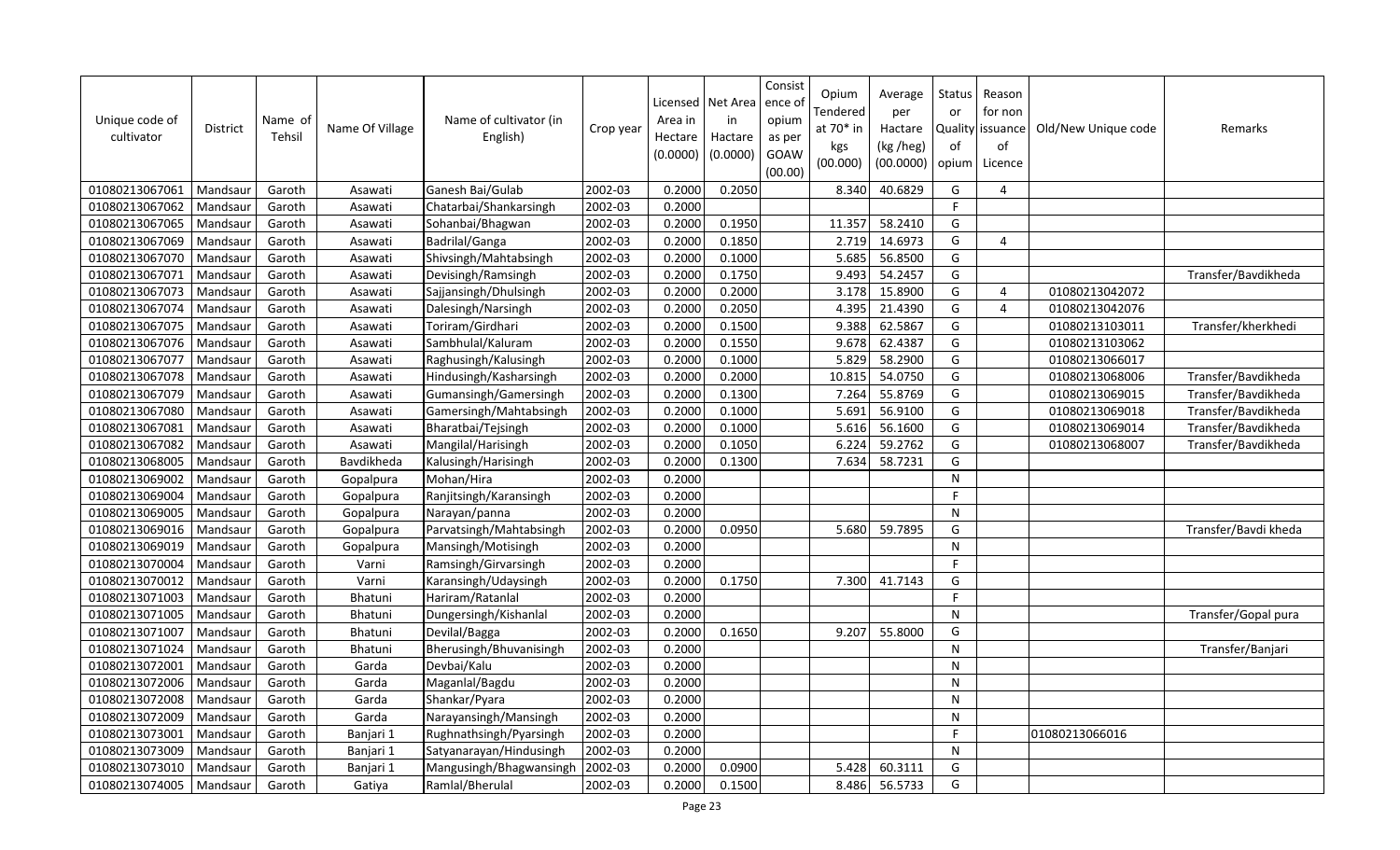| Unique code of cultivator | District | Name of Tehsil | Name Of Village | Name of cultivator (in English) | Crop year | Licensed Area in Hectare (0.0000) | Net Area in Hactare (0.0000) | Consistence of opium as per GOAW (00.00) | Opium Tendered at 70* in kgs (00.000) | Average per Hactare (kg /heg) (00.0000) | Status or Quality of opium | Reason for non issuance of Licence | Old/New Unique code | Remarks |
|---|---|---|---|---|---|---|---|---|---|---|---|---|---|---|
| 01080213067061 | Mandsaur | Garoth | Asawati | Ganesh Bai/Gulab | 2002-03 | 0.2000 | 0.2050 | | 8.340 | 40.6829 | G | 4 | | |
| 01080213067062 | Mandsaur | Garoth | Asawati | Chatarbai/Shankarsingh | 2002-03 | 0.2000 | | | | | F | | | |
| 01080213067065 | Mandsaur | Garoth | Asawati | Sohanbai/Bhagwan | 2002-03 | 0.2000 | 0.1950 | | 11.357 | 58.2410 | G | | | |
| 01080213067069 | Mandsaur | Garoth | Asawati | Badrilal/Ganga | 2002-03 | 0.2000 | 0.1850 | | 2.719 | 14.6973 | G | 4 | | |
| 01080213067070 | Mandsaur | Garoth | Asawati | Shivsingh/Mahtabsingh | 2002-03 | 0.2000 | 0.1000 | | 5.685 | 56.8500 | G | | | |
| 01080213067071 | Mandsaur | Garoth | Asawati | Devisingh/Ramsingh | 2002-03 | 0.2000 | 0.1750 | | 9.493 | 54.2457 | G | | | Transfer/Bavdikheda |
| 01080213067073 | Mandsaur | Garoth | Asawati | Sajjansingh/Dhulsingh | 2002-03 | 0.2000 | 0.2000 | | 3.178 | 15.8900 | G | 4 | 01080213042072 | |
| 01080213067074 | Mandsaur | Garoth | Asawati | Dalesingh/Narsingh | 2002-03 | 0.2000 | 0.2050 | | 4.395 | 21.4390 | G | 4 | 01080213042076 | |
| 01080213067075 | Mandsaur | Garoth | Asawati | Toriram/Girdhari | 2002-03 | 0.2000 | 0.1500 | | 9.388 | 62.5867 | G | | 01080213103011 | Transfer/kherkhedi |
| 01080213067076 | Mandsaur | Garoth | Asawati | Sambhulal/Kaluram | 2002-03 | 0.2000 | 0.1550 | | 9.678 | 62.4387 | G | | 01080213103062 | |
| 01080213067077 | Mandsaur | Garoth | Asawati | Raghusingh/Kalusingh | 2002-03 | 0.2000 | 0.1000 | | 5.829 | 58.2900 | G | | 01080213066017 | |
| 01080213067078 | Mandsaur | Garoth | Asawati | Hindusingh/Kasharsingh | 2002-03 | 0.2000 | 0.2000 | | 10.815 | 54.0750 | G | | 01080213068006 | Transfer/Bavdikheda |
| 01080213067079 | Mandsaur | Garoth | Asawati | Gumansingh/Gamersingh | 2002-03 | 0.2000 | 0.1300 | | 7.264 | 55.8769 | G | | 01080213069015 | Transfer/Bavdikheda |
| 01080213067080 | Mandsaur | Garoth | Asawati | Gamersingh/Mahtabsingh | 2002-03 | 0.2000 | 0.1000 | | 5.691 | 56.9100 | G | | 01080213069018 | Transfer/Bavdikheda |
| 01080213067081 | Mandsaur | Garoth | Asawati | Bharatbai/Tejsingh | 2002-03 | 0.2000 | 0.1000 | | 5.616 | 56.1600 | G | | 01080213069014 | Transfer/Bavdikheda |
| 01080213067082 | Mandsaur | Garoth | Asawati | Mangilal/Harisingh | 2002-03 | 0.2000 | 0.1050 | | 6.224 | 59.2762 | G | | 01080213068007 | Transfer/Bavdikheda |
| 01080213068005 | Mandsaur | Garoth | Bavdikheda | Kalusingh/Harisingh | 2002-03 | 0.2000 | 0.1300 | | 7.634 | 58.7231 | G | | | |
| 01080213069002 | Mandsaur | Garoth | Gopalpura | Mohan/Hira | 2002-03 | 0.2000 | | | | | N | | | |
| 01080213069004 | Mandsaur | Garoth | Gopalpura | Ranjitsingh/Karansingh | 2002-03 | 0.2000 | | | | | F | | | |
| 01080213069005 | Mandsaur | Garoth | Gopalpura | Narayan/panna | 2002-03 | 0.2000 | | | | | N | | | |
| 01080213069016 | Mandsaur | Garoth | Gopalpura | Parvatsingh/Mahtabsingh | 2002-03 | 0.2000 | 0.0950 | | 5.680 | 59.7895 | G | | | Transfer/Bavdi kheda |
| 01080213069019 | Mandsaur | Garoth | Gopalpura | Mansingh/Motisingh | 2002-03 | 0.2000 | | | | | N | | | |
| 01080213070004 | Mandsaur | Garoth | Varni | Ramsingh/Girvarsingh | 2002-03 | 0.2000 | | | | | F | | | |
| 01080213070012 | Mandsaur | Garoth | Varni | Karansingh/Udaysingh | 2002-03 | 0.2000 | 0.1750 | | 7.300 | 41.7143 | G | | | |
| 01080213071003 | Mandsaur | Garoth | Bhatuni | Hariram/Ratanlal | 2002-03 | 0.2000 | | | | | F | | | |
| 01080213071005 | Mandsaur | Garoth | Bhatuni | Dungersingh/Kishanlal | 2002-03 | 0.2000 | | | | | N | | | Transfer/Gopal pura |
| 01080213071007 | Mandsaur | Garoth | Bhatuni | Devilal/Bagga | 2002-03 | 0.2000 | 0.1650 | | 9.207 | 55.8000 | G | | | |
| 01080213071024 | Mandsaur | Garoth | Bhatuni | Bherusingh/Bhuvanisingh | 2002-03 | 0.2000 | | | | | N | | | Transfer/Banjari |
| 01080213072001 | Mandsaur | Garoth | Garda | Devbai/Kalu | 2002-03 | 0.2000 | | | | | N | | | |
| 01080213072006 | Mandsaur | Garoth | Garda | Maganlal/Bagdu | 2002-03 | 0.2000 | | | | | N | | | |
| 01080213072008 | Mandsaur | Garoth | Garda | Shankar/Pyara | 2002-03 | 0.2000 | | | | | N | | | |
| 01080213072009 | Mandsaur | Garoth | Garda | Narayansingh/Mansingh | 2002-03 | 0.2000 | | | | | N | | | |
| 01080213073001 | Mandsaur | Garoth | Banjari 1 | Rughnathsingh/Pyarsingh | 2002-03 | 0.2000 | | | | | F | | 01080213066016 | |
| 01080213073009 | Mandsaur | Garoth | Banjari 1 | Satyanarayan/Hindusingh | 2002-03 | 0.2000 | | | | | N | | | |
| 01080213073010 | Mandsaur | Garoth | Banjari 1 | Mangusingh/Bhagwansingh | 2002-03 | 0.2000 | 0.0900 | | 5.428 | 60.3111 | G | | | |
| 01080213074005 | Mandsaur | Garoth | Gatiya | Ramlal/Bherulal | 2002-03 | 0.2000 | 0.1500 | | 8.486 | 56.5733 | G | | | |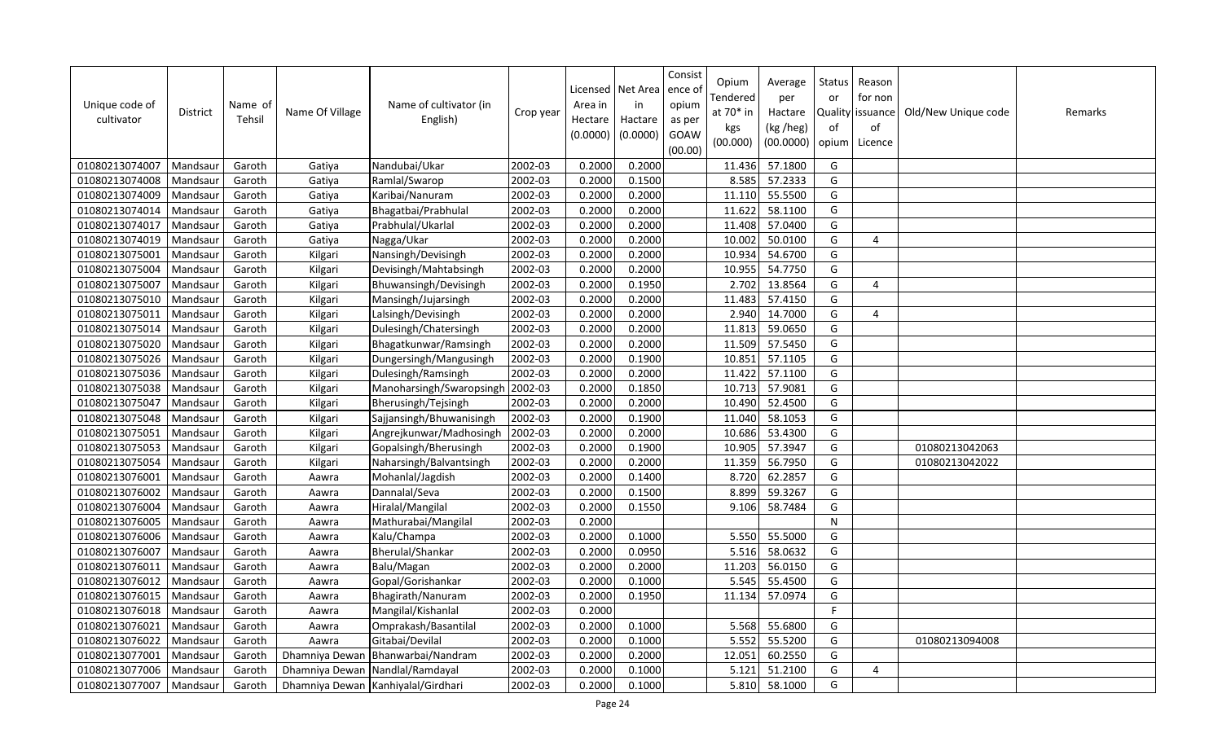| Unique code of cultivator | District | Name of Tehsil | Name Of Village | Name of cultivator (in English) | Crop year | Licensed Area in Hectare (0.0000) | Net Area in Hactare (0.0000) | Consistence of opium as per GOAW (00.00) | Opium Tendered at 70* in kgs (00.000) | Average per Hactare (kg /heg) (00.0000) | Status or Quality of opium | Reason for non issuance of Licence | Old/New Unique code | Remarks |
|---|---|---|---|---|---|---|---|---|---|---|---|---|---|---|
| 01080213074007 | Mandsaur | Garoth | Gatiya | Nandubai/Ukar | 2002-03 | 0.2000 | 0.2000 | | 11.436 | 57.1800 | G | | | |
| 01080213074008 | Mandsaur | Garoth | Gatiya | Ramlal/Swarop | 2002-03 | 0.2000 | 0.1500 | | 8.585 | 57.2333 | G | | | |
| 01080213074009 | Mandsaur | Garoth | Gatiya | Karibai/Nanuram | 2002-03 | 0.2000 | 0.2000 | | 11.110 | 55.5500 | G | | | |
| 01080213074014 | Mandsaur | Garoth | Gatiya | Bhagatbai/Prabhulal | 2002-03 | 0.2000 | 0.2000 | | 11.622 | 58.1100 | G | | | |
| 01080213074017 | Mandsaur | Garoth | Gatiya | Prabhulal/Ukarlal | 2002-03 | 0.2000 | 0.2000 | | 11.408 | 57.0400 | G | | | |
| 01080213074019 | Mandsaur | Garoth | Gatiya | Nagga/Ukar | 2002-03 | 0.2000 | 0.2000 | | 10.002 | 50.0100 | G | 4 | | |
| 01080213075001 | Mandsaur | Garoth | Kilgari | Nansingh/Devisingh | 2002-03 | 0.2000 | 0.2000 | | 10.934 | 54.6700 | G | | | |
| 01080213075004 | Mandsaur | Garoth | Kilgari | Devisingh/Mahtabsingh | 2002-03 | 0.2000 | 0.2000 | | 10.955 | 54.7750 | G | | | |
| 01080213075007 | Mandsaur | Garoth | Kilgari | Bhuwansingh/Devisingh | 2002-03 | 0.2000 | 0.1950 | | 2.702 | 13.8564 | G | 4 | | |
| 01080213075010 | Mandsaur | Garoth | Kilgari | Mansingh/Jujarsingh | 2002-03 | 0.2000 | 0.2000 | | 11.483 | 57.4150 | G | | | |
| 01080213075011 | Mandsaur | Garoth | Kilgari | Lalsingh/Devisingh | 2002-03 | 0.2000 | 0.2000 | | 2.940 | 14.7000 | G | 4 | | |
| 01080213075014 | Mandsaur | Garoth | Kilgari | Dulesingh/Chatersingh | 2002-03 | 0.2000 | 0.2000 | | 11.813 | 59.0650 | G | | | |
| 01080213075020 | Mandsaur | Garoth | Kilgari | Bhagatkunwar/Ramsingh | 2002-03 | 0.2000 | 0.2000 | | 11.509 | 57.5450 | G | | | |
| 01080213075026 | Mandsaur | Garoth | Kilgari | Dungersingh/Mangusingh | 2002-03 | 0.2000 | 0.1900 | | 10.851 | 57.1105 | G | | | |
| 01080213075036 | Mandsaur | Garoth | Kilgari | Dulesingh/Ramsingh | 2002-03 | 0.2000 | 0.2000 | | 11.422 | 57.1100 | G | | | |
| 01080213075038 | Mandsaur | Garoth | Kilgari | Manoharsingh/Swaropsingh | 2002-03 | 0.2000 | 0.1850 | | 10.713 | 57.9081 | G | | | |
| 01080213075047 | Mandsaur | Garoth | Kilgari | Bherusingh/Tejsingh | 2002-03 | 0.2000 | 0.2000 | | 10.490 | 52.4500 | G | | | |
| 01080213075048 | Mandsaur | Garoth | Kilgari | Sajjansingh/Bhuwanisingh | 2002-03 | 0.2000 | 0.1900 | | 11.040 | 58.1053 | G | | | |
| 01080213075051 | Mandsaur | Garoth | Kilgari | Angrejkunwar/Madhosingh | 2002-03 | 0.2000 | 0.2000 | | 10.686 | 53.4300 | G | | | |
| 01080213075053 | Mandsaur | Garoth | Kilgari | Gopalsingh/Bherusingh | 2002-03 | 0.2000 | 0.1900 | | 10.905 | 57.3947 | G | | 01080213042063 | |
| 01080213075054 | Mandsaur | Garoth | Kilgari | Naharsingh/Balvantsingh | 2002-03 | 0.2000 | 0.2000 | | 11.359 | 56.7950 | G | | 01080213042022 | |
| 01080213076001 | Mandsaur | Garoth | Aawra | Mohanlal/Jagdish | 2002-03 | 0.2000 | 0.1400 | | 8.720 | 62.2857 | G | | | |
| 01080213076002 | Mandsaur | Garoth | Aawra | Dannalal/Seva | 2002-03 | 0.2000 | 0.1500 | | 8.899 | 59.3267 | G | | | |
| 01080213076004 | Mandsaur | Garoth | Aawra | Hiralal/Mangilal | 2002-03 | 0.2000 | 0.1550 | | 9.106 | 58.7484 | G | | | |
| 01080213076005 | Mandsaur | Garoth | Aawra | Mathurabai/Mangilal | 2002-03 | 0.2000 | | | | | N | | | |
| 01080213076006 | Mandsaur | Garoth | Aawra | Kalu/Champa | 2002-03 | 0.2000 | 0.1000 | | 5.550 | 55.5000 | G | | | |
| 01080213076007 | Mandsaur | Garoth | Aawra | Bherulal/Shankar | 2002-03 | 0.2000 | 0.0950 | | 5.516 | 58.0632 | G | | | |
| 01080213076011 | Mandsaur | Garoth | Aawra | Balu/Magan | 2002-03 | 0.2000 | 0.2000 | | 11.203 | 56.0150 | G | | | |
| 01080213076012 | Mandsaur | Garoth | Aawra | Gopal/Gorishankar | 2002-03 | 0.2000 | 0.1000 | | 5.545 | 55.4500 | G | | | |
| 01080213076015 | Mandsaur | Garoth | Aawra | Bhagirath/Nanuram | 2002-03 | 0.2000 | 0.1950 | | 11.134 | 57.0974 | G | | | |
| 01080213076018 | Mandsaur | Garoth | Aawra | Mangilal/Kishanlal | 2002-03 | 0.2000 | | | | | F | | | |
| 01080213076021 | Mandsaur | Garoth | Aawra | Omprakash/Basantilal | 2002-03 | 0.2000 | 0.1000 | | 5.568 | 55.6800 | G | | | |
| 01080213076022 | Mandsaur | Garoth | Aawra | Gitabai/Devilal | 2002-03 | 0.2000 | 0.1000 | | 5.552 | 55.5200 | G | | 01080213094008 | |
| 01080213077001 | Mandsaur | Garoth | Dhamniya Dewan | Bhanwarbai/Nandram | 2002-03 | 0.2000 | 0.2000 | | 12.051 | 60.2550 | G | | | |
| 01080213077006 | Mandsaur | Garoth | Dhamniya Dewan | Nandlal/Ramdayal | 2002-03 | 0.2000 | 0.1000 | | 5.121 | 51.2100 | G | 4 | | |
| 01080213077007 | Mandsaur | Garoth | Dhamniya Dewan | Kanhiyalal/Girdhari | 2002-03 | 0.2000 | 0.1000 | | 5.810 | 58.1000 | G | | | |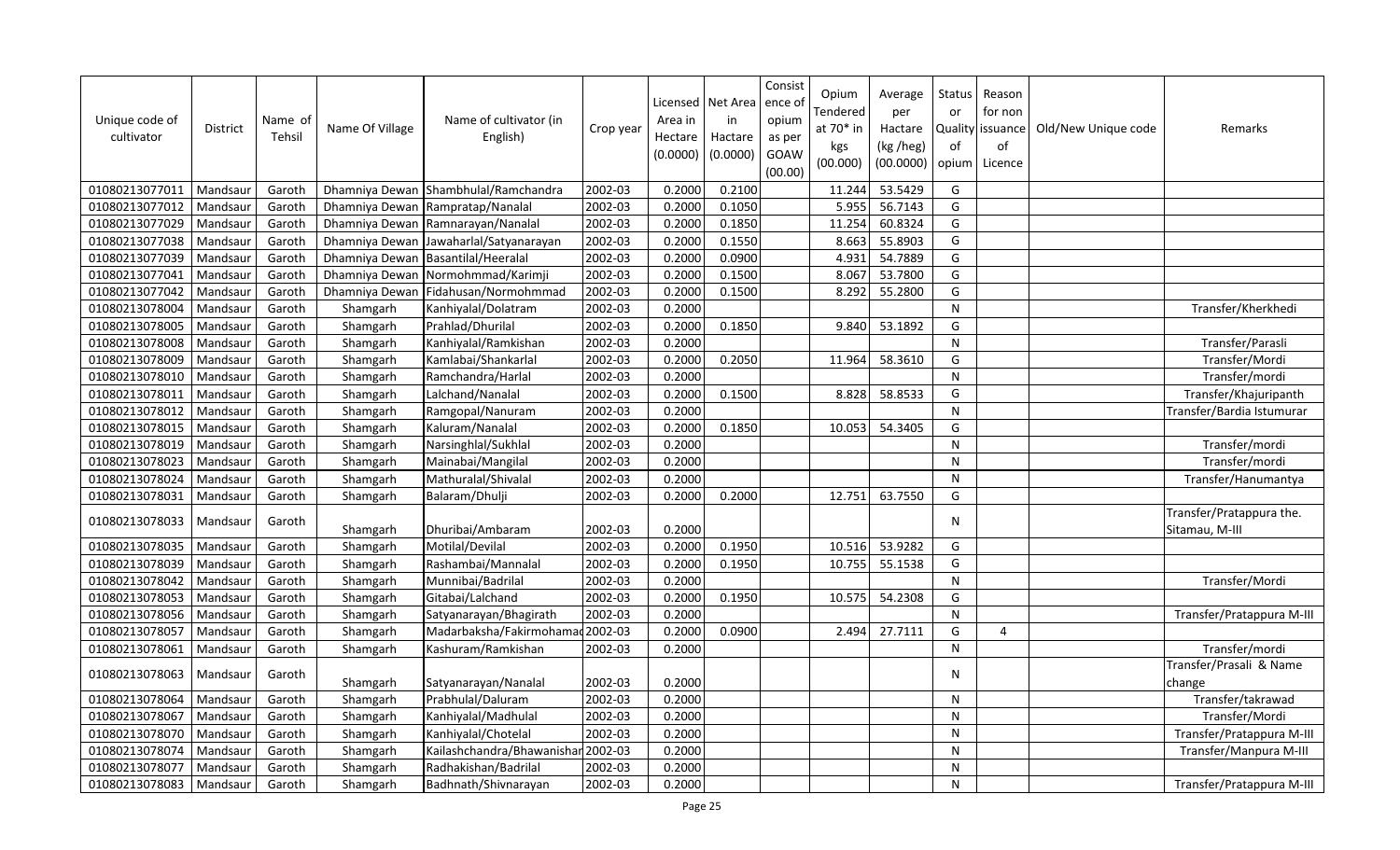| Unique code of cultivator | District | Name of Tehsil | Name Of Village | Name of cultivator (in English) | Crop year | Licensed Area in Hectare (0.0000) | Net Area in Hactare (0.0000) | Consistence of opium as per GOAW (00.00) | Opium Tendered at 70* in kgs (00.000) | Average per Hactare (kg /heg) (00.0000) | Status or Quality of opium | Reason for non issuance of Licence | Old/New Unique code | Remarks |
|---|---|---|---|---|---|---|---|---|---|---|---|---|---|---|
| 01080213077011 | Mandsaur | Garoth | Dhamniya Dewan | Shambhulal/Ramchandra | 2002-03 | 0.2000 | 0.2100 | | 11.244 | 53.5429 | G | | | |
| 01080213077012 | Mandsaur | Garoth | Dhamniya Dewan | Rampratap/Nanalal | 2002-03 | 0.2000 | 0.1050 | | 5.955 | 56.7143 | G | | | |
| 01080213077029 | Mandsaur | Garoth | Dhamniya Dewan | Ramnarayan/Nanalal | 2002-03 | 0.2000 | 0.1850 | | 11.254 | 60.8324 | G | | | |
| 01080213077038 | Mandsaur | Garoth | Dhamniya Dewan | Jawaharlal/Satyanarayan | 2002-03 | 0.2000 | 0.1550 | | 8.663 | 55.8903 | G | | | |
| 01080213077039 | Mandsaur | Garoth | Dhamniya Dewan | Basantilal/Heeralal | 2002-03 | 0.2000 | 0.0900 | | 4.931 | 54.7889 | G | | | |
| 01080213077041 | Mandsaur | Garoth | Dhamniya Dewan | Normohmmad/Karimji | 2002-03 | 0.2000 | 0.1500 | | 8.067 | 53.7800 | G | | | |
| 01080213077042 | Mandsaur | Garoth | Dhamniya Dewan | Fidahusan/Normohmmad | 2002-03 | 0.2000 | 0.1500 | | 8.292 | 55.2800 | G | | | |
| 01080213078004 | Mandsaur | Garoth | Shamgarh | Kanhiyalal/Dolatram | 2002-03 | 0.2000 | | | | | N | | | Transfer/Kherkhedi |
| 01080213078005 | Mandsaur | Garoth | Shamgarh | Prahlad/Dhurilal | 2002-03 | 0.2000 | 0.1850 | | 9.840 | 53.1892 | G | | | |
| 01080213078008 | Mandsaur | Garoth | Shamgarh | Kanhiyalal/Ramkishan | 2002-03 | 0.2000 | | | | | N | | | Transfer/Parasli |
| 01080213078009 | Mandsaur | Garoth | Shamgarh | Kamlabai/Shankarlal | 2002-03 | 0.2000 | 0.2050 | | 11.964 | 58.3610 | G | | | Transfer/Mordi |
| 01080213078010 | Mandsaur | Garoth | Shamgarh | Ramchandra/Harlal | 2002-03 | 0.2000 | | | | | N | | | Transfer/mordi |
| 01080213078011 | Mandsaur | Garoth | Shamgarh | Lalchand/Nanalal | 2002-03 | 0.2000 | 0.1500 | | 8.828 | 58.8533 | G | | | Transfer/Khajuripanth |
| 01080213078012 | Mandsaur | Garoth | Shamgarh | Ramgopal/Nanuram | 2002-03 | 0.2000 | | | | | N | | | Transfer/Bardia Istumurar |
| 01080213078015 | Mandsaur | Garoth | Shamgarh | Kaluram/Nanalal | 2002-03 | 0.2000 | 0.1850 | | 10.053 | 54.3405 | G | | | |
| 01080213078019 | Mandsaur | Garoth | Shamgarh | Narsinghlal/Sukhlal | 2002-03 | 0.2000 | | | | | N | | | Transfer/mordi |
| 01080213078023 | Mandsaur | Garoth | Shamgarh | Mainabai/Mangilal | 2002-03 | 0.2000 | | | | | N | | | Transfer/mordi |
| 01080213078024 | Mandsaur | Garoth | Shamgarh | Mathuralal/Shivalal | 2002-03 | 0.2000 | | | | | N | | | Transfer/Hanumantya |
| 01080213078031 | Mandsaur | Garoth | Shamgarh | Balaram/Dhulji | 2002-03 | 0.2000 | 0.2000 | | 12.751 | 63.7550 | G | | | |
| 01080213078033 | Mandsaur | Garoth | Shamgarh | Dhuribai/Ambaram | 2002-03 | 0.2000 | | | | | N | | | Transfer/Pratappura the. Sitamau, M-III |
| 01080213078035 | Mandsaur | Garoth | Shamgarh | Motilal/Devilal | 2002-03 | 0.2000 | 0.1950 | | 10.516 | 53.9282 | G | | | |
| 01080213078039 | Mandsaur | Garoth | Shamgarh | Rashambai/Mannalal | 2002-03 | 0.2000 | 0.1950 | | 10.755 | 55.1538 | G | | | |
| 01080213078042 | Mandsaur | Garoth | Shamgarh | Munnibai/Badrilal | 2002-03 | 0.2000 | | | | | N | | | Transfer/Mordi |
| 01080213078053 | Mandsaur | Garoth | Shamgarh | Gitabai/Lalchand | 2002-03 | 0.2000 | 0.1950 | | 10.575 | 54.2308 | G | | | |
| 01080213078056 | Mandsaur | Garoth | Shamgarh | Satyanarayan/Bhagirath | 2002-03 | 0.2000 | | | | | N | | | Transfer/Pratappura M-III |
| 01080213078057 | Mandsaur | Garoth | Shamgarh | Madarbaksha/Fakirmohamad | 2002-03 | 0.2000 | 0.0900 | | 2.494 | 27.7111 | G | 4 | | |
| 01080213078061 | Mandsaur | Garoth | Shamgarh | Kashuram/Ramkishan | 2002-03 | 0.2000 | | | | | N | | | Transfer/mordi |
| 01080213078063 | Mandsaur | Garoth | Shamgarh | Satyanarayan/Nanalal | 2002-03 | 0.2000 | | | | | N | | | Transfer/Prasali & Name change |
| 01080213078064 | Mandsaur | Garoth | Shamgarh | Prabhulal/Daluram | 2002-03 | 0.2000 | | | | | N | | | Transfer/takrawad |
| 01080213078067 | Mandsaur | Garoth | Shamgarh | Kanhiyalal/Madhulal | 2002-03 | 0.2000 | | | | | N | | | Transfer/Mordi |
| 01080213078070 | Mandsaur | Garoth | Shamgarh | Kanhiyalal/Chotelal | 2002-03 | 0.2000 | | | | | N | | | Transfer/Pratappura M-III |
| 01080213078074 | Mandsaur | Garoth | Shamgarh | Kailashchandra/Bhawanishar | 2002-03 | 0.2000 | | | | | N | | | Transfer/Manpura M-III |
| 01080213078077 | Mandsaur | Garoth | Shamgarh | Radhakishan/Badrilal | 2002-03 | 0.2000 | | | | | N | | | |
| 01080213078083 | Mandsaur | Garoth | Shamgarh | Badhnath/Shivnarayan | 2002-03 | 0.2000 | | | | | N | | | Transfer/Pratappura M-III |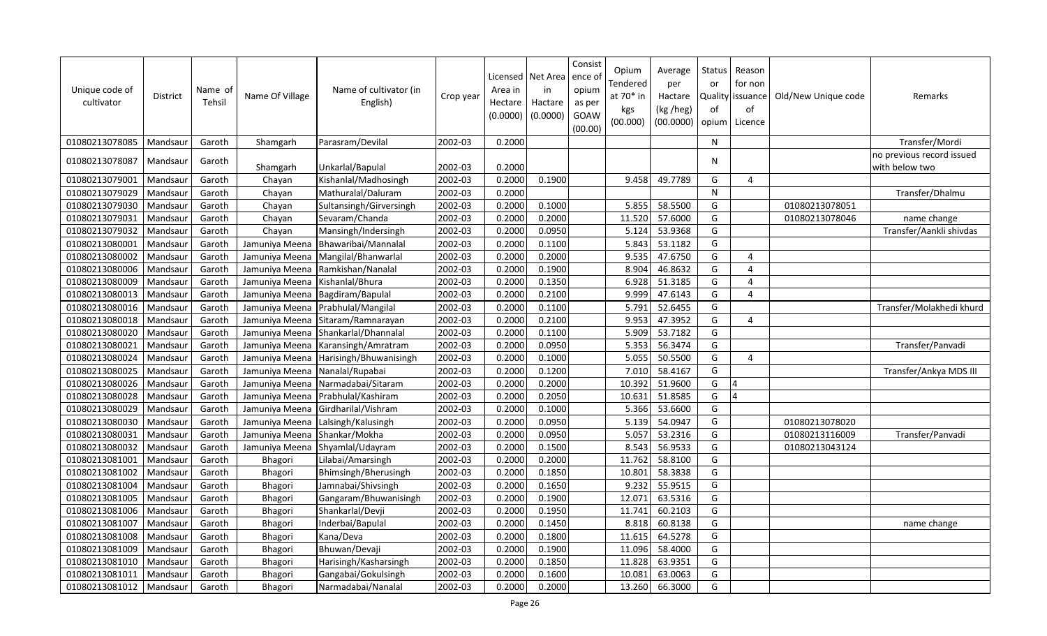| Unique code of cultivator | District | Name of Tehsil | Name Of Village | Name of cultivator (in English) | Crop year | Licensed Area in Hectare (0.0000) | Net Area in Hectare (0.0000) | Consistence of opium as per GOAW (00.00) | Opium Tendered at 70* in kgs (00.000) | Average per Hactare (kg /heg) (00.0000) | Status or Quality of opium | Reason for non issuance of Licence | Old/New Unique code | Remarks |
|---|---|---|---|---|---|---|---|---|---|---|---|---|---|---|
| 01080213078085 | Mandsaur | Garoth | Shamgarh | Parasram/Devilal | 2002-03 | 0.2000 | | | | | N | | | Transfer/Mordi |
| 01080213078087 | Mandsaur | Garoth | Shamgarh | Unkarlal/Bapulal | 2002-03 | 0.2000 | | | | | N | | | no previous record issued with below two |
| 01080213079001 | Mandsaur | Garoth | Chayan | Kishanlal/Madhosingh | 2002-03 | 0.2000 | 0.1900 | | 9.458 | 49.7789 | G | 4 | | |
| 01080213079029 | Mandsaur | Garoth | Chayan | Mathuralal/Daluram | 2002-03 | 0.2000 | | | | | N | | | Transfer/Dhalmu |
| 01080213079030 | Mandsaur | Garoth | Chayan | Sultansingh/Girversingh | 2002-03 | 0.2000 | 0.1000 | | 5.855 | 58.5500 | G | | 01080213078051 | |
| 01080213079031 | Mandsaur | Garoth | Chayan | Sevaram/Chanda | 2002-03 | 0.2000 | 0.2000 | | 11.520 | 57.6000 | G | | 01080213078046 | name change |
| 01080213079032 | Mandsaur | Garoth | Chayan | Mansingh/Indersingh | 2002-03 | 0.2000 | 0.0950 | | 5.124 | 53.9368 | G | | | Transfer/Aankli shivdas |
| 01080213080001 | Mandsaur | Garoth | Jamuniya Meena | Bhawaribai/Mannalal | 2002-03 | 0.2000 | 0.1100 | | 5.843 | 53.1182 | G | | | |
| 01080213080002 | Mandsaur | Garoth | Jamuniya Meena | Mangilal/Bhanwarlal | 2002-03 | 0.2000 | 0.2000 | | 9.535 | 47.6750 | G | 4 | | |
| 01080213080006 | Mandsaur | Garoth | Jamuniya Meena | Ramkishan/Nanalal | 2002-03 | 0.2000 | 0.1900 | | 8.904 | 46.8632 | G | 4 | | |
| 01080213080009 | Mandsaur | Garoth | Jamuniya Meena | Kishanlal/Bhura | 2002-03 | 0.2000 | 0.1350 | | 6.928 | 51.3185 | G | 4 | | |
| 01080213080013 | Mandsaur | Garoth | Jamuniya Meena | Bagdiram/Bapulal | 2002-03 | 0.2000 | 0.2100 | | 9.999 | 47.6143 | G | 4 | | |
| 01080213080016 | Mandsaur | Garoth | Jamuniya Meena | Prabhulal/Mangilal | 2002-03 | 0.2000 | 0.1100 | | 5.791 | 52.6455 | G | | | Transfer/Molakhedi khurd |
| 01080213080018 | Mandsaur | Garoth | Jamuniya Meena | Sitaram/Ramnarayan | 2002-03 | 0.2000 | 0.2100 | | 9.953 | 47.3952 | G | 4 | | |
| 01080213080020 | Mandsaur | Garoth | Jamuniya Meena | Shankarlal/Dhannalal | 2002-03 | 0.2000 | 0.1100 | | 5.909 | 53.7182 | G | | | |
| 01080213080021 | Mandsaur | Garoth | Jamuniya Meena | Karansingh/Amratram | 2002-03 | 0.2000 | 0.0950 | | 5.353 | 56.3474 | G | | | Transfer/Panvadi |
| 01080213080024 | Mandsaur | Garoth | Jamuniya Meena | Harisingh/Bhuwanisingh | 2002-03 | 0.2000 | 0.1000 | | 5.055 | 50.5500 | G | 4 | | |
| 01080213080025 | Mandsaur | Garoth | Jamuniya Meena | Nanalal/Rupabai | 2002-03 | 0.2000 | 0.1200 | | 7.010 | 58.4167 | G | | | Transfer/Ankya MDS III |
| 01080213080026 | Mandsaur | Garoth | Jamuniya Meena | Narmadabai/Sitaram | 2002-03 | 0.2000 | 0.2000 | | 10.392 | 51.9600 | G | 4 | | |
| 01080213080028 | Mandsaur | Garoth | Jamuniya Meena | Prabhulal/Kashiram | 2002-03 | 0.2000 | 0.2050 | | 10.631 | 51.8585 | G | 4 | | |
| 01080213080029 | Mandsaur | Garoth | Jamuniya Meena | Girdharilal/Vishram | 2002-03 | 0.2000 | 0.1000 | | 5.366 | 53.6600 | G | | | |
| 01080213080030 | Mandsaur | Garoth | Jamuniya Meena | Lalsingh/Kalusingh | 2002-03 | 0.2000 | 0.0950 | | 5.139 | 54.0947 | G | | 01080213078020 | |
| 01080213080031 | Mandsaur | Garoth | Jamuniya Meena | Shankar/Mokha | 2002-03 | 0.2000 | 0.0950 | | 5.057 | 53.2316 | G | | 01080213116009 | Transfer/Panvadi |
| 01080213080032 | Mandsaur | Garoth | Jamuniya Meena | Shyamlal/Udayram | 2002-03 | 0.2000 | 0.1500 | | 8.543 | 56.9533 | G | | 01080213043124 | |
| 01080213081001 | Mandsaur | Garoth | Bhagori | Lilabai/Amarsingh | 2002-03 | 0.2000 | 0.2000 | | 11.762 | 58.8100 | G | | | |
| 01080213081002 | Mandsaur | Garoth | Bhagori | Bhimsingh/Bherusingh | 2002-03 | 0.2000 | 0.1850 | | 10.801 | 58.3838 | G | | | |
| 01080213081004 | Mandsaur | Garoth | Bhagori | Jamnabai/Shivsingh | 2002-03 | 0.2000 | 0.1650 | | 9.232 | 55.9515 | G | | | |
| 01080213081005 | Mandsaur | Garoth | Bhagori | Gangaram/Bhuwanisingh | 2002-03 | 0.2000 | 0.1900 | | 12.071 | 63.5316 | G | | | |
| 01080213081006 | Mandsaur | Garoth | Bhagori | Shankarlal/Devji | 2002-03 | 0.2000 | 0.1950 | | 11.741 | 60.2103 | G | | | |
| 01080213081007 | Mandsaur | Garoth | Bhagori | Inderbai/Bapulal | 2002-03 | 0.2000 | 0.1450 | | 8.818 | 60.8138 | G | | | name change |
| 01080213081008 | Mandsaur | Garoth | Bhagori | Kana/Deva | 2002-03 | 0.2000 | 0.1800 | | 11.615 | 64.5278 | G | | | |
| 01080213081009 | Mandsaur | Garoth | Bhagori | Bhuwan/Devaji | 2002-03 | 0.2000 | 0.1900 | | 11.096 | 58.4000 | G | | | |
| 01080213081010 | Mandsaur | Garoth | Bhagori | Harisingh/Kasharsingh | 2002-03 | 0.2000 | 0.1850 | | 11.828 | 63.9351 | G | | | |
| 01080213081011 | Mandsaur | Garoth | Bhagori | Gangabai/Gokulsingh | 2002-03 | 0.2000 | 0.1600 | | 10.081 | 63.0063 | G | | | |
| 01080213081012 | Mandsaur | Garoth | Bhagori | Narmadabai/Nanalal | 2002-03 | 0.2000 | 0.2000 | | 13.260 | 66.3000 | G | | | |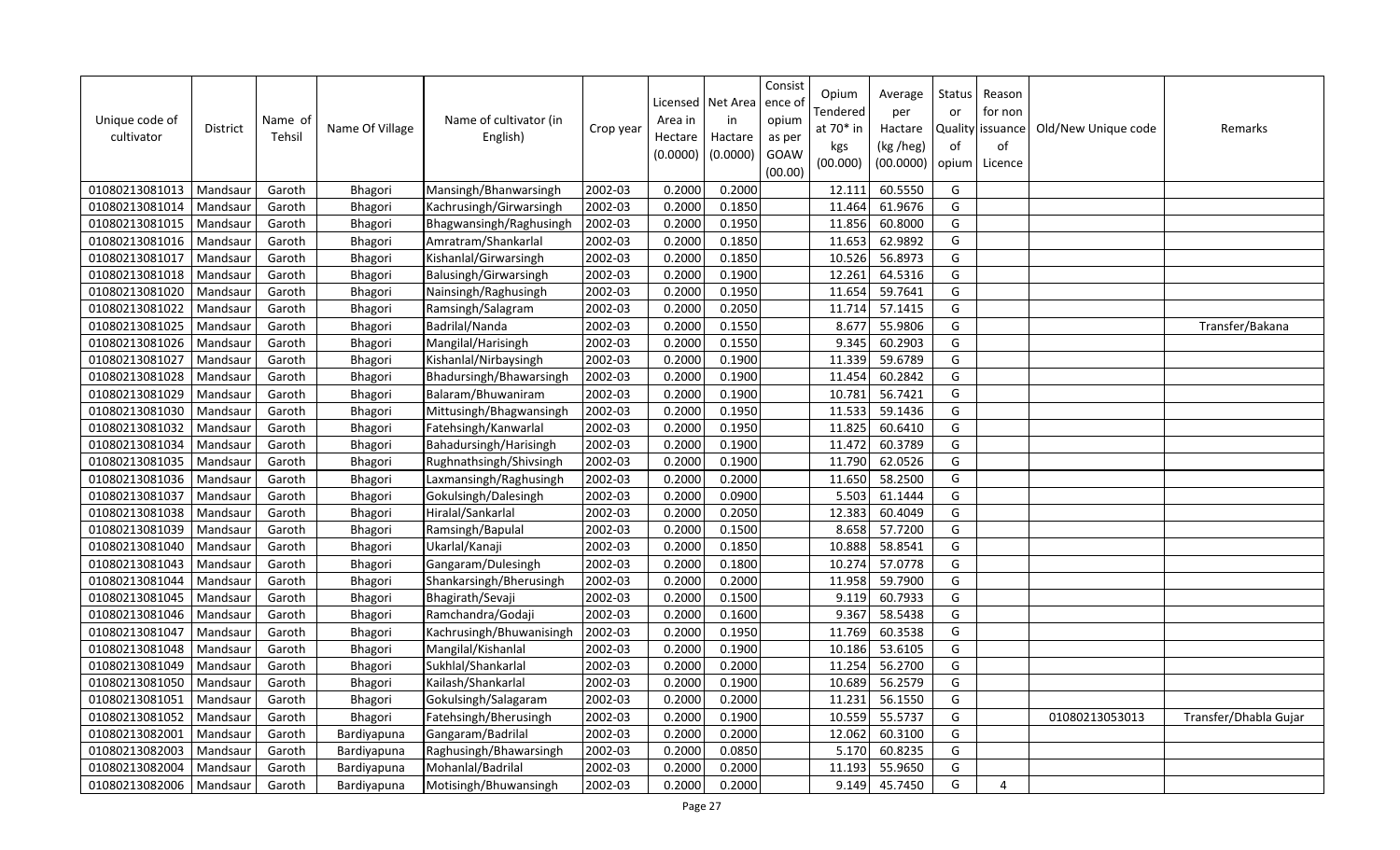| Unique code of cultivator | District | Name of Tehsil | Name Of Village | Name of cultivator (in English) | Crop year | Licensed Area in Hectare (0.0000) | Net Area in Hactare (0.0000) | Consistence of opium as per GOAW (00.00) | Opium Tendered at 70* in kgs (00.000) | Average per Hactare (kg /heg) (00.0000) | Status or Quality of opium | Reason for non issuance of Licence | Old/New Unique code | Remarks |
|---|---|---|---|---|---|---|---|---|---|---|---|---|---|---|
| 01080213081013 | Mandsaur | Garoth | Bhagori | Mansingh/Bhanwarsingh | 2002-03 | 0.2000 | 0.2000 | | 12.111 | 60.5550 | G | | | |
| 01080213081014 | Mandsaur | Garoth | Bhagori | Kachrusingh/Girwarsingh | 2002-03 | 0.2000 | 0.1850 | | 11.464 | 61.9676 | G | | | |
| 01080213081015 | Mandsaur | Garoth | Bhagori | Bhagwansingh/Raghusingh | 2002-03 | 0.2000 | 0.1950 | | 11.856 | 60.8000 | G | | | |
| 01080213081016 | Mandsaur | Garoth | Bhagori | Amratram/Shankarlal | 2002-03 | 0.2000 | 0.1850 | | 11.653 | 62.9892 | G | | | |
| 01080213081017 | Mandsaur | Garoth | Bhagori | Kishanlal/Girwarsingh | 2002-03 | 0.2000 | 0.1850 | | 10.526 | 56.8973 | G | | | |
| 01080213081018 | Mandsaur | Garoth | Bhagori | Balusingh/Girwarsingh | 2002-03 | 0.2000 | 0.1900 | | 12.261 | 64.5316 | G | | | |
| 01080213081020 | Mandsaur | Garoth | Bhagori | Nainsingh/Raghusingh | 2002-03 | 0.2000 | 0.1950 | | 11.654 | 59.7641 | G | | | |
| 01080213081022 | Mandsaur | Garoth | Bhagori | Ramsingh/Salagram | 2002-03 | 0.2000 | 0.2050 | | 11.714 | 57.1415 | G | | | |
| 01080213081025 | Mandsaur | Garoth | Bhagori | Badrilal/Nanda | 2002-03 | 0.2000 | 0.1550 | | 8.677 | 55.9806 | G | | | Transfer/Bakana |
| 01080213081026 | Mandsaur | Garoth | Bhagori | Mangilal/Harisingh | 2002-03 | 0.2000 | 0.1550 | | 9.345 | 60.2903 | G | | | |
| 01080213081027 | Mandsaur | Garoth | Bhagori | Kishanlal/Nirbaysingh | 2002-03 | 0.2000 | 0.1900 | | 11.339 | 59.6789 | G | | | |
| 01080213081028 | Mandsaur | Garoth | Bhagori | Bhadursingh/Bhawarsingh | 2002-03 | 0.2000 | 0.1900 | | 11.454 | 60.2842 | G | | | |
| 01080213081029 | Mandsaur | Garoth | Bhagori | Balaram/Bhuwaniram | 2002-03 | 0.2000 | 0.1900 | | 10.781 | 56.7421 | G | | | |
| 01080213081030 | Mandsaur | Garoth | Bhagori | Mittusingh/Bhagwansingh | 2002-03 | 0.2000 | 0.1950 | | 11.533 | 59.1436 | G | | | |
| 01080213081032 | Mandsaur | Garoth | Bhagori | Fatehsingh/Kanwarlal | 2002-03 | 0.2000 | 0.1950 | | 11.825 | 60.6410 | G | | | |
| 01080213081034 | Mandsaur | Garoth | Bhagori | Bahadursingh/Harisingh | 2002-03 | 0.2000 | 0.1900 | | 11.472 | 60.3789 | G | | | |
| 01080213081035 | Mandsaur | Garoth | Bhagori | Rughnathsingh/Shivsingh | 2002-03 | 0.2000 | 0.1900 | | 11.790 | 62.0526 | G | | | |
| 01080213081036 | Mandsaur | Garoth | Bhagori | Laxmansingh/Raghusingh | 2002-03 | 0.2000 | 0.2000 | | 11.650 | 58.2500 | G | | | |
| 01080213081037 | Mandsaur | Garoth | Bhagori | Gokulsingh/Dalesingh | 2002-03 | 0.2000 | 0.0900 | | 5.503 | 61.1444 | G | | | |
| 01080213081038 | Mandsaur | Garoth | Bhagori | Hiralal/Sankarlal | 2002-03 | 0.2000 | 0.2050 | | 12.383 | 60.4049 | G | | | |
| 01080213081039 | Mandsaur | Garoth | Bhagori | Ramsingh/Bapulal | 2002-03 | 0.2000 | 0.1500 | | 8.658 | 57.7200 | G | | | |
| 01080213081040 | Mandsaur | Garoth | Bhagori | Ukarlal/Kanaji | 2002-03 | 0.2000 | 0.1850 | | 10.888 | 58.8541 | G | | | |
| 01080213081043 | Mandsaur | Garoth | Bhagori | Gangaram/Dulesingh | 2002-03 | 0.2000 | 0.1800 | | 10.274 | 57.0778 | G | | | |
| 01080213081044 | Mandsaur | Garoth | Bhagori | Shankarsingh/Bherusingh | 2002-03 | 0.2000 | 0.2000 | | 11.958 | 59.7900 | G | | | |
| 01080213081045 | Mandsaur | Garoth | Bhagori | Bhagirath/Sevaji | 2002-03 | 0.2000 | 0.1500 | | 9.119 | 60.7933 | G | | | |
| 01080213081046 | Mandsaur | Garoth | Bhagori | Ramchandra/Godaji | 2002-03 | 0.2000 | 0.1600 | | 9.367 | 58.5438 | G | | | |
| 01080213081047 | Mandsaur | Garoth | Bhagori | Kachrusingh/Bhuwanisingh | 2002-03 | 0.2000 | 0.1950 | | 11.769 | 60.3538 | G | | | |
| 01080213081048 | Mandsaur | Garoth | Bhagori | Mangilal/Kishanlal | 2002-03 | 0.2000 | 0.1900 | | 10.186 | 53.6105 | G | | | |
| 01080213081049 | Mandsaur | Garoth | Bhagori | Sukhlal/Shankarlal | 2002-03 | 0.2000 | 0.2000 | | 11.254 | 56.2700 | G | | | |
| 01080213081050 | Mandsaur | Garoth | Bhagori | Kailash/Shankarlal | 2002-03 | 0.2000 | 0.1900 | | 10.689 | 56.2579 | G | | | |
| 01080213081051 | Mandsaur | Garoth | Bhagori | Gokulsingh/Salagaram | 2002-03 | 0.2000 | 0.2000 | | 11.231 | 56.1550 | G | | | |
| 01080213081052 | Mandsaur | Garoth | Bhagori | Fatehsingh/Bherusingh | 2002-03 | 0.2000 | 0.1900 | | 10.559 | 55.5737 | G | | 01080213053013 | Transfer/Dhabla Gujar |
| 01080213082001 | Mandsaur | Garoth | Bardiyapuna | Gangaram/Badrilal | 2002-03 | 0.2000 | 0.2000 | | 12.062 | 60.3100 | G | | | |
| 01080213082003 | Mandsaur | Garoth | Bardiyapuna | Raghusingh/Bhawarsingh | 2002-03 | 0.2000 | 0.0850 | | 5.170 | 60.8235 | G | | | |
| 01080213082004 | Mandsaur | Garoth | Bardiyapuna | Mohanlal/Badrilal | 2002-03 | 0.2000 | 0.2000 | | 11.193 | 55.9650 | G | | | |
| 01080213082006 | Mandsaur | Garoth | Bardiyapuna | Motisingh/Bhuwansingh | 2002-03 | 0.2000 | 0.2000 | | 9.149 | 45.7450 | G | 4 | | |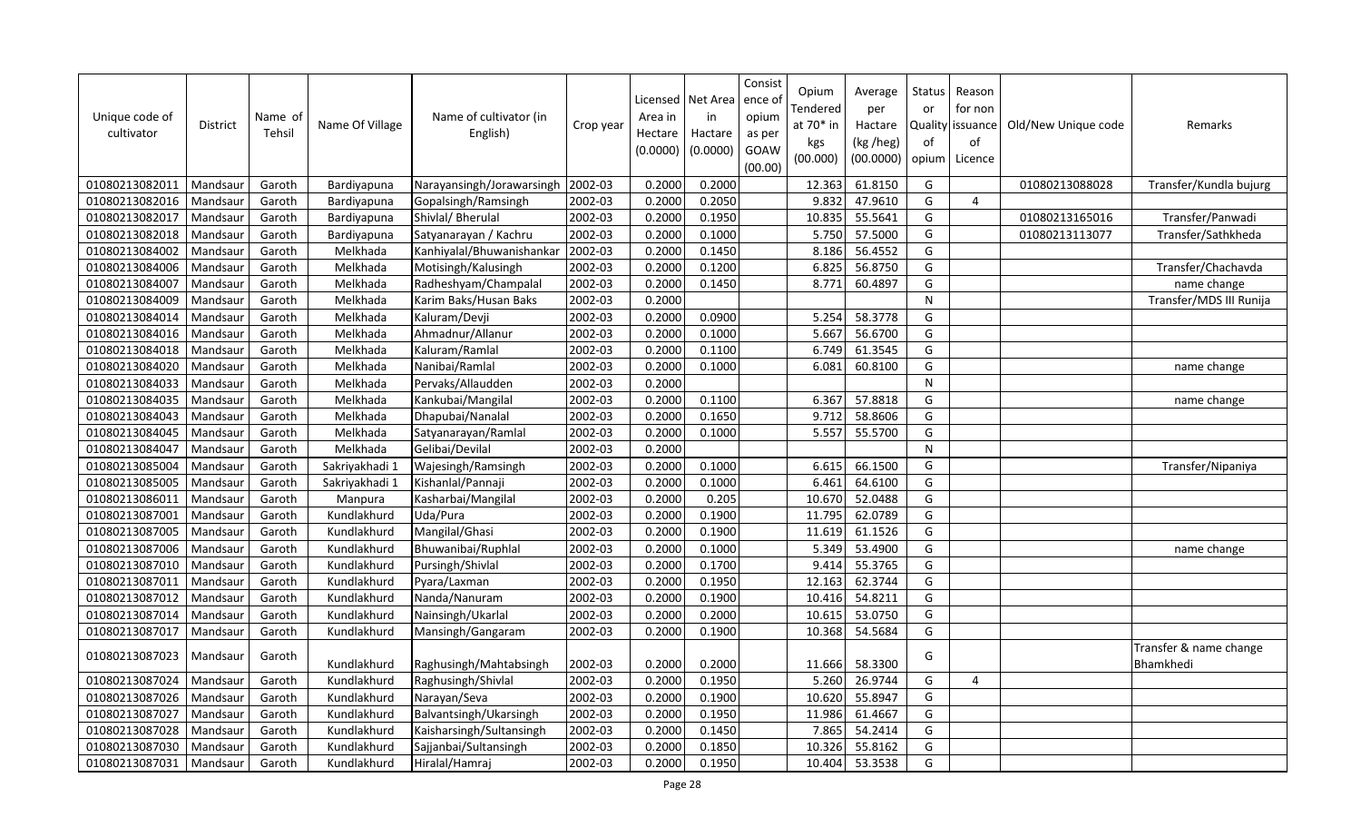| Unique code of cultivator | District | Name of Tehsil | Name Of Village | Name of cultivator (in English) | Crop year | Licensed Area in Hectare (0.0000) | Net Area in Hactare (0.0000) | Consist ence of opium as per GOAW (00.00) | Opium Tendered at 70* in kgs (00.000) | Average per Hactare (kg /heg) (00.0000) | Status or Quality of opium | Reason for non issuance of Licence | Old/New Unique code | Remarks |
|---|---|---|---|---|---|---|---|---|---|---|---|---|---|---|
| 01080213082011 | Mandsaur | Garoth | Bardiyapuna | Narayansingh/Jorawarsingh | 2002-03 | 0.2000 | 0.2000 | | 12.363 | 61.8150 | G | | 01080213088028 | Transfer/Kundla bujurg |
| 01080213082016 | Mandsaur | Garoth | Bardiyapuna | Gopalsingh/Ramsingh | 2002-03 | 0.2000 | 0.2050 | | 9.832 | 47.9610 | G | 4 | | |
| 01080213082017 | Mandsaur | Garoth | Bardiyapuna | Shivlal/ Bherulal | 2002-03 | 0.2000 | 0.1950 | | 10.835 | 55.5641 | G | | 01080213165016 | Transfer/Panwadi |
| 01080213082018 | Mandsaur | Garoth | Bardiyapuna | Satyanarayan / Kachru | 2002-03 | 0.2000 | 0.1000 | | 5.750 | 57.5000 | G | | 01080213113077 | Transfer/Sathkheda |
| 01080213084002 | Mandsaur | Garoth | Melkhada | Kanhiyalal/Bhuwanishankar | 2002-03 | 0.2000 | 0.1450 | | 8.186 | 56.4552 | G | | | |
| 01080213084006 | Mandsaur | Garoth | Melkhada | Motisingh/Kalusingh | 2002-03 | 0.2000 | 0.1200 | | 6.825 | 56.8750 | G | | | Transfer/Chachavda |
| 01080213084007 | Mandsaur | Garoth | Melkhada | Radheshyam/Champalal | 2002-03 | 0.2000 | 0.1450 | | 8.771 | 60.4897 | G | | | name change |
| 01080213084009 | Mandsaur | Garoth | Melkhada | Karim Baks/Husan Baks | 2002-03 | 0.2000 | | | | | N | | | Transfer/MDS III Runija |
| 01080213084014 | Mandsaur | Garoth | Melkhada | Kaluram/Devji | 2002-03 | 0.2000 | 0.0900 | | 5.254 | 58.3778 | G | | | |
| 01080213084016 | Mandsaur | Garoth | Melkhada | Ahmadnur/Allanur | 2002-03 | 0.2000 | 0.1000 | | 5.667 | 56.6700 | G | | | |
| 01080213084018 | Mandsaur | Garoth | Melkhada | Kaluram/Ramlal | 2002-03 | 0.2000 | 0.1100 | | 6.749 | 61.3545 | G | | | |
| 01080213084020 | Mandsaur | Garoth | Melkhada | Nanibai/Ramlal | 2002-03 | 0.2000 | 0.1000 | | 6.081 | 60.8100 | G | | | name change |
| 01080213084033 | Mandsaur | Garoth | Melkhada | Pervaks/Allaudden | 2002-03 | 0.2000 | | | | | N | | | |
| 01080213084035 | Mandsaur | Garoth | Melkhada | Kankubai/Mangilal | 2002-03 | 0.2000 | 0.1100 | | 6.367 | 57.8818 | G | | | name change |
| 01080213084043 | Mandsaur | Garoth | Melkhada | Dhapubai/Nanalal | 2002-03 | 0.2000 | 0.1650 | | 9.712 | 58.8606 | G | | | |
| 01080213084045 | Mandsaur | Garoth | Melkhada | Satyanarayan/Ramlal | 2002-03 | 0.2000 | 0.1000 | | 5.557 | 55.5700 | G | | | |
| 01080213084047 | Mandsaur | Garoth | Melkhada | Gelibai/Devilal | 2002-03 | 0.2000 | | | | | N | | | |
| 01080213085004 | Mandsaur | Garoth | Sakriyakhadi 1 | Wajesingh/Ramsingh | 2002-03 | 0.2000 | 0.1000 | | 6.615 | 66.1500 | G | | | Transfer/Nipaniya |
| 01080213085005 | Mandsaur | Garoth | Sakriyakhadi 1 | Kishanlal/Pannaji | 2002-03 | 0.2000 | 0.1000 | | 6.461 | 64.6100 | G | | | |
| 01080213086011 | Mandsaur | Garoth | Manpura | Kasharbai/Mangilal | 2002-03 | 0.2000 | 0.205 | | 10.670 | 52.0488 | G | | | |
| 01080213087001 | Mandsaur | Garoth | Kundlakhurd | Uda/Pura | 2002-03 | 0.2000 | 0.1900 | | 11.795 | 62.0789 | G | | | |
| 01080213087005 | Mandsaur | Garoth | Kundlakhurd | Mangilal/Ghasi | 2002-03 | 0.2000 | 0.1900 | | 11.619 | 61.1526 | G | | | |
| 01080213087006 | Mandsaur | Garoth | Kundlakhurd | Bhuwanibai/Ruphlal | 2002-03 | 0.2000 | 0.1000 | | 5.349 | 53.4900 | G | | | name change |
| 01080213087010 | Mandsaur | Garoth | Kundlakhurd | Pursingh/Shivlal | 2002-03 | 0.2000 | 0.1700 | | 9.414 | 55.3765 | G | | | |
| 01080213087011 | Mandsaur | Garoth | Kundlakhurd | Pyara/Laxman | 2002-03 | 0.2000 | 0.1950 | | 12.163 | 62.3744 | G | | | |
| 01080213087012 | Mandsaur | Garoth | Kundlakhurd | Nanda/Nanuram | 2002-03 | 0.2000 | 0.1900 | | 10.416 | 54.8211 | G | | | |
| 01080213087014 | Mandsaur | Garoth | Kundlakhurd | Nainsingh/Ukarlal | 2002-03 | 0.2000 | 0.2000 | | 10.615 | 53.0750 | G | | | |
| 01080213087017 | Mandsaur | Garoth | Kundlakhurd | Mansingh/Gangaram | 2002-03 | 0.2000 | 0.1900 | | 10.368 | 54.5684 | G | | | |
| 01080213087023 | Mandsaur | Garoth | Kundlakhurd | Raghusingh/Mahtabsingh | 2002-03 | 0.2000 | 0.2000 | | 11.666 | 58.3300 | G | | | Transfer & name change Bhamkhedi |
| 01080213087024 | Mandsaur | Garoth | Kundlakhurd | Raghusingh/Shivlal | 2002-03 | 0.2000 | 0.1950 | | 5.260 | 26.9744 | G | 4 | | |
| 01080213087026 | Mandsaur | Garoth | Kundlakhurd | Narayan/Seva | 2002-03 | 0.2000 | 0.1900 | | 10.620 | 55.8947 | G | | | |
| 01080213087027 | Mandsaur | Garoth | Kundlakhurd | Balvantsingh/Ukarsingh | 2002-03 | 0.2000 | 0.1950 | | 11.986 | 61.4667 | G | | | |
| 01080213087028 | Mandsaur | Garoth | Kundlakhurd | Kaisharsingh/Sultansingh | 2002-03 | 0.2000 | 0.1450 | | 7.865 | 54.2414 | G | | | |
| 01080213087030 | Mandsaur | Garoth | Kundlakhurd | Sajjanbai/Sultansingh | 2002-03 | 0.2000 | 0.1850 | | 10.326 | 55.8162 | G | | | |
| 01080213087031 | Mandsaur | Garoth | Kundlakhurd | Hiralal/Hamraj | 2002-03 | 0.2000 | 0.1950 | | 10.404 | 53.3538 | G | | | |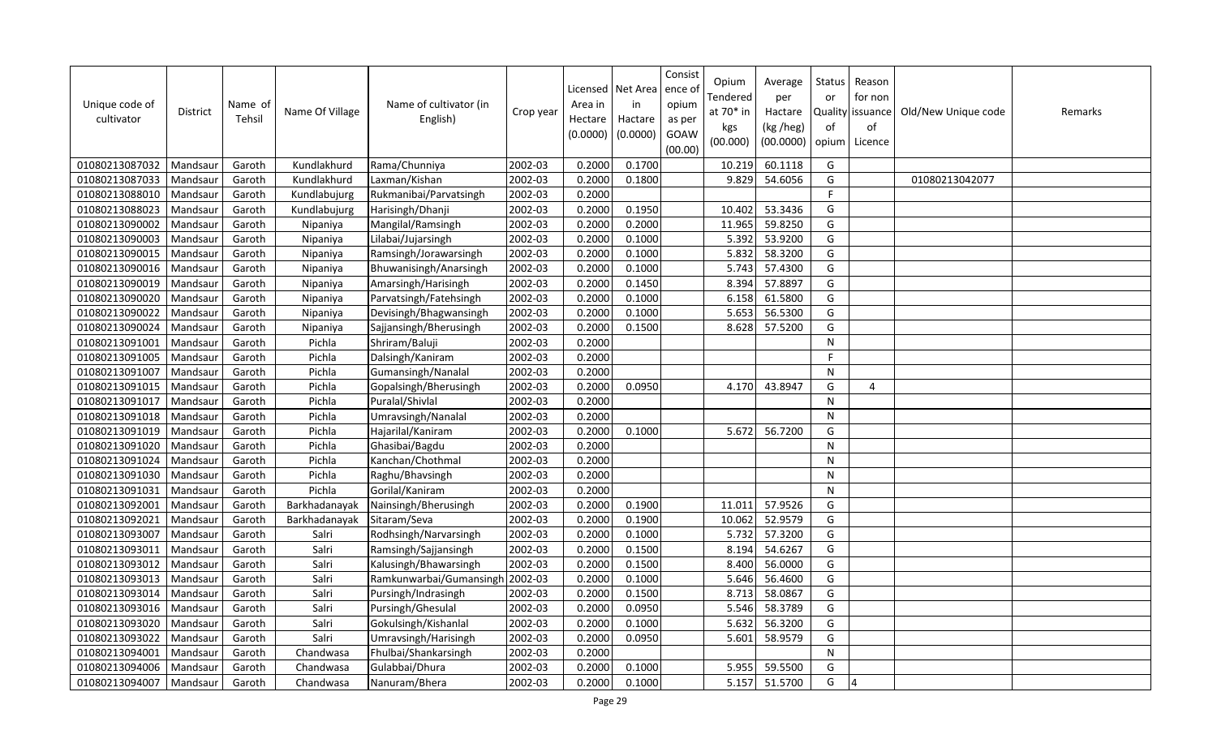| Unique code of cultivator | District | Name of Tehsil | Name Of Village | Name of cultivator (in English) | Crop year | Licensed Area in Hectare (0.0000) | Net Area in Hactare (0.0000) | Consistence of opium as per GOAW (00.00) | Opium Tendered at 70* in kgs (00.000) | Average per Hactare (kg /heg) (00.0000) | Status or Quality of opium | Reason for non issuance of Licence | Old/New Unique code | Remarks |
|---|---|---|---|---|---|---|---|---|---|---|---|---|---|---|
| 01080213087032 | Mandsaur | Garoth | Kundlakhurd | Rama/Chunniya | 2002-03 | 0.2000 | 0.1700 | | 10.219 | 60.1118 | G | | | |
| 01080213087033 | Mandsaur | Garoth | Kundlakhurd | Laxman/Kishan | 2002-03 | 0.2000 | 0.1800 | | 9.829 | 54.6056 | G | | 01080213042077 | |
| 01080213088010 | Mandsaur | Garoth | Kundlabujurg | Rukmanibai/Parvatsingh | 2002-03 | 0.2000 | | | | | F | | | |
| 01080213088023 | Mandsaur | Garoth | Kundlabujurg | Harisingh/Dhanji | 2002-03 | 0.2000 | 0.1950 | | 10.402 | 53.3436 | G | | | |
| 01080213090002 | Mandsaur | Garoth | Nipaniya | Mangilal/Ramsingh | 2002-03 | 0.2000 | 0.2000 | | 11.965 | 59.8250 | G | | | |
| 01080213090003 | Mandsaur | Garoth | Nipaniya | Lilabai/Jujarsingh | 2002-03 | 0.2000 | 0.1000 | | 5.392 | 53.9200 | G | | | |
| 01080213090015 | Mandsaur | Garoth | Nipaniya | Ramsingh/Jorawarsingh | 2002-03 | 0.2000 | 0.1000 | | 5.832 | 58.3200 | G | | | |
| 01080213090016 | Mandsaur | Garoth | Nipaniya | Bhuwanisingh/Anarsingh | 2002-03 | 0.2000 | 0.1000 | | 5.743 | 57.4300 | G | | | |
| 01080213090019 | Mandsaur | Garoth | Nipaniya | Amarsingh/Harisingh | 2002-03 | 0.2000 | 0.1450 | | 8.394 | 57.8897 | G | | | |
| 01080213090020 | Mandsaur | Garoth | Nipaniya | Parvatsingh/Fatehsingh | 2002-03 | 0.2000 | 0.1000 | | 6.158 | 61.5800 | G | | | |
| 01080213090022 | Mandsaur | Garoth | Nipaniya | Devisingh/Bhagwansingh | 2002-03 | 0.2000 | 0.1000 | | 5.653 | 56.5300 | G | | | |
| 01080213090024 | Mandsaur | Garoth | Nipaniya | Sajjansingh/Bherusingh | 2002-03 | 0.2000 | 0.1500 | | 8.628 | 57.5200 | G | | | |
| 01080213091001 | Mandsaur | Garoth | Pichla | Shriram/Baluji | 2002-03 | 0.2000 | | | | | N | | | |
| 01080213091005 | Mandsaur | Garoth | Pichla | Dalsingh/Kaniram | 2002-03 | 0.2000 | | | | | F | | | |
| 01080213091007 | Mandsaur | Garoth | Pichla | Gumansingh/Nanalal | 2002-03 | 0.2000 | | | | | N | | | |
| 01080213091015 | Mandsaur | Garoth | Pichla | Gopalsingh/Bherusingh | 2002-03 | 0.2000 | 0.0950 | | 4.170 | 43.8947 | G | 4 | | |
| 01080213091017 | Mandsaur | Garoth | Pichla | Puralal/Shivlal | 2002-03 | 0.2000 | | | | | N | | | |
| 01080213091018 | Mandsaur | Garoth | Pichla | Umravsingh/Nanalal | 2002-03 | 0.2000 | | | | | N | | | |
| 01080213091019 | Mandsaur | Garoth | Pichla | Hajarilal/Kaniram | 2002-03 | 0.2000 | 0.1000 | | 5.672 | 56.7200 | G | | | |
| 01080213091020 | Mandsaur | Garoth | Pichla | Ghasibai/Bagdu | 2002-03 | 0.2000 | | | | | N | | | |
| 01080213091024 | Mandsaur | Garoth | Pichla | Kanchan/Chothmal | 2002-03 | 0.2000 | | | | | N | | | |
| 01080213091030 | Mandsaur | Garoth | Pichla | Raghu/Bhavsingh | 2002-03 | 0.2000 | | | | | N | | | |
| 01080213091031 | Mandsaur | Garoth | Pichla | Gorilal/Kaniram | 2002-03 | 0.2000 | | | | | N | | | |
| 01080213092001 | Mandsaur | Garoth | Barkhadanayak | Nainsingh/Bherusingh | 2002-03 | 0.2000 | 0.1900 | | 11.011 | 57.9526 | G | | | |
| 01080213092021 | Mandsaur | Garoth | Barkhadanayak | Sitaram/Seva | 2002-03 | 0.2000 | 0.1900 | | 10.062 | 52.9579 | G | | | |
| 01080213093007 | Mandsaur | Garoth | Salri | Rodhsingh/Narvarsingh | 2002-03 | 0.2000 | 0.1000 | | 5.732 | 57.3200 | G | | | |
| 01080213093011 | Mandsaur | Garoth | Salri | Ramsingh/Sajjansingh | 2002-03 | 0.2000 | 0.1500 | | 8.194 | 54.6267 | G | | | |
| 01080213093012 | Mandsaur | Garoth | Salri | Kalusingh/Bhawarsingh | 2002-03 | 0.2000 | 0.1500 | | 8.400 | 56.0000 | G | | | |
| 01080213093013 | Mandsaur | Garoth | Salri | Ramkunwarbai/Gumansingh | 2002-03 | 0.2000 | 0.1000 | | 5.646 | 56.4600 | G | | | |
| 01080213093014 | Mandsaur | Garoth | Salri | Pursingh/Indrasingh | 2002-03 | 0.2000 | 0.1500 | | 8.713 | 58.0867 | G | | | |
| 01080213093016 | Mandsaur | Garoth | Salri | Pursingh/Ghesulal | 2002-03 | 0.2000 | 0.0950 | | 5.546 | 58.3789 | G | | | |
| 01080213093020 | Mandsaur | Garoth | Salri | Gokulsingh/Kishanlal | 2002-03 | 0.2000 | 0.1000 | | 5.632 | 56.3200 | G | | | |
| 01080213093022 | Mandsaur | Garoth | Salri | Umravsingh/Harisingh | 2002-03 | 0.2000 | 0.0950 | | 5.601 | 58.9579 | G | | | |
| 01080213094001 | Mandsaur | Garoth | Chandwasa | Fhulbai/Shankarsingh | 2002-03 | 0.2000 | | | | | N | | | |
| 01080213094006 | Mandsaur | Garoth | Chandwasa | Gulabbai/Dhura | 2002-03 | 0.2000 | 0.1000 | | 5.955 | 59.5500 | G | | | |
| 01080213094007 | Mandsaur | Garoth | Chandwasa | Nanuram/Bhera | 2002-03 | 0.2000 | 0.1000 | | 5.157 | 51.5700 | G | 4 | | |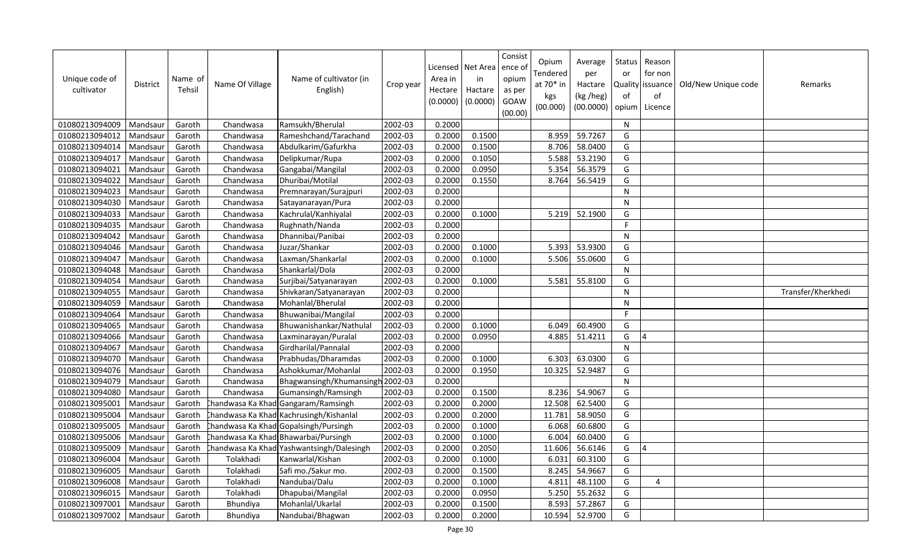| Unique code of cultivator | District | Name of Tehsil | Name Of Village | Name of cultivator (in English) | Crop year | Licensed Area in Hectare (0.0000) | Net Area in Hactare (0.0000) | Consist ence of opium as per GOAW (00.00) | Opium Tendered at 70* in kgs (00.000) | Average per Hactare (kg /heg) (00.0000) | Status or Quality of opium | Reason for non issuance of Licence | Old/New Unique code | Remarks |
|---|---|---|---|---|---|---|---|---|---|---|---|---|---|---|
| 01080213094009 | Mandsaur | Garoth | Chandwasa | Ramsukh/Bherulal | 2002-03 | 0.2000 | | | | | N | | | |
| 01080213094012 | Mandsaur | Garoth | Chandwasa | Rameshchand/Tarachand | 2002-03 | 0.2000 | 0.1500 | | 8.959 | 59.7267 | G | | | |
| 01080213094014 | Mandsaur | Garoth | Chandwasa | Abdulkarim/Gafurkha | 2002-03 | 0.2000 | 0.1500 | | 8.706 | 58.0400 | G | | | |
| 01080213094017 | Mandsaur | Garoth | Chandwasa | Delipkumar/Rupa | 2002-03 | 0.2000 | 0.1050 | | 5.588 | 53.2190 | G | | | |
| 01080213094021 | Mandsaur | Garoth | Chandwasa | Gangabai/Mangilal | 2002-03 | 0.2000 | 0.0950 | | 5.354 | 56.3579 | G | | | |
| 01080213094022 | Mandsaur | Garoth | Chandwasa | Dhuribai/Motilal | 2002-03 | 0.2000 | 0.1550 | | 8.764 | 56.5419 | G | | | |
| 01080213094023 | Mandsaur | Garoth | Chandwasa | Premnarayan/Surajpuri | 2002-03 | 0.2000 | | | | | N | | | |
| 01080213094030 | Mandsaur | Garoth | Chandwasa | Satayanarayan/Pura | 2002-03 | 0.2000 | | | | | N | | | |
| 01080213094033 | Mandsaur | Garoth | Chandwasa | Kachrulal/Kanhiyalal | 2002-03 | 0.2000 | 0.1000 | | 5.219 | 52.1900 | G | | | |
| 01080213094035 | Mandsaur | Garoth | Chandwasa | Rughnath/Nanda | 2002-03 | 0.2000 | | | | | F | | | |
| 01080213094042 | Mandsaur | Garoth | Chandwasa | Dhannibai/Panibai | 2002-03 | 0.2000 | | | | | N | | | |
| 01080213094046 | Mandsaur | Garoth | Chandwasa | Juzar/Shankar | 2002-03 | 0.2000 | 0.1000 | | 5.393 | 53.9300 | G | | | |
| 01080213094047 | Mandsaur | Garoth | Chandwasa | Laxman/Shankarlal | 2002-03 | 0.2000 | 0.1000 | | 5.506 | 55.0600 | G | | | |
| 01080213094048 | Mandsaur | Garoth | Chandwasa | Shankarlal/Dola | 2002-03 | 0.2000 | | | | | N | | | |
| 01080213094054 | Mandsaur | Garoth | Chandwasa | Surjibai/Satyanarayan | 2002-03 | 0.2000 | 0.1000 | | 5.581 | 55.8100 | G | | | |
| 01080213094055 | Mandsaur | Garoth | Chandwasa | Shivkaran/Satyanarayan | 2002-03 | 0.2000 | | | | | N | | | Transfer/Kherkhedi |
| 01080213094059 | Mandsaur | Garoth | Chandwasa | Mohanlal/Bherulal | 2002-03 | 0.2000 | | | | | N | | | |
| 01080213094064 | Mandsaur | Garoth | Chandwasa | Bhuwanibai/Mangilal | 2002-03 | 0.2000 | | | | | F | | | |
| 01080213094065 | Mandsaur | Garoth | Chandwasa | Bhuwanishankar/Nathulal | 2002-03 | 0.2000 | 0.1000 | | 6.049 | 60.4900 | G | | | |
| 01080213094066 | Mandsaur | Garoth | Chandwasa | Laxminarayan/Puralal | 2002-03 | 0.2000 | 0.0950 | | 4.885 | 51.4211 | G | 4 | | |
| 01080213094067 | Mandsaur | Garoth | Chandwasa | Girdharilal/Pannalal | 2002-03 | 0.2000 | | | | | N | | | |
| 01080213094070 | Mandsaur | Garoth | Chandwasa | Prabhudas/Dharamdas | 2002-03 | 0.2000 | 0.1000 | | 6.303 | 63.0300 | G | | | |
| 01080213094076 | Mandsaur | Garoth | Chandwasa | Ashokkumar/Mohanlal | 2002-03 | 0.2000 | 0.1950 | | 10.325 | 52.9487 | G | | | |
| 01080213094079 | Mandsaur | Garoth | Chandwasa | Bhagwansingh/Khumansingh | 2002-03 | 0.2000 | | | | | N | | | |
| 01080213094080 | Mandsaur | Garoth | Chandwasa | Gumansingh/Ramsingh | 2002-03 | 0.2000 | 0.1500 | | 8.236 | 54.9067 | G | | | |
| 01080213095001 | Mandsaur | Garoth | Chandwasa Ka Khad | Gangaram/Ramsingh | 2002-03 | 0.2000 | 0.2000 | | 12.508 | 62.5400 | G | | | |
| 01080213095004 | Mandsaur | Garoth | Chandwasa Ka Khad | Kachrusingh/Kishanlal | 2002-03 | 0.2000 | 0.2000 | | 11.781 | 58.9050 | G | | | |
| 01080213095005 | Mandsaur | Garoth | Chandwasa Ka Khad | Gopalsingh/Pursingh | 2002-03 | 0.2000 | 0.1000 | | 6.068 | 60.6800 | G | | | |
| 01080213095006 | Mandsaur | Garoth | Chandwasa Ka Khad | Bhawarbai/Pursingh | 2002-03 | 0.2000 | 0.1000 | | 6.004 | 60.0400 | G | | | |
| 01080213095009 | Mandsaur | Garoth | Chandwasa Ka Khad | Yashwantsingh/Dalesingh | 2002-03 | 0.2000 | 0.2050 | | 11.606 | 56.6146 | G | 4 | | |
| 01080213096004 | Mandsaur | Garoth | Tolakhadi | Kanwarlal/Kishan | 2002-03 | 0.2000 | 0.1000 | | 6.031 | 60.3100 | G | | | |
| 01080213096005 | Mandsaur | Garoth | Tolakhadi | Safi mo./Sakur mo. | 2002-03 | 0.2000 | 0.1500 | | 8.245 | 54.9667 | G | | | |
| 01080213096008 | Mandsaur | Garoth | Tolakhadi | Nandubai/Dalu | 2002-03 | 0.2000 | 0.1000 | | 4.811 | 48.1100 | G | 4 | | |
| 01080213096015 | Mandsaur | Garoth | Tolakhadi | Dhapubai/Mangilal | 2002-03 | 0.2000 | 0.0950 | | 5.250 | 55.2632 | G | | | |
| 01080213097001 | Mandsaur | Garoth | Bhundiya | Mohanlal/Ukarlal | 2002-03 | 0.2000 | 0.1500 | | 8.593 | 57.2867 | G | | | |
| 01080213097002 | Mandsaur | Garoth | Bhundiya | Nandubai/Bhagwan | 2002-03 | 0.2000 | 0.2000 | | 10.594 | 52.9700 | G | | | |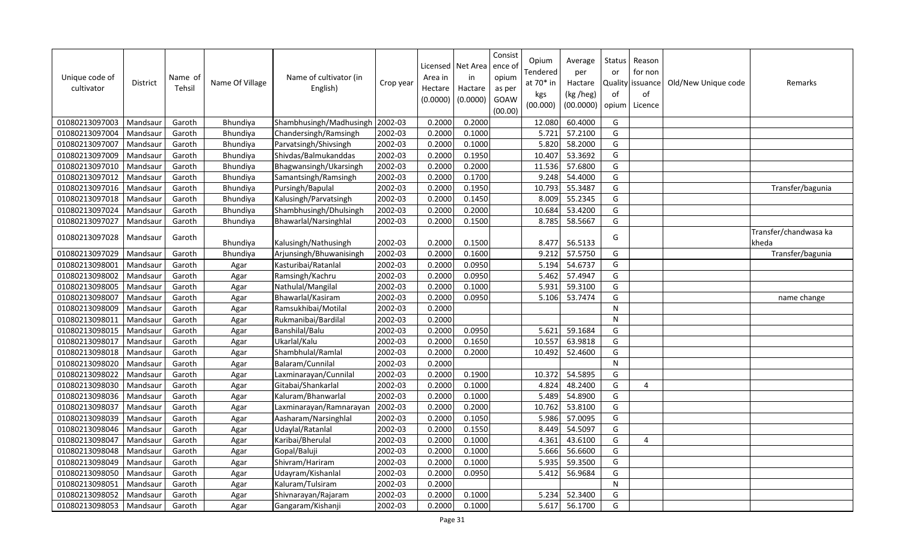| Unique code of cultivator | District | Name of Tehsil | Name Of Village | Name of cultivator (in English) | Crop year | Licensed Area in Hectare (0.0000) | Net Area in Hactare (0.0000) | Consistence of opium as per GOAW (00.00) | Opium Tendered at 70* in kgs (00.000) | Average per Hactare (kg /heg) (00.0000) | Status or Quality of opium | Reason for non issuance of Licence | Old/New Unique code | Remarks |
|---|---|---|---|---|---|---|---|---|---|---|---|---|---|---|
| 01080213097003 | Mandsaur | Garoth | Bhundiya | Shambhusingh/Madhusingh | 2002-03 | 0.2000 | 0.2000 | | 12.080 | 60.4000 | G | | | |
| 01080213097004 | Mandsaur | Garoth | Bhundiya | Chandersingh/Ramsingh | 2002-03 | 0.2000 | 0.1000 | | 5.721 | 57.2100 | G | | | |
| 01080213097007 | Mandsaur | Garoth | Bhundiya | Parvatsingh/Shivsingh | 2002-03 | 0.2000 | 0.1000 | | 5.820 | 58.2000 | G | | | |
| 01080213097009 | Mandsaur | Garoth | Bhundiya | Shivdas/Balmukanddas | 2002-03 | 0.2000 | 0.1950 | | 10.407 | 53.3692 | G | | | |
| 01080213097010 | Mandsaur | Garoth | Bhundiya | Bhagwansingh/Ukarsingh | 2002-03 | 0.2000 | 0.2000 | | 11.536 | 57.6800 | G | | | |
| 01080213097012 | Mandsaur | Garoth | Bhundiya | Samantsingh/Ramsingh | 2002-03 | 0.2000 | 0.1700 | | 9.248 | 54.4000 | G | | | |
| 01080213097016 | Mandsaur | Garoth | Bhundiya | Pursingh/Bapulal | 2002-03 | 0.2000 | 0.1950 | | 10.793 | 55.3487 | G | | | Transfer/bagunia |
| 01080213097018 | Mandsaur | Garoth | Bhundiya | Kalusingh/Parvatsingh | 2002-03 | 0.2000 | 0.1450 | | 8.009 | 55.2345 | G | | | |
| 01080213097024 | Mandsaur | Garoth | Bhundiya | Shambhusingh/Dhulsingh | 2002-03 | 0.2000 | 0.2000 | | 10.684 | 53.4200 | G | | | |
| 01080213097027 | Mandsaur | Garoth | Bhundiya | Bhawarlal/Narsinghlal | 2002-03 | 0.2000 | 0.1500 | | 8.785 | 58.5667 | G | | | |
| 01080213097028 | Mandsaur | Garoth | Bhundiya | Kalusingh/Nathusingh | 2002-03 | 0.2000 | 0.1500 | | 8.477 | 56.5133 | G | | | Transfer/chandwasa ka kheda |
| 01080213097029 | Mandsaur | Garoth | Bhundiya | Arjunsingh/Bhuwanisingh | 2002-03 | 0.2000 | 0.1600 | | 9.212 | 57.5750 | G | | | Transfer/bagunia |
| 01080213098001 | Mandsaur | Garoth | Agar | Kasturibai/Ratanlal | 2002-03 | 0.2000 | 0.0950 | | 5.194 | 54.6737 | G | | | |
| 01080213098002 | Mandsaur | Garoth | Agar | Ramsingh/Kachru | 2002-03 | 0.2000 | 0.0950 | | 5.462 | 57.4947 | G | | | |
| 01080213098005 | Mandsaur | Garoth | Agar | Nathulal/Mangilal | 2002-03 | 0.2000 | 0.1000 | | 5.931 | 59.3100 | G | | | |
| 01080213098007 | Mandsaur | Garoth | Agar | Bhawarlal/Kasiram | 2002-03 | 0.2000 | 0.0950 | | 5.106 | 53.7474 | G | | | name change |
| 01080213098009 | Mandsaur | Garoth | Agar | Ramsukhibai/Motilal | 2002-03 | 0.2000 | | | | | N | | | |
| 01080213098011 | Mandsaur | Garoth | Agar | Rukmanibai/Bardilal | 2002-03 | 0.2000 | | | | | N | | | |
| 01080213098015 | Mandsaur | Garoth | Agar | Banshilal/Balu | 2002-03 | 0.2000 | 0.0950 | | 5.621 | 59.1684 | G | | | |
| 01080213098017 | Mandsaur | Garoth | Agar | Ukarlal/Kalu | 2002-03 | 0.2000 | 0.1650 | | 10.557 | 63.9818 | G | | | |
| 01080213098018 | Mandsaur | Garoth | Agar | Shambhulal/Ramlal | 2002-03 | 0.2000 | 0.2000 | | 10.492 | 52.4600 | G | | | |
| 01080213098020 | Mandsaur | Garoth | Agar | Balaram/Cunnilal | 2002-03 | 0.2000 | | | | | N | | | |
| 01080213098022 | Mandsaur | Garoth | Agar | Laxminarayan/Cunnilal | 2002-03 | 0.2000 | 0.1900 | | 10.372 | 54.5895 | G | | | |
| 01080213098030 | Mandsaur | Garoth | Agar | Gitabai/Shankarlal | 2002-03 | 0.2000 | 0.1000 | | 4.824 | 48.2400 | G | 4 | | |
| 01080213098036 | Mandsaur | Garoth | Agar | Kaluram/Bhanwarlal | 2002-03 | 0.2000 | 0.1000 | | 5.489 | 54.8900 | G | | | |
| 01080213098037 | Mandsaur | Garoth | Agar | Laxminarayan/Ramnarayan | 2002-03 | 0.2000 | 0.2000 | | 10.762 | 53.8100 | G | | | |
| 01080213098039 | Mandsaur | Garoth | Agar | Aasharam/Narsinghlal | 2002-03 | 0.2000 | 0.1050 | | 5.986 | 57.0095 | G | | | |
| 01080213098046 | Mandsaur | Garoth | Agar | Udaylal/Ratanlal | 2002-03 | 0.2000 | 0.1550 | | 8.449 | 54.5097 | G | | | |
| 01080213098047 | Mandsaur | Garoth | Agar | Karibai/Bherulal | 2002-03 | 0.2000 | 0.1000 | | 4.361 | 43.6100 | G | 4 | | |
| 01080213098048 | Mandsaur | Garoth | Agar | Gopal/Baluji | 2002-03 | 0.2000 | 0.1000 | | 5.666 | 56.6600 | G | | | |
| 01080213098049 | Mandsaur | Garoth | Agar | Shivram/Hariram | 2002-03 | 0.2000 | 0.1000 | | 5.935 | 59.3500 | G | | | |
| 01080213098050 | Mandsaur | Garoth | Agar | Udayram/Kishanlal | 2002-03 | 0.2000 | 0.0950 | | 5.412 | 56.9684 | G | | | |
| 01080213098051 | Mandsaur | Garoth | Agar | Kaluram/Tulsiram | 2002-03 | 0.2000 | | | | | N | | | |
| 01080213098052 | Mandsaur | Garoth | Agar | Shivnarayan/Rajaram | 2002-03 | 0.2000 | 0.1000 | | 5.234 | 52.3400 | G | | | |
| 01080213098053 | Mandsaur | Garoth | Agar | Gangaram/Kishanji | 2002-03 | 0.2000 | 0.1000 | | 5.617 | 56.1700 | G | | | |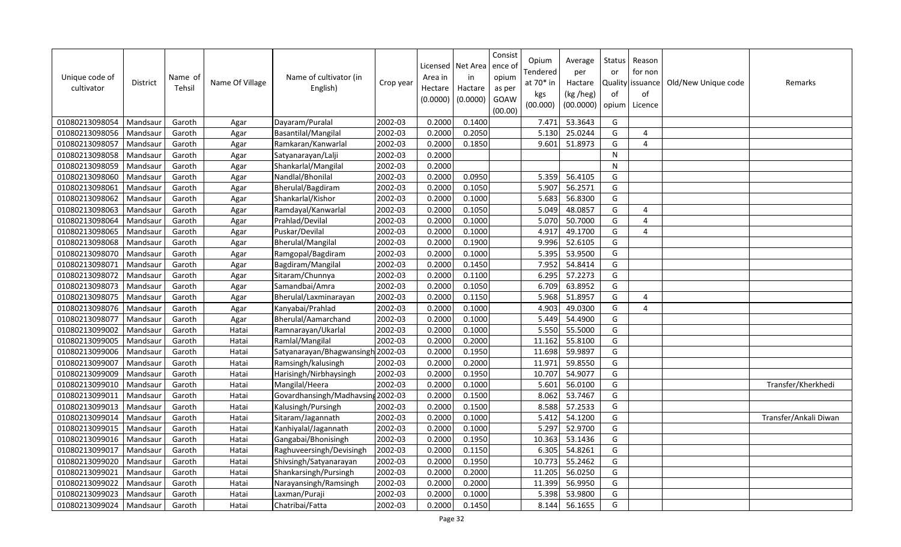| Unique code of cultivator | District | Name of Tehsil | Name Of Village | Name of cultivator (in English) | Crop year | Licensed Area in Hectare (0.0000) | Net Area in Hactare (0.0000) | Consistence of opium as per GOAW (00.00) | Opium Tendered at 70* in kgs (00.000) | Average per Hactare (kg /heg) (00.0000) | Status or Quality of opium | Reason for non issuance of Licence | Old/New Unique code | Remarks |
|---|---|---|---|---|---|---|---|---|---|---|---|---|---|---|
| 01080213098054 | Mandsaur | Garoth | Agar | Dayaram/Puralal | 2002-03 | 0.2000 | 0.1400 | | 7.471 | 53.3643 | G | | | |
| 01080213098056 | Mandsaur | Garoth | Agar | Basantilal/Mangilal | 2002-03 | 0.2000 | 0.2050 | | 5.130 | 25.0244 | G | 4 | | |
| 01080213098057 | Mandsaur | Garoth | Agar | Ramkaran/Kanwarlal | 2002-03 | 0.2000 | 0.1850 | | 9.601 | 51.8973 | G | 4 | | |
| 01080213098058 | Mandsaur | Garoth | Agar | Satyanarayan/Lalji | 2002-03 | 0.2000 | | | | | N | | | |
| 01080213098059 | Mandsaur | Garoth | Agar | Shankarlal/Mangilal | 2002-03 | 0.2000 | | | | | N | | | |
| 01080213098060 | Mandsaur | Garoth | Agar | Nandlal/Bhonilal | 2002-03 | 0.2000 | 0.0950 | | 5.359 | 56.4105 | G | | | |
| 01080213098061 | Mandsaur | Garoth | Agar | Bherulal/Bagdiram | 2002-03 | 0.2000 | 0.1050 | | 5.907 | 56.2571 | G | | | |
| 01080213098062 | Mandsaur | Garoth | Agar | Shankarlal/Kishor | 2002-03 | 0.2000 | 0.1000 | | 5.683 | 56.8300 | G | | | |
| 01080213098063 | Mandsaur | Garoth | Agar | Ramdayal/Kanwarlal | 2002-03 | 0.2000 | 0.1050 | | 5.049 | 48.0857 | G | 4 | | |
| 01080213098064 | Mandsaur | Garoth | Agar | Prahlad/Devilal | 2002-03 | 0.2000 | 0.1000 | | 5.070 | 50.7000 | G | 4 | | |
| 01080213098065 | Mandsaur | Garoth | Agar | Puskar/Devilal | 2002-03 | 0.2000 | 0.1000 | | 4.917 | 49.1700 | G | 4 | | |
| 01080213098068 | Mandsaur | Garoth | Agar | Bherulal/Mangilal | 2002-03 | 0.2000 | 0.1900 | | 9.996 | 52.6105 | G | | | |
| 01080213098070 | Mandsaur | Garoth | Agar | Ramgopal/Bagdiram | 2002-03 | 0.2000 | 0.1000 | | 5.395 | 53.9500 | G | | | |
| 01080213098071 | Mandsaur | Garoth | Agar | Bagdiram/Mangilal | 2002-03 | 0.2000 | 0.1450 | | 7.952 | 54.8414 | G | | | |
| 01080213098072 | Mandsaur | Garoth | Agar | Sitaram/Chunnya | 2002-03 | 0.2000 | 0.1100 | | 6.295 | 57.2273 | G | | | |
| 01080213098073 | Mandsaur | Garoth | Agar | Samandbai/Amra | 2002-03 | 0.2000 | 0.1050 | | 6.709 | 63.8952 | G | | | |
| 01080213098075 | Mandsaur | Garoth | Agar | Bherulal/Laxminarayan | 2002-03 | 0.2000 | 0.1150 | | 5.968 | 51.8957 | G | 4 | | |
| 01080213098076 | Mandsaur | Garoth | Agar | Kanyabai/Prahlad | 2002-03 | 0.2000 | 0.1000 | | 4.903 | 49.0300 | G | 4 | | |
| 01080213098077 | Mandsaur | Garoth | Agar | Bherulal/Aamarchand | 2002-03 | 0.2000 | 0.1000 | | 5.449 | 54.4900 | G | | | |
| 01080213099002 | Mandsaur | Garoth | Hatai | Ramnarayan/Ukarlal | 2002-03 | 0.2000 | 0.1000 | | 5.550 | 55.5000 | G | | | |
| 01080213099005 | Mandsaur | Garoth | Hatai | Ramlal/Mangilal | 2002-03 | 0.2000 | 0.2000 | | 11.162 | 55.8100 | G | | | |
| 01080213099006 | Mandsaur | Garoth | Hatai | Satyanarayan/Bhagwansingh | 2002-03 | 0.2000 | 0.1950 | | 11.698 | 59.9897 | G | | | |
| 01080213099007 | Mandsaur | Garoth | Hatai | Ramsingh/kalusingh | 2002-03 | 0.2000 | 0.2000 | | 11.971 | 59.8550 | G | | | |
| 01080213099009 | Mandsaur | Garoth | Hatai | Harisingh/Nirbhaysingh | 2002-03 | 0.2000 | 0.1950 | | 10.707 | 54.9077 | G | | | |
| 01080213099010 | Mandsaur | Garoth | Hatai | Mangilal/Heera | 2002-03 | 0.2000 | 0.1000 | | 5.601 | 56.0100 | G | | | Transfer/Kherkhedi |
| 01080213099011 | Mandsaur | Garoth | Hatai | Govardhansingh/Madhavsing | 2002-03 | 0.2000 | 0.1500 | | 8.062 | 53.7467 | G | | | |
| 01080213099013 | Mandsaur | Garoth | Hatai | Kalusingh/Pursingh | 2002-03 | 0.2000 | 0.1500 | | 8.588 | 57.2533 | G | | | |
| 01080213099014 | Mandsaur | Garoth | Hatai | Sitaram/Jagannath | 2002-03 | 0.2000 | 0.1000 | | 5.412 | 54.1200 | G | | | Transfer/Ankali Diwan |
| 01080213099015 | Mandsaur | Garoth | Hatai | Kanhiyalal/Jagannath | 2002-03 | 0.2000 | 0.1000 | | 5.297 | 52.9700 | G | | | |
| 01080213099016 | Mandsaur | Garoth | Hatai | Gangabai/Bhonisingh | 2002-03 | 0.2000 | 0.1950 | | 10.363 | 53.1436 | G | | | |
| 01080213099017 | Mandsaur | Garoth | Hatai | Raghuveersingh/Devisingh | 2002-03 | 0.2000 | 0.1150 | | 6.305 | 54.8261 | G | | | |
| 01080213099020 | Mandsaur | Garoth | Hatai | Shivsingh/Satyanarayan | 2002-03 | 0.2000 | 0.1950 | | 10.773 | 55.2462 | G | | | |
| 01080213099021 | Mandsaur | Garoth | Hatai | Shankarsingh/Pursingh | 2002-03 | 0.2000 | 0.2000 | | 11.205 | 56.0250 | G | | | |
| 01080213099022 | Mandsaur | Garoth | Hatai | Narayansingh/Ramsingh | 2002-03 | 0.2000 | 0.2000 | | 11.399 | 56.9950 | G | | | |
| 01080213099023 | Mandsaur | Garoth | Hatai | Laxman/Puraji | 2002-03 | 0.2000 | 0.1000 | | 5.398 | 53.9800 | G | | | |
| 01080213099024 | Mandsaur | Garoth | Hatai | Chatribai/Fatta | 2002-03 | 0.2000 | 0.1450 | | 8.144 | 56.1655 | G | | | |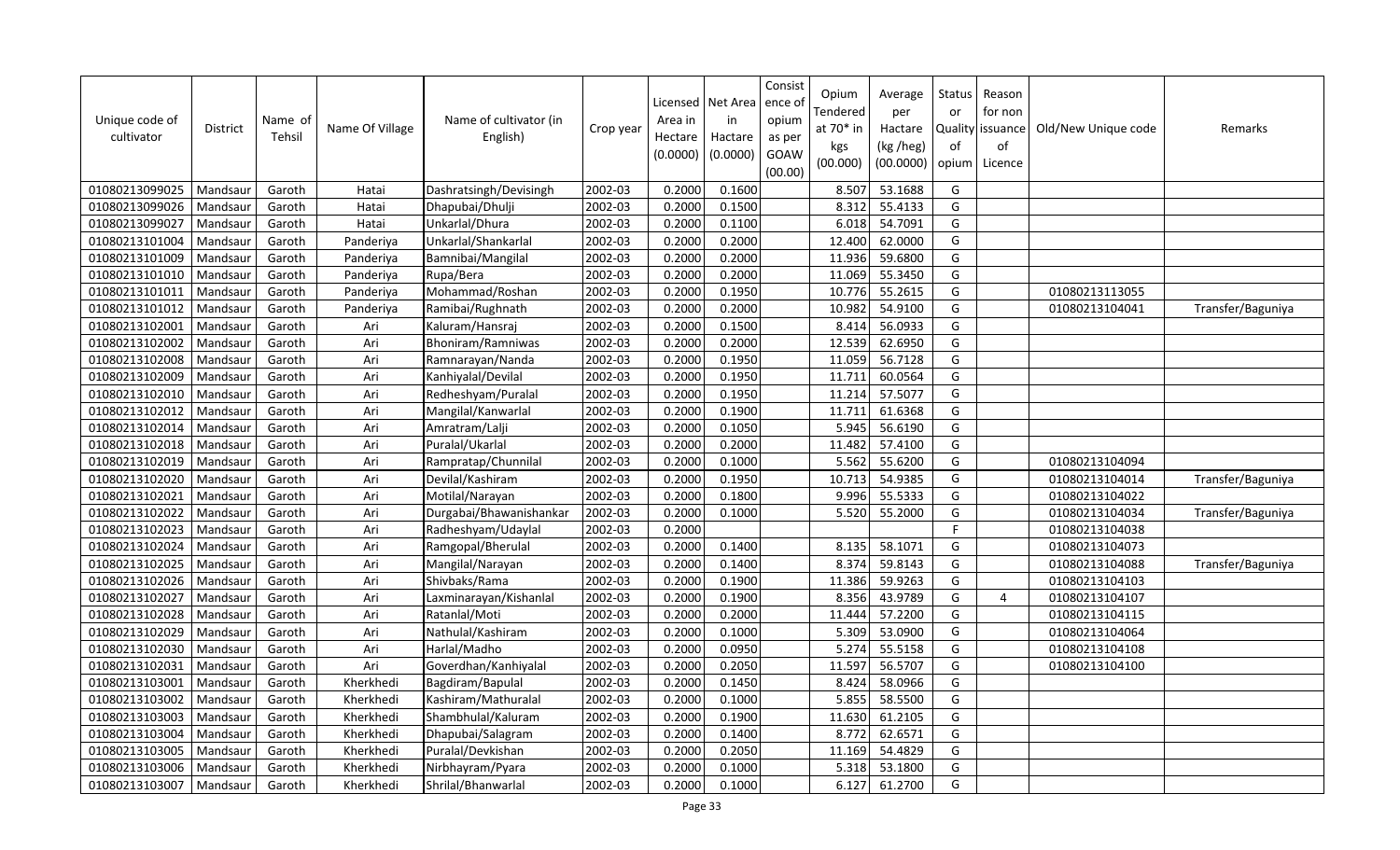| Unique code of cultivator | District | Name of Tehsil | Name Of Village | Name of cultivator (in English) | Crop year | Licensed Area in Hectare (0.0000) | Net Area in Hactare (0.0000) | Consistence of opium as per GOAW (00.00) | Opium Tendered at 70* in kgs (00.000) | Average per Hactare (kg /heg) (00.0000) | Status or Quality of opium | Reason for non issuance of Licence | Old/New Unique code | Remarks |
|---|---|---|---|---|---|---|---|---|---|---|---|---|---|---|
| 01080213099025 | Mandsaur | Garoth | Hatai | Dashratsingh/Devisingh | 2002-03 | 0.2000 | 0.1600 | | 8.507 | 53.1688 | G | | | |
| 01080213099026 | Mandsaur | Garoth | Hatai | Dhapubai/Dhulji | 2002-03 | 0.2000 | 0.1500 | | 8.312 | 55.4133 | G | | | |
| 01080213099027 | Mandsaur | Garoth | Hatai | Unkarlal/Dhura | 2002-03 | 0.2000 | 0.1100 | | 6.018 | 54.7091 | G | | | |
| 01080213101004 | Mandsaur | Garoth | Panderiya | Unkarlal/Shankarlal | 2002-03 | 0.2000 | 0.2000 | | 12.400 | 62.0000 | G | | | |
| 01080213101009 | Mandsaur | Garoth | Panderiya | Bamnibai/Mangilal | 2002-03 | 0.2000 | 0.2000 | | 11.936 | 59.6800 | G | | | |
| 01080213101010 | Mandsaur | Garoth | Panderiya | Rupa/Bera | 2002-03 | 0.2000 | 0.2000 | | 11.069 | 55.3450 | G | | | |
| 01080213101011 | Mandsaur | Garoth | Panderiya | Mohammad/Roshan | 2002-03 | 0.2000 | 0.1950 | | 10.776 | 55.2615 | G | | 01080213113055 | |
| 01080213101012 | Mandsaur | Garoth | Panderiya | Ramibai/Rughnath | 2002-03 | 0.2000 | 0.2000 | | 10.982 | 54.9100 | G | | 01080213104041 | Transfer/Baguniya |
| 01080213102001 | Mandsaur | Garoth | Ari | Kaluram/Hansraj | 2002-03 | 0.2000 | 0.1500 | | 8.414 | 56.0933 | G | | | |
| 01080213102002 | Mandsaur | Garoth | Ari | Bhoniram/Ramniwas | 2002-03 | 0.2000 | 0.2000 | | 12.539 | 62.6950 | G | | | |
| 01080213102008 | Mandsaur | Garoth | Ari | Ramnarayan/Nanda | 2002-03 | 0.2000 | 0.1950 | | 11.059 | 56.7128 | G | | | |
| 01080213102009 | Mandsaur | Garoth | Ari | Kanhiyalal/Devilal | 2002-03 | 0.2000 | 0.1950 | | 11.711 | 60.0564 | G | | | |
| 01080213102010 | Mandsaur | Garoth | Ari | Redheshyam/Puralal | 2002-03 | 0.2000 | 0.1950 | | 11.214 | 57.5077 | G | | | |
| 01080213102012 | Mandsaur | Garoth | Ari | Mangilal/Kanwarlal | 2002-03 | 0.2000 | 0.1900 | | 11.711 | 61.6368 | G | | | |
| 01080213102014 | Mandsaur | Garoth | Ari | Amratram/Lalji | 2002-03 | 0.2000 | 0.1050 | | 5.945 | 56.6190 | G | | | |
| 01080213102018 | Mandsaur | Garoth | Ari | Puralal/Ukarlal | 2002-03 | 0.2000 | 0.2000 | | 11.482 | 57.4100 | G | | | |
| 01080213102019 | Mandsaur | Garoth | Ari | Rampratap/Chunnilal | 2002-03 | 0.2000 | 0.1000 | | 5.562 | 55.6200 | G | | 01080213104094 | |
| 01080213102020 | Mandsaur | Garoth | Ari | Devilal/Kashiram | 2002-03 | 0.2000 | 0.1950 | | 10.713 | 54.9385 | G | | 01080213104014 | Transfer/Baguniya |
| 01080213102021 | Mandsaur | Garoth | Ari | Motilal/Narayan | 2002-03 | 0.2000 | 0.1800 | | 9.996 | 55.5333 | G | | 01080213104022 | |
| 01080213102022 | Mandsaur | Garoth | Ari | Durgabai/Bhawanishankar | 2002-03 | 0.2000 | 0.1000 | | 5.520 | 55.2000 | G | | 01080213104034 | Transfer/Baguniya |
| 01080213102023 | Mandsaur | Garoth | Ari | Radheshyam/Udaylal | 2002-03 | 0.2000 | | | | | F | | 01080213104038 | |
| 01080213102024 | Mandsaur | Garoth | Ari | Ramgopal/Bherulal | 2002-03 | 0.2000 | 0.1400 | | 8.135 | 58.1071 | G | | 01080213104073 | |
| 01080213102025 | Mandsaur | Garoth | Ari | Mangilal/Narayan | 2002-03 | 0.2000 | 0.1400 | | 8.374 | 59.8143 | G | | 01080213104088 | Transfer/Baguniya |
| 01080213102026 | Mandsaur | Garoth | Ari | Shivbaks/Rama | 2002-03 | 0.2000 | 0.1900 | | 11.386 | 59.9263 | G | | 01080213104103 | |
| 01080213102027 | Mandsaur | Garoth | Ari | Laxminarayan/Kishanlal | 2002-03 | 0.2000 | 0.1900 | | 8.356 | 43.9789 | G | 4 | 01080213104107 | |
| 01080213102028 | Mandsaur | Garoth | Ari | Ratanlal/Moti | 2002-03 | 0.2000 | 0.2000 | | 11.444 | 57.2200 | G | | 01080213104115 | |
| 01080213102029 | Mandsaur | Garoth | Ari | Nathulal/Kashiram | 2002-03 | 0.2000 | 0.1000 | | 5.309 | 53.0900 | G | | 01080213104064 | |
| 01080213102030 | Mandsaur | Garoth | Ari | Harlal/Madho | 2002-03 | 0.2000 | 0.0950 | | 5.274 | 55.5158 | G | | 01080213104108 | |
| 01080213102031 | Mandsaur | Garoth | Ari | Goverdhan/Kanhiyalal | 2002-03 | 0.2000 | 0.2050 | | 11.597 | 56.5707 | G | | 01080213104100 | |
| 01080213103001 | Mandsaur | Garoth | Kherkhedi | Bagdiram/Bapulal | 2002-03 | 0.2000 | 0.1450 | | 8.424 | 58.0966 | G | | | |
| 01080213103002 | Mandsaur | Garoth | Kherkhedi | Kashiram/Mathuralal | 2002-03 | 0.2000 | 0.1000 | | 5.855 | 58.5500 | G | | | |
| 01080213103003 | Mandsaur | Garoth | Kherkhedi | Shambhulal/Kaluram | 2002-03 | 0.2000 | 0.1900 | | 11.630 | 61.2105 | G | | | |
| 01080213103004 | Mandsaur | Garoth | Kherkhedi | Dhapubai/Salagram | 2002-03 | 0.2000 | 0.1400 | | 8.772 | 62.6571 | G | | | |
| 01080213103005 | Mandsaur | Garoth | Kherkhedi | Puralal/Devkishan | 2002-03 | 0.2000 | 0.2050 | | 11.169 | 54.4829 | G | | | |
| 01080213103006 | Mandsaur | Garoth | Kherkhedi | Nirbhayram/Pyara | 2002-03 | 0.2000 | 0.1000 | | 5.318 | 53.1800 | G | | | |
| 01080213103007 | Mandsaur | Garoth | Kherkhedi | Shrilal/Bhanwarlal | 2002-03 | 0.2000 | 0.1000 | | 6.127 | 61.2700 | G | | | |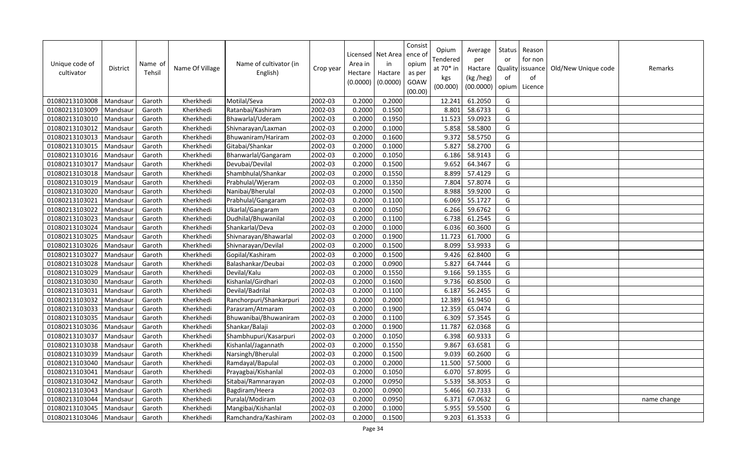| Unique code of cultivator | District | Name of Tehsil | Name Of Village | Name of cultivator (in English) | Crop year | Licensed Area in Hectare (0.0000) | Net Area in Hactare (0.0000) | Consistence of opium as per GOAW (00.00) | Opium Tendered at 70* in kgs (00.000) | Average per Hactare (kg /heg) (00.0000) | Status or Quality of opium | Reason for non issuance of Licence | Old/New Unique code | Remarks |
|---|---|---|---|---|---|---|---|---|---|---|---|---|---|---|
| 01080213103008 | Mandsaur | Garoth | Kherkhedi | Motilal/Seva | 2002-03 | 0.2000 | 0.2000 | | 12.241 | 61.2050 | G | | | |
| 01080213103009 | Mandsaur | Garoth | Kherkhedi | Ratanbai/Kashiram | 2002-03 | 0.2000 | 0.1500 | | 8.801 | 58.6733 | G | | | |
| 01080213103010 | Mandsaur | Garoth | Kherkhedi | Bhawarlal/Uderam | 2002-03 | 0.2000 | 0.1950 | | 11.523 | 59.0923 | G | | | |
| 01080213103012 | Mandsaur | Garoth | Kherkhedi | Shivnarayan/Laxman | 2002-03 | 0.2000 | 0.1000 | | 5.858 | 58.5800 | G | | | |
| 01080213103013 | Mandsaur | Garoth | Kherkhedi | Bhuwaniram/Hariram | 2002-03 | 0.2000 | 0.1600 | | 9.372 | 58.5750 | G | | | |
| 01080213103015 | Mandsaur | Garoth | Kherkhedi | Gitabai/Shankar | 2002-03 | 0.2000 | 0.1000 | | 5.827 | 58.2700 | G | | | |
| 01080213103016 | Mandsaur | Garoth | Kherkhedi | Bhanwarlal/Gangaram | 2002-03 | 0.2000 | 0.1050 | | 6.186 | 58.9143 | G | | | |
| 01080213103017 | Mandsaur | Garoth | Kherkhedi | Devubai/Devilal | 2002-03 | 0.2000 | 0.1500 | | 9.652 | 64.3467 | G | | | |
| 01080213103018 | Mandsaur | Garoth | Kherkhedi | Shambhulal/Shankar | 2002-03 | 0.2000 | 0.1550 | | 8.899 | 57.4129 | G | | | |
| 01080213103019 | Mandsaur | Garoth | Kherkhedi | Prabhulal/Wjeram | 2002-03 | 0.2000 | 0.1350 | | 7.804 | 57.8074 | G | | | |
| 01080213103020 | Mandsaur | Garoth | Kherkhedi | Nanibai/Bherulal | 2002-03 | 0.2000 | 0.1500 | | 8.988 | 59.9200 | G | | | |
| 01080213103021 | Mandsaur | Garoth | Kherkhedi | Prabhulal/Gangaram | 2002-03 | 0.2000 | 0.1100 | | 6.069 | 55.1727 | G | | | |
| 01080213103022 | Mandsaur | Garoth | Kherkhedi | Ukarlal/Gangaram | 2002-03 | 0.2000 | 0.1050 | | 6.266 | 59.6762 | G | | | |
| 01080213103023 | Mandsaur | Garoth | Kherkhedi | Dudhilal/Bhuwanilal | 2002-03 | 0.2000 | 0.1100 | | 6.738 | 61.2545 | G | | | |
| 01080213103024 | Mandsaur | Garoth | Kherkhedi | Shankarlal/Deva | 2002-03 | 0.2000 | 0.1000 | | 6.036 | 60.3600 | G | | | |
| 01080213103025 | Mandsaur | Garoth | Kherkhedi | Shivnarayan/Bhawarlal | 2002-03 | 0.2000 | 0.1900 | | 11.723 | 61.7000 | G | | | |
| 01080213103026 | Mandsaur | Garoth | Kherkhedi | Shivnarayan/Devilal | 2002-03 | 0.2000 | 0.1500 | | 8.099 | 53.9933 | G | | | |
| 01080213103027 | Mandsaur | Garoth | Kherkhedi | Gopilal/Kashiram | 2002-03 | 0.2000 | 0.1500 | | 9.426 | 62.8400 | G | | | |
| 01080213103028 | Mandsaur | Garoth | Kherkhedi | Balashankar/Deubai | 2002-03 | 0.2000 | 0.0900 | | 5.827 | 64.7444 | G | | | |
| 01080213103029 | Mandsaur | Garoth | Kherkhedi | Devilal/Kalu | 2002-03 | 0.2000 | 0.1550 | | 9.166 | 59.1355 | G | | | |
| 01080213103030 | Mandsaur | Garoth | Kherkhedi | Kishanlal/Girdhari | 2002-03 | 0.2000 | 0.1600 | | 9.736 | 60.8500 | G | | | |
| 01080213103031 | Mandsaur | Garoth | Kherkhedi | Devilal/Badrilal | 2002-03 | 0.2000 | 0.1100 | | 6.187 | 56.2455 | G | | | |
| 01080213103032 | Mandsaur | Garoth | Kherkhedi | Ranchorpuri/Shankarpuri | 2002-03 | 0.2000 | 0.2000 | | 12.389 | 61.9450 | G | | | |
| 01080213103033 | Mandsaur | Garoth | Kherkhedi | Parasram/Atmaram | 2002-03 | 0.2000 | 0.1900 | | 12.359 | 65.0474 | G | | | |
| 01080213103035 | Mandsaur | Garoth | Kherkhedi | Bhuwanibai/Bhuwaniram | 2002-03 | 0.2000 | 0.1100 | | 6.309 | 57.3545 | G | | | |
| 01080213103036 | Mandsaur | Garoth | Kherkhedi | Shankar/Balaji | 2002-03 | 0.2000 | 0.1900 | | 11.787 | 62.0368 | G | | | |
| 01080213103037 | Mandsaur | Garoth | Kherkhedi | Shambhupuri/Kasarpuri | 2002-03 | 0.2000 | 0.1050 | | 6.398 | 60.9333 | G | | | |
| 01080213103038 | Mandsaur | Garoth | Kherkhedi | Kishanlal/Jagannath | 2002-03 | 0.2000 | 0.1550 | | 9.867 | 63.6581 | G | | | |
| 01080213103039 | Mandsaur | Garoth | Kherkhedi | Narsingh/Bherulal | 2002-03 | 0.2000 | 0.1500 | | 9.039 | 60.2600 | G | | | |
| 01080213103040 | Mandsaur | Garoth | Kherkhedi | Ramdayal/Bapulal | 2002-03 | 0.2000 | 0.2000 | | 11.500 | 57.5000 | G | | | |
| 01080213103041 | Mandsaur | Garoth | Kherkhedi | Prayagbai/Kishanlal | 2002-03 | 0.2000 | 0.1050 | | 6.070 | 57.8095 | G | | | |
| 01080213103042 | Mandsaur | Garoth | Kherkhedi | Sitabai/Ramnarayan | 2002-03 | 0.2000 | 0.0950 | | 5.539 | 58.3053 | G | | | |
| 01080213103043 | Mandsaur | Garoth | Kherkhedi | Bagdiram/Heera | 2002-03 | 0.2000 | 0.0900 | | 5.466 | 60.7333 | G | | | |
| 01080213103044 | Mandsaur | Garoth | Kherkhedi | Puralal/Modiram | 2002-03 | 0.2000 | 0.0950 | | 6.371 | 67.0632 | G | | | name change |
| 01080213103045 | Mandsaur | Garoth | Kherkhedi | Mangibai/Kishanlal | 2002-03 | 0.2000 | 0.1000 | | 5.955 | 59.5500 | G | | | |
| 01080213103046 | Mandsaur | Garoth | Kherkhedi | Ramchandra/Kashiram | 2002-03 | 0.2000 | 0.1500 | | 9.203 | 61.3533 | G | | | |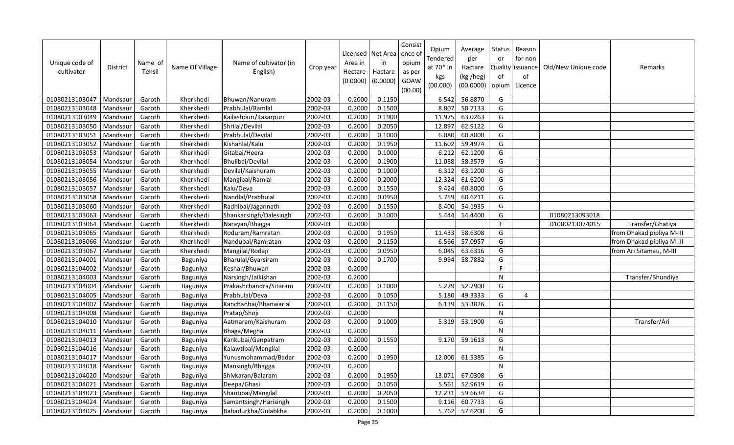| Unique code of cultivator | District | Name of Tehsil | Name Of Village | Name of cultivator (in English) | Crop year | Licensed Area in Hectare (0.0000) | Net Area in Hactare (0.0000) | Consist ence of opium as per GOAW (00.00) | Opium Tendered at 70* in kgs (00.000) | Average per Hactare (kg /heg) (00.0000) | Status or Quality of opium | Reason for non issuance of Licence | Old/New Unique code | Remarks |
|---|---|---|---|---|---|---|---|---|---|---|---|---|---|---|
| 01080213103047 | Mandsaur | Garoth | Kherkhedi | Bhuwan/Nanuram | 2002-03 | 0.2000 | 0.1150 | | 6.542 | 56.8870 | G | | | |
| 01080213103048 | Mandsaur | Garoth | Kherkhedi | Prabhulal/Ramlal | 2002-03 | 0.2000 | 0.1500 | | 8.807 | 58.7133 | G | | | |
| 01080213103049 | Mandsaur | Garoth | Kherkhedi | Kailashpuri/Kasarpuri | 2002-03 | 0.2000 | 0.1900 | | 11.975 | 63.0263 | G | | | |
| 01080213103050 | Mandsaur | Garoth | Kherkhedi | Shrilal/Devilal | 2002-03 | 0.2000 | 0.2050 | | 12.897 | 62.9122 | G | | | |
| 01080213103051 | Mandsaur | Garoth | Kherkhedi | Prabhulal/Devilal | 2002-03 | 0.2000 | 0.1000 | | 6.080 | 60.8000 | G | | | |
| 01080213103052 | Mandsaur | Garoth | Kherkhedi | Kishanlal/Kalu | 2002-03 | 0.2000 | 0.1950 | | 11.602 | 59.4974 | G | | | |
| 01080213103053 | Mandsaur | Garoth | Kherkhedi | Gitabai/Heera | 2002-03 | 0.2000 | 0.1000 | | 6.212 | 62.1200 | G | | | |
| 01080213103054 | Mandsaur | Garoth | Kherkhedi | Bhulibai/Devilal | 2002-03 | 0.2000 | 0.1900 | | 11.088 | 58.3579 | G | | | |
| 01080213103055 | Mandsaur | Garoth | Kherkhedi | Devilal/Kaishuram | 2002-03 | 0.2000 | 0.1000 | | 6.312 | 63.1200 | G | | | |
| 01080213103056 | Mandsaur | Garoth | Kherkhedi | Mangibai/Ramlal | 2002-03 | 0.2000 | 0.2000 | | 12.324 | 61.6200 | G | | | |
| 01080213103057 | Mandsaur | Garoth | Kherkhedi | Kalu/Deva | 2002-03 | 0.2000 | 0.1550 | | 9.424 | 60.8000 | G | | | |
| 01080213103058 | Mandsaur | Garoth | Kherkhedi | Nandlal/Prabhulal | 2002-03 | 0.2000 | 0.0950 | | 5.759 | 60.6211 | G | | | |
| 01080213103060 | Mandsaur | Garoth | Kherkhedi | Radhibai/Jagannath | 2002-03 | 0.2000 | 0.1550 | | 8.400 | 54.1935 | G | | | |
| 01080213103063 | Mandsaur | Garoth | Kherkhedi | Shankarsingh/Dalesingh | 2002-03 | 0.2000 | 0.1000 | | 5.444 | 54.4400 | G | | 01080213093018 | |
| 01080213103064 | Mandsaur | Garoth | Kherkhedi | Narayan/Bhagga | 2002-03 | 0.2000 | | | | | F | | 01080213074015 | Transfer/Ghatiya |
| 01080213103065 | Mandsaur | Garoth | Kherkhedi | Roduram/Ramratan | 2002-03 | 0.2000 | 0.1950 | | 11.433 | 58.6308 | G | | | from Dhakad pipliya M-III |
| 01080213103066 | Mandsaur | Garoth | Kherkhedi | Nandubai/Ramratan | 2002-03 | 0.2000 | 0.1150 | | 6.566 | 57.0957 | G | | | from Dhakad pipliya M-III |
| 01080213103067 | Mandsaur | Garoth | Kherkhedi | Mangilal/Rodaji | 2002-03 | 0.2000 | 0.0950 | | 6.045 | 63.6316 | G | | | from Ari Sitamau, M-III |
| 01080213104001 | Mandsaur | Garoth | Baguniya | Bharulal/Gyarsiram | 2002-03 | 0.2000 | 0.1700 | | 9.994 | 58.7882 | G | | | |
| 01080213104002 | Mandsaur | Garoth | Baguniya | Keshar/Bhuwan | 2002-03 | 0.2000 | | | | | F | | | |
| 01080213104003 | Mandsaur | Garoth | Baguniya | Narsingh/Jaikishan | 2002-03 | 0.2000 | | | | | N | | | Transfer/Bhundiya |
| 01080213104004 | Mandsaur | Garoth | Baguniya | Prakashchandra/Sitaram | 2002-03 | 0.2000 | 0.1000 | | 5.279 | 52.7900 | G | | | |
| 01080213104005 | Mandsaur | Garoth | Baguniya | Prabhulal/Deva | 2002-03 | 0.2000 | 0.1050 | | 5.180 | 49.3333 | G | 4 | | |
| 01080213104007 | Mandsaur | Garoth | Baguniya | Kanchanbai/Bhanwarlal | 2002-03 | 0.2000 | 0.1150 | | 6.139 | 53.3826 | G | | | |
| 01080213104008 | Mandsaur | Garoth | Baguniya | Pratap/Shoji | 2002-03 | 0.2000 | | | | | N | | | |
| 01080213104010 | Mandsaur | Garoth | Baguniya | Aatmaram/Kaishuram | 2002-03 | 0.2000 | 0.1000 | | 5.319 | 53.1900 | G | | | Transfer/Ari |
| 01080213104011 | Mandsaur | Garoth | Baguniya | Bhaga/Megha | 2002-03 | 0.2000 | | | | | N | | | |
| 01080213104013 | Mandsaur | Garoth | Baguniya | Kankubai/Ganpatram | 2002-03 | 0.2000 | 0.1550 | | 9.170 | 59.1613 | G | | | |
| 01080213104016 | Mandsaur | Garoth | Baguniya | Kalawtibai/Mangilal | 2002-03 | 0.2000 | | | | | N | | | |
| 01080213104017 | Mandsaur | Garoth | Baguniya | Yunusmohammad/Badar | 2002-03 | 0.2000 | 0.1950 | | 12.000 | 61.5385 | G | | | |
| 01080213104018 | Mandsaur | Garoth | Baguniya | Mansingh/Bhagga | 2002-03 | 0.2000 | | | | | N | | | |
| 01080213104020 | Mandsaur | Garoth | Baguniya | Shivkaran/Balaram | 2002-03 | 0.2000 | 0.1950 | | 13.071 | 67.0308 | G | | | |
| 01080213104021 | Mandsaur | Garoth | Baguniya | Deepa/Ghasi | 2002-03 | 0.2000 | 0.1050 | | 5.561 | 52.9619 | G | | | |
| 01080213104023 | Mandsaur | Garoth | Baguniya | Shantibai/Mangilal | 2002-03 | 0.2000 | 0.2050 | | 12.231 | 59.6634 | G | | | |
| 01080213104024 | Mandsaur | Garoth | Baguniya | Samantsingh/Harisingh | 2002-03 | 0.2000 | 0.1500 | | 9.116 | 60.7733 | G | | | |
| 01080213104025 | Mandsaur | Garoth | Baguniya | Bahadurkha/Gulabkha | 2002-03 | 0.2000 | 0.1000 | | 5.762 | 57.6200 | G | | | |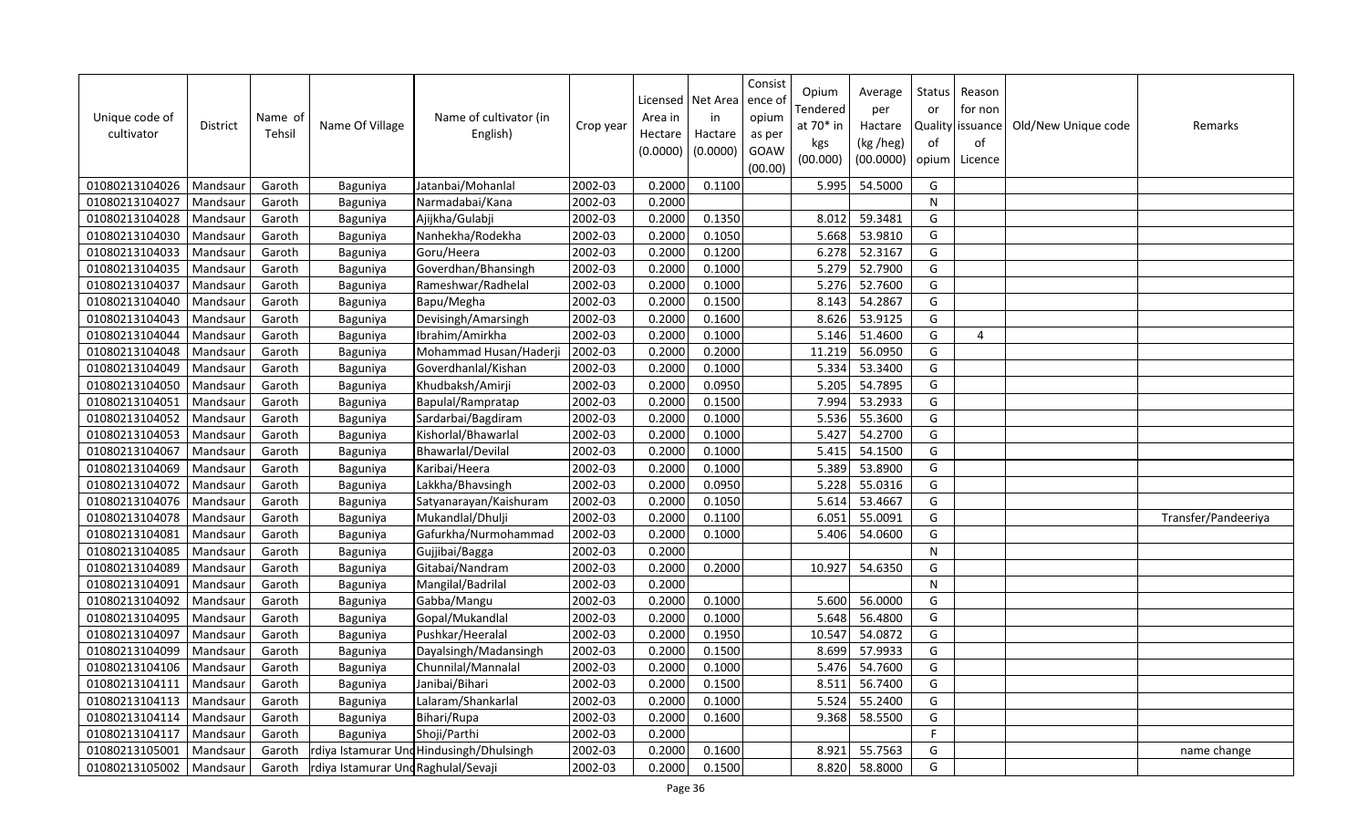| Unique code of cultivator | District | Name of Tehsil | Name Of Village | Name of cultivator (in English) | Crop year | Licensed Area in Hectare (0.0000) | Net Area in Hactare (0.0000) | Consistence of opium as per GOAW (00.00) | Opium Tendered at 70* in kgs (00.000) | Average per Hactare (kg /heg) (00.0000) | Status or Quality of opium | Reason for non issuance of Licence | Old/New Unique code | Remarks |
|---|---|---|---|---|---|---|---|---|---|---|---|---|---|---|
| 01080213104026 | Mandsaur | Garoth | Baguniya | Jatanbai/Mohanlal | 2002-03 | 0.2000 | 0.1100 | | 5.995 | 54.5000 | G | | | |
| 01080213104027 | Mandsaur | Garoth | Baguniya | Narmadabai/Kana | 2002-03 | 0.2000 | | | | | N | | | |
| 01080213104028 | Mandsaur | Garoth | Baguniya | Ajijkha/Gulabji | 2002-03 | 0.2000 | 0.1350 | | 8.012 | 59.3481 | G | | | |
| 01080213104030 | Mandsaur | Garoth | Baguniya | Nanhekha/Rodekha | 2002-03 | 0.2000 | 0.1050 | | 5.668 | 53.9810 | G | | | |
| 01080213104033 | Mandsaur | Garoth | Baguniya | Goru/Heera | 2002-03 | 0.2000 | 0.1200 | | 6.278 | 52.3167 | G | | | |
| 01080213104035 | Mandsaur | Garoth | Baguniya | Goverdhan/Bhansingh | 2002-03 | 0.2000 | 0.1000 | | 5.279 | 52.7900 | G | | | |
| 01080213104037 | Mandsaur | Garoth | Baguniya | Rameshwar/Radhelal | 2002-03 | 0.2000 | 0.1000 | | 5.276 | 52.7600 | G | | | |
| 01080213104040 | Mandsaur | Garoth | Baguniya | Bapu/Megha | 2002-03 | 0.2000 | 0.1500 | | 8.143 | 54.2867 | G | | | |
| 01080213104043 | Mandsaur | Garoth | Baguniya | Devisingh/Amarsingh | 2002-03 | 0.2000 | 0.1600 | | 8.626 | 53.9125 | G | | | |
| 01080213104044 | Mandsaur | Garoth | Baguniya | Ibrahim/Amirkha | 2002-03 | 0.2000 | 0.1000 | | 5.146 | 51.4600 | G | 4 | | |
| 01080213104048 | Mandsaur | Garoth | Baguniya | Mohammad Husan/Haderji | 2002-03 | 0.2000 | 0.2000 | | 11.219 | 56.0950 | G | | | |
| 01080213104049 | Mandsaur | Garoth | Baguniya | Goverdhanlal/Kishan | 2002-03 | 0.2000 | 0.1000 | | 5.334 | 53.3400 | G | | | |
| 01080213104050 | Mandsaur | Garoth | Baguniya | Khudbaksh/Amirji | 2002-03 | 0.2000 | 0.0950 | | 5.205 | 54.7895 | G | | | |
| 01080213104051 | Mandsaur | Garoth | Baguniya | Bapulal/Rampratap | 2002-03 | 0.2000 | 0.1500 | | 7.994 | 53.2933 | G | | | |
| 01080213104052 | Mandsaur | Garoth | Baguniya | Sardarbai/Bagdiram | 2002-03 | 0.2000 | 0.1000 | | 5.536 | 55.3600 | G | | | |
| 01080213104053 | Mandsaur | Garoth | Baguniya | Kishorlal/Bhawarlal | 2002-03 | 0.2000 | 0.1000 | | 5.427 | 54.2700 | G | | | |
| 01080213104067 | Mandsaur | Garoth | Baguniya | Bhawarlal/Devilal | 2002-03 | 0.2000 | 0.1000 | | 5.415 | 54.1500 | G | | | |
| 01080213104069 | Mandsaur | Garoth | Baguniya | Karibai/Heera | 2002-03 | 0.2000 | 0.1000 | | 5.389 | 53.8900 | G | | | |
| 01080213104072 | Mandsaur | Garoth | Baguniya | Lakkha/Bhavsingh | 2002-03 | 0.2000 | 0.0950 | | 5.228 | 55.0316 | G | | | |
| 01080213104076 | Mandsaur | Garoth | Baguniya | Satyanarayan/Kaishuram | 2002-03 | 0.2000 | 0.1050 | | 5.614 | 53.4667 | G | | | |
| 01080213104078 | Mandsaur | Garoth | Baguniya | Mukandlal/Dhulji | 2002-03 | 0.2000 | 0.1100 | | 6.051 | 55.0091 | G | | | Transfer/Pandeeriya |
| 01080213104081 | Mandsaur | Garoth | Baguniya | Gafurkha/Nurmohammad | 2002-03 | 0.2000 | 0.1000 | | 5.406 | 54.0600 | G | | | |
| 01080213104085 | Mandsaur | Garoth | Baguniya | Gujjibai/Bagga | 2002-03 | 0.2000 | | | | | N | | | |
| 01080213104089 | Mandsaur | Garoth | Baguniya | Gitabai/Nandram | 2002-03 | 0.2000 | 0.2000 | | 10.927 | 54.6350 | G | | | |
| 01080213104091 | Mandsaur | Garoth | Baguniya | Mangilal/Badrilal | 2002-03 | 0.2000 | | | | | N | | | |
| 01080213104092 | Mandsaur | Garoth | Baguniya | Gabba/Mangu | 2002-03 | 0.2000 | 0.1000 | | 5.600 | 56.0000 | G | | | |
| 01080213104095 | Mandsaur | Garoth | Baguniya | Gopal/Mukandlal | 2002-03 | 0.2000 | 0.1000 | | 5.648 | 56.4800 | G | | | |
| 01080213104097 | Mandsaur | Garoth | Baguniya | Pushkar/Heeralal | 2002-03 | 0.2000 | 0.1950 | | 10.547 | 54.0872 | G | | | |
| 01080213104099 | Mandsaur | Garoth | Baguniya | Dayalsingh/Madansingh | 2002-03 | 0.2000 | 0.1500 | | 8.699 | 57.9933 | G | | | |
| 01080213104106 | Mandsaur | Garoth | Baguniya | Chunnilal/Mannalal | 2002-03 | 0.2000 | 0.1000 | | 5.476 | 54.7600 | G | | | |
| 01080213104111 | Mandsaur | Garoth | Baguniya | Janibai/Bihari | 2002-03 | 0.2000 | 0.1500 | | 8.511 | 56.7400 | G | | | |
| 01080213104113 | Mandsaur | Garoth | Baguniya | Lalaram/Shankarlal | 2002-03 | 0.2000 | 0.1000 | | 5.524 | 55.2400 | G | | | |
| 01080213104114 | Mandsaur | Garoth | Baguniya | Bihari/Rupa | 2002-03 | 0.2000 | 0.1600 | | 9.368 | 58.5500 | G | | | |
| 01080213104117 | Mandsaur | Garoth | Baguniya | Shoji/Parthi | 2002-03 | 0.2000 | | | | | F | | | |
| 01080213105001 | Mandsaur | Garoth | rdiya Istamurar Und | Hindusingh/Dhulsingh | 2002-03 | 0.2000 | 0.1600 | | 8.921 | 55.7563 | G | | | name change |
| 01080213105002 | Mandsaur | Garoth | rdiya Istamurar Und | Raghulal/Sevaji | 2002-03 | 0.2000 | 0.1500 | | 8.820 | 58.8000 | G | | | |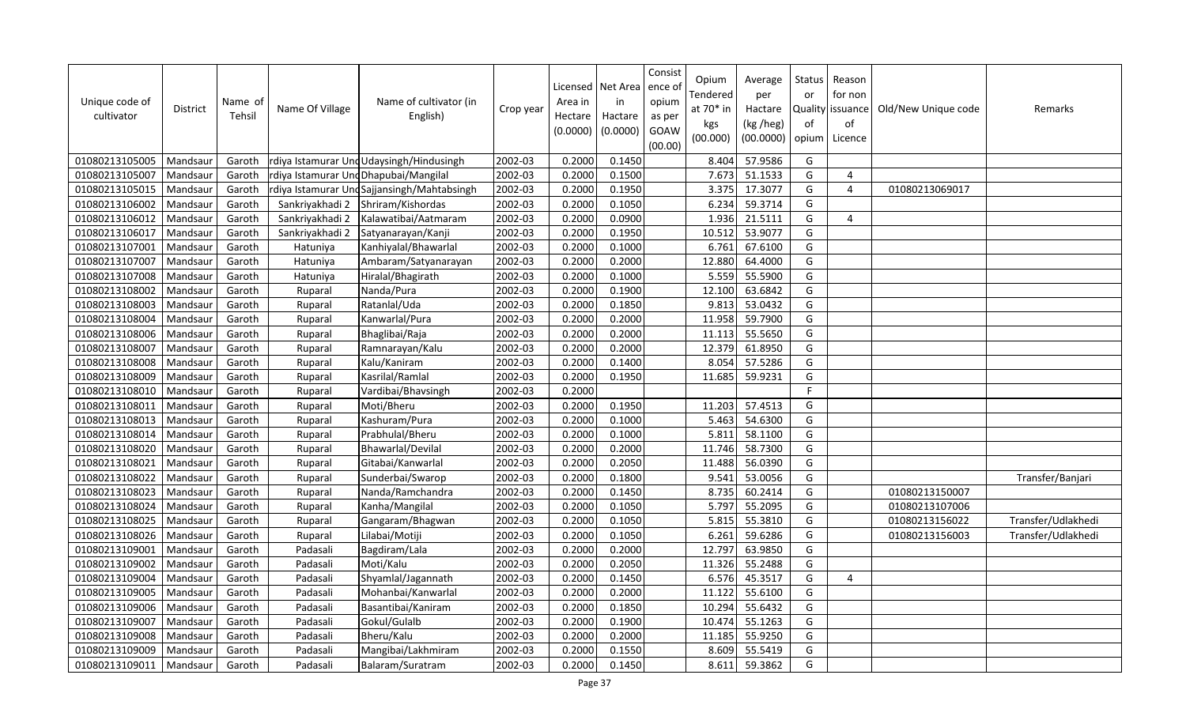| Unique code of cultivator | District | Name of Tehsil | Name Of Village | Name of cultivator (in English) | Crop year | Licensed Area in Hectare (0.0000) | Net Area in Hactare (0.0000) | Consist ence of opium as per GOAW (00.00) | Opium Tendered at 70* in kgs (00.000) | Average per Hactare (kg /heg) (00.0000) | Status or Quality of opium | Reason for non issuance of Licence | Old/New Unique code | Remarks |
|---|---|---|---|---|---|---|---|---|---|---|---|---|---|---|
| 01080213105005 | Mandsaur | Garoth | rdiya Istamurar Und | Udaysingh/Hindusingh | 2002-03 | 0.2000 | 0.1450 | | 8.404 | 57.9586 | G | | | |
| 01080213105007 | Mandsaur | Garoth | rdiya Istamurar Und | Dhapubai/Mangilal | 2002-03 | 0.2000 | 0.1500 | | 7.673 | 51.1533 | G | 4 | | |
| 01080213105015 | Mandsaur | Garoth | rdiya Istamurar Und | Sajjansingh/Mahtabsingh | 2002-03 | 0.2000 | 0.1950 | | 3.375 | 17.3077 | G | 4 | 01080213069017 | |
| 01080213106002 | Mandsaur | Garoth | Sankriyakhadi 2 | Shriram/Kishordas | 2002-03 | 0.2000 | 0.1050 | | 6.234 | 59.3714 | G | | | |
| 01080213106012 | Mandsaur | Garoth | Sankriyakhadi 2 | Kalawatibai/Aatmaram | 2002-03 | 0.2000 | 0.0900 | | 1.936 | 21.5111 | G | 4 | | |
| 01080213106017 | Mandsaur | Garoth | Sankriyakhadi 2 | Satyanarayan/Kanji | 2002-03 | 0.2000 | 0.1950 | | 10.512 | 53.9077 | G | | | |
| 01080213107001 | Mandsaur | Garoth | Hatuniya | Kanhiyalal/Bhawarlal | 2002-03 | 0.2000 | 0.1000 | | 6.761 | 67.6100 | G | | | |
| 01080213107007 | Mandsaur | Garoth | Hatuniya | Ambaram/Satyanarayan | 2002-03 | 0.2000 | 0.2000 | | 12.880 | 64.4000 | G | | | |
| 01080213107008 | Mandsaur | Garoth | Hatuniya | Hiralal/Bhagirath | 2002-03 | 0.2000 | 0.1000 | | 5.559 | 55.5900 | G | | | |
| 01080213108002 | Mandsaur | Garoth | Ruparal | Nanda/Pura | 2002-03 | 0.2000 | 0.1900 | | 12.100 | 63.6842 | G | | | |
| 01080213108003 | Mandsaur | Garoth | Ruparal | Ratanlal/Uda | 2002-03 | 0.2000 | 0.1850 | | 9.813 | 53.0432 | G | | | |
| 01080213108004 | Mandsaur | Garoth | Ruparal | Kanwarlal/Pura | 2002-03 | 0.2000 | 0.2000 | | 11.958 | 59.7900 | G | | | |
| 01080213108006 | Mandsaur | Garoth | Ruparal | Bhaglibai/Raja | 2002-03 | 0.2000 | 0.2000 | | 11.113 | 55.5650 | G | | | |
| 01080213108007 | Mandsaur | Garoth | Ruparal | Ramnarayan/Kalu | 2002-03 | 0.2000 | 0.2000 | | 12.379 | 61.8950 | G | | | |
| 01080213108008 | Mandsaur | Garoth | Ruparal | Kalu/Kaniram | 2002-03 | 0.2000 | 0.1400 | | 8.054 | 57.5286 | G | | | |
| 01080213108009 | Mandsaur | Garoth | Ruparal | Kasrilal/Ramlal | 2002-03 | 0.2000 | 0.1950 | | 11.685 | 59.9231 | G | | | |
| 01080213108010 | Mandsaur | Garoth | Ruparal | Vardibai/Bhavsingh | 2002-03 | 0.2000 | | | | | F | | | |
| 01080213108011 | Mandsaur | Garoth | Ruparal | Moti/Bheru | 2002-03 | 0.2000 | 0.1950 | | 11.203 | 57.4513 | G | | | |
| 01080213108013 | Mandsaur | Garoth | Ruparal | Kashuram/Pura | 2002-03 | 0.2000 | 0.1000 | | 5.463 | 54.6300 | G | | | |
| 01080213108014 | Mandsaur | Garoth | Ruparal | Prabhulal/Bheru | 2002-03 | 0.2000 | 0.1000 | | 5.811 | 58.1100 | G | | | |
| 01080213108020 | Mandsaur | Garoth | Ruparal | Bhawarlal/Devilal | 2002-03 | 0.2000 | 0.2000 | | 11.746 | 58.7300 | G | | | |
| 01080213108021 | Mandsaur | Garoth | Ruparal | Gitabai/Kanwarlal | 2002-03 | 0.2000 | 0.2050 | | 11.488 | 56.0390 | G | | | |
| 01080213108022 | Mandsaur | Garoth | Ruparal | Sunderbai/Swarop | 2002-03 | 0.2000 | 0.1800 | | 9.541 | 53.0056 | G | | | Transfer/Banjari |
| 01080213108023 | Mandsaur | Garoth | Ruparal | Nanda/Ramchandra | 2002-03 | 0.2000 | 0.1450 | | 8.735 | 60.2414 | G | | 01080213150007 | |
| 01080213108024 | Mandsaur | Garoth | Ruparal | Kanha/Mangilal | 2002-03 | 0.2000 | 0.1050 | | 5.797 | 55.2095 | G | | 01080213107006 | |
| 01080213108025 | Mandsaur | Garoth | Ruparal | Gangaram/Bhagwan | 2002-03 | 0.2000 | 0.1050 | | 5.815 | 55.3810 | G | | 01080213156022 | Transfer/Udlakhedi |
| 01080213108026 | Mandsaur | Garoth | Ruparal | Lilabai/Motiji | 2002-03 | 0.2000 | 0.1050 | | 6.261 | 59.6286 | G | | 01080213156003 | Transfer/Udlakhedi |
| 01080213109001 | Mandsaur | Garoth | Padasali | Bagdiram/Lala | 2002-03 | 0.2000 | 0.2000 | | 12.797 | 63.9850 | G | | | |
| 01080213109002 | Mandsaur | Garoth | Padasali | Moti/Kalu | 2002-03 | 0.2000 | 0.2050 | | 11.326 | 55.2488 | G | | | |
| 01080213109004 | Mandsaur | Garoth | Padasali | Shyamlal/Jagannath | 2002-03 | 0.2000 | 0.1450 | | 6.576 | 45.3517 | G | 4 | | |
| 01080213109005 | Mandsaur | Garoth | Padasali | Mohanbai/Kanwarlal | 2002-03 | 0.2000 | 0.2000 | | 11.122 | 55.6100 | G | | | |
| 01080213109006 | Mandsaur | Garoth | Padasali | Basantibai/Kaniram | 2002-03 | 0.2000 | 0.1850 | | 10.294 | 55.6432 | G | | | |
| 01080213109007 | Mandsaur | Garoth | Padasali | Gokul/Gulalb | 2002-03 | 0.2000 | 0.1900 | | 10.474 | 55.1263 | G | | | |
| 01080213109008 | Mandsaur | Garoth | Padasali | Bheru/Kalu | 2002-03 | 0.2000 | 0.2000 | | 11.185 | 55.9250 | G | | | |
| 01080213109009 | Mandsaur | Garoth | Padasali | Mangibai/Lakhmiram | 2002-03 | 0.2000 | 0.1550 | | 8.609 | 55.5419 | G | | | |
| 01080213109011 | Mandsaur | Garoth | Padasali | Balaram/Suratram | 2002-03 | 0.2000 | 0.1450 | | 8.611 | 59.3862 | G | | | |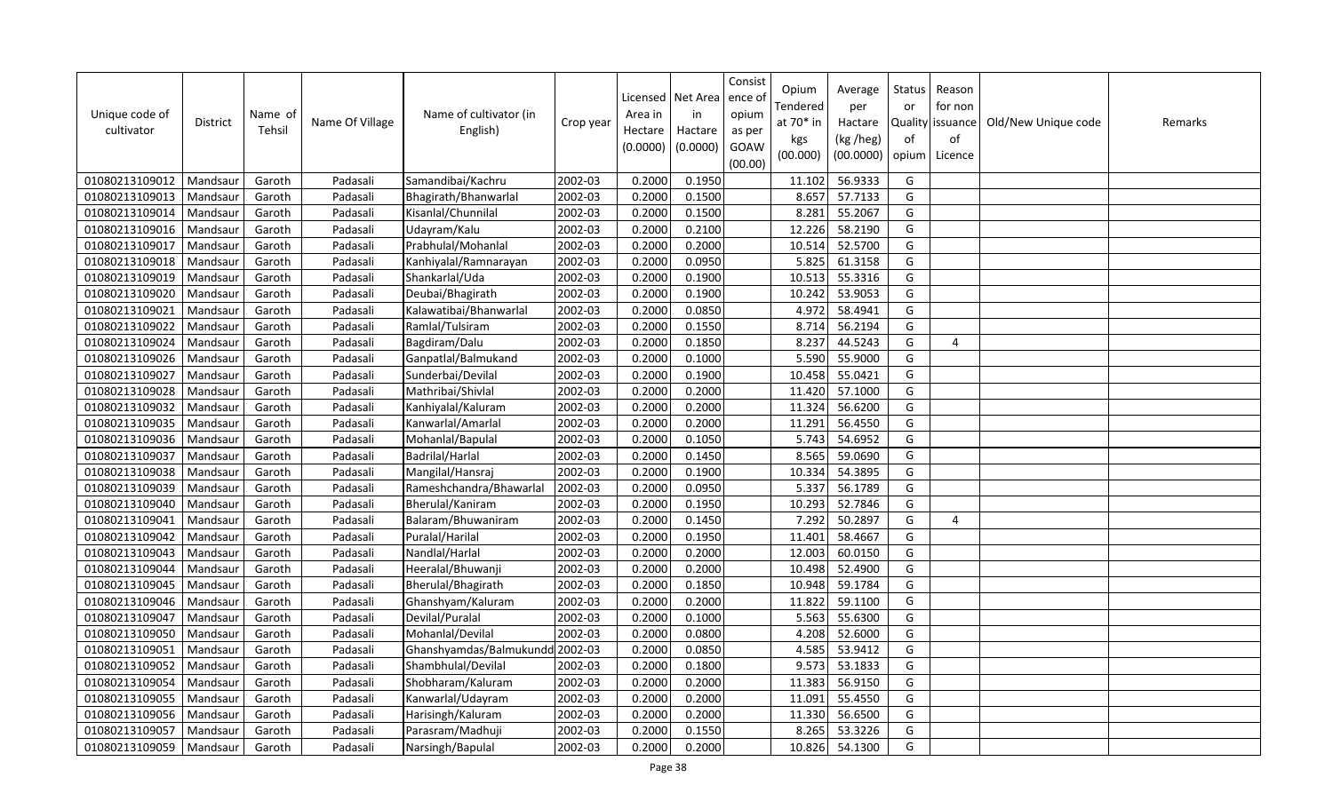| Unique code of cultivator | District | Name of Tehsil | Name Of Village | Name of cultivator (in English) | Crop year | Licensed Area in Hectare (0.0000) | Net Area in Hactare (0.0000) | Consist ence of opium as per GOAW (00.00) | Opium Tendered at 70* in kgs (00.000) | Average per Hactare (kg /heg) (00.0000) | Status or Quality of opium | Reason for non issuance of Licence | Old/New Unique code | Remarks |
|---|---|---|---|---|---|---|---|---|---|---|---|---|---|---|
| 01080213109012 | Mandsaur | Garoth | Padasali | Samandibai/Kachru | 2002-03 | 0.2000 | 0.1950 | | 11.102 | 56.9333 | G | | | |
| 01080213109013 | Mandsaur | Garoth | Padasali | Bhagirath/Bhanwarlal | 2002-03 | 0.2000 | 0.1500 | | 8.657 | 57.7133 | G | | | |
| 01080213109014 | Mandsaur | Garoth | Padasali | Kisanlal/Chunnilal | 2002-03 | 0.2000 | 0.1500 | | 8.281 | 55.2067 | G | | | |
| 01080213109016 | Mandsaur | Garoth | Padasali | Udayram/Kalu | 2002-03 | 0.2000 | 0.2100 | | 12.226 | 58.2190 | G | | | |
| 01080213109017 | Mandsaur | Garoth | Padasali | Prabhulal/Mohanlal | 2002-03 | 0.2000 | 0.2000 | | 10.514 | 52.5700 | G | | | |
| 01080213109018 | Mandsaur | Garoth | Padasali | Kanhiyalal/Ramnarayan | 2002-03 | 0.2000 | 0.0950 | | 5.825 | 61.3158 | G | | | |
| 01080213109019 | Mandsaur | Garoth | Padasali | Shankarlal/Uda | 2002-03 | 0.2000 | 0.1900 | | 10.513 | 55.3316 | G | | | |
| 01080213109020 | Mandsaur | Garoth | Padasali | Deubai/Bhagirath | 2002-03 | 0.2000 | 0.1900 | | 10.242 | 53.9053 | G | | | |
| 01080213109021 | Mandsaur | Garoth | Padasali | Kalawatibai/Bhanwarlal | 2002-03 | 0.2000 | 0.0850 | | 4.972 | 58.4941 | G | | | |
| 01080213109022 | Mandsaur | Garoth | Padasali | Ramlal/Tulsiram | 2002-03 | 0.2000 | 0.1550 | | 8.714 | 56.2194 | G | | | |
| 01080213109024 | Mandsaur | Garoth | Padasali | Bagdiram/Dalu | 2002-03 | 0.2000 | 0.1850 | | 8.237 | 44.5243 | G | 4 | | |
| 01080213109026 | Mandsaur | Garoth | Padasali | Ganpatlal/Balmukand | 2002-03 | 0.2000 | 0.1000 | | 5.590 | 55.9000 | G | | | |
| 01080213109027 | Mandsaur | Garoth | Padasali | Sunderbai/Devilal | 2002-03 | 0.2000 | 0.1900 | | 10.458 | 55.0421 | G | | | |
| 01080213109028 | Mandsaur | Garoth | Padasali | Mathribai/Shivlal | 2002-03 | 0.2000 | 0.2000 | | 11.420 | 57.1000 | G | | | |
| 01080213109032 | Mandsaur | Garoth | Padasali | Kanhiyalal/Kaluram | 2002-03 | 0.2000 | 0.2000 | | 11.324 | 56.6200 | G | | | |
| 01080213109035 | Mandsaur | Garoth | Padasali | Kanwarlal/Amarlal | 2002-03 | 0.2000 | 0.2000 | | 11.291 | 56.4550 | G | | | |
| 01080213109036 | Mandsaur | Garoth | Padasali | Mohanlal/Bapulal | 2002-03 | 0.2000 | 0.1050 | | 5.743 | 54.6952 | G | | | |
| 01080213109037 | Mandsaur | Garoth | Padasali | Badrilal/Harlal | 2002-03 | 0.2000 | 0.1450 | | 8.565 | 59.0690 | G | | | |
| 01080213109038 | Mandsaur | Garoth | Padasali | Mangilal/Hansraj | 2002-03 | 0.2000 | 0.1900 | | 10.334 | 54.3895 | G | | | |
| 01080213109039 | Mandsaur | Garoth | Padasali | Rameshchandra/Bhawarlal | 2002-03 | 0.2000 | 0.0950 | | 5.337 | 56.1789 | G | | | |
| 01080213109040 | Mandsaur | Garoth | Padasali | Bherulal/Kaniram | 2002-03 | 0.2000 | 0.1950 | | 10.293 | 52.7846 | G | | | |
| 01080213109041 | Mandsaur | Garoth | Padasali | Balaram/Bhuwaniram | 2002-03 | 0.2000 | 0.1450 | | 7.292 | 50.2897 | G | 4 | | |
| 01080213109042 | Mandsaur | Garoth | Padasali | Puralal/Harilal | 2002-03 | 0.2000 | 0.1950 | | 11.401 | 58.4667 | G | | | |
| 01080213109043 | Mandsaur | Garoth | Padasali | Nandlal/Harlal | 2002-03 | 0.2000 | 0.2000 | | 12.003 | 60.0150 | G | | | |
| 01080213109044 | Mandsaur | Garoth | Padasali | Heeralal/Bhuwanji | 2002-03 | 0.2000 | 0.2000 | | 10.498 | 52.4900 | G | | | |
| 01080213109045 | Mandsaur | Garoth | Padasali | Bherulal/Bhagirath | 2002-03 | 0.2000 | 0.1850 | | 10.948 | 59.1784 | G | | | |
| 01080213109046 | Mandsaur | Garoth | Padasali | Ghanshyam/Kaluram | 2002-03 | 0.2000 | 0.2000 | | 11.822 | 59.1100 | G | | | |
| 01080213109047 | Mandsaur | Garoth | Padasali | Devilal/Puralal | 2002-03 | 0.2000 | 0.1000 | | 5.563 | 55.6300 | G | | | |
| 01080213109050 | Mandsaur | Garoth | Padasali | Mohanlal/Devilal | 2002-03 | 0.2000 | 0.0800 | | 4.208 | 52.6000 | G | | | |
| 01080213109051 | Mandsaur | Garoth | Padasali | Ghanshyamdas/Balmukundd | 2002-03 | 0.2000 | 0.0850 | | 4.585 | 53.9412 | G | | | |
| 01080213109052 | Mandsaur | Garoth | Padasali | Shambhulal/Devilal | 2002-03 | 0.2000 | 0.1800 | | 9.573 | 53.1833 | G | | | |
| 01080213109054 | Mandsaur | Garoth | Padasali | Shobharam/Kaluram | 2002-03 | 0.2000 | 0.2000 | | 11.383 | 56.9150 | G | | | |
| 01080213109055 | Mandsaur | Garoth | Padasali | Kanwarlal/Udayram | 2002-03 | 0.2000 | 0.2000 | | 11.091 | 55.4550 | G | | | |
| 01080213109056 | Mandsaur | Garoth | Padasali | Harisingh/Kaluram | 2002-03 | 0.2000 | 0.2000 | | 11.330 | 56.6500 | G | | | |
| 01080213109057 | Mandsaur | Garoth | Padasali | Parasram/Madhuji | 2002-03 | 0.2000 | 0.1550 | | 8.265 | 53.3226 | G | | | |
| 01080213109059 | Mandsaur | Garoth | Padasali | Narsingh/Bapulal | 2002-03 | 0.2000 | 0.2000 | | 10.826 | 54.1300 | G | | | |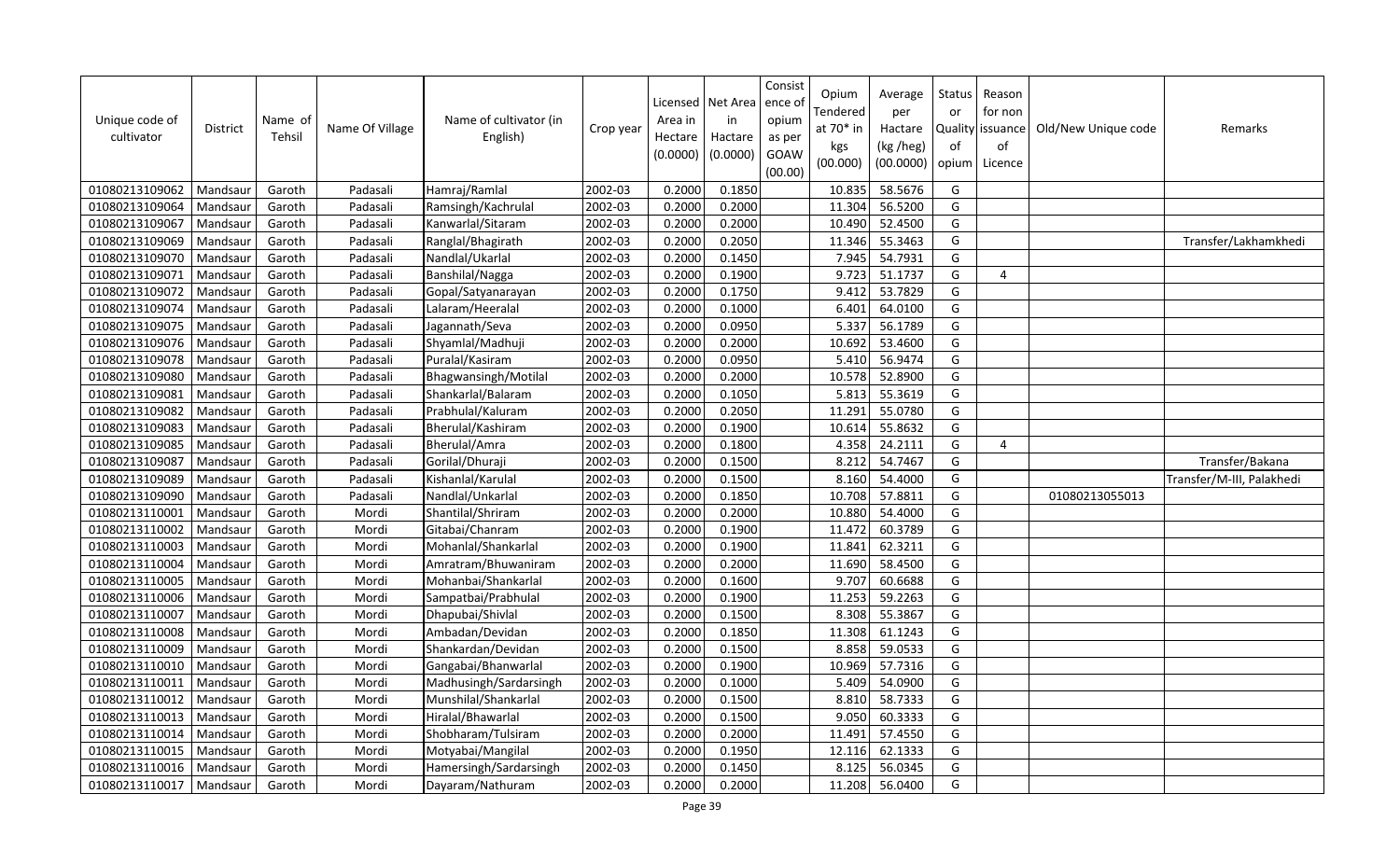| Unique code of cultivator | District | Name of Tehsil | Name Of Village | Name of cultivator (in English) | Crop year | Licensed Area in Hectare (0.0000) | Net Area in Hactare (0.0000) | Consistence of opium as per GOAW (00.00) | Opium Tendered at 70* in kgs (00.000) | Average per Hactare (kg /heg) (00.0000) | Status or Quality of opium | Reason for non issuance of Licence | Old/New Unique code | Remarks |
|---|---|---|---|---|---|---|---|---|---|---|---|---|---|---|
| 01080213109062 | Mandsaur | Garoth | Padasali | Hamraj/Ramlal | 2002-03 | 0.2000 | 0.1850 | | 10.835 | 58.5676 | G | | | |
| 01080213109064 | Mandsaur | Garoth | Padasali | Ramsingh/Kachrulal | 2002-03 | 0.2000 | 0.2000 | | 11.304 | 56.5200 | G | | | |
| 01080213109067 | Mandsaur | Garoth | Padasali | Kanwarlal/Sitaram | 2002-03 | 0.2000 | 0.2000 | | 10.490 | 52.4500 | G | | | |
| 01080213109069 | Mandsaur | Garoth | Padasali | Ranglal/Bhagirath | 2002-03 | 0.2000 | 0.2050 | | 11.346 | 55.3463 | G | | | Transfer/Lakhamkhedi |
| 01080213109070 | Mandsaur | Garoth | Padasali | Nandlal/Ukarlal | 2002-03 | 0.2000 | 0.1450 | | 7.945 | 54.7931 | G | | | |
| 01080213109071 | Mandsaur | Garoth | Padasali | Banshilal/Nagga | 2002-03 | 0.2000 | 0.1900 | | 9.723 | 51.1737 | G | 4 | | |
| 01080213109072 | Mandsaur | Garoth | Padasali | Gopal/Satyanarayan | 2002-03 | 0.2000 | 0.1750 | | 9.412 | 53.7829 | G | | | |
| 01080213109074 | Mandsaur | Garoth | Padasali | Lalaram/Heeralal | 2002-03 | 0.2000 | 0.1000 | | 6.401 | 64.0100 | G | | | |
| 01080213109075 | Mandsaur | Garoth | Padasali | Jagannath/Seva | 2002-03 | 0.2000 | 0.0950 | | 5.337 | 56.1789 | G | | | |
| 01080213109076 | Mandsaur | Garoth | Padasali | Shyamlal/Madhuji | 2002-03 | 0.2000 | 0.2000 | | 10.692 | 53.4600 | G | | | |
| 01080213109078 | Mandsaur | Garoth | Padasali | Puralal/Kasiram | 2002-03 | 0.2000 | 0.0950 | | 5.410 | 56.9474 | G | | | |
| 01080213109080 | Mandsaur | Garoth | Padasali | Bhagwansingh/Motilal | 2002-03 | 0.2000 | 0.2000 | | 10.578 | 52.8900 | G | | | |
| 01080213109081 | Mandsaur | Garoth | Padasali | Shankarlal/Balaram | 2002-03 | 0.2000 | 0.1050 | | 5.813 | 55.3619 | G | | | |
| 01080213109082 | Mandsaur | Garoth | Padasali | Prabhulal/Kaluram | 2002-03 | 0.2000 | 0.2050 | | 11.291 | 55.0780 | G | | | |
| 01080213109083 | Mandsaur | Garoth | Padasali | Bherulal/Kashiram | 2002-03 | 0.2000 | 0.1900 | | 10.614 | 55.8632 | G | | | |
| 01080213109085 | Mandsaur | Garoth | Padasali | Bherulal/Amra | 2002-03 | 0.2000 | 0.1800 | | 4.358 | 24.2111 | G | 4 | | |
| 01080213109087 | Mandsaur | Garoth | Padasali | Gorilal/Dhuraji | 2002-03 | 0.2000 | 0.1500 | | 8.212 | 54.7467 | G | | | Transfer/Bakana |
| 01080213109089 | Mandsaur | Garoth | Padasali | Kishanlal/Karulal | 2002-03 | 0.2000 | 0.1500 | | 8.160 | 54.4000 | G | | | Transfer/M-III, Palakhedi |
| 01080213109090 | Mandsaur | Garoth | Padasali | Nandlal/Unkarlal | 2002-03 | 0.2000 | 0.1850 | | 10.708 | 57.8811 | G | | 01080213055013 | |
| 01080213110001 | Mandsaur | Garoth | Mordi | Shantilal/Shriram | 2002-03 | 0.2000 | 0.2000 | | 10.880 | 54.4000 | G | | | |
| 01080213110002 | Mandsaur | Garoth | Mordi | Gitabai/Chanram | 2002-03 | 0.2000 | 0.1900 | | 11.472 | 60.3789 | G | | | |
| 01080213110003 | Mandsaur | Garoth | Mordi | Mohanlal/Shankarlal | 2002-03 | 0.2000 | 0.1900 | | 11.841 | 62.3211 | G | | | |
| 01080213110004 | Mandsaur | Garoth | Mordi | Amratram/Bhuwaniram | 2002-03 | 0.2000 | 0.2000 | | 11.690 | 58.4500 | G | | | |
| 01080213110005 | Mandsaur | Garoth | Mordi | Mohanbai/Shankarlal | 2002-03 | 0.2000 | 0.1600 | | 9.707 | 60.6688 | G | | | |
| 01080213110006 | Mandsaur | Garoth | Mordi | Sampatbai/Prabhulal | 2002-03 | 0.2000 | 0.1900 | | 11.253 | 59.2263 | G | | | |
| 01080213110007 | Mandsaur | Garoth | Mordi | Dhapubai/Shivlal | 2002-03 | 0.2000 | 0.1500 | | 8.308 | 55.3867 | G | | | |
| 01080213110008 | Mandsaur | Garoth | Mordi | Ambadan/Devidan | 2002-03 | 0.2000 | 0.1850 | | 11.308 | 61.1243 | G | | | |
| 01080213110009 | Mandsaur | Garoth | Mordi | Shankardan/Devidan | 2002-03 | 0.2000 | 0.1500 | | 8.858 | 59.0533 | G | | | |
| 01080213110010 | Mandsaur | Garoth | Mordi | Gangabai/Bhanwarlal | 2002-03 | 0.2000 | 0.1900 | | 10.969 | 57.7316 | G | | | |
| 01080213110011 | Mandsaur | Garoth | Mordi | Madhusingh/Sardarsingh | 2002-03 | 0.2000 | 0.1000 | | 5.409 | 54.0900 | G | | | |
| 01080213110012 | Mandsaur | Garoth | Mordi | Munshilal/Shankarlal | 2002-03 | 0.2000 | 0.1500 | | 8.810 | 58.7333 | G | | | |
| 01080213110013 | Mandsaur | Garoth | Mordi | Hiralal/Bhawarlal | 2002-03 | 0.2000 | 0.1500 | | 9.050 | 60.3333 | G | | | |
| 01080213110014 | Mandsaur | Garoth | Mordi | Shobharam/Tulsiram | 2002-03 | 0.2000 | 0.2000 | | 11.491 | 57.4550 | G | | | |
| 01080213110015 | Mandsaur | Garoth | Mordi | Motyabai/Mangilal | 2002-03 | 0.2000 | 0.1950 | | 12.116 | 62.1333 | G | | | |
| 01080213110016 | Mandsaur | Garoth | Mordi | Hamersingh/Sardarsingh | 2002-03 | 0.2000 | 0.1450 | | 8.125 | 56.0345 | G | | | |
| 01080213110017 | Mandsaur | Garoth | Mordi | Dayaram/Nathuram | 2002-03 | 0.2000 | 0.2000 | | 11.208 | 56.0400 | G | | | |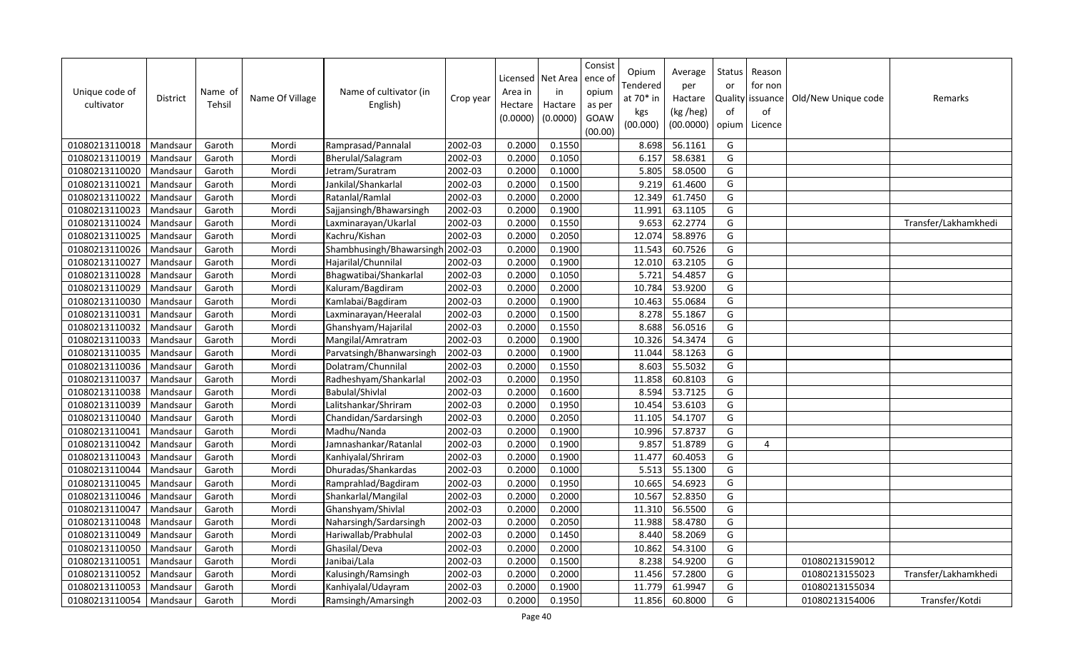| Unique code of cultivator | District | Name of Tehsil | Name Of Village | Name of cultivator (in English) | Crop year | Licensed Area in Hectare (0.0000) | Net Area in Hactare (0.0000) | Consistence of opium as per GOAW (00.00) | Opium Tendered at 70* in kgs (00.000) | Average per Hactare (kg /heg) (00.0000) | Status or Quality of opium | Reason for non issuance of Licence | Old/New Unique code | Remarks |
|---|---|---|---|---|---|---|---|---|---|---|---|---|---|---|
| 01080213110018 | Mandsaur | Garoth | Mordi | Ramprasad/Pannalal | 2002-03 | 0.2000 | 0.1550 | | 8.698 | 56.1161 | G | | | |
| 01080213110019 | Mandsaur | Garoth | Mordi | Bherulal/Salagram | 2002-03 | 0.2000 | 0.1050 | | 6.157 | 58.6381 | G | | | |
| 01080213110020 | Mandsaur | Garoth | Mordi | Jetram/Suratram | 2002-03 | 0.2000 | 0.1000 | | 5.805 | 58.0500 | G | | | |
| 01080213110021 | Mandsaur | Garoth | Mordi | Jankilal/Shankarlal | 2002-03 | 0.2000 | 0.1500 | | 9.219 | 61.4600 | G | | | |
| 01080213110022 | Mandsaur | Garoth | Mordi | Ratanlal/Ramlal | 2002-03 | 0.2000 | 0.2000 | | 12.349 | 61.7450 | G | | | |
| 01080213110023 | Mandsaur | Garoth | Mordi | Sajjansingh/Bhawarsingh | 2002-03 | 0.2000 | 0.1900 | | 11.991 | 63.1105 | G | | | |
| 01080213110024 | Mandsaur | Garoth | Mordi | Laxminarayan/Ukarlal | 2002-03 | 0.2000 | 0.1550 | | 9.653 | 62.2774 | G | | | Transfer/Lakhamkhedi |
| 01080213110025 | Mandsaur | Garoth | Mordi | Kachru/Kishan | 2002-03 | 0.2000 | 0.2050 | | 12.074 | 58.8976 | G | | | |
| 01080213110026 | Mandsaur | Garoth | Mordi | Shambhusingh/Bhawarsingh | 2002-03 | 0.2000 | 0.1900 | | 11.543 | 60.7526 | G | | | |
| 01080213110027 | Mandsaur | Garoth | Mordi | Hajarilal/Chunnilal | 2002-03 | 0.2000 | 0.1900 | | 12.010 | 63.2105 | G | | | |
| 01080213110028 | Mandsaur | Garoth | Mordi | Bhagwatibai/Shankarlal | 2002-03 | 0.2000 | 0.1050 | | 5.721 | 54.4857 | G | | | |
| 01080213110029 | Mandsaur | Garoth | Mordi | Kaluram/Bagdiram | 2002-03 | 0.2000 | 0.2000 | | 10.784 | 53.9200 | G | | | |
| 01080213110030 | Mandsaur | Garoth | Mordi | Kamlabai/Bagdiram | 2002-03 | 0.2000 | 0.1900 | | 10.463 | 55.0684 | G | | | |
| 01080213110031 | Mandsaur | Garoth | Mordi | Laxminarayan/Heeralal | 2002-03 | 0.2000 | 0.1500 | | 8.278 | 55.1867 | G | | | |
| 01080213110032 | Mandsaur | Garoth | Mordi | Ghanshyam/Hajarilal | 2002-03 | 0.2000 | 0.1550 | | 8.688 | 56.0516 | G | | | |
| 01080213110033 | Mandsaur | Garoth | Mordi | Mangilal/Amratram | 2002-03 | 0.2000 | 0.1900 | | 10.326 | 54.3474 | G | | | |
| 01080213110035 | Mandsaur | Garoth | Mordi | Parvatsingh/Bhanwarsingh | 2002-03 | 0.2000 | 0.1900 | | 11.044 | 58.1263 | G | | | |
| 01080213110036 | Mandsaur | Garoth | Mordi | Dolatram/Chunnilal | 2002-03 | 0.2000 | 0.1550 | | 8.603 | 55.5032 | G | | | |
| 01080213110037 | Mandsaur | Garoth | Mordi | Radheshyam/Shankarlal | 2002-03 | 0.2000 | 0.1950 | | 11.858 | 60.8103 | G | | | |
| 01080213110038 | Mandsaur | Garoth | Mordi | Babulal/Shivlal | 2002-03 | 0.2000 | 0.1600 | | 8.594 | 53.7125 | G | | | |
| 01080213110039 | Mandsaur | Garoth | Mordi | Lalitshankar/Shriram | 2002-03 | 0.2000 | 0.1950 | | 10.454 | 53.6103 | G | | | |
| 01080213110040 | Mandsaur | Garoth | Mordi | Chandidan/Sardarsingh | 2002-03 | 0.2000 | 0.2050 | | 11.105 | 54.1707 | G | | | |
| 01080213110041 | Mandsaur | Garoth | Mordi | Madhu/Nanda | 2002-03 | 0.2000 | 0.1900 | | 10.996 | 57.8737 | G | | | |
| 01080213110042 | Mandsaur | Garoth | Mordi | Jamnashankar/Ratanlal | 2002-03 | 0.2000 | 0.1900 | | 9.857 | 51.8789 | G | 4 | | |
| 01080213110043 | Mandsaur | Garoth | Mordi | Kanhiyalal/Shriram | 2002-03 | 0.2000 | 0.1900 | | 11.477 | 60.4053 | G | | | |
| 01080213110044 | Mandsaur | Garoth | Mordi | Dhuradas/Shankardas | 2002-03 | 0.2000 | 0.1000 | | 5.513 | 55.1300 | G | | | |
| 01080213110045 | Mandsaur | Garoth | Mordi | Ramprahlad/Bagdiram | 2002-03 | 0.2000 | 0.1950 | | 10.665 | 54.6923 | G | | | |
| 01080213110046 | Mandsaur | Garoth | Mordi | Shankarlal/Mangilal | 2002-03 | 0.2000 | 0.2000 | | 10.567 | 52.8350 | G | | | |
| 01080213110047 | Mandsaur | Garoth | Mordi | Ghanshyam/Shivlal | 2002-03 | 0.2000 | 0.2000 | | 11.310 | 56.5500 | G | | | |
| 01080213110048 | Mandsaur | Garoth | Mordi | Naharsingh/Sardarsingh | 2002-03 | 0.2000 | 0.2050 | | 11.988 | 58.4780 | G | | | |
| 01080213110049 | Mandsaur | Garoth | Mordi | Hariwallab/Prabhulal | 2002-03 | 0.2000 | 0.1450 | | 8.440 | 58.2069 | G | | | |
| 01080213110050 | Mandsaur | Garoth | Mordi | Ghasilal/Deva | 2002-03 | 0.2000 | 0.2000 | | 10.862 | 54.3100 | G | | | |
| 01080213110051 | Mandsaur | Garoth | Mordi | Janibai/Lala | 2002-03 | 0.2000 | 0.1500 | | 8.238 | 54.9200 | G | | 01080213159012 | |
| 01080213110052 | Mandsaur | Garoth | Mordi | Kalusingh/Ramsingh | 2002-03 | 0.2000 | 0.2000 | | 11.456 | 57.2800 | G | | 01080213155023 | Transfer/Lakhamkhedi |
| 01080213110053 | Mandsaur | Garoth | Mordi | Kanhiyalal/Udayram | 2002-03 | 0.2000 | 0.1900 | | 11.779 | 61.9947 | G | | 01080213155034 | |
| 01080213110054 | Mandsaur | Garoth | Mordi | Ramsingh/Amarsingh | 2002-03 | 0.2000 | 0.1950 | | 11.856 | 60.8000 | G | | 01080213154006 | Transfer/Kotdi |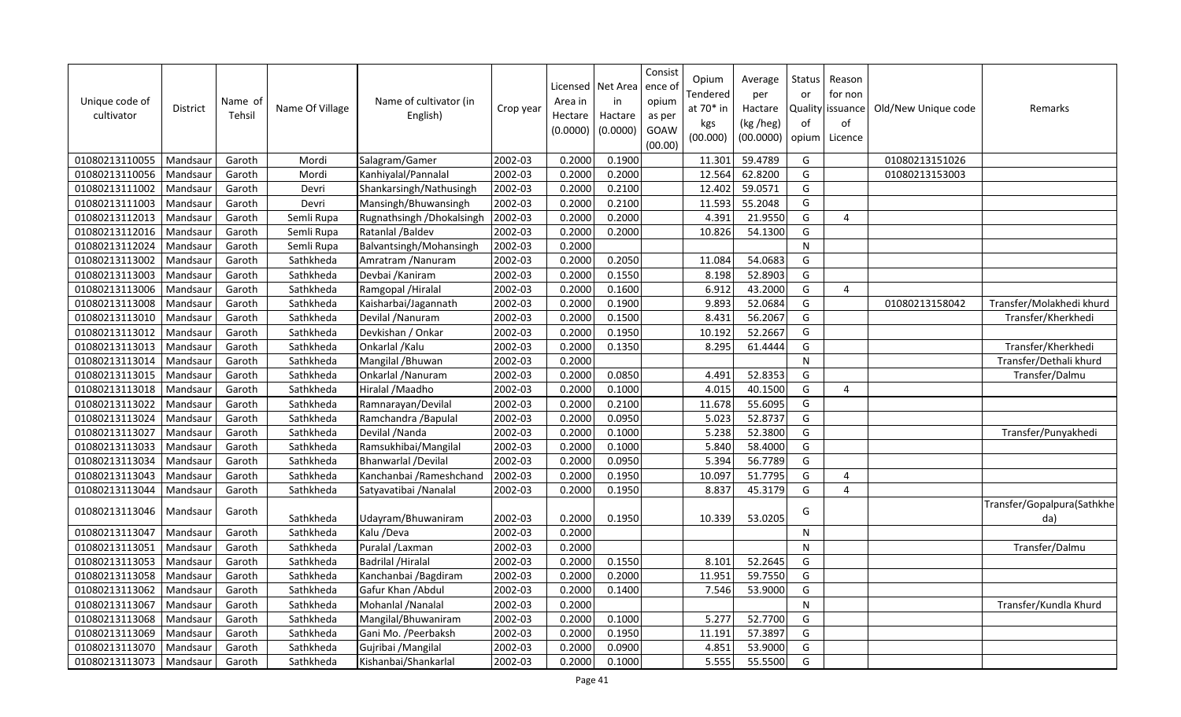| Unique code of cultivator | District | Name of Tehsil | Name Of Village | Name of cultivator (in English) | Crop year | Licensed Area in Hectare (0.0000) | Net Area in Hactare (0.0000) | Consistence of opium as per GOAW (00.00) | Opium Tendered at 70* in kgs (00.000) | Average per Hactare (kg /heg) (00.0000) | Status Quality of opium | Reason for non issuance of Licence | Old/New Unique code | Remarks |
|---|---|---|---|---|---|---|---|---|---|---|---|---|---|---|
| 01080213110055 | Mandsaur | Garoth | Mordi | Salagram/Gamer | 2002-03 | 0.2000 | 0.1900 | | 11.301 | 59.4789 | G | | 01080213151026 | |
| 01080213110056 | Mandsaur | Garoth | Mordi | Kanhiyalal/Pannalal | 2002-03 | 0.2000 | 0.2000 | | 12.564 | 62.8200 | G | | 01080213153003 | |
| 01080213111002 | Mandsaur | Garoth | Devri | Shankarsingh/Nathusingh | 2002-03 | 0.2000 | 0.2100 | | 12.402 | 59.0571 | G | | | |
| 01080213111003 | Mandsaur | Garoth | Devri | Mansingh/Bhuwansingh | 2002-03 | 0.2000 | 0.2100 | | 11.593 | 55.2048 | G | | | |
| 01080213112013 | Mandsaur | Garoth | Semli Rupa | Rugnathsingh /Dhokalsingh | 2002-03 | 0.2000 | 0.2000 | | 4.391 | 21.9550 | G | 4 | | |
| 01080213112016 | Mandsaur | Garoth | Semli Rupa | Ratanlal /Baldev | 2002-03 | 0.2000 | 0.2000 | | 10.826 | 54.1300 | G | | | |
| 01080213112024 | Mandsaur | Garoth | Semli Rupa | Balvantsingh/Mohansingh | 2002-03 | 0.2000 | | | | | N | | | |
| 01080213113002 | Mandsaur | Garoth | Sathkheda | Amratram /Nanuram | 2002-03 | 0.2000 | 0.2050 | | 11.084 | 54.0683 | G | | | |
| 01080213113003 | Mandsaur | Garoth | Sathkheda | Devbai /Kaniram | 2002-03 | 0.2000 | 0.1550 | | 8.198 | 52.8903 | G | | | |
| 01080213113006 | Mandsaur | Garoth | Sathkheda | Ramgopal /Hiralal | 2002-03 | 0.2000 | 0.1600 | | 6.912 | 43.2000 | G | 4 | | |
| 01080213113008 | Mandsaur | Garoth | Sathkheda | Kaisharbai/Jagannath | 2002-03 | 0.2000 | 0.1900 | | 9.893 | 52.0684 | G | | 01080213158042 | Transfer/Molakhedi khurd |
| 01080213113010 | Mandsaur | Garoth | Sathkheda | Devilal /Nanuram | 2002-03 | 0.2000 | 0.1500 | | 8.431 | 56.2067 | G | | | Transfer/Kherkhedi |
| 01080213113012 | Mandsaur | Garoth | Sathkheda | Devkishan / Onkar | 2002-03 | 0.2000 | 0.1950 | | 10.192 | 52.2667 | G | | | |
| 01080213113013 | Mandsaur | Garoth | Sathkheda | Onkarlal /Kalu | 2002-03 | 0.2000 | 0.1350 | | 8.295 | 61.4444 | G | | | Transfer/Kherkhedi |
| 01080213113014 | Mandsaur | Garoth | Sathkheda | Mangilal /Bhuwan | 2002-03 | 0.2000 | | | | | N | | | Transfer/Dethali khurd |
| 01080213113015 | Mandsaur | Garoth | Sathkheda | Onkarlal /Nanuram | 2002-03 | 0.2000 | 0.0850 | | 4.491 | 52.8353 | G | | | Transfer/Dalmu |
| 01080213113018 | Mandsaur | Garoth | Sathkheda | Hiralal /Maadho | 2002-03 | 0.2000 | 0.1000 | | 4.015 | 40.1500 | G | 4 | | |
| 01080213113022 | Mandsaur | Garoth | Sathkheda | Ramnarayan/Devilal | 2002-03 | 0.2000 | 0.2100 | | 11.678 | 55.6095 | G | | | |
| 01080213113024 | Mandsaur | Garoth | Sathkheda | Ramchandra /Bapulal | 2002-03 | 0.2000 | 0.0950 | | 5.023 | 52.8737 | G | | | |
| 01080213113027 | Mandsaur | Garoth | Sathkheda | Devilal /Nanda | 2002-03 | 0.2000 | 0.1000 | | 5.238 | 52.3800 | G | | | Transfer/Punyakhedi |
| 01080213113033 | Mandsaur | Garoth | Sathkheda | Ramsukhibai/Mangilal | 2002-03 | 0.2000 | 0.1000 | | 5.840 | 58.4000 | G | | | |
| 01080213113034 | Mandsaur | Garoth | Sathkheda | Bhanwarlal /Devilal | 2002-03 | 0.2000 | 0.0950 | | 5.394 | 56.7789 | G | | | |
| 01080213113043 | Mandsaur | Garoth | Sathkheda | Kanchanbai /Rameshchand | 2002-03 | 0.2000 | 0.1950 | | 10.097 | 51.7795 | G | 4 | | |
| 01080213113044 | Mandsaur | Garoth | Sathkheda | Satyavatibai /Nanalal | 2002-03 | 0.2000 | 0.1950 | | 8.837 | 45.3179 | G | 4 | | |
| 01080213113046 | Mandsaur | Garoth | Sathkheda | Udayram/Bhuwaniram | 2002-03 | 0.2000 | 0.1950 | | 10.339 | 53.0205 | G | | | Transfer/Gopalpura(Sathkheda) |
| 01080213113047 | Mandsaur | Garoth | Sathkheda | Kalu /Deva | 2002-03 | 0.2000 | | | | | N | | | |
| 01080213113051 | Mandsaur | Garoth | Sathkheda | Puralal /Laxman | 2002-03 | 0.2000 | | | | | N | | | Transfer/Dalmu |
| 01080213113053 | Mandsaur | Garoth | Sathkheda | Badrilal /Hiralal | 2002-03 | 0.2000 | 0.1550 | | 8.101 | 52.2645 | G | | | |
| 01080213113058 | Mandsaur | Garoth | Sathkheda | Kanchanbai /Bagdiram | 2002-03 | 0.2000 | 0.2000 | | 11.951 | 59.7550 | G | | | |
| 01080213113062 | Mandsaur | Garoth | Sathkheda | Gafur Khan /Abdul | 2002-03 | 0.2000 | 0.1400 | | 7.546 | 53.9000 | G | | | |
| 01080213113067 | Mandsaur | Garoth | Sathkheda | Mohanlal /Nanalal | 2002-03 | 0.2000 | | | | | N | | | Transfer/Kundla Khurd |
| 01080213113068 | Mandsaur | Garoth | Sathkheda | Mangilal/Bhuwaniram | 2002-03 | 0.2000 | 0.1000 | | 5.277 | 52.7700 | G | | | |
| 01080213113069 | Mandsaur | Garoth | Sathkheda | Gani Mo. /Peerbaksh | 2002-03 | 0.2000 | 0.1950 | | 11.191 | 57.3897 | G | | | |
| 01080213113070 | Mandsaur | Garoth | Sathkheda | Gujribai /Mangilal | 2002-03 | 0.2000 | 0.0900 | | 4.851 | 53.9000 | G | | | |
| 01080213113073 | Mandsaur | Garoth | Sathkheda | Kishanbai/Shankarlal | 2002-03 | 0.2000 | 0.1000 | | 5.555 | 55.5500 | G | | | |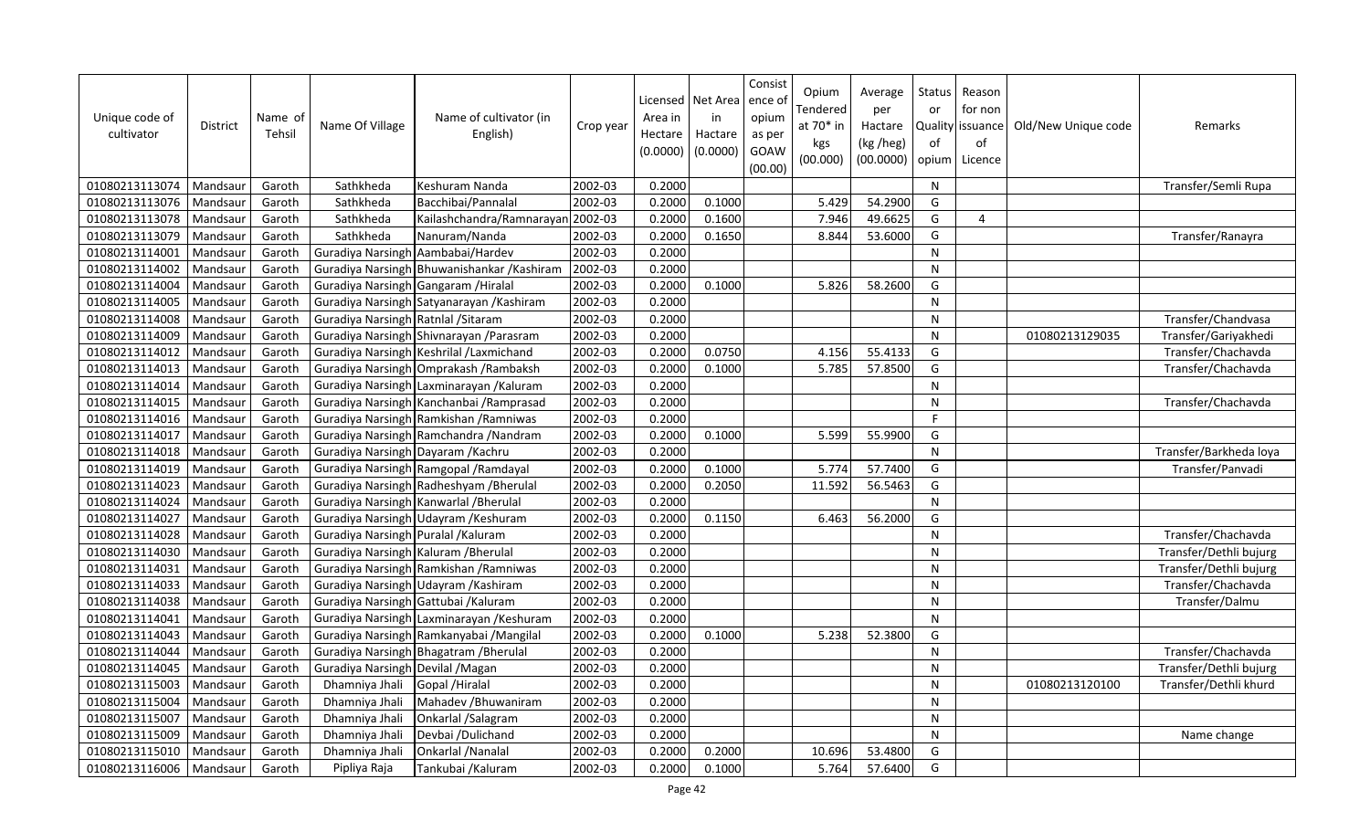| Unique code of cultivator | District | Name of Tehsil | Name Of Village | Name of cultivator (in English) | Crop year | Licensed Area in Hectare (0.0000) | Net Area in Hactare (0.0000) | Consistence of opium as per GOAW (00.00) | Opium Tendered at 70* in kgs (00.000) | Average per Hactare (kg /heg) (00.0000) | Status or Quality of opium | Reason for non issuance of Licence | Old/New Unique code | Remarks |
|---|---|---|---|---|---|---|---|---|---|---|---|---|---|---|
| 01080213113074 | Mandsaur | Garoth | Sathkheda | Keshuram Nanda | 2002-03 | 0.2000 | | | | | N | | | Transfer/Semli Rupa |
| 01080213113076 | Mandsaur | Garoth | Sathkheda | Bacchibai/Pannalal | 2002-03 | 0.2000 | 0.1000 | | 5.429 | 54.2900 | G | | | |
| 01080213113078 | Mandsaur | Garoth | Sathkheda | Kailashchandra/Ramnarayan | 2002-03 | 0.2000 | 0.1600 | | 7.946 | 49.6625 | G | 4 | | |
| 01080213113079 | Mandsaur | Garoth | Sathkheda | Nanuram/Nanda | 2002-03 | 0.2000 | 0.1650 | | 8.844 | 53.6000 | G | | | Transfer/Ranayra |
| 01080213114001 | Mandsaur | Garoth | Guradiya Narsingh | Aambabai/Hardev | 2002-03 | 0.2000 | | | | | N | | | |
| 01080213114002 | Mandsaur | Garoth | Guradiya Narsingh | Bhuwanishankar /Kashiram | 2002-03 | 0.2000 | | | | | N | | | |
| 01080213114004 | Mandsaur | Garoth | Guradiya Narsingh | Gangaram /Hiralal | 2002-03 | 0.2000 | 0.1000 | | 5.826 | 58.2600 | G | | | |
| 01080213114005 | Mandsaur | Garoth | Guradiya Narsingh | Satyanarayan /Kashiram | 2002-03 | 0.2000 | | | | | N | | | |
| 01080213114008 | Mandsaur | Garoth | Guradiya Narsingh | Ratnlal /Sitaram | 2002-03 | 0.2000 | | | | | N | | | Transfer/Chandvasa |
| 01080213114009 | Mandsaur | Garoth | Guradiya Narsingh | Shivnarayan /Parasram | 2002-03 | 0.2000 | | | | | N | | 01080213129035 | Transfer/Gariyakhedi |
| 01080213114012 | Mandsaur | Garoth | Guradiya Narsingh | Keshrilal /Laxmichand | 2002-03 | 0.2000 | 0.0750 | | 4.156 | 55.4133 | G | | | Transfer/Chachavda |
| 01080213114013 | Mandsaur | Garoth | Guradiya Narsingh | Omprakash /Rambaksh | 2002-03 | 0.2000 | 0.1000 | | 5.785 | 57.8500 | G | | | Transfer/Chachavda |
| 01080213114014 | Mandsaur | Garoth | Guradiya Narsingh | Laxminarayan /Kaluram | 2002-03 | 0.2000 | | | | | N | | | |
| 01080213114015 | Mandsaur | Garoth | Guradiya Narsingh | Kanchanbai /Ramprasad | 2002-03 | 0.2000 | | | | | N | | | Transfer/Chachavda |
| 01080213114016 | Mandsaur | Garoth | Guradiya Narsingh | Ramkishan /Ramniwas | 2002-03 | 0.2000 | | | | | F | | | |
| 01080213114017 | Mandsaur | Garoth | Guradiya Narsingh | Ramchandra /Nandram | 2002-03 | 0.2000 | 0.1000 | | 5.599 | 55.9900 | G | | | |
| 01080213114018 | Mandsaur | Garoth | Guradiya Narsingh | Dayaram /Kachru | 2002-03 | 0.2000 | | | | | N | | | Transfer/Barkheda loya |
| 01080213114019 | Mandsaur | Garoth | Guradiya Narsingh | Ramgopal /Ramdayal | 2002-03 | 0.2000 | 0.1000 | | 5.774 | 57.7400 | G | | | Transfer/Panvadi |
| 01080213114023 | Mandsaur | Garoth | Guradiya Narsingh | Radheshyam /Bherulal | 2002-03 | 0.2000 | 0.2050 | | 11.592 | 56.5463 | G | | | |
| 01080213114024 | Mandsaur | Garoth | Guradiya Narsingh | Kanwarlal /Bherulal | 2002-03 | 0.2000 | | | | | N | | | |
| 01080213114027 | Mandsaur | Garoth | Guradiya Narsingh | Udayram /Keshuram | 2002-03 | 0.2000 | 0.1150 | | 6.463 | 56.2000 | G | | | |
| 01080213114028 | Mandsaur | Garoth | Guradiya Narsingh | Puralal /Kaluram | 2002-03 | 0.2000 | | | | | N | | | Transfer/Chachavda |
| 01080213114030 | Mandsaur | Garoth | Guradiya Narsingh | Kaluram /Bherulal | 2002-03 | 0.2000 | | | | | N | | | Transfer/Dethli bujurg |
| 01080213114031 | Mandsaur | Garoth | Guradiya Narsingh | Ramkishan /Ramniwas | 2002-03 | 0.2000 | | | | | N | | | Transfer/Dethli bujurg |
| 01080213114033 | Mandsaur | Garoth | Guradiya Narsingh | Udayram /Kashiram | 2002-03 | 0.2000 | | | | | N | | | Transfer/Chachavda |
| 01080213114038 | Mandsaur | Garoth | Guradiya Narsingh | Gattubai /Kaluram | 2002-03 | 0.2000 | | | | | N | | | Transfer/Dalmu |
| 01080213114041 | Mandsaur | Garoth | Guradiya Narsingh | Laxminarayan /Keshuram | 2002-03 | 0.2000 | | | | | N | | | |
| 01080213114043 | Mandsaur | Garoth | Guradiya Narsingh | Ramkanyabai /Mangilal | 2002-03 | 0.2000 | 0.1000 | | 5.238 | 52.3800 | G | | | |
| 01080213114044 | Mandsaur | Garoth | Guradiya Narsingh | Bhagatram /Bherulal | 2002-03 | 0.2000 | | | | | N | | | Transfer/Chachavda |
| 01080213114045 | Mandsaur | Garoth | Guradiya Narsingh | Devilal /Magan | 2002-03 | 0.2000 | | | | | N | | | Transfer/Dethli bujurg |
| 01080213115003 | Mandsaur | Garoth | Dhamniya Jhali | Gopal /Hiralal | 2002-03 | 0.2000 | | | | | N | | 01080213120100 | Transfer/Dethli khurd |
| 01080213115004 | Mandsaur | Garoth | Dhamniya Jhali | Mahadev /Bhuwaniram | 2002-03 | 0.2000 | | | | | N | | | |
| 01080213115007 | Mandsaur | Garoth | Dhamniya Jhali | Onkarlal /Salagram | 2002-03 | 0.2000 | | | | | N | | | |
| 01080213115009 | Mandsaur | Garoth | Dhamniya Jhali | Devbai /Dulichand | 2002-03 | 0.2000 | | | | | N | | | Name change |
| 01080213115010 | Mandsaur | Garoth | Dhamniya Jhali | Onkarlal /Nanalal | 2002-03 | 0.2000 | 0.2000 | | 10.696 | 53.4800 | G | | | |
| 01080213116006 | Mandsaur | Garoth | Pipliya Raja | Tankubai /Kaluram | 2002-03 | 0.2000 | 0.1000 | | 5.764 | 57.6400 | G | | | |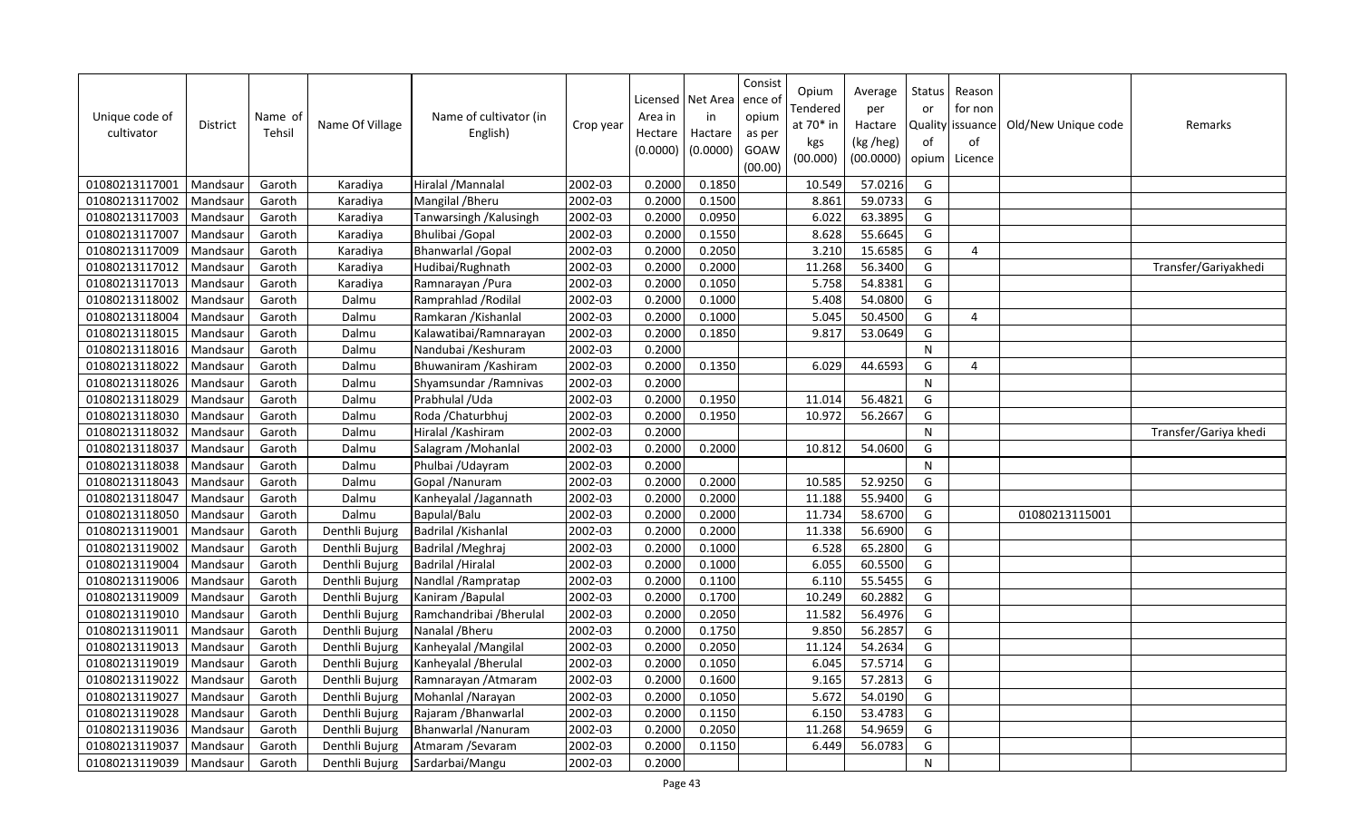| Unique code of cultivator | District | Name of Tehsil | Name Of Village | Name of cultivator (in English) | Crop year | Licensed Area in Hectare (0.0000) | Net Area in Hactare (0.0000) | Consistence of opium as per GOAW (00.00) | Opium Tendered at 70* in kgs (00.000) | Average per Hactare (kg /heg) (00.0000) | Status or Quality of opium | Reason for non issuance of Licence | Old/New Unique code | Remarks |
|---|---|---|---|---|---|---|---|---|---|---|---|---|---|---|
| 01080213117001 | Mandsaur | Garoth | Karadiya | Hiralal /Mannalal | 2002-03 | 0.2000 | 0.1850 | | 10.549 | 57.0216 | G | | | |
| 01080213117002 | Mandsaur | Garoth | Karadiya | Mangilal /Bheru | 2002-03 | 0.2000 | 0.1500 | | 8.861 | 59.0733 | G | | | |
| 01080213117003 | Mandsaur | Garoth | Karadiya | Tanwarsingh /Kalusingh | 2002-03 | 0.2000 | 0.0950 | | 6.022 | 63.3895 | G | | | |
| 01080213117007 | Mandsaur | Garoth | Karadiya | Bhulibai /Gopal | 2002-03 | 0.2000 | 0.1550 | | 8.628 | 55.6645 | G | | | |
| 01080213117009 | Mandsaur | Garoth | Karadiya | Bhanwarlal /Gopal | 2002-03 | 0.2000 | 0.2050 | | 3.210 | 15.6585 | G | 4 | | |
| 01080213117012 | Mandsaur | Garoth | Karadiya | Hudibai/Rughnath | 2002-03 | 0.2000 | 0.2000 | | 11.268 | 56.3400 | G | | | Transfer/Gariyakhedi |
| 01080213117013 | Mandsaur | Garoth | Karadiya | Ramnarayan /Pura | 2002-03 | 0.2000 | 0.1050 | | 5.758 | 54.8381 | G | | | |
| 01080213118002 | Mandsaur | Garoth | Dalmu | Ramprahlad /Rodilal | 2002-03 | 0.2000 | 0.1000 | | 5.408 | 54.0800 | G | | | |
| 01080213118004 | Mandsaur | Garoth | Dalmu | Ramkaran /Kishanlal | 2002-03 | 0.2000 | 0.1000 | | 5.045 | 50.4500 | G | 4 | | |
| 01080213118015 | Mandsaur | Garoth | Dalmu | Kalawatibai/Ramnarayan | 2002-03 | 0.2000 | 0.1850 | | 9.817 | 53.0649 | G | | | |
| 01080213118016 | Mandsaur | Garoth | Dalmu | Nandubai /Keshuram | 2002-03 | 0.2000 | | | | | N | | | |
| 01080213118022 | Mandsaur | Garoth | Dalmu | Bhuwaniram /Kashiram | 2002-03 | 0.2000 | 0.1350 | | 6.029 | 44.6593 | G | 4 | | |
| 01080213118026 | Mandsaur | Garoth | Dalmu | Shyamsundar /Ramnivas | 2002-03 | 0.2000 | | | | | N | | | |
| 01080213118029 | Mandsaur | Garoth | Dalmu | Prabhulal /Uda | 2002-03 | 0.2000 | 0.1950 | | 11.014 | 56.4821 | G | | | |
| 01080213118030 | Mandsaur | Garoth | Dalmu | Roda /Chaturbhuj | 2002-03 | 0.2000 | 0.1950 | | 10.972 | 56.2667 | G | | | |
| 01080213118032 | Mandsaur | Garoth | Dalmu | Hiralal /Kashiram | 2002-03 | 0.2000 | | | | | N | | | Transfer/Gariya khedi |
| 01080213118037 | Mandsaur | Garoth | Dalmu | Salagram /Mohanlal | 2002-03 | 0.2000 | 0.2000 | | 10.812 | 54.0600 | G | | | |
| 01080213118038 | Mandsaur | Garoth | Dalmu | Phulbai /Udayram | 2002-03 | 0.2000 | | | | | N | | | |
| 01080213118043 | Mandsaur | Garoth | Dalmu | Gopal /Nanuram | 2002-03 | 0.2000 | 0.2000 | | 10.585 | 52.9250 | G | | | |
| 01080213118047 | Mandsaur | Garoth | Dalmu | Kanheyalal /Jagannath | 2002-03 | 0.2000 | 0.2000 | | 11.188 | 55.9400 | G | | | |
| 01080213118050 | Mandsaur | Garoth | Dalmu | Bapulal/Balu | 2002-03 | 0.2000 | 0.2000 | | 11.734 | 58.6700 | G | | 01080213115001 | |
| 01080213119001 | Mandsaur | Garoth | Denthli Bujurg | Badrilal /Kishanlal | 2002-03 | 0.2000 | 0.2000 | | 11.338 | 56.6900 | G | | | |
| 01080213119002 | Mandsaur | Garoth | Denthli Bujurg | Badrilal /Meghraj | 2002-03 | 0.2000 | 0.1000 | | 6.528 | 65.2800 | G | | | |
| 01080213119004 | Mandsaur | Garoth | Denthli Bujurg | Badrilal /Hiralal | 2002-03 | 0.2000 | 0.1000 | | 6.055 | 60.5500 | G | | | |
| 01080213119006 | Mandsaur | Garoth | Denthli Bujurg | Nandlal /Rampratap | 2002-03 | 0.2000 | 0.1100 | | 6.110 | 55.5455 | G | | | |
| 01080213119009 | Mandsaur | Garoth | Denthli Bujurg | Kaniram /Bapulal | 2002-03 | 0.2000 | 0.1700 | | 10.249 | 60.2882 | G | | | |
| 01080213119010 | Mandsaur | Garoth | Denthli Bujurg | Ramchandribai /Bherulal | 2002-03 | 0.2000 | 0.2050 | | 11.582 | 56.4976 | G | | | |
| 01080213119011 | Mandsaur | Garoth | Denthli Bujurg | Nanalal /Bheru | 2002-03 | 0.2000 | 0.1750 | | 9.850 | 56.2857 | G | | | |
| 01080213119013 | Mandsaur | Garoth | Denthli Bujurg | Kanheyalal /Mangilal | 2002-03 | 0.2000 | 0.2050 | | 11.124 | 54.2634 | G | | | |
| 01080213119019 | Mandsaur | Garoth | Denthli Bujurg | Kanheyalal /Bherulal | 2002-03 | 0.2000 | 0.1050 | | 6.045 | 57.5714 | G | | | |
| 01080213119022 | Mandsaur | Garoth | Denthli Bujurg | Ramnarayan /Atmaram | 2002-03 | 0.2000 | 0.1600 | | 9.165 | 57.2813 | G | | | |
| 01080213119027 | Mandsaur | Garoth | Denthli Bujurg | Mohanlal /Narayan | 2002-03 | 0.2000 | 0.1050 | | 5.672 | 54.0190 | G | | | |
| 01080213119028 | Mandsaur | Garoth | Denthli Bujurg | Rajaram /Bhanwarlal | 2002-03 | 0.2000 | 0.1150 | | 6.150 | 53.4783 | G | | | |
| 01080213119036 | Mandsaur | Garoth | Denthli Bujurg | Bhanwarlal /Nanuram | 2002-03 | 0.2000 | 0.2050 | | 11.268 | 54.9659 | G | | | |
| 01080213119037 | Mandsaur | Garoth | Denthli Bujurg | Atmaram /Sevaram | 2002-03 | 0.2000 | 0.1150 | | 6.449 | 56.0783 | G | | | |
| 01080213119039 | Mandsaur | Garoth | Denthli Bujurg | Sardarbai/Mangu | 2002-03 | 0.2000 | | | | | N | | | |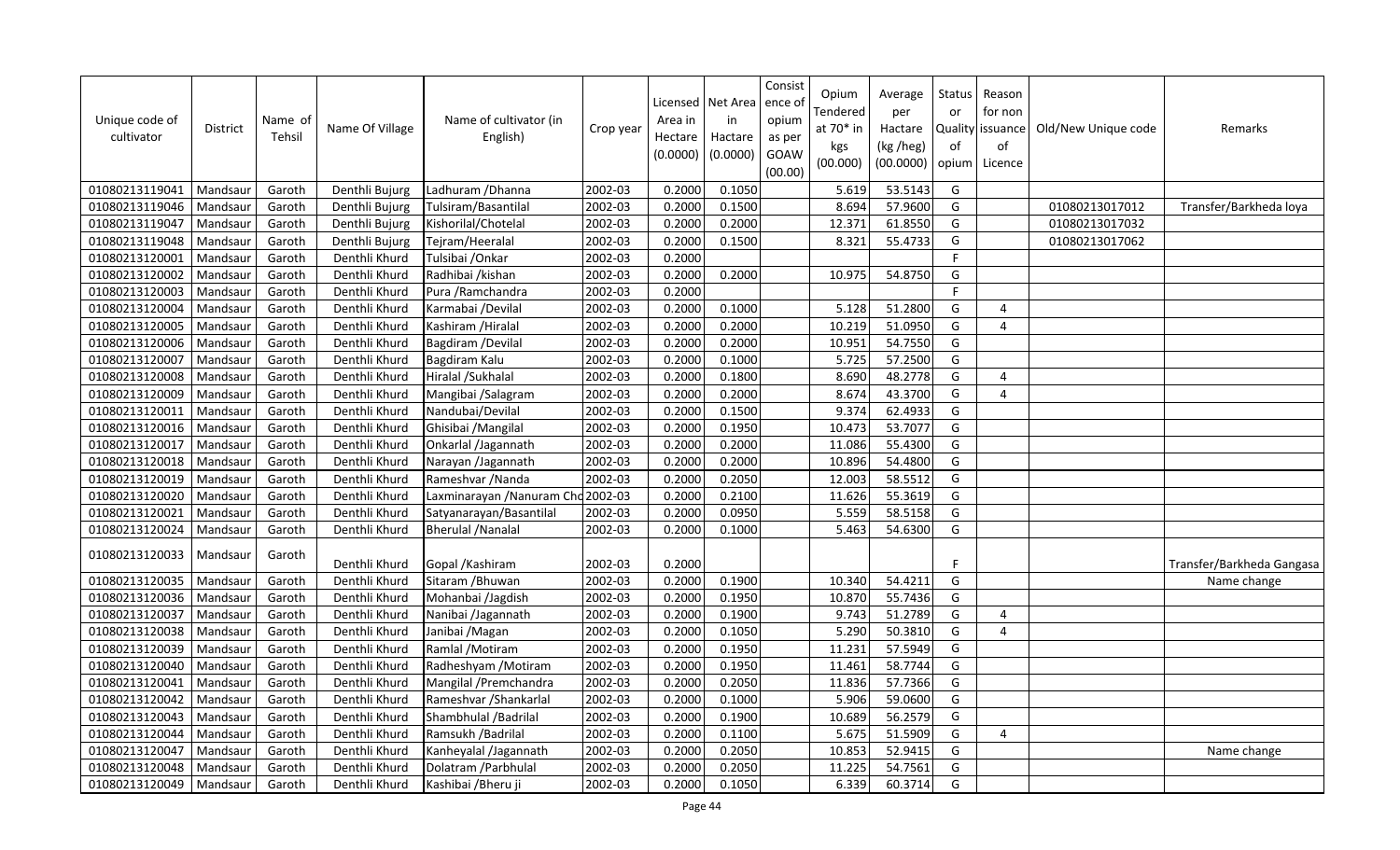| Unique code of cultivator | District | Name of Tehsil | Name Of Village | Name of cultivator (in English) | Crop year | Licensed Area in Hectare (0.0000) | Net Area in Hactare (0.0000) | Consistence of opium as per GOAW (00.00) | Opium Tendered at 70* in kgs (00.000) | Average per Hactare (kg /heg) (00.0000) | Status Quality of opium | Reason for non issuance of Licence | Old/New Unique code | Remarks |
|---|---|---|---|---|---|---|---|---|---|---|---|---|---|---|
| 01080213119041 | Mandsaur | Garoth | Denthli Bujurg | Ladhuram /Dhanna | 2002-03 | 0.2000 | 0.1050 | | 5.619 | 53.5143 | G | | | |
| 01080213119046 | Mandsaur | Garoth | Denthli Bujurg | Tulsiram/Basantilal | 2002-03 | 0.2000 | 0.1500 | | 8.694 | 57.9600 | G | | 01080213017012 | Transfer/Barkheda loya |
| 01080213119047 | Mandsaur | Garoth | Denthli Bujurg | Kishorilal/Chotelal | 2002-03 | 0.2000 | 0.2000 | | 12.371 | 61.8550 | G | | 01080213017032 | |
| 01080213119048 | Mandsaur | Garoth | Denthli Bujurg | Tejram/Heeralal | 2002-03 | 0.2000 | 0.1500 | | 8.321 | 55.4733 | G | | 01080213017062 | |
| 01080213120001 | Mandsaur | Garoth | Denthli Khurd | Tulsibai /Onkar | 2002-03 | 0.2000 | | | | | F | | | |
| 01080213120002 | Mandsaur | Garoth | Denthli Khurd | Radhibai /kishan | 2002-03 | 0.2000 | 0.2000 | | 10.975 | 54.8750 | G | | | |
| 01080213120003 | Mandsaur | Garoth | Denthli Khurd | Pura /Ramchandra | 2002-03 | 0.2000 | | | | | F | | | |
| 01080213120004 | Mandsaur | Garoth | Denthli Khurd | Karmabai /Devilal | 2002-03 | 0.2000 | 0.1000 | | 5.128 | 51.2800 | G | 4 | | |
| 01080213120005 | Mandsaur | Garoth | Denthli Khurd | Kashiram /Hiralal | 2002-03 | 0.2000 | 0.2000 | | 10.219 | 51.0950 | G | 4 | | |
| 01080213120006 | Mandsaur | Garoth | Denthli Khurd | Bagdiram /Devilal | 2002-03 | 0.2000 | 0.2000 | | 10.951 | 54.7550 | G | | | |
| 01080213120007 | Mandsaur | Garoth | Denthli Khurd | Bagdiram Kalu | 2002-03 | 0.2000 | 0.1000 | | 5.725 | 57.2500 | G | | | |
| 01080213120008 | Mandsaur | Garoth | Denthli Khurd | Hiralal /Sukhalal | 2002-03 | 0.2000 | 0.1800 | | 8.690 | 48.2778 | G | 4 | | |
| 01080213120009 | Mandsaur | Garoth | Denthli Khurd | Mangibai /Salagram | 2002-03 | 0.2000 | 0.2000 | | 8.674 | 43.3700 | G | 4 | | |
| 01080213120011 | Mandsaur | Garoth | Denthli Khurd | Nandubai/Devilal | 2002-03 | 0.2000 | 0.1500 | | 9.374 | 62.4933 | G | | | |
| 01080213120016 | Mandsaur | Garoth | Denthli Khurd | Ghisibai /Mangilal | 2002-03 | 0.2000 | 0.1950 | | 10.473 | 53.7077 | G | | | |
| 01080213120017 | Mandsaur | Garoth | Denthli Khurd | Onkarlal /Jagannath | 2002-03 | 0.2000 | 0.2000 | | 11.086 | 55.4300 | G | | | |
| 01080213120018 | Mandsaur | Garoth | Denthli Khurd | Narayan /Jagannath | 2002-03 | 0.2000 | 0.2000 | | 10.896 | 54.4800 | G | | | |
| 01080213120019 | Mandsaur | Garoth | Denthli Khurd | Rameshvar /Nanda | 2002-03 | 0.2000 | 0.2050 | | 12.003 | 58.5512 | G | | | |
| 01080213120020 | Mandsaur | Garoth | Denthli Khurd | Laxminarayan /Nanuram Cho | 2002-03 | 0.2000 | 0.2100 | | 11.626 | 55.3619 | G | | | |
| 01080213120021 | Mandsaur | Garoth | Denthli Khurd | Satyanarayan/Basantilal | 2002-03 | 0.2000 | 0.0950 | | 5.559 | 58.5158 | G | | | |
| 01080213120024 | Mandsaur | Garoth | Denthli Khurd | Bherulal /Nanalal | 2002-03 | 0.2000 | 0.1000 | | 5.463 | 54.6300 | G | | | |
| 01080213120033 | Mandsaur | Garoth | Denthli Khurd | Gopal /Kashiram | 2002-03 | 0.2000 | | | | | F | | | Transfer/Barkheda Gangasa |
| 01080213120035 | Mandsaur | Garoth | Denthli Khurd | Sitaram /Bhuwan | 2002-03 | 0.2000 | 0.1900 | | 10.340 | 54.4211 | G | | | Name change |
| 01080213120036 | Mandsaur | Garoth | Denthli Khurd | Mohanbai /Jagdish | 2002-03 | 0.2000 | 0.1950 | | 10.870 | 55.7436 | G | | | |
| 01080213120037 | Mandsaur | Garoth | Denthli Khurd | Nanibai /Jagannath | 2002-03 | 0.2000 | 0.1900 | | 9.743 | 51.2789 | G | 4 | | |
| 01080213120038 | Mandsaur | Garoth | Denthli Khurd | Janibai /Magan | 2002-03 | 0.2000 | 0.1050 | | 5.290 | 50.3810 | G | 4 | | |
| 01080213120039 | Mandsaur | Garoth | Denthli Khurd | Ramlal /Motiram | 2002-03 | 0.2000 | 0.1950 | | 11.231 | 57.5949 | G | | | |
| 01080213120040 | Mandsaur | Garoth | Denthli Khurd | Radheshyam /Motiram | 2002-03 | 0.2000 | 0.1950 | | 11.461 | 58.7744 | G | | | |
| 01080213120041 | Mandsaur | Garoth | Denthli Khurd | Mangilal /Premchandra | 2002-03 | 0.2000 | 0.2050 | | 11.836 | 57.7366 | G | | | |
| 01080213120042 | Mandsaur | Garoth | Denthli Khurd | Rameshvar /Shankarlal | 2002-03 | 0.2000 | 0.1000 | | 5.906 | 59.0600 | G | | | |
| 01080213120043 | Mandsaur | Garoth | Denthli Khurd | Shambhulal /Badrilal | 2002-03 | 0.2000 | 0.1900 | | 10.689 | 56.2579 | G | | | |
| 01080213120044 | Mandsaur | Garoth | Denthli Khurd | Ramsukh /Badrilal | 2002-03 | 0.2000 | 0.1100 | | 5.675 | 51.5909 | G | 4 | | |
| 01080213120047 | Mandsaur | Garoth | Denthli Khurd | Kanheyalal /Jagannath | 2002-03 | 0.2000 | 0.2050 | | 10.853 | 52.9415 | G | | | Name change |
| 01080213120048 | Mandsaur | Garoth | Denthli Khurd | Dolatram /Parbhulal | 2002-03 | 0.2000 | 0.2050 | | 11.225 | 54.7561 | G | | | |
| 01080213120049 | Mandsaur | Garoth | Denthli Khurd | Kashibai /Bheru ji | 2002-03 | 0.2000 | 0.1050 | | 6.339 | 60.3714 | G | | | |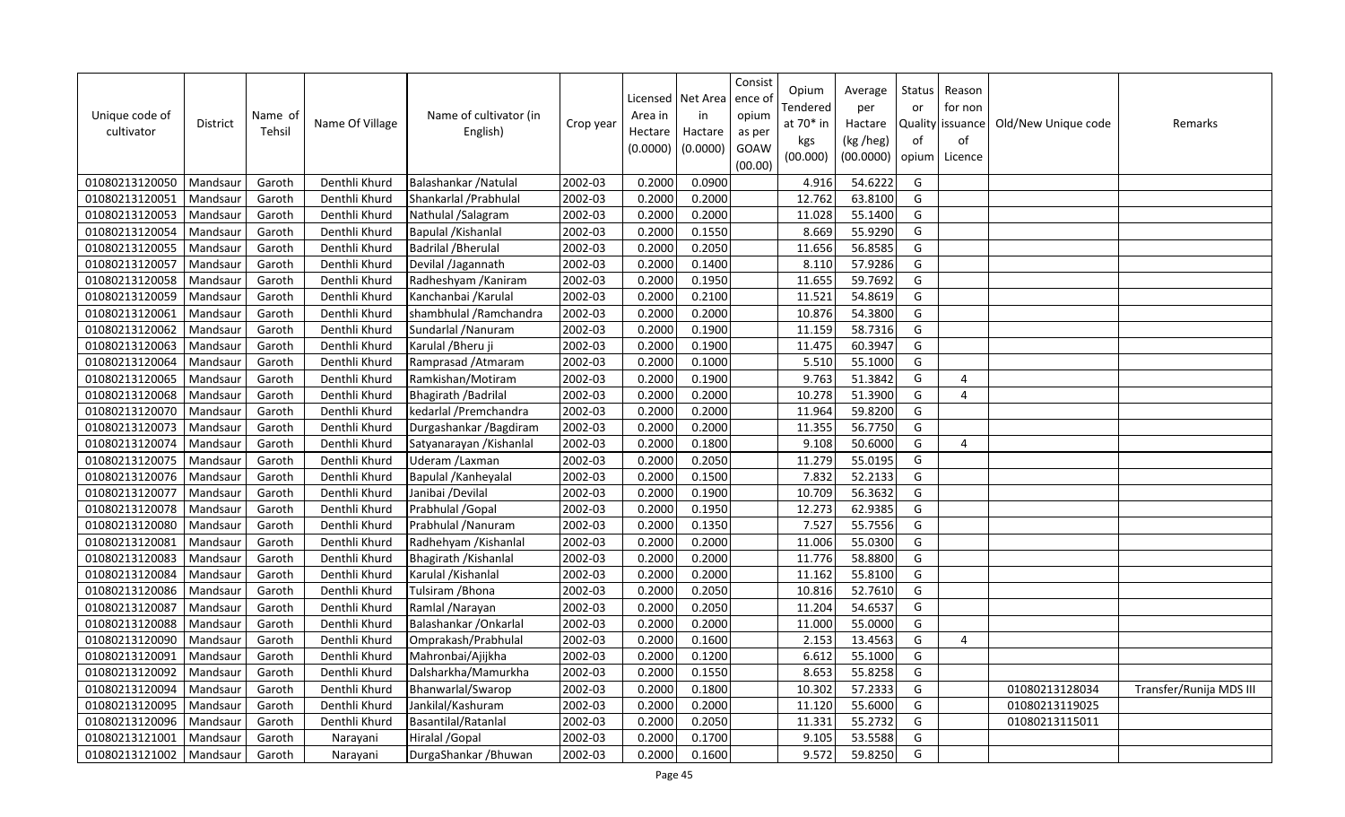| Unique code of cultivator | District | Name of Tehsil | Name Of Village | Name of cultivator (in English) | Crop year | Licensed Area in Hectare (0.0000) | Net Area in Hactare (0.0000) | Consistence of opium as per GOAW (00.00) | Opium Tendered at 70* in kgs (00.000) | Average per Hactare (kg /heg) (00.0000) | Status or Quality of opium | Reason for non issuance of Licence | Old/New Unique code | Remarks |
|---|---|---|---|---|---|---|---|---|---|---|---|---|---|---|
| 01080213120050 | Mandsaur | Garoth | Denthli Khurd | Balashankar /Natulal | 2002-03 | 0.2000 | 0.0900 | | 4.916 | 54.6222 | G | | | |
| 01080213120051 | Mandsaur | Garoth | Denthli Khurd | Shankarlal /Prabhulal | 2002-03 | 0.2000 | 0.2000 | | 12.762 | 63.8100 | G | | | |
| 01080213120053 | Mandsaur | Garoth | Denthli Khurd | Nathulal /Salagram | 2002-03 | 0.2000 | 0.2000 | | 11.028 | 55.1400 | G | | | |
| 01080213120054 | Mandsaur | Garoth | Denthli Khurd | Bapulal /Kishanlal | 2002-03 | 0.2000 | 0.1550 | | 8.669 | 55.9290 | G | | | |
| 01080213120055 | Mandsaur | Garoth | Denthli Khurd | Badrilal /Bherulal | 2002-03 | 0.2000 | 0.2050 | | 11.656 | 56.8585 | G | | | |
| 01080213120057 | Mandsaur | Garoth | Denthli Khurd | Devilal /Jagannath | 2002-03 | 0.2000 | 0.1400 | | 8.110 | 57.9286 | G | | | |
| 01080213120058 | Mandsaur | Garoth | Denthli Khurd | Radheshyam /Kaniram | 2002-03 | 0.2000 | 0.1950 | | 11.655 | 59.7692 | G | | | |
| 01080213120059 | Mandsaur | Garoth | Denthli Khurd | Kanchanbai /Karulal | 2002-03 | 0.2000 | 0.2100 | | 11.521 | 54.8619 | G | | | |
| 01080213120061 | Mandsaur | Garoth | Denthli Khurd | shambhulal /Ramchandra | 2002-03 | 0.2000 | 0.2000 | | 10.876 | 54.3800 | G | | | |
| 01080213120062 | Mandsaur | Garoth | Denthli Khurd | Sundarlal /Nanuram | 2002-03 | 0.2000 | 0.1900 | | 11.159 | 58.7316 | G | | | |
| 01080213120063 | Mandsaur | Garoth | Denthli Khurd | Karulal /Bheru ji | 2002-03 | 0.2000 | 0.1900 | | 11.475 | 60.3947 | G | | | |
| 01080213120064 | Mandsaur | Garoth | Denthli Khurd | Ramprasad /Atmaram | 2002-03 | 0.2000 | 0.1000 | | 5.510 | 55.1000 | G | | | |
| 01080213120065 | Mandsaur | Garoth | Denthli Khurd | Ramkishan/Motiram | 2002-03 | 0.2000 | 0.1900 | | 9.763 | 51.3842 | G | 4 | | |
| 01080213120068 | Mandsaur | Garoth | Denthli Khurd | Bhagirath /Badrilal | 2002-03 | 0.2000 | 0.2000 | | 10.278 | 51.3900 | G | 4 | | |
| 01080213120070 | Mandsaur | Garoth | Denthli Khurd | kedarlal /Premchandra | 2002-03 | 0.2000 | 0.2000 | | 11.964 | 59.8200 | G | | | |
| 01080213120073 | Mandsaur | Garoth | Denthli Khurd | Durgashankar /Bagdiram | 2002-03 | 0.2000 | 0.2000 | | 11.355 | 56.7750 | G | | | |
| 01080213120074 | Mandsaur | Garoth | Denthli Khurd | Satyanarayan /Kishanlal | 2002-03 | 0.2000 | 0.1800 | | 9.108 | 50.6000 | G | 4 | | |
| 01080213120075 | Mandsaur | Garoth | Denthli Khurd | Uderam /Laxman | 2002-03 | 0.2000 | 0.2050 | | 11.279 | 55.0195 | G | | | |
| 01080213120076 | Mandsaur | Garoth | Denthli Khurd | Bapulal /Kanheyalal | 2002-03 | 0.2000 | 0.1500 | | 7.832 | 52.2133 | G | | | |
| 01080213120077 | Mandsaur | Garoth | Denthli Khurd | Janibai /Devilal | 2002-03 | 0.2000 | 0.1900 | | 10.709 | 56.3632 | G | | | |
| 01080213120078 | Mandsaur | Garoth | Denthli Khurd | Prabhulal /Gopal | 2002-03 | 0.2000 | 0.1950 | | 12.273 | 62.9385 | G | | | |
| 01080213120080 | Mandsaur | Garoth | Denthli Khurd | Prabhulal /Nanuram | 2002-03 | 0.2000 | 0.1350 | | 7.527 | 55.7556 | G | | | |
| 01080213120081 | Mandsaur | Garoth | Denthli Khurd | Radhehyam /Kishanlal | 2002-03 | 0.2000 | 0.2000 | | 11.006 | 55.0300 | G | | | |
| 01080213120083 | Mandsaur | Garoth | Denthli Khurd | Bhagirath /Kishanlal | 2002-03 | 0.2000 | 0.2000 | | 11.776 | 58.8800 | G | | | |
| 01080213120084 | Mandsaur | Garoth | Denthli Khurd | Karulal /Kishanlal | 2002-03 | 0.2000 | 0.2000 | | 11.162 | 55.8100 | G | | | |
| 01080213120086 | Mandsaur | Garoth | Denthli Khurd | Tulsiram /Bhona | 2002-03 | 0.2000 | 0.2050 | | 10.816 | 52.7610 | G | | | |
| 01080213120087 | Mandsaur | Garoth | Denthli Khurd | Ramlal /Narayan | 2002-03 | 0.2000 | 0.2050 | | 11.204 | 54.6537 | G | | | |
| 01080213120088 | Mandsaur | Garoth | Denthli Khurd | Balashankar /Onkarlal | 2002-03 | 0.2000 | 0.2000 | | 11.000 | 55.0000 | G | | | |
| 01080213120090 | Mandsaur | Garoth | Denthli Khurd | Omprakash/Prabhulal | 2002-03 | 0.2000 | 0.1600 | | 2.153 | 13.4563 | G | 4 | | |
| 01080213120091 | Mandsaur | Garoth | Denthli Khurd | Mahronbai/Ajijkha | 2002-03 | 0.2000 | 0.1200 | | 6.612 | 55.1000 | G | | | |
| 01080213120092 | Mandsaur | Garoth | Denthli Khurd | Dalsharkha/Mamurkha | 2002-03 | 0.2000 | 0.1550 | | 8.653 | 55.8258 | G | | | |
| 01080213120094 | Mandsaur | Garoth | Denthli Khurd | Bhanwarlal/Swarop | 2002-03 | 0.2000 | 0.1800 | | 10.302 | 57.2333 | G | | 01080213128034 | Transfer/Runija MDS III |
| 01080213120095 | Mandsaur | Garoth | Denthli Khurd | Jankilal/Kashuram | 2002-03 | 0.2000 | 0.2000 | | 11.120 | 55.6000 | G | | 01080213119025 | |
| 01080213120096 | Mandsaur | Garoth | Denthli Khurd | Basantilal/Ratanlal | 2002-03 | 0.2000 | 0.2050 | | 11.331 | 55.2732 | G | | 01080213115011 | |
| 01080213121001 | Mandsaur | Garoth | Narayani | Hiralal /Gopal | 2002-03 | 0.2000 | 0.1700 | | 9.105 | 53.5588 | G | | | |
| 01080213121002 | Mandsaur | Garoth | Narayani | DurgaShankar /Bhuwan | 2002-03 | 0.2000 | 0.1600 | | 9.572 | 59.8250 | G | | | |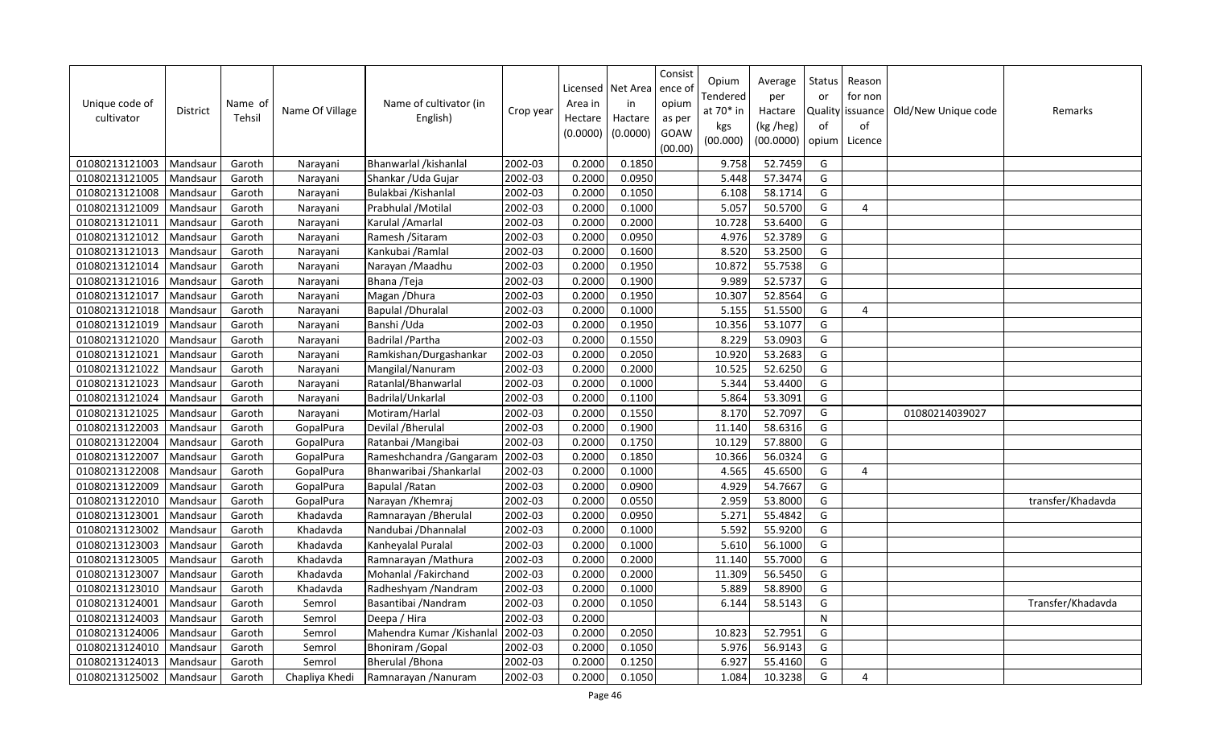| Unique code of cultivator | District | Name of Tehsil | Name Of Village | Name of cultivator (in English) | Crop year | Licensed Area in Hectare (0.0000) | Net Area in Hectare (0.0000) | Consistence of opium as per GOAW (00.00) | Opium Tendered at 70* in kgs (00.000) | Average per Hactare (kg /heg) (00.0000) | Status or Quality of opium | Reason for non issuance of Licence | Old/New Unique code | Remarks |
|---|---|---|---|---|---|---|---|---|---|---|---|---|---|---|
| 01080213121003 | Mandsaur | Garoth | Narayani | Bhanwarlal /kishanlal | 2002-03 | 0.2000 | 0.1850 | | 9.758 | 52.7459 | G | | | |
| 01080213121005 | Mandsaur | Garoth | Narayani | Shankar /Uda Gujar | 2002-03 | 0.2000 | 0.0950 | | 5.448 | 57.3474 | G | | | |
| 01080213121008 | Mandsaur | Garoth | Narayani | Bulakbai /Kishanlal | 2002-03 | 0.2000 | 0.1050 | | 6.108 | 58.1714 | G | | | |
| 01080213121009 | Mandsaur | Garoth | Narayani | Prabhulal /Motilal | 2002-03 | 0.2000 | 0.1000 | | 5.057 | 50.5700 | G | 4 | | |
| 01080213121011 | Mandsaur | Garoth | Narayani | Karulal /Amarlal | 2002-03 | 0.2000 | 0.2000 | | 10.728 | 53.6400 | G | | | |
| 01080213121012 | Mandsaur | Garoth | Narayani | Ramesh /Sitaram | 2002-03 | 0.2000 | 0.0950 | | 4.976 | 52.3789 | G | | | |
| 01080213121013 | Mandsaur | Garoth | Narayani | Kankubai /Ramlal | 2002-03 | 0.2000 | 0.1600 | | 8.520 | 53.2500 | G | | | |
| 01080213121014 | Mandsaur | Garoth | Narayani | Narayan /Maadhu | 2002-03 | 0.2000 | 0.1950 | | 10.872 | 55.7538 | G | | | |
| 01080213121016 | Mandsaur | Garoth | Narayani | Bhana /Teja | 2002-03 | 0.2000 | 0.1900 | | 9.989 | 52.5737 | G | | | |
| 01080213121017 | Mandsaur | Garoth | Narayani | Magan /Dhura | 2002-03 | 0.2000 | 0.1950 | | 10.307 | 52.8564 | G | | | |
| 01080213121018 | Mandsaur | Garoth | Narayani | Bapulal /Dhuralal | 2002-03 | 0.2000 | 0.1000 | | 5.155 | 51.5500 | G | 4 | | |
| 01080213121019 | Mandsaur | Garoth | Narayani | Banshi /Uda | 2002-03 | 0.2000 | 0.1950 | | 10.356 | 53.1077 | G | | | |
| 01080213121020 | Mandsaur | Garoth | Narayani | Badrilal /Partha | 2002-03 | 0.2000 | 0.1550 | | 8.229 | 53.0903 | G | | | |
| 01080213121021 | Mandsaur | Garoth | Narayani | Ramkishan/Durgashankar | 2002-03 | 0.2000 | 0.2050 | | 10.920 | 53.2683 | G | | | |
| 01080213121022 | Mandsaur | Garoth | Narayani | Mangilal/Nanuram | 2002-03 | 0.2000 | 0.2000 | | 10.525 | 52.6250 | G | | | |
| 01080213121023 | Mandsaur | Garoth | Narayani | Ratanlal/Bhanwarlal | 2002-03 | 0.2000 | 0.1000 | | 5.344 | 53.4400 | G | | | |
| 01080213121024 | Mandsaur | Garoth | Narayani | Badrilal/Unkarlal | 2002-03 | 0.2000 | 0.1100 | | 5.864 | 53.3091 | G | | | |
| 01080213121025 | Mandsaur | Garoth | Narayani | Motiram/Harlal | 2002-03 | 0.2000 | 0.1550 | | 8.170 | 52.7097 | G | | 01080214039027 | |
| 01080213122003 | Mandsaur | Garoth | GopalPura | Devilal /Bherulal | 2002-03 | 0.2000 | 0.1900 | | 11.140 | 58.6316 | G | | | |
| 01080213122004 | Mandsaur | Garoth | GopalPura | Ratanbai /Mangibai | 2002-03 | 0.2000 | 0.1750 | | 10.129 | 57.8800 | G | | | |
| 01080213122007 | Mandsaur | Garoth | GopalPura | Rameshchandra /Gangaram | 2002-03 | 0.2000 | 0.1850 | | 10.366 | 56.0324 | G | | | |
| 01080213122008 | Mandsaur | Garoth | GopalPura | Bhanwaribai /Shankarlal | 2002-03 | 0.2000 | 0.1000 | | 4.565 | 45.6500 | G | 4 | | |
| 01080213122009 | Mandsaur | Garoth | GopalPura | Bapulal /Ratan | 2002-03 | 0.2000 | 0.0900 | | 4.929 | 54.7667 | G | | | |
| 01080213122010 | Mandsaur | Garoth | GopalPura | Narayan /Khemraj | 2002-03 | 0.2000 | 0.0550 | | 2.959 | 53.8000 | G | | | transfer/Khadavda |
| 01080213123001 | Mandsaur | Garoth | Khadavda | Ramnarayan /Bherulal | 2002-03 | 0.2000 | 0.0950 | | 5.271 | 55.4842 | G | | | |
| 01080213123002 | Mandsaur | Garoth | Khadavda | Nandubai /Dhannalal | 2002-03 | 0.2000 | 0.1000 | | 5.592 | 55.9200 | G | | | |
| 01080213123003 | Mandsaur | Garoth | Khadavda | Kanheyalal Puralal | 2002-03 | 0.2000 | 0.1000 | | 5.610 | 56.1000 | G | | | |
| 01080213123005 | Mandsaur | Garoth | Khadavda | Ramnarayan /Mathura | 2002-03 | 0.2000 | 0.2000 | | 11.140 | 55.7000 | G | | | |
| 01080213123007 | Mandsaur | Garoth | Khadavda | Mohanlal /Fakirchand | 2002-03 | 0.2000 | 0.2000 | | 11.309 | 56.5450 | G | | | |
| 01080213123010 | Mandsaur | Garoth | Khadavda | Radheshyam /Nandram | 2002-03 | 0.2000 | 0.1000 | | 5.889 | 58.8900 | G | | | |
| 01080213124001 | Mandsaur | Garoth | Semrol | Basantibai /Nandram | 2002-03 | 0.2000 | 0.1050 | | 6.144 | 58.5143 | G | | | Transfer/Khadavda |
| 01080213124003 | Mandsaur | Garoth | Semrol | Deepa / Hira | 2002-03 | 0.2000 | | | | | N | | | |
| 01080213124006 | Mandsaur | Garoth | Semrol | Mahendra Kumar /Kishanlal | 2002-03 | 0.2000 | 0.2050 | | 10.823 | 52.7951 | G | | | |
| 01080213124010 | Mandsaur | Garoth | Semrol | Bhoniram /Gopal | 2002-03 | 0.2000 | 0.1050 | | 5.976 | 56.9143 | G | | | |
| 01080213124013 | Mandsaur | Garoth | Semrol | Bherulal /Bhona | 2002-03 | 0.2000 | 0.1250 | | 6.927 | 55.4160 | G | | | |
| 01080213125002 | Mandsaur | Garoth | Chapliya Khedi | Ramnarayan /Nanuram | 2002-03 | 0.2000 | 0.1050 | | 1.084 | 10.3238 | G | 4 | | |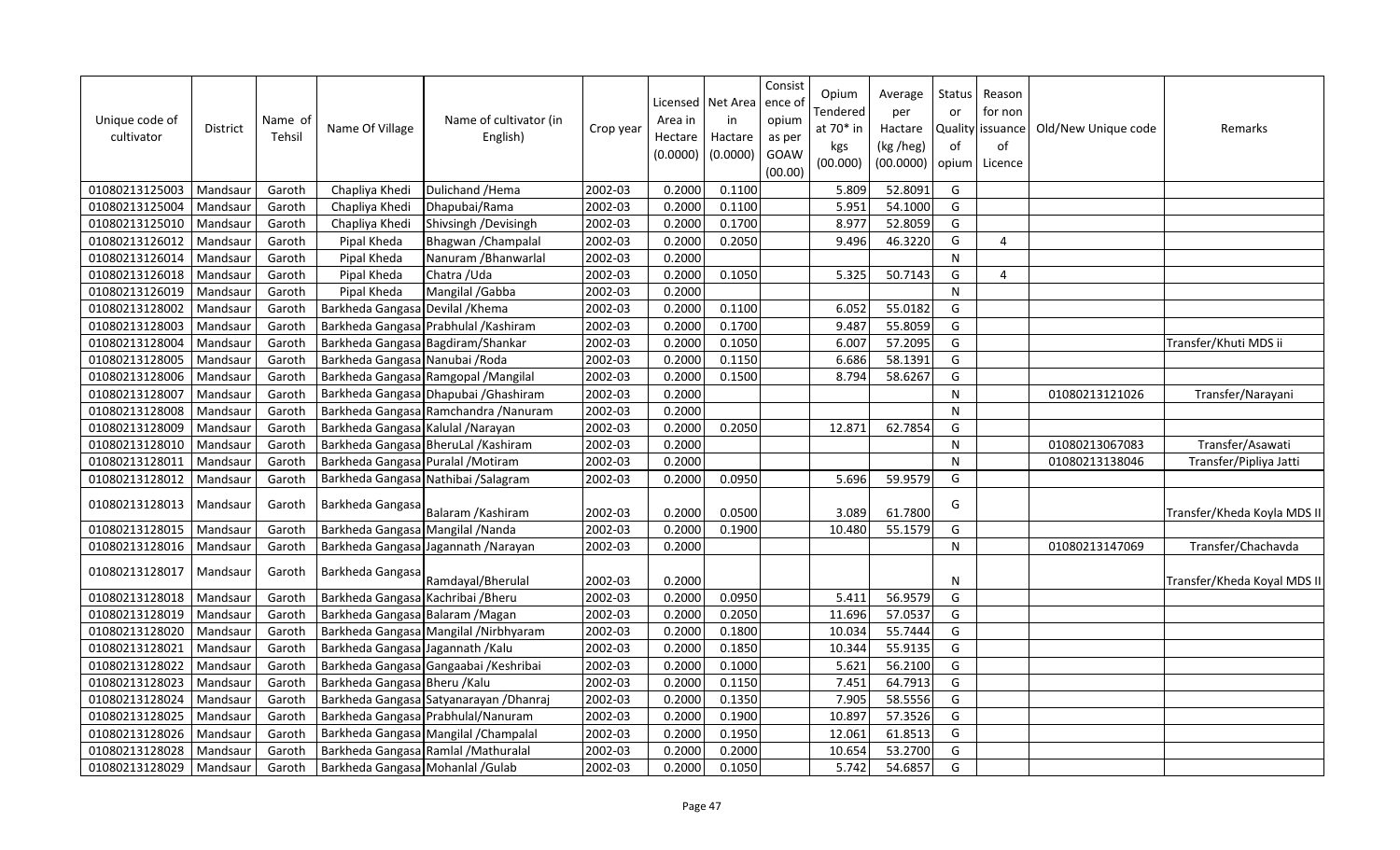| Unique code of cultivator | District | Name of Tehsil | Name Of Village | Name of cultivator (in English) | Crop year | Licensed Area in Hectare (0.0000) | Net Area in Hactare (0.0000) | Consist ence of opium as per GOAW (00.00) | Opium Tendered at 70* in kgs (00.000) | Average per Hactare (kg /heg) (00.0000) | Status or Quality of opium | Reason for non issuance of Licence | Old/New Unique code | Remarks |
|---|---|---|---|---|---|---|---|---|---|---|---|---|---|---|
| 01080213125003 | Mandsaur | Garoth | Chapliya Khedi | Dulichand /Hema | 2002-03 | 0.2000 | 0.1100 | | 5.809 | 52.8091 | G | | | |
| 01080213125004 | Mandsaur | Garoth | Chapliya Khedi | Dhapubai/Rama | 2002-03 | 0.2000 | 0.1100 | | 5.951 | 54.1000 | G | | | |
| 01080213125010 | Mandsaur | Garoth | Chapliya Khedi | Shivsingh /Devisingh | 2002-03 | 0.2000 | 0.1700 | | 8.977 | 52.8059 | G | | | |
| 01080213126012 | Mandsaur | Garoth | Pipal Kheda | Bhagwan /Champalal | 2002-03 | 0.2000 | 0.2050 | | 9.496 | 46.3220 | G | 4 | | |
| 01080213126014 | Mandsaur | Garoth | Pipal Kheda | Nanuram /Bhanwarlal | 2002-03 | 0.2000 | | | | | N | | | |
| 01080213126018 | Mandsaur | Garoth | Pipal Kheda | Chatra /Uda | 2002-03 | 0.2000 | 0.1050 | | 5.325 | 50.7143 | G | 4 | | |
| 01080213126019 | Mandsaur | Garoth | Pipal Kheda | Mangilal /Gabba | 2002-03 | 0.2000 | | | | | N | | | |
| 01080213128002 | Mandsaur | Garoth | Barkheda Gangasa | Devilal /Khema | 2002-03 | 0.2000 | 0.1100 | | 6.052 | 55.0182 | G | | | |
| 01080213128003 | Mandsaur | Garoth | Barkheda Gangasa | Prabhulal /Kashiram | 2002-03 | 0.2000 | 0.1700 | | 9.487 | 55.8059 | G | | | |
| 01080213128004 | Mandsaur | Garoth | Barkheda Gangasa | Bagdiram/Shankar | 2002-03 | 0.2000 | 0.1050 | | 6.007 | 57.2095 | G | | | Transfer/Khuti MDS ii |
| 01080213128005 | Mandsaur | Garoth | Barkheda Gangasa | Nanubai /Roda | 2002-03 | 0.2000 | 0.1150 | | 6.686 | 58.1391 | G | | | |
| 01080213128006 | Mandsaur | Garoth | Barkheda Gangasa | Ramgopal /Mangilal | 2002-03 | 0.2000 | 0.1500 | | 8.794 | 58.6267 | G | | | |
| 01080213128007 | Mandsaur | Garoth | Barkheda Gangasa | Dhapubai /Ghashiram | 2002-03 | 0.2000 | | | | | N | | 01080213121026 | Transfer/Narayani |
| 01080213128008 | Mandsaur | Garoth | Barkheda Gangasa | Ramchandra /Nanuram | 2002-03 | 0.2000 | | | | | N | | | |
| 01080213128009 | Mandsaur | Garoth | Barkheda Gangasa | Kalulal /Narayan | 2002-03 | 0.2000 | 0.2050 | | 12.871 | 62.7854 | G | | | |
| 01080213128010 | Mandsaur | Garoth | Barkheda Gangasa | BheruLal /Kashiram | 2002-03 | 0.2000 | | | | | N | | 01080213067083 | Transfer/Asawati |
| 01080213128011 | Mandsaur | Garoth | Barkheda Gangasa | Puralal /Motiram | 2002-03 | 0.2000 | | | | | N | | 01080213138046 | Transfer/Pipliya Jatti |
| 01080213128012 | Mandsaur | Garoth | Barkheda Gangasa | Nathibai /Salagram | 2002-03 | 0.2000 | 0.0950 | | 5.696 | 59.9579 | G | | | |
| 01080213128013 | Mandsaur | Garoth | Barkheda Gangasa | Balaram /Kashiram | 2002-03 | 0.2000 | 0.0500 | | 3.089 | 61.7800 | G | | | Transfer/Kheda Koyla MDS II |
| 01080213128015 | Mandsaur | Garoth | Barkheda Gangasa | Mangilal /Nanda | 2002-03 | 0.2000 | 0.1900 | | 10.480 | 55.1579 | G | | | |
| 01080213128016 | Mandsaur | Garoth | Barkheda Gangasa | Jagannath /Narayan | 2002-03 | 0.2000 | | | | | N | | 01080213147069 | Transfer/Chachavda |
| 01080213128017 | Mandsaur | Garoth | Barkheda Gangasa | Ramdayal/Bherulal | 2002-03 | 0.2000 | | | | | N | | | Transfer/Kheda Koyal MDS II |
| 01080213128018 | Mandsaur | Garoth | Barkheda Gangasa | Kachribai /Bheru | 2002-03 | 0.2000 | 0.0950 | | 5.411 | 56.9579 | G | | | |
| 01080213128019 | Mandsaur | Garoth | Barkheda Gangasa | Balaram /Magan | 2002-03 | 0.2000 | 0.2050 | | 11.696 | 57.0537 | G | | | |
| 01080213128020 | Mandsaur | Garoth | Barkheda Gangasa | Mangilal /Nirbhyaram | 2002-03 | 0.2000 | 0.1800 | | 10.034 | 55.7444 | G | | | |
| 01080213128021 | Mandsaur | Garoth | Barkheda Gangasa | Jagannath /Kalu | 2002-03 | 0.2000 | 0.1850 | | 10.344 | 55.9135 | G | | | |
| 01080213128022 | Mandsaur | Garoth | Barkheda Gangasa | Gangaabai /Keshribai | 2002-03 | 0.2000 | 0.1000 | | 5.621 | 56.2100 | G | | | |
| 01080213128023 | Mandsaur | Garoth | Barkheda Gangasa | Bheru /Kalu | 2002-03 | 0.2000 | 0.1150 | | 7.451 | 64.7913 | G | | | |
| 01080213128024 | Mandsaur | Garoth | Barkheda Gangasa | Satyanarayan /Dhanraj | 2002-03 | 0.2000 | 0.1350 | | 7.905 | 58.5556 | G | | | |
| 01080213128025 | Mandsaur | Garoth | Barkheda Gangasa | Prabhulal/Nanuram | 2002-03 | 0.2000 | 0.1900 | | 10.897 | 57.3526 | G | | | |
| 01080213128026 | Mandsaur | Garoth | Barkheda Gangasa | Mangilal /Champalal | 2002-03 | 0.2000 | 0.1950 | | 12.061 | 61.8513 | G | | | |
| 01080213128028 | Mandsaur | Garoth | Barkheda Gangasa | Ramlal /Mathuralal | 2002-03 | 0.2000 | 0.2000 | | 10.654 | 53.2700 | G | | | |
| 01080213128029 | Mandsaur | Garoth | Barkheda Gangasa | Mohanlal /Gulab | 2002-03 | 0.2000 | 0.1050 | | 5.742 | 54.6857 | G | | | |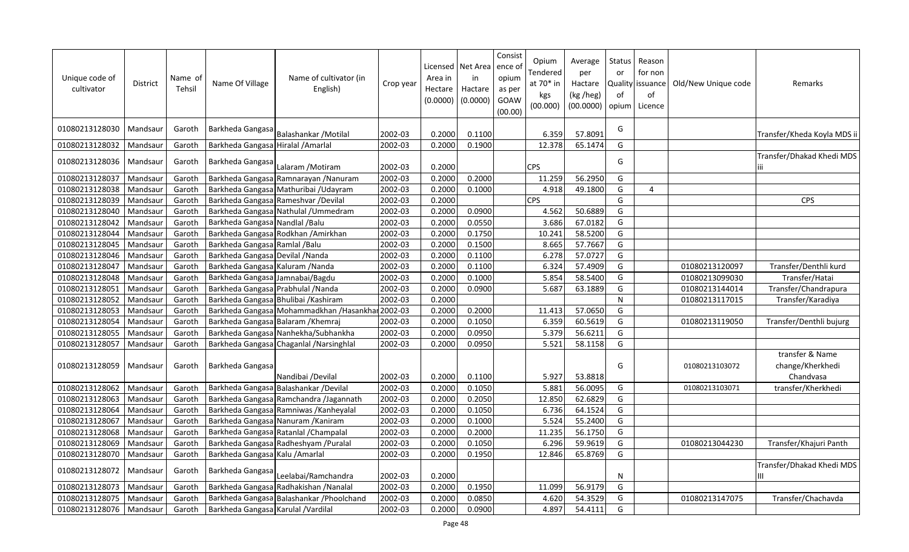| Unique code of cultivator | District | Name of Tehsil | Name Of Village | Name of cultivator (in English) | Crop year | Licensed Area in Hectare (0.0000) | Net Area in Hactare (0.0000) | Consistence of opium as per GOAW (00.00) | Opium Tendered at 70* in kgs (00.000) | Average per Hactare (kg /heg) (00.0000) | Status or Quality of opium | Reason for non issuance of Licence | Old/New Unique code | Remarks |
|---|---|---|---|---|---|---|---|---|---|---|---|---|---|---|
| 01080213128030 | Mandsaur | Garoth | Barkheda Gangasa | Balashankar /Motilal | 2002-03 | 0.2000 | 0.1100 | | 6.359 | 57.8091 | G | | | Transfer/Kheda Koyla MDS ii |
| 01080213128032 | Mandsaur | Garoth | Barkheda Gangasa | Hiralal /Amarlal | 2002-03 | 0.2000 | 0.1900 | | 12.378 | 65.1474 | G | | | |
| 01080213128036 | Mandsaur | Garoth | Barkheda Gangasa | Lalaram /Motiram | 2002-03 | 0.2000 | | | CPS | | G | | | Transfer/Dhakad Khedi MDS iii |
| 01080213128037 | Mandsaur | Garoth | Barkheda Gangasa | Ramnarayan /Nanuram | 2002-03 | 0.2000 | 0.2000 | | 11.259 | 56.2950 | G | | | |
| 01080213128038 | Mandsaur | Garoth | Barkheda Gangasa | Mathuribai /Udayram | 2002-03 | 0.2000 | 0.1000 | | 4.918 | 49.1800 | G | 4 | | |
| 01080213128039 | Mandsaur | Garoth | Barkheda Gangasa | Rameshvar /Devilal | 2002-03 | 0.2000 | | | CPS | | G | | | CPS |
| 01080213128040 | Mandsaur | Garoth | Barkheda Gangasa | Nathulal /Ummedram | 2002-03 | 0.2000 | 0.0900 | | 4.562 | 50.6889 | G | | | |
| 01080213128042 | Mandsaur | Garoth | Barkheda Gangasa | Nandlal /Balu | 2002-03 | 0.2000 | 0.0550 | | 3.686 | 67.0182 | G | | | |
| 01080213128044 | Mandsaur | Garoth | Barkheda Gangasa | Rodkhan /Amirkhan | 2002-03 | 0.2000 | 0.1750 | | 10.241 | 58.5200 | G | | | |
| 01080213128045 | Mandsaur | Garoth | Barkheda Gangasa | Ramlal /Balu | 2002-03 | 0.2000 | 0.1500 | | 8.665 | 57.7667 | G | | | |
| 01080213128046 | Mandsaur | Garoth | Barkheda Gangasa | Devilal /Nanda | 2002-03 | 0.2000 | 0.1100 | | 6.278 | 57.0727 | G | | | |
| 01080213128047 | Mandsaur | Garoth | Barkheda Gangasa | Kaluram /Nanda | 2002-03 | 0.2000 | 0.1100 | | 6.324 | 57.4909 | G | | 01080213120097 | Transfer/Denthli kurd |
| 01080213128048 | Mandsaur | Garoth | Barkheda Gangasa | Jamnabai/Bagdu | 2002-03 | 0.2000 | 0.1000 | | 5.854 | 58.5400 | G | | 01080213099030 | Transfer/Hatai |
| 01080213128051 | Mandsaur | Garoth | Barkheda Gangasa | Prabhulal /Nanda | 2002-03 | 0.2000 | 0.0900 | | 5.687 | 63.1889 | G | | 01080213144014 | Transfer/Chandrapura |
| 01080213128052 | Mandsaur | Garoth | Barkheda Gangasa | Bhulibai /Kashiram | 2002-03 | 0.2000 | | | | | N | | 01080213117015 | Transfer/Karadiya |
| 01080213128053 | Mandsaur | Garoth | Barkheda Gangasa | Mohammadkhan /Hasankhan | 2002-03 | 0.2000 | 0.2000 | | 11.413 | 57.0650 | G | | | |
| 01080213128054 | Mandsaur | Garoth | Barkheda Gangasa | Balaram /Khemraj | 2002-03 | 0.2000 | 0.1050 | | 6.359 | 60.5619 | G | | 01080213119050 | Transfer/Denthli bujurg |
| 01080213128055 | Mandsaur | Garoth | Barkheda Gangasa | Nanhekha/Subhankha | 2002-03 | 0.2000 | 0.0950 | | 5.379 | 56.6211 | G | | | |
| 01080213128057 | Mandsaur | Garoth | Barkheda Gangasa | Chaganlal /Narsinghlal | 2002-03 | 0.2000 | 0.0950 | | 5.521 | 58.1158 | G | | | |
| 01080213128059 | Mandsaur | Garoth | Barkheda Gangasa | Nandibai /Devilal | 2002-03 | 0.2000 | 0.1100 | | 5.927 | 53.8818 | G | | 01080213103072 | transfer & Name change/Kherkhedi Chandvasa |
| 01080213128062 | Mandsaur | Garoth | Barkheda Gangasa | Balashankar /Devilal | 2002-03 | 0.2000 | 0.1050 | | 5.881 | 56.0095 | G | | 01080213103071 | transfer/Kherkhedi |
| 01080213128063 | Mandsaur | Garoth | Barkheda Gangasa | Ramchandra /Jagannath | 2002-03 | 0.2000 | 0.2050 | | 12.850 | 62.6829 | G | | | |
| 01080213128064 | Mandsaur | Garoth | Barkheda Gangasa | Ramniwas /Kanheyalal | 2002-03 | 0.2000 | 0.1050 | | 6.736 | 64.1524 | G | | | |
| 01080213128067 | Mandsaur | Garoth | Barkheda Gangasa | Nanuram /Kaniram | 2002-03 | 0.2000 | 0.1000 | | 5.524 | 55.2400 | G | | | |
| 01080213128068 | Mandsaur | Garoth | Barkheda Gangasa | Ratanlal /Champalal | 2002-03 | 0.2000 | 0.2000 | | 11.235 | 56.1750 | G | | | |
| 01080213128069 | Mandsaur | Garoth | Barkheda Gangasa | Radheshyam /Puralal | 2002-03 | 0.2000 | 0.1050 | | 6.296 | 59.9619 | G | | 01080213044230 | Transfer/Khajuri Panth |
| 01080213128070 | Mandsaur | Garoth | Barkheda Gangasa | Kalu /Amarlal | 2002-03 | 0.2000 | 0.1950 | | 12.846 | 65.8769 | G | | | |
| 01080213128072 | Mandsaur | Garoth | Barkheda Gangasa | Leelabai/Ramchandra | 2002-03 | 0.2000 | | | | | N | | | Transfer/Dhakad Khedi MDS III |
| 01080213128073 | Mandsaur | Garoth | Barkheda Gangasa | Radhakishan /Nanalal | 2002-03 | 0.2000 | 0.1950 | | 11.099 | 56.9179 | G | | | |
| 01080213128075 | Mandsaur | Garoth | Barkheda Gangasa | Balashankar /Phoolchand | 2002-03 | 0.2000 | 0.0850 | | 4.620 | 54.3529 | G | | 01080213147075 | Transfer/Chachavda |
| 01080213128076 | Mandsaur | Garoth | Barkheda Gangasa | Karulal /Vardilal | 2002-03 | 0.2000 | 0.0900 | | 4.897 | 54.4111 | G | | | |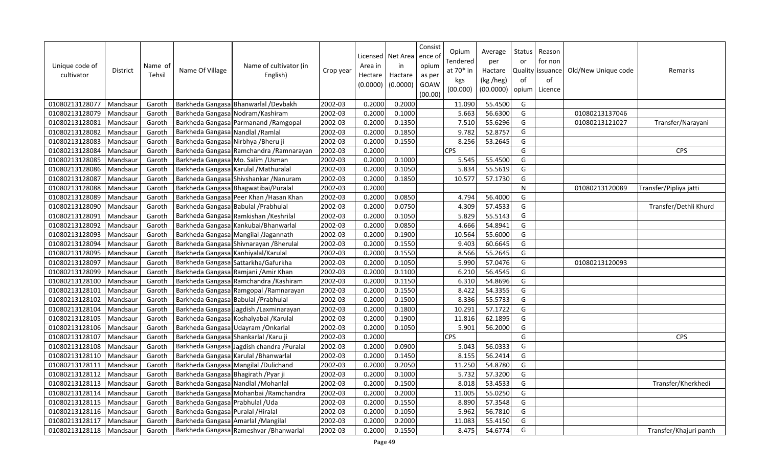| Unique code of cultivator | District | Name of Tehsil | Name Of Village | Name of cultivator (in English) | Crop year | Licensed Area in Hectare (0.0000) | Net Area in Hactare (0.0000) | Consistence of opium as per GOAW (00.00) | Opium Tendered at 70* in kgs (00.000) | Average per Hactare (kg /heg) (00.0000) | Status or Quality of opium | Reason for non issuance of Licence | Old/New Unique code | Remarks |
|---|---|---|---|---|---|---|---|---|---|---|---|---|---|---|
| 01080213128077 | Mandsaur | Garoth | Barkheda Gangasa | Bhanwarlal /Devbakh | 2002-03 | 0.2000 | 0.2000 | | 11.090 | 55.4500 | G | | | |
| 01080213128079 | Mandsaur | Garoth | Barkheda Gangasa | Nodram/Kashiram | 2002-03 | 0.2000 | 0.1000 | | 5.663 | 56.6300 | G | | 01080213137046 | |
| 01080213128081 | Mandsaur | Garoth | Barkheda Gangasa | Parmanand /Ramgopal | 2002-03 | 0.2000 | 0.1350 | | 7.510 | 55.6296 | G | | 01080213121027 | Transfer/Narayani |
| 01080213128082 | Mandsaur | Garoth | Barkheda Gangasa | Nandlal /Ramlal | 2002-03 | 0.2000 | 0.1850 | | 9.782 | 52.8757 | G | | | |
| 01080213128083 | Mandsaur | Garoth | Barkheda Gangasa | Nirbhya /Bheru ji | 2002-03 | 0.2000 | 0.1550 | | 8.256 | 53.2645 | G | | | |
| 01080213128084 | Mandsaur | Garoth | Barkheda Gangasa | Ramchandra /Ramnarayan | 2002-03 | 0.2000 | | | CPS | | G | | | CPS |
| 01080213128085 | Mandsaur | Garoth | Barkheda Gangasa | Mo. Salim /Usman | 2002-03 | 0.2000 | 0.1000 | | 5.545 | 55.4500 | G | | | |
| 01080213128086 | Mandsaur | Garoth | Barkheda Gangasa | Karulal /Mathuralal | 2002-03 | 0.2000 | 0.1050 | | 5.834 | 55.5619 | G | | | |
| 01080213128087 | Mandsaur | Garoth | Barkheda Gangasa | Shivshankar /Nanuram | 2002-03 | 0.2000 | 0.1850 | | 10.577 | 57.1730 | G | | | |
| 01080213128088 | Mandsaur | Garoth | Barkheda Gangasa | Bhagwatibai/Puralal | 2002-03 | 0.2000 | | | | | N | | 01080213120089 | Transfer/Pipliya jatti |
| 01080213128089 | Mandsaur | Garoth | Barkheda Gangasa | Peer Khan /Hasan Khan | 2002-03 | 0.2000 | 0.0850 | | 4.794 | 56.4000 | G | | | |
| 01080213128090 | Mandsaur | Garoth | Barkheda Gangasa | Babulal /Prabhulal | 2002-03 | 0.2000 | 0.0750 | | 4.309 | 57.4533 | G | | | Transfer/Dethli Khurd |
| 01080213128091 | Mandsaur | Garoth | Barkheda Gangasa | Ramkishan /Keshrilal | 2002-03 | 0.2000 | 0.1050 | | 5.829 | 55.5143 | G | | | |
| 01080213128092 | Mandsaur | Garoth | Barkheda Gangasa | Kankubai/Bhanwarlal | 2002-03 | 0.2000 | 0.0850 | | 4.666 | 54.8941 | G | | | |
| 01080213128093 | Mandsaur | Garoth | Barkheda Gangasa | Mangilal /Jagannath | 2002-03 | 0.2000 | 0.1900 | | 10.564 | 55.6000 | G | | | |
| 01080213128094 | Mandsaur | Garoth | Barkheda Gangasa | Shivnarayan /Bherulal | 2002-03 | 0.2000 | 0.1550 | | 9.403 | 60.6645 | G | | | |
| 01080213128095 | Mandsaur | Garoth | Barkheda Gangasa | Kanhiyalal/Karulal | 2002-03 | 0.2000 | 0.1550 | | 8.566 | 55.2645 | G | | | |
| 01080213128097 | Mandsaur | Garoth | Barkheda Gangasa | Sattarkha/Gafurkha | 2002-03 | 0.2000 | 0.1050 | | 5.990 | 57.0476 | G | | 01080213120093 | |
| 01080213128099 | Mandsaur | Garoth | Barkheda Gangasa | Ramjani /Amir Khan | 2002-03 | 0.2000 | 0.1100 | | 6.210 | 56.4545 | G | | | |
| 01080213128100 | Mandsaur | Garoth | Barkheda Gangasa | Ramchandra /Kashiram | 2002-03 | 0.2000 | 0.1150 | | 6.310 | 54.8696 | G | | | |
| 01080213128101 | Mandsaur | Garoth | Barkheda Gangasa | Ramgopal /Ramnarayan | 2002-03 | 0.2000 | 0.1550 | | 8.422 | 54.3355 | G | | | |
| 01080213128102 | Mandsaur | Garoth | Barkheda Gangasa | Babulal /Prabhulal | 2002-03 | 0.2000 | 0.1500 | | 8.336 | 55.5733 | G | | | |
| 01080213128104 | Mandsaur | Garoth | Barkheda Gangasa | Jagdish /Laxminarayan | 2002-03 | 0.2000 | 0.1800 | | 10.291 | 57.1722 | G | | | |
| 01080213128105 | Mandsaur | Garoth | Barkheda Gangasa | Koshalyabai /Karulal | 2002-03 | 0.2000 | 0.1900 | | 11.816 | 62.1895 | G | | | |
| 01080213128106 | Mandsaur | Garoth | Barkheda Gangasa | Udayram /Onkarlal | 2002-03 | 0.2000 | 0.1050 | | 5.901 | 56.2000 | G | | | |
| 01080213128107 | Mandsaur | Garoth | Barkheda Gangasa | Shankarlal /Karu ji | 2002-03 | 0.2000 | | | CPS | | G | | | CPS |
| 01080213128108 | Mandsaur | Garoth | Barkheda Gangasa | Jagdish chandra /Puralal | 2002-03 | 0.2000 | 0.0900 | | 5.043 | 56.0333 | G | | | |
| 01080213128110 | Mandsaur | Garoth | Barkheda Gangasa | Karulal /Bhanwarlal | 2002-03 | 0.2000 | 0.1450 | | 8.155 | 56.2414 | G | | | |
| 01080213128111 | Mandsaur | Garoth | Barkheda Gangasa | Mangilal /Dulichand | 2002-03 | 0.2000 | 0.2050 | | 11.250 | 54.8780 | G | | | |
| 01080213128112 | Mandsaur | Garoth | Barkheda Gangasa | Bhagirath /Pyar ji | 2002-03 | 0.2000 | 0.1000 | | 5.732 | 57.3200 | G | | | |
| 01080213128113 | Mandsaur | Garoth | Barkheda Gangasa | Nandlal /Mohanlal | 2002-03 | 0.2000 | 0.1500 | | 8.018 | 53.4533 | G | | | Transfer/Kherkhedi |
| 01080213128114 | Mandsaur | Garoth | Barkheda Gangasa | Mohanbai /Ramchandra | 2002-03 | 0.2000 | 0.2000 | | 11.005 | 55.0250 | G | | | |
| 01080213128115 | Mandsaur | Garoth | Barkheda Gangasa | Prabhulal /Uda | 2002-03 | 0.2000 | 0.1550 | | 8.890 | 57.3548 | G | | | |
| 01080213128116 | Mandsaur | Garoth | Barkheda Gangasa | Puralal /Hiralal | 2002-03 | 0.2000 | 0.1050 | | 5.962 | 56.7810 | G | | | |
| 01080213128117 | Mandsaur | Garoth | Barkheda Gangasa | Amarlal /Mangilal | 2002-03 | 0.2000 | 0.2000 | | 11.083 | 55.4150 | G | | | |
| 01080213128118 | Mandsaur | Garoth | Barkheda Gangasa | Rameshvar /Bhanwarlal | 2002-03 | 0.2000 | 0.1550 | | 8.475 | 54.6774 | G | | | Transfer/Khajuri panth |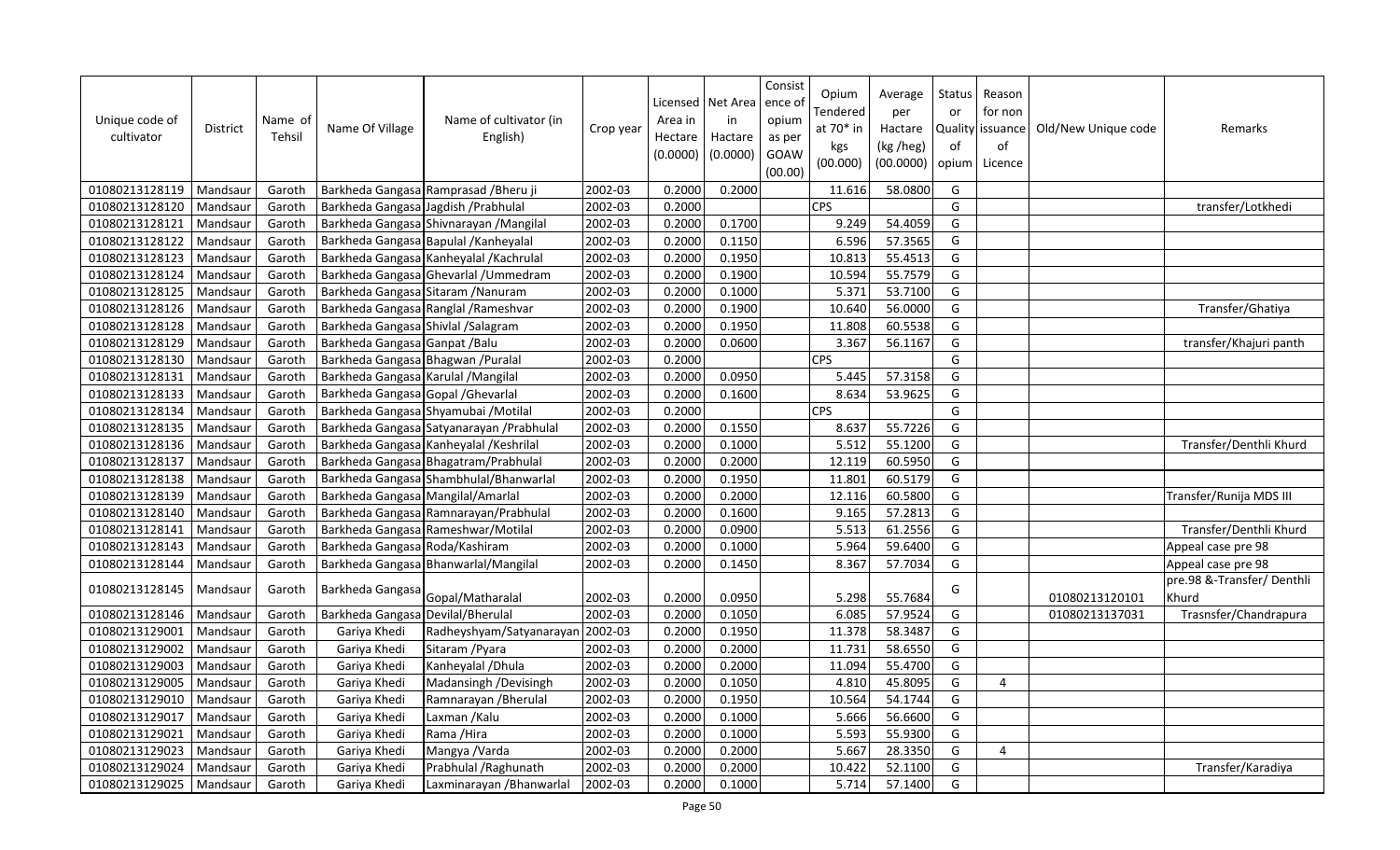| Unique code of cultivator | District | Name of Tehsil | Name Of Village | Name of cultivator (in English) | Crop year | Licensed Area in Hectare (0.0000) | Net Area in Hactare (0.0000) | Consistence of opium as per GOAW (00.00) | Opium Tendered at 70* in kgs (00.000) | Average per Hactare (kg /heg) (00.0000) | Status or Quality of opium | Reason for non issuance of Licence | Old/New Unique code | Remarks |
|---|---|---|---|---|---|---|---|---|---|---|---|---|---|---|
| 01080213128119 | Mandsaur | Garoth | Barkheda Gangasa | Ramprasad /Bheru ji | 2002-03 | 0.2000 | 0.2000 | | 11.616 | 58.0800 | G | | | |
| 01080213128120 | Mandsaur | Garoth | Barkheda Gangasa | Jagdish /Prabhulal | 2002-03 | 0.2000 | | | CPS | | G | | | transfer/Lotkhedi |
| 01080213128121 | Mandsaur | Garoth | Barkheda Gangasa | Shivnarayan /Mangilal | 2002-03 | 0.2000 | 0.1700 | | 9.249 | 54.4059 | G | | | |
| 01080213128122 | Mandsaur | Garoth | Barkheda Gangasa | Bapulal /Kanheyalal | 2002-03 | 0.2000 | 0.1150 | | 6.596 | 57.3565 | G | | | |
| 01080213128123 | Mandsaur | Garoth | Barkheda Gangasa | Kanheyalal /Kachrulal | 2002-03 | 0.2000 | 0.1950 | | 10.813 | 55.4513 | G | | | |
| 01080213128124 | Mandsaur | Garoth | Barkheda Gangasa | Ghevarlal /Ummedram | 2002-03 | 0.2000 | 0.1900 | | 10.594 | 55.7579 | G | | | |
| 01080213128125 | Mandsaur | Garoth | Barkheda Gangasa | Sitaram /Nanuram | 2002-03 | 0.2000 | 0.1000 | | 5.371 | 53.7100 | G | | | |
| 01080213128126 | Mandsaur | Garoth | Barkheda Gangasa | Ranglal /Rameshvar | 2002-03 | 0.2000 | 0.1900 | | 10.640 | 56.0000 | G | | | Transfer/Ghatiya |
| 01080213128128 | Mandsaur | Garoth | Barkheda Gangasa | Shivlal /Salagram | 2002-03 | 0.2000 | 0.1950 | | 11.808 | 60.5538 | G | | | |
| 01080213128129 | Mandsaur | Garoth | Barkheda Gangasa | Ganpat /Balu | 2002-03 | 0.2000 | 0.0600 | | 3.367 | 56.1167 | G | | | transfer/Khajuri panth |
| 01080213128130 | Mandsaur | Garoth | Barkheda Gangasa | Bhagwan /Puralal | 2002-03 | 0.2000 | | | CPS | | G | | | |
| 01080213128131 | Mandsaur | Garoth | Barkheda Gangasa | Karulal /Mangilal | 2002-03 | 0.2000 | 0.0950 | | 5.445 | 57.3158 | G | | | |
| 01080213128133 | Mandsaur | Garoth | Barkheda Gangasa | Gopal /Ghevarlal | 2002-03 | 0.2000 | 0.1600 | | 8.634 | 53.9625 | G | | | |
| 01080213128134 | Mandsaur | Garoth | Barkheda Gangasa | Shyamubai /Motilal | 2002-03 | 0.2000 | | | CPS | | G | | | |
| 01080213128135 | Mandsaur | Garoth | Barkheda Gangasa | Satyanarayan /Prabhulal | 2002-03 | 0.2000 | 0.1550 | | 8.637 | 55.7226 | G | | | |
| 01080213128136 | Mandsaur | Garoth | Barkheda Gangasa | Kanheyalal /Keshrilal | 2002-03 | 0.2000 | 0.1000 | | 5.512 | 55.1200 | G | | | Transfer/Denthli Khurd |
| 01080213128137 | Mandsaur | Garoth | Barkheda Gangasa | Bhagatram/Prabhulal | 2002-03 | 0.2000 | 0.2000 | | 12.119 | 60.5950 | G | | | |
| 01080213128138 | Mandsaur | Garoth | Barkheda Gangasa | Shambhulal/Bhanwarlal | 2002-03 | 0.2000 | 0.1950 | | 11.801 | 60.5179 | G | | | |
| 01080213128139 | Mandsaur | Garoth | Barkheda Gangasa | Mangilal/Amarlal | 2002-03 | 0.2000 | 0.2000 | | 12.116 | 60.5800 | G | | | Transfer/Runija MDS III |
| 01080213128140 | Mandsaur | Garoth | Barkheda Gangasa | Ramnarayan/Prabhulal | 2002-03 | 0.2000 | 0.1600 | | 9.165 | 57.2813 | G | | | |
| 01080213128141 | Mandsaur | Garoth | Barkheda Gangasa | Rameshwar/Motilal | 2002-03 | 0.2000 | 0.0900 | | 5.513 | 61.2556 | G | | | Transfer/Denthli Khurd |
| 01080213128143 | Mandsaur | Garoth | Barkheda Gangasa | Roda/Kashiram | 2002-03 | 0.2000 | 0.1000 | | 5.964 | 59.6400 | G | | | Appeal case pre 98 |
| 01080213128144 | Mandsaur | Garoth | Barkheda Gangasa | Bhanwarlal/Mangilal | 2002-03 | 0.2000 | 0.1450 | | 8.367 | 57.7034 | G | | | Appeal case pre 98 |
| 01080213128145 | Mandsaur | Garoth | Barkheda Gangasa | Gopal/Matharalal | 2002-03 | 0.2000 | 0.0950 | | 5.298 | 55.7684 | G | | 01080213120101 | pre.98 &-Transfer/ Denthli Khurd |
| 01080213128146 | Mandsaur | Garoth | Barkheda Gangasa | Devilal/Bherulal | 2002-03 | 0.2000 | 0.1050 | | 6.085 | 57.9524 | G | | 01080213137031 | Trasnsfer/Chandrapura |
| 01080213129001 | Mandsaur | Garoth | Gariya Khedi | Radheyshyam/Satyanarayan | 2002-03 | 0.2000 | 0.1950 | | 11.378 | 58.3487 | G | | | |
| 01080213129002 | Mandsaur | Garoth | Gariya Khedi | Sitaram /Pyara | 2002-03 | 0.2000 | 0.2000 | | 11.731 | 58.6550 | G | | | |
| 01080213129003 | Mandsaur | Garoth | Gariya Khedi | Kanheyalal /Dhula | 2002-03 | 0.2000 | 0.2000 | | 11.094 | 55.4700 | G | | | |
| 01080213129005 | Mandsaur | Garoth | Gariya Khedi | Madansingh /Devisingh | 2002-03 | 0.2000 | 0.1050 | | 4.810 | 45.8095 | G | 4 | | |
| 01080213129010 | Mandsaur | Garoth | Gariya Khedi | Ramnarayan /Bherulal | 2002-03 | 0.2000 | 0.1950 | | 10.564 | 54.1744 | G | | | |
| 01080213129017 | Mandsaur | Garoth | Gariya Khedi | Laxman /Kalu | 2002-03 | 0.2000 | 0.1000 | | 5.666 | 56.6600 | G | | | |
| 01080213129021 | Mandsaur | Garoth | Gariya Khedi | Rama /Hira | 2002-03 | 0.2000 | 0.1000 | | 5.593 | 55.9300 | G | | | |
| 01080213129023 | Mandsaur | Garoth | Gariya Khedi | Mangya /Varda | 2002-03 | 0.2000 | 0.2000 | | 5.667 | 28.3350 | G | 4 | | |
| 01080213129024 | Mandsaur | Garoth | Gariya Khedi | Prabhulal /Raghunath | 2002-03 | 0.2000 | 0.2000 | | 10.422 | 52.1100 | G | | | Transfer/Karadiya |
| 01080213129025 | Mandsaur | Garoth | Gariya Khedi | Laxminarayan /Bhanwarlal | 2002-03 | 0.2000 | 0.1000 | | 5.714 | 57.1400 | G | | | |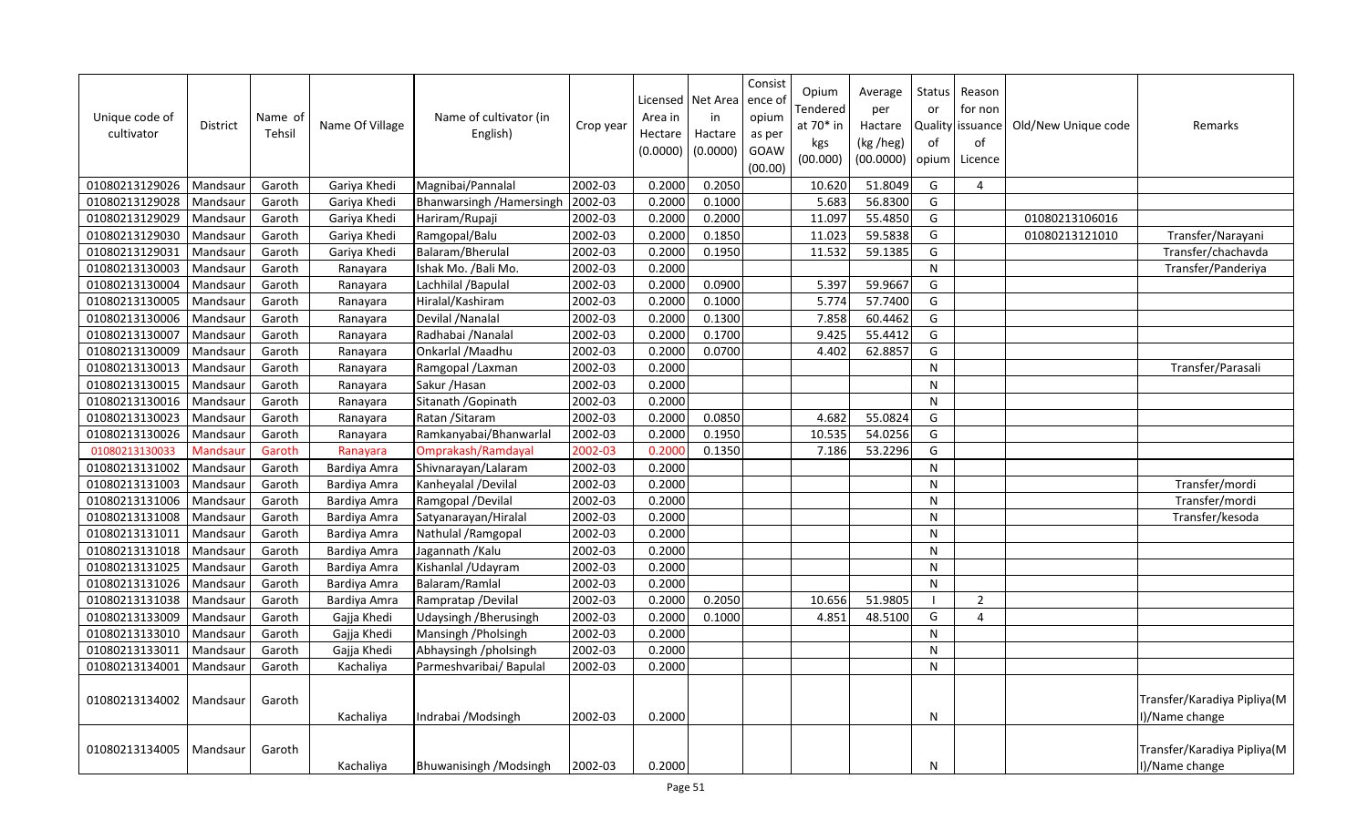| Unique code of cultivator | District | Name of Tehsil | Name Of Village | Name of cultivator (in English) | Crop year | Licensed Area in Hectare (0.0000) | Net Area in Hactare (0.0000) | Consistence of opium as per GOAW (00.00) | Opium Tendered at 70* in kgs (00.000) | Average per Hactare (kg /heg) (00.0000) | Status or Quality of opium | Reason for non issuance of Licence | Old/New Unique code | Remarks |
|---|---|---|---|---|---|---|---|---|---|---|---|---|---|---|
| 01080213129026 | Mandsaur | Garoth | Gariya Khedi | Magnibai/Pannalal | 2002-03 | 0.2000 | 0.2050 | | 10.620 | 51.8049 | G | 4 | | |
| 01080213129028 | Mandsaur | Garoth | Gariya Khedi | Bhanwarsingh /Hamersingh | 2002-03 | 0.2000 | 0.1000 | | 5.683 | 56.8300 | G | | | |
| 01080213129029 | Mandsaur | Garoth | Gariya Khedi | Hariram/Rupaji | 2002-03 | 0.2000 | 0.2000 | | 11.097 | 55.4850 | G | | 01080213106016 | |
| 01080213129030 | Mandsaur | Garoth | Gariya Khedi | Ramgopal/Balu | 2002-03 | 0.2000 | 0.1850 | | 11.023 | 59.5838 | G | | 01080213121010 | Transfer/Narayani |
| 01080213129031 | Mandsaur | Garoth | Gariya Khedi | Balaram/Bherulal | 2002-03 | 0.2000 | 0.1950 | | 11.532 | 59.1385 | G | | | Transfer/chachavda |
| 01080213130003 | Mandsaur | Garoth | Ranayara | Ishak Mo. /Bali Mo. | 2002-03 | 0.2000 | | | | | N | | | Transfer/Panderiya |
| 01080213130004 | Mandsaur | Garoth | Ranayara | Lachhilal /Bapulal | 2002-03 | 0.2000 | 0.0900 | | 5.397 | 59.9667 | G | | | |
| 01080213130005 | Mandsaur | Garoth | Ranayara | Hiralal/Kashiram | 2002-03 | 0.2000 | 0.1000 | | 5.774 | 57.7400 | G | | | |
| 01080213130006 | Mandsaur | Garoth | Ranayara | Devilal /Nanalal | 2002-03 | 0.2000 | 0.1300 | | 7.858 | 60.4462 | G | | | |
| 01080213130007 | Mandsaur | Garoth | Ranayara | Radhabai /Nanalal | 2002-03 | 0.2000 | 0.1700 | | 9.425 | 55.4412 | G | | | |
| 01080213130009 | Mandsaur | Garoth | Ranayara | Onkarlal /Maadhu | 2002-03 | 0.2000 | 0.0700 | | 4.402 | 62.8857 | G | | | |
| 01080213130013 | Mandsaur | Garoth | Ranayara | Ramgopal /Laxman | 2002-03 | 0.2000 | | | | | N | | | Transfer/Parasali |
| 01080213130015 | Mandsaur | Garoth | Ranayara | Sakur /Hasan | 2002-03 | 0.2000 | | | | | N | | | |
| 01080213130016 | Mandsaur | Garoth | Ranayara | Sitanath /Gopinath | 2002-03 | 0.2000 | | | | | N | | | |
| 01080213130023 | Mandsaur | Garoth | Ranayara | Ratan /Sitaram | 2002-03 | 0.2000 | 0.0850 | | 4.682 | 55.0824 | G | | | |
| 01080213130026 | Mandsaur | Garoth | Ranayara | Ramkanyabai/Bhanwarlal | 2002-03 | 0.2000 | 0.1950 | | 10.535 | 54.0256 | G | | | |
| 01080213130033 | Mandsaur | Garoth | Ranayara | Omprakash/Ramdayal | 2002-03 | 0.2000 | 0.1350 | | 7.186 | 53.2296 | G | | | |
| 01080213131002 | Mandsaur | Garoth | Bardiya Amra | Shivnarayan/Lalaram | 2002-03 | 0.2000 | | | | | N | | | |
| 01080213131003 | Mandsaur | Garoth | Bardiya Amra | Kanheyalal /Devilal | 2002-03 | 0.2000 | | | | | N | | | Transfer/mordi |
| 01080213131006 | Mandsaur | Garoth | Bardiya Amra | Ramgopal /Devilal | 2002-03 | 0.2000 | | | | | N | | | Transfer/mordi |
| 01080213131008 | Mandsaur | Garoth | Bardiya Amra | Satyanarayan/Hiralal | 2002-03 | 0.2000 | | | | | N | | | Transfer/kesoda |
| 01080213131011 | Mandsaur | Garoth | Bardiya Amra | Nathulal /Ramgopal | 2002-03 | 0.2000 | | | | | N | | | |
| 01080213131018 | Mandsaur | Garoth | Bardiya Amra | Jagannath /Kalu | 2002-03 | 0.2000 | | | | | N | | | |
| 01080213131025 | Mandsaur | Garoth | Bardiya Amra | Kishanlal /Udayram | 2002-03 | 0.2000 | | | | | N | | | |
| 01080213131026 | Mandsaur | Garoth | Bardiya Amra | Balaram/Ramlal | 2002-03 | 0.2000 | | | | | N | | | |
| 01080213131038 | Mandsaur | Garoth | Bardiya Amra | Rampratap /Devilal | 2002-03 | 0.2000 | 0.2050 | | 10.656 | 51.9805 | I | 2 | | |
| 01080213133009 | Mandsaur | Garoth | Gajja Khedi | Udaysingh /Bherusingh | 2002-03 | 0.2000 | 0.1000 | | 4.851 | 48.5100 | G | 4 | | |
| 01080213133010 | Mandsaur | Garoth | Gajja Khedi | Mansingh /Pholsingh | 2002-03 | 0.2000 | | | | | N | | | |
| 01080213133011 | Mandsaur | Garoth | Gajja Khedi | Abhaysingh /pholsingh | 2002-03 | 0.2000 | | | | | N | | | |
| 01080213134001 | Mandsaur | Garoth | Kachaliya | Parmeshvaribai/ Bapulal | 2002-03 | 0.2000 | | | | | N | | | |
| 01080213134002 | Mandsaur | Garoth | Kachaliya | Indrabai /Modsingh | 2002-03 | 0.2000 | | | | | N | | | Transfer/Karadiya Pipliya(MI)/Name change |
| 01080213134005 | Mandsaur | Garoth | Kachaliya | Bhuwanisingh /Modsingh | 2002-03 | 0.2000 | | | | | N | | | Transfer/Karadiya Pipliya(MI)/Name change |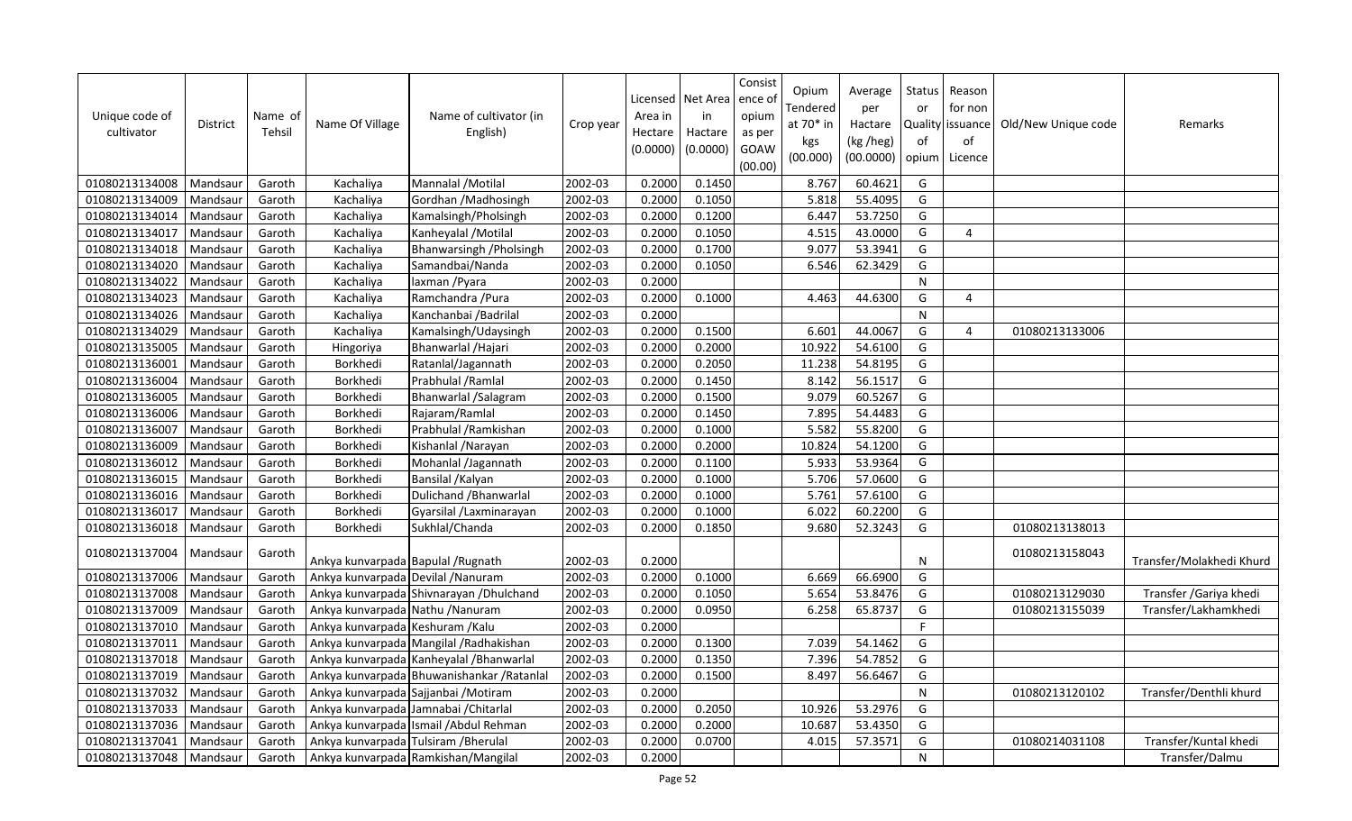| Unique code of cultivator | District | Name of Tehsil | Name Of Village | Name of cultivator (in English) | Crop year | Licensed Area in Hectare (0.0000) | Net Area in Hactare (0.0000) | Consistence of opium as per GOAW (00.00) | Opium Tendered at 70* in kgs (00.000) | Average per Hactare (kg /heg) (00.0000) | Status or Quality of opium | Reason for non issuance of Licence | Old/New Unique code | Remarks |
|---|---|---|---|---|---|---|---|---|---|---|---|---|---|---|
| 01080213134008 | Mandsaur | Garoth | Kachaliya | Mannalal /Motilal | 2002-03 | 0.2000 | 0.1450 | | 8.767 | 60.4621 | G | | | |
| 01080213134009 | Mandsaur | Garoth | Kachaliya | Gordhan /Madhosingh | 2002-03 | 0.2000 | 0.1050 | | 5.818 | 55.4095 | G | | | |
| 01080213134014 | Mandsaur | Garoth | Kachaliya | Kamalsingh/Pholsingh | 2002-03 | 0.2000 | 0.1200 | | 6.447 | 53.7250 | G | | | |
| 01080213134017 | Mandsaur | Garoth | Kachaliya | Kanheyalal /Motilal | 2002-03 | 0.2000 | 0.1050 | | 4.515 | 43.0000 | G | 4 | | |
| 01080213134018 | Mandsaur | Garoth | Kachaliya | Bhanwarsingh /Pholsingh | 2002-03 | 0.2000 | 0.1700 | | 9.077 | 53.3941 | G | | | |
| 01080213134020 | Mandsaur | Garoth | Kachaliya | Samandbai/Nanda | 2002-03 | 0.2000 | 0.1050 | | 6.546 | 62.3429 | G | | | |
| 01080213134022 | Mandsaur | Garoth | Kachaliya | laxman /Pyara | 2002-03 | 0.2000 | | | | | N | | | |
| 01080213134023 | Mandsaur | Garoth | Kachaliya | Ramchandra /Pura | 2002-03 | 0.2000 | 0.1000 | | 4.463 | 44.6300 | G | 4 | | |
| 01080213134026 | Mandsaur | Garoth | Kachaliya | Kanchanbai /Badrilal | 2002-03 | 0.2000 | | | | | N | | | |
| 01080213134029 | Mandsaur | Garoth | Kachaliya | Kamalsingh/Udaysingh | 2002-03 | 0.2000 | 0.1500 | | 6.601 | 44.0067 | G | 4 | 01080213133006 | |
| 01080213135005 | Mandsaur | Garoth | Hingoriya | Bhanwarlal /Hajari | 2002-03 | 0.2000 | 0.2000 | | 10.922 | 54.6100 | G | | | |
| 01080213136001 | Mandsaur | Garoth | Borkhedi | Ratanlal/Jagannath | 2002-03 | 0.2000 | 0.2050 | | 11.238 | 54.8195 | G | | | |
| 01080213136004 | Mandsaur | Garoth | Borkhedi | Prabhulal /Ramlal | 2002-03 | 0.2000 | 0.1450 | | 8.142 | 56.1517 | G | | | |
| 01080213136005 | Mandsaur | Garoth | Borkhedi | Bhanwarlal /Salagram | 2002-03 | 0.2000 | 0.1500 | | 9.079 | 60.5267 | G | | | |
| 01080213136006 | Mandsaur | Garoth | Borkhedi | Rajaram/Ramlal | 2002-03 | 0.2000 | 0.1450 | | 7.895 | 54.4483 | G | | | |
| 01080213136007 | Mandsaur | Garoth | Borkhedi | Prabhulal /Ramkishan | 2002-03 | 0.2000 | 0.1000 | | 5.582 | 55.8200 | G | | | |
| 01080213136009 | Mandsaur | Garoth | Borkhedi | Kishanlal /Narayan | 2002-03 | 0.2000 | 0.2000 | | 10.824 | 54.1200 | G | | | |
| 01080213136012 | Mandsaur | Garoth | Borkhedi | Mohanlal /Jagannath | 2002-03 | 0.2000 | 0.1100 | | 5.933 | 53.9364 | G | | | |
| 01080213136015 | Mandsaur | Garoth | Borkhedi | Bansilal /Kalyan | 2002-03 | 0.2000 | 0.1000 | | 5.706 | 57.0600 | G | | | |
| 01080213136016 | Mandsaur | Garoth | Borkhedi | Dulichand /Bhanwarlal | 2002-03 | 0.2000 | 0.1000 | | 5.761 | 57.6100 | G | | | |
| 01080213136017 | Mandsaur | Garoth | Borkhedi | Gyarsilal /Laxminarayan | 2002-03 | 0.2000 | 0.1000 | | 6.022 | 60.2200 | G | | | |
| 01080213136018 | Mandsaur | Garoth | Borkhedi | Sukhlal/Chanda | 2002-03 | 0.2000 | 0.1850 | | 9.680 | 52.3243 | G | | 01080213138013 | |
| 01080213137004 | Mandsaur | Garoth | Ankya kunvarpada | Bapulal /Rugnath | 2002-03 | 0.2000 | | | | | N | | 01080213158043 | Transfer/Molakhedi Khurd |
| 01080213137006 | Mandsaur | Garoth | Ankya kunvarpada | Devilal /Nanuram | 2002-03 | 0.2000 | 0.1000 | | 6.669 | 66.6900 | G | | | |
| 01080213137008 | Mandsaur | Garoth | Ankya kunvarpada | Shivnarayan /Dhulchand | 2002-03 | 0.2000 | 0.1050 | | 5.654 | 53.8476 | G | | 01080213129030 | Transfer /Gariya khedi |
| 01080213137009 | Mandsaur | Garoth | Ankya kunvarpada | Nathu /Nanuram | 2002-03 | 0.2000 | 0.0950 | | 6.258 | 65.8737 | G | | 01080213155039 | Transfer/Lakhamkhedi |
| 01080213137010 | Mandsaur | Garoth | Ankya kunvarpada | Keshuram /Kalu | 2002-03 | 0.2000 | | | | | F | | | |
| 01080213137011 | Mandsaur | Garoth | Ankya kunvarpada | Mangilal /Radhakishan | 2002-03 | 0.2000 | 0.1300 | | 7.039 | 54.1462 | G | | | |
| 01080213137018 | Mandsaur | Garoth | Ankya kunvarpada | Kanheyalal /Bhanwarlal | 2002-03 | 0.2000 | 0.1350 | | 7.396 | 54.7852 | G | | | |
| 01080213137019 | Mandsaur | Garoth | Ankya kunvarpada | Bhuwanishankar /Ratanlal | 2002-03 | 0.2000 | 0.1500 | | 8.497 | 56.6467 | G | | | |
| 01080213137032 | Mandsaur | Garoth | Ankya kunvarpada | Sajjanbai /Motiram | 2002-03 | 0.2000 | | | | | N | | 01080213120102 | Transfer/Denthli khurd |
| 01080213137033 | Mandsaur | Garoth | Ankya kunvarpada | Jamnabai /Chitarlal | 2002-03 | 0.2000 | 0.2050 | | 10.926 | 53.2976 | G | | | |
| 01080213137036 | Mandsaur | Garoth | Ankya kunvarpada | Ismail /Abdul Rehman | 2002-03 | 0.2000 | 0.2000 | | 10.687 | 53.4350 | G | | | |
| 01080213137041 | Mandsaur | Garoth | Ankya kunvarpada | Tulsiram /Bherulal | 2002-03 | 0.2000 | 0.0700 | | 4.015 | 57.3571 | G | | 01080214031108 | Transfer/Kuntal khedi |
| 01080213137048 | Mandsaur | Garoth | Ankya kunvarpada | Ramkishan/Mangilal | 2002-03 | 0.2000 | | | | | N | | | Transfer/Dalmu |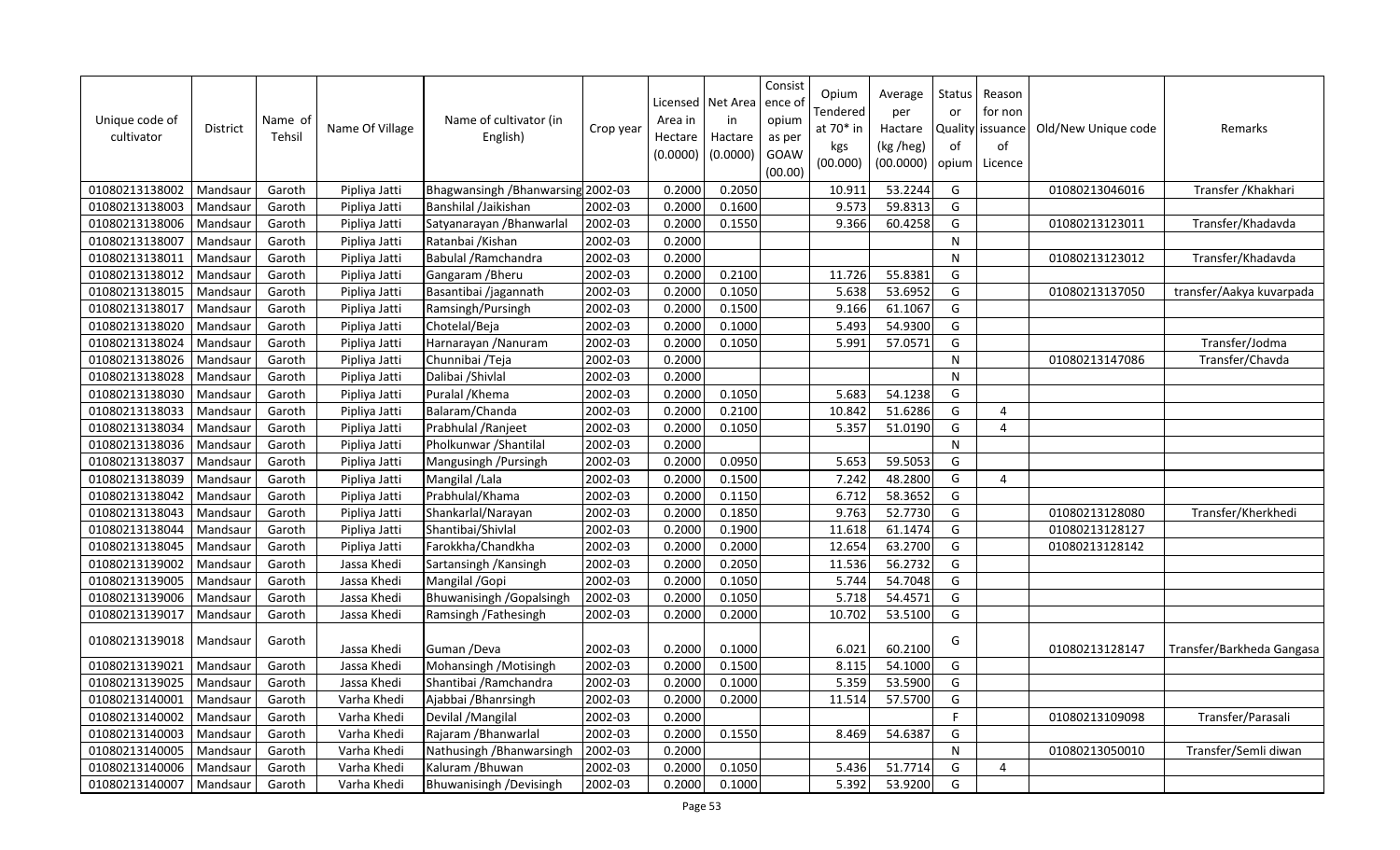| Unique code of cultivator | District | Name of Tehsil | Name Of Village | Name of cultivator (in English) | Crop year | Licensed Area in Hectare (0.0000) | Net Area in Hactare (0.0000) | Consist ence of opium as per GOAW (00.00) | Opium Tendered at 70* in kgs (00.000) | Average per Hactare (kg /heg) (00.0000) | Status or Quality of opium | Reason for non issuance of Licence | Old/New Unique code | Remarks |
|---|---|---|---|---|---|---|---|---|---|---|---|---|---|---|
| 01080213138002 | Mandsaur | Garoth | Pipliya Jatti | Bhagwansingh /Bhanwarsing | 2002-03 | 0.2000 | 0.2050 | | 10.911 | 53.2244 | G | | 01080213046016 | Transfer /Khakhari |
| 01080213138003 | Mandsaur | Garoth | Pipliya Jatti | Banshilal /Jaikishan | 2002-03 | 0.2000 | 0.1600 | | 9.573 | 59.8313 | G | | | |
| 01080213138006 | Mandsaur | Garoth | Pipliya Jatti | Satyanarayan /Bhanwarlal | 2002-03 | 0.2000 | 0.1550 | | 9.366 | 60.4258 | G | | 01080213123011 | Transfer/Khadavda |
| 01080213138007 | Mandsaur | Garoth | Pipliya Jatti | Ratanbai /Kishan | 2002-03 | 0.2000 | | | | | N | | | |
| 01080213138011 | Mandsaur | Garoth | Pipliya Jatti | Babulal /Ramchandra | 2002-03 | 0.2000 | | | | | N | | 01080213123012 | Transfer/Khadavda |
| 01080213138012 | Mandsaur | Garoth | Pipliya Jatti | Gangaram /Bheru | 2002-03 | 0.2000 | 0.2100 | | 11.726 | 55.8381 | G | | | |
| 01080213138015 | Mandsaur | Garoth | Pipliya Jatti | Basantibai /jagannath | 2002-03 | 0.2000 | 0.1050 | | 5.638 | 53.6952 | G | | 01080213137050 | transfer/Aakya kuvarpada |
| 01080213138017 | Mandsaur | Garoth | Pipliya Jatti | Ramsingh/Pursingh | 2002-03 | 0.2000 | 0.1500 | | 9.166 | 61.1067 | G | | | |
| 01080213138020 | Mandsaur | Garoth | Pipliya Jatti | Chotelal/Beja | 2002-03 | 0.2000 | 0.1000 | | 5.493 | 54.9300 | G | | | |
| 01080213138024 | Mandsaur | Garoth | Pipliya Jatti | Harnarayan /Nanuram | 2002-03 | 0.2000 | 0.1050 | | 5.991 | 57.0571 | G | | | Transfer/Jodma |
| 01080213138026 | Mandsaur | Garoth | Pipliya Jatti | Chunnibai /Teja | 2002-03 | 0.2000 | | | | | N | | 01080213147086 | Transfer/Chavda |
| 01080213138028 | Mandsaur | Garoth | Pipliya Jatti | Dalibai /Shivlal | 2002-03 | 0.2000 | | | | | N | | | |
| 01080213138030 | Mandsaur | Garoth | Pipliya Jatti | Puralal /Khema | 2002-03 | 0.2000 | 0.1050 | | 5.683 | 54.1238 | G | | | |
| 01080213138033 | Mandsaur | Garoth | Pipliya Jatti | Balaram/Chanda | 2002-03 | 0.2000 | 0.2100 | | 10.842 | 51.6286 | G | 4 | | |
| 01080213138034 | Mandsaur | Garoth | Pipliya Jatti | Prabhulal /Ranjeet | 2002-03 | 0.2000 | 0.1050 | | 5.357 | 51.0190 | G | 4 | | |
| 01080213138036 | Mandsaur | Garoth | Pipliya Jatti | Pholkunwar /Shantilal | 2002-03 | 0.2000 | | | | | N | | | |
| 01080213138037 | Mandsaur | Garoth | Pipliya Jatti | Mangusingh /Pursingh | 2002-03 | 0.2000 | 0.0950 | | 5.653 | 59.5053 | G | | | |
| 01080213138039 | Mandsaur | Garoth | Pipliya Jatti | Mangilal /Lala | 2002-03 | 0.2000 | 0.1500 | | 7.242 | 48.2800 | G | 4 | | |
| 01080213138042 | Mandsaur | Garoth | Pipliya Jatti | Prabhulal/Khama | 2002-03 | 0.2000 | 0.1150 | | 6.712 | 58.3652 | G | | | |
| 01080213138043 | Mandsaur | Garoth | Pipliya Jatti | Shankarlal/Narayan | 2002-03 | 0.2000 | 0.1850 | | 9.763 | 52.7730 | G | | 01080213128080 | Transfer/Kherkhedi |
| 01080213138044 | Mandsaur | Garoth | Pipliya Jatti | Shantibai/Shivlal | 2002-03 | 0.2000 | 0.1900 | | 11.618 | 61.1474 | G | | 01080213128127 | |
| 01080213138045 | Mandsaur | Garoth | Pipliya Jatti | Farokkha/Chandkha | 2002-03 | 0.2000 | 0.2000 | | 12.654 | 63.2700 | G | | 01080213128142 | |
| 01080213139002 | Mandsaur | Garoth | Jassa Khedi | Sartansingh /Kansingh | 2002-03 | 0.2000 | 0.2050 | | 11.536 | 56.2732 | G | | | |
| 01080213139005 | Mandsaur | Garoth | Jassa Khedi | Mangilal /Gopi | 2002-03 | 0.2000 | 0.1050 | | 5.744 | 54.7048 | G | | | |
| 01080213139006 | Mandsaur | Garoth | Jassa Khedi | Bhuwanisingh /Gopalsingh | 2002-03 | 0.2000 | 0.1050 | | 5.718 | 54.4571 | G | | | |
| 01080213139017 | Mandsaur | Garoth | Jassa Khedi | Ramsingh /Fathesingh | 2002-03 | 0.2000 | 0.2000 | | 10.702 | 53.5100 | G | | | |
| 01080213139018 | Mandsaur | Garoth | Jassa Khedi | Guman /Deva | 2002-03 | 0.2000 | 0.1000 | | 6.021 | 60.2100 | G | | 01080213128147 | Transfer/Barkheda Gangasa |
| 01080213139021 | Mandsaur | Garoth | Jassa Khedi | Mohansingh /Motisingh | 2002-03 | 0.2000 | 0.1500 | | 8.115 | 54.1000 | G | | | |
| 01080213139025 | Mandsaur | Garoth | Jassa Khedi | Shantibai /Ramchandra | 2002-03 | 0.2000 | 0.1000 | | 5.359 | 53.5900 | G | | | |
| 01080213140001 | Mandsaur | Garoth | Varha Khedi | Ajabbai /Bhanrsingh | 2002-03 | 0.2000 | 0.2000 | | 11.514 | 57.5700 | G | | | |
| 01080213140002 | Mandsaur | Garoth | Varha Khedi | Devilal /Mangilal | 2002-03 | 0.2000 | | | | | F | | 01080213109098 | Transfer/Parasali |
| 01080213140003 | Mandsaur | Garoth | Varha Khedi | Rajaram /Bhanwarlal | 2002-03 | 0.2000 | 0.1550 | | 8.469 | 54.6387 | G | | | |
| 01080213140005 | Mandsaur | Garoth | Varha Khedi | Nathusingh /Bhanwarsingh | 2002-03 | 0.2000 | | | | | N | | 01080213050010 | Transfer/Semli diwan |
| 01080213140006 | Mandsaur | Garoth | Varha Khedi | Kaluram /Bhuwan | 2002-03 | 0.2000 | 0.1050 | | 5.436 | 51.7714 | G | 4 | | |
| 01080213140007 | Mandsaur | Garoth | Varha Khedi | Bhuwanisingh /Devisingh | 2002-03 | 0.2000 | 0.1000 | | 5.392 | 53.9200 | G | | | |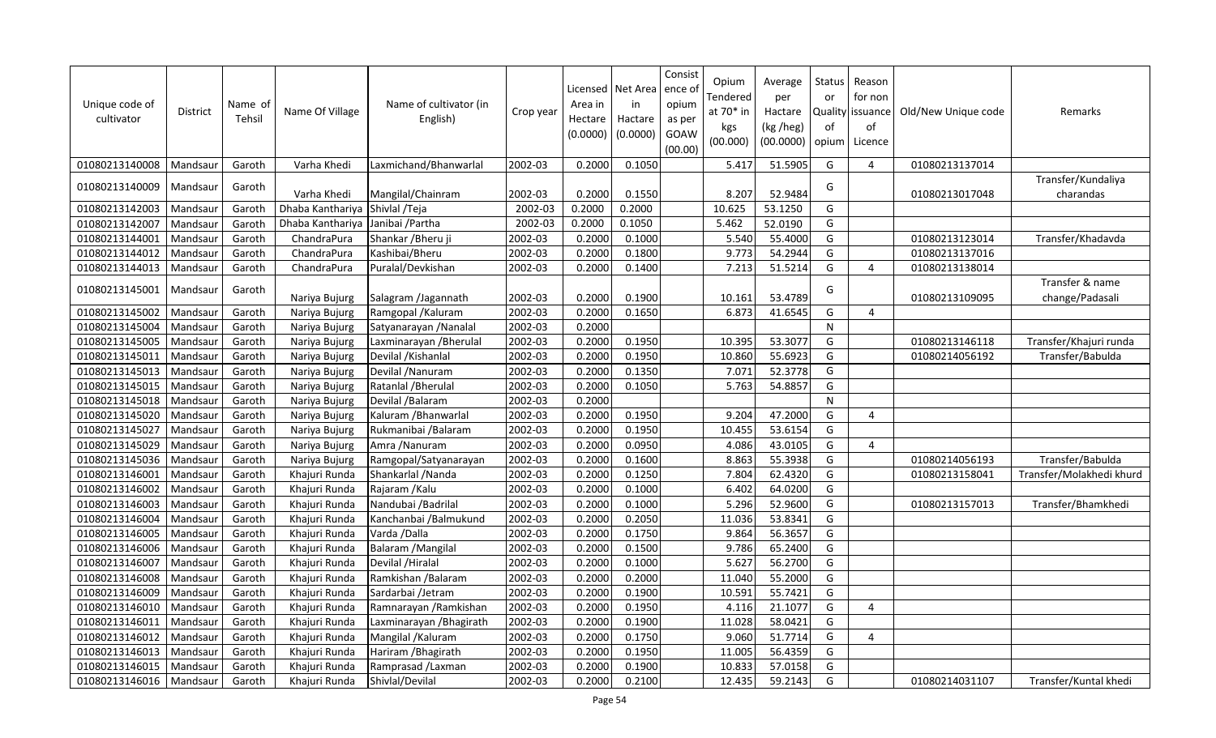| Unique code of cultivator | District | Name of Tehsil | Name Of Village | Name of cultivator (in English) | Crop year | Licensed Area in Hectare (0.0000) | Net Area in Hactare (0.0000) | Consist ence of opium as per GOAW (00.00) | Opium Tendered at 70* in kgs (00.000) | Average per Hactare (kg /heg) (00.0000) | Status or Quality of opium | Reason for non issuance of Licence | Old/New Unique code | Remarks |
|---|---|---|---|---|---|---|---|---|---|---|---|---|---|---|
| 01080213140008 | Mandsaur | Garoth | Varha Khedi | Laxmichand/Bhanwarlal | 2002-03 | 0.2000 | 0.1050 | | 5.417 | 51.5905 | G | 4 | 01080213137014 | |
| 01080213140009 | Mandsaur | Garoth | Varha Khedi | Mangilal/Chainram | 2002-03 | 0.2000 | 0.1550 | | 8.207 | 52.9484 | G | | 01080213017048 | Transfer/Kundaliya charandas |
| 01080213142003 | Mandsaur | Garoth | Dhaba Kanthariya | Shivlal /Teja | 2002-03 | 0.2000 | 0.2000 | | 10.625 | 53.1250 | G | | | |
| 01080213142007 | Mandsaur | Garoth | Dhaba Kanthariya | Janibai /Partha | 2002-03 | 0.2000 | 0.1050 | | 5.462 | 52.0190 | G | | | |
| 01080213144001 | Mandsaur | Garoth | ChandraPura | Shankar /Bheru ji | 2002-03 | 0.2000 | 0.1000 | | 5.540 | 55.4000 | G | | 01080213123014 | Transfer/Khadavda |
| 01080213144012 | Mandsaur | Garoth | ChandraPura | Kashibai/Bheru | 2002-03 | 0.2000 | 0.1800 | | 9.773 | 54.2944 | G | | 01080213137016 | |
| 01080213144013 | Mandsaur | Garoth | ChandraPura | Puralal/Devkishan | 2002-03 | 0.2000 | 0.1400 | | 7.213 | 51.5214 | G | 4 | 01080213138014 | |
| 01080213145001 | Mandsaur | Garoth | Nariya Bujurg | Salagram /Jagannath | 2002-03 | 0.2000 | 0.1900 | | 10.161 | 53.4789 | G | | 01080213109095 | Transfer & name change/Padasali |
| 01080213145002 | Mandsaur | Garoth | Nariya Bujurg | Ramgopal /Kaluram | 2002-03 | 0.2000 | 0.1650 | | 6.873 | 41.6545 | G | 4 | | |
| 01080213145004 | Mandsaur | Garoth | Nariya Bujurg | Satyanarayan /Nanalal | 2002-03 | 0.2000 | | | | | N | | | |
| 01080213145005 | Mandsaur | Garoth | Nariya Bujurg | Laxminarayan /Bherulal | 2002-03 | 0.2000 | 0.1950 | | 10.395 | 53.3077 | G | | 01080213146118 | Transfer/Khajuri runda |
| 01080213145011 | Mandsaur | Garoth | Nariya Bujurg | Devilal /Kishanlal | 2002-03 | 0.2000 | 0.1950 | | 10.860 | 55.6923 | G | | 01080214056192 | Transfer/Babulda |
| 01080213145013 | Mandsaur | Garoth | Nariya Bujurg | Devilal /Nanuram | 2002-03 | 0.2000 | 0.1350 | | 7.071 | 52.3778 | G | | | |
| 01080213145015 | Mandsaur | Garoth | Nariya Bujurg | Ratanlal /Bherulal | 2002-03 | 0.2000 | 0.1050 | | 5.763 | 54.8857 | G | | | |
| 01080213145018 | Mandsaur | Garoth | Nariya Bujurg | Devilal /Balaram | 2002-03 | 0.2000 | | | | | N | | | |
| 01080213145020 | Mandsaur | Garoth | Nariya Bujurg | Kaluram /Bhanwarlal | 2002-03 | 0.2000 | 0.1950 | | 9.204 | 47.2000 | G | 4 | | |
| 01080213145027 | Mandsaur | Garoth | Nariya Bujurg | Rukmanibai /Balaram | 2002-03 | 0.2000 | 0.1950 | | 10.455 | 53.6154 | G | | | |
| 01080213145029 | Mandsaur | Garoth | Nariya Bujurg | Amra /Nanuram | 2002-03 | 0.2000 | 0.0950 | | 4.086 | 43.0105 | G | 4 | | |
| 01080213145036 | Mandsaur | Garoth | Nariya Bujurg | Ramgopal/Satyanarayan | 2002-03 | 0.2000 | 0.1600 | | 8.863 | 55.3938 | G | | 01080214056193 | Transfer/Babulda |
| 01080213146001 | Mandsaur | Garoth | Khajuri Runda | Shankarlal /Nanda | 2002-03 | 0.2000 | 0.1250 | | 7.804 | 62.4320 | G | | 01080213158041 | Transfer/Molakhedi khurd |
| 01080213146002 | Mandsaur | Garoth | Khajuri Runda | Rajaram /Kalu | 2002-03 | 0.2000 | 0.1000 | | 6.402 | 64.0200 | G | | | |
| 01080213146003 | Mandsaur | Garoth | Khajuri Runda | Nandubai /Badrilal | 2002-03 | 0.2000 | 0.1000 | | 5.296 | 52.9600 | G | | 01080213157013 | Transfer/Bhamkhedi |
| 01080213146004 | Mandsaur | Garoth | Khajuri Runda | Kanchanbai /Balmukund | 2002-03 | 0.2000 | 0.2050 | | 11.036 | 53.8341 | G | | | |
| 01080213146005 | Mandsaur | Garoth | Khajuri Runda | Varda /Dalla | 2002-03 | 0.2000 | 0.1750 | | 9.864 | 56.3657 | G | | | |
| 01080213146006 | Mandsaur | Garoth | Khajuri Runda | Balaram /Mangilal | 2002-03 | 0.2000 | 0.1500 | | 9.786 | 65.2400 | G | | | |
| 01080213146007 | Mandsaur | Garoth | Khajuri Runda | Devilal /Hiralal | 2002-03 | 0.2000 | 0.1000 | | 5.627 | 56.2700 | G | | | |
| 01080213146008 | Mandsaur | Garoth | Khajuri Runda | Ramkishan /Balaram | 2002-03 | 0.2000 | 0.2000 | | 11.040 | 55.2000 | G | | | |
| 01080213146009 | Mandsaur | Garoth | Khajuri Runda | Sardarbai /Jetram | 2002-03 | 0.2000 | 0.1900 | | 10.591 | 55.7421 | G | | | |
| 01080213146010 | Mandsaur | Garoth | Khajuri Runda | Ramnarayan /Ramkishan | 2002-03 | 0.2000 | 0.1950 | | 4.116 | 21.1077 | G | 4 | | |
| 01080213146011 | Mandsaur | Garoth | Khajuri Runda | Laxminarayan /Bhagirath | 2002-03 | 0.2000 | 0.1900 | | 11.028 | 58.0421 | G | | | |
| 01080213146012 | Mandsaur | Garoth | Khajuri Runda | Mangilal /Kaluram | 2002-03 | 0.2000 | 0.1750 | | 9.060 | 51.7714 | G | 4 | | |
| 01080213146013 | Mandsaur | Garoth | Khajuri Runda | Hariram /Bhagirath | 2002-03 | 0.2000 | 0.1950 | | 11.005 | 56.4359 | G | | | |
| 01080213146015 | Mandsaur | Garoth | Khajuri Runda | Ramprasad /Laxman | 2002-03 | 0.2000 | 0.1900 | | 10.833 | 57.0158 | G | | | |
| 01080213146016 | Mandsaur | Garoth | Khajuri Runda | Shivlal/Devilal | 2002-03 | 0.2000 | 0.2100 | | 12.435 | 59.2143 | G | | 01080214031107 | Transfer/Kuntal khedi |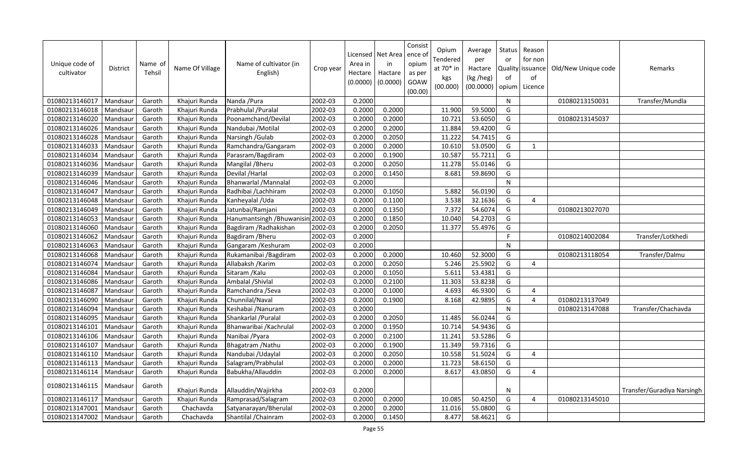| Unique code of cultivator | District | Name of Tehsil | Name Of Village | Name of cultivator (in English) | Crop year | Licensed Area in Hectare (0.0000) | Net Area in Hactare (0.0000) | Consistence of opium as per GOAW (00.00) | Opium Tendered at 70* in kgs (00.000) | Average per Hactare (kg /heg) (00.0000) | Status or Quality of opium | Reason for non issuance of Licence | Old/New Unique code | Remarks |
|---|---|---|---|---|---|---|---|---|---|---|---|---|---|---|
| 01080213146017 | Mandsaur | Garoth | Khajuri Runda | Nanda /Pura | 2002-03 | 0.2000 | | | | | N | | 01080213150031 | Transfer/Mundla |
| 01080213146018 | Mandsaur | Garoth | Khajuri Runda | Prabhulal /Puralal | 2002-03 | 0.2000 | 0.2000 | | 11.900 | 59.5000 | G | | | |
| 01080213146020 | Mandsaur | Garoth | Khajuri Runda | Poonamchand/Devilal | 2002-03 | 0.2000 | 0.2000 | | 10.721 | 53.6050 | G | | 01080213145037 | |
| 01080213146026 | Mandsaur | Garoth | Khajuri Runda | Nandubai /Motilal | 2002-03 | 0.2000 | 0.2000 | | 11.884 | 59.4200 | G | | | |
| 01080213146028 | Mandsaur | Garoth | Khajuri Runda | Narsingh /Gulab | 2002-03 | 0.2000 | 0.2050 | | 11.222 | 54.7415 | G | | | |
| 01080213146033 | Mandsaur | Garoth | Khajuri Runda | Ramchandra/Gangaram | 2002-03 | 0.2000 | 0.2000 | | 10.610 | 53.0500 | G | 1 | | |
| 01080213146034 | Mandsaur | Garoth | Khajuri Runda | Parasram/Bagdiram | 2002-03 | 0.2000 | 0.1900 | | 10.587 | 55.7211 | G | | | |
| 01080213146036 | Mandsaur | Garoth | Khajuri Runda | Mangilal /Bheru | 2002-03 | 0.2000 | 0.2050 | | 11.278 | 55.0146 | G | | | |
| 01080213146039 | Mandsaur | Garoth | Khajuri Runda | Devilal /Harlal | 2002-03 | 0.2000 | 0.1450 | | 8.681 | 59.8690 | G | | | |
| 01080213146046 | Mandsaur | Garoth | Khajuri Runda | Bhanwarlal /Mannalal | 2002-03 | 0.2000 | | | | | N | | | |
| 01080213146047 | Mandsaur | Garoth | Khajuri Runda | Radhibai /Lachhiram | 2002-03 | 0.2000 | 0.1050 | | 5.882 | 56.0190 | G | | | |
| 01080213146048 | Mandsaur | Garoth | Khajuri Runda | Kanheyalal /Uda | 2002-03 | 0.2000 | 0.1100 | | 3.538 | 32.1636 | G | 4 | | |
| 01080213146049 | Mandsaur | Garoth | Khajuri Runda | Jatunbai/Ramjani | 2002-03 | 0.2000 | 0.1350 | | 7.372 | 54.6074 | G | | 01080213027070 | |
| 01080213146053 | Mandsaur | Garoth | Khajuri Runda | Hanumantsingh /Bhuwanisin | 2002-03 | 0.2000 | 0.1850 | | 10.040 | 54.2703 | G | | | |
| 01080213146060 | Mandsaur | Garoth | Khajuri Runda | Bagdiram /Radhakishan | 2002-03 | 0.2000 | 0.2050 | | 11.377 | 55.4976 | G | | | |
| 01080213146062 | Mandsaur | Garoth | Khajuri Runda | Bagdiram /Bheru | 2002-03 | 0.2000 | | | | | F | | 01080214002084 | Transfer/Lotkhedi |
| 01080213146063 | Mandsaur | Garoth | Khajuri Runda | Gangaram /Keshuram | 2002-03 | 0.2000 | | | | | N | | | |
| 01080213146068 | Mandsaur | Garoth | Khajuri Runda | Rukamanibai /Bagdiram | 2002-03 | 0.2000 | 0.2000 | | 10.460 | 52.3000 | G | | 01080213118054 | Transfer/Dalmu |
| 01080213146074 | Mandsaur | Garoth | Khajuri Runda | Allabaksh /Karim | 2002-03 | 0.2000 | 0.2050 | | 5.246 | 25.5902 | G | 4 | | |
| 01080213146084 | Mandsaur | Garoth | Khajuri Runda | Sitaram /Kalu | 2002-03 | 0.2000 | 0.1050 | | 5.611 | 53.4381 | G | | | |
| 01080213146086 | Mandsaur | Garoth | Khajuri Runda | Ambalal /Shivlal | 2002-03 | 0.2000 | 0.2100 | | 11.303 | 53.8238 | G | | | |
| 01080213146087 | Mandsaur | Garoth | Khajuri Runda | Ramchandra /Seva | 2002-03 | 0.2000 | 0.1000 | | 4.693 | 46.9300 | G | 4 | | |
| 01080213146090 | Mandsaur | Garoth | Khajuri Runda | Chunnilal/Naval | 2002-03 | 0.2000 | 0.1900 | | 8.168 | 42.9895 | G | 4 | 01080213137049 | |
| 01080213146094 | Mandsaur | Garoth | Khajuri Runda | Keshabai /Nanuram | 2002-03 | 0.2000 | | | | | N | | 01080213147088 | Transfer/Chachavda |
| 01080213146095 | Mandsaur | Garoth | Khajuri Runda | Shankarlal /Puralal | 2002-03 | 0.2000 | 0.2050 | | 11.485 | 56.0244 | G | | | |
| 01080213146101 | Mandsaur | Garoth | Khajuri Runda | Bhanwaribai /Kachrulal | 2002-03 | 0.2000 | 0.1950 | | 10.714 | 54.9436 | G | | | |
| 01080213146106 | Mandsaur | Garoth | Khajuri Runda | Nanibai /Pyara | 2002-03 | 0.2000 | 0.2100 | | 11.241 | 53.5286 | G | | | |
| 01080213146107 | Mandsaur | Garoth | Khajuri Runda | Bhagatram /Nathu | 2002-03 | 0.2000 | 0.1900 | | 11.349 | 59.7316 | G | | | |
| 01080213146110 | Mandsaur | Garoth | Khajuri Runda | Nandubai /Udaylal | 2002-03 | 0.2000 | 0.2050 | | 10.558 | 51.5024 | G | 4 | | |
| 01080213146113 | Mandsaur | Garoth | Khajuri Runda | Salagram/Prabhulal | 2002-03 | 0.2000 | 0.2000 | | 11.723 | 58.6150 | G | | | |
| 01080213146114 | Mandsaur | Garoth | Khajuri Runda | Babukha/Allauddin | 2002-03 | 0.2000 | 0.2000 | | 8.617 | 43.0850 | G | 4 | | |
| 01080213146115 | Mandsaur | Garoth | Khajuri Runda | Allauddin/Wajirkha | 2002-03 | 0.2000 | | | | | N | | | Transfer/Guradiya Narsingh |
| 01080213146117 | Mandsaur | Garoth | Khajuri Runda | Ramprasad/Salagram | 2002-03 | 0.2000 | 0.2000 | | 10.085 | 50.4250 | G | 4 | 01080213145010 | |
| 01080213147001 | Mandsaur | Garoth | Chachavda | Satyanarayan/Bherulal | 2002-03 | 0.2000 | 0.2000 | | 11.016 | 55.0800 | G | | | |
| 01080213147002 | Mandsaur | Garoth | Chachavda | Shantilal /Chainram | 2002-03 | 0.2000 | 0.1450 | | 8.477 | 58.4621 | G | | | |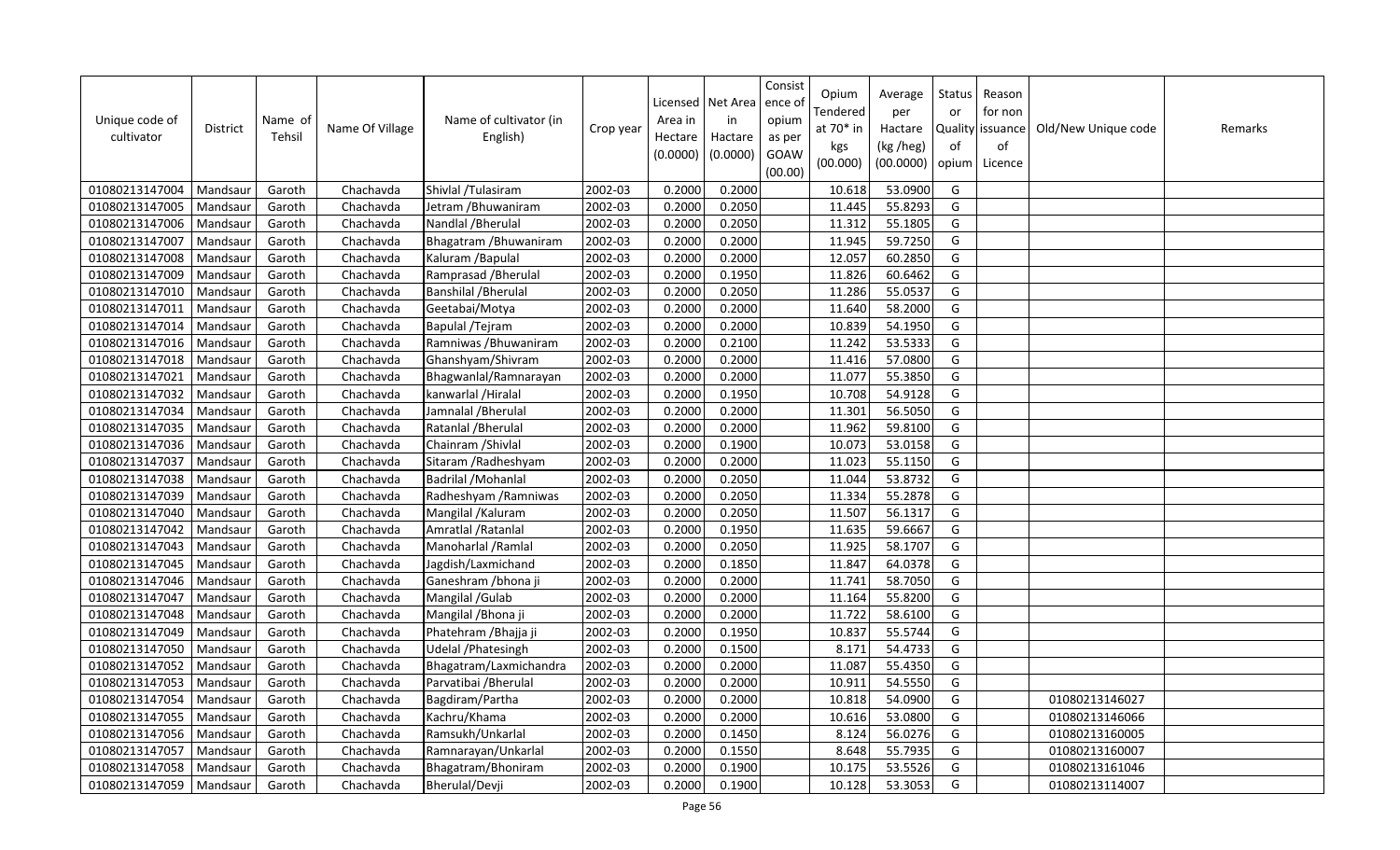| Unique code of cultivator | District | Name of Tehsil | Name Of Village | Name of cultivator (in English) | Crop year | Licensed Area in Hectare (0.0000) | Net Area in Hactare (0.0000) | Consistence of opium as per GOAW (00.00) | Opium Tendered at 70* in kgs (00.000) | Average per Hactare (kg /heg) (00.0000) | Status or Quality of opium | Reason for non issuance of Licence | Old/New Unique code | Remarks |
|---|---|---|---|---|---|---|---|---|---|---|---|---|---|---|
| 01080213147004 | Mandsaur | Garoth | Chachavda | Shivlal /Tulasiram | 2002-03 | 0.2000 | 0.2000 | | 10.618 | 53.0900 | G | | | |
| 01080213147005 | Mandsaur | Garoth | Chachavda | Jetram /Bhuwaniram | 2002-03 | 0.2000 | 0.2050 | | 11.445 | 55.8293 | G | | | |
| 01080213147006 | Mandsaur | Garoth | Chachavda | Nandlal /Bherulal | 2002-03 | 0.2000 | 0.2050 | | 11.312 | 55.1805 | G | | | |
| 01080213147007 | Mandsaur | Garoth | Chachavda | Bhagatram /Bhuwaniram | 2002-03 | 0.2000 | 0.2000 | | 11.945 | 59.7250 | G | | | |
| 01080213147008 | Mandsaur | Garoth | Chachavda | Kaluram /Bapulal | 2002-03 | 0.2000 | 0.2000 | | 12.057 | 60.2850 | G | | | |
| 01080213147009 | Mandsaur | Garoth | Chachavda | Ramprasad /Bherulal | 2002-03 | 0.2000 | 0.1950 | | 11.826 | 60.6462 | G | | | |
| 01080213147010 | Mandsaur | Garoth | Chachavda | Banshilal /Bherulal | 2002-03 | 0.2000 | 0.2050 | | 11.286 | 55.0537 | G | | | |
| 01080213147011 | Mandsaur | Garoth | Chachavda | Geetabai/Motya | 2002-03 | 0.2000 | 0.2000 | | 11.640 | 58.2000 | G | | | |
| 01080213147014 | Mandsaur | Garoth | Chachavda | Bapulal /Tejram | 2002-03 | 0.2000 | 0.2000 | | 10.839 | 54.1950 | G | | | |
| 01080213147016 | Mandsaur | Garoth | Chachavda | Ramniwas /Bhuwaniram | 2002-03 | 0.2000 | 0.2100 | | 11.242 | 53.5333 | G | | | |
| 01080213147018 | Mandsaur | Garoth | Chachavda | Ghanshyam/Shivram | 2002-03 | 0.2000 | 0.2000 | | 11.416 | 57.0800 | G | | | |
| 01080213147021 | Mandsaur | Garoth | Chachavda | Bhagwanlal/Ramnarayan | 2002-03 | 0.2000 | 0.2000 | | 11.077 | 55.3850 | G | | | |
| 01080213147032 | Mandsaur | Garoth | Chachavda | kanwarlal /Hiralal | 2002-03 | 0.2000 | 0.1950 | | 10.708 | 54.9128 | G | | | |
| 01080213147034 | Mandsaur | Garoth | Chachavda | Jamnalal /Bherulal | 2002-03 | 0.2000 | 0.2000 | | 11.301 | 56.5050 | G | | | |
| 01080213147035 | Mandsaur | Garoth | Chachavda | Ratanlal /Bherulal | 2002-03 | 0.2000 | 0.2000 | | 11.962 | 59.8100 | G | | | |
| 01080213147036 | Mandsaur | Garoth | Chachavda | Chainram /Shivlal | 2002-03 | 0.2000 | 0.1900 | | 10.073 | 53.0158 | G | | | |
| 01080213147037 | Mandsaur | Garoth | Chachavda | Sitaram /Radheshyam | 2002-03 | 0.2000 | 0.2000 | | 11.023 | 55.1150 | G | | | |
| 01080213147038 | Mandsaur | Garoth | Chachavda | Badrilal /Mohanlal | 2002-03 | 0.2000 | 0.2050 | | 11.044 | 53.8732 | G | | | |
| 01080213147039 | Mandsaur | Garoth | Chachavda | Radheshyam /Ramniwas | 2002-03 | 0.2000 | 0.2050 | | 11.334 | 55.2878 | G | | | |
| 01080213147040 | Mandsaur | Garoth | Chachavda | Mangilal /Kaluram | 2002-03 | 0.2000 | 0.2050 | | 11.507 | 56.1317 | G | | | |
| 01080213147042 | Mandsaur | Garoth | Chachavda | Amratlal /Ratanlal | 2002-03 | 0.2000 | 0.1950 | | 11.635 | 59.6667 | G | | | |
| 01080213147043 | Mandsaur | Garoth | Chachavda | Manoharlal /Ramlal | 2002-03 | 0.2000 | 0.2050 | | 11.925 | 58.1707 | G | | | |
| 01080213147045 | Mandsaur | Garoth | Chachavda | Jagdish/Laxmichand | 2002-03 | 0.2000 | 0.1850 | | 11.847 | 64.0378 | G | | | |
| 01080213147046 | Mandsaur | Garoth | Chachavda | Ganeshram /bhona ji | 2002-03 | 0.2000 | 0.2000 | | 11.741 | 58.7050 | G | | | |
| 01080213147047 | Mandsaur | Garoth | Chachavda | Mangilal /Gulab | 2002-03 | 0.2000 | 0.2000 | | 11.164 | 55.8200 | G | | | |
| 01080213147048 | Mandsaur | Garoth | Chachavda | Mangilal /Bhona ji | 2002-03 | 0.2000 | 0.2000 | | 11.722 | 58.6100 | G | | | |
| 01080213147049 | Mandsaur | Garoth | Chachavda | Phatehram /Bhajja ji | 2002-03 | 0.2000 | 0.1950 | | 10.837 | 55.5744 | G | | | |
| 01080213147050 | Mandsaur | Garoth | Chachavda | Udelal /Phatesingh | 2002-03 | 0.2000 | 0.1500 | | 8.171 | 54.4733 | G | | | |
| 01080213147052 | Mandsaur | Garoth | Chachavda | Bhagatram/Laxmichandra | 2002-03 | 0.2000 | 0.2000 | | 11.087 | 55.4350 | G | | | |
| 01080213147053 | Mandsaur | Garoth | Chachavda | Parvatibai /Bherulal | 2002-03 | 0.2000 | 0.2000 | | 10.911 | 54.5550 | G | | | |
| 01080213147054 | Mandsaur | Garoth | Chachavda | Bagdiram/Partha | 2002-03 | 0.2000 | 0.2000 | | 10.818 | 54.0900 | G | | 01080213146027 | |
| 01080213147055 | Mandsaur | Garoth | Chachavda | Kachru/Khama | 2002-03 | 0.2000 | 0.2000 | | 10.616 | 53.0800 | G | | 01080213146066 | |
| 01080213147056 | Mandsaur | Garoth | Chachavda | Ramsukh/Unkarlal | 2002-03 | 0.2000 | 0.1450 | | 8.124 | 56.0276 | G | | 01080213160005 | |
| 01080213147057 | Mandsaur | Garoth | Chachavda | Ramnarayan/Unkarlal | 2002-03 | 0.2000 | 0.1550 | | 8.648 | 55.7935 | G | | 01080213160007 | |
| 01080213147058 | Mandsaur | Garoth | Chachavda | Bhagatram/Bhoniram | 2002-03 | 0.2000 | 0.1900 | | 10.175 | 53.5526 | G | | 01080213161046 | |
| 01080213147059 | Mandsaur | Garoth | Chachavda | Bherulal/Devji | 2002-03 | 0.2000 | 0.1900 | | 10.128 | 53.3053 | G | | 01080213114007 | |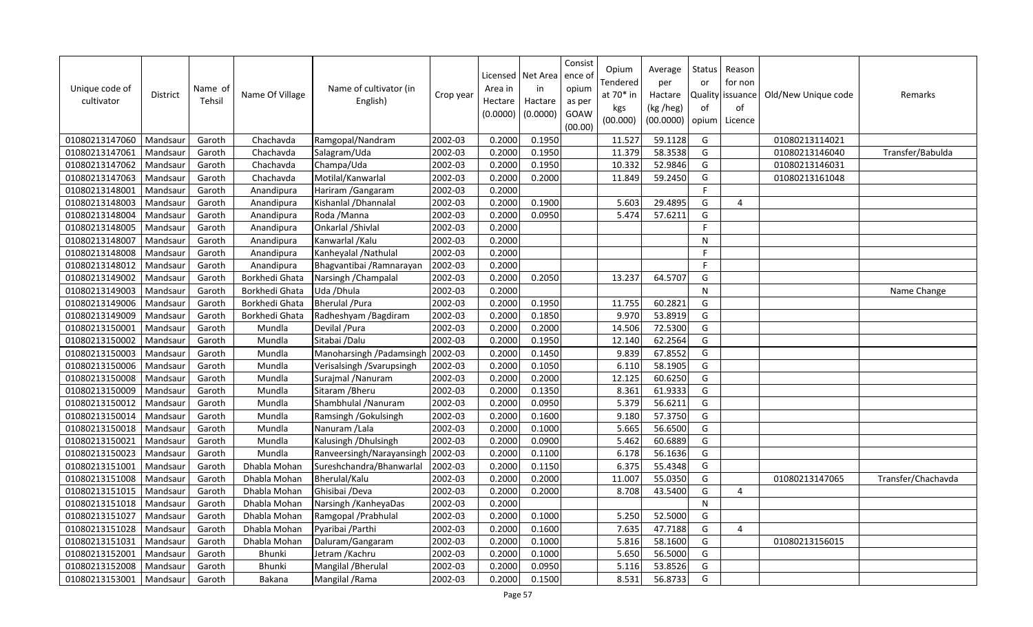| Unique code of cultivator | District | Name of Tehsil | Name Of Village | Name of cultivator (in English) | Crop year | Licensed Area in Hectare (0.0000) | Net Area in Hactare (0.0000) | Consistence of opium as per GOAW (00.00) | Opium Tendered at 70* in kgs (00.000) | Average per Hactare (kg /heg) (00.0000) | Status Quality of opium | Reason for non issuance of Licence | Old/New Unique code | Remarks |
|---|---|---|---|---|---|---|---|---|---|---|---|---|---|---|
| 01080213147060 | Mandsaur | Garoth | Chachavda | Ramgopal/Nandram | 2002-03 | 0.2000 | 0.1950 | | 11.527 | 59.1128 | G | | 01080213114021 | |
| 01080213147061 | Mandsaur | Garoth | Chachavda | Salagram/Uda | 2002-03 | 0.2000 | 0.1950 | | 11.379 | 58.3538 | G | | 01080213146040 | Transfer/Babulda |
| 01080213147062 | Mandsaur | Garoth | Chachavda | Champa/Uda | 2002-03 | 0.2000 | 0.1950 | | 10.332 | 52.9846 | G | | 01080213146031 | |
| 01080213147063 | Mandsaur | Garoth | Chachavda | Motilal/Kanwarlal | 2002-03 | 0.2000 | 0.2000 | | 11.849 | 59.2450 | G | | 01080213161048 | |
| 01080213148001 | Mandsaur | Garoth | Anandipura | Hariram /Gangaram | 2002-03 | 0.2000 | | | | | F | | | |
| 01080213148003 | Mandsaur | Garoth | Anandipura | Kishanlal /Dhannalal | 2002-03 | 0.2000 | 0.1900 | | 5.603 | 29.4895 | G | 4 | | |
| 01080213148004 | Mandsaur | Garoth | Anandipura | Roda /Manna | 2002-03 | 0.2000 | 0.0950 | | 5.474 | 57.6211 | G | | | |
| 01080213148005 | Mandsaur | Garoth | Anandipura | Onkarlal /Shivlal | 2002-03 | 0.2000 | | | | | F | | | |
| 01080213148007 | Mandsaur | Garoth | Anandipura | Kanwarlal /Kalu | 2002-03 | 0.2000 | | | | | N | | | |
| 01080213148008 | Mandsaur | Garoth | Anandipura | Kanheyalal /Nathulal | 2002-03 | 0.2000 | | | | | F | | | |
| 01080213148012 | Mandsaur | Garoth | Anandipura | Bhagvantibai /Ramnarayan | 2002-03 | 0.2000 | | | | | F | | | |
| 01080213149002 | Mandsaur | Garoth | Borkhedi Ghata | Narsingh /Champalal | 2002-03 | 0.2000 | 0.2050 | | 13.237 | 64.5707 | G | | | |
| 01080213149003 | Mandsaur | Garoth | Borkhedi Ghata | Uda /Dhula | 2002-03 | 0.2000 | | | | | N | | | Name Change |
| 01080213149006 | Mandsaur | Garoth | Borkhedi Ghata | Bherulal /Pura | 2002-03 | 0.2000 | 0.1950 | | 11.755 | 60.2821 | G | | | |
| 01080213149009 | Mandsaur | Garoth | Borkhedi Ghata | Radheshyam /Bagdiram | 2002-03 | 0.2000 | 0.1850 | | 9.970 | 53.8919 | G | | | |
| 01080213150001 | Mandsaur | Garoth | Mundla | Devilal /Pura | 2002-03 | 0.2000 | 0.2000 | | 14.506 | 72.5300 | G | | | |
| 01080213150002 | Mandsaur | Garoth | Mundla | Sitabai /Dalu | 2002-03 | 0.2000 | 0.1950 | | 12.140 | 62.2564 | G | | | |
| 01080213150003 | Mandsaur | Garoth | Mundla | Manoharsingh /Padamsingh | 2002-03 | 0.2000 | 0.1450 | | 9.839 | 67.8552 | G | | | |
| 01080213150006 | Mandsaur | Garoth | Mundla | Verisalsingh /Svarupsingh | 2002-03 | 0.2000 | 0.1050 | | 6.110 | 58.1905 | G | | | |
| 01080213150008 | Mandsaur | Garoth | Mundla | Surajmal /Nanuram | 2002-03 | 0.2000 | 0.2000 | | 12.125 | 60.6250 | G | | | |
| 01080213150009 | Mandsaur | Garoth | Mundla | Sitaram /Bheru | 2002-03 | 0.2000 | 0.1350 | | 8.361 | 61.9333 | G | | | |
| 01080213150012 | Mandsaur | Garoth | Mundla | Shambhulal /Nanuram | 2002-03 | 0.2000 | 0.0950 | | 5.379 | 56.6211 | G | | | |
| 01080213150014 | Mandsaur | Garoth | Mundla | Ramsingh /Gokulsingh | 2002-03 | 0.2000 | 0.1600 | | 9.180 | 57.3750 | G | | | |
| 01080213150018 | Mandsaur | Garoth | Mundla | Nanuram /Lala | 2002-03 | 0.2000 | 0.1000 | | 5.665 | 56.6500 | G | | | |
| 01080213150021 | Mandsaur | Garoth | Mundla | Kalusingh /Dhulsingh | 2002-03 | 0.2000 | 0.0900 | | 5.462 | 60.6889 | G | | | |
| 01080213150023 | Mandsaur | Garoth | Mundla | Ranveersingh/Narayansingh | 2002-03 | 0.2000 | 0.1100 | | 6.178 | 56.1636 | G | | | |
| 01080213151001 | Mandsaur | Garoth | Dhabla Mohan | Sureshchandra/Bhanwarlal | 2002-03 | 0.2000 | 0.1150 | | 6.375 | 55.4348 | G | | | |
| 01080213151008 | Mandsaur | Garoth | Dhabla Mohan | Bherulal/Kalu | 2002-03 | 0.2000 | 0.2000 | | 11.007 | 55.0350 | G | | 01080213147065 | Transfer/Chachavda |
| 01080213151015 | Mandsaur | Garoth | Dhabla Mohan | Ghisibai /Deva | 2002-03 | 0.2000 | 0.2000 | | 8.708 | 43.5400 | G | 4 | | |
| 01080213151018 | Mandsaur | Garoth | Dhabla Mohan | Narsingh /KanheyaDas | 2002-03 | 0.2000 | | | | | N | | | |
| 01080213151027 | Mandsaur | Garoth | Dhabla Mohan | Ramgopal /Prabhulal | 2002-03 | 0.2000 | 0.1000 | | 5.250 | 52.5000 | G | | | |
| 01080213151028 | Mandsaur | Garoth | Dhabla Mohan | Pyaribai /Parthi | 2002-03 | 0.2000 | 0.1600 | | 7.635 | 47.7188 | G | 4 | | |
| 01080213151031 | Mandsaur | Garoth | Dhabla Mohan | Daluram/Gangaram | 2002-03 | 0.2000 | 0.1000 | | 5.816 | 58.1600 | G | | 01080213156015 | |
| 01080213152001 | Mandsaur | Garoth | Bhunki | Jetram /Kachru | 2002-03 | 0.2000 | 0.1000 | | 5.650 | 56.5000 | G | | | |
| 01080213152008 | Mandsaur | Garoth | Bhunki | Mangilal /Bherulal | 2002-03 | 0.2000 | 0.0950 | | 5.116 | 53.8526 | G | | | |
| 01080213153001 | Mandsaur | Garoth | Bakana | Mangilal /Rama | 2002-03 | 0.2000 | 0.1500 | | 8.531 | 56.8733 | G | | | |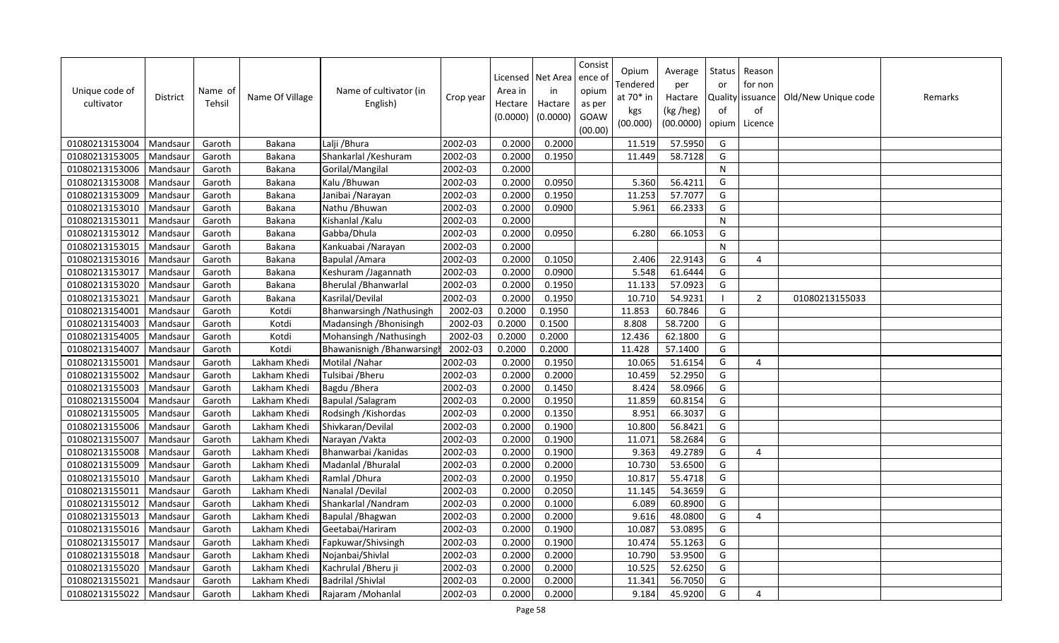| Unique code of cultivator | District | Name of Tehsil | Name Of Village | Name of cultivator (in English) | Crop year | Licensed Area in Hectare (0.0000) | Net Area in Hactare (0.0000) | Consist ence of opium as per GOAW (00.00) | Opium Tendered at 70* in kgs (00.000) | Average per Hactare (kg /heg) (00.0000) | Status or Quality of opium | Reason for non issuance of Licence | Old/New Unique code | Remarks |
|---|---|---|---|---|---|---|---|---|---|---|---|---|---|---|
| 01080213153004 | Mandsaur | Garoth | Bakana | Lalji /Bhura | 2002-03 | 0.2000 | 0.2000 | | 11.519 | 57.5950 | G | | | |
| 01080213153005 | Mandsaur | Garoth | Bakana | Shankarlal /Keshuram | 2002-03 | 0.2000 | 0.1950 | | 11.449 | 58.7128 | G | | | |
| 01080213153006 | Mandsaur | Garoth | Bakana | Gorilal/Mangilal | 2002-03 | 0.2000 | | | | | N | | | |
| 01080213153008 | Mandsaur | Garoth | Bakana | Kalu /Bhuwan | 2002-03 | 0.2000 | 0.0950 | | 5.360 | 56.4211 | G | | | |
| 01080213153009 | Mandsaur | Garoth | Bakana | Janibai /Narayan | 2002-03 | 0.2000 | 0.1950 | | 11.253 | 57.7077 | G | | | |
| 01080213153010 | Mandsaur | Garoth | Bakana | Nathu /Bhuwan | 2002-03 | 0.2000 | 0.0900 | | 5.961 | 66.2333 | G | | | |
| 01080213153011 | Mandsaur | Garoth | Bakana | Kishanlal /Kalu | 2002-03 | 0.2000 | | | | | N | | | |
| 01080213153012 | Mandsaur | Garoth | Bakana | Gabba/Dhula | 2002-03 | 0.2000 | 0.0950 | | 6.280 | 66.1053 | G | | | |
| 01080213153015 | Mandsaur | Garoth | Bakana | Kankuabai /Narayan | 2002-03 | 0.2000 | | | | | N | | | |
| 01080213153016 | Mandsaur | Garoth | Bakana | Bapulal /Amara | 2002-03 | 0.2000 | 0.1050 | | 2.406 | 22.9143 | G | 4 | | |
| 01080213153017 | Mandsaur | Garoth | Bakana | Keshuram /Jagannath | 2002-03 | 0.2000 | 0.0900 | | 5.548 | 61.6444 | G | | | |
| 01080213153020 | Mandsaur | Garoth | Bakana | Bherulal /Bhanwarlal | 2002-03 | 0.2000 | 0.1950 | | 11.133 | 57.0923 | G | | | |
| 01080213153021 | Mandsaur | Garoth | Bakana | Kasrilal/Devilal | 2002-03 | 0.2000 | 0.1950 | | 10.710 | 54.9231 | I | 2 | 01080213155033 | |
| 01080213154001 | Mandsaur | Garoth | Kotdi | Bhanwarsingh /Nathusingh | 2002-03 | 0.2000 | 0.1950 | | 11.853 | 60.7846 | G | | | |
| 01080213154003 | Mandsaur | Garoth | Kotdi | Madansingh /Bhonisingh | 2002-03 | 0.2000 | 0.1500 | | 8.808 | 58.7200 | G | | | |
| 01080213154005 | Mandsaur | Garoth | Kotdi | Mohansingh /Nathusingh | 2002-03 | 0.2000 | 0.2000 | | 12.436 | 62.1800 | G | | | |
| 01080213154007 | Mandsaur | Garoth | Kotdi | Bhawanisnigh /Bhanwarsingh | 2002-03 | 0.2000 | 0.2000 | | 11.428 | 57.1400 | G | | | |
| 01080213155001 | Mandsaur | Garoth | Lakham Khedi | Motilal /Nahar | 2002-03 | 0.2000 | 0.1950 | | 10.065 | 51.6154 | G | 4 | | |
| 01080213155002 | Mandsaur | Garoth | Lakham Khedi | Tulsibai /Bheru | 2002-03 | 0.2000 | 0.2000 | | 10.459 | 52.2950 | G | | | |
| 01080213155003 | Mandsaur | Garoth | Lakham Khedi | Bagdu /Bhera | 2002-03 | 0.2000 | 0.1450 | | 8.424 | 58.0966 | G | | | |
| 01080213155004 | Mandsaur | Garoth | Lakham Khedi | Bapulal /Salagram | 2002-03 | 0.2000 | 0.1950 | | 11.859 | 60.8154 | G | | | |
| 01080213155005 | Mandsaur | Garoth | Lakham Khedi | Rodsingh /Kishordas | 2002-03 | 0.2000 | 0.1350 | | 8.951 | 66.3037 | G | | | |
| 01080213155006 | Mandsaur | Garoth | Lakham Khedi | Shivkaran/Devilal | 2002-03 | 0.2000 | 0.1900 | | 10.800 | 56.8421 | G | | | |
| 01080213155007 | Mandsaur | Garoth | Lakham Khedi | Narayan /Vakta | 2002-03 | 0.2000 | 0.1900 | | 11.071 | 58.2684 | G | | | |
| 01080213155008 | Mandsaur | Garoth | Lakham Khedi | Bhanwarbai /kanidas | 2002-03 | 0.2000 | 0.1900 | | 9.363 | 49.2789 | G | 4 | | |
| 01080213155009 | Mandsaur | Garoth | Lakham Khedi | Madanlal /Bhuralal | 2002-03 | 0.2000 | 0.2000 | | 10.730 | 53.6500 | G | | | |
| 01080213155010 | Mandsaur | Garoth | Lakham Khedi | Ramlal /Dhura | 2002-03 | 0.2000 | 0.1950 | | 10.817 | 55.4718 | G | | | |
| 01080213155011 | Mandsaur | Garoth | Lakham Khedi | Nanalal /Devilal | 2002-03 | 0.2000 | 0.2050 | | 11.145 | 54.3659 | G | | | |
| 01080213155012 | Mandsaur | Garoth | Lakham Khedi | Shankarlal /Nandram | 2002-03 | 0.2000 | 0.1000 | | 6.089 | 60.8900 | G | | | |
| 01080213155013 | Mandsaur | Garoth | Lakham Khedi | Bapulal /Bhagwan | 2002-03 | 0.2000 | 0.2000 | | 9.616 | 48.0800 | G | 4 | | |
| 01080213155016 | Mandsaur | Garoth | Lakham Khedi | Geetabai/Hariram | 2002-03 | 0.2000 | 0.1900 | | 10.087 | 53.0895 | G | | | |
| 01080213155017 | Mandsaur | Garoth | Lakham Khedi | Fapkuwar/Shivsingh | 2002-03 | 0.2000 | 0.1900 | | 10.474 | 55.1263 | G | | | |
| 01080213155018 | Mandsaur | Garoth | Lakham Khedi | Nojanbai/Shivlal | 2002-03 | 0.2000 | 0.2000 | | 10.790 | 53.9500 | G | | | |
| 01080213155020 | Mandsaur | Garoth | Lakham Khedi | Kachrulal /Bheru ji | 2002-03 | 0.2000 | 0.2000 | | 10.525 | 52.6250 | G | | | |
| 01080213155021 | Mandsaur | Garoth | Lakham Khedi | Badrilal /Shivlal | 2002-03 | 0.2000 | 0.2000 | | 11.341 | 56.7050 | G | | | |
| 01080213155022 | Mandsaur | Garoth | Lakham Khedi | Rajaram /Mohanlal | 2002-03 | 0.2000 | 0.2000 | | 9.184 | 45.9200 | G | 4 | | |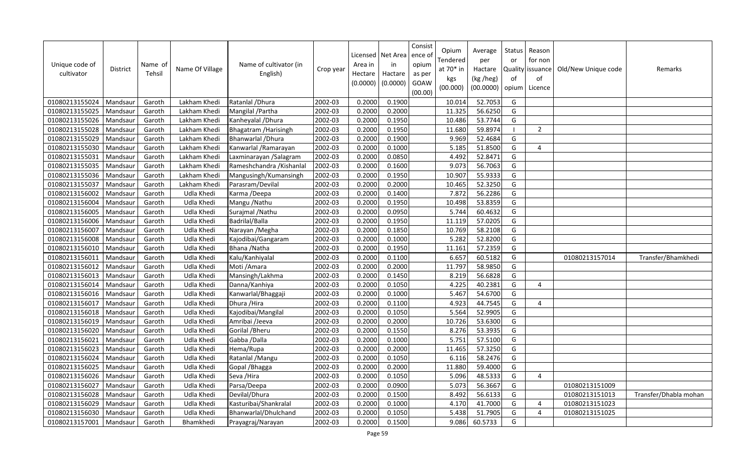| Unique code of cultivator | District | Name of Tehsil | Name Of Village | Name of cultivator (in English) | Crop year | Licensed Area in Hectare (0.0000) | Net Area in Hactare (0.0000) | Consistence of opium as per GOAW (00.00) | Opium Tendered at 70* in kgs (00.000) | Average per Hactare (kg /heg) (00.0000) | Status or Quality of opium | Reason for non issuance of Licence | Old/New Unique code | Remarks |
|---|---|---|---|---|---|---|---|---|---|---|---|---|---|---|
| 01080213155024 | Mandsaur | Garoth | Lakham Khedi | Ratanlal /Dhura | 2002-03 | 0.2000 | 0.1900 | | 10.014 | 52.7053 | G | | | |
| 01080213155025 | Mandsaur | Garoth | Lakham Khedi | Mangilal /Partha | 2002-03 | 0.2000 | 0.2000 | | 11.325 | 56.6250 | G | | | |
| 01080213155026 | Mandsaur | Garoth | Lakham Khedi | Kanheyalal /Dhura | 2002-03 | 0.2000 | 0.1950 | | 10.486 | 53.7744 | G | | | |
| 01080213155028 | Mandsaur | Garoth | Lakham Khedi | Bhagatram /Harisingh | 2002-03 | 0.2000 | 0.1950 | | 11.680 | 59.8974 | I | 2 | | |
| 01080213155029 | Mandsaur | Garoth | Lakham Khedi | Bhanwarlal /Dhura | 2002-03 | 0.2000 | 0.1900 | | 9.969 | 52.4684 | G | | | |
| 01080213155030 | Mandsaur | Garoth | Lakham Khedi | Kanwarlal /Ramarayan | 2002-03 | 0.2000 | 0.1000 | | 5.185 | 51.8500 | G | 4 | | |
| 01080213155031 | Mandsaur | Garoth | Lakham Khedi | Laxminarayan /Salagram | 2002-03 | 0.2000 | 0.0850 | | 4.492 | 52.8471 | G | | | |
| 01080213155035 | Mandsaur | Garoth | Lakham Khedi | Rameshchandra /Kishanlal | 2002-03 | 0.2000 | 0.1600 | | 9.073 | 56.7063 | G | | | |
| 01080213155036 | Mandsaur | Garoth | Lakham Khedi | Mangusingh/Kumansingh | 2002-03 | 0.2000 | 0.1950 | | 10.907 | 55.9333 | G | | | |
| 01080213155037 | Mandsaur | Garoth | Lakham Khedi | Parasram/Devilal | 2002-03 | 0.2000 | 0.2000 | | 10.465 | 52.3250 | G | | | |
| 01080213156002 | Mandsaur | Garoth | Udla Khedi | Karma /Deepa | 2002-03 | 0.2000 | 0.1400 | | 7.872 | 56.2286 | G | | | |
| 01080213156004 | Mandsaur | Garoth | Udla Khedi | Mangu /Nathu | 2002-03 | 0.2000 | 0.1950 | | 10.498 | 53.8359 | G | | | |
| 01080213156005 | Mandsaur | Garoth | Udla Khedi | Surajmal /Nathu | 2002-03 | 0.2000 | 0.0950 | | 5.744 | 60.4632 | G | | | |
| 01080213156006 | Mandsaur | Garoth | Udla Khedi | Badrilal/Balla | 2002-03 | 0.2000 | 0.1950 | | 11.119 | 57.0205 | G | | | |
| 01080213156007 | Mandsaur | Garoth | Udla Khedi | Narayan /Megha | 2002-03 | 0.2000 | 0.1850 | | 10.769 | 58.2108 | G | | | |
| 01080213156008 | Mandsaur | Garoth | Udla Khedi | Kajodibai/Gangaram | 2002-03 | 0.2000 | 0.1000 | | 5.282 | 52.8200 | G | | | |
| 01080213156010 | Mandsaur | Garoth | Udla Khedi | Bhana /Natha | 2002-03 | 0.2000 | 0.1950 | | 11.161 | 57.2359 | G | | | |
| 01080213156011 | Mandsaur | Garoth | Udla Khedi | Kalu/Kanhiyalal | 2002-03 | 0.2000 | 0.1100 | | 6.657 | 60.5182 | G | | 01080213157014 | Transfer/Bhamkhedi |
| 01080213156012 | Mandsaur | Garoth | Udla Khedi | Moti /Amara | 2002-03 | 0.2000 | 0.2000 | | 11.797 | 58.9850 | G | | | |
| 01080213156013 | Mandsaur | Garoth | Udla Khedi | Mansingh/Lakhma | 2002-03 | 0.2000 | 0.1450 | | 8.219 | 56.6828 | G | | | |
| 01080213156014 | Mandsaur | Garoth | Udla Khedi | Danna/Kanhiya | 2002-03 | 0.2000 | 0.1050 | | 4.225 | 40.2381 | G | 4 | | |
| 01080213156016 | Mandsaur | Garoth | Udla Khedi | Kanwarlal/Bhaggaji | 2002-03 | 0.2000 | 0.1000 | | 5.467 | 54.6700 | G | | | |
| 01080213156017 | Mandsaur | Garoth | Udla Khedi | Dhura /Hira | 2002-03 | 0.2000 | 0.1100 | | 4.923 | 44.7545 | G | 4 | | |
| 01080213156018 | Mandsaur | Garoth | Udla Khedi | Kajodibai/Mangilal | 2002-03 | 0.2000 | 0.1050 | | 5.564 | 52.9905 | G | | | |
| 01080213156019 | Mandsaur | Garoth | Udla Khedi | Amribai /Jeeva | 2002-03 | 0.2000 | 0.2000 | | 10.726 | 53.6300 | G | | | |
| 01080213156020 | Mandsaur | Garoth | Udla Khedi | Gorilal /Bheru | 2002-03 | 0.2000 | 0.1550 | | 8.276 | 53.3935 | G | | | |
| 01080213156021 | Mandsaur | Garoth | Udla Khedi | Gabba /Dalla | 2002-03 | 0.2000 | 0.1000 | | 5.751 | 57.5100 | G | | | |
| 01080213156023 | Mandsaur | Garoth | Udla Khedi | Hema/Rupa | 2002-03 | 0.2000 | 0.2000 | | 11.465 | 57.3250 | G | | | |
| 01080213156024 | Mandsaur | Garoth | Udla Khedi | Ratanlal /Mangu | 2002-03 | 0.2000 | 0.1050 | | 6.116 | 58.2476 | G | | | |
| 01080213156025 | Mandsaur | Garoth | Udla Khedi | Gopal /Bhagga | 2002-03 | 0.2000 | 0.2000 | | 11.880 | 59.4000 | G | | | |
| 01080213156026 | Mandsaur | Garoth | Udla Khedi | Seva /Hira | 2002-03 | 0.2000 | 0.1050 | | 5.096 | 48.5333 | G | 4 | | |
| 01080213156027 | Mandsaur | Garoth | Udla Khedi | Parsa/Deepa | 2002-03 | 0.2000 | 0.0900 | | 5.073 | 56.3667 | G | | 01080213151009 | |
| 01080213156028 | Mandsaur | Garoth | Udla Khedi | Devilal/Dhura | 2002-03 | 0.2000 | 0.1500 | | 8.492 | 56.6133 | G | | 01080213151013 | Transfer/Dhabla mohan |
| 01080213156029 | Mandsaur | Garoth | Udla Khedi | Kasturibai/Shankralal | 2002-03 | 0.2000 | 0.1000 | | 4.170 | 41.7000 | G | 4 | 01080213151023 | |
| 01080213156030 | Mandsaur | Garoth | Udla Khedi | Bhanwarlal/Dhulchand | 2002-03 | 0.2000 | 0.1050 | | 5.438 | 51.7905 | G | 4 | 01080213151025 | |
| 01080213157001 | Mandsaur | Garoth | Bhamkhedi | Prayagraj/Narayan | 2002-03 | 0.2000 | 0.1500 | | 9.086 | 60.5733 | G | | | |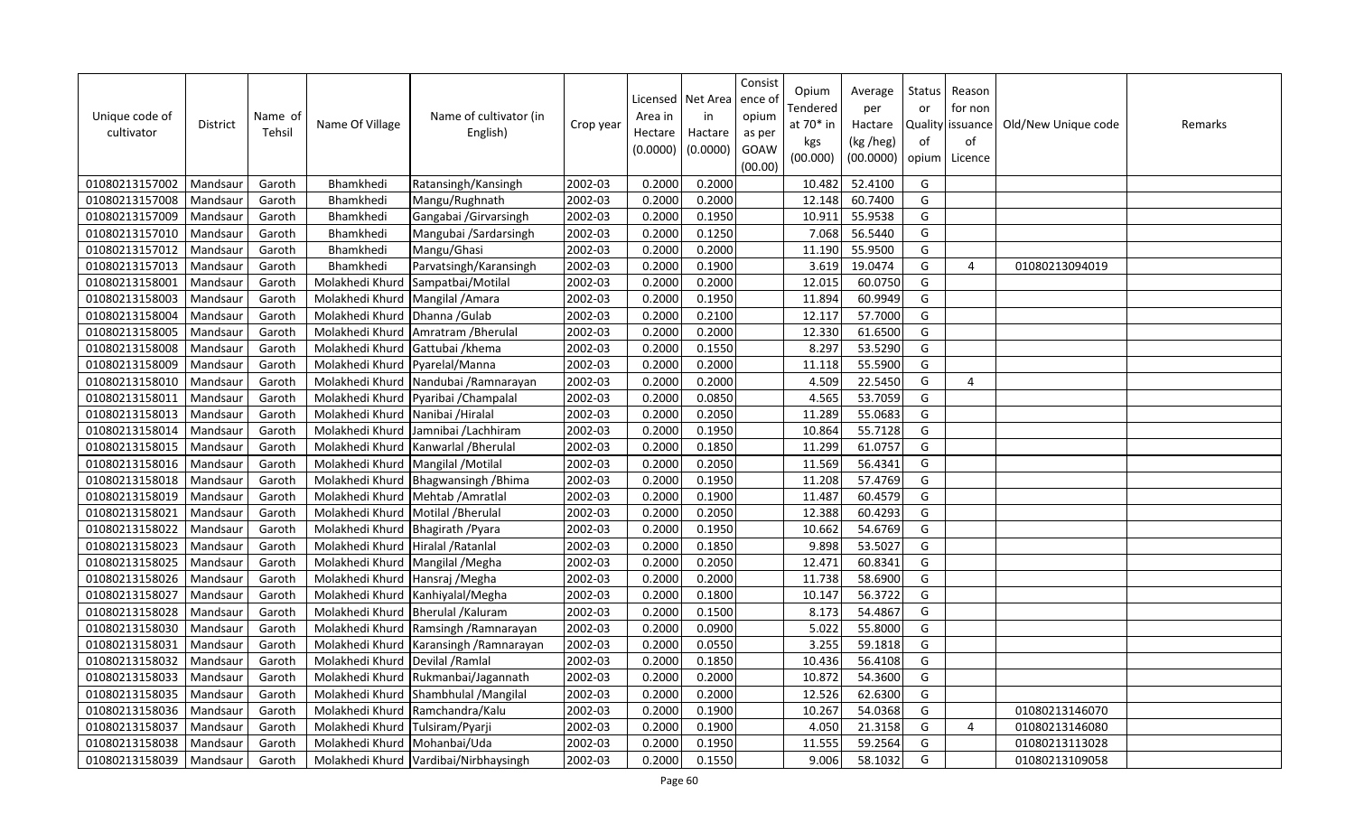| Unique code of cultivator | District | Name of Tehsil | Name Of Village | Name of cultivator (in English) | Crop year | Licensed Area in Hectare (0.0000) | Net Area in Hactare (0.0000) | Consistence of opium as per GOAW (00.00) | Opium Tendered at 70* in kgs (00.000) | Average per Hactare (kg /heg) (00.0000) | Status or Quality of opium | Reason for non issuance of Licence | Old/New Unique code | Remarks |
|---|---|---|---|---|---|---|---|---|---|---|---|---|---|---|
| 01080213157002 | Mandsaur | Garoth | Bhamkhedi | Ratansingh/Kansingh | 2002-03 | 0.2000 | 0.2000 | | 10.482 | 52.4100 | G | | | |
| 01080213157008 | Mandsaur | Garoth | Bhamkhedi | Mangu/Rughnath | 2002-03 | 0.2000 | 0.2000 | | 12.148 | 60.7400 | G | | | |
| 01080213157009 | Mandsaur | Garoth | Bhamkhedi | Gangabai /Girvarsingh | 2002-03 | 0.2000 | 0.1950 | | 10.911 | 55.9538 | G | | | |
| 01080213157010 | Mandsaur | Garoth | Bhamkhedi | Mangubai /Sardarsingh | 2002-03 | 0.2000 | 0.1250 | | 7.068 | 56.5440 | G | | | |
| 01080213157012 | Mandsaur | Garoth | Bhamkhedi | Mangu/Ghasi | 2002-03 | 0.2000 | 0.2000 | | 11.190 | 55.9500 | G | | | |
| 01080213157013 | Mandsaur | Garoth | Bhamkhedi | Parvatsingh/Karansingh | 2002-03 | 0.2000 | 0.1900 | | 3.619 | 19.0474 | G | 4 | 01080213094019 | |
| 01080213158001 | Mandsaur | Garoth | Molakhedi Khurd | Sampatbai/Motilal | 2002-03 | 0.2000 | 0.2000 | | 12.015 | 60.0750 | G | | | |
| 01080213158003 | Mandsaur | Garoth | Molakhedi Khurd | Mangilal /Amara | 2002-03 | 0.2000 | 0.1950 | | 11.894 | 60.9949 | G | | | |
| 01080213158004 | Mandsaur | Garoth | Molakhedi Khurd | Dhanna /Gulab | 2002-03 | 0.2000 | 0.2100 | | 12.117 | 57.7000 | G | | | |
| 01080213158005 | Mandsaur | Garoth | Molakhedi Khurd | Amratram /Bherulal | 2002-03 | 0.2000 | 0.2000 | | 12.330 | 61.6500 | G | | | |
| 01080213158008 | Mandsaur | Garoth | Molakhedi Khurd | Gattubai /khema | 2002-03 | 0.2000 | 0.1550 | | 8.297 | 53.5290 | G | | | |
| 01080213158009 | Mandsaur | Garoth | Molakhedi Khurd | Pyarelal/Manna | 2002-03 | 0.2000 | 0.2000 | | 11.118 | 55.5900 | G | | | |
| 01080213158010 | Mandsaur | Garoth | Molakhedi Khurd | Nandubai /Ramnarayan | 2002-03 | 0.2000 | 0.2000 | | 4.509 | 22.5450 | G | 4 | | |
| 01080213158011 | Mandsaur | Garoth | Molakhedi Khurd | Pyaribai /Champalal | 2002-03 | 0.2000 | 0.0850 | | 4.565 | 53.7059 | G | | | |
| 01080213158013 | Mandsaur | Garoth | Molakhedi Khurd | Nanibai /Hiralal | 2002-03 | 0.2000 | 0.2050 | | 11.289 | 55.0683 | G | | | |
| 01080213158014 | Mandsaur | Garoth | Molakhedi Khurd | Jamnibai /Lachhiram | 2002-03 | 0.2000 | 0.1950 | | 10.864 | 55.7128 | G | | | |
| 01080213158015 | Mandsaur | Garoth | Molakhedi Khurd | Kanwarlal /Bherulal | 2002-03 | 0.2000 | 0.1850 | | 11.299 | 61.0757 | G | | | |
| 01080213158016 | Mandsaur | Garoth | Molakhedi Khurd | Mangilal /Motilal | 2002-03 | 0.2000 | 0.2050 | | 11.569 | 56.4341 | G | | | |
| 01080213158018 | Mandsaur | Garoth | Molakhedi Khurd | Bhagwansingh /Bhima | 2002-03 | 0.2000 | 0.1950 | | 11.208 | 57.4769 | G | | | |
| 01080213158019 | Mandsaur | Garoth | Molakhedi Khurd | Mehtab /Amratlal | 2002-03 | 0.2000 | 0.1900 | | 11.487 | 60.4579 | G | | | |
| 01080213158021 | Mandsaur | Garoth | Molakhedi Khurd | Motilal /Bherulal | 2002-03 | 0.2000 | 0.2050 | | 12.388 | 60.4293 | G | | | |
| 01080213158022 | Mandsaur | Garoth | Molakhedi Khurd | Bhagirath /Pyara | 2002-03 | 0.2000 | 0.1950 | | 10.662 | 54.6769 | G | | | |
| 01080213158023 | Mandsaur | Garoth | Molakhedi Khurd | Hiralal /Ratanlal | 2002-03 | 0.2000 | 0.1850 | | 9.898 | 53.5027 | G | | | |
| 01080213158025 | Mandsaur | Garoth | Molakhedi Khurd | Mangilal /Megha | 2002-03 | 0.2000 | 0.2050 | | 12.471 | 60.8341 | G | | | |
| 01080213158026 | Mandsaur | Garoth | Molakhedi Khurd | Hansraj /Megha | 2002-03 | 0.2000 | 0.2000 | | 11.738 | 58.6900 | G | | | |
| 01080213158027 | Mandsaur | Garoth | Molakhedi Khurd | Kanhiyalal/Megha | 2002-03 | 0.2000 | 0.1800 | | 10.147 | 56.3722 | G | | | |
| 01080213158028 | Mandsaur | Garoth | Molakhedi Khurd | Bherulal /Kaluram | 2002-03 | 0.2000 | 0.1500 | | 8.173 | 54.4867 | G | | | |
| 01080213158030 | Mandsaur | Garoth | Molakhedi Khurd | Ramsingh /Ramnarayan | 2002-03 | 0.2000 | 0.0900 | | 5.022 | 55.8000 | G | | | |
| 01080213158031 | Mandsaur | Garoth | Molakhedi Khurd | Karansingh /Ramnarayan | 2002-03 | 0.2000 | 0.0550 | | 3.255 | 59.1818 | G | | | |
| 01080213158032 | Mandsaur | Garoth | Molakhedi Khurd | Devilal /Ramlal | 2002-03 | 0.2000 | 0.1850 | | 10.436 | 56.4108 | G | | | |
| 01080213158033 | Mandsaur | Garoth | Molakhedi Khurd | Rukmanbai/Jagannath | 2002-03 | 0.2000 | 0.2000 | | 10.872 | 54.3600 | G | | | |
| 01080213158035 | Mandsaur | Garoth | Molakhedi Khurd | Shambhulal /Mangilal | 2002-03 | 0.2000 | 0.2000 | | 12.526 | 62.6300 | G | | | |
| 01080213158036 | Mandsaur | Garoth | Molakhedi Khurd | Ramchandra/Kalu | 2002-03 | 0.2000 | 0.1900 | | 10.267 | 54.0368 | G | | 01080213146070 | |
| 01080213158037 | Mandsaur | Garoth | Molakhedi Khurd | Tulsiram/Pyarji | 2002-03 | 0.2000 | 0.1900 | | 4.050 | 21.3158 | G | 4 | 01080213146080 | |
| 01080213158038 | Mandsaur | Garoth | Molakhedi Khurd | Mohanbai/Uda | 2002-03 | 0.2000 | 0.1950 | | 11.555 | 59.2564 | G | | 01080213113028 | |
| 01080213158039 | Mandsaur | Garoth | Molakhedi Khurd | Vardibai/Nirbhaysingh | 2002-03 | 0.2000 | 0.1550 | | 9.006 | 58.1032 | G | | 01080213109058 | |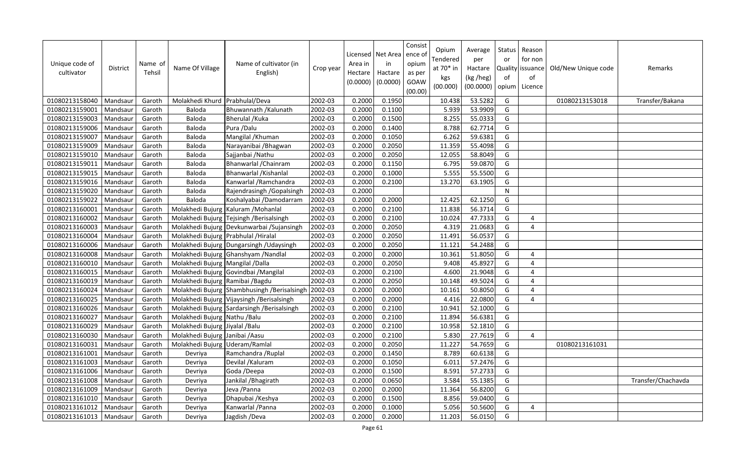| Unique code of cultivator | District | Name of Tehsil | Name Of Village | Name of cultivator (in English) | Crop year | Licensed Area in Hectare (0.0000) | Net Area in Hactare (0.0000) | Consistence of opium as per GOAW (00.00) | Opium Tendered at 70* in kgs (00.000) | Average per Hactare (kg /heg) (00.0000) | Status or Quality of opium | Reason for non issuance of Licence | Old/New Unique code | Remarks |
|---|---|---|---|---|---|---|---|---|---|---|---|---|---|---|
| 01080213158040 | Mandsaur | Garoth | Molakhedi Khurd | Prabhulal/Deva | 2002-03 | 0.2000 | 0.1950 | | 10.438 | 53.5282 | G | | 01080213153018 | Transfer/Bakana |
| 01080213159001 | Mandsaur | Garoth | Baloda | Bhuwannath /Kalunath | 2002-03 | 0.2000 | 0.1100 | | 5.939 | 53.9909 | G | | | |
| 01080213159003 | Mandsaur | Garoth | Baloda | Bherulal /Kuka | 2002-03 | 0.2000 | 0.1500 | | 8.255 | 55.0333 | G | | | |
| 01080213159006 | Mandsaur | Garoth | Baloda | Pura /Dalu | 2002-03 | 0.2000 | 0.1400 | | 8.788 | 62.7714 | G | | | |
| 01080213159007 | Mandsaur | Garoth | Baloda | Mangilal /Khuman | 2002-03 | 0.2000 | 0.1050 | | 6.262 | 59.6381 | G | | | |
| 01080213159009 | Mandsaur | Garoth | Baloda | Narayanibai /Bhagwan | 2002-03 | 0.2000 | 0.2050 | | 11.359 | 55.4098 | G | | | |
| 01080213159010 | Mandsaur | Garoth | Baloda | Sajjanbai /Nathu | 2002-03 | 0.2000 | 0.2050 | | 12.055 | 58.8049 | G | | | |
| 01080213159011 | Mandsaur | Garoth | Baloda | Bhanwarlal /Chainram | 2002-03 | 0.2000 | 0.1150 | | 6.795 | 59.0870 | G | | | |
| 01080213159015 | Mandsaur | Garoth | Baloda | Bhanwarlal /Kishanlal | 2002-03 | 0.2000 | 0.1000 | | 5.555 | 55.5500 | G | | | |
| 01080213159016 | Mandsaur | Garoth | Baloda | Kanwarlal /Ramchandra | 2002-03 | 0.2000 | 0.2100 | | 13.270 | 63.1905 | G | | | |
| 01080213159020 | Mandsaur | Garoth | Baloda | Rajendrasingh /Gopalsingh | 2002-03 | 0.2000 | | | | | N | | | |
| 01080213159022 | Mandsaur | Garoth | Baloda | Koshalyabai /Damodarram | 2002-03 | 0.2000 | 0.2000 | | 12.425 | 62.1250 | G | | | |
| 01080213160001 | Mandsaur | Garoth | Molakhedi Bujurg | Kaluram /Mohanlal | 2002-03 | 0.2000 | 0.2100 | | 11.838 | 56.3714 | G | | | |
| 01080213160002 | Mandsaur | Garoth | Molakhedi Bujurg | Tejsingh /Berisalsingh | 2002-03 | 0.2000 | 0.2100 | | 10.024 | 47.7333 | G | 4 | | |
| 01080213160003 | Mandsaur | Garoth | Molakhedi Bujurg | Devkunwarbai /Sujansingh | 2002-03 | 0.2000 | 0.2050 | | 4.319 | 21.0683 | G | 4 | | |
| 01080213160004 | Mandsaur | Garoth | Molakhedi Bujurg | Prabhulal /Hiralal | 2002-03 | 0.2000 | 0.2050 | | 11.491 | 56.0537 | G | | | |
| 01080213160006 | Mandsaur | Garoth | Molakhedi Bujurg | Dungarsingh /Udaysingh | 2002-03 | 0.2000 | 0.2050 | | 11.121 | 54.2488 | G | | | |
| 01080213160008 | Mandsaur | Garoth | Molakhedi Bujurg | Ghanshyam /Nandlal | 2002-03 | 0.2000 | 0.2000 | | 10.361 | 51.8050 | G | 4 | | |
| 01080213160010 | Mandsaur | Garoth | Molakhedi Bujurg | Mangilal /Dalla | 2002-03 | 0.2000 | 0.2050 | | 9.408 | 45.8927 | G | 4 | | |
| 01080213160015 | Mandsaur | Garoth | Molakhedi Bujurg | Govindbai /Mangilal | 2002-03 | 0.2000 | 0.2100 | | 4.600 | 21.9048 | G | 4 | | |
| 01080213160019 | Mandsaur | Garoth | Molakhedi Bujurg | Ramibai /Bagdu | 2002-03 | 0.2000 | 0.2050 | | 10.148 | 49.5024 | G | 4 | | |
| 01080213160024 | Mandsaur | Garoth | Molakhedi Bujurg | Shambhusingh /Berisalsingh | 2002-03 | 0.2000 | 0.2000 | | 10.161 | 50.8050 | G | 4 | | |
| 01080213160025 | Mandsaur | Garoth | Molakhedi Bujurg | Vijaysingh /Berisalsingh | 2002-03 | 0.2000 | 0.2000 | | 4.416 | 22.0800 | G | 4 | | |
| 01080213160026 | Mandsaur | Garoth | Molakhedi Bujurg | Sardarsingh /Berisalsingh | 2002-03 | 0.2000 | 0.2100 | | 10.941 | 52.1000 | G | | | |
| 01080213160027 | Mandsaur | Garoth | Molakhedi Bujurg | Nathu /Balu | 2002-03 | 0.2000 | 0.2100 | | 11.894 | 56.6381 | G | | | |
| 01080213160029 | Mandsaur | Garoth | Molakhedi Bujurg | Jiyalal /Balu | 2002-03 | 0.2000 | 0.2100 | | 10.958 | 52.1810 | G | | | |
| 01080213160030 | Mandsaur | Garoth | Molakhedi Bujurg | Janibai /Aasu | 2002-03 | 0.2000 | 0.2100 | | 5.830 | 27.7619 | G | 4 | | |
| 01080213160031 | Mandsaur | Garoth | Molakhedi Bujurg | Uderam/Ramlal | 2002-03 | 0.2000 | 0.2050 | | 11.227 | 54.7659 | G | | 01080213161031 | |
| 01080213161001 | Mandsaur | Garoth | Devriya | Ramchandra /Ruplal | 2002-03 | 0.2000 | 0.1450 | | 8.789 | 60.6138 | G | | | |
| 01080213161003 | Mandsaur | Garoth | Devriya | Devilal /Kaluram | 2002-03 | 0.2000 | 0.1050 | | 6.011 | 57.2476 | G | | | |
| 01080213161006 | Mandsaur | Garoth | Devriya | Goda /Deepa | 2002-03 | 0.2000 | 0.1500 | | 8.591 | 57.2733 | G | | | |
| 01080213161008 | Mandsaur | Garoth | Devriya | Jankilal /Bhagirath | 2002-03 | 0.2000 | 0.0650 | | 3.584 | 55.1385 | G | | | Transfer/Chachavda |
| 01080213161009 | Mandsaur | Garoth | Devriya | Jeva /Panna | 2002-03 | 0.2000 | 0.2000 | | 11.364 | 56.8200 | G | | | |
| 01080213161010 | Mandsaur | Garoth | Devriya | Dhapubai /Keshya | 2002-03 | 0.2000 | 0.1500 | | 8.856 | 59.0400 | G | | | |
| 01080213161012 | Mandsaur | Garoth | Devriya | Kanwarlal /Panna | 2002-03 | 0.2000 | 0.1000 | | 5.056 | 50.5600 | G | 4 | | |
| 01080213161013 | Mandsaur | Garoth | Devriya | Jagdish /Deva | 2002-03 | 0.2000 | 0.2000 | | 11.203 | 56.0150 | G | | | |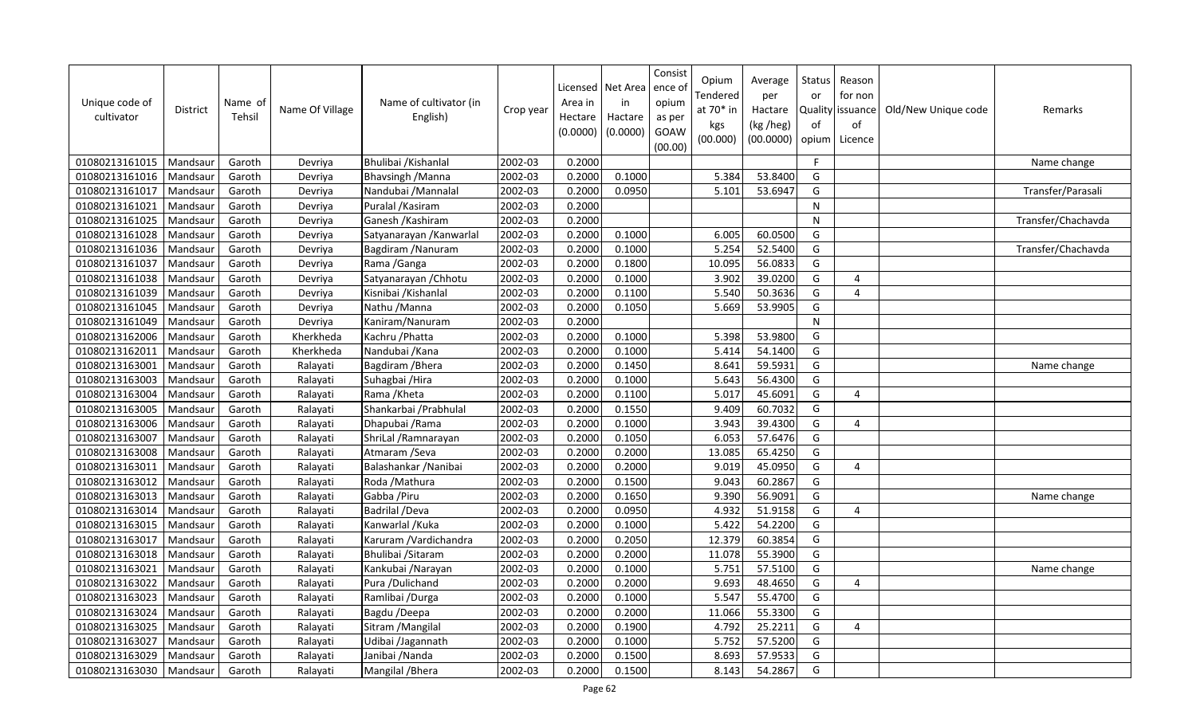| Unique code of cultivator | District | Name of Tehsil | Name Of Village | Name of cultivator (in English) | Crop year | Licensed Area in Hectare (0.0000) | Net Area in Hactare (0.0000) | Consistence of opium as per GOAW (00.00) | Opium Tendered at 70* in kgs (00.000) | Average per Hactare (kg /heg) (00.0000) | Status or Quality of opium | Reason for non issuance of Licence | Old/New Unique code | Remarks |
|---|---|---|---|---|---|---|---|---|---|---|---|---|---|---|
| 01080213161015 | Mandsaur | Garoth | Devriya | Bhulibai /Kishanlal | 2002-03 | 0.2000 | | | | | F | | | Name change |
| 01080213161016 | Mandsaur | Garoth | Devriya | Bhavsingh /Manna | 2002-03 | 0.2000 | 0.1000 | | 5.384 | 53.8400 | G | | | |
| 01080213161017 | Mandsaur | Garoth | Devriya | Nandubai /Mannalal | 2002-03 | 0.2000 | 0.0950 | | 5.101 | 53.6947 | G | | | Transfer/Parasali |
| 01080213161021 | Mandsaur | Garoth | Devriya | Puralal /Kasiram | 2002-03 | 0.2000 | | | | | N | | | |
| 01080213161025 | Mandsaur | Garoth | Devriya | Ganesh /Kashiram | 2002-03 | 0.2000 | | | | | N | | | Transfer/Chachavda |
| 01080213161028 | Mandsaur | Garoth | Devriya | Satyanarayan /Kanwarlal | 2002-03 | 0.2000 | 0.1000 | | 6.005 | 60.0500 | G | | | |
| 01080213161036 | Mandsaur | Garoth | Devriya | Bagdiram /Nanuram | 2002-03 | 0.2000 | 0.1000 | | 5.254 | 52.5400 | G | | | Transfer/Chachavda |
| 01080213161037 | Mandsaur | Garoth | Devriya | Rama /Ganga | 2002-03 | 0.2000 | 0.1800 | | 10.095 | 56.0833 | G | | | |
| 01080213161038 | Mandsaur | Garoth | Devriya | Satyanarayan /Chhotu | 2002-03 | 0.2000 | 0.1000 | | 3.902 | 39.0200 | G | 4 | | |
| 01080213161039 | Mandsaur | Garoth | Devriya | Kisnibai /Kishanlal | 2002-03 | 0.2000 | 0.1100 | | 5.540 | 50.3636 | G | 4 | | |
| 01080213161045 | Mandsaur | Garoth | Devriya | Nathu /Manna | 2002-03 | 0.2000 | 0.1050 | | 5.669 | 53.9905 | G | | | |
| 01080213161049 | Mandsaur | Garoth | Devriya | Kaniram/Nanuram | 2002-03 | 0.2000 | | | | | N | | | |
| 01080213162006 | Mandsaur | Garoth | Kherkheda | Kachru /Phatta | 2002-03 | 0.2000 | 0.1000 | | 5.398 | 53.9800 | G | | | |
| 01080213162011 | Mandsaur | Garoth | Kherkheda | Nandubai /Kana | 2002-03 | 0.2000 | 0.1000 | | 5.414 | 54.1400 | G | | | |
| 01080213163001 | Mandsaur | Garoth | Ralayati | Bagdiram /Bhera | 2002-03 | 0.2000 | 0.1450 | | 8.641 | 59.5931 | G | | | Name change |
| 01080213163003 | Mandsaur | Garoth | Ralayati | Suhagbai /Hira | 2002-03 | 0.2000 | 0.1000 | | 5.643 | 56.4300 | G | | | |
| 01080213163004 | Mandsaur | Garoth | Ralayati | Rama /Kheta | 2002-03 | 0.2000 | 0.1100 | | 5.017 | 45.6091 | G | 4 | | |
| 01080213163005 | Mandsaur | Garoth | Ralayati | Shankarbai /Prabhulal | 2002-03 | 0.2000 | 0.1550 | | 9.409 | 60.7032 | G | | | |
| 01080213163006 | Mandsaur | Garoth | Ralayati | Dhapubai /Rama | 2002-03 | 0.2000 | 0.1000 | | 3.943 | 39.4300 | G | 4 | | |
| 01080213163007 | Mandsaur | Garoth | Ralayati | ShriLal /Ramnarayan | 2002-03 | 0.2000 | 0.1050 | | 6.053 | 57.6476 | G | | | |
| 01080213163008 | Mandsaur | Garoth | Ralayati | Atmaram /Seva | 2002-03 | 0.2000 | 0.2000 | | 13.085 | 65.4250 | G | | | |
| 01080213163011 | Mandsaur | Garoth | Ralayati | Balashankar /Nanibai | 2002-03 | 0.2000 | 0.2000 | | 9.019 | 45.0950 | G | 4 | | |
| 01080213163012 | Mandsaur | Garoth | Ralayati | Roda /Mathura | 2002-03 | 0.2000 | 0.1500 | | 9.043 | 60.2867 | G | | | |
| 01080213163013 | Mandsaur | Garoth | Ralayati | Gabba /Piru | 2002-03 | 0.2000 | 0.1650 | | 9.390 | 56.9091 | G | | | Name change |
| 01080213163014 | Mandsaur | Garoth | Ralayati | Badrilal /Deva | 2002-03 | 0.2000 | 0.0950 | | 4.932 | 51.9158 | G | 4 | | |
| 01080213163015 | Mandsaur | Garoth | Ralayati | Kanwarlal /Kuka | 2002-03 | 0.2000 | 0.1000 | | 5.422 | 54.2200 | G | | | |
| 01080213163017 | Mandsaur | Garoth | Ralayati | Karuram /Vardichandra | 2002-03 | 0.2000 | 0.2050 | | 12.379 | 60.3854 | G | | | |
| 01080213163018 | Mandsaur | Garoth | Ralayati | Bhulibai /Sitaram | 2002-03 | 0.2000 | 0.2000 | | 11.078 | 55.3900 | G | | | |
| 01080213163021 | Mandsaur | Garoth | Ralayati | Kankubai /Narayan | 2002-03 | 0.2000 | 0.1000 | | 5.751 | 57.5100 | G | | | Name change |
| 01080213163022 | Mandsaur | Garoth | Ralayati | Pura /Dulichand | 2002-03 | 0.2000 | 0.2000 | | 9.693 | 48.4650 | G | 4 | | |
| 01080213163023 | Mandsaur | Garoth | Ralayati | Ramlibai /Durga | 2002-03 | 0.2000 | 0.1000 | | 5.547 | 55.4700 | G | | | |
| 01080213163024 | Mandsaur | Garoth | Ralayati | Bagdu /Deepa | 2002-03 | 0.2000 | 0.2000 | | 11.066 | 55.3300 | G | | | |
| 01080213163025 | Mandsaur | Garoth | Ralayati | Sitram /Mangilal | 2002-03 | 0.2000 | 0.1900 | | 4.792 | 25.2211 | G | 4 | | |
| 01080213163027 | Mandsaur | Garoth | Ralayati | Udibai /Jagannath | 2002-03 | 0.2000 | 0.1000 | | 5.752 | 57.5200 | G | | | |
| 01080213163029 | Mandsaur | Garoth | Ralayati | Janibai /Nanda | 2002-03 | 0.2000 | 0.1500 | | 8.693 | 57.9533 | G | | | |
| 01080213163030 | Mandsaur | Garoth | Ralayati | Mangilal /Bhera | 2002-03 | 0.2000 | 0.1500 | | 8.143 | 54.2867 | G | | | |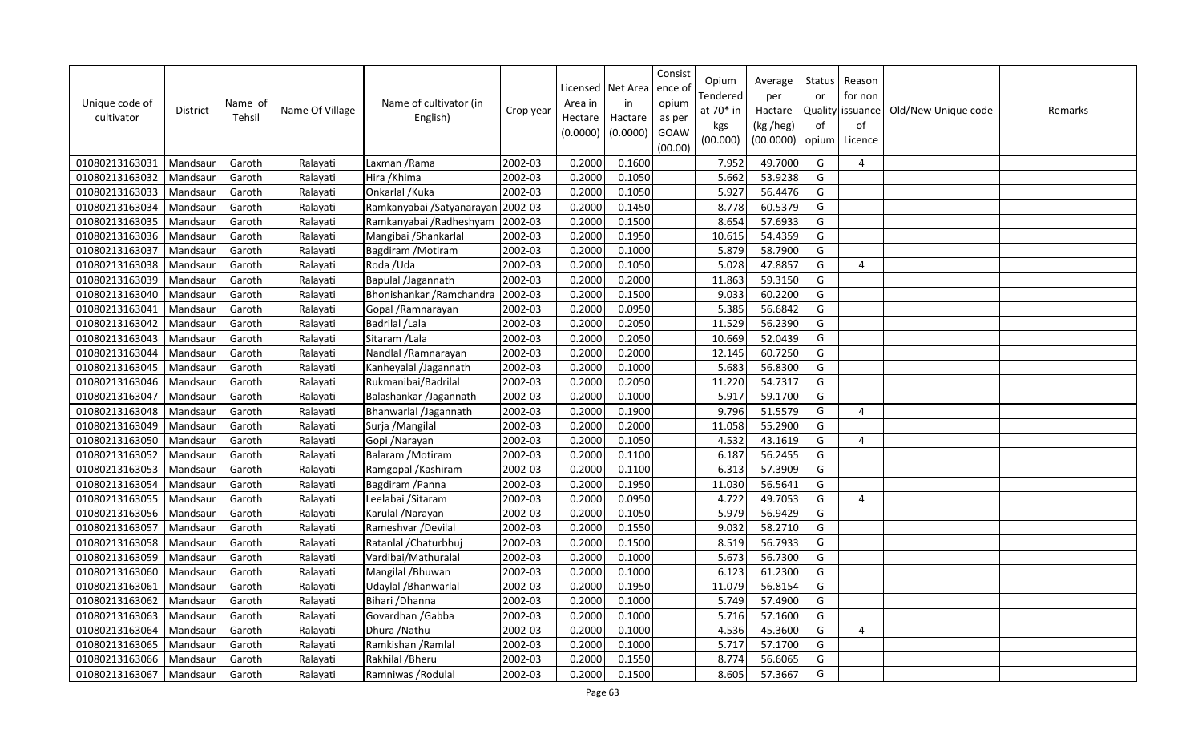| Unique code of cultivator | District | Name of Tehsil | Name Of Village | Name of cultivator (in English) | Crop year | Licensed Area in Hectare (0.0000) | Net Area in Hactare (0.0000) | Consistence of opium as per GOAW (00.00) | Opium Tendered at 70* in kgs (00.000) | Average per Hactare (kg /heg) (00.0000) | Status or Quality of opium | Reason for non issuance of Licence | Old/New Unique code | Remarks |
|---|---|---|---|---|---|---|---|---|---|---|---|---|---|---|
| 01080213163031 | Mandsaur | Garoth | Ralayati | Laxman /Rama | 2002-03 | 0.2000 | 0.1600 | | 7.952 | 49.7000 | G | 4 | | |
| 01080213163032 | Mandsaur | Garoth | Ralayati | Hira /Khima | 2002-03 | 0.2000 | 0.1050 | | 5.662 | 53.9238 | G | | | |
| 01080213163033 | Mandsaur | Garoth | Ralayati | Onkarlal /Kuka | 2002-03 | 0.2000 | 0.1050 | | 5.927 | 56.4476 | G | | | |
| 01080213163034 | Mandsaur | Garoth | Ralayati | Ramkanyabai /Satyanarayan | 2002-03 | 0.2000 | 0.1450 | | 8.778 | 60.5379 | G | | | |
| 01080213163035 | Mandsaur | Garoth | Ralayati | Ramkanyabai /Radheshyam | 2002-03 | 0.2000 | 0.1500 | | 8.654 | 57.6933 | G | | | |
| 01080213163036 | Mandsaur | Garoth | Ralayati | Mangibai /Shankarlal | 2002-03 | 0.2000 | 0.1950 | | 10.615 | 54.4359 | G | | | |
| 01080213163037 | Mandsaur | Garoth | Ralayati | Bagdiram /Motiram | 2002-03 | 0.2000 | 0.1000 | | 5.879 | 58.7900 | G | | | |
| 01080213163038 | Mandsaur | Garoth | Ralayati | Roda /Uda | 2002-03 | 0.2000 | 0.1050 | | 5.028 | 47.8857 | G | 4 | | |
| 01080213163039 | Mandsaur | Garoth | Ralayati | Bapulal /Jagannath | 2002-03 | 0.2000 | 0.2000 | | 11.863 | 59.3150 | G | | | |
| 01080213163040 | Mandsaur | Garoth | Ralayati | Bhonishankar /Ramchandra | 2002-03 | 0.2000 | 0.1500 | | 9.033 | 60.2200 | G | | | |
| 01080213163041 | Mandsaur | Garoth | Ralayati | Gopal /Ramnarayan | 2002-03 | 0.2000 | 0.0950 | | 5.385 | 56.6842 | G | | | |
| 01080213163042 | Mandsaur | Garoth | Ralayati | Badrilal /Lala | 2002-03 | 0.2000 | 0.2050 | | 11.529 | 56.2390 | G | | | |
| 01080213163043 | Mandsaur | Garoth | Ralayati | Sitaram /Lala | 2002-03 | 0.2000 | 0.2050 | | 10.669 | 52.0439 | G | | | |
| 01080213163044 | Mandsaur | Garoth | Ralayati | Nandlal /Ramnarayan | 2002-03 | 0.2000 | 0.2000 | | 12.145 | 60.7250 | G | | | |
| 01080213163045 | Mandsaur | Garoth | Ralayati | Kanheyalal /Jagannath | 2002-03 | 0.2000 | 0.1000 | | 5.683 | 56.8300 | G | | | |
| 01080213163046 | Mandsaur | Garoth | Ralayati | Rukmanibai/Badrilal | 2002-03 | 0.2000 | 0.2050 | | 11.220 | 54.7317 | G | | | |
| 01080213163047 | Mandsaur | Garoth | Ralayati | Balashankar /Jagannath | 2002-03 | 0.2000 | 0.1000 | | 5.917 | 59.1700 | G | | | |
| 01080213163048 | Mandsaur | Garoth | Ralayati | Bhanwarlal /Jagannath | 2002-03 | 0.2000 | 0.1900 | | 9.796 | 51.5579 | G | 4 | | |
| 01080213163049 | Mandsaur | Garoth | Ralayati | Surja /Mangilal | 2002-03 | 0.2000 | 0.2000 | | 11.058 | 55.2900 | G | | | |
| 01080213163050 | Mandsaur | Garoth | Ralayati | Gopi /Narayan | 2002-03 | 0.2000 | 0.1050 | | 4.532 | 43.1619 | G | 4 | | |
| 01080213163052 | Mandsaur | Garoth | Ralayati | Balaram /Motiram | 2002-03 | 0.2000 | 0.1100 | | 6.187 | 56.2455 | G | | | |
| 01080213163053 | Mandsaur | Garoth | Ralayati | Ramgopal /Kashiram | 2002-03 | 0.2000 | 0.1100 | | 6.313 | 57.3909 | G | | | |
| 01080213163054 | Mandsaur | Garoth | Ralayati | Bagdiram /Panna | 2002-03 | 0.2000 | 0.1950 | | 11.030 | 56.5641 | G | | | |
| 01080213163055 | Mandsaur | Garoth | Ralayati | Leelabai /Sitaram | 2002-03 | 0.2000 | 0.0950 | | 4.722 | 49.7053 | G | 4 | | |
| 01080213163056 | Mandsaur | Garoth | Ralayati | Karulal /Narayan | 2002-03 | 0.2000 | 0.1050 | | 5.979 | 56.9429 | G | | | |
| 01080213163057 | Mandsaur | Garoth | Ralayati | Rameshvar /Devilal | 2002-03 | 0.2000 | 0.1550 | | 9.032 | 58.2710 | G | | | |
| 01080213163058 | Mandsaur | Garoth | Ralayati | Ratanlal /Chaturbhuj | 2002-03 | 0.2000 | 0.1500 | | 8.519 | 56.7933 | G | | | |
| 01080213163059 | Mandsaur | Garoth | Ralayati | Vardibai/Mathuralal | 2002-03 | 0.2000 | 0.1000 | | 5.673 | 56.7300 | G | | | |
| 01080213163060 | Mandsaur | Garoth | Ralayati | Mangilal /Bhuwan | 2002-03 | 0.2000 | 0.1000 | | 6.123 | 61.2300 | G | | | |
| 01080213163061 | Mandsaur | Garoth | Ralayati | Udaylal /Bhanwarlal | 2002-03 | 0.2000 | 0.1950 | | 11.079 | 56.8154 | G | | | |
| 01080213163062 | Mandsaur | Garoth | Ralayati | Bihari /Dhanna | 2002-03 | 0.2000 | 0.1000 | | 5.749 | 57.4900 | G | | | |
| 01080213163063 | Mandsaur | Garoth | Ralayati | Govardhan /Gabba | 2002-03 | 0.2000 | 0.1000 | | 5.716 | 57.1600 | G | | | |
| 01080213163064 | Mandsaur | Garoth | Ralayati | Dhura /Nathu | 2002-03 | 0.2000 | 0.1000 | | 4.536 | 45.3600 | G | 4 | | |
| 01080213163065 | Mandsaur | Garoth | Ralayati | Ramkishan /Ramlal | 2002-03 | 0.2000 | 0.1000 | | 5.717 | 57.1700 | G | | | |
| 01080213163066 | Mandsaur | Garoth | Ralayati | Rakhilal /Bheru | 2002-03 | 0.2000 | 0.1550 | | 8.774 | 56.6065 | G | | | |
| 01080213163067 | Mandsaur | Garoth | Ralayati | Ramniwas /Rodulal | 2002-03 | 0.2000 | 0.1500 | | 8.605 | 57.3667 | G | | | |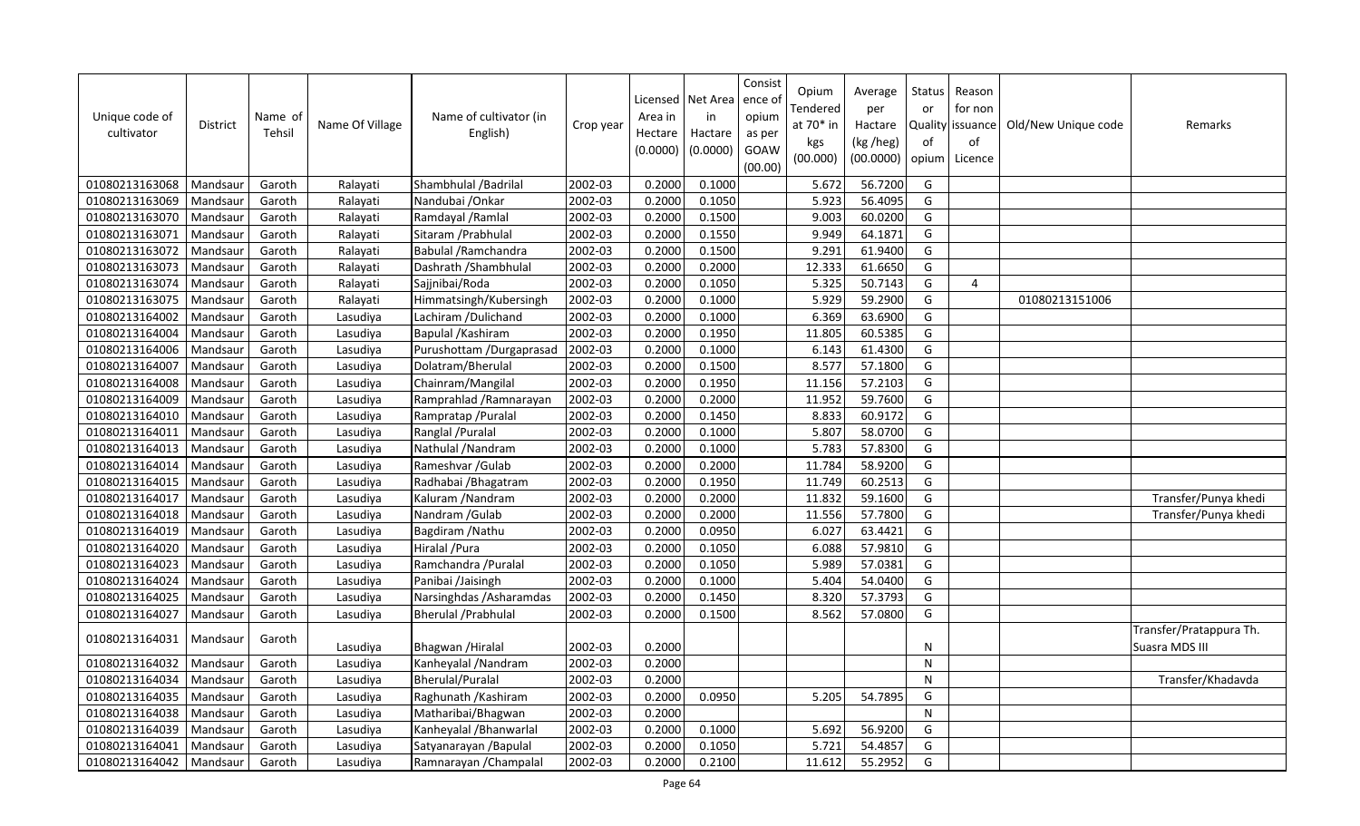| Unique code of cultivator | District | Name of Tehsil | Name Of Village | Name of cultivator (in English) | Crop year | Licensed Area in Hectare (0.0000) | Net Area in Hactare (0.0000) | Consistence of opium as per GOAW (00.00) | Opium Tendered at 70* in kgs (00.000) | Average per Hactare (kg /heg) (00.0000) | Status or Quality of opium | Reason for non issuance of Licence | Old/New Unique code | Remarks |
|---|---|---|---|---|---|---|---|---|---|---|---|---|---|---|
| 01080213163068 | Mandsaur | Garoth | Ralayati | Shambhulal /Badrilal | 2002-03 | 0.2000 | 0.1000 | | 5.672 | 56.7200 | G | | | |
| 01080213163069 | Mandsaur | Garoth | Ralayati | Nandubai /Onkar | 2002-03 | 0.2000 | 0.1050 | | 5.923 | 56.4095 | G | | | |
| 01080213163070 | Mandsaur | Garoth | Ralayati | Ramdayal /Ramlal | 2002-03 | 0.2000 | 0.1500 | | 9.003 | 60.0200 | G | | | |
| 01080213163071 | Mandsaur | Garoth | Ralayati | Sitaram /Prabhulal | 2002-03 | 0.2000 | 0.1550 | | 9.949 | 64.1871 | G | | | |
| 01080213163072 | Mandsaur | Garoth | Ralayati | Babulal /Ramchandra | 2002-03 | 0.2000 | 0.1500 | | 9.291 | 61.9400 | G | | | |
| 01080213163073 | Mandsaur | Garoth | Ralayati | Dashrath /Shambhulal | 2002-03 | 0.2000 | 0.2000 | | 12.333 | 61.6650 | G | | | |
| 01080213163074 | Mandsaur | Garoth | Ralayati | Sajjnibai/Roda | 2002-03 | 0.2000 | 0.1050 | | 5.325 | 50.7143 | G | 4 | | |
| 01080213163075 | Mandsaur | Garoth | Ralayati | Himmatsingh/Kubersingh | 2002-03 | 0.2000 | 0.1000 | | 5.929 | 59.2900 | G | | 01080213151006 | |
| 01080213164002 | Mandsaur | Garoth | Lasudiya | Lachiram /Dulichand | 2002-03 | 0.2000 | 0.1000 | | 6.369 | 63.6900 | G | | | |
| 01080213164004 | Mandsaur | Garoth | Lasudiya | Bapulal /Kashiram | 2002-03 | 0.2000 | 0.1950 | | 11.805 | 60.5385 | G | | | |
| 01080213164006 | Mandsaur | Garoth | Lasudiya | Purushottam /Durgaprasad | 2002-03 | 0.2000 | 0.1000 | | 6.143 | 61.4300 | G | | | |
| 01080213164007 | Mandsaur | Garoth | Lasudiya | Dolatram/Bherulal | 2002-03 | 0.2000 | 0.1500 | | 8.577 | 57.1800 | G | | | |
| 01080213164008 | Mandsaur | Garoth | Lasudiya | Chainram/Mangilal | 2002-03 | 0.2000 | 0.1950 | | 11.156 | 57.2103 | G | | | |
| 01080213164009 | Mandsaur | Garoth | Lasudiya | Ramprahlad /Ramnarayan | 2002-03 | 0.2000 | 0.2000 | | 11.952 | 59.7600 | G | | | |
| 01080213164010 | Mandsaur | Garoth | Lasudiya | Rampratap /Puralal | 2002-03 | 0.2000 | 0.1450 | | 8.833 | 60.9172 | G | | | |
| 01080213164011 | Mandsaur | Garoth | Lasudiya | Ranglal /Puralal | 2002-03 | 0.2000 | 0.1000 | | 5.807 | 58.0700 | G | | | |
| 01080213164013 | Mandsaur | Garoth | Lasudiya | Nathulal /Nandram | 2002-03 | 0.2000 | 0.1000 | | 5.783 | 57.8300 | G | | | |
| 01080213164014 | Mandsaur | Garoth | Lasudiya | Rameshvar /Gulab | 2002-03 | 0.2000 | 0.2000 | | 11.784 | 58.9200 | G | | | |
| 01080213164015 | Mandsaur | Garoth | Lasudiya | Radhabai /Bhagatram | 2002-03 | 0.2000 | 0.1950 | | 11.749 | 60.2513 | G | | | |
| 01080213164017 | Mandsaur | Garoth | Lasudiya | Kaluram /Nandram | 2002-03 | 0.2000 | 0.2000 | | 11.832 | 59.1600 | G | | | Transfer/Punya khedi |
| 01080213164018 | Mandsaur | Garoth | Lasudiya | Nandram /Gulab | 2002-03 | 0.2000 | 0.2000 | | 11.556 | 57.7800 | G | | | Transfer/Punya khedi |
| 01080213164019 | Mandsaur | Garoth | Lasudiya | Bagdiram /Nathu | 2002-03 | 0.2000 | 0.0950 | | 6.027 | 63.4421 | G | | | |
| 01080213164020 | Mandsaur | Garoth | Lasudiya | Hiralal /Pura | 2002-03 | 0.2000 | 0.1050 | | 6.088 | 57.9810 | G | | | |
| 01080213164023 | Mandsaur | Garoth | Lasudiya | Ramchandra /Puralal | 2002-03 | 0.2000 | 0.1050 | | 5.989 | 57.0381 | G | | | |
| 01080213164024 | Mandsaur | Garoth | Lasudiya | Panibai /Jaisingh | 2002-03 | 0.2000 | 0.1000 | | 5.404 | 54.0400 | G | | | |
| 01080213164025 | Mandsaur | Garoth | Lasudiya | Narsinghdas /Asharamdas | 2002-03 | 0.2000 | 0.1450 | | 8.320 | 57.3793 | G | | | |
| 01080213164027 | Mandsaur | Garoth | Lasudiya | Bherulal /Prabhulal | 2002-03 | 0.2000 | 0.1500 | | 8.562 | 57.0800 | G | | | |
| 01080213164031 | Mandsaur | Garoth | Lasudiya | Bhagwan /Hiralal | 2002-03 | 0.2000 | | | | | N | | | Transfer/Pratappura Th. Suasra MDS III |
| 01080213164032 | Mandsaur | Garoth | Lasudiya | Kanheyalal /Nandram | 2002-03 | 0.2000 | | | | | N | | | |
| 01080213164034 | Mandsaur | Garoth | Lasudiya | Bherulal/Puralal | 2002-03 | 0.2000 | | | | | N | | | Transfer/Khadavda |
| 01080213164035 | Mandsaur | Garoth | Lasudiya | Raghunath /Kashiram | 2002-03 | 0.2000 | 0.0950 | | 5.205 | 54.7895 | G | | | |
| 01080213164038 | Mandsaur | Garoth | Lasudiya | Matharibai/Bhagwan | 2002-03 | 0.2000 | | | | | N | | | |
| 01080213164039 | Mandsaur | Garoth | Lasudiya | Kanheyalal /Bhanwarlal | 2002-03 | 0.2000 | 0.1000 | | 5.692 | 56.9200 | G | | | |
| 01080213164041 | Mandsaur | Garoth | Lasudiya | Satyanarayan /Bapulal | 2002-03 | 0.2000 | 0.1050 | | 5.721 | 54.4857 | G | | | |
| 01080213164042 | Mandsaur | Garoth | Lasudiya | Ramnarayan /Champalal | 2002-03 | 0.2000 | 0.2100 | | 11.612 | 55.2952 | G | | | |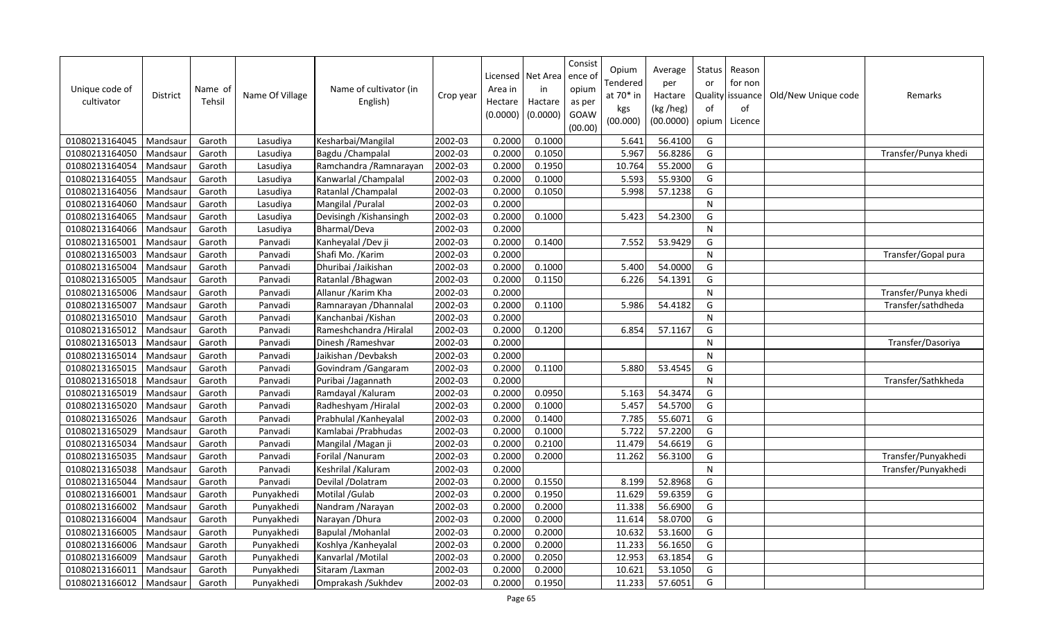| Unique code of cultivator | District | Name of Tehsil | Name Of Village | Name of cultivator (in English) | Crop year | Licensed Area in Hectare (0.0000) | Net Area in Hactare (0.0000) | Consistence of opium as per GOAW (00.00) | Opium Tendered at 70* in kgs (00.000) | Average per Hactare (kg /heg) (00.0000) | Status or Quality of opium | Reason for non issuance of Licence | Old/New Unique code | Remarks |
|---|---|---|---|---|---|---|---|---|---|---|---|---|---|---|
| 01080213164045 | Mandsaur | Garoth | Lasudiya | Kesharbai/Mangilal | 2002-03 | 0.2000 | 0.1000 | | 5.641 | 56.4100 | G | | | |
| 01080213164050 | Mandsaur | Garoth | Lasudiya | Bagdu /Champalal | 2002-03 | 0.2000 | 0.1050 | | 5.967 | 56.8286 | G | | | Transfer/Punya khedi |
| 01080213164054 | Mandsaur | Garoth | Lasudiya | Ramchandra /Ramnarayan | 2002-03 | 0.2000 | 0.1950 | | 10.764 | 55.2000 | G | | | |
| 01080213164055 | Mandsaur | Garoth | Lasudiya | Kanwarlal /Champalal | 2002-03 | 0.2000 | 0.1000 | | 5.593 | 55.9300 | G | | | |
| 01080213164056 | Mandsaur | Garoth | Lasudiya | Ratanlal /Champalal | 2002-03 | 0.2000 | 0.1050 | | 5.998 | 57.1238 | G | | | |
| 01080213164060 | Mandsaur | Garoth | Lasudiya | Mangilal /Puralal | 2002-03 | 0.2000 | | | | | N | | | |
| 01080213164065 | Mandsaur | Garoth | Lasudiya | Devisingh /Kishansingh | 2002-03 | 0.2000 | 0.1000 | | 5.423 | 54.2300 | G | | | |
| 01080213164066 | Mandsaur | Garoth | Lasudiya | Bharmal/Deva | 2002-03 | 0.2000 | | | | | N | | | |
| 01080213165001 | Mandsaur | Garoth | Panvadi | Kanheyalal /Dev ji | 2002-03 | 0.2000 | 0.1400 | | 7.552 | 53.9429 | G | | | |
| 01080213165003 | Mandsaur | Garoth | Panvadi | Shafi Mo. /Karim | 2002-03 | 0.2000 | | | | | N | | | Transfer/Gopal pura |
| 01080213165004 | Mandsaur | Garoth | Panvadi | Dhuribai /Jaikishan | 2002-03 | 0.2000 | 0.1000 | | 5.400 | 54.0000 | G | | | |
| 01080213165005 | Mandsaur | Garoth | Panvadi | Ratanlal /Bhagwan | 2002-03 | 0.2000 | 0.1150 | | 6.226 | 54.1391 | G | | | |
| 01080213165006 | Mandsaur | Garoth | Panvadi | Allanur /Karim Kha | 2002-03 | 0.2000 | | | | | N | | | Transfer/Punya khedi |
| 01080213165007 | Mandsaur | Garoth | Panvadi | Ramnarayan /Dhannalal | 2002-03 | 0.2000 | 0.1100 | | 5.986 | 54.4182 | G | | | Transfer/sathdheda |
| 01080213165010 | Mandsaur | Garoth | Panvadi | Kanchanbai /Kishan | 2002-03 | 0.2000 | | | | | N | | | |
| 01080213165012 | Mandsaur | Garoth | Panvadi | Rameshchandra /Hiralal | 2002-03 | 0.2000 | 0.1200 | | 6.854 | 57.1167 | G | | | |
| 01080213165013 | Mandsaur | Garoth | Panvadi | Dinesh /Rameshvar | 2002-03 | 0.2000 | | | | | N | | | Transfer/Dasoriya |
| 01080213165014 | Mandsaur | Garoth | Panvadi | Jaikishan /Devbaksh | 2002-03 | 0.2000 | | | | | N | | | |
| 01080213165015 | Mandsaur | Garoth | Panvadi | Govindram /Gangaram | 2002-03 | 0.2000 | 0.1100 | | 5.880 | 53.4545 | G | | | |
| 01080213165018 | Mandsaur | Garoth | Panvadi | Puribai /Jagannath | 2002-03 | 0.2000 | | | | | N | | | Transfer/Sathkheda |
| 01080213165019 | Mandsaur | Garoth | Panvadi | Ramdayal /Kaluram | 2002-03 | 0.2000 | 0.0950 | | 5.163 | 54.3474 | G | | | |
| 01080213165020 | Mandsaur | Garoth | Panvadi | Radheshyam /Hiralal | 2002-03 | 0.2000 | 0.1000 | | 5.457 | 54.5700 | G | | | |
| 01080213165026 | Mandsaur | Garoth | Panvadi | Prabhulal /Kanheyalal | 2002-03 | 0.2000 | 0.1400 | | 7.785 | 55.6071 | G | | | |
| 01080213165029 | Mandsaur | Garoth | Panvadi | Kamlabai /Prabhudas | 2002-03 | 0.2000 | 0.1000 | | 5.722 | 57.2200 | G | | | |
| 01080213165034 | Mandsaur | Garoth | Panvadi | Mangilal /Magan ji | 2002-03 | 0.2000 | 0.2100 | | 11.479 | 54.6619 | G | | | |
| 01080213165035 | Mandsaur | Garoth | Panvadi | Forilal /Nanuram | 2002-03 | 0.2000 | 0.2000 | | 11.262 | 56.3100 | G | | | Transfer/Punyakhedi |
| 01080213165038 | Mandsaur | Garoth | Panvadi | Keshrilal /Kaluram | 2002-03 | 0.2000 | | | | | N | | | Transfer/Punyakhedi |
| 01080213165044 | Mandsaur | Garoth | Panvadi | Devilal /Dolatram | 2002-03 | 0.2000 | 0.1550 | | 8.199 | 52.8968 | G | | | |
| 01080213166001 | Mandsaur | Garoth | Punyakhedi | Motilal /Gulab | 2002-03 | 0.2000 | 0.1950 | | 11.629 | 59.6359 | G | | | |
| 01080213166002 | Mandsaur | Garoth | Punyakhedi | Nandram /Narayan | 2002-03 | 0.2000 | 0.2000 | | 11.338 | 56.6900 | G | | | |
| 01080213166004 | Mandsaur | Garoth | Punyakhedi | Narayan /Dhura | 2002-03 | 0.2000 | 0.2000 | | 11.614 | 58.0700 | G | | | |
| 01080213166005 | Mandsaur | Garoth | Punyakhedi | Bapulal /Mohanlal | 2002-03 | 0.2000 | 0.2000 | | 10.632 | 53.1600 | G | | | |
| 01080213166006 | Mandsaur | Garoth | Punyakhedi | Koshlya /Kanheyalal | 2002-03 | 0.2000 | 0.2000 | | 11.233 | 56.1650 | G | | | |
| 01080213166009 | Mandsaur | Garoth | Punyakhedi | Kanvarlal /Motilal | 2002-03 | 0.2000 | 0.2050 | | 12.953 | 63.1854 | G | | | |
| 01080213166011 | Mandsaur | Garoth | Punyakhedi | Sitaram /Laxman | 2002-03 | 0.2000 | 0.2000 | | 10.621 | 53.1050 | G | | | |
| 01080213166012 | Mandsaur | Garoth | Punyakhedi | Omprakash /Sukhdev | 2002-03 | 0.2000 | 0.1950 | | 11.233 | 57.6051 | G | | | |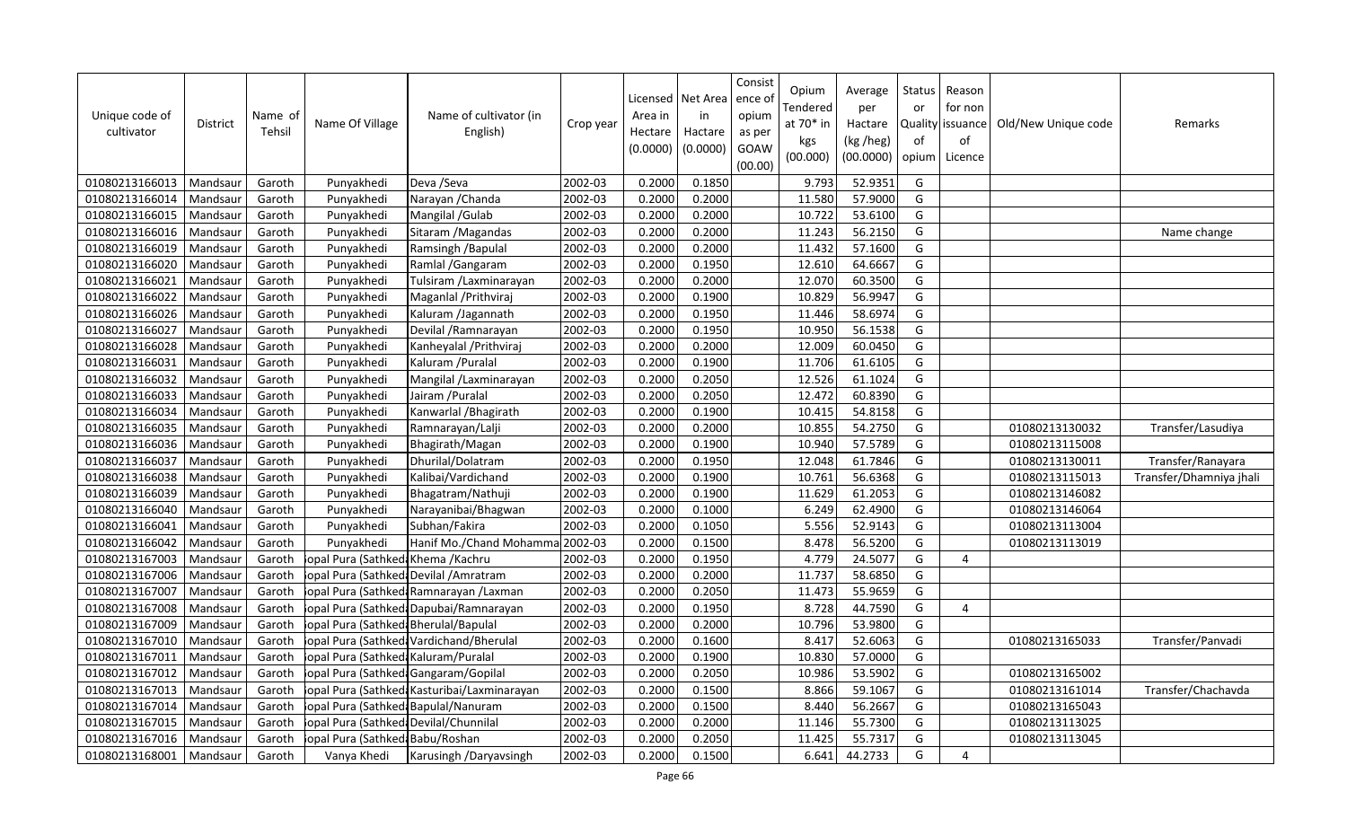| Unique code of cultivator | District | Name of Tehsil | Name Of Village | Name of cultivator (in English) | Crop year | Licensed Area in Hectare (0.0000) | Net Area in Hactare (0.0000) | Consistence of opium as per GOAW (00.00) | Opium Tendered at 70* in kgs (00.000) | Average per Hactare (kg /heg) (00.0000) | Status or Quality of opium | Reason for non issuance of Licence | Old/New Unique code | Remarks |
|---|---|---|---|---|---|---|---|---|---|---|---|---|---|---|
| 01080213166013 | Mandsaur | Garoth | Punyakhedi | Deva /Seva | 2002-03 | 0.2000 | 0.1850 | | 9.793 | 52.9351 | G | | | |
| 01080213166014 | Mandsaur | Garoth | Punyakhedi | Narayan /Chanda | 2002-03 | 0.2000 | 0.2000 | | 11.580 | 57.9000 | G | | | |
| 01080213166015 | Mandsaur | Garoth | Punyakhedi | Mangilal /Gulab | 2002-03 | 0.2000 | 0.2000 | | 10.722 | 53.6100 | G | | | |
| 01080213166016 | Mandsaur | Garoth | Punyakhedi | Sitaram /Magandas | 2002-03 | 0.2000 | 0.2000 | | 11.243 | 56.2150 | G | | | Name change |
| 01080213166019 | Mandsaur | Garoth | Punyakhedi | Ramsingh /Bapulal | 2002-03 | 0.2000 | 0.2000 | | 11.432 | 57.1600 | G | | | |
| 01080213166020 | Mandsaur | Garoth | Punyakhedi | Ramlal /Gangaram | 2002-03 | 0.2000 | 0.1950 | | 12.610 | 64.6667 | G | | | |
| 01080213166021 | Mandsaur | Garoth | Punyakhedi | Tulsiram /Laxminarayan | 2002-03 | 0.2000 | 0.2000 | | 12.070 | 60.3500 | G | | | |
| 01080213166022 | Mandsaur | Garoth | Punyakhedi | Maganlal /Prithviraj | 2002-03 | 0.2000 | 0.1900 | | 10.829 | 56.9947 | G | | | |
| 01080213166026 | Mandsaur | Garoth | Punyakhedi | Kaluram /Jagannath | 2002-03 | 0.2000 | 0.1950 | | 11.446 | 58.6974 | G | | | |
| 01080213166027 | Mandsaur | Garoth | Punyakhedi | Devilal /Ramnarayan | 2002-03 | 0.2000 | 0.1950 | | 10.950 | 56.1538 | G | | | |
| 01080213166028 | Mandsaur | Garoth | Punyakhedi | Kanheyalal /Prithviraj | 2002-03 | 0.2000 | 0.2000 | | 12.009 | 60.0450 | G | | | |
| 01080213166031 | Mandsaur | Garoth | Punyakhedi | Kaluram /Puralal | 2002-03 | 0.2000 | 0.1900 | | 11.706 | 61.6105 | G | | | |
| 01080213166032 | Mandsaur | Garoth | Punyakhedi | Mangilal /Laxminarayan | 2002-03 | 0.2000 | 0.2050 | | 12.526 | 61.1024 | G | | | |
| 01080213166033 | Mandsaur | Garoth | Punyakhedi | Jairam /Puralal | 2002-03 | 0.2000 | 0.2050 | | 12.472 | 60.8390 | G | | | |
| 01080213166034 | Mandsaur | Garoth | Punyakhedi | Kanwarlal /Bhagirath | 2002-03 | 0.2000 | 0.1900 | | 10.415 | 54.8158 | G | | | |
| 01080213166035 | Mandsaur | Garoth | Punyakhedi | Ramnarayan/Lalji | 2002-03 | 0.2000 | 0.2000 | | 10.855 | 54.2750 | G | | 01080213130032 | Transfer/Lasudiya |
| 01080213166036 | Mandsaur | Garoth | Punyakhedi | Bhagirath/Magan | 2002-03 | 0.2000 | 0.1900 | | 10.940 | 57.5789 | G | | 01080213115008 | |
| 01080213166037 | Mandsaur | Garoth | Punyakhedi | Dhurilal/Dolatram | 2002-03 | 0.2000 | 0.1950 | | 12.048 | 61.7846 | G | | 01080213130011 | Transfer/Ranayara |
| 01080213166038 | Mandsaur | Garoth | Punyakhedi | Kalibai/Vardichand | 2002-03 | 0.2000 | 0.1900 | | 10.761 | 56.6368 | G | | 01080213115013 | Transfer/Dhamniya jhali |
| 01080213166039 | Mandsaur | Garoth | Punyakhedi | Bhagatram/Nathuji | 2002-03 | 0.2000 | 0.1900 | | 11.629 | 61.2053 | G | | 01080213146082 | |
| 01080213166040 | Mandsaur | Garoth | Punyakhedi | Narayanibai/Bhagwan | 2002-03 | 0.2000 | 0.1000 | | 6.249 | 62.4900 | G | | 01080213146064 | |
| 01080213166041 | Mandsaur | Garoth | Punyakhedi | Subhan/Fakira | 2002-03 | 0.2000 | 0.1050 | | 5.556 | 52.9143 | G | | 01080213113004 | |
| 01080213166042 | Mandsaur | Garoth | Punyakhedi | Hanif Mo./Chand Mohamma | 2002-03 | 0.2000 | 0.1500 | | 8.478 | 56.5200 | G | | 01080213113019 | |
| 01080213167003 | Mandsaur | Garoth | opal Pura (Sathked | Khema /Kachru | 2002-03 | 0.2000 | 0.1950 | | 4.779 | 24.5077 | G | 4 | | |
| 01080213167006 | Mandsaur | Garoth | opal Pura (Sathked | Devilal /Amratram | 2002-03 | 0.2000 | 0.2000 | | 11.737 | 58.6850 | G | | | |
| 01080213167007 | Mandsaur | Garoth | opal Pura (Sathked | Ramnarayan /Laxman | 2002-03 | 0.2000 | 0.2050 | | 11.473 | 55.9659 | G | | | |
| 01080213167008 | Mandsaur | Garoth | opal Pura (Sathked | Dapubai/Ramnarayan | 2002-03 | 0.2000 | 0.1950 | | 8.728 | 44.7590 | G | 4 | | |
| 01080213167009 | Mandsaur | Garoth | opal Pura (Sathked | Bherulal/Bapulal | 2002-03 | 0.2000 | 0.2000 | | 10.796 | 53.9800 | G | | | |
| 01080213167010 | Mandsaur | Garoth | opal Pura (Sathked | Vardichand/Bherulal | 2002-03 | 0.2000 | 0.1600 | | 8.417 | 52.6063 | G | | 01080213165033 | Transfer/Panvadi |
| 01080213167011 | Mandsaur | Garoth | opal Pura (Sathked | Kaluram/Puralal | 2002-03 | 0.2000 | 0.1900 | | 10.830 | 57.0000 | G | | | |
| 01080213167012 | Mandsaur | Garoth | opal Pura (Sathked | Gangaram/Gopilal | 2002-03 | 0.2000 | 0.2050 | | 10.986 | 53.5902 | G | | 01080213165002 | |
| 01080213167013 | Mandsaur | Garoth | opal Pura (Sathked | Kasturibai/Laxminarayan | 2002-03 | 0.2000 | 0.1500 | | 8.866 | 59.1067 | G | | 01080213161014 | Transfer/Chachavda |
| 01080213167014 | Mandsaur | Garoth | opal Pura (Sathked | Bapulal/Nanuram | 2002-03 | 0.2000 | 0.1500 | | 8.440 | 56.2667 | G | | 01080213165043 | |
| 01080213167015 | Mandsaur | Garoth | opal Pura (Sathked | Devilal/Chunnilal | 2002-03 | 0.2000 | 0.2000 | | 11.146 | 55.7300 | G | | 01080213113025 | |
| 01080213167016 | Mandsaur | Garoth | opal Pura (Sathked | Babu/Roshan | 2002-03 | 0.2000 | 0.2050 | | 11.425 | 55.7317 | G | | 01080213113045 | |
| 01080213168001 | Mandsaur | Garoth | Vanya Khedi | Karusingh /Daryavsingh | 2002-03 | 0.2000 | 0.1500 | | 6.641 | 44.2733 | G | 4 | | |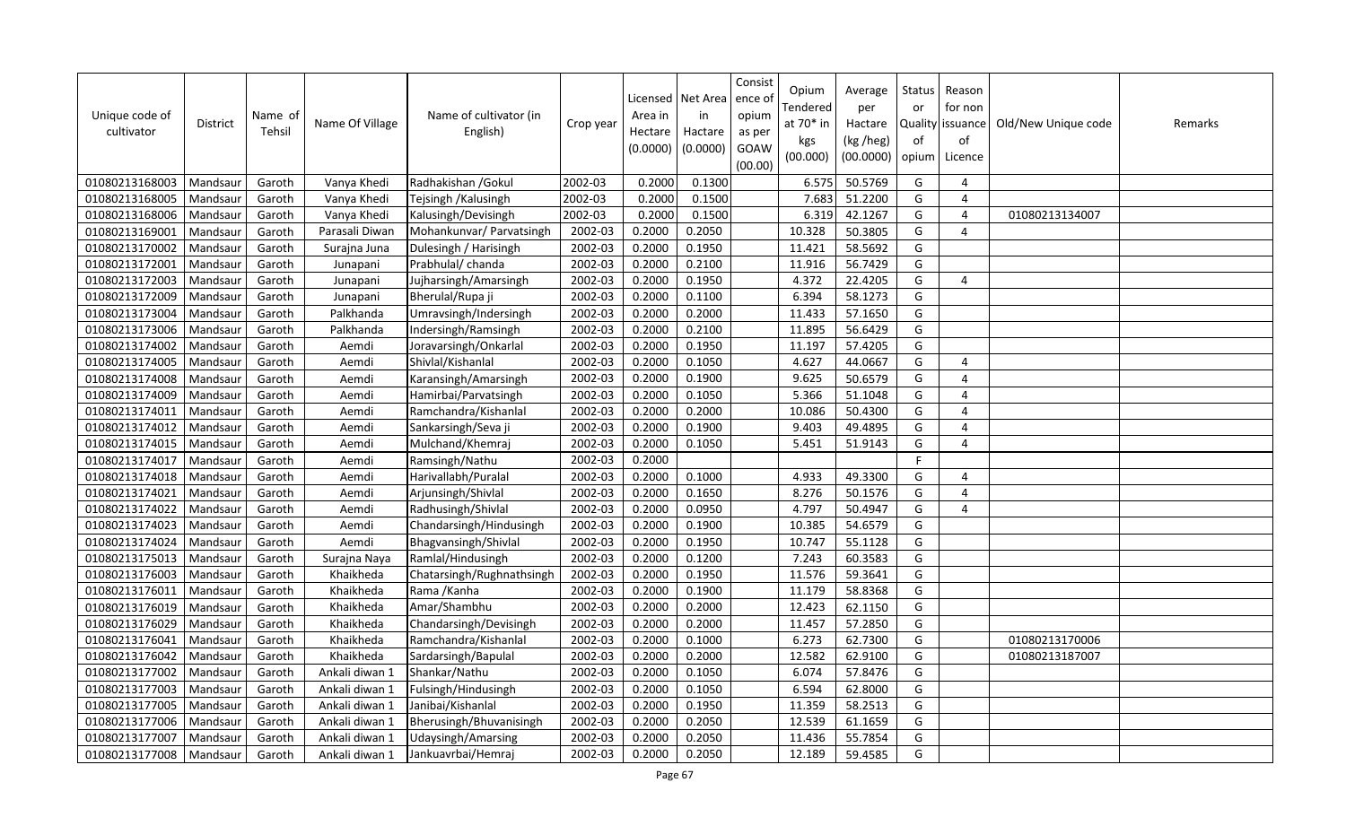| Unique code of cultivator | District | Name of Tehsil | Name Of Village | Name of cultivator (in English) | Crop year | Licensed Area in Hectare (0.0000) | Net Area in Hactare (0.0000) | Consistence of opium as per GOAW (00.00) | Opium Tendered at 70* in kgs (00.000) | Average per Hactare (kg /heg) (00.0000) | Status or Quality of opium | Reason for non issuance of Licence | Old/New Unique code | Remarks |
|---|---|---|---|---|---|---|---|---|---|---|---|---|---|---|
| 01080213168003 | Mandsaur | Garoth | Vanya Khedi | Radhakishan /Gokul | 2002-03 | 0.2000 | 0.1300 | | 6.575 | 50.5769 | G | 4 | | |
| 01080213168005 | Mandsaur | Garoth | Vanya Khedi | Tejsingh /Kalusingh | 2002-03 | 0.2000 | 0.1500 | | 7.683 | 51.2200 | G | 4 | | |
| 01080213168006 | Mandsaur | Garoth | Vanya Khedi | Kalusingh/Devisingh | 2002-03 | 0.2000 | 0.1500 | | 6.319 | 42.1267 | G | 4 | 01080213134007 | |
| 01080213169001 | Mandsaur | Garoth | Parasali Diwan | Mohankunvar/ Parvatsingh | 2002-03 | 0.2000 | 0.2050 | | 10.328 | 50.3805 | G | 4 | | |
| 01080213170002 | Mandsaur | Garoth | Surajna Juna | Dulesingh / Harisingh | 2002-03 | 0.2000 | 0.1950 | | 11.421 | 58.5692 | G | | | |
| 01080213172001 | Mandsaur | Garoth | Junapani | Prabhulal/ chanda | 2002-03 | 0.2000 | 0.2100 | | 11.916 | 56.7429 | G | | | |
| 01080213172003 | Mandsaur | Garoth | Junapani | Jujharsingh/Amarsingh | 2002-03 | 0.2000 | 0.1950 | | 4.372 | 22.4205 | G | 4 | | |
| 01080213172009 | Mandsaur | Garoth | Junapani | Bherulal/Rupa ji | 2002-03 | 0.2000 | 0.1100 | | 6.394 | 58.1273 | G | | | |
| 01080213173004 | Mandsaur | Garoth | Palkhanda | Umravsingh/Indersingh | 2002-03 | 0.2000 | 0.2000 | | 11.433 | 57.1650 | G | | | |
| 01080213173006 | Mandsaur | Garoth | Palkhanda | Indersingh/Ramsingh | 2002-03 | 0.2000 | 0.2100 | | 11.895 | 56.6429 | G | | | |
| 01080213174002 | Mandsaur | Garoth | Aemdi | Joravarsingh/Onkarlal | 2002-03 | 0.2000 | 0.1950 | | 11.197 | 57.4205 | G | | | |
| 01080213174005 | Mandsaur | Garoth | Aemdi | Shivlal/Kishanlal | 2002-03 | 0.2000 | 0.1050 | | 4.627 | 44.0667 | G | 4 | | |
| 01080213174008 | Mandsaur | Garoth | Aemdi | Karansingh/Amarsingh | 2002-03 | 0.2000 | 0.1900 | | 9.625 | 50.6579 | G | 4 | | |
| 01080213174009 | Mandsaur | Garoth | Aemdi | Hamirbai/Parvatsingh | 2002-03 | 0.2000 | 0.1050 | | 5.366 | 51.1048 | G | 4 | | |
| 01080213174011 | Mandsaur | Garoth | Aemdi | Ramchandra/Kishanlal | 2002-03 | 0.2000 | 0.2000 | | 10.086 | 50.4300 | G | 4 | | |
| 01080213174012 | Mandsaur | Garoth | Aemdi | Sankarsingh/Seva ji | 2002-03 | 0.2000 | 0.1900 | | 9.403 | 49.4895 | G | 4 | | |
| 01080213174015 | Mandsaur | Garoth | Aemdi | Mulchand/Khemraj | 2002-03 | 0.2000 | 0.1050 | | 5.451 | 51.9143 | G | 4 | | |
| 01080213174017 | Mandsaur | Garoth | Aemdi | Ramsingh/Nathu | 2002-03 | 0.2000 | | | | | F | | | |
| 01080213174018 | Mandsaur | Garoth | Aemdi | Harivallabh/Puralal | 2002-03 | 0.2000 | 0.1000 | | 4.933 | 49.3300 | G | 4 | | |
| 01080213174021 | Mandsaur | Garoth | Aemdi | Arjunsingh/Shivlal | 2002-03 | 0.2000 | 0.1650 | | 8.276 | 50.1576 | G | 4 | | |
| 01080213174022 | Mandsaur | Garoth | Aemdi | Radhusingh/Shivlal | 2002-03 | 0.2000 | 0.0950 | | 4.797 | 50.4947 | G | 4 | | |
| 01080213174023 | Mandsaur | Garoth | Aemdi | Chandarsingh/Hindusingh | 2002-03 | 0.2000 | 0.1900 | | 10.385 | 54.6579 | G | | | |
| 01080213174024 | Mandsaur | Garoth | Aemdi | Bhagvansingh/Shivlal | 2002-03 | 0.2000 | 0.1950 | | 10.747 | 55.1128 | G | | | |
| 01080213175013 | Mandsaur | Garoth | Surajna Naya | Ramlal/Hindusingh | 2002-03 | 0.2000 | 0.1200 | | 7.243 | 60.3583 | G | | | |
| 01080213176003 | Mandsaur | Garoth | Khaikheda | Chatarsingh/Rughnathsingh | 2002-03 | 0.2000 | 0.1950 | | 11.576 | 59.3641 | G | | | |
| 01080213176011 | Mandsaur | Garoth | Khaikheda | Rama /Kanha | 2002-03 | 0.2000 | 0.1900 | | 11.179 | 58.8368 | G | | | |
| 01080213176019 | Mandsaur | Garoth | Khaikheda | Amar/Shambhu | 2002-03 | 0.2000 | 0.2000 | | 12.423 | 62.1150 | G | | | |
| 01080213176029 | Mandsaur | Garoth | Khaikheda | Chandarsingh/Devisingh | 2002-03 | 0.2000 | 0.2000 | | 11.457 | 57.2850 | G | | | |
| 01080213176041 | Mandsaur | Garoth | Khaikheda | Ramchandra/Kishanlal | 2002-03 | 0.2000 | 0.1000 | | 6.273 | 62.7300 | G | | 01080213170006 | |
| 01080213176042 | Mandsaur | Garoth | Khaikheda | Sardarsingh/Bapulal | 2002-03 | 0.2000 | 0.2000 | | 12.582 | 62.9100 | G | | 01080213187007 | |
| 01080213177002 | Mandsaur | Garoth | Ankali diwan 1 | Shankar/Nathu | 2002-03 | 0.2000 | 0.1050 | | 6.074 | 57.8476 | G | | | |
| 01080213177003 | Mandsaur | Garoth | Ankali diwan 1 | Fulsingh/Hindusingh | 2002-03 | 0.2000 | 0.1050 | | 6.594 | 62.8000 | G | | | |
| 01080213177005 | Mandsaur | Garoth | Ankali diwan 1 | Janibai/Kishanlal | 2002-03 | 0.2000 | 0.1950 | | 11.359 | 58.2513 | G | | | |
| 01080213177006 | Mandsaur | Garoth | Ankali diwan 1 | Bherusingh/Bhuvanisingh | 2002-03 | 0.2000 | 0.2050 | | 12.539 | 61.1659 | G | | | |
| 01080213177007 | Mandsaur | Garoth | Ankali diwan 1 | Udaysingh/Amarsing | 2002-03 | 0.2000 | 0.2050 | | 11.436 | 55.7854 | G | | | |
| 01080213177008 | Mandsaur | Garoth | Ankali diwan 1 | Jankuavrbai/Hemraj | 2002-03 | 0.2000 | 0.2050 | | 12.189 | 59.4585 | G | | | |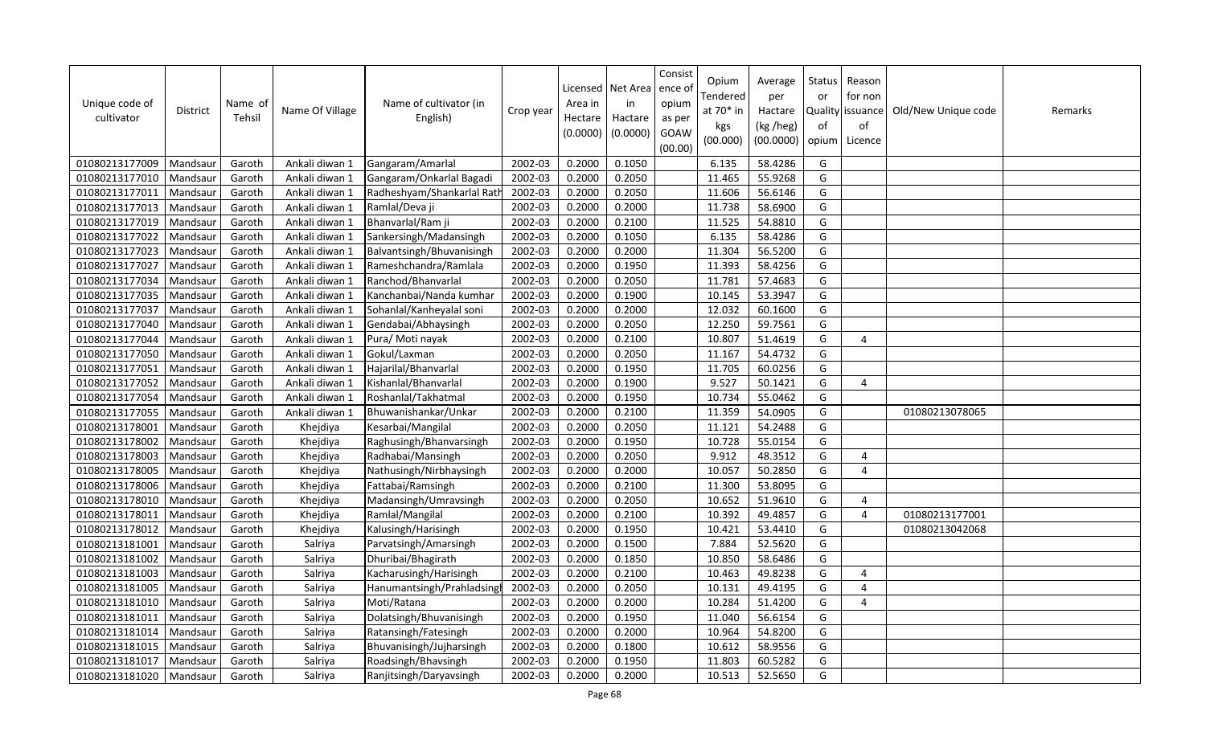| Unique code of cultivator | District | Name of Tehsil | Name Of Village | Name of cultivator (in English) | Crop year | Licensed Area in Hectare (0.0000) | Net Area in Hactare (0.0000) | Consistence of opium as per GOAW (00.00) | Opium Tendered at 70* in kgs (00.000) | Average per Hactare (kg /heg) (00.0000) | Status or Quality of opium | Reason for non issuance of Licence | Old/New Unique code | Remarks |
|---|---|---|---|---|---|---|---|---|---|---|---|---|---|---|
| 01080213177009 | Mandsaur | Garoth | Ankali diwan 1 | Gangaram/Amarlal | 2002-03 | 0.2000 | 0.1050 | | 6.135 | 58.4286 | G | | | |
| 01080213177010 | Mandsaur | Garoth | Ankali diwan 1 | Gangaram/Onkarlal Bagadi | 2002-03 | 0.2000 | 0.2050 | | 11.465 | 55.9268 | G | | | |
| 01080213177011 | Mandsaur | Garoth | Ankali diwan 1 | Radheshyam/Shankarlal Rath | 2002-03 | 0.2000 | 0.2050 | | 11.606 | 56.6146 | G | | | |
| 01080213177013 | Mandsaur | Garoth | Ankali diwan 1 | Ramlal/Deva ji | 2002-03 | 0.2000 | 0.2000 | | 11.738 | 58.6900 | G | | | |
| 01080213177019 | Mandsaur | Garoth | Ankali diwan 1 | Bhanvarlal/Ram ji | 2002-03 | 0.2000 | 0.2100 | | 11.525 | 54.8810 | G | | | |
| 01080213177022 | Mandsaur | Garoth | Ankali diwan 1 | Sankersingh/Madansingh | 2002-03 | 0.2000 | 0.1050 | | 6.135 | 58.4286 | G | | | |
| 01080213177023 | Mandsaur | Garoth | Ankali diwan 1 | Balvantsingh/Bhuvanisingh | 2002-03 | 0.2000 | 0.2000 | | 11.304 | 56.5200 | G | | | |
| 01080213177027 | Mandsaur | Garoth | Ankali diwan 1 | Rameshchandra/Ramlala | 2002-03 | 0.2000 | 0.1950 | | 11.393 | 58.4256 | G | | | |
| 01080213177034 | Mandsaur | Garoth | Ankali diwan 1 | Ranchod/Bhanvarlal | 2002-03 | 0.2000 | 0.2050 | | 11.781 | 57.4683 | G | | | |
| 01080213177035 | Mandsaur | Garoth | Ankali diwan 1 | Kanchanbai/Nanda kumhar | 2002-03 | 0.2000 | 0.1900 | | 10.145 | 53.3947 | G | | | |
| 01080213177037 | Mandsaur | Garoth | Ankali diwan 1 | Sohanlal/Kanheyalal soni | 2002-03 | 0.2000 | 0.2000 | | 12.032 | 60.1600 | G | | | |
| 01080213177040 | Mandsaur | Garoth | Ankali diwan 1 | Gendabai/Abhaysingh | 2002-03 | 0.2000 | 0.2050 | | 12.250 | 59.7561 | G | | | |
| 01080213177044 | Mandsaur | Garoth | Ankali diwan 1 | Pura/ Moti nayak | 2002-03 | 0.2000 | 0.2100 | | 10.807 | 51.4619 | G | 4 | | |
| 01080213177050 | Mandsaur | Garoth | Ankali diwan 1 | Gokul/Laxman | 2002-03 | 0.2000 | 0.2050 | | 11.167 | 54.4732 | G | | | |
| 01080213177051 | Mandsaur | Garoth | Ankali diwan 1 | Hajarilal/Bhanvarlal | 2002-03 | 0.2000 | 0.1950 | | 11.705 | 60.0256 | G | | | |
| 01080213177052 | Mandsaur | Garoth | Ankali diwan 1 | Kishanlal/Bhanvarlal | 2002-03 | 0.2000 | 0.1900 | | 9.527 | 50.1421 | G | 4 | | |
| 01080213177054 | Mandsaur | Garoth | Ankali diwan 1 | Roshanlal/Takhatmal | 2002-03 | 0.2000 | 0.1950 | | 10.734 | 55.0462 | G | | | |
| 01080213177055 | Mandsaur | Garoth | Ankali diwan 1 | Bhuwanishankar/Unkar | 2002-03 | 0.2000 | 0.2100 | | 11.359 | 54.0905 | G | | 01080213078065 | |
| 01080213178001 | Mandsaur | Garoth | Khejdiya | Kesarbai/Mangilal | 2002-03 | 0.2000 | 0.2050 | | 11.121 | 54.2488 | G | | | |
| 01080213178002 | Mandsaur | Garoth | Khejdiya | Raghusingh/Bhanvarsingh | 2002-03 | 0.2000 | 0.1950 | | 10.728 | 55.0154 | G | | | |
| 01080213178003 | Mandsaur | Garoth | Khejdiya | Radhabai/Mansingh | 2002-03 | 0.2000 | 0.2050 | | 9.912 | 48.3512 | G | 4 | | |
| 01080213178005 | Mandsaur | Garoth | Khejdiya | Nathusingh/Nirbhaysingh | 2002-03 | 0.2000 | 0.2000 | | 10.057 | 50.2850 | G | 4 | | |
| 01080213178006 | Mandsaur | Garoth | Khejdiya | Fattabai/Ramsingh | 2002-03 | 0.2000 | 0.2100 | | 11.300 | 53.8095 | G | | | |
| 01080213178010 | Mandsaur | Garoth | Khejdiya | Madansingh/Umravsingh | 2002-03 | 0.2000 | 0.2050 | | 10.652 | 51.9610 | G | 4 | | |
| 01080213178011 | Mandsaur | Garoth | Khejdiya | Ramlal/Mangilal | 2002-03 | 0.2000 | 0.2100 | | 10.392 | 49.4857 | G | 4 | 01080213177001 | |
| 01080213178012 | Mandsaur | Garoth | Khejdiya | Kalusingh/Harisingh | 2002-03 | 0.2000 | 0.1950 | | 10.421 | 53.4410 | G | | 01080213042068 | |
| 01080213181001 | Mandsaur | Garoth | Salriya | Parvatsingh/Amarsingh | 2002-03 | 0.2000 | 0.1500 | | 7.884 | 52.5620 | G | | | |
| 01080213181002 | Mandsaur | Garoth | Salriya | Dhuribai/Bhagirath | 2002-03 | 0.2000 | 0.1850 | | 10.850 | 58.6486 | G | | | |
| 01080213181003 | Mandsaur | Garoth | Salriya | Kacharusingh/Harisingh | 2002-03 | 0.2000 | 0.2100 | | 10.463 | 49.8238 | G | 4 | | |
| 01080213181005 | Mandsaur | Garoth | Salriya | Hanumantsingh/Prahladsingh | 2002-03 | 0.2000 | 0.2050 | | 10.131 | 49.4195 | G | 4 | | |
| 01080213181010 | Mandsaur | Garoth | Salriya | Moti/Ratana | 2002-03 | 0.2000 | 0.2000 | | 10.284 | 51.4200 | G | 4 | | |
| 01080213181011 | Mandsaur | Garoth | Salriya | Dolatsingh/Bhuvanisingh | 2002-03 | 0.2000 | 0.1950 | | 11.040 | 56.6154 | G | | | |
| 01080213181014 | Mandsaur | Garoth | Salriya | Ratansingh/Fatesingh | 2002-03 | 0.2000 | 0.2000 | | 10.964 | 54.8200 | G | | | |
| 01080213181015 | Mandsaur | Garoth | Salriya | Bhuvanisingh/Jujharsingh | 2002-03 | 0.2000 | 0.1800 | | 10.612 | 58.9556 | G | | | |
| 01080213181017 | Mandsaur | Garoth | Salriya | Roadsingh/Bhavsingh | 2002-03 | 0.2000 | 0.1950 | | 11.803 | 60.5282 | G | | | |
| 01080213181020 | Mandsaur | Garoth | Salriya | Ranjitsingh/Daryavsingh | 2002-03 | 0.2000 | 0.2000 | | 10.513 | 52.5650 | G | | | |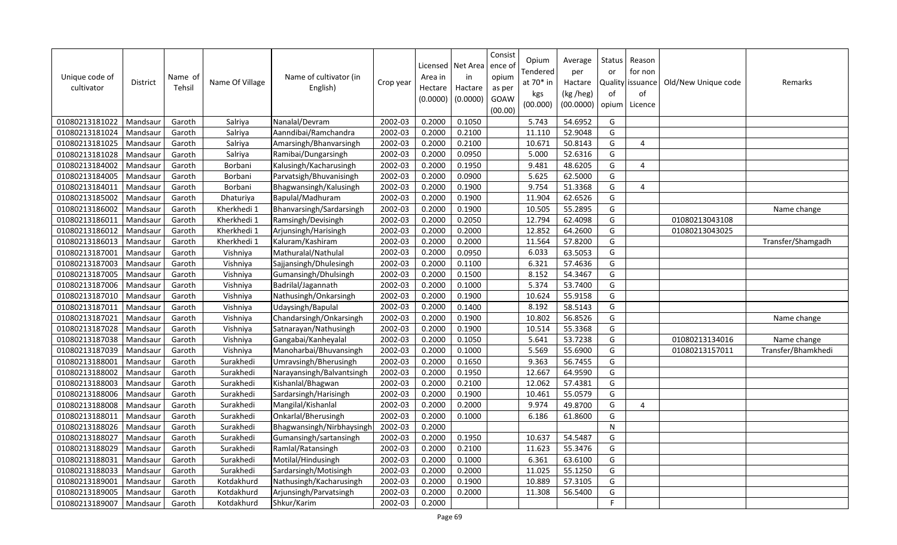| Unique code of cultivator | District | Name of Tehsil | Name Of Village | Name of cultivator (in English) | Crop year | Licensed Area in Hectare (0.0000) | Net Area in Hactare (0.0000) | Consistence of opium as per GOAW (00.00) | Opium Tendered at 70* in kgs (00.000) | Average per Hactare (kg /heg) (00.0000) | Status or Quality of opium | Reason for non issuance of Licence | Old/New Unique code | Remarks |
|---|---|---|---|---|---|---|---|---|---|---|---|---|---|---|
| 01080213181022 | Mandsaur | Garoth | Salriya | Nanalal/Devram | 2002-03 | 0.2000 | 0.1050 | | 5.743 | 54.6952 | G | | | |
| 01080213181024 | Mandsaur | Garoth | Salriya | Aanndibai/Ramchandra | 2002-03 | 0.2000 | 0.2100 | | 11.110 | 52.9048 | G | | | |
| 01080213181025 | Mandsaur | Garoth | Salriya | Amarsingh/Bhanvarsingh | 2002-03 | 0.2000 | 0.2100 | | 10.671 | 50.8143 | G | 4 | | |
| 01080213181028 | Mandsaur | Garoth | Salriya | Ramibai/Dungarsingh | 2002-03 | 0.2000 | 0.0950 | | 5.000 | 52.6316 | G | | | |
| 01080213184002 | Mandsaur | Garoth | Borbani | Kalusingh/Kacharusingh | 2002-03 | 0.2000 | 0.1950 | | 9.481 | 48.6205 | G | 4 | | |
| 01080213184005 | Mandsaur | Garoth | Borbani | Parvatsigh/Bhuvanisingh | 2002-03 | 0.2000 | 0.0900 | | 5.625 | 62.5000 | G | | | |
| 01080213184011 | Mandsaur | Garoth | Borbani | Bhagwansingh/Kalusingh | 2002-03 | 0.2000 | 0.1900 | | 9.754 | 51.3368 | G | 4 | | |
| 01080213185002 | Mandsaur | Garoth | Dhaturiya | Bapulal/Madhuram | 2002-03 | 0.2000 | 0.1900 | | 11.904 | 62.6526 | G | | | |
| 01080213186002 | Mandsaur | Garoth | Kherkhedi 1 | Bhanvarsingh/Sardarsingh | 2002-03 | 0.2000 | 0.1900 | | 10.505 | 55.2895 | G | | | Name change |
| 01080213186011 | Mandsaur | Garoth | Kherkhedi 1 | Ramsingh/Devisingh | 2002-03 | 0.2000 | 0.2050 | | 12.794 | 62.4098 | G | | 01080213043108 | |
| 01080213186012 | Mandsaur | Garoth | Kherkhedi 1 | Arjunsingh/Harisingh | 2002-03 | 0.2000 | 0.2000 | | 12.852 | 64.2600 | G | | 01080213043025 | |
| 01080213186013 | Mandsaur | Garoth | Kherkhedi 1 | Kaluram/Kashiram | 2002-03 | 0.2000 | 0.2000 | | 11.564 | 57.8200 | G | | | Transfer/Shamgadh |
| 01080213187001 | Mandsaur | Garoth | Vishniya | Mathuralal/Nathulal | 2002-03 | 0.2000 | 0.0950 | | 6.033 | 63.5053 | G | | | |
| 01080213187003 | Mandsaur | Garoth | Vishniya | Sajjansingh/Dhulesingh | 2002-03 | 0.2000 | 0.1100 | | 6.321 | 57.4636 | G | | | |
| 01080213187005 | Mandsaur | Garoth | Vishniya | Gumansingh/Dhulsingh | 2002-03 | 0.2000 | 0.1500 | | 8.152 | 54.3467 | G | | | |
| 01080213187006 | Mandsaur | Garoth | Vishniya | Badrilal/Jagannath | 2002-03 | 0.2000 | 0.1000 | | 5.374 | 53.7400 | G | | | |
| 01080213187010 | Mandsaur | Garoth | Vishniya | Nathusingh/Onkarsingh | 2002-03 | 0.2000 | 0.1900 | | 10.624 | 55.9158 | G | | | |
| 01080213187011 | Mandsaur | Garoth | Vishniya | Udaysingh/Bapulal | 2002-03 | 0.2000 | 0.1400 | | 8.192 | 58.5143 | G | | | |
| 01080213187021 | Mandsaur | Garoth | Vishniya | Chandarsingh/Onkarsingh | 2002-03 | 0.2000 | 0.1900 | | 10.802 | 56.8526 | G | | | Name change |
| 01080213187028 | Mandsaur | Garoth | Vishniya | Satnarayan/Nathusingh | 2002-03 | 0.2000 | 0.1900 | | 10.514 | 55.3368 | G | | | |
| 01080213187038 | Mandsaur | Garoth | Vishniya | Gangabai/Kanheyalal | 2002-03 | 0.2000 | 0.1050 | | 5.641 | 53.7238 | G | | 01080213134016 | Name change |
| 01080213187039 | Mandsaur | Garoth | Vishniya | Manoharbai/Bhuvansingh | 2002-03 | 0.2000 | 0.1000 | | 5.569 | 55.6900 | G | | 01080213157011 | Transfer/Bhamkhedi |
| 01080213188001 | Mandsaur | Garoth | Surakhedi | Umravsingh/Bherusingh | 2002-03 | 0.2000 | 0.1650 | | 9.363 | 56.7455 | G | | | |
| 01080213188002 | Mandsaur | Garoth | Surakhedi | Narayansingh/Balvantsingh | 2002-03 | 0.2000 | 0.1950 | | 12.667 | 64.9590 | G | | | |
| 01080213188003 | Mandsaur | Garoth | Surakhedi | Kishanlal/Bhagwan | 2002-03 | 0.2000 | 0.2100 | | 12.062 | 57.4381 | G | | | |
| 01080213188006 | Mandsaur | Garoth | Surakhedi | Sardarsingh/Harisingh | 2002-03 | 0.2000 | 0.1900 | | 10.461 | 55.0579 | G | | | |
| 01080213188008 | Mandsaur | Garoth | Surakhedi | Mangilal/Kishanlal | 2002-03 | 0.2000 | 0.2000 | | 9.974 | 49.8700 | G | 4 | | |
| 01080213188011 | Mandsaur | Garoth | Surakhedi | Onkarlal/Bherusingh | 2002-03 | 0.2000 | 0.1000 | | 6.186 | 61.8600 | G | | | |
| 01080213188026 | Mandsaur | Garoth | Surakhedi | Bhagwansingh/Nirbhaysingh | 2002-03 | 0.2000 | | | | | N | | | |
| 01080213188027 | Mandsaur | Garoth | Surakhedi | Gumansingh/sartansingh | 2002-03 | 0.2000 | 0.1950 | | 10.637 | 54.5487 | G | | | |
| 01080213188029 | Mandsaur | Garoth | Surakhedi | Ramlal/Ratansingh | 2002-03 | 0.2000 | 0.2100 | | 11.623 | 55.3476 | G | | | |
| 01080213188031 | Mandsaur | Garoth | Surakhedi | Motilal/Hindusingh | 2002-03 | 0.2000 | 0.1000 | | 6.361 | 63.6100 | G | | | |
| 01080213188033 | Mandsaur | Garoth | Surakhedi | Sardarsingh/Motisingh | 2002-03 | 0.2000 | 0.2000 | | 11.025 | 55.1250 | G | | | |
| 01080213189001 | Mandsaur | Garoth | Kotdakhurd | Nathusingh/Kacharusingh | 2002-03 | 0.2000 | 0.1900 | | 10.889 | 57.3105 | G | | | |
| 01080213189005 | Mandsaur | Garoth | Kotdakhurd | Arjunsingh/Parvatsingh | 2002-03 | 0.2000 | 0.2000 | | 11.308 | 56.5400 | G | | | |
| 01080213189007 | Mandsaur | Garoth | Kotdakhurd | Shkur/Karim | 2002-03 | 0.2000 | | | | | F | | | |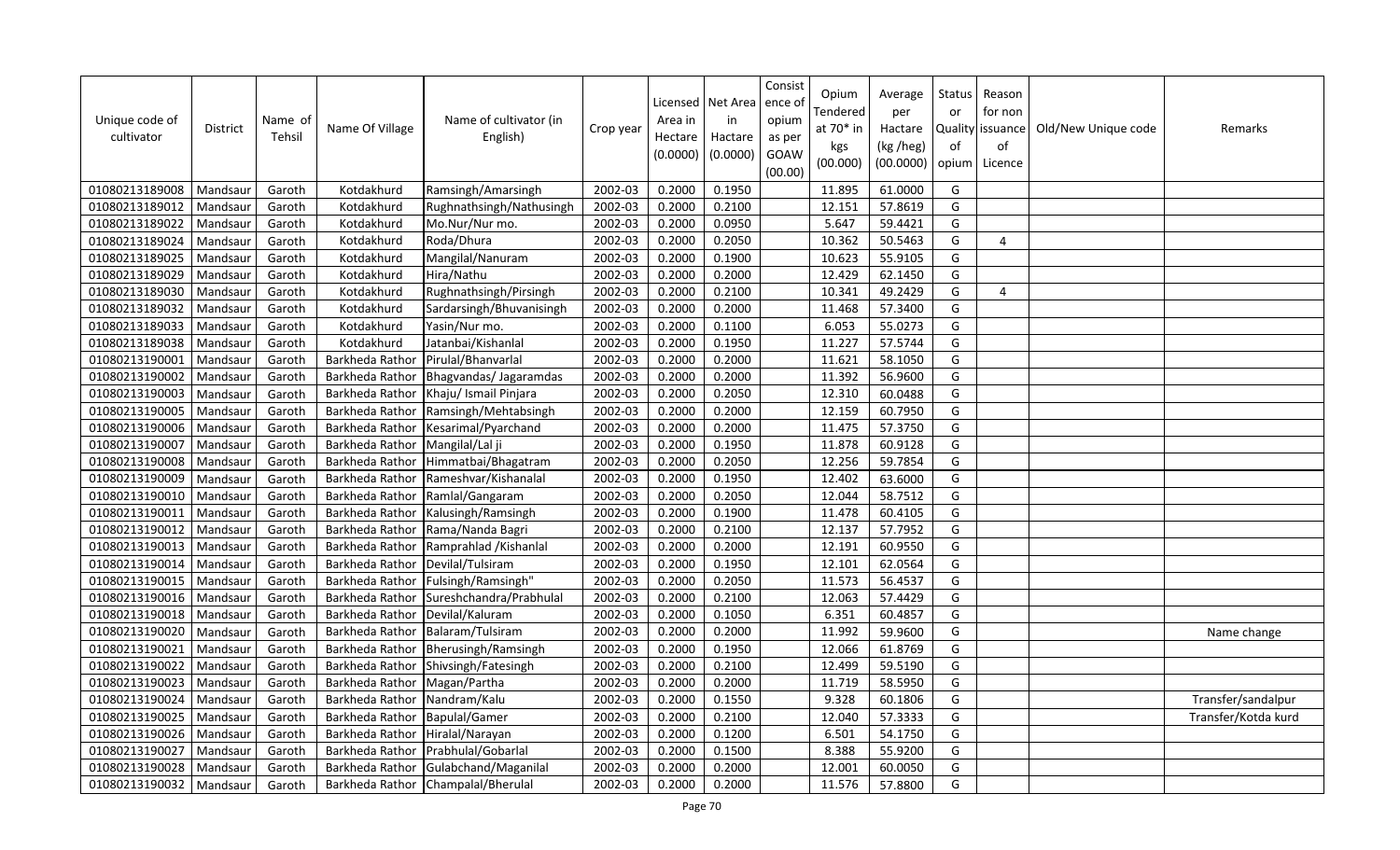| Unique code of cultivator | District | Name of Tehsil | Name Of Village | Name of cultivator (in English) | Crop year | Licensed Area in Hectare (0.0000) | Net Area in Hactare (0.0000) | Consistence of opium as per GOAW (00.00) | Opium Tendered at 70* in kgs (00.000) | Average per Hactare (kg /heg) (00.0000) | Status or Quality of opium | Reason for non issuance of Licence | Old/New Unique code | Remarks |
|---|---|---|---|---|---|---|---|---|---|---|---|---|---|---|
| 01080213189008 | Mandsaur | Garoth | Kotdakhurd | Ramsingh/Amarsingh | 2002-03 | 0.2000 | 0.1950 | | 11.895 | 61.0000 | G | | | |
| 01080213189012 | Mandsaur | Garoth | Kotdakhurd | Rughnathsingh/Nathusingh | 2002-03 | 0.2000 | 0.2100 | | 12.151 | 57.8619 | G | | | |
| 01080213189022 | Mandsaur | Garoth | Kotdakhurd | Mo.Nur/Nur mo. | 2002-03 | 0.2000 | 0.0950 | | 5.647 | 59.4421 | G | | | |
| 01080213189024 | Mandsaur | Garoth | Kotdakhurd | Roda/Dhura | 2002-03 | 0.2000 | 0.2050 | | 10.362 | 50.5463 | G | 4 | | |
| 01080213189025 | Mandsaur | Garoth | Kotdakhurd | Mangilal/Nanuram | 2002-03 | 0.2000 | 0.1900 | | 10.623 | 55.9105 | G | | | |
| 01080213189029 | Mandsaur | Garoth | Kotdakhurd | Hira/Nathu | 2002-03 | 0.2000 | 0.2000 | | 12.429 | 62.1450 | G | | | |
| 01080213189030 | Mandsaur | Garoth | Kotdakhurd | Rughnathsingh/Pirsingh | 2002-03 | 0.2000 | 0.2100 | | 10.341 | 49.2429 | G | 4 | | |
| 01080213189032 | Mandsaur | Garoth | Kotdakhurd | Sardarsingh/Bhuvanisingh | 2002-03 | 0.2000 | 0.2000 | | 11.468 | 57.3400 | G | | | |
| 01080213189033 | Mandsaur | Garoth | Kotdakhurd | Yasin/Nur mo. | 2002-03 | 0.2000 | 0.1100 | | 6.053 | 55.0273 | G | | | |
| 01080213189038 | Mandsaur | Garoth | Kotdakhurd | Jatanbai/Kishanlal | 2002-03 | 0.2000 | 0.1950 | | 11.227 | 57.5744 | G | | | |
| 01080213190001 | Mandsaur | Garoth | Barkheda Rathor | Pirulal/Bhanvarlal | 2002-03 | 0.2000 | 0.2000 | | 11.621 | 58.1050 | G | | | |
| 01080213190002 | Mandsaur | Garoth | Barkheda Rathor | Bhagvandas/ Jagaramdas | 2002-03 | 0.2000 | 0.2000 | | 11.392 | 56.9600 | G | | | |
| 01080213190003 | Mandsaur | Garoth | Barkheda Rathor | Khaju/ Ismail Pinjara | 2002-03 | 0.2000 | 0.2050 | | 12.310 | 60.0488 | G | | | |
| 01080213190005 | Mandsaur | Garoth | Barkheda Rathor | Ramsingh/Mehtabsingh | 2002-03 | 0.2000 | 0.2000 | | 12.159 | 60.7950 | G | | | |
| 01080213190006 | Mandsaur | Garoth | Barkheda Rathor | Kesarimal/Pyarchand | 2002-03 | 0.2000 | 0.2000 | | 11.475 | 57.3750 | G | | | |
| 01080213190007 | Mandsaur | Garoth | Barkheda Rathor | Mangilal/Lal ji | 2002-03 | 0.2000 | 0.1950 | | 11.878 | 60.9128 | G | | | |
| 01080213190008 | Mandsaur | Garoth | Barkheda Rathor | Himmatbai/Bhagatram | 2002-03 | 0.2000 | 0.2050 | | 12.256 | 59.7854 | G | | | |
| 01080213190009 | Mandsaur | Garoth | Barkheda Rathor | Rameshvar/Kishanalal | 2002-03 | 0.2000 | 0.1950 | | 12.402 | 63.6000 | G | | | |
| 01080213190010 | Mandsaur | Garoth | Barkheda Rathor | Ramlal/Gangaram | 2002-03 | 0.2000 | 0.2050 | | 12.044 | 58.7512 | G | | | |
| 01080213190011 | Mandsaur | Garoth | Barkheda Rathor | Kalusingh/Ramsingh | 2002-03 | 0.2000 | 0.1900 | | 11.478 | 60.4105 | G | | | |
| 01080213190012 | Mandsaur | Garoth | Barkheda Rathor | Rama/Nanda Bagri | 2002-03 | 0.2000 | 0.2100 | | 12.137 | 57.7952 | G | | | |
| 01080213190013 | Mandsaur | Garoth | Barkheda Rathor | Ramprahlad /Kishanlal | 2002-03 | 0.2000 | 0.2000 | | 12.191 | 60.9550 | G | | | |
| 01080213190014 | Mandsaur | Garoth | Barkheda Rathor | Devilal/Tulsiram | 2002-03 | 0.2000 | 0.1950 | | 12.101 | 62.0564 | G | | | |
| 01080213190015 | Mandsaur | Garoth | Barkheda Rathor | Fulsingh/Ramsingh" | 2002-03 | 0.2000 | 0.2050 | | 11.573 | 56.4537 | G | | | |
| 01080213190016 | Mandsaur | Garoth | Barkheda Rathor | Sureshchandra/Prabhulal | 2002-03 | 0.2000 | 0.2100 | | 12.063 | 57.4429 | G | | | |
| 01080213190018 | Mandsaur | Garoth | Barkheda Rathor | Devilal/Kaluram | 2002-03 | 0.2000 | 0.1050 | | 6.351 | 60.4857 | G | | | |
| 01080213190020 | Mandsaur | Garoth | Barkheda Rathor | Balaram/Tulsiram | 2002-03 | 0.2000 | 0.2000 | | 11.992 | 59.9600 | G | | | Name change |
| 01080213190021 | Mandsaur | Garoth | Barkheda Rathor | Bherusingh/Ramsingh | 2002-03 | 0.2000 | 0.1950 | | 12.066 | 61.8769 | G | | | |
| 01080213190022 | Mandsaur | Garoth | Barkheda Rathor | Shivsingh/Fatesingh | 2002-03 | 0.2000 | 0.2100 | | 12.499 | 59.5190 | G | | | |
| 01080213190023 | Mandsaur | Garoth | Barkheda Rathor | Magan/Partha | 2002-03 | 0.2000 | 0.2000 | | 11.719 | 58.5950 | G | | | |
| 01080213190024 | Mandsaur | Garoth | Barkheda Rathor | Nandram/Kalu | 2002-03 | 0.2000 | 0.1550 | | 9.328 | 60.1806 | G | | | Transfer/sandalpur |
| 01080213190025 | Mandsaur | Garoth | Barkheda Rathor | Bapulal/Gamer | 2002-03 | 0.2000 | 0.2100 | | 12.040 | 57.3333 | G | | | Transfer/Kotda kurd |
| 01080213190026 | Mandsaur | Garoth | Barkheda Rathor | Hiralal/Narayan | 2002-03 | 0.2000 | 0.1200 | | 6.501 | 54.1750 | G | | | |
| 01080213190027 | Mandsaur | Garoth | Barkheda Rathor | Prabhulal/Gobarlal | 2002-03 | 0.2000 | 0.1500 | | 8.388 | 55.9200 | G | | | |
| 01080213190028 | Mandsaur | Garoth | Barkheda Rathor | Gulabchand/Maganilal | 2002-03 | 0.2000 | 0.2000 | | 12.001 | 60.0050 | G | | | |
| 01080213190032 | Mandsaur | Garoth | Barkheda Rathor | Champalal/Bherulal | 2002-03 | 0.2000 | 0.2000 | | 11.576 | 57.8800 | G | | | |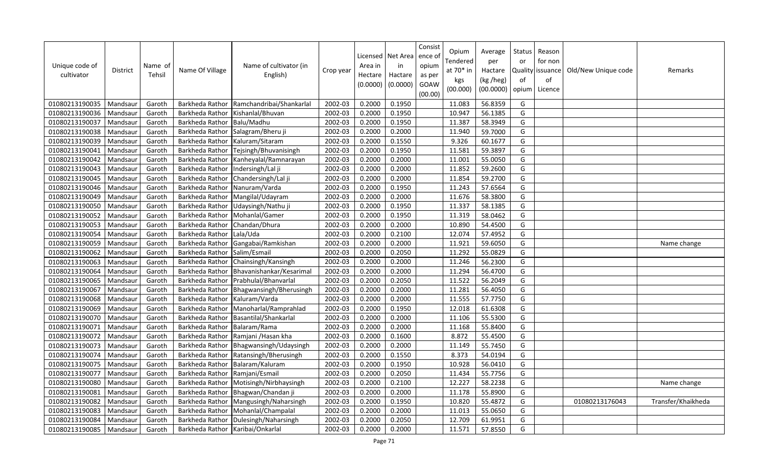| Unique code of cultivator | District | Name of Tehsil | Name Of Village | Name of cultivator (in English) | Crop year | Licensed Area in Hectare (0.0000) | Net Area in Hactare (0.0000) | Consist ence of opium as per GOAW (00.00) | Opium Tendered at 70* in kgs (00.000) | Average per Hactare (kg /heg) (00.0000) | Status or Quality of opium | Reason for non issuance of Licence | Old/New Unique code | Remarks |
|---|---|---|---|---|---|---|---|---|---|---|---|---|---|---|
| 01080213190035 | Mandsaur | Garoth | Barkheda Rathor | Ramchandribai/Shankarlal | 2002-03 | 0.2000 | 0.1950 | | 11.083 | 56.8359 | G | | | |
| 01080213190036 | Mandsaur | Garoth | Barkheda Rathor | Kishanlal/Bhuvan | 2002-03 | 0.2000 | 0.1950 | | 10.947 | 56.1385 | G | | | |
| 01080213190037 | Mandsaur | Garoth | Barkheda Rathor | Balu/Madhu | 2002-03 | 0.2000 | 0.1950 | | 11.387 | 58.3949 | G | | | |
| 01080213190038 | Mandsaur | Garoth | Barkheda Rathor | Salagram/Bheru ji | 2002-03 | 0.2000 | 0.2000 | | 11.940 | 59.7000 | G | | | |
| 01080213190039 | Mandsaur | Garoth | Barkheda Rathor | Kaluram/Sitaram | 2002-03 | 0.2000 | 0.1550 | | 9.326 | 60.1677 | G | | | |
| 01080213190041 | Mandsaur | Garoth | Barkheda Rathor | Tejsingh/Bhuvanisingh | 2002-03 | 0.2000 | 0.1950 | | 11.581 | 59.3897 | G | | | |
| 01080213190042 | Mandsaur | Garoth | Barkheda Rathor | Kanheyalal/Ramnarayan | 2002-03 | 0.2000 | 0.2000 | | 11.001 | 55.0050 | G | | | |
| 01080213190043 | Mandsaur | Garoth | Barkheda Rathor | Indersingh/Lal ji | 2002-03 | 0.2000 | 0.2000 | | 11.852 | 59.2600 | G | | | |
| 01080213190045 | Mandsaur | Garoth | Barkheda Rathor | Chandersingh/Lal ji | 2002-03 | 0.2000 | 0.2000 | | 11.854 | 59.2700 | G | | | |
| 01080213190046 | Mandsaur | Garoth | Barkheda Rathor | Nanuram/Varda | 2002-03 | 0.2000 | 0.1950 | | 11.243 | 57.6564 | G | | | |
| 01080213190049 | Mandsaur | Garoth | Barkheda Rathor | Mangilal/Udayram | 2002-03 | 0.2000 | 0.2000 | | 11.676 | 58.3800 | G | | | |
| 01080213190050 | Mandsaur | Garoth | Barkheda Rathor | Udaysingh/Nathu ji | 2002-03 | 0.2000 | 0.1950 | | 11.337 | 58.1385 | G | | | |
| 01080213190052 | Mandsaur | Garoth | Barkheda Rathor | Mohanlal/Gamer | 2002-03 | 0.2000 | 0.1950 | | 11.319 | 58.0462 | G | | | |
| 01080213190053 | Mandsaur | Garoth | Barkheda Rathor | Chandan/Dhura | 2002-03 | 0.2000 | 0.2000 | | 10.890 | 54.4500 | G | | | |
| 01080213190054 | Mandsaur | Garoth | Barkheda Rathor | Lala/Uda | 2002-03 | 0.2000 | 0.2100 | | 12.074 | 57.4952 | G | | | |
| 01080213190059 | Mandsaur | Garoth | Barkheda Rathor | Gangabai/Ramkishan | 2002-03 | 0.2000 | 0.2000 | | 11.921 | 59.6050 | G | | | Name change |
| 01080213190062 | Mandsaur | Garoth | Barkheda Rathor | Salim/Esmail | 2002-03 | 0.2000 | 0.2050 | | 11.292 | 55.0829 | G | | | |
| 01080213190063 | Mandsaur | Garoth | Barkheda Rathor | Chainsingh/Kansingh | 2002-03 | 0.2000 | 0.2000 | | 11.246 | 56.2300 | G | | | |
| 01080213190064 | Mandsaur | Garoth | Barkheda Rathor | Bhavanishankar/Kesarimal | 2002-03 | 0.2000 | 0.2000 | | 11.294 | 56.4700 | G | | | |
| 01080213190065 | Mandsaur | Garoth | Barkheda Rathor | Prabhulal/Bhanvarlal | 2002-03 | 0.2000 | 0.2050 | | 11.522 | 56.2049 | G | | | |
| 01080213190067 | Mandsaur | Garoth | Barkheda Rathor | Bhagwansingh/Bherusingh | 2002-03 | 0.2000 | 0.2000 | | 11.281 | 56.4050 | G | | | |
| 01080213190068 | Mandsaur | Garoth | Barkheda Rathor | Kaluram/Varda | 2002-03 | 0.2000 | 0.2000 | | 11.555 | 57.7750 | G | | | |
| 01080213190069 | Mandsaur | Garoth | Barkheda Rathor | Manoharlal/Ramprahlad | 2002-03 | 0.2000 | 0.1950 | | 12.018 | 61.6308 | G | | | |
| 01080213190070 | Mandsaur | Garoth | Barkheda Rathor | Basantilal/Shankarlal | 2002-03 | 0.2000 | 0.2000 | | 11.106 | 55.5300 | G | | | |
| 01080213190071 | Mandsaur | Garoth | Barkheda Rathor | Balaram/Rama | 2002-03 | 0.2000 | 0.2000 | | 11.168 | 55.8400 | G | | | |
| 01080213190072 | Mandsaur | Garoth | Barkheda Rathor | Ramjani /Hasan kha | 2002-03 | 0.2000 | 0.1600 | | 8.872 | 55.4500 | G | | | |
| 01080213190073 | Mandsaur | Garoth | Barkheda Rathor | Bhagwansingh/Udaysingh | 2002-03 | 0.2000 | 0.2000 | | 11.149 | 55.7450 | G | | | |
| 01080213190074 | Mandsaur | Garoth | Barkheda Rathor | Ratansingh/Bherusingh | 2002-03 | 0.2000 | 0.1550 | | 8.373 | 54.0194 | G | | | |
| 01080213190075 | Mandsaur | Garoth | Barkheda Rathor | Balaram/Kaluram | 2002-03 | 0.2000 | 0.1950 | | 10.928 | 56.0410 | G | | | |
| 01080213190077 | Mandsaur | Garoth | Barkheda Rathor | Ramjani/Esmail | 2002-03 | 0.2000 | 0.2050 | | 11.434 | 55.7756 | G | | | |
| 01080213190080 | Mandsaur | Garoth | Barkheda Rathor | Motisingh/Nirbhaysingh | 2002-03 | 0.2000 | 0.2100 | | 12.227 | 58.2238 | G | | | Name change |
| 01080213190081 | Mandsaur | Garoth | Barkheda Rathor | Bhagwan/Chandan ji | 2002-03 | 0.2000 | 0.2000 | | 11.178 | 55.8900 | G | | | |
| 01080213190082 | Mandsaur | Garoth | Barkheda Rathor | Mangusingh/Naharsingh | 2002-03 | 0.2000 | 0.1950 | | 10.820 | 55.4872 | G | | 01080213176043 | Transfer/Khaikheda |
| 01080213190083 | Mandsaur | Garoth | Barkheda Rathor | Mohanlal/Champalal | 2002-03 | 0.2000 | 0.2000 | | 11.013 | 55.0650 | G | | | |
| 01080213190084 | Mandsaur | Garoth | Barkheda Rathor | Dulesingh/Naharsingh | 2002-03 | 0.2000 | 0.2050 | | 12.709 | 61.9951 | G | | | |
| 01080213190085 | Mandsaur | Garoth | Barkheda Rathor | Karibai/Onkarlal | 2002-03 | 0.2000 | 0.2000 | | 11.571 | 57.8550 | G | | | |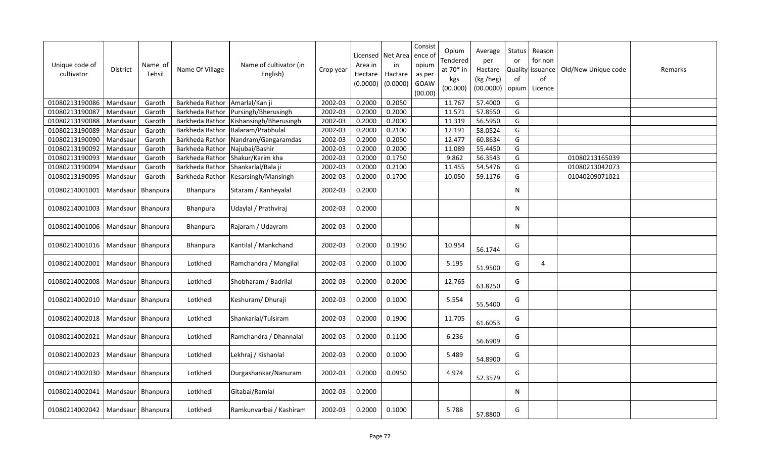| Unique code of cultivator | District | Name of Tehsil | Name Of Village | Name of cultivator (in English) | Crop year | Licensed Area in Hectare (0.0000) | Net Area in Hactare (0.0000) | Consistence of opium as per GOAW (00.00) | Opium Tendered at 70* in kgs (00.000) | Average per Hactare (kg /heg) (00.0000) | Status or Quality of opium | Reason for non issuance of Licence | Old/New Unique code | Remarks |
|---|---|---|---|---|---|---|---|---|---|---|---|---|---|---|
| 01080213190086 | Mandsaur | Garoth | Barkheda Rathor | Amarlal/Kan ji | 2002-03 | 0.2000 | 0.2050 | | 11.767 | 57.4000 | G | | | |
| 01080213190087 | Mandsaur | Garoth | Barkheda Rathor | Pursingh/Bherusingh | 2002-03 | 0.2000 | 0.2000 | | 11.571 | 57.8550 | G | | | |
| 01080213190088 | Mandsaur | Garoth | Barkheda Rathor | Kishansingh/Bherusingh | 2002-03 | 0.2000 | 0.2000 | | 11.319 | 56.5950 | G | | | |
| 01080213190089 | Mandsaur | Garoth | Barkheda Rathor | Balaram/Prabhulal | 2002-03 | 0.2000 | 0.2100 | | 12.191 | 58.0524 | G | | | |
| 01080213190090 | Mandsaur | Garoth | Barkheda Rathor | Nandram/Gangaramdas | 2002-03 | 0.2000 | 0.2050 | | 12.477 | 60.8634 | G | | | |
| 01080213190092 | Mandsaur | Garoth | Barkheda Rathor | Najubai/Bashir | 2002-03 | 0.2000 | 0.2000 | | 11.089 | 55.4450 | G | | | |
| 01080213190093 | Mandsaur | Garoth | Barkheda Rathor | Shakur/Karim kha | 2002-03 | 0.2000 | 0.1750 | | 9.862 | 56.3543 | G | | 01080213165039 | |
| 01080213190094 | Mandsaur | Garoth | Barkheda Rathor | Shankarlal/Bala ji | 2002-03 | 0.2000 | 0.2100 | | 11.455 | 54.5476 | G | | 01080213042073 | |
| 01080213190095 | Mandsaur | Garoth | Barkheda Rathor | Kesarsingh/Mansingh | 2002-03 | 0.2000 | 0.1700 | | 10.050 | 59.1176 | G | | 01040209071021 | |
| 01080214001001 | Mandsaur | Bhanpura | Bhanpura | Sitaram / Kanheyalal | 2002-03 | 0.2000 | | | | | N | | | |
| 01080214001003 | Mandsaur | Bhanpura | Bhanpura | Udaylal / Prathviraj | 2002-03 | 0.2000 | | | | | N | | | |
| 01080214001006 | Mandsaur | Bhanpura | Bhanpura | Rajaram / Udayram | 2002-03 | 0.2000 | | | | | N | | | |
| 01080214001016 | Mandsaur | Bhanpura | Bhanpura | Kantilal / Mankchand | 2002-03 | 0.2000 | 0.1950 | | 10.954 | 56.1744 | G | | | |
| 01080214002001 | Mandsaur | Bhanpura | Lotkhedi | Ramchandra / Mangilal | 2002-03 | 0.2000 | 0.1000 | | 5.195 | 51.9500 | G | 4 | | |
| 01080214002008 | Mandsaur | Bhanpura | Lotkhedi | Shobharam / Badrilal | 2002-03 | 0.2000 | 0.2000 | | 12.765 | 63.8250 | G | | | |
| 01080214002010 | Mandsaur | Bhanpura | Lotkhedi | Keshuram/ Dhuraji | 2002-03 | 0.2000 | 0.1000 | | 5.554 | 55.5400 | G | | | |
| 01080214002018 | Mandsaur | Bhanpura | Lotkhedi | Shankarlal/Tulsiram | 2002-03 | 0.2000 | 0.1900 | | 11.705 | 61.6053 | G | | | |
| 01080214002021 | Mandsaur | Bhanpura | Lotkhedi | Ramchandra / Dhannalal | 2002-03 | 0.2000 | 0.1100 | | 6.236 | 56.6909 | G | | | |
| 01080214002023 | Mandsaur | Bhanpura | Lotkhedi | Lekhraj / Kishanlal | 2002-03 | 0.2000 | 0.1000 | | 5.489 | 54.8900 | G | | | |
| 01080214002030 | Mandsaur | Bhanpura | Lotkhedi | Durgashankar/Nanuram | 2002-03 | 0.2000 | 0.0950 | | 4.974 | 52.3579 | G | | | |
| 01080214002041 | Mandsaur | Bhanpura | Lotkhedi | Gitabai/Ramlal | 2002-03 | 0.2000 | | | | | N | | | |
| 01080214002042 | Mandsaur | Bhanpura | Lotkhedi | Ramkunvarbai / Kashiram | 2002-03 | 0.2000 | 0.1000 | | 5.788 | 57.8800 | G | | | |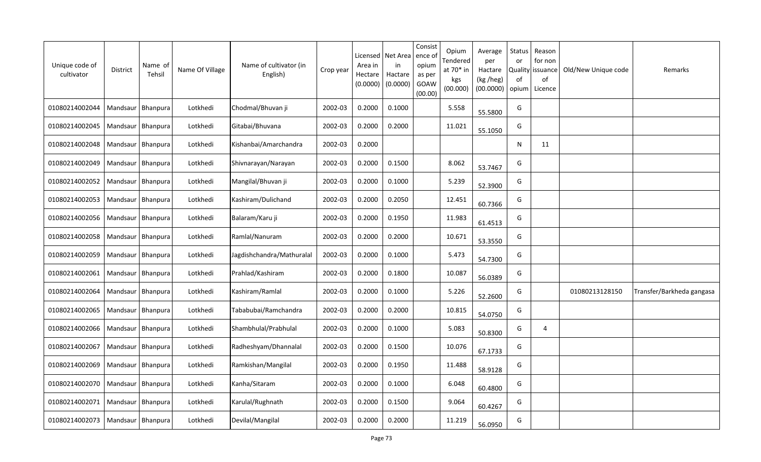| Unique code of cultivator | District | Name of Tehsil | Name Of Village | Name of cultivator (in English) | Crop year | Licensed Area in Hectare (0.0000) | Net Area in Hactare (0.0000) | Consistence of opium as per GOAW (00.00) | Opium Tendered at 70* in kgs (00.000) | Average per Hactare (kg /heg) (00.0000) | Status or Quality of opium | Reason for non issuance of Licence | Old/New Unique code | Remarks |
|---|---|---|---|---|---|---|---|---|---|---|---|---|---|---|
| 01080214002044 | Mandsaur | Bhanpura | Lotkhedi | Chodmal/Bhuvan ji | 2002-03 | 0.2000 | 0.1000 | | 5.558 | 55.5800 | G | | | |
| 01080214002045 | Mandsaur | Bhanpura | Lotkhedi | Gitabai/Bhuvana | 2002-03 | 0.2000 | 0.2000 | | 11.021 | 55.1050 | G | | | |
| 01080214002048 | Mandsaur | Bhanpura | Lotkhedi | Kishanbai/Amarchandra | 2002-03 | 0.2000 | | | | | N | 11 | | |
| 01080214002049 | Mandsaur | Bhanpura | Lotkhedi | Shivnarayan/Narayan | 2002-03 | 0.2000 | 0.1500 | | 8.062 | 53.7467 | G | | | |
| 01080214002052 | Mandsaur | Bhanpura | Lotkhedi | Mangilal/Bhuvan ji | 2002-03 | 0.2000 | 0.1000 | | 5.239 | 52.3900 | G | | | |
| 01080214002053 | Mandsaur | Bhanpura | Lotkhedi | Kashiram/Dulichand | 2002-03 | 0.2000 | 0.2050 | | 12.451 | 60.7366 | G | | | |
| 01080214002056 | Mandsaur | Bhanpura | Lotkhedi | Balaram/Karu ji | 2002-03 | 0.2000 | 0.1950 | | 11.983 | 61.4513 | G | | | |
| 01080214002058 | Mandsaur | Bhanpura | Lotkhedi | Ramlal/Nanuram | 2002-03 | 0.2000 | 0.2000 | | 10.671 | 53.3550 | G | | | |
| 01080214002059 | Mandsaur | Bhanpura | Lotkhedi | Jagdishchandra/Mathuralal | 2002-03 | 0.2000 | 0.1000 | | 5.473 | 54.7300 | G | | | |
| 01080214002061 | Mandsaur | Bhanpura | Lotkhedi | Prahlad/Kashiram | 2002-03 | 0.2000 | 0.1800 | | 10.087 | 56.0389 | G | | | |
| 01080214002064 | Mandsaur | Bhanpura | Lotkhedi | Kashiram/Ramlal | 2002-03 | 0.2000 | 0.1000 | | 5.226 | 52.2600 | G | | 01080213128150 | Transfer/Barkheda gangasa |
| 01080214002065 | Mandsaur | Bhanpura | Lotkhedi | Tababubai/Ramchandra | 2002-03 | 0.2000 | 0.2000 | | 10.815 | 54.0750 | G | | | |
| 01080214002066 | Mandsaur | Bhanpura | Lotkhedi | Shambhulal/Prabhulal | 2002-03 | 0.2000 | 0.1000 | | 5.083 | 50.8300 | G | 4 | | |
| 01080214002067 | Mandsaur | Bhanpura | Lotkhedi | Radheshyam/Dhannalal | 2002-03 | 0.2000 | 0.1500 | | 10.076 | 67.1733 | G | | | |
| 01080214002069 | Mandsaur | Bhanpura | Lotkhedi | Ramkishan/Mangilal | 2002-03 | 0.2000 | 0.1950 | | 11.488 | 58.9128 | G | | | |
| 01080214002070 | Mandsaur | Bhanpura | Lotkhedi | Kanha/Sitaram | 2002-03 | 0.2000 | 0.1000 | | 6.048 | 60.4800 | G | | | |
| 01080214002071 | Mandsaur | Bhanpura | Lotkhedi | Karulal/Rughnath | 2002-03 | 0.2000 | 0.1500 | | 9.064 | 60.4267 | G | | | |
| 01080214002073 | Mandsaur | Bhanpura | Lotkhedi | Devilal/Mangilal | 2002-03 | 0.2000 | 0.2000 | | 11.219 | 56.0950 | G | | | |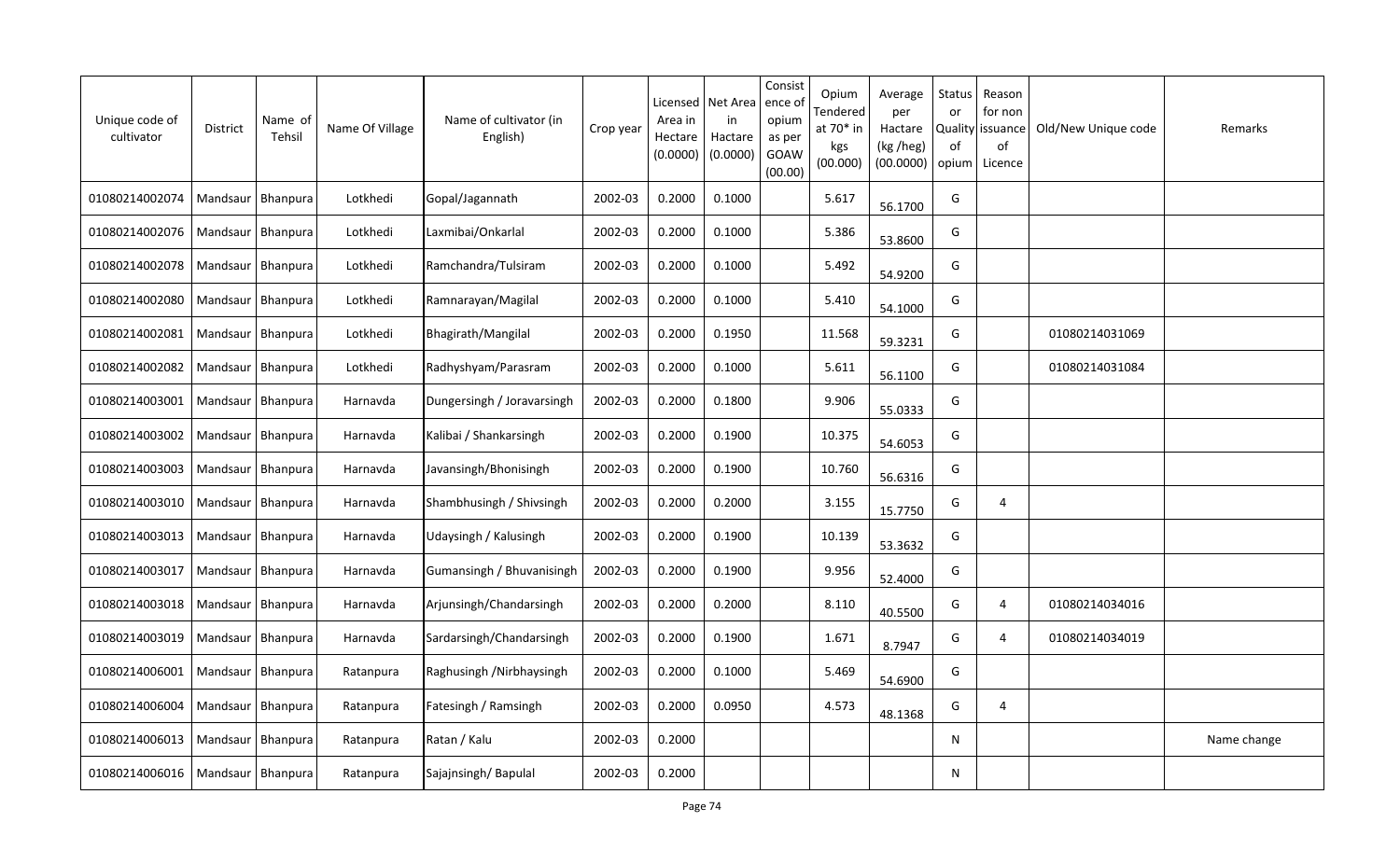| Unique code of cultivator | District | Name of Tehsil | Name Of Village | Name of cultivator (in English) | Crop year | Licensed Area in Hectare (0.0000) | Net Area in Hactare (0.0000) | Consistence of opium as per GOAW (00.00) | Opium Tendered at 70* in kgs (00.000) | Average per Hactare (kg /heg) (00.0000) | Status or Quality of opium | Reason for non issuance of Licence | Old/New Unique code | Remarks |
|---|---|---|---|---|---|---|---|---|---|---|---|---|---|---|
| 01080214002074 | Mandsaur | Bhanpura | Lotkhedi | Gopal/Jagannath | 2002-03 | 0.2000 | 0.1000 | | 5.617 | 56.1700 | G | | | |
| 01080214002076 | Mandsaur | Bhanpura | Lotkhedi | Laxmibai/Onkarlal | 2002-03 | 0.2000 | 0.1000 | | 5.386 | 53.8600 | G | | | |
| 01080214002078 | Mandsaur | Bhanpura | Lotkhedi | Ramchandra/Tulsiram | 2002-03 | 0.2000 | 0.1000 | | 5.492 | 54.9200 | G | | | |
| 01080214002080 | Mandsaur | Bhanpura | Lotkhedi | Ramnarayan/Magilal | 2002-03 | 0.2000 | 0.1000 | | 5.410 | 54.1000 | G | | | |
| 01080214002081 | Mandsaur | Bhanpura | Lotkhedi | Bhagirath/Mangilal | 2002-03 | 0.2000 | 0.1950 | | 11.568 | 59.3231 | G | | 01080214031069 | |
| 01080214002082 | Mandsaur | Bhanpura | Lotkhedi | Radhyshyam/Parasram | 2002-03 | 0.2000 | 0.1000 | | 5.611 | 56.1100 | G | | 01080214031084 | |
| 01080214003001 | Mandsaur | Bhanpura | Harnavda | Dungersingh / Joravarsingh | 2002-03 | 0.2000 | 0.1800 | | 9.906 | 55.0333 | G | | | |
| 01080214003002 | Mandsaur | Bhanpura | Harnavda | Kalibai / Shankarsingh | 2002-03 | 0.2000 | 0.1900 | | 10.375 | 54.6053 | G | | | |
| 01080214003003 | Mandsaur | Bhanpura | Harnavda | Javansingh/Bhonisingh | 2002-03 | 0.2000 | 0.1900 | | 10.760 | 56.6316 | G | | | |
| 01080214003010 | Mandsaur | Bhanpura | Harnavda | Shambhusingh / Shivsingh | 2002-03 | 0.2000 | 0.2000 | | 3.155 | 15.7750 | G | 4 | | |
| 01080214003013 | Mandsaur | Bhanpura | Harnavda | Udaysingh / Kalusingh | 2002-03 | 0.2000 | 0.1900 | | 10.139 | 53.3632 | G | | | |
| 01080214003017 | Mandsaur | Bhanpura | Harnavda | Gumansingh / Bhuvanisingh | 2002-03 | 0.2000 | 0.1900 | | 9.956 | 52.4000 | G | | | |
| 01080214003018 | Mandsaur | Bhanpura | Harnavda | Arjunsingh/Chandarsingh | 2002-03 | 0.2000 | 0.2000 | | 8.110 | 40.5500 | G | 4 | 01080214034016 | |
| 01080214003019 | Mandsaur | Bhanpura | Harnavda | Sardarsingh/Chandarsingh | 2002-03 | 0.2000 | 0.1900 | | 1.671 | 8.7947 | G | 4 | 01080214034019 | |
| 01080214006001 | Mandsaur | Bhanpura | Ratanpura | Raghusingh /Nirbhaysingh | 2002-03 | 0.2000 | 0.1000 | | 5.469 | 54.6900 | G | | | |
| 01080214006004 | Mandsaur | Bhanpura | Ratanpura | Fatesingh / Ramsingh | 2002-03 | 0.2000 | 0.0950 | | 4.573 | 48.1368 | G | 4 | | |
| 01080214006013 | Mandsaur | Bhanpura | Ratanpura | Ratan / Kalu | 2002-03 | 0.2000 | | | | | N | | | Name change |
| 01080214006016 | Mandsaur | Bhanpura | Ratanpura | Sajajnsingh/ Bapulal | 2002-03 | 0.2000 | | | | | N | | | |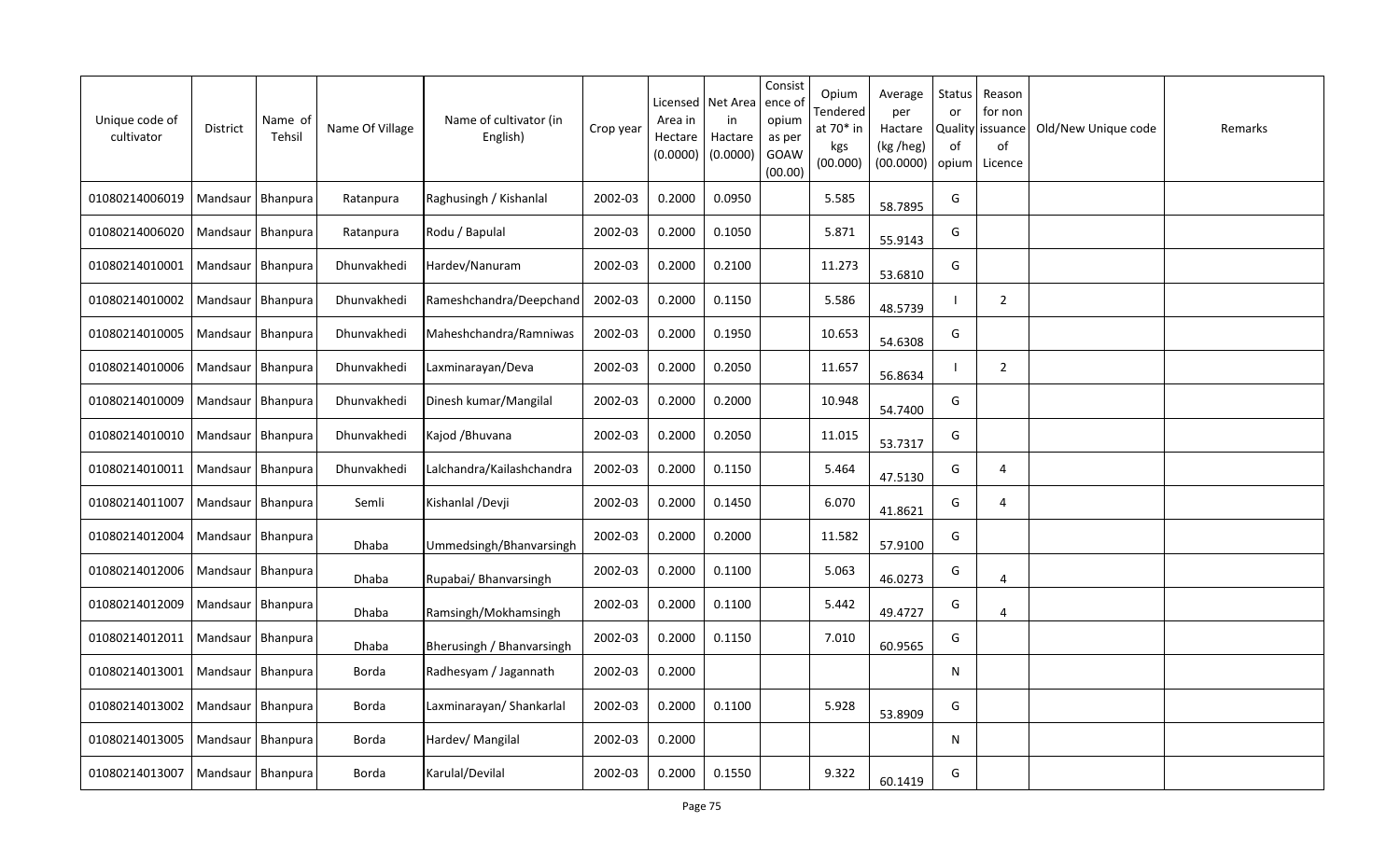| Unique code of cultivator | District | Name of Tehsil | Name Of Village | Name of cultivator (in English) | Crop year | Licensed Area in Hectare (0.0000) | Net Area in Hactare (0.0000) | Consist ence of opium as per GOAW (00.00) | Opium Tendered at 70* in kgs (00.000) | Average per Hactare (kg /heg) (00.0000) | Status or Quality of opium | Reason for non issuance of Licence | Old/New Unique code | Remarks |
|---|---|---|---|---|---|---|---|---|---|---|---|---|---|---|
| 01080214006019 | Mandsaur | Bhanpura | Ratanpura | Raghusingh / Kishanlal | 2002-03 | 0.2000 | 0.0950 | | 5.585 | 58.7895 | G | | | |
| 01080214006020 | Mandsaur | Bhanpura | Ratanpura | Rodu / Bapulal | 2002-03 | 0.2000 | 0.1050 | | 5.871 | 55.9143 | G | | | |
| 01080214010001 | Mandsaur | Bhanpura | Dhunvakhedi | Hardev/Nanuram | 2002-03 | 0.2000 | 0.2100 | | 11.273 | 53.6810 | G | | | |
| 01080214010002 | Mandsaur | Bhanpura | Dhunvakhedi | Rameshchandra/Deepchand | 2002-03 | 0.2000 | 0.1150 | | 5.586 | 48.5739 | I | 2 | | |
| 01080214010005 | Mandsaur | Bhanpura | Dhunvakhedi | Maheshchandra/Ramniwas | 2002-03 | 0.2000 | 0.1950 | | 10.653 | 54.6308 | G | | | |
| 01080214010006 | Mandsaur | Bhanpura | Dhunvakhedi | Laxminarayan/Deva | 2002-03 | 0.2000 | 0.2050 | | 11.657 | 56.8634 | I | 2 | | |
| 01080214010009 | Mandsaur | Bhanpura | Dhunvakhedi | Dinesh kumar/Mangilal | 2002-03 | 0.2000 | 0.2000 | | 10.948 | 54.7400 | G | | | |
| 01080214010010 | Mandsaur | Bhanpura | Dhunvakhedi | Kajod /Bhuvana | 2002-03 | 0.2000 | 0.2050 | | 11.015 | 53.7317 | G | | | |
| 01080214010011 | Mandsaur | Bhanpura | Dhunvakhedi | Lalchandra/Kailashchandra | 2002-03 | 0.2000 | 0.1150 | | 5.464 | 47.5130 | G | 4 | | |
| 01080214011007 | Mandsaur | Bhanpura | Semli | Kishanlal /Devji | 2002-03 | 0.2000 | 0.1450 | | 6.070 | 41.8621 | G | 4 | | |
| 01080214012004 | Mandsaur | Bhanpura | Dhaba | Ummedsingh/Bhanvarsingh | 2002-03 | 0.2000 | 0.2000 | | 11.582 | 57.9100 | G | | | |
| 01080214012006 | Mandsaur | Bhanpura | Dhaba | Rupabai/ Bhanvarsingh | 2002-03 | 0.2000 | 0.1100 | | 5.063 | 46.0273 | G | 4 | | |
| 01080214012009 | Mandsaur | Bhanpura | Dhaba | Ramsingh/Mokhamsingh | 2002-03 | 0.2000 | 0.1100 | | 5.442 | 49.4727 | G | 4 | | |
| 01080214012011 | Mandsaur | Bhanpura | Dhaba | Bherusingh / Bhanvarsingh | 2002-03 | 0.2000 | 0.1150 | | 7.010 | 60.9565 | G | | | |
| 01080214013001 | Mandsaur | Bhanpura | Borda | Radhesyam / Jagannath | 2002-03 | 0.2000 | | | | | N | | | |
| 01080214013002 | Mandsaur | Bhanpura | Borda | Laxminarayan/ Shankarlal | 2002-03 | 0.2000 | 0.1100 | | 5.928 | 53.8909 | G | | | |
| 01080214013005 | Mandsaur | Bhanpura | Borda | Hardev/ Mangilal | 2002-03 | 0.2000 | | | | | N | | | |
| 01080214013007 | Mandsaur | Bhanpura | Borda | Karulal/Devilal | 2002-03 | 0.2000 | 0.1550 | | 9.322 | 60.1419 | G | | | |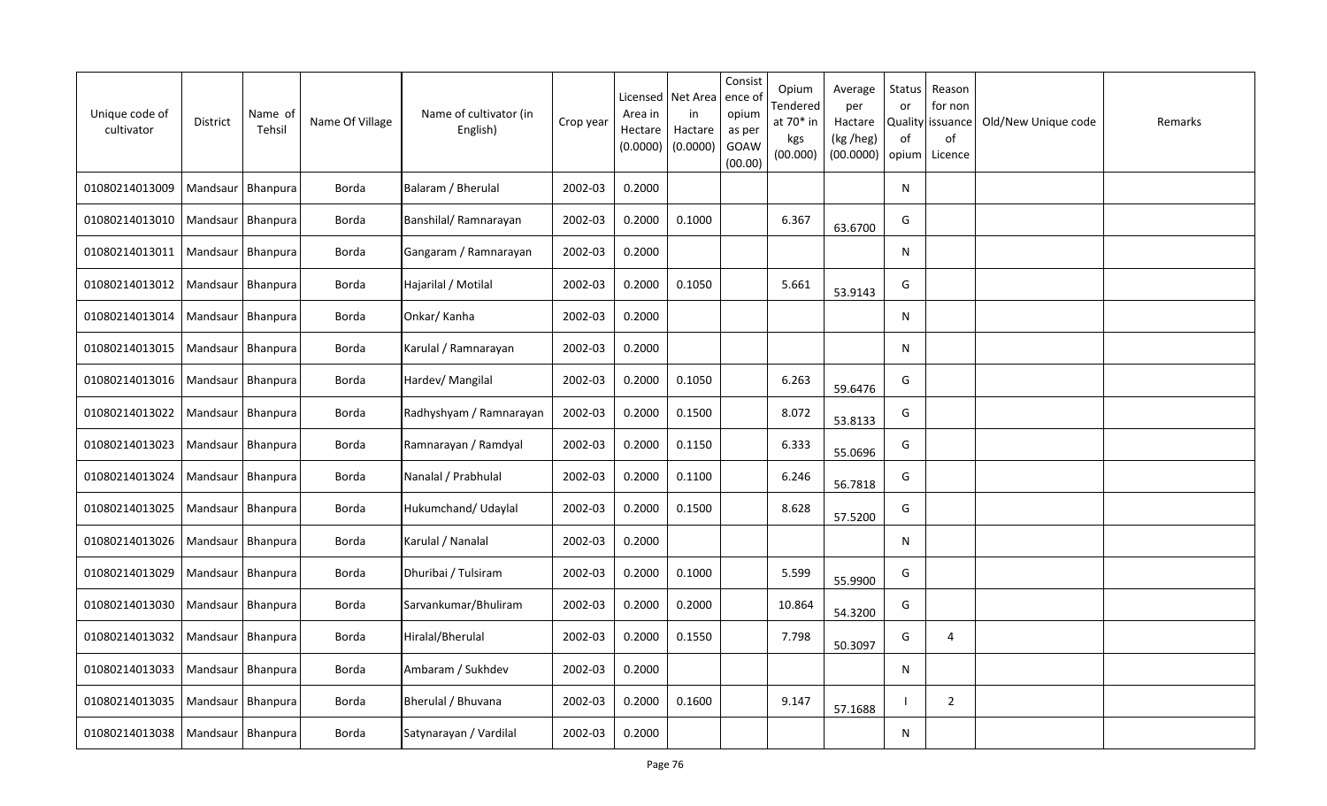| Unique code of cultivator | District | Name of Tehsil | Name Of Village | Name of cultivator (in English) | Crop year | Licensed Area in Hectare (0.0000) | Net Area in Hactare (0.0000) | Consistence of opium as per GOAW (00.00) | Opium Tendered at 70* in kgs (00.000) | Average per Hactare (kg /heg) (00.0000) | Status or Quality of opium | Reason for non issuance of Licence | Old/New Unique code | Remarks |
|---|---|---|---|---|---|---|---|---|---|---|---|---|---|---|
| 01080214013009 | Mandsaur | Bhanpura | Borda | Balaram / Bherulal | 2002-03 | 0.2000 | | | | | N | | | |
| 01080214013010 | Mandsaur | Bhanpura | Borda | Banshilal/ Ramnarayan | 2002-03 | 0.2000 | 0.1000 | | 6.367 | 63.6700 | G | | | |
| 01080214013011 | Mandsaur | Bhanpura | Borda | Gangaram / Ramnarayan | 2002-03 | 0.2000 | | | | | N | | | |
| 01080214013012 | Mandsaur | Bhanpura | Borda | Hajarilal / Motilal | 2002-03 | 0.2000 | 0.1050 | | 5.661 | 53.9143 | G | | | |
| 01080214013014 | Mandsaur | Bhanpura | Borda | Onkar/ Kanha | 2002-03 | 0.2000 | | | | | N | | | |
| 01080214013015 | Mandsaur | Bhanpura | Borda | Karulal / Ramnarayan | 2002-03 | 0.2000 | | | | | N | | | |
| 01080214013016 | Mandsaur | Bhanpura | Borda | Hardev/ Mangilal | 2002-03 | 0.2000 | 0.1050 | | 6.263 | 59.6476 | G | | | |
| 01080214013022 | Mandsaur | Bhanpura | Borda | Radhyshyam / Ramnarayan | 2002-03 | 0.2000 | 0.1500 | | 8.072 | 53.8133 | G | | | |
| 01080214013023 | Mandsaur | Bhanpura | Borda | Ramnarayan / Ramdyal | 2002-03 | 0.2000 | 0.1150 | | 6.333 | 55.0696 | G | | | |
| 01080214013024 | Mandsaur | Bhanpura | Borda | Nanalal / Prabhulal | 2002-03 | 0.2000 | 0.1100 | | 6.246 | 56.7818 | G | | | |
| 01080214013025 | Mandsaur | Bhanpura | Borda | Hukumchand/ Udaylal | 2002-03 | 0.2000 | 0.1500 | | 8.628 | 57.5200 | G | | | |
| 01080214013026 | Mandsaur | Bhanpura | Borda | Karulal / Nanalal | 2002-03 | 0.2000 | | | | | N | | | |
| 01080214013029 | Mandsaur | Bhanpura | Borda | Dhuribai / Tulsiram | 2002-03 | 0.2000 | 0.1000 | | 5.599 | 55.9900 | G | | | |
| 01080214013030 | Mandsaur | Bhanpura | Borda | Sarvankumar/Bhuliram | 2002-03 | 0.2000 | 0.2000 | | 10.864 | 54.3200 | G | | | |
| 01080214013032 | Mandsaur | Bhanpura | Borda | Hiralal/Bherulal | 2002-03 | 0.2000 | 0.1550 | | 7.798 | 50.3097 | G | 4 | | |
| 01080214013033 | Mandsaur | Bhanpura | Borda | Ambaram / Sukhdev | 2002-03 | 0.2000 | | | | | N | | | |
| 01080214013035 | Mandsaur | Bhanpura | Borda | Bherulal / Bhuvana | 2002-03 | 0.2000 | 0.1600 | | 9.147 | 57.1688 | I | 2 | | |
| 01080214013038 | Mandsaur | Bhanpura | Borda | Satynarayan / Vardilal | 2002-03 | 0.2000 | | | | | N | | | |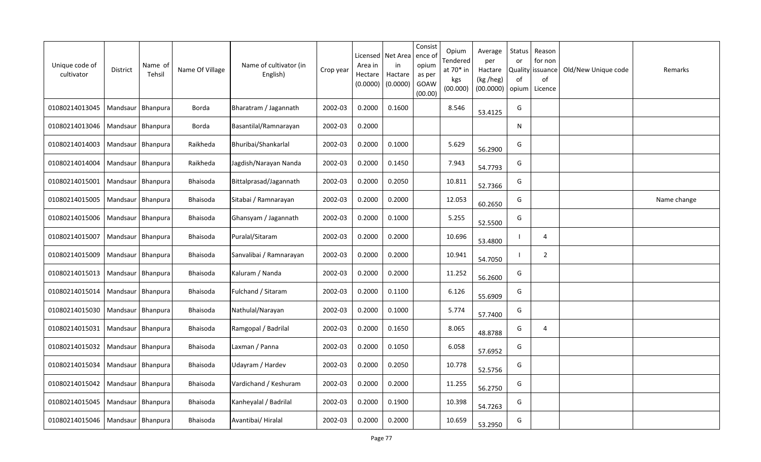| Unique code of cultivator | District | Name of Tehsil | Name Of Village | Name of cultivator (in English) | Crop year | Licensed Area in Hectare (0.0000) | Net Area in Hactare (0.0000) | Consist ence of opium as per GOAW (00.00) | Opium Tendered at 70* in kgs (00.000) | Average per Hactare (kg /heg) (00.0000) | Status or Quality of opium | Reason for non issuance of Licence | Old/New Unique code | Remarks |
|---|---|---|---|---|---|---|---|---|---|---|---|---|---|---|
| 01080214013045 | Mandsaur | Bhanpura | Borda | Bharatram / Jagannath | 2002-03 | 0.2000 | 0.1600 | | 8.546 | 53.4125 | G | | | |
| 01080214013046 | Mandsaur | Bhanpura | Borda | Basantilal/Ramnarayan | 2002-03 | 0.2000 | | | | | N | | | |
| 01080214014003 | Mandsaur | Bhanpura | Raikheda | Bhuribai/Shankarlal | 2002-03 | 0.2000 | 0.1000 | | 5.629 | 56.2900 | G | | | |
| 01080214014004 | Mandsaur | Bhanpura | Raikheda | Jagdish/Narayan Nanda | 2002-03 | 0.2000 | 0.1450 | | 7.943 | 54.7793 | G | | | |
| 01080214015001 | Mandsaur | Bhanpura | Bhaisoda | Bittalprasad/Jagannath | 2002-03 | 0.2000 | 0.2050 | | 10.811 | 52.7366 | G | | | |
| 01080214015005 | Mandsaur | Bhanpura | Bhaisoda | Sitabai / Ramnarayan | 2002-03 | 0.2000 | 0.2000 | | 12.053 | 60.2650 | G | | | Name change |
| 01080214015006 | Mandsaur | Bhanpura | Bhaisoda | Ghansyam / Jagannath | 2002-03 | 0.2000 | 0.1000 | | 5.255 | 52.5500 | G | | | |
| 01080214015007 | Mandsaur | Bhanpura | Bhaisoda | Puralal/Sitaram | 2002-03 | 0.2000 | 0.2000 | | 10.696 | 53.4800 | I | 4 | | |
| 01080214015009 | Mandsaur | Bhanpura | Bhaisoda | Sanvalibai / Ramnarayan | 2002-03 | 0.2000 | 0.2000 | | 10.941 | 54.7050 | I | 2 | | |
| 01080214015013 | Mandsaur | Bhanpura | Bhaisoda | Kaluram / Nanda | 2002-03 | 0.2000 | 0.2000 | | 11.252 | 56.2600 | G | | | |
| 01080214015014 | Mandsaur | Bhanpura | Bhaisoda | Fulchand / Sitaram | 2002-03 | 0.2000 | 0.1100 | | 6.126 | 55.6909 | G | | | |
| 01080214015030 | Mandsaur | Bhanpura | Bhaisoda | Nathulal/Narayan | 2002-03 | 0.2000 | 0.1000 | | 5.774 | 57.7400 | G | | | |
| 01080214015031 | Mandsaur | Bhanpura | Bhaisoda | Ramgopal / Badrilal | 2002-03 | 0.2000 | 0.1650 | | 8.065 | 48.8788 | G | 4 | | |
| 01080214015032 | Mandsaur | Bhanpura | Bhaisoda | Laxman / Panna | 2002-03 | 0.2000 | 0.1050 | | 6.058 | 57.6952 | G | | | |
| 01080214015034 | Mandsaur | Bhanpura | Bhaisoda | Udayram / Hardev | 2002-03 | 0.2000 | 0.2050 | | 10.778 | 52.5756 | G | | | |
| 01080214015042 | Mandsaur | Bhanpura | Bhaisoda | Vardichand / Keshuram | 2002-03 | 0.2000 | 0.2000 | | 11.255 | 56.2750 | G | | | |
| 01080214015045 | Mandsaur | Bhanpura | Bhaisoda | Kanheyalal / Badrilal | 2002-03 | 0.2000 | 0.1900 | | 10.398 | 54.7263 | G | | | |
| 01080214015046 | Mandsaur | Bhanpura | Bhaisoda | Avantibai/ Hiralal | 2002-03 | 0.2000 | 0.2000 | | 10.659 | 53.2950 | G | | | |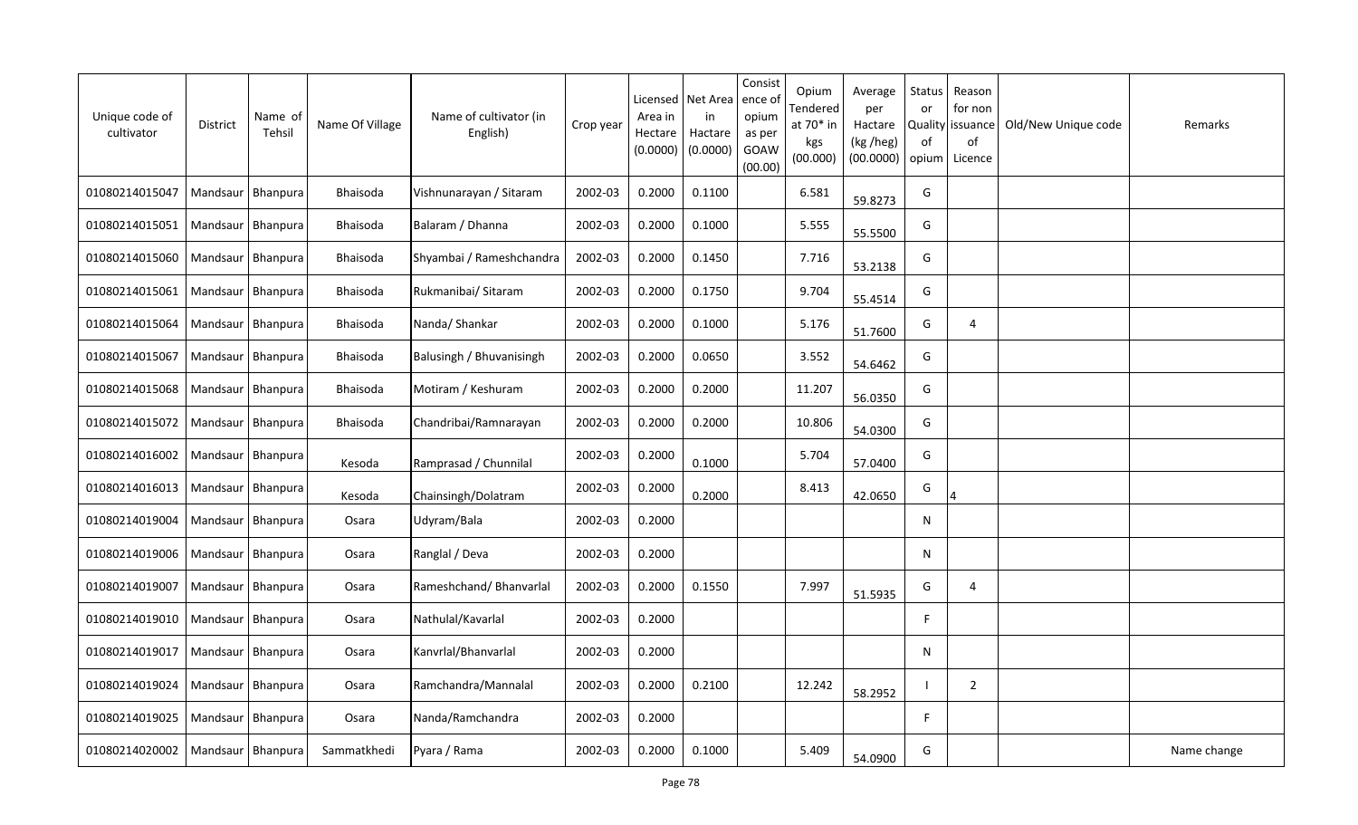| Unique code of cultivator | District | Name of Tehsil | Name Of Village | Name of cultivator (in English) | Crop year | Licensed Area in Hectare (0.0000) | Net Area in Hactare (0.0000) | Consistence of opium as per GOAW (00.00) | Opium Tendered at 70* in kgs (00.000) | Average per Hactare (kg /heg) (00.0000) | Status or Quality of opium | Reason for non issuance of Licence | Old/New Unique code | Remarks |
|---|---|---|---|---|---|---|---|---|---|---|---|---|---|---|
| 01080214015047 | Mandsaur | Bhanpura | Bhaisoda | Vishnunarayan / Sitaram | 2002-03 | 0.2000 | 0.1100 | | 6.581 | 59.8273 | G | | | |
| 01080214015051 | Mandsaur | Bhanpura | Bhaisoda | Balaram / Dhanna | 2002-03 | 0.2000 | 0.1000 | | 5.555 | 55.5500 | G | | | |
| 01080214015060 | Mandsaur | Bhanpura | Bhaisoda | Shyambai / Rameshchandra | 2002-03 | 0.2000 | 0.1450 | | 7.716 | 53.2138 | G | | | |
| 01080214015061 | Mandsaur | Bhanpura | Bhaisoda | Rukmanibai/ Sitaram | 2002-03 | 0.2000 | 0.1750 | | 9.704 | 55.4514 | G | | | |
| 01080214015064 | Mandsaur | Bhanpura | Bhaisoda | Nanda/ Shankar | 2002-03 | 0.2000 | 0.1000 | | 5.176 | 51.7600 | G | 4 | | |
| 01080214015067 | Mandsaur | Bhanpura | Bhaisoda | Balusingh / Bhuvanisingh | 2002-03 | 0.2000 | 0.0650 | | 3.552 | 54.6462 | G | | | |
| 01080214015068 | Mandsaur | Bhanpura | Bhaisoda | Motiram / Keshuram | 2002-03 | 0.2000 | 0.2000 | | 11.207 | 56.0350 | G | | | |
| 01080214015072 | Mandsaur | Bhanpura | Bhaisoda | Chandribai/Ramnarayan | 2002-03 | 0.2000 | 0.2000 | | 10.806 | 54.0300 | G | | | |
| 01080214016002 | Mandsaur | Bhanpura | Kesoda | Ramprasad / Chunnilal | 2002-03 | 0.2000 | 0.1000 | | 5.704 | 57.0400 | G | | | |
| 01080214016013 | Mandsaur | Bhanpura | Kesoda | Chainsingh/Dolatram | 2002-03 | 0.2000 | 0.2000 | | 8.413 | 42.0650 | G | 4 | | |
| 01080214019004 | Mandsaur | Bhanpura | Osara | Udyram/Bala | 2002-03 | 0.2000 | | | | | N | | | |
| 01080214019006 | Mandsaur | Bhanpura | Osara | Ranglal / Deva | 2002-03 | 0.2000 | | | | | N | | | |
| 01080214019007 | Mandsaur | Bhanpura | Osara | Rameshchand/ Bhanvarlal | 2002-03 | 0.2000 | 0.1550 | | 7.997 | 51.5935 | G | 4 | | |
| 01080214019010 | Mandsaur | Bhanpura | Osara | Nathulal/Kavarlal | 2002-03 | 0.2000 | | | | | F | | | |
| 01080214019017 | Mandsaur | Bhanpura | Osara | Kanvrlal/Bhanvarlal | 2002-03 | 0.2000 | | | | | N | | | |
| 01080214019024 | Mandsaur | Bhanpura | Osara | Ramchandra/Mannalal | 2002-03 | 0.2000 | 0.2100 | | 12.242 | 58.2952 | I | 2 | | |
| 01080214019025 | Mandsaur | Bhanpura | Osara | Nanda/Ramchandra | 2002-03 | 0.2000 | | | | | F | | | |
| 01080214020002 | Mandsaur | Bhanpura | Sammatkhedi | Pyara / Rama | 2002-03 | 0.2000 | 0.1000 | | 5.409 | 54.0900 | G | | | Name change |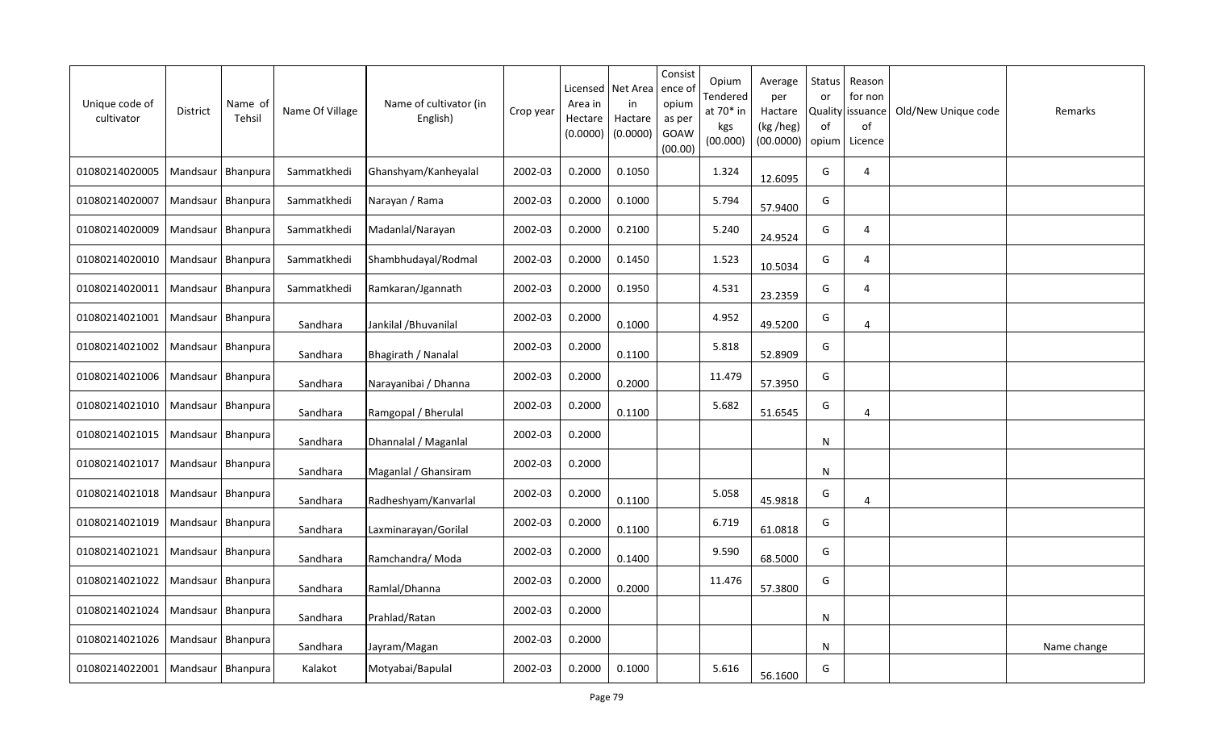| Unique code of cultivator | District | Name of Tehsil | Name Of Village | Name of cultivator (in English) | Crop year | Licensed Area in Hectare (0.0000) | Net Area in Hactare (0.0000) | Consistence of opium as per GOAW (00.00) | Opium Tendered at 70* in kgs (00.000) | Average per Hactare (kg /heg) (00.0000) | Status or Quality of opium | Reason for non issuance of Licence | Old/New Unique code | Remarks |
|---|---|---|---|---|---|---|---|---|---|---|---|---|---|---|
| 01080214020005 | Mandsaur | Bhanpura | Sammatkhedi | Ghanshyam/Kanheyalal | 2002-03 | 0.2000 | 0.1050 | | 1.324 | 12.6095 | G | 4 | | |
| 01080214020007 | Mandsaur | Bhanpura | Sammatkhedi | Narayan / Rama | 2002-03 | 0.2000 | 0.1000 | | 5.794 | 57.9400 | G | | | |
| 01080214020009 | Mandsaur | Bhanpura | Sammatkhedi | Madanlal/Narayan | 2002-03 | 0.2000 | 0.2100 | | 5.240 | 24.9524 | G | 4 | | |
| 01080214020010 | Mandsaur | Bhanpura | Sammatkhedi | Shambhudayal/Rodmal | 2002-03 | 0.2000 | 0.1450 | | 1.523 | 10.5034 | G | 4 | | |
| 01080214020011 | Mandsaur | Bhanpura | Sammatkhedi | Ramkaran/Jgannath | 2002-03 | 0.2000 | 0.1950 | | 4.531 | 23.2359 | G | 4 | | |
| 01080214021001 | Mandsaur | Bhanpura | Sandhara | Jankilal /Bhuvanilal | 2002-03 | 0.2000 | 0.1000 | | 4.952 | 49.5200 | G | 4 | | |
| 01080214021002 | Mandsaur | Bhanpura | Sandhara | Bhagirath / Nanalal | 2002-03 | 0.2000 | 0.1100 | | 5.818 | 52.8909 | G | | | |
| 01080214021006 | Mandsaur | Bhanpura | Sandhara | Narayanibai / Dhanna | 2002-03 | 0.2000 | 0.2000 | | 11.479 | 57.3950 | G | | | |
| 01080214021010 | Mandsaur | Bhanpura | Sandhara | Ramgopal / Bherulal | 2002-03 | 0.2000 | 0.1100 | | 5.682 | 51.6545 | G | 4 | | |
| 01080214021015 | Mandsaur | Bhanpura | Sandhara | Dhannalal / Maganlal | 2002-03 | 0.2000 | | | | | N | | | |
| 01080214021017 | Mandsaur | Bhanpura | Sandhara | Maganlal / Ghansiram | 2002-03 | 0.2000 | | | | | N | | | |
| 01080214021018 | Mandsaur | Bhanpura | Sandhara | Radheshyam/Kanvarlal | 2002-03 | 0.2000 | 0.1100 | | 5.058 | 45.9818 | G | 4 | | |
| 01080214021019 | Mandsaur | Bhanpura | Sandhara | Laxminarayan/Gorilal | 2002-03 | 0.2000 | 0.1100 | | 6.719 | 61.0818 | G | | | |
| 01080214021021 | Mandsaur | Bhanpura | Sandhara | Ramchandra/ Moda | 2002-03 | 0.2000 | 0.1400 | | 9.590 | 68.5000 | G | | | |
| 01080214021022 | Mandsaur | Bhanpura | Sandhara | Ramlal/Dhanna | 2002-03 | 0.2000 | 0.2000 | | 11.476 | 57.3800 | G | | | |
| 01080214021024 | Mandsaur | Bhanpura | Sandhara | Prahlad/Ratan | 2002-03 | 0.2000 | | | | | N | | | |
| 01080214021026 | Mandsaur | Bhanpura | Sandhara | Jayram/Magan | 2002-03 | 0.2000 | | | | | N | | | Name change |
| 01080214022001 | Mandsaur | Bhanpura | Kalakot | Motyabai/Bapulal | 2002-03 | 0.2000 | 0.1000 | | 5.616 | 56.1600 | G | | | |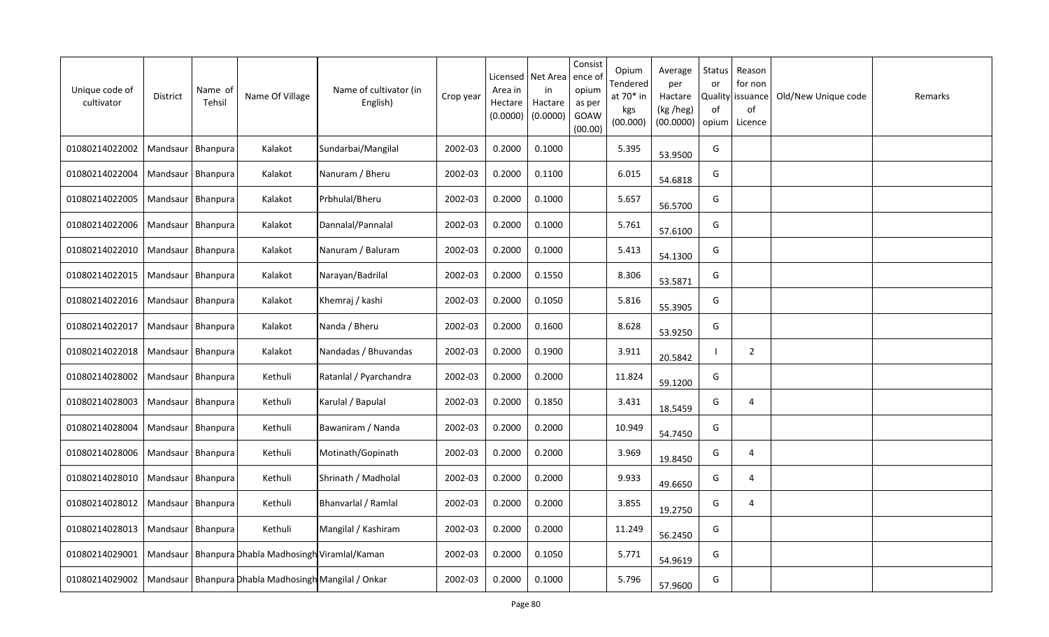| Unique code of cultivator | District | Name of Tehsil | Name Of Village | Name of cultivator (in English) | Crop year | Licensed Area in Hectare (0.0000) | Net Area in Hactare (0.0000) | Consistence of opium as per GOAW (00.00) | Opium Tendered at 70* in kgs (00.000) | Average per Hactare (kg /heg) (00.0000) | Status or Quality of opium | Reason for non issuance of Licence | Old/New Unique code | Remarks |
|---|---|---|---|---|---|---|---|---|---|---|---|---|---|---|
| 01080214022002 | Mandsaur | Bhanpura | Kalakot | Sundarbai/Mangilal | 2002-03 | 0.2000 | 0.1000 | | 5.395 | 53.9500 | G | | | |
| 01080214022004 | Mandsaur | Bhanpura | Kalakot | Nanuram / Bheru | 2002-03 | 0.2000 | 0.1100 | | 6.015 | 54.6818 | G | | | |
| 01080214022005 | Mandsaur | Bhanpura | Kalakot | Prbhulal/Bheru | 2002-03 | 0.2000 | 0.1000 | | 5.657 | 56.5700 | G | | | |
| 01080214022006 | Mandsaur | Bhanpura | Kalakot | Dannalal/Pannalal | 2002-03 | 0.2000 | 0.1000 | | 5.761 | 57.6100 | G | | | |
| 01080214022010 | Mandsaur | Bhanpura | Kalakot | Nanuram / Baluram | 2002-03 | 0.2000 | 0.1000 | | 5.413 | 54.1300 | G | | | |
| 01080214022015 | Mandsaur | Bhanpura | Kalakot | Narayan/Badrilal | 2002-03 | 0.2000 | 0.1550 | | 8.306 | 53.5871 | G | | | |
| 01080214022016 | Mandsaur | Bhanpura | Kalakot | Khemraj / kashi | 2002-03 | 0.2000 | 0.1050 | | 5.816 | 55.3905 | G | | | |
| 01080214022017 | Mandsaur | Bhanpura | Kalakot | Nanda / Bheru | 2002-03 | 0.2000 | 0.1600 | | 8.628 | 53.9250 | G | | | |
| 01080214022018 | Mandsaur | Bhanpura | Kalakot | Nandadas / Bhuvandas | 2002-03 | 0.2000 | 0.1900 | | 3.911 | 20.5842 | I | 2 | | |
| 01080214028002 | Mandsaur | Bhanpura | Kethuli | Ratanlal / Pyarchandra | 2002-03 | 0.2000 | 0.2000 | | 11.824 | 59.1200 | G | | | |
| 01080214028003 | Mandsaur | Bhanpura | Kethuli | Karulal / Bapulal | 2002-03 | 0.2000 | 0.1850 | | 3.431 | 18.5459 | G | 4 | | |
| 01080214028004 | Mandsaur | Bhanpura | Kethuli | Bawaniram / Nanda | 2002-03 | 0.2000 | 0.2000 | | 10.949 | 54.7450 | G | | | |
| 01080214028006 | Mandsaur | Bhanpura | Kethuli | Motinath/Gopinath | 2002-03 | 0.2000 | 0.2000 | | 3.969 | 19.8450 | G | 4 | | |
| 01080214028010 | Mandsaur | Bhanpura | Kethuli | Shrinath / Madholal | 2002-03 | 0.2000 | 0.2000 | | 9.933 | 49.6650 | G | 4 | | |
| 01080214028012 | Mandsaur | Bhanpura | Kethuli | Bhanvarlal / Ramlal | 2002-03 | 0.2000 | 0.2000 | | 3.855 | 19.2750 | G | 4 | | |
| 01080214028013 | Mandsaur | Bhanpura | Kethuli | Mangilal / Kashiram | 2002-03 | 0.2000 | 0.2000 | | 11.249 | 56.2450 | G | | | |
| 01080214029001 | Mandsaur | Bhanpura | Dhabla Madhosingh | Viramlal/Kaman | 2002-03 | 0.2000 | 0.1050 | | 5.771 | 54.9619 | G | | | |
| 01080214029002 | Mandsaur | Bhanpura | Dhabla Madhosingh | Mangilal / Onkar | 2002-03 | 0.2000 | 0.1000 | | 5.796 | 57.9600 | G | | | |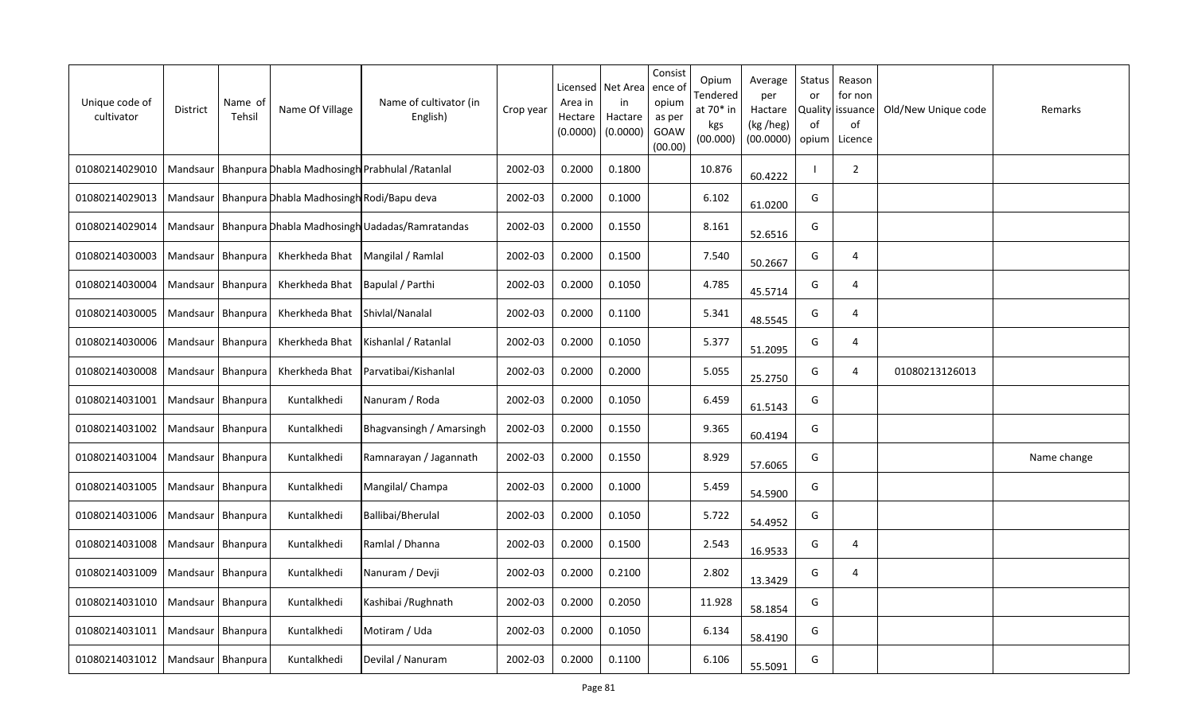| Unique code of cultivator | District | Name of Tehsil | Name Of Village | Name of cultivator (in English) | Crop year | Licensed Area in Hectare (0.0000) | Net Area in Hactare (0.0000) | Consistence of opium as per GOAW (00.00) | Opium Tendered at 70* in kgs (00.000) | Average per Hactare (kg /heg) (00.0000) | Status or Quality of opium | Reason for non issuance of Licence | Old/New Unique code | Remarks |
|---|---|---|---|---|---|---|---|---|---|---|---|---|---|---|
| 01080214029010 | Mandsaur | Bhanpura | Dhabla Madhosingh | Prabhulal /Ratanlal | 2002-03 | 0.2000 | 0.1800 | | 10.876 | 60.4222 | I | 2 | | |
| 01080214029013 | Mandsaur | Bhanpura | Dhabla Madhosingh | Rodi/Bapu deva | 2002-03 | 0.2000 | 0.1000 | | 6.102 | 61.0200 | G | | | |
| 01080214029014 | Mandsaur | Bhanpura | Dhabla Madhosingh | Uadadas/Ramratandas | 2002-03 | 0.2000 | 0.1550 | | 8.161 | 52.6516 | G | | | |
| 01080214030003 | Mandsaur | Bhanpura | Kherkheda Bhat | Mangilal / Ramlal | 2002-03 | 0.2000 | 0.1500 | | 7.540 | 50.2667 | G | 4 | | |
| 01080214030004 | Mandsaur | Bhanpura | Kherkheda Bhat | Bapulal / Parthi | 2002-03 | 0.2000 | 0.1050 | | 4.785 | 45.5714 | G | 4 | | |
| 01080214030005 | Mandsaur | Bhanpura | Kherkheda Bhat | Shivlal/Nanalal | 2002-03 | 0.2000 | 0.1100 | | 5.341 | 48.5545 | G | 4 | | |
| 01080214030006 | Mandsaur | Bhanpura | Kherkheda Bhat | Kishanlal / Ratanlal | 2002-03 | 0.2000 | 0.1050 | | 5.377 | 51.2095 | G | 4 | | |
| 01080214030008 | Mandsaur | Bhanpura | Kherkheda Bhat | Parvatibai/Kishanlal | 2002-03 | 0.2000 | 0.2000 | | 5.055 | 25.2750 | G | 4 | 01080213126013 | |
| 01080214031001 | Mandsaur | Bhanpura | Kuntalkhedi | Nanuram / Roda | 2002-03 | 0.2000 | 0.1050 | | 6.459 | 61.5143 | G | | | |
| 01080214031002 | Mandsaur | Bhanpura | Kuntalkhedi | Bhagvansingh / Amarsingh | 2002-03 | 0.2000 | 0.1550 | | 9.365 | 60.4194 | G | | | |
| 01080214031004 | Mandsaur | Bhanpura | Kuntalkhedi | Ramnarayan / Jagannath | 2002-03 | 0.2000 | 0.1550 | | 8.929 | 57.6065 | G | | | Name change |
| 01080214031005 | Mandsaur | Bhanpura | Kuntalkhedi | Mangilal/ Champa | 2002-03 | 0.2000 | 0.1000 | | 5.459 | 54.5900 | G | | | |
| 01080214031006 | Mandsaur | Bhanpura | Kuntalkhedi | Ballibai/Bherulal | 2002-03 | 0.2000 | 0.1050 | | 5.722 | 54.4952 | G | | | |
| 01080214031008 | Mandsaur | Bhanpura | Kuntalkhedi | Ramlal / Dhanna | 2002-03 | 0.2000 | 0.1500 | | 2.543 | 16.9533 | G | 4 | | |
| 01080214031009 | Mandsaur | Bhanpura | Kuntalkhedi | Nanuram / Devji | 2002-03 | 0.2000 | 0.2100 | | 2.802 | 13.3429 | G | 4 | | |
| 01080214031010 | Mandsaur | Bhanpura | Kuntalkhedi | Kashibai /Rughnath | 2002-03 | 0.2000 | 0.2050 | | 11.928 | 58.1854 | G | | | |
| 01080214031011 | Mandsaur | Bhanpura | Kuntalkhedi | Motiram / Uda | 2002-03 | 0.2000 | 0.1050 | | 6.134 | 58.4190 | G | | | |
| 01080214031012 | Mandsaur | Bhanpura | Kuntalkhedi | Devilal / Nanuram | 2002-03 | 0.2000 | 0.1100 | | 6.106 | 55.5091 | G | | | |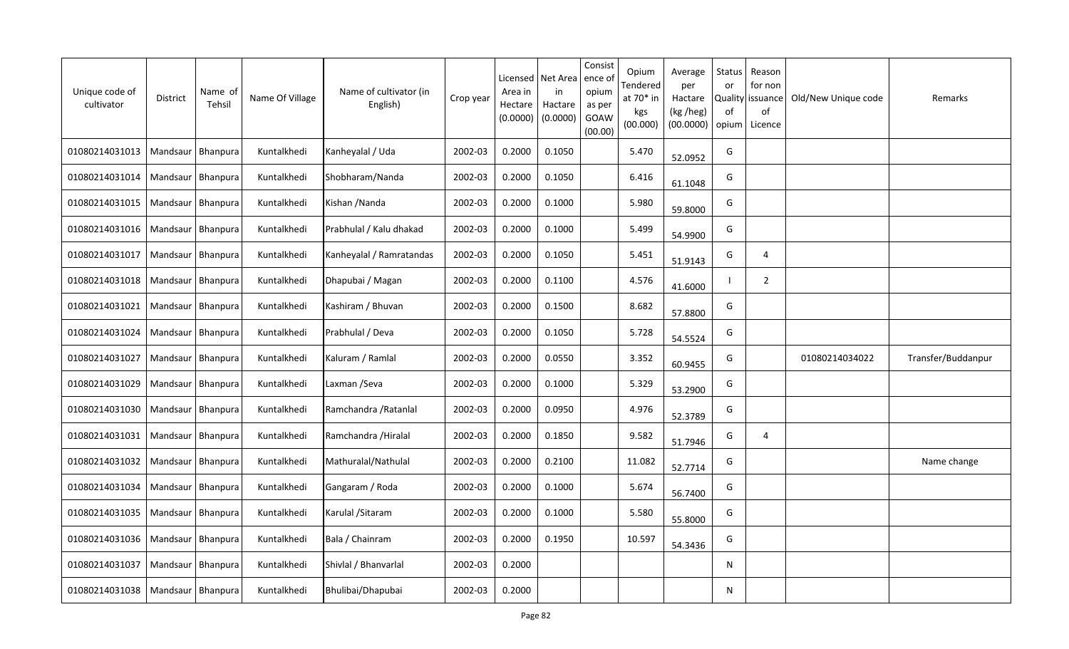| Unique code of cultivator | District | Name of Tehsil | Name Of Village | Name of cultivator (in English) | Crop year | Licensed Area in Hectare (0.0000) | Net Area in Hactare (0.0000) | Consistence of opium as per GOAW (00.00) | Opium Tendered at 70* in kgs (00.000) | Average per Hactare (kg /heg) (00.0000) | Status or Quality of opium | Reason for non issuance of Licence | Old/New Unique code | Remarks |
|---|---|---|---|---|---|---|---|---|---|---|---|---|---|---|
| 01080214031013 | Mandsaur | Bhanpura | Kuntalkhedi | Kanheyalal / Uda | 2002-03 | 0.2000 | 0.1050 | | 5.470 | 52.0952 | G | | | |
| 01080214031014 | Mandsaur | Bhanpura | Kuntalkhedi | Shobharam/Nanda | 2002-03 | 0.2000 | 0.1050 | | 6.416 | 61.1048 | G | | | |
| 01080214031015 | Mandsaur | Bhanpura | Kuntalkhedi | Kishan /Nanda | 2002-03 | 0.2000 | 0.1000 | | 5.980 | 59.8000 | G | | | |
| 01080214031016 | Mandsaur | Bhanpura | Kuntalkhedi | Prabhulal / Kalu dhakad | 2002-03 | 0.2000 | 0.1000 | | 5.499 | 54.9900 | G | | | |
| 01080214031017 | Mandsaur | Bhanpura | Kuntalkhedi | Kanheyalal / Ramratandas | 2002-03 | 0.2000 | 0.1050 | | 5.451 | 51.9143 | G | 4 | | |
| 01080214031018 | Mandsaur | Bhanpura | Kuntalkhedi | Dhapubai / Magan | 2002-03 | 0.2000 | 0.1100 | | 4.576 | 41.6000 | I | 2 | | |
| 01080214031021 | Mandsaur | Bhanpura | Kuntalkhedi | Kashiram / Bhuvan | 2002-03 | 0.2000 | 0.1500 | | 8.682 | 57.8800 | G | | | |
| 01080214031024 | Mandsaur | Bhanpura | Kuntalkhedi | Prabhulal / Deva | 2002-03 | 0.2000 | 0.1050 | | 5.728 | 54.5524 | G | | | |
| 01080214031027 | Mandsaur | Bhanpura | Kuntalkhedi | Kaluram / Ramlal | 2002-03 | 0.2000 | 0.0550 | | 3.352 | 60.9455 | G | | 01080214034022 | Transfer/Buddanpur |
| 01080214031029 | Mandsaur | Bhanpura | Kuntalkhedi | Laxman /Seva | 2002-03 | 0.2000 | 0.1000 | | 5.329 | 53.2900 | G | | | |
| 01080214031030 | Mandsaur | Bhanpura | Kuntalkhedi | Ramchandra /Ratanlal | 2002-03 | 0.2000 | 0.0950 | | 4.976 | 52.3789 | G | | | |
| 01080214031031 | Mandsaur | Bhanpura | Kuntalkhedi | Ramchandra /Hiralal | 2002-03 | 0.2000 | 0.1850 | | 9.582 | 51.7946 | G | 4 | | |
| 01080214031032 | Mandsaur | Bhanpura | Kuntalkhedi | Mathuralal/Nathulal | 2002-03 | 0.2000 | 0.2100 | | 11.082 | 52.7714 | G | | | Name change |
| 01080214031034 | Mandsaur | Bhanpura | Kuntalkhedi | Gangaram / Roda | 2002-03 | 0.2000 | 0.1000 | | 5.674 | 56.7400 | G | | | |
| 01080214031035 | Mandsaur | Bhanpura | Kuntalkhedi | Karulal /Sitaram | 2002-03 | 0.2000 | 0.1000 | | 5.580 | 55.8000 | G | | | |
| 01080214031036 | Mandsaur | Bhanpura | Kuntalkhedi | Bala / Chainram | 2002-03 | 0.2000 | 0.1950 | | 10.597 | 54.3436 | G | | | |
| 01080214031037 | Mandsaur | Bhanpura | Kuntalkhedi | Shivlal / Bhanvarlal | 2002-03 | 0.2000 | | | | | N | | | |
| 01080214031038 | Mandsaur | Bhanpura | Kuntalkhedi | Bhulibai/Dhapubai | 2002-03 | 0.2000 | | | | | N | | | |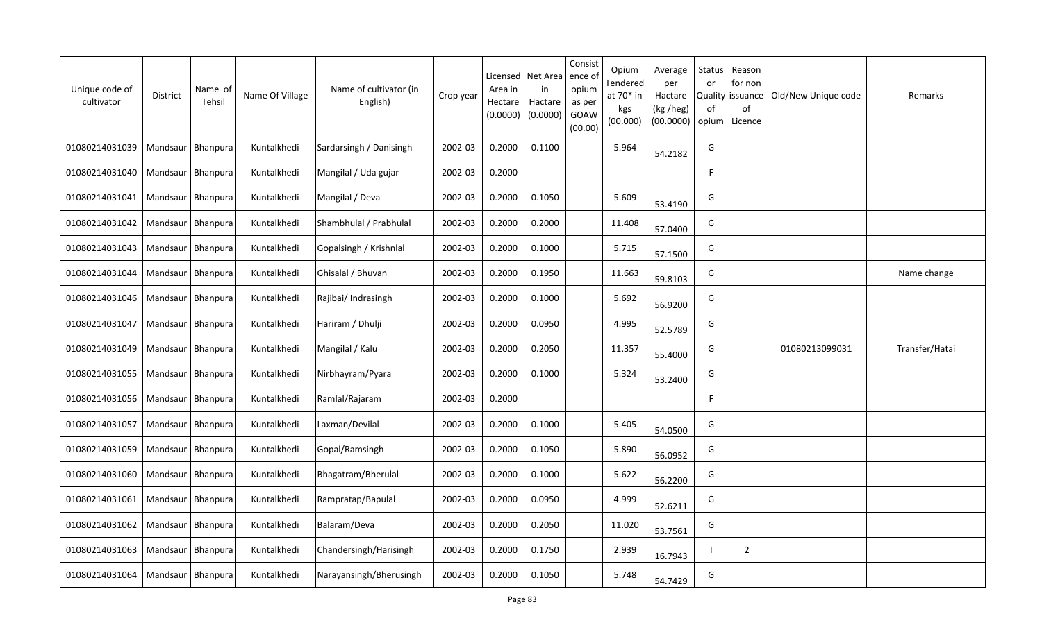| Unique code of cultivator | District | Name of Tehsil | Name Of Village | Name of cultivator (in English) | Crop year | Licensed Area in Hectare (0.0000) | Net Area in Hactare (0.0000) | Consistence of opium as per GOAW (00.00) | Opium Tendered at 70* in kgs (00.000) | Average per Hactare (kg /heg) (00.0000) | Status or Quality of opium | Reason for non issuance of Licence | Old/New Unique code | Remarks |
|---|---|---|---|---|---|---|---|---|---|---|---|---|---|---|
| 01080214031039 | Mandsaur | Bhanpura | Kuntalkhedi | Sardarsingh / Danisingh | 2002-03 | 0.2000 | 0.1100 | | 5.964 | 54.2182 | G | | | |
| 01080214031040 | Mandsaur | Bhanpura | Kuntalkhedi | Mangilal / Uda gujar | 2002-03 | 0.2000 | | | | | F | | | |
| 01080214031041 | Mandsaur | Bhanpura | Kuntalkhedi | Mangilal / Deva | 2002-03 | 0.2000 | 0.1050 | | 5.609 | 53.4190 | G | | | |
| 01080214031042 | Mandsaur | Bhanpura | Kuntalkhedi | Shambhulal / Prabhulal | 2002-03 | 0.2000 | 0.2000 | | 11.408 | 57.0400 | G | | | |
| 01080214031043 | Mandsaur | Bhanpura | Kuntalkhedi | Gopalsingh / Krishnlal | 2002-03 | 0.2000 | 0.1000 | | 5.715 | 57.1500 | G | | | |
| 01080214031044 | Mandsaur | Bhanpura | Kuntalkhedi | Ghisalal / Bhuvan | 2002-03 | 0.2000 | 0.1950 | | 11.663 | 59.8103 | G | | | Name change |
| 01080214031046 | Mandsaur | Bhanpura | Kuntalkhedi | Rajibai/ Indrasingh | 2002-03 | 0.2000 | 0.1000 | | 5.692 | 56.9200 | G | | | |
| 01080214031047 | Mandsaur | Bhanpura | Kuntalkhedi | Hariram / Dhulji | 2002-03 | 0.2000 | 0.0950 | | 4.995 | 52.5789 | G | | | |
| 01080214031049 | Mandsaur | Bhanpura | Kuntalkhedi | Mangilal / Kalu | 2002-03 | 0.2000 | 0.2050 | | 11.357 | 55.4000 | G | | 01080213099031 | Transfer/Hatai |
| 01080214031055 | Mandsaur | Bhanpura | Kuntalkhedi | Nirbhayram/Pyara | 2002-03 | 0.2000 | 0.1000 | | 5.324 | 53.2400 | G | | | |
| 01080214031056 | Mandsaur | Bhanpura | Kuntalkhedi | Ramlal/Rajaram | 2002-03 | 0.2000 | | | | | F | | | |
| 01080214031057 | Mandsaur | Bhanpura | Kuntalkhedi | Laxman/Devilal | 2002-03 | 0.2000 | 0.1000 | | 5.405 | 54.0500 | G | | | |
| 01080214031059 | Mandsaur | Bhanpura | Kuntalkhedi | Gopal/Ramsingh | 2002-03 | 0.2000 | 0.1050 | | 5.890 | 56.0952 | G | | | |
| 01080214031060 | Mandsaur | Bhanpura | Kuntalkhedi | Bhagatram/Bherulal | 2002-03 | 0.2000 | 0.1000 | | 5.622 | 56.2200 | G | | | |
| 01080214031061 | Mandsaur | Bhanpura | Kuntalkhedi | Rampratap/Bapulal | 2002-03 | 0.2000 | 0.0950 | | 4.999 | 52.6211 | G | | | |
| 01080214031062 | Mandsaur | Bhanpura | Kuntalkhedi | Balaram/Deva | 2002-03 | 0.2000 | 0.2050 | | 11.020 | 53.7561 | G | | | |
| 01080214031063 | Mandsaur | Bhanpura | Kuntalkhedi | Chandersingh/Harisingh | 2002-03 | 0.2000 | 0.1750 | | 2.939 | 16.7943 | I | 2 | | |
| 01080214031064 | Mandsaur | Bhanpura | Kuntalkhedi | Narayansingh/Bherusingh | 2002-03 | 0.2000 | 0.1050 | | 5.748 | 54.7429 | G | | | |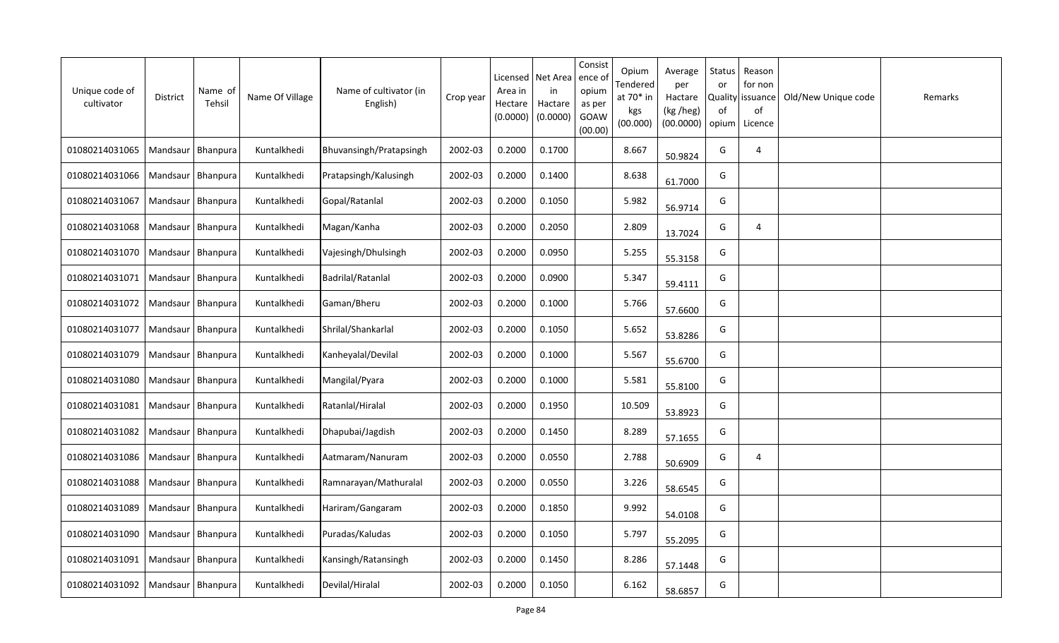| Unique code of cultivator | District | Name of Tehsil | Name Of Village | Name of cultivator (in English) | Crop year | Licensed Area in Hectare (0.0000) | Net Area in Hactare (0.0000) | Consistence of opium as per GOAW (00.00) | Opium Tendered at 70* in kgs (00.000) | Average per Hactare (kg /heg) (00.0000) | Status or Quality of opium | Reason for non issuance of Licence | Old/New Unique code | Remarks |
|---|---|---|---|---|---|---|---|---|---|---|---|---|---|---|
| 01080214031065 | Mandsaur | Bhanpura | Kuntalkhedi | Bhuvansingh/Pratapsingh | 2002-03 | 0.2000 | 0.1700 | | 8.667 | 50.9824 | G | 4 | | |
| 01080214031066 | Mandsaur | Bhanpura | Kuntalkhedi | Pratapsingh/Kalusingh | 2002-03 | 0.2000 | 0.1400 | | 8.638 | 61.7000 | G | | | |
| 01080214031067 | Mandsaur | Bhanpura | Kuntalkhedi | Gopal/Ratanlal | 2002-03 | 0.2000 | 0.1050 | | 5.982 | 56.9714 | G | | | |
| 01080214031068 | Mandsaur | Bhanpura | Kuntalkhedi | Magan/Kanha | 2002-03 | 0.2000 | 0.2050 | | 2.809 | 13.7024 | G | 4 | | |
| 01080214031070 | Mandsaur | Bhanpura | Kuntalkhedi | Vajesingh/Dhulsingh | 2002-03 | 0.2000 | 0.0950 | | 5.255 | 55.3158 | G | | | |
| 01080214031071 | Mandsaur | Bhanpura | Kuntalkhedi | Badrilal/Ratanlal | 2002-03 | 0.2000 | 0.0900 | | 5.347 | 59.4111 | G | | | |
| 01080214031072 | Mandsaur | Bhanpura | Kuntalkhedi | Gaman/Bheru | 2002-03 | 0.2000 | 0.1000 | | 5.766 | 57.6600 | G | | | |
| 01080214031077 | Mandsaur | Bhanpura | Kuntalkhedi | Shrilal/Shankarlal | 2002-03 | 0.2000 | 0.1050 | | 5.652 | 53.8286 | G | | | |
| 01080214031079 | Mandsaur | Bhanpura | Kuntalkhedi | Kanheyalal/Devilal | 2002-03 | 0.2000 | 0.1000 | | 5.567 | 55.6700 | G | | | |
| 01080214031080 | Mandsaur | Bhanpura | Kuntalkhedi | Mangilal/Pyara | 2002-03 | 0.2000 | 0.1000 | | 5.581 | 55.8100 | G | | | |
| 01080214031081 | Mandsaur | Bhanpura | Kuntalkhedi | Ratanlal/Hiralal | 2002-03 | 0.2000 | 0.1950 | | 10.509 | 53.8923 | G | | | |
| 01080214031082 | Mandsaur | Bhanpura | Kuntalkhedi | Dhapubai/Jagdish | 2002-03 | 0.2000 | 0.1450 | | 8.289 | 57.1655 | G | | | |
| 01080214031086 | Mandsaur | Bhanpura | Kuntalkhedi | Aatmaram/Nanuram | 2002-03 | 0.2000 | 0.0550 | | 2.788 | 50.6909 | G | 4 | | |
| 01080214031088 | Mandsaur | Bhanpura | Kuntalkhedi | Ramnarayan/Mathuralal | 2002-03 | 0.2000 | 0.0550 | | 3.226 | 58.6545 | G | | | |
| 01080214031089 | Mandsaur | Bhanpura | Kuntalkhedi | Hariram/Gangaram | 2002-03 | 0.2000 | 0.1850 | | 9.992 | 54.0108 | G | | | |
| 01080214031090 | Mandsaur | Bhanpura | Kuntalkhedi | Puradas/Kaludas | 2002-03 | 0.2000 | 0.1050 | | 5.797 | 55.2095 | G | | | |
| 01080214031091 | Mandsaur | Bhanpura | Kuntalkhedi | Kansingh/Ratansingh | 2002-03 | 0.2000 | 0.1450 | | 8.286 | 57.1448 | G | | | |
| 01080214031092 | Mandsaur | Bhanpura | Kuntalkhedi | Devilal/Hiralal | 2002-03 | 0.2000 | 0.1050 | | 6.162 | 58.6857 | G | | | |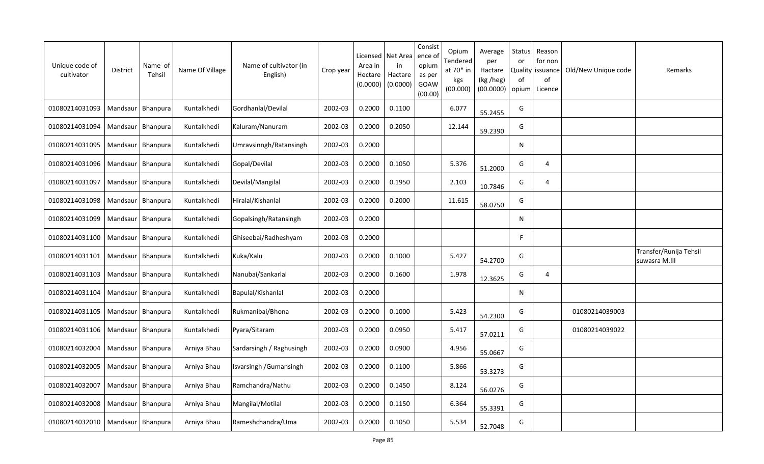| Unique code of cultivator | District | Name of Tehsil | Name Of Village | Name of cultivator (in English) | Crop year | Licensed Area in Hectare (0.0000) | Net Area in Hactare (0.0000) | Consistence of opium as per GOAW (00.00) | Opium Tendered at 70* in kgs (00.000) | Average per Hactare (kg /heg) (00.0000) | Status or Quality of opium | Reason for non issuance of Licence | Old/New Unique code | Remarks |
|---|---|---|---|---|---|---|---|---|---|---|---|---|---|---|
| 01080214031093 | Mandsaur | Bhanpura | Kuntalkhedi | Gordhanlal/Devilal | 2002-03 | 0.2000 | 0.1100 | | 6.077 | 55.2455 | G | | | |
| 01080214031094 | Mandsaur | Bhanpura | Kuntalkhedi | Kaluram/Nanuram | 2002-03 | 0.2000 | 0.2050 | | 12.144 | 59.2390 | G | | | |
| 01080214031095 | Mandsaur | Bhanpura | Kuntalkhedi | Umravsinngh/Ratansingh | 2002-03 | 0.2000 | | | | | N | | | |
| 01080214031096 | Mandsaur | Bhanpura | Kuntalkhedi | Gopal/Devilal | 2002-03 | 0.2000 | 0.1050 | | 5.376 | 51.2000 | G | 4 | | |
| 01080214031097 | Mandsaur | Bhanpura | Kuntalkhedi | Devilal/Mangilal | 2002-03 | 0.2000 | 0.1950 | | 2.103 | 10.7846 | G | 4 | | |
| 01080214031098 | Mandsaur | Bhanpura | Kuntalkhedi | Hiralal/Kishanlal | 2002-03 | 0.2000 | 0.2000 | | 11.615 | 58.0750 | G | | | |
| 01080214031099 | Mandsaur | Bhanpura | Kuntalkhedi | Gopalsingh/Ratansingh | 2002-03 | 0.2000 | | | | | N | | | |
| 01080214031100 | Mandsaur | Bhanpura | Kuntalkhedi | Ghiseebai/Radheshyam | 2002-03 | 0.2000 | | | | | F | | | |
| 01080214031101 | Mandsaur | Bhanpura | Kuntalkhedi | Kuka/Kalu | 2002-03 | 0.2000 | 0.1000 | | 5.427 | 54.2700 | G | | | Transfer/Runija Tehsil suwasra M.III |
| 01080214031103 | Mandsaur | Bhanpura | Kuntalkhedi | Nanubai/Sankarlal | 2002-03 | 0.2000 | 0.1600 | | 1.978 | 12.3625 | G | 4 | | |
| 01080214031104 | Mandsaur | Bhanpura | Kuntalkhedi | Bapulal/Kishanlal | 2002-03 | 0.2000 | | | | | N | | | |
| 01080214031105 | Mandsaur | Bhanpura | Kuntalkhedi | Rukmanibai/Bhona | 2002-03 | 0.2000 | 0.1000 | | 5.423 | 54.2300 | G | | 01080214039003 | |
| 01080214031106 | Mandsaur | Bhanpura | Kuntalkhedi | Pyara/Sitaram | 2002-03 | 0.2000 | 0.0950 | | 5.417 | 57.0211 | G | | 01080214039022 | |
| 01080214032004 | Mandsaur | Bhanpura | Arniya Bhau | Sardarsingh / Raghusingh | 2002-03 | 0.2000 | 0.0900 | | 4.956 | 55.0667 | G | | | |
| 01080214032005 | Mandsaur | Bhanpura | Arniya Bhau | Isvarsingh /Gumansingh | 2002-03 | 0.2000 | 0.1100 | | 5.866 | 53.3273 | G | | | |
| 01080214032007 | Mandsaur | Bhanpura | Arniya Bhau | Ramchandra/Nathu | 2002-03 | 0.2000 | 0.1450 | | 8.124 | 56.0276 | G | | | |
| 01080214032008 | Mandsaur | Bhanpura | Arniya Bhau | Mangilal/Motilal | 2002-03 | 0.2000 | 0.1150 | | 6.364 | 55.3391 | G | | | |
| 01080214032010 | Mandsaur | Bhanpura | Arniya Bhau | Rameshchandra/Uma | 2002-03 | 0.2000 | 0.1050 | | 5.534 | 52.7048 | G | | | |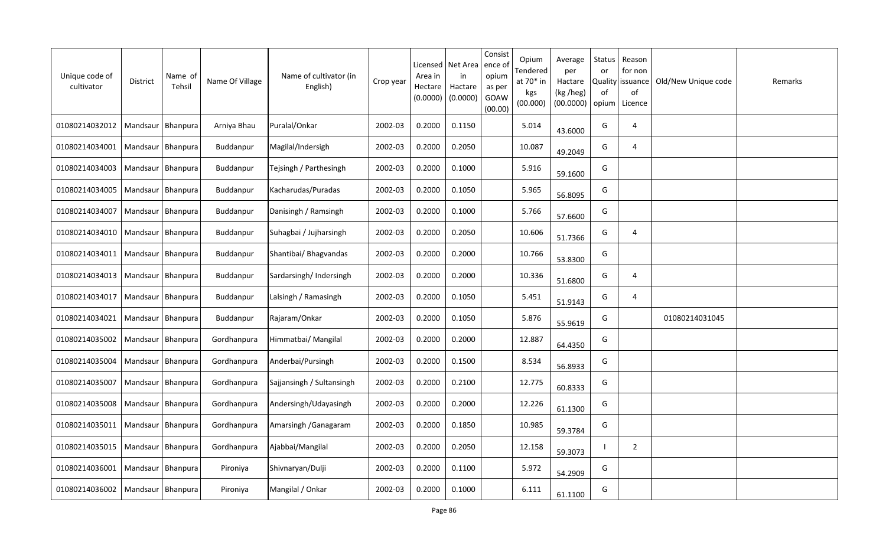| Unique code of cultivator | District | Name of Tehsil | Name Of Village | Name of cultivator (in English) | Crop year | Licensed Area in Hectare (0.0000) | Net Area in Hactare (0.0000) | Consistence of opium as per GOAW (00.00) | Opium Tendered at 70* in kgs (00.000) | Average per Hactare (kg /heg) (00.0000) | Status or Quality of opium | Reason for non issuance of Licence | Old/New Unique code | Remarks |
|---|---|---|---|---|---|---|---|---|---|---|---|---|---|---|
| 01080214032012 | Mandsaur | Bhanpura | Arniya Bhau | Puralal/Onkar | 2002-03 | 0.2000 | 0.1150 | | 5.014 | 43.6000 | G | 4 | | |
| 01080214034001 | Mandsaur | Bhanpura | Buddanpur | Magilal/Indersigh | 2002-03 | 0.2000 | 0.2050 | | 10.087 | 49.2049 | G | 4 | | |
| 01080214034003 | Mandsaur | Bhanpura | Buddanpur | Tejsingh / Parthesingh | 2002-03 | 0.2000 | 0.1000 | | 5.916 | 59.1600 | G | | | |
| 01080214034005 | Mandsaur | Bhanpura | Buddanpur | Kacharudas/Puradas | 2002-03 | 0.2000 | 0.1050 | | 5.965 | 56.8095 | G | | | |
| 01080214034007 | Mandsaur | Bhanpura | Buddanpur | Danisingh / Ramsingh | 2002-03 | 0.2000 | 0.1000 | | 5.766 | 57.6600 | G | | | |
| 01080214034010 | Mandsaur | Bhanpura | Buddanpur | Suhagbai / Jujharsingh | 2002-03 | 0.2000 | 0.2050 | | 10.606 | 51.7366 | G | 4 | | |
| 01080214034011 | Mandsaur | Bhanpura | Buddanpur | Shantibai/ Bhagvandas | 2002-03 | 0.2000 | 0.2000 | | 10.766 | 53.8300 | G | | | |
| 01080214034013 | Mandsaur | Bhanpura | Buddanpur | Sardarsingh/ Indersingh | 2002-03 | 0.2000 | 0.2000 | | 10.336 | 51.6800 | G | 4 | | |
| 01080214034017 | Mandsaur | Bhanpura | Buddanpur | Lalsingh / Ramasingh | 2002-03 | 0.2000 | 0.1050 | | 5.451 | 51.9143 | G | 4 | | |
| 01080214034021 | Mandsaur | Bhanpura | Buddanpur | Rajaram/Onkar | 2002-03 | 0.2000 | 0.1050 | | 5.876 | 55.9619 | G | | 01080214031045 | |
| 01080214035002 | Mandsaur | Bhanpura | Gordhanpura | Himmatbai/ Mangilal | 2002-03 | 0.2000 | 0.2000 | | 12.887 | 64.4350 | G | | | |
| 01080214035004 | Mandsaur | Bhanpura | Gordhanpura | Anderbai/Pursingh | 2002-03 | 0.2000 | 0.1500 | | 8.534 | 56.8933 | G | | | |
| 01080214035007 | Mandsaur | Bhanpura | Gordhanpura | Sajjansingh / Sultansingh | 2002-03 | 0.2000 | 0.2100 | | 12.775 | 60.8333 | G | | | |
| 01080214035008 | Mandsaur | Bhanpura | Gordhanpura | Andersingh/Udayasingh | 2002-03 | 0.2000 | 0.2000 | | 12.226 | 61.1300 | G | | | |
| 01080214035011 | Mandsaur | Bhanpura | Gordhanpura | Amarsingh /Ganagaram | 2002-03 | 0.2000 | 0.1850 | | 10.985 | 59.3784 | G | | | |
| 01080214035015 | Mandsaur | Bhanpura | Gordhanpura | Ajabbai/Mangilal | 2002-03 | 0.2000 | 0.2050 | | 12.158 | 59.3073 | I | 2 | | |
| 01080214036001 | Mandsaur | Bhanpura | Pironiya | Shivnaryan/Dulji | 2002-03 | 0.2000 | 0.1100 | | 5.972 | 54.2909 | G | | | |
| 01080214036002 | Mandsaur | Bhanpura | Pironiya | Mangilal / Onkar | 2002-03 | 0.2000 | 0.1000 | | 6.111 | 61.1100 | G | | | |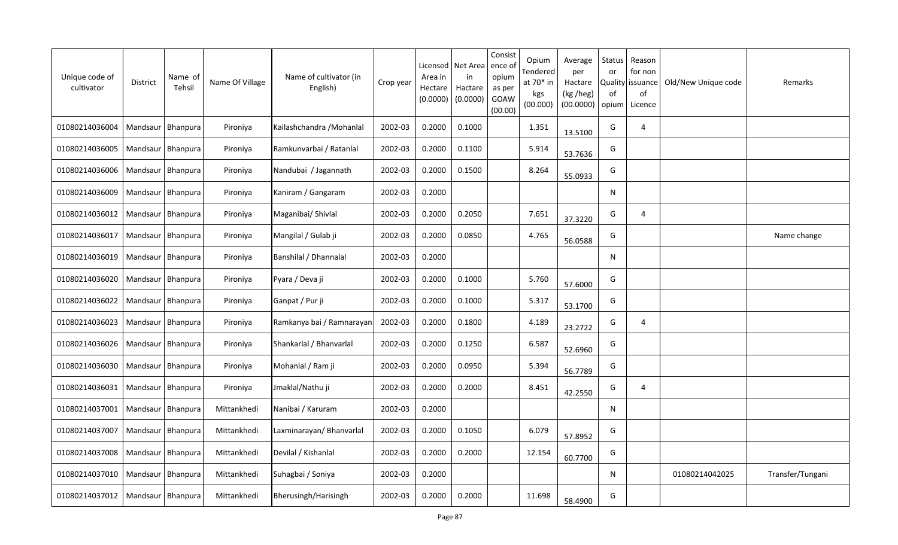| Unique code of cultivator | District | Name of Tehsil | Name Of Village | Name of cultivator (in English) | Crop year | Licensed Area in Hectare (0.0000) | Net Area in Hactare (0.0000) | Consistence of opium as per GOAW (00.00) | Opium Tendered at 70* in kgs (00.000) | Average per Hactare (kg /heg) (00.0000) | Status or Quality of opium | Reason for non issuance of Licence | Old/New Unique code | Remarks |
|---|---|---|---|---|---|---|---|---|---|---|---|---|---|---|
| 01080214036004 | Mandsaur | Bhanpura | Pironiya | Kailashchandra /Mohanlal | 2002-03 | 0.2000 | 0.1000 | | 1.351 | 13.5100 | G | 4 | | |
| 01080214036005 | Mandsaur | Bhanpura | Pironiya | Ramkunvarbai / Ratanlal | 2002-03 | 0.2000 | 0.1100 | | 5.914 | 53.7636 | G | | | |
| 01080214036006 | Mandsaur | Bhanpura | Pironiya | Nandubai / Jagannath | 2002-03 | 0.2000 | 0.1500 | | 8.264 | 55.0933 | G | | | |
| 01080214036009 | Mandsaur | Bhanpura | Pironiya | Kaniram / Gangaram | 2002-03 | 0.2000 | | | | | N | | | |
| 01080214036012 | Mandsaur | Bhanpura | Pironiya | Maganibai/ Shivlal | 2002-03 | 0.2000 | 0.2050 | | 7.651 | 37.3220 | G | 4 | | |
| 01080214036017 | Mandsaur | Bhanpura | Pironiya | Mangilal / Gulab ji | 2002-03 | 0.2000 | 0.0850 | | 4.765 | 56.0588 | G | | | Name change |
| 01080214036019 | Mandsaur | Bhanpura | Pironiya | Banshilal / Dhannalal | 2002-03 | 0.2000 | | | | | N | | | |
| 01080214036020 | Mandsaur | Bhanpura | Pironiya | Pyara / Deva ji | 2002-03 | 0.2000 | 0.1000 | | 5.760 | 57.6000 | G | | | |
| 01080214036022 | Mandsaur | Bhanpura | Pironiya | Ganpat / Pur ji | 2002-03 | 0.2000 | 0.1000 | | 5.317 | 53.1700 | G | | | |
| 01080214036023 | Mandsaur | Bhanpura | Pironiya | Ramkanya bai / Ramnarayan | 2002-03 | 0.2000 | 0.1800 | | 4.189 | 23.2722 | G | 4 | | |
| 01080214036026 | Mandsaur | Bhanpura | Pironiya | Shankarlal / Bhanvarlal | 2002-03 | 0.2000 | 0.1250 | | 6.587 | 52.6960 | G | | | |
| 01080214036030 | Mandsaur | Bhanpura | Pironiya | Mohanlal / Ram ji | 2002-03 | 0.2000 | 0.0950 | | 5.394 | 56.7789 | G | | | |
| 01080214036031 | Mandsaur | Bhanpura | Pironiya | Jmaklal/Nathu ji | 2002-03 | 0.2000 | 0.2000 | | 8.451 | 42.2550 | G | 4 | | |
| 01080214037001 | Mandsaur | Bhanpura | Mittankhedi | Nanibai / Karuram | 2002-03 | 0.2000 | | | | | N | | | |
| 01080214037007 | Mandsaur | Bhanpura | Mittankhedi | Laxminarayan/ Bhanvarlal | 2002-03 | 0.2000 | 0.1050 | | 6.079 | 57.8952 | G | | | |
| 01080214037008 | Mandsaur | Bhanpura | Mittankhedi | Devilal / Kishanlal | 2002-03 | 0.2000 | 0.2000 | | 12.154 | 60.7700 | G | | | |
| 01080214037010 | Mandsaur | Bhanpura | Mittankhedi | Suhagbai / Soniya | 2002-03 | 0.2000 | | | | | N | | 01080214042025 | Transfer/Tungani |
| 01080214037012 | Mandsaur | Bhanpura | Mittankhedi | Bherusingh/Harisingh | 2002-03 | 0.2000 | 0.2000 | | 11.698 | 58.4900 | G | | | |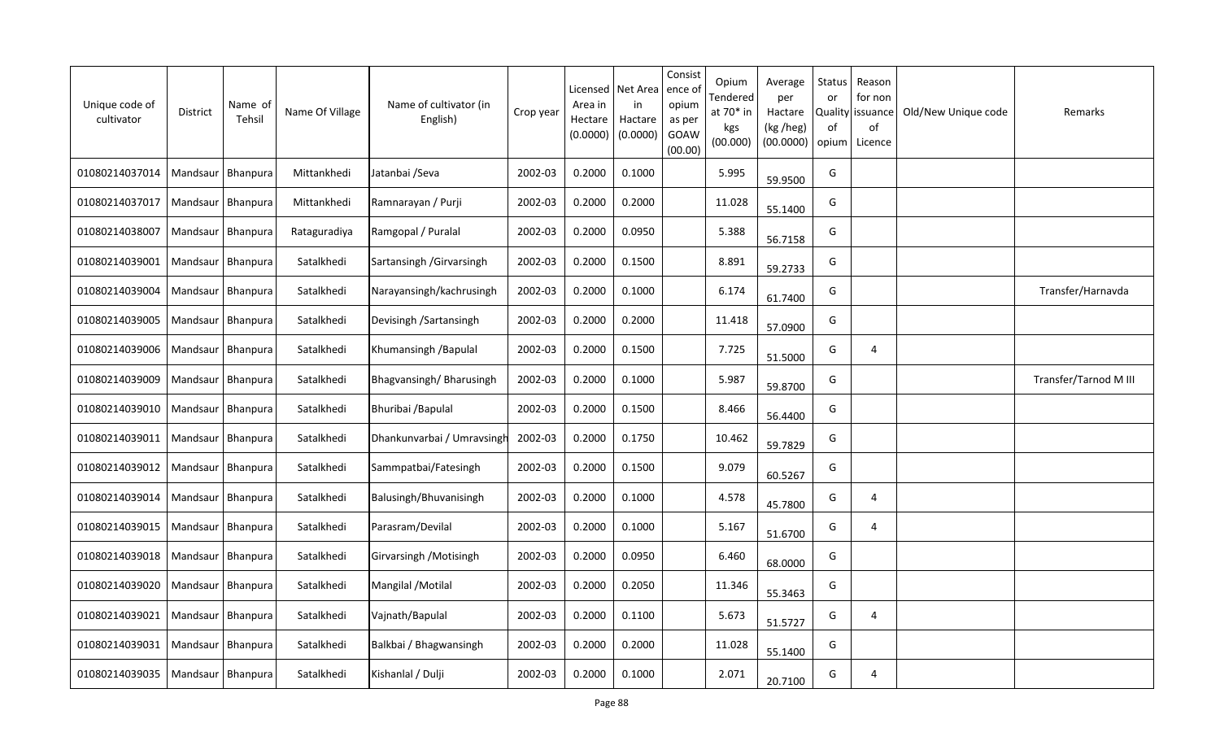| Unique code of cultivator | District | Name of Tehsil | Name Of Village | Name of cultivator (in English) | Crop year | Licensed Area in Hectare (0.0000) | Net Area in Hactare (0.0000) | Consistence of opium as per GOAW (00.00) | Opium Tendered at 70* in kgs (00.000) | Average per Hactare (kg /heg) (00.0000) | Status or Quality of opium | Reason for non issuance of Licence | Old/New Unique code | Remarks |
|---|---|---|---|---|---|---|---|---|---|---|---|---|---|---|
| 01080214037014 | Mandsaur | Bhanpura | Mittankhedi | Jatanbai /Seva | 2002-03 | 0.2000 | 0.1000 | | 5.995 | 59.9500 | G | | | |
| 01080214037017 | Mandsaur | Bhanpura | Mittankhedi | Ramnarayan / Purji | 2002-03 | 0.2000 | 0.2000 | | 11.028 | 55.1400 | G | | | |
| 01080214038007 | Mandsaur | Bhanpura | Rataguradiya | Ramgopal / Puralal | 2002-03 | 0.2000 | 0.0950 | | 5.388 | 56.7158 | G | | | |
| 01080214039001 | Mandsaur | Bhanpura | Satalkhedi | Sartansingh /Girvarsingh | 2002-03 | 0.2000 | 0.1500 | | 8.891 | 59.2733 | G | | | |
| 01080214039004 | Mandsaur | Bhanpura | Satalkhedi | Narayansingh/kachrusingh | 2002-03 | 0.2000 | 0.1000 | | 6.174 | 61.7400 | G | | | Transfer/Harnavda |
| 01080214039005 | Mandsaur | Bhanpura | Satalkhedi | Devisingh /Sartansingh | 2002-03 | 0.2000 | 0.2000 | | 11.418 | 57.0900 | G | | | |
| 01080214039006 | Mandsaur | Bhanpura | Satalkhedi | Khumansingh /Bapulal | 2002-03 | 0.2000 | 0.1500 | | 7.725 | 51.5000 | G | 4 | | |
| 01080214039009 | Mandsaur | Bhanpura | Satalkhedi | Bhagvansingh/ Bharusingh | 2002-03 | 0.2000 | 0.1000 | | 5.987 | 59.8700 | G | | | Transfer/Tarnod M III |
| 01080214039010 | Mandsaur | Bhanpura | Satalkhedi | Bhuribai /Bapulal | 2002-03 | 0.2000 | 0.1500 | | 8.466 | 56.4400 | G | | | |
| 01080214039011 | Mandsaur | Bhanpura | Satalkhedi | Dhankunvarbai / Umravsingh | 2002-03 | 0.2000 | 0.1750 | | 10.462 | 59.7829 | G | | | |
| 01080214039012 | Mandsaur | Bhanpura | Satalkhedi | Sammpatbai/Fatesingh | 2002-03 | 0.2000 | 0.1500 | | 9.079 | 60.5267 | G | | | |
| 01080214039014 | Mandsaur | Bhanpura | Satalkhedi | Balusingh/Bhuvanisingh | 2002-03 | 0.2000 | 0.1000 | | 4.578 | 45.7800 | G | 4 | | |
| 01080214039015 | Mandsaur | Bhanpura | Satalkhedi | Parasram/Devilal | 2002-03 | 0.2000 | 0.1000 | | 5.167 | 51.6700 | G | 4 | | |
| 01080214039018 | Mandsaur | Bhanpura | Satalkhedi | Girvarsingh /Motisingh | 2002-03 | 0.2000 | 0.0950 | | 6.460 | 68.0000 | G | | | |
| 01080214039020 | Mandsaur | Bhanpura | Satalkhedi | Mangilal /Motilal | 2002-03 | 0.2000 | 0.2050 | | 11.346 | 55.3463 | G | | | |
| 01080214039021 | Mandsaur | Bhanpura | Satalkhedi | Vajnath/Bapulal | 2002-03 | 0.2000 | 0.1100 | | 5.673 | 51.5727 | G | 4 | | |
| 01080214039031 | Mandsaur | Bhanpura | Satalkhedi | Balkbai / Bhagwansingh | 2002-03 | 0.2000 | 0.2000 | | 11.028 | 55.1400 | G | | | |
| 01080214039035 | Mandsaur | Bhanpura | Satalkhedi | Kishanlal / Dulji | 2002-03 | 0.2000 | 0.1000 | | 2.071 | 20.7100 | G | 4 | | |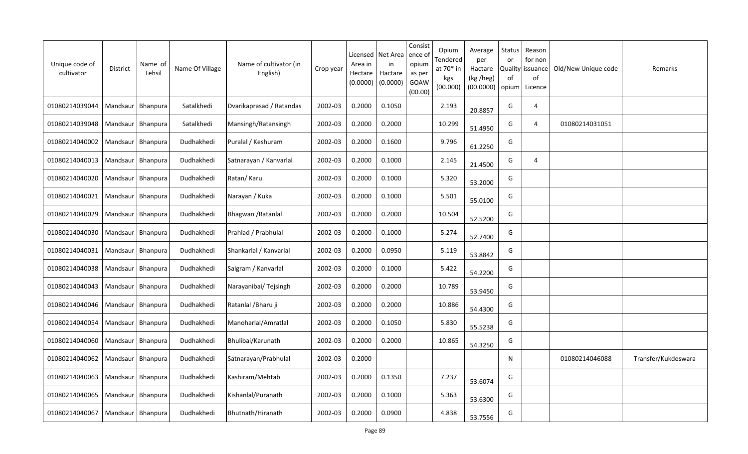| Unique code of cultivator | District | Name of Tehsil | Name Of Village | Name of cultivator (in English) | Crop year | Licensed Area in Hectare (0.0000) | Net Area in Hactare (0.0000) | Consistence of opium as per GOAW (00.00) | Opium Tendered at 70* in kgs (00.000) | Average per Hactare (kg /heg) (00.0000) | Status or Quality of opium | Reason for non issuance of Licence | Old/New Unique code | Remarks |
|---|---|---|---|---|---|---|---|---|---|---|---|---|---|---|
| 01080214039044 | Mandsaur | Bhanpura | Satalkhedi | Dvarikaprasad / Ratandas | 2002-03 | 0.2000 | 0.1050 | | 2.193 | 20.8857 | G | 4 | | |
| 01080214039048 | Mandsaur | Bhanpura | Satalkhedi | Mansingh/Ratansingh | 2002-03 | 0.2000 | 0.2000 | | 10.299 | 51.4950 | G | 4 | 01080214031051 | |
| 01080214040002 | Mandsaur | Bhanpura | Dudhakhedi | Puralal / Keshuram | 2002-03 | 0.2000 | 0.1600 | | 9.796 | 61.2250 | G | | | |
| 01080214040013 | Mandsaur | Bhanpura | Dudhakhedi | Satnarayan / Kanvarlal | 2002-03 | 0.2000 | 0.1000 | | 2.145 | 21.4500 | G | 4 | | |
| 01080214040020 | Mandsaur | Bhanpura | Dudhakhedi | Ratan/ Karu | 2002-03 | 0.2000 | 0.1000 | | 5.320 | 53.2000 | G | | | |
| 01080214040021 | Mandsaur | Bhanpura | Dudhakhedi | Narayan / Kuka | 2002-03 | 0.2000 | 0.1000 | | 5.501 | 55.0100 | G | | | |
| 01080214040029 | Mandsaur | Bhanpura | Dudhakhedi | Bhagwan /Ratanlal | 2002-03 | 0.2000 | 0.2000 | | 10.504 | 52.5200 | G | | | |
| 01080214040030 | Mandsaur | Bhanpura | Dudhakhedi | Prahlad / Prabhulal | 2002-03 | 0.2000 | 0.1000 | | 5.274 | 52.7400 | G | | | |
| 01080214040031 | Mandsaur | Bhanpura | Dudhakhedi | Shankarlal / Kanvarlal | 2002-03 | 0.2000 | 0.0950 | | 5.119 | 53.8842 | G | | | |
| 01080214040038 | Mandsaur | Bhanpura | Dudhakhedi | Salgram / Kanvarlal | 2002-03 | 0.2000 | 0.1000 | | 5.422 | 54.2200 | G | | | |
| 01080214040043 | Mandsaur | Bhanpura | Dudhakhedi | Narayanibai/ Tejsingh | 2002-03 | 0.2000 | 0.2000 | | 10.789 | 53.9450 | G | | | |
| 01080214040046 | Mandsaur | Bhanpura | Dudhakhedi | Ratanlal /Bharu ji | 2002-03 | 0.2000 | 0.2000 | | 10.886 | 54.4300 | G | | | |
| 01080214040054 | Mandsaur | Bhanpura | Dudhakhedi | Manoharlal/Amratlal | 2002-03 | 0.2000 | 0.1050 | | 5.830 | 55.5238 | G | | | |
| 01080214040060 | Mandsaur | Bhanpura | Dudhakhedi | Bhulibai/Karunath | 2002-03 | 0.2000 | 0.2000 | | 10.865 | 54.3250 | G | | | |
| 01080214040062 | Mandsaur | Bhanpura | Dudhakhedi | Satnarayan/Prabhulal | 2002-03 | 0.2000 | | | | | N | | 01080214046088 | Transfer/Kukdeswara |
| 01080214040063 | Mandsaur | Bhanpura | Dudhakhedi | Kashiram/Mehtab | 2002-03 | 0.2000 | 0.1350 | | 7.237 | 53.6074 | G | | | |
| 01080214040065 | Mandsaur | Bhanpura | Dudhakhedi | Kishanlal/Puranath | 2002-03 | 0.2000 | 0.1000 | | 5.363 | 53.6300 | G | | | |
| 01080214040067 | Mandsaur | Bhanpura | Dudhakhedi | Bhutnath/Hiranath | 2002-03 | 0.2000 | 0.0900 | | 4.838 | 53.7556 | G | | | |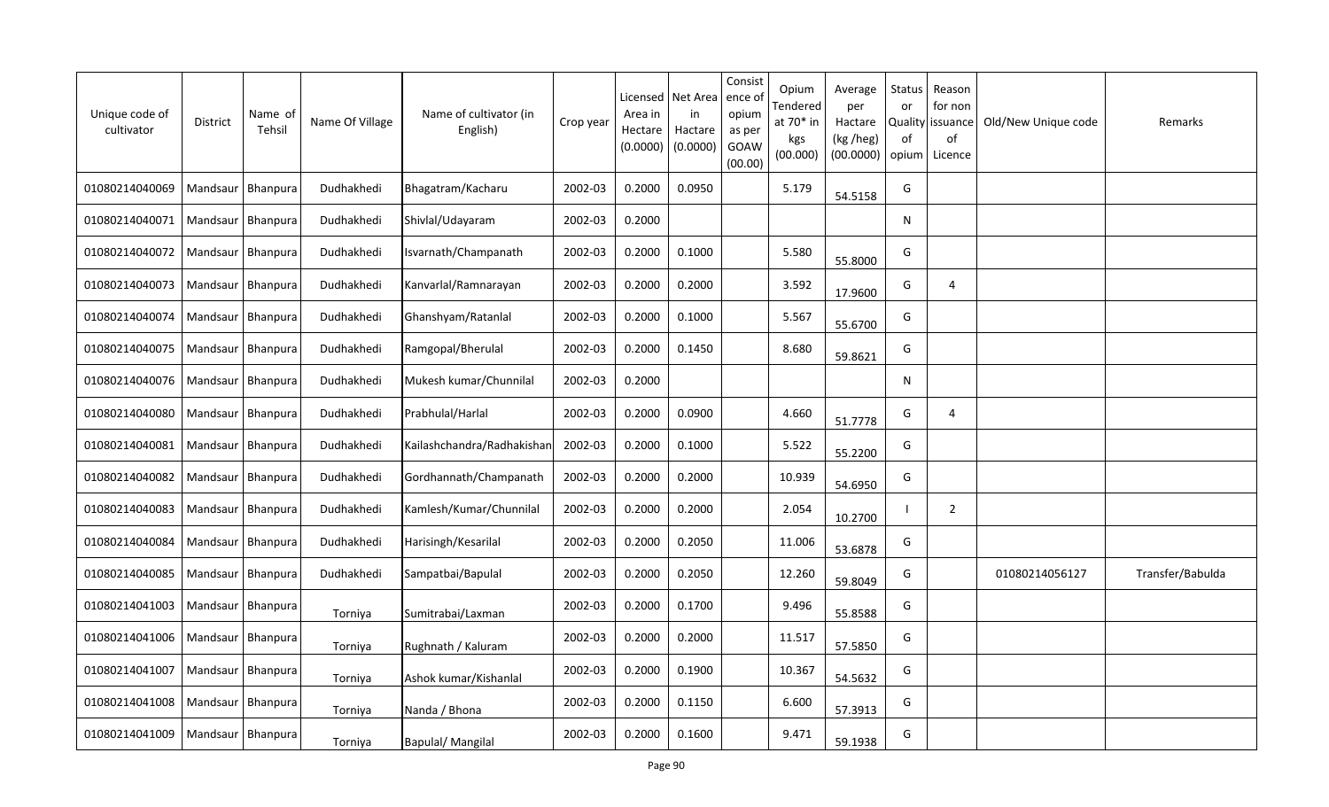| Unique code of cultivator | District | Name of Tehsil | Name Of Village | Name of cultivator (in English) | Crop year | Licensed Area in Hectare (0.0000) | Net Area in Hactare (0.0000) | Consistence of opium as per GOAW (00.00) | Opium Tendered at 70* in kgs (00.000) | Average per Hactare (kg /heg) (00.0000) | Status or Quality of opium | Reason for non issuance of Licence | Old/New Unique code | Remarks |
|---|---|---|---|---|---|---|---|---|---|---|---|---|---|---|
| 01080214040069 | Mandsaur | Bhanpura | Dudhakhedi | Bhagatram/Kacharu | 2002-03 | 0.2000 | 0.0950 | | 5.179 | 54.5158 | G | | | |
| 01080214040071 | Mandsaur | Bhanpura | Dudhakhedi | Shivlal/Udayaram | 2002-03 | 0.2000 | | | | | N | | | |
| 01080214040072 | Mandsaur | Bhanpura | Dudhakhedi | Isvarnath/Champanath | 2002-03 | 0.2000 | 0.1000 | | 5.580 | 55.8000 | G | | | |
| 01080214040073 | Mandsaur | Bhanpura | Dudhakhedi | Kanvarlal/Ramnarayan | 2002-03 | 0.2000 | 0.2000 | | 3.592 | 17.9600 | G | 4 | | |
| 01080214040074 | Mandsaur | Bhanpura | Dudhakhedi | Ghanshyam/Ratanlal | 2002-03 | 0.2000 | 0.1000 | | 5.567 | 55.6700 | G | | | |
| 01080214040075 | Mandsaur | Bhanpura | Dudhakhedi | Ramgopal/Bherulal | 2002-03 | 0.2000 | 0.1450 | | 8.680 | 59.8621 | G | | | |
| 01080214040076 | Mandsaur | Bhanpura | Dudhakhedi | Mukesh kumar/Chunnilal | 2002-03 | 0.2000 | | | | | N | | | |
| 01080214040080 | Mandsaur | Bhanpura | Dudhakhedi | Prabhulal/Harlal | 2002-03 | 0.2000 | 0.0900 | | 4.660 | 51.7778 | G | 4 | | |
| 01080214040081 | Mandsaur | Bhanpura | Dudhakhedi | Kailashchandra/Radhakishan | 2002-03 | 0.2000 | 0.1000 | | 5.522 | 55.2200 | G | | | |
| 01080214040082 | Mandsaur | Bhanpura | Dudhakhedi | Gordhannath/Champanath | 2002-03 | 0.2000 | 0.2000 | | 10.939 | 54.6950 | G | | | |
| 01080214040083 | Mandsaur | Bhanpura | Dudhakhedi | Kamlesh/Kumar/Chunnilal | 2002-03 | 0.2000 | 0.2000 | | 2.054 | 10.2700 | I | 2 | | |
| 01080214040084 | Mandsaur | Bhanpura | Dudhakhedi | Harisingh/Kesarilal | 2002-03 | 0.2000 | 0.2050 | | 11.006 | 53.6878 | G | | | |
| 01080214040085 | Mandsaur | Bhanpura | Dudhakhedi | Sampatbai/Bapulal | 2002-03 | 0.2000 | 0.2050 | | 12.260 | 59.8049 | G | | 01080214056127 | Transfer/Babulda |
| 01080214041003 | Mandsaur | Bhanpura | Torniya | Sumitrabai/Laxman | 2002-03 | 0.2000 | 0.1700 | | 9.496 | 55.8588 | G | | | |
| 01080214041006 | Mandsaur | Bhanpura | Torniya | Rughnath / Kaluram | 2002-03 | 0.2000 | 0.2000 | | 11.517 | 57.5850 | G | | | |
| 01080214041007 | Mandsaur | Bhanpura | Torniya | Ashok kumar/Kishanlal | 2002-03 | 0.2000 | 0.1900 | | 10.367 | 54.5632 | G | | | |
| 01080214041008 | Mandsaur | Bhanpura | Torniya | Nanda / Bhona | 2002-03 | 0.2000 | 0.1150 | | 6.600 | 57.3913 | G | | | |
| 01080214041009 | Mandsaur | Bhanpura | Torniya | Bapulal/ Mangilal | 2002-03 | 0.2000 | 0.1600 | | 9.471 | 59.1938 | G | | | |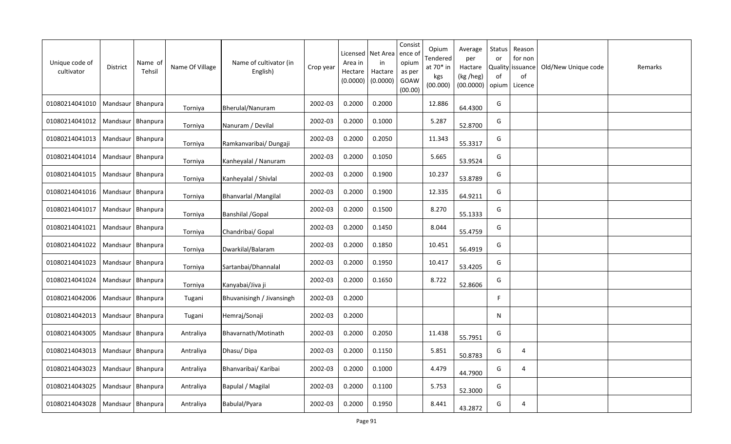| Unique code of cultivator | District | Name of Tehsil | Name Of Village | Name of cultivator (in English) | Crop year | Licensed Area in Hectare (0.0000) | Net Area in Hactare (0.0000) | Consistence of opium as per GOAW (00.00) | Opium Tendered at 70* in kgs (00.000) | Average per Hactare (kg /heg) (00.0000) | Status or Quality of opium | Reason for non issuance of Licence | Old/New Unique code | Remarks |
|---|---|---|---|---|---|---|---|---|---|---|---|---|---|---|
| 01080214041010 | Mandsaur | Bhanpura | Torniya | Bherulal/Nanuram | 2002-03 | 0.2000 | 0.2000 | | 12.886 | 64.4300 | G | | | |
| 01080214041012 | Mandsaur | Bhanpura | Torniya | Nanuram / Devilal | 2002-03 | 0.2000 | 0.1000 | | 5.287 | 52.8700 | G | | | |
| 01080214041013 | Mandsaur | Bhanpura | Torniya | Ramkanvaribai/ Dungaji | 2002-03 | 0.2000 | 0.2050 | | 11.343 | 55.3317 | G | | | |
| 01080214041014 | Mandsaur | Bhanpura | Torniya | Kanheyalal / Nanuram | 2002-03 | 0.2000 | 0.1050 | | 5.665 | 53.9524 | G | | | |
| 01080214041015 | Mandsaur | Bhanpura | Torniya | Kanheyalal / Shivlal | 2002-03 | 0.2000 | 0.1900 | | 10.237 | 53.8789 | G | | | |
| 01080214041016 | Mandsaur | Bhanpura | Torniya | Bhanvarlal /Mangilal | 2002-03 | 0.2000 | 0.1900 | | 12.335 | 64.9211 | G | | | |
| 01080214041017 | Mandsaur | Bhanpura | Torniya | Banshilal /Gopal | 2002-03 | 0.2000 | 0.1500 | | 8.270 | 55.1333 | G | | | |
| 01080214041021 | Mandsaur | Bhanpura | Torniya | Chandribai/ Gopal | 2002-03 | 0.2000 | 0.1450 | | 8.044 | 55.4759 | G | | | |
| 01080214041022 | Mandsaur | Bhanpura | Torniya | Dwarkilal/Balaram | 2002-03 | 0.2000 | 0.1850 | | 10.451 | 56.4919 | G | | | |
| 01080214041023 | Mandsaur | Bhanpura | Torniya | Sartanbai/Dhannalal | 2002-03 | 0.2000 | 0.1950 | | 10.417 | 53.4205 | G | | | |
| 01080214041024 | Mandsaur | Bhanpura | Torniya | Kanyabai/Jiva ji | 2002-03 | 0.2000 | 0.1650 | | 8.722 | 52.8606 | G | | | |
| 01080214042006 | Mandsaur | Bhanpura | Tugani | Bhuvanisingh / Jivansingh | 2002-03 | 0.2000 | | | | | F | | | |
| 01080214042013 | Mandsaur | Bhanpura | Tugani | Hemraj/Sonaji | 2002-03 | 0.2000 | | | | | N | | | |
| 01080214043005 | Mandsaur | Bhanpura | Antraliya | Bhavarnath/Motinath | 2002-03 | 0.2000 | 0.2050 | | 11.438 | 55.7951 | G | | | |
| 01080214043013 | Mandsaur | Bhanpura | Antraliya | Dhasu/ Dipa | 2002-03 | 0.2000 | 0.1150 | | 5.851 | 50.8783 | G | 4 | | |
| 01080214043023 | Mandsaur | Bhanpura | Antraliya | Bhanvaribai/ Karibai | 2002-03 | 0.2000 | 0.1000 | | 4.479 | 44.7900 | G | 4 | | |
| 01080214043025 | Mandsaur | Bhanpura | Antraliya | Bapulal / Magilal | 2002-03 | 0.2000 | 0.1100 | | 5.753 | 52.3000 | G | | | |
| 01080214043028 | Mandsaur | Bhanpura | Antraliya | Babulal/Pyara | 2002-03 | 0.2000 | 0.1950 | | 8.441 | 43.2872 | G | 4 | | |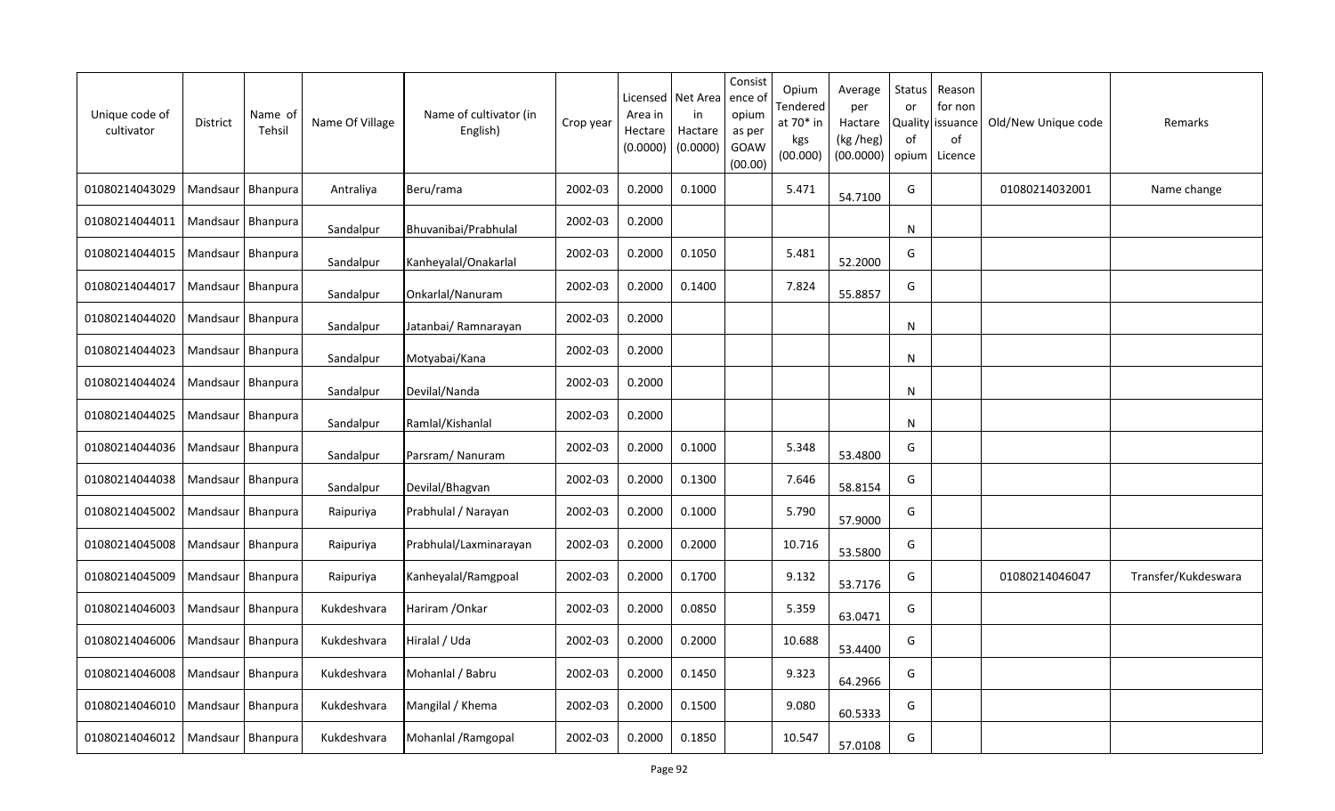| Unique code of cultivator | District | Name of Tehsil | Name Of Village | Name of cultivator (in English) | Crop year | Licensed Area in Hectare (0.0000) | Net Area in Hactare (0.0000) | Consistence of opium as per GOAW (00.00) | Opium Tendered at 70* in kgs (00.000) | Average per Hactare (kg /heg) (00.0000) | Status or Quality of opium | Reason for non issuance of Licence | Old/New Unique code | Remarks |
|---|---|---|---|---|---|---|---|---|---|---|---|---|---|---|
| 01080214043029 | Mandsaur | Bhanpura | Antraliya | Beru/rama | 2002-03 | 0.2000 | 0.1000 | | 5.471 | 54.7100 | G | | 01080214032001 | Name change |
| 01080214044011 | Mandsaur | Bhanpura | Sandalpur | Bhuvanibai/Prabhulal | 2002-03 | 0.2000 | | | | | N | | | |
| 01080214044015 | Mandsaur | Bhanpura | Sandalpur | Kanheyalal/Onakarlal | 2002-03 | 0.2000 | 0.1050 | | 5.481 | 52.2000 | G | | | |
| 01080214044017 | Mandsaur | Bhanpura | Sandalpur | Onkarlal/Nanuram | 2002-03 | 0.2000 | 0.1400 | | 7.824 | 55.8857 | G | | | |
| 01080214044020 | Mandsaur | Bhanpura | Sandalpur | Jatanbai/ Ramnarayan | 2002-03 | 0.2000 | | | | | N | | | |
| 01080214044023 | Mandsaur | Bhanpura | Sandalpur | Motyabai/Kana | 2002-03 | 0.2000 | | | | | N | | | |
| 01080214044024 | Mandsaur | Bhanpura | Sandalpur | Devilal/Nanda | 2002-03 | 0.2000 | | | | | N | | | |
| 01080214044025 | Mandsaur | Bhanpura | Sandalpur | Ramlal/Kishanlal | 2002-03 | 0.2000 | | | | | N | | | |
| 01080214044036 | Mandsaur | Bhanpura | Sandalpur | Parsram/ Nanuram | 2002-03 | 0.2000 | 0.1000 | | 5.348 | 53.4800 | G | | | |
| 01080214044038 | Mandsaur | Bhanpura | Sandalpur | Devilal/Bhagvan | 2002-03 | 0.2000 | 0.1300 | | 7.646 | 58.8154 | G | | | |
| 01080214045002 | Mandsaur | Bhanpura | Raipuriya | Prabhulal / Narayan | 2002-03 | 0.2000 | 0.1000 | | 5.790 | 57.9000 | G | | | |
| 01080214045008 | Mandsaur | Bhanpura | Raipuriya | Prabhulal/Laxminarayan | 2002-03 | 0.2000 | 0.2000 | | 10.716 | 53.5800 | G | | | |
| 01080214045009 | Mandsaur | Bhanpura | Raipuriya | Kanheyalal/Ramgpoal | 2002-03 | 0.2000 | 0.1700 | | 9.132 | 53.7176 | G | | 01080214046047 | Transfer/Kukdeswara |
| 01080214046003 | Mandsaur | Bhanpura | Kukdeshvara | Hariram /Onkar | 2002-03 | 0.2000 | 0.0850 | | 5.359 | 63.0471 | G | | | |
| 01080214046006 | Mandsaur | Bhanpura | Kukdeshvara | Hiralal / Uda | 2002-03 | 0.2000 | 0.2000 | | 10.688 | 53.4400 | G | | | |
| 01080214046008 | Mandsaur | Bhanpura | Kukdeshvara | Mohanlal / Babru | 2002-03 | 0.2000 | 0.1450 | | 9.323 | 64.2966 | G | | | |
| 01080214046010 | Mandsaur | Bhanpura | Kukdeshvara | Mangilal / Khema | 2002-03 | 0.2000 | 0.1500 | | 9.080 | 60.5333 | G | | | |
| 01080214046012 | Mandsaur | Bhanpura | Kukdeshvara | Mohanlal /Ramgopal | 2002-03 | 0.2000 | 0.1850 | | 10.547 | 57.0108 | G | | | |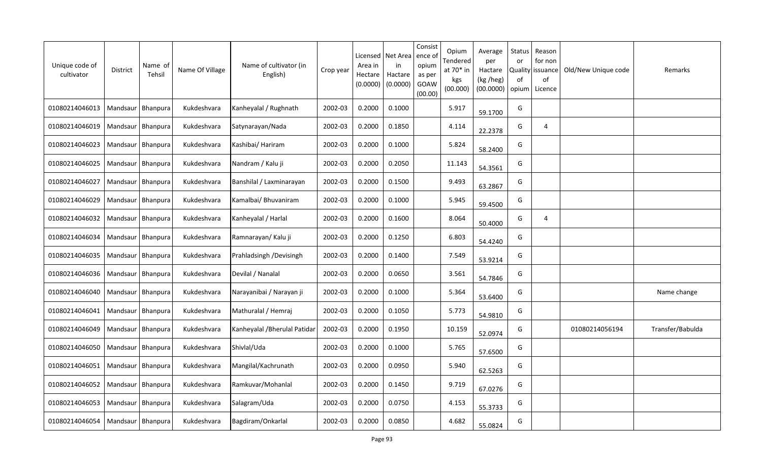| Unique code of cultivator | District | Name of Tehsil | Name Of Village | Name of cultivator (in English) | Crop year | Licensed Area in Hectare (0.0000) | Net Area in Hactare (0.0000) | Consist ence of opium as per GOAW (00.00) | Opium Tendered at 70* in kgs (00.000) | Average per Hactare (kg /heg) (00.0000) | Status or Quality of opium | Reason for non issuance of Licence | Old/New Unique code | Remarks |
|---|---|---|---|---|---|---|---|---|---|---|---|---|---|---|
| 01080214046013 | Mandsaur | Bhanpura | Kukdeshvara | Kanheyalal / Rughnath | 2002-03 | 0.2000 | 0.1000 | | 5.917 | 59.1700 | G | | | |
| 01080214046019 | Mandsaur | Bhanpura | Kukdeshvara | Satynarayan/Nada | 2002-03 | 0.2000 | 0.1850 | | 4.114 | 22.2378 | G | 4 | | |
| 01080214046023 | Mandsaur | Bhanpura | Kukdeshvara | Kashibai/ Hariram | 2002-03 | 0.2000 | 0.1000 | | 5.824 | 58.2400 | G | | | |
| 01080214046025 | Mandsaur | Bhanpura | Kukdeshvara | Nandram / Kalu ji | 2002-03 | 0.2000 | 0.2050 | | 11.143 | 54.3561 | G | | | |
| 01080214046027 | Mandsaur | Bhanpura | Kukdeshvara | Banshilal / Laxminarayan | 2002-03 | 0.2000 | 0.1500 | | 9.493 | 63.2867 | G | | | |
| 01080214046029 | Mandsaur | Bhanpura | Kukdeshvara | Kamalbai/ Bhuvaniram | 2002-03 | 0.2000 | 0.1000 | | 5.945 | 59.4500 | G | | | |
| 01080214046032 | Mandsaur | Bhanpura | Kukdeshvara | Kanheyalal / Harlal | 2002-03 | 0.2000 | 0.1600 | | 8.064 | 50.4000 | G | 4 | | |
| 01080214046034 | Mandsaur | Bhanpura | Kukdeshvara | Ramnarayan/ Kalu ji | 2002-03 | 0.2000 | 0.1250 | | 6.803 | 54.4240 | G | | | |
| 01080214046035 | Mandsaur | Bhanpura | Kukdeshvara | Prahladsingh /Devisingh | 2002-03 | 0.2000 | 0.1400 | | 7.549 | 53.9214 | G | | | |
| 01080214046036 | Mandsaur | Bhanpura | Kukdeshvara | Devilal / Nanalal | 2002-03 | 0.2000 | 0.0650 | | 3.561 | 54.7846 | G | | | |
| 01080214046040 | Mandsaur | Bhanpura | Kukdeshvara | Narayanibai / Narayan ji | 2002-03 | 0.2000 | 0.1000 | | 5.364 | 53.6400 | G | | | Name change |
| 01080214046041 | Mandsaur | Bhanpura | Kukdeshvara | Mathuralal / Hemraj | 2002-03 | 0.2000 | 0.1050 | | 5.773 | 54.9810 | G | | | |
| 01080214046049 | Mandsaur | Bhanpura | Kukdeshvara | Kanheyalal /Bherulal Patidar | 2002-03 | 0.2000 | 0.1950 | | 10.159 | 52.0974 | G | | 01080214056194 | Transfer/Babulda |
| 01080214046050 | Mandsaur | Bhanpura | Kukdeshvara | Shivlal/Uda | 2002-03 | 0.2000 | 0.1000 | | 5.765 | 57.6500 | G | | | |
| 01080214046051 | Mandsaur | Bhanpura | Kukdeshvara | Mangilal/Kachrunath | 2002-03 | 0.2000 | 0.0950 | | 5.940 | 62.5263 | G | | | |
| 01080214046052 | Mandsaur | Bhanpura | Kukdeshvara | Ramkuvar/Mohanlal | 2002-03 | 0.2000 | 0.1450 | | 9.719 | 67.0276 | G | | | |
| 01080214046053 | Mandsaur | Bhanpura | Kukdeshvara | Salagram/Uda | 2002-03 | 0.2000 | 0.0750 | | 4.153 | 55.3733 | G | | | |
| 01080214046054 | Mandsaur | Bhanpura | Kukdeshvara | Bagdiram/Onkarlal | 2002-03 | 0.2000 | 0.0850 | | 4.682 | 55.0824 | G | | | |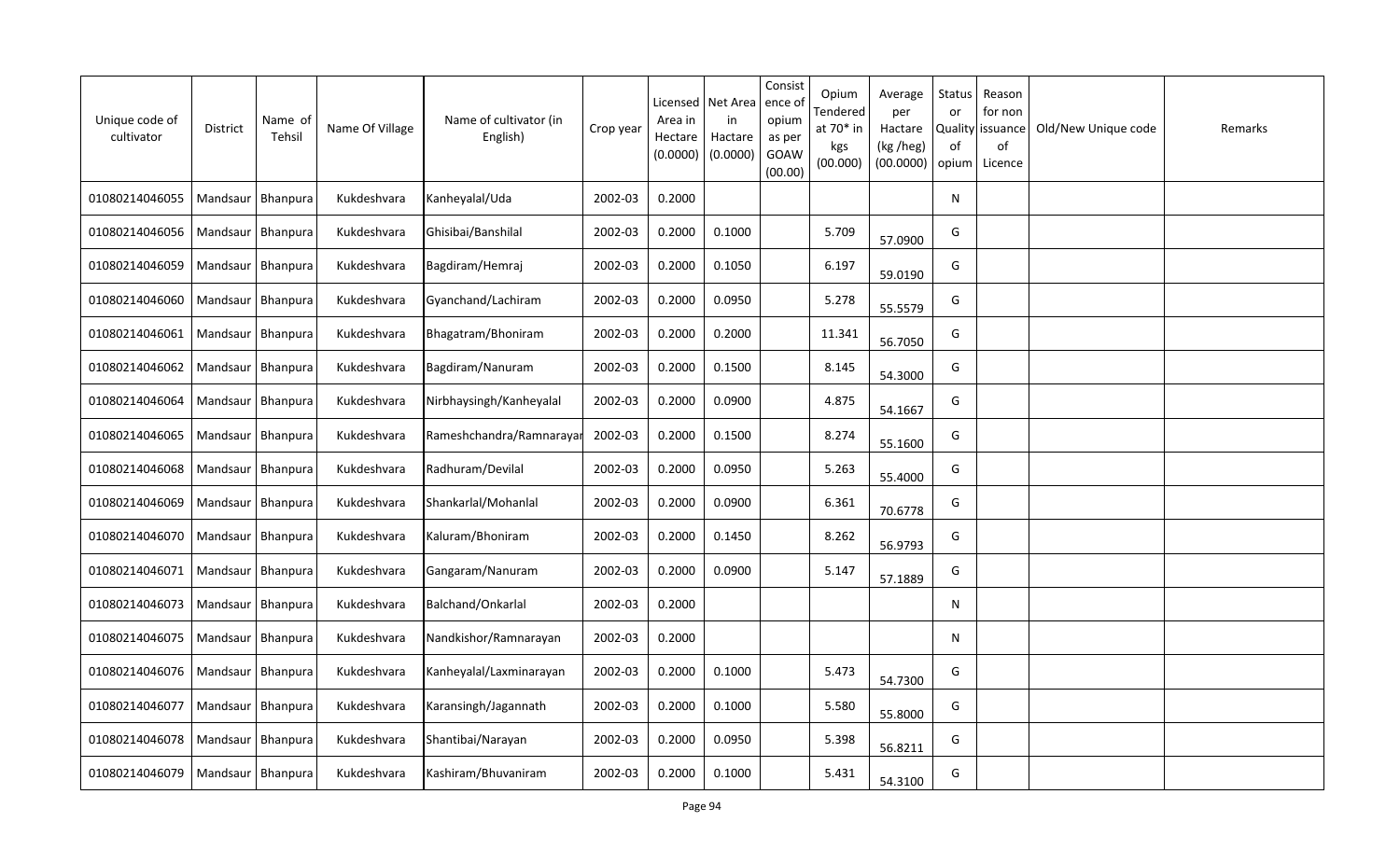| Unique code of cultivator | District | Name of Tehsil | Name Of Village | Name of cultivator (in English) | Crop year | Licensed Area in Hectare (0.0000) | Net Area in Hactare (0.0000) | Consistence of opium as per GOAW (00.00) | Opium Tendered at 70* in kgs (00.000) | Average per Hactare (kg /heg) (00.0000) | Status or Quality of opium | Reason for non issuance of Licence | Old/New Unique code | Remarks |
|---|---|---|---|---|---|---|---|---|---|---|---|---|---|---|
| 01080214046055 | Mandsaur | Bhanpura | Kukdeshvara | Kanheyalal/Uda | 2002-03 | 0.2000 | | | | | N | | | |
| 01080214046056 | Mandsaur | Bhanpura | Kukdeshvara | Ghisibai/Banshilal | 2002-03 | 0.2000 | 0.1000 | | 5.709 | 57.0900 | G | | | |
| 01080214046059 | Mandsaur | Bhanpura | Kukdeshvara | Bagdiram/Hemraj | 2002-03 | 0.2000 | 0.1050 | | 6.197 | 59.0190 | G | | | |
| 01080214046060 | Mandsaur | Bhanpura | Kukdeshvara | Gyanchand/Lachiram | 2002-03 | 0.2000 | 0.0950 | | 5.278 | 55.5579 | G | | | |
| 01080214046061 | Mandsaur | Bhanpura | Kukdeshvara | Bhagatram/Bhoniram | 2002-03 | 0.2000 | 0.2000 | | 11.341 | 56.7050 | G | | | |
| 01080214046062 | Mandsaur | Bhanpura | Kukdeshvara | Bagdiram/Nanuram | 2002-03 | 0.2000 | 0.1500 | | 8.145 | 54.3000 | G | | | |
| 01080214046064 | Mandsaur | Bhanpura | Kukdeshvara | Nirbhaysingh/Kanheyalal | 2002-03 | 0.2000 | 0.0900 | | 4.875 | 54.1667 | G | | | |
| 01080214046065 | Mandsaur | Bhanpura | Kukdeshvara | Rameshchandra/Ramnarayar | 2002-03 | 0.2000 | 0.1500 | | 8.274 | 55.1600 | G | | | |
| 01080214046068 | Mandsaur | Bhanpura | Kukdeshvara | Radhuram/Devilal | 2002-03 | 0.2000 | 0.0950 | | 5.263 | 55.4000 | G | | | |
| 01080214046069 | Mandsaur | Bhanpura | Kukdeshvara | Shankarlal/Mohanlal | 2002-03 | 0.2000 | 0.0900 | | 6.361 | 70.6778 | G | | | |
| 01080214046070 | Mandsaur | Bhanpura | Kukdeshvara | Kaluram/Bhoniram | 2002-03 | 0.2000 | 0.1450 | | 8.262 | 56.9793 | G | | | |
| 01080214046071 | Mandsaur | Bhanpura | Kukdeshvara | Gangaram/Nanuram | 2002-03 | 0.2000 | 0.0900 | | 5.147 | 57.1889 | G | | | |
| 01080214046073 | Mandsaur | Bhanpura | Kukdeshvara | Balchand/Onkarlal | 2002-03 | 0.2000 | | | | | N | | | |
| 01080214046075 | Mandsaur | Bhanpura | Kukdeshvara | Nandkishor/Ramnarayan | 2002-03 | 0.2000 | | | | | N | | | |
| 01080214046076 | Mandsaur | Bhanpura | Kukdeshvara | Kanheyalal/Laxminarayan | 2002-03 | 0.2000 | 0.1000 | | 5.473 | 54.7300 | G | | | |
| 01080214046077 | Mandsaur | Bhanpura | Kukdeshvara | Karansingh/Jagannath | 2002-03 | 0.2000 | 0.1000 | | 5.580 | 55.8000 | G | | | |
| 01080214046078 | Mandsaur | Bhanpura | Kukdeshvara | Shantibai/Narayan | 2002-03 | 0.2000 | 0.0950 | | 5.398 | 56.8211 | G | | | |
| 01080214046079 | Mandsaur | Bhanpura | Kukdeshvara | Kashiram/Bhuvaniram | 2002-03 | 0.2000 | 0.1000 | | 5.431 | 54.3100 | G | | | |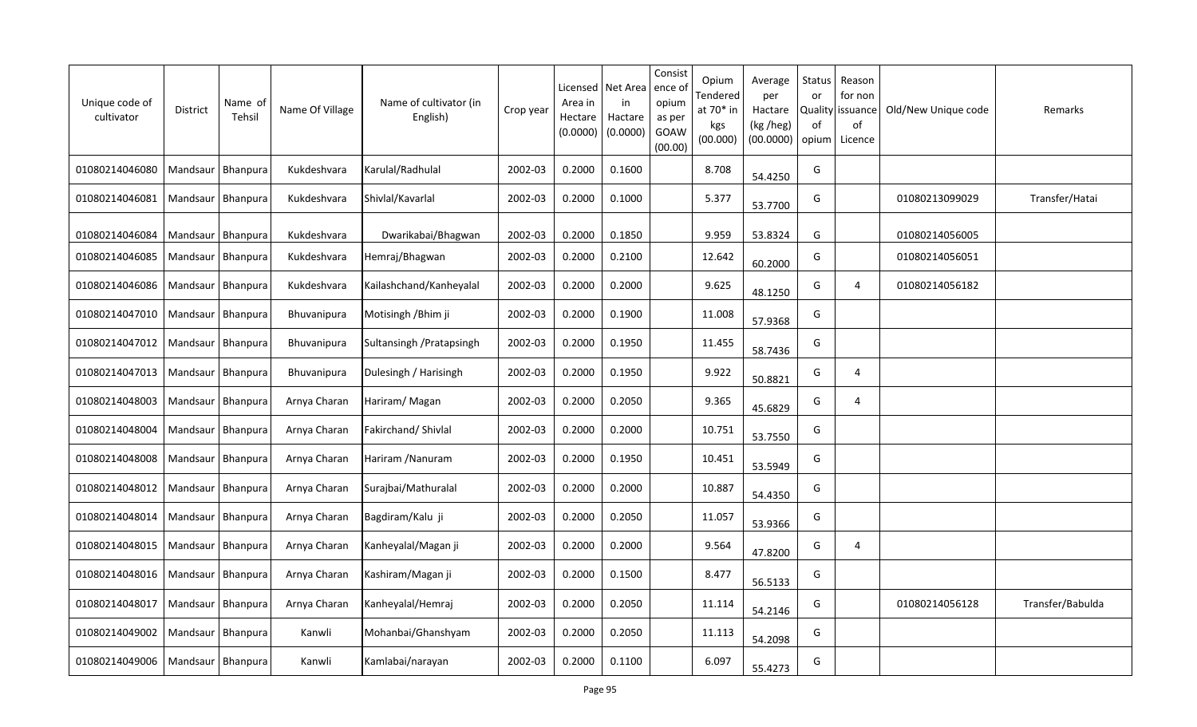| Unique code of cultivator | District | Name of Tehsil | Name Of Village | Name of cultivator (in English) | Crop year | Licensed Area in Hectare (0.0000) | Net Area in Hactare (0.0000) | Consistence of opium as per GOAW (00.00) | Opium Tendered at 70* in kgs (00.000) | Average per Hactare (kg /heg) (00.0000) | Status or Quality of opium | Reason for non issuance of Licence | Old/New Unique code | Remarks |
|---|---|---|---|---|---|---|---|---|---|---|---|---|---|---|
| 01080214046080 | Mandsaur | Bhanpura | Kukdeshvara | Karulal/Radhulal | 2002-03 | 0.2000 | 0.1600 | | 8.708 | 54.4250 | G | | | |
| 01080214046081 | Mandsaur | Bhanpura | Kukdeshvara | Shivlal/Kavarlal | 2002-03 | 0.2000 | 0.1000 | | 5.377 | 53.7700 | G | | 01080213099029 | Transfer/Hatai |
| 01080214046084 | Mandsaur | Bhanpura | Kukdeshvara | Dwarikabai/Bhagwan | 2002-03 | 0.2000 | 0.1850 | | 9.959 | 53.8324 | G | | 01080214056005 | |
| 01080214046085 | Mandsaur | Bhanpura | Kukdeshvara | Hemraj/Bhagwan | 2002-03 | 0.2000 | 0.2100 | | 12.642 | 60.2000 | G | | 01080214056051 | |
| 01080214046086 | Mandsaur | Bhanpura | Kukdeshvara | Kailashchand/Kanheyalal | 2002-03 | 0.2000 | 0.2000 | | 9.625 | 48.1250 | G | 4 | 01080214056182 | |
| 01080214047010 | Mandsaur | Bhanpura | Bhuvanipura | Motisingh /Bhim ji | 2002-03 | 0.2000 | 0.1900 | | 11.008 | 57.9368 | G | | | |
| 01080214047012 | Mandsaur | Bhanpura | Bhuvanipura | Sultansingh /Pratapsingh | 2002-03 | 0.2000 | 0.1950 | | 11.455 | 58.7436 | G | | | |
| 01080214047013 | Mandsaur | Bhanpura | Bhuvanipura | Dulesingh / Harisingh | 2002-03 | 0.2000 | 0.1950 | | 9.922 | 50.8821 | G | 4 | | |
| 01080214048003 | Mandsaur | Bhanpura | Arnya Charan | Hariram/ Magan | 2002-03 | 0.2000 | 0.2050 | | 9.365 | 45.6829 | G | 4 | | |
| 01080214048004 | Mandsaur | Bhanpura | Arnya Charan | Fakirchand/ Shivlal | 2002-03 | 0.2000 | 0.2000 | | 10.751 | 53.7550 | G | | | |
| 01080214048008 | Mandsaur | Bhanpura | Arnya Charan | Hariram /Nanuram | 2002-03 | 0.2000 | 0.1950 | | 10.451 | 53.5949 | G | | | |
| 01080214048012 | Mandsaur | Bhanpura | Arnya Charan | Surajbai/Mathuralal | 2002-03 | 0.2000 | 0.2000 | | 10.887 | 54.4350 | G | | | |
| 01080214048014 | Mandsaur | Bhanpura | Arnya Charan | Bagdiram/Kalu ji | 2002-03 | 0.2000 | 0.2050 | | 11.057 | 53.9366 | G | | | |
| 01080214048015 | Mandsaur | Bhanpura | Arnya Charan | Kanheyalal/Magan ji | 2002-03 | 0.2000 | 0.2000 | | 9.564 | 47.8200 | G | 4 | | |
| 01080214048016 | Mandsaur | Bhanpura | Arnya Charan | Kashiram/Magan ji | 2002-03 | 0.2000 | 0.1500 | | 8.477 | 56.5133 | G | | | |
| 01080214048017 | Mandsaur | Bhanpura | Arnya Charan | Kanheyalal/Hemraj | 2002-03 | 0.2000 | 0.2050 | | 11.114 | 54.2146 | G | | 01080214056128 | Transfer/Babulda |
| 01080214049002 | Mandsaur | Bhanpura | Kanwli | Mohanbai/Ghanshyam | 2002-03 | 0.2000 | 0.2050 | | 11.113 | 54.2098 | G | | | |
| 01080214049006 | Mandsaur | Bhanpura | Kanwli | Kamlabai/narayan | 2002-03 | 0.2000 | 0.1100 | | 6.097 | 55.4273 | G | | | |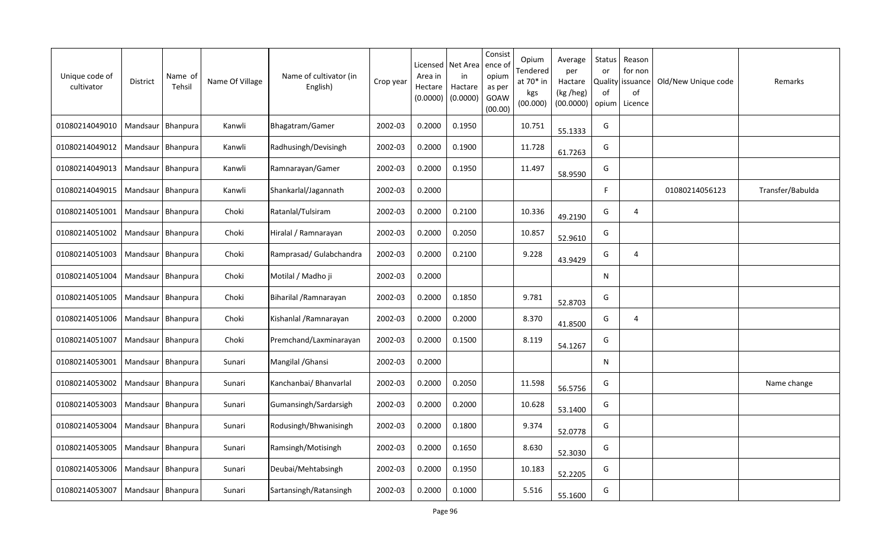| Unique code of cultivator | District | Name of Tehsil | Name Of Village | Name of cultivator (in English) | Crop year | Licensed Area in Hectare (0.0000) | Net Area in Hactare (0.0000) | Consistence of opium as per GOAW (00.00) | Opium Tendered at 70* in kgs (00.000) | Average per Hactare (kg /heg) (00.0000) | Status or Quality of opium | Reason for non issuance of Licence | Old/New Unique code | Remarks |
|---|---|---|---|---|---|---|---|---|---|---|---|---|---|---|
| 01080214049010 | Mandsaur | Bhanpura | Kanwli | Bhagatram/Gamer | 2002-03 | 0.2000 | 0.1950 | | 10.751 | 55.1333 | G | | | |
| 01080214049012 | Mandsaur | Bhanpura | Kanwli | Radhusingh/Devisingh | 2002-03 | 0.2000 | 0.1900 | | 11.728 | 61.7263 | G | | | |
| 01080214049013 | Mandsaur | Bhanpura | Kanwli | Ramnarayan/Gamer | 2002-03 | 0.2000 | 0.1950 | | 11.497 | 58.9590 | G | | | |
| 01080214049015 | Mandsaur | Bhanpura | Kanwli | Shankarlal/Jagannath | 2002-03 | 0.2000 | | | | | F | | 01080214056123 | Transfer/Babulda |
| 01080214051001 | Mandsaur | Bhanpura | Choki | Ratanlal/Tulsiram | 2002-03 | 0.2000 | 0.2100 | | 10.336 | 49.2190 | G | 4 | | |
| 01080214051002 | Mandsaur | Bhanpura | Choki | Hiralal / Ramnarayan | 2002-03 | 0.2000 | 0.2050 | | 10.857 | 52.9610 | G | | | |
| 01080214051003 | Mandsaur | Bhanpura | Choki | Ramprasad/ Gulabchandra | 2002-03 | 0.2000 | 0.2100 | | 9.228 | 43.9429 | G | 4 | | |
| 01080214051004 | Mandsaur | Bhanpura | Choki | Motilal / Madho ji | 2002-03 | 0.2000 | | | | | N | | | |
| 01080214051005 | Mandsaur | Bhanpura | Choki | Biharilal /Ramnarayan | 2002-03 | 0.2000 | 0.1850 | | 9.781 | 52.8703 | G | | | |
| 01080214051006 | Mandsaur | Bhanpura | Choki | Kishanlal /Ramnarayan | 2002-03 | 0.2000 | 0.2000 | | 8.370 | 41.8500 | G | 4 | | |
| 01080214051007 | Mandsaur | Bhanpura | Choki | Premchand/Laxminarayan | 2002-03 | 0.2000 | 0.1500 | | 8.119 | 54.1267 | G | | | |
| 01080214053001 | Mandsaur | Bhanpura | Sunari | Mangilal /Ghansi | 2002-03 | 0.2000 | | | | | N | | | |
| 01080214053002 | Mandsaur | Bhanpura | Sunari | Kanchanbai/ Bhanvarlal | 2002-03 | 0.2000 | 0.2050 | | 11.598 | 56.5756 | G | | | Name change |
| 01080214053003 | Mandsaur | Bhanpura | Sunari | Gumansingh/Sardarsigh | 2002-03 | 0.2000 | 0.2000 | | 10.628 | 53.1400 | G | | | |
| 01080214053004 | Mandsaur | Bhanpura | Sunari | Rodusingh/Bhwanisingh | 2002-03 | 0.2000 | 0.1800 | | 9.374 | 52.0778 | G | | | |
| 01080214053005 | Mandsaur | Bhanpura | Sunari | Ramsingh/Motisingh | 2002-03 | 0.2000 | 0.1650 | | 8.630 | 52.3030 | G | | | |
| 01080214053006 | Mandsaur | Bhanpura | Sunari | Deubai/Mehtabsingh | 2002-03 | 0.2000 | 0.1950 | | 10.183 | 52.2205 | G | | | |
| 01080214053007 | Mandsaur | Bhanpura | Sunari | Sartansingh/Ratansingh | 2002-03 | 0.2000 | 0.1000 | | 5.516 | 55.1600 | G | | | |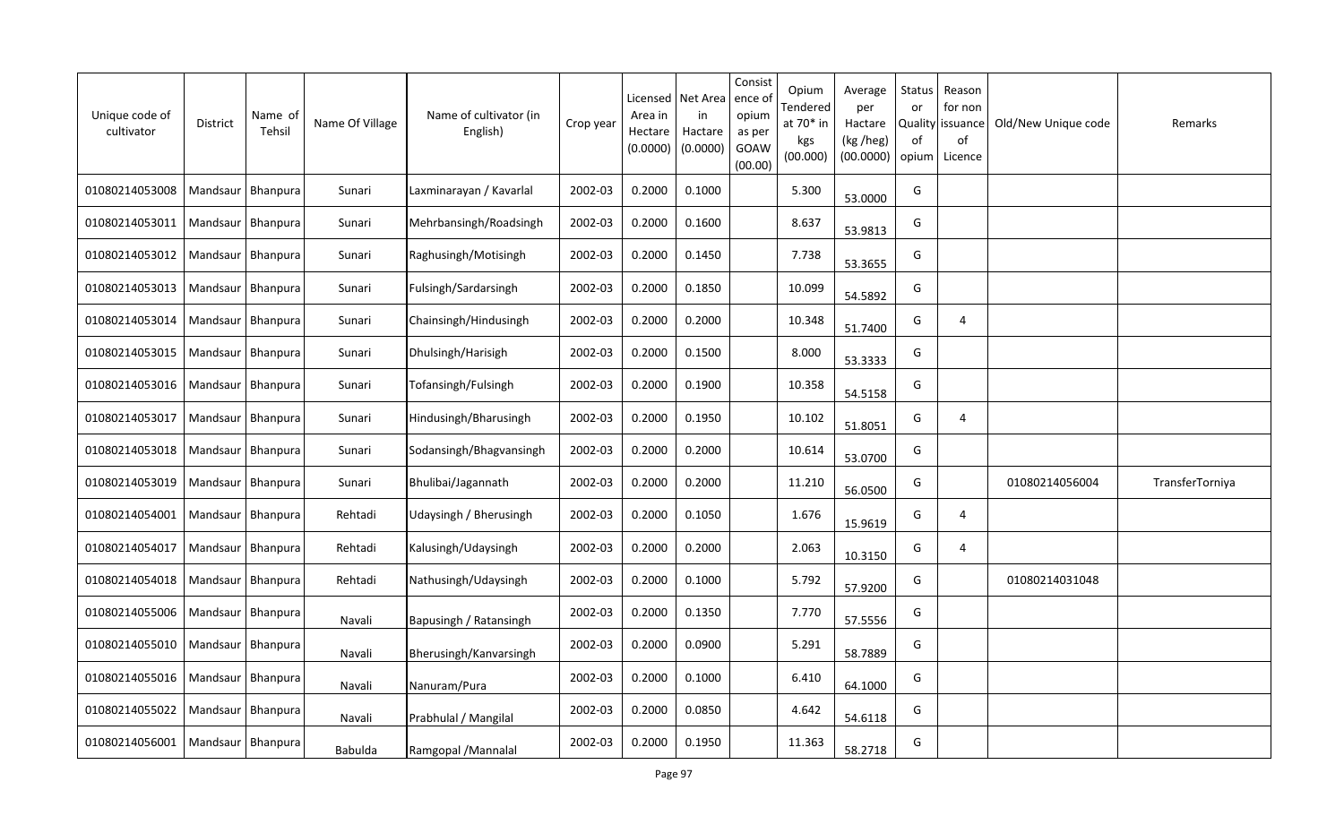| Unique code of cultivator | District | Name of Tehsil | Name Of Village | Name of cultivator (in English) | Crop year | Licensed Area in Hectare (0.0000) | Net Area in Hactare (0.0000) | Consistence of opium as per GOAW (00.00) | Opium Tendered at 70* in kgs (00.000) | Average per Hactare (kg /heg) (00.0000) | Status or Quality of opium | Reason for non issuance of Licence | Old/New Unique code | Remarks |
|---|---|---|---|---|---|---|---|---|---|---|---|---|---|---|
| 01080214053008 | Mandsaur | Bhanpura | Sunari | Laxminarayan / Kavarlal | 2002-03 | 0.2000 | 0.1000 | | 5.300 | 53.0000 | G | | | |
| 01080214053011 | Mandsaur | Bhanpura | Sunari | Mehrbansingh/Roadsingh | 2002-03 | 0.2000 | 0.1600 | | 8.637 | 53.9813 | G | | | |
| 01080214053012 | Mandsaur | Bhanpura | Sunari | Raghusingh/Motisingh | 2002-03 | 0.2000 | 0.1450 | | 7.738 | 53.3655 | G | | | |
| 01080214053013 | Mandsaur | Bhanpura | Sunari | Fulsingh/Sardarsingh | 2002-03 | 0.2000 | 0.1850 | | 10.099 | 54.5892 | G | | | |
| 01080214053014 | Mandsaur | Bhanpura | Sunari | Chainsingh/Hindusingh | 2002-03 | 0.2000 | 0.2000 | | 10.348 | 51.7400 | G | 4 | | |
| 01080214053015 | Mandsaur | Bhanpura | Sunari | Dhulsingh/Harisigh | 2002-03 | 0.2000 | 0.1500 | | 8.000 | 53.3333 | G | | | |
| 01080214053016 | Mandsaur | Bhanpura | Sunari | Tofansingh/Fulsingh | 2002-03 | 0.2000 | 0.1900 | | 10.358 | 54.5158 | G | | | |
| 01080214053017 | Mandsaur | Bhanpura | Sunari | Hindusingh/Bharusingh | 2002-03 | 0.2000 | 0.1950 | | 10.102 | 51.8051 | G | 4 | | |
| 01080214053018 | Mandsaur | Bhanpura | Sunari | Sodansingh/Bhagvansingh | 2002-03 | 0.2000 | 0.2000 | | 10.614 | 53.0700 | G | | | |
| 01080214053019 | Mandsaur | Bhanpura | Sunari | Bhulibai/Jagannath | 2002-03 | 0.2000 | 0.2000 | | 11.210 | 56.0500 | G | | 01080214056004 | TransferTorniya |
| 01080214054001 | Mandsaur | Bhanpura | Rehtadi | Udaysingh / Bherusingh | 2002-03 | 0.2000 | 0.1050 | | 1.676 | 15.9619 | G | 4 | | |
| 01080214054017 | Mandsaur | Bhanpura | Rehtadi | Kalusingh/Udaysingh | 2002-03 | 0.2000 | 0.2000 | | 2.063 | 10.3150 | G | 4 | | |
| 01080214054018 | Mandsaur | Bhanpura | Rehtadi | Nathusingh/Udaysingh | 2002-03 | 0.2000 | 0.1000 | | 5.792 | 57.9200 | G | | 01080214031048 | |
| 01080214055006 | Mandsaur | Bhanpura | Navali | Bapusingh / Ratansingh | 2002-03 | 0.2000 | 0.1350 | | 7.770 | 57.5556 | G | | | |
| 01080214055010 | Mandsaur | Bhanpura | Navali | Bherusingh/Kanvarsingh | 2002-03 | 0.2000 | 0.0900 | | 5.291 | 58.7889 | G | | | |
| 01080214055016 | Mandsaur | Bhanpura | Navali | Nanuram/Pura | 2002-03 | 0.2000 | 0.1000 | | 6.410 | 64.1000 | G | | | |
| 01080214055022 | Mandsaur | Bhanpura | Navali | Prabhulal / Mangilal | 2002-03 | 0.2000 | 0.0850 | | 4.642 | 54.6118 | G | | | |
| 01080214056001 | Mandsaur | Bhanpura | Babulda | Ramgopal /Mannalal | 2002-03 | 0.2000 | 0.1950 | | 11.363 | 58.2718 | G | | | |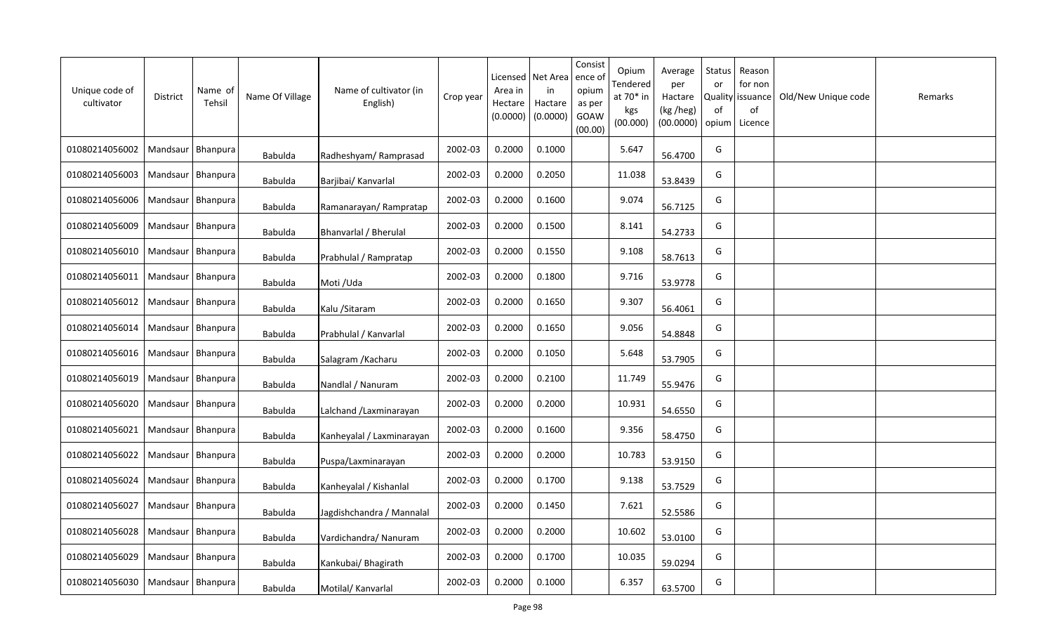| Unique code of cultivator | District | Name of Tehsil | Name Of Village | Name of cultivator (in English) | Crop year | Licensed Area in Hectare (0.0000) | Net Area in Hactare (0.0000) | Consistence of opium as per GOAW (00.00) | Opium Tendered at 70* in kgs (00.000) | Average per Hactare (kg /heg) (00.0000) | Status or Quality of opium | Reason for non issuance of Licence | Old/New Unique code | Remarks |
|---|---|---|---|---|---|---|---|---|---|---|---|---|---|---|
| 01080214056002 | Mandsaur | Bhanpura | Babulda | Radheshyam/ Ramprasad | 2002-03 | 0.2000 | 0.1000 | | 5.647 | 56.4700 | G | | | |
| 01080214056003 | Mandsaur | Bhanpura | Babulda | Barjibai/ Kanvarlal | 2002-03 | 0.2000 | 0.2050 | | 11.038 | 53.8439 | G | | | |
| 01080214056006 | Mandsaur | Bhanpura | Babulda | Ramanarayan/ Rampratap | 2002-03 | 0.2000 | 0.1600 | | 9.074 | 56.7125 | G | | | |
| 01080214056009 | Mandsaur | Bhanpura | Babulda | Bhanvarlal / Bherulal | 2002-03 | 0.2000 | 0.1500 | | 8.141 | 54.2733 | G | | | |
| 01080214056010 | Mandsaur | Bhanpura | Babulda | Prabhulal / Rampratap | 2002-03 | 0.2000 | 0.1550 | | 9.108 | 58.7613 | G | | | |
| 01080214056011 | Mandsaur | Bhanpura | Babulda | Moti /Uda | 2002-03 | 0.2000 | 0.1800 | | 9.716 | 53.9778 | G | | | |
| 01080214056012 | Mandsaur | Bhanpura | Babulda | Kalu /Sitaram | 2002-03 | 0.2000 | 0.1650 | | 9.307 | 56.4061 | G | | | |
| 01080214056014 | Mandsaur | Bhanpura | Babulda | Prabhulal / Kanvarlal | 2002-03 | 0.2000 | 0.1650 | | 9.056 | 54.8848 | G | | | |
| 01080214056016 | Mandsaur | Bhanpura | Babulda | Salagram /Kacharu | 2002-03 | 0.2000 | 0.1050 | | 5.648 | 53.7905 | G | | | |
| 01080214056019 | Mandsaur | Bhanpura | Babulda | Nandlal / Nanuram | 2002-03 | 0.2000 | 0.2100 | | 11.749 | 55.9476 | G | | | |
| 01080214056020 | Mandsaur | Bhanpura | Babulda | Lalchand /Laxminarayan | 2002-03 | 0.2000 | 0.2000 | | 10.931 | 54.6550 | G | | | |
| 01080214056021 | Mandsaur | Bhanpura | Babulda | Kanheyalal / Laxminarayan | 2002-03 | 0.2000 | 0.1600 | | 9.356 | 58.4750 | G | | | |
| 01080214056022 | Mandsaur | Bhanpura | Babulda | Puspa/Laxminarayan | 2002-03 | 0.2000 | 0.2000 | | 10.783 | 53.9150 | G | | | |
| 01080214056024 | Mandsaur | Bhanpura | Babulda | Kanheyalal / Kishanlal | 2002-03 | 0.2000 | 0.1700 | | 9.138 | 53.7529 | G | | | |
| 01080214056027 | Mandsaur | Bhanpura | Babulda | Jagdishchandra / Mannalal | 2002-03 | 0.2000 | 0.1450 | | 7.621 | 52.5586 | G | | | |
| 01080214056028 | Mandsaur | Bhanpura | Babulda | Vardichandra/ Nanuram | 2002-03 | 0.2000 | 0.2000 | | 10.602 | 53.0100 | G | | | |
| 01080214056029 | Mandsaur | Bhanpura | Babulda | Kankubai/ Bhagirath | 2002-03 | 0.2000 | 0.1700 | | 10.035 | 59.0294 | G | | | |
| 01080214056030 | Mandsaur | Bhanpura | Babulda | Motilal/ Kanvarlal | 2002-03 | 0.2000 | 0.1000 | | 6.357 | 63.5700 | G | | | |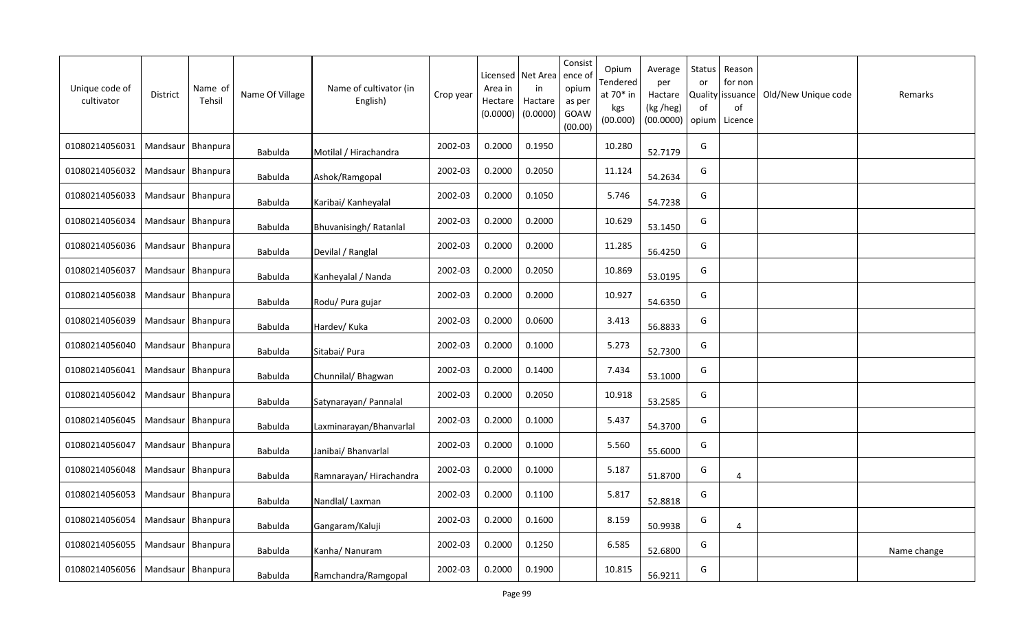| Unique code of cultivator | District | Name of Tehsil | Name Of Village | Name of cultivator (in English) | Crop year | Licensed Area in Hectare (0.0000) | Net Area in Hactare (0.0000) | Consistence of opium as per GOAW (00.00) | Opium Tendered at 70* in kgs (00.000) | Average per Hactare (kg /heg) (00.0000) | Status or Quality of opium | Reason for non issuance of Licence | Old/New Unique code | Remarks |
|---|---|---|---|---|---|---|---|---|---|---|---|---|---|---|
| 01080214056031 | Mandsaur | Bhanpura | Babulda | Motilal / Hirachandra | 2002-03 | 0.2000 | 0.1950 | | 10.280 | 52.7179 | G | | | |
| 01080214056032 | Mandsaur | Bhanpura | Babulda | Ashok/Ramgopal | 2002-03 | 0.2000 | 0.2050 | | 11.124 | 54.2634 | G | | | |
| 01080214056033 | Mandsaur | Bhanpura | Babulda | Karibai/ Kanheyalal | 2002-03 | 0.2000 | 0.1050 | | 5.746 | 54.7238 | G | | | |
| 01080214056034 | Mandsaur | Bhanpura | Babulda | Bhuvanisingh/ Ratanlal | 2002-03 | 0.2000 | 0.2000 | | 10.629 | 53.1450 | G | | | |
| 01080214056036 | Mandsaur | Bhanpura | Babulda | Devilal / Ranglal | 2002-03 | 0.2000 | 0.2000 | | 11.285 | 56.4250 | G | | | |
| 01080214056037 | Mandsaur | Bhanpura | Babulda | Kanheyalal / Nanda | 2002-03 | 0.2000 | 0.2050 | | 10.869 | 53.0195 | G | | | |
| 01080214056038 | Mandsaur | Bhanpura | Babulda | Rodu/ Pura gujar | 2002-03 | 0.2000 | 0.2000 | | 10.927 | 54.6350 | G | | | |
| 01080214056039 | Mandsaur | Bhanpura | Babulda | Hardev/ Kuka | 2002-03 | 0.2000 | 0.0600 | | 3.413 | 56.8833 | G | | | |
| 01080214056040 | Mandsaur | Bhanpura | Babulda | Sitabai/ Pura | 2002-03 | 0.2000 | 0.1000 | | 5.273 | 52.7300 | G | | | |
| 01080214056041 | Mandsaur | Bhanpura | Babulda | Chunnilal/ Bhagwan | 2002-03 | 0.2000 | 0.1400 | | 7.434 | 53.1000 | G | | | |
| 01080214056042 | Mandsaur | Bhanpura | Babulda | Satynarayan/ Pannalal | 2002-03 | 0.2000 | 0.2050 | | 10.918 | 53.2585 | G | | | |
| 01080214056045 | Mandsaur | Bhanpura | Babulda | Laxminarayan/Bhanvarlal | 2002-03 | 0.2000 | 0.1000 | | 5.437 | 54.3700 | G | | | |
| 01080214056047 | Mandsaur | Bhanpura | Babulda | Janibai/ Bhanvarlal | 2002-03 | 0.2000 | 0.1000 | | 5.560 | 55.6000 | G | | | |
| 01080214056048 | Mandsaur | Bhanpura | Babulda | Ramnarayan/ Hirachandra | 2002-03 | 0.2000 | 0.1000 | | 5.187 | 51.8700 | G | 4 | | |
| 01080214056053 | Mandsaur | Bhanpura | Babulda | Nandlal/ Laxman | 2002-03 | 0.2000 | 0.1100 | | 5.817 | 52.8818 | G | | | |
| 01080214056054 | Mandsaur | Bhanpura | Babulda | Gangaram/Kaluji | 2002-03 | 0.2000 | 0.1600 | | 8.159 | 50.9938 | G | 4 | | |
| 01080214056055 | Mandsaur | Bhanpura | Babulda | Kanha/ Nanuram | 2002-03 | 0.2000 | 0.1250 | | 6.585 | 52.6800 | G | | | Name change |
| 01080214056056 | Mandsaur | Bhanpura | Babulda | Ramchandra/Ramgopal | 2002-03 | 0.2000 | 0.1900 | | 10.815 | 56.9211 | G | | | |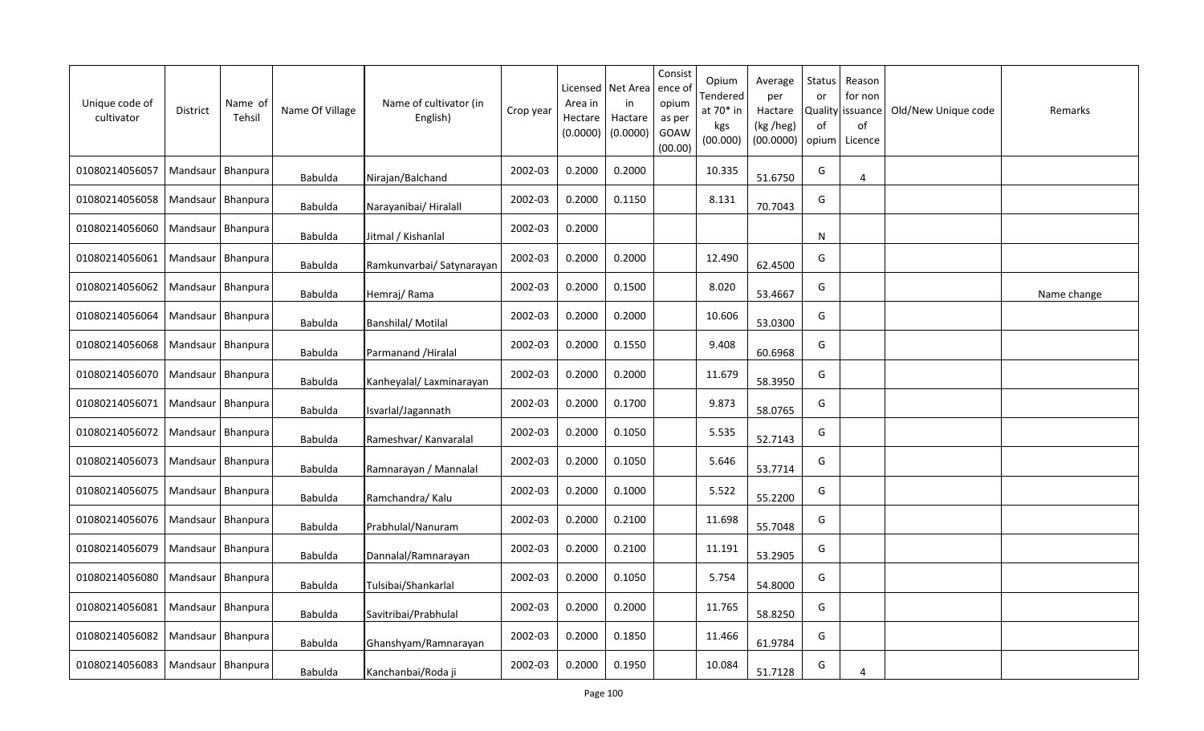| Unique code of cultivator | District | Name of Tehsil | Name Of Village | Name of cultivator (in English) | Crop year | Licensed Area in Hectare (0.0000) | Net Area in Hactare (0.0000) | Consistence of opium as per GOAW (00.00) | Opium Tendered at 70* in kgs (00.000) | Average per Hactare (kg /heg) (00.0000) | Status or Quality of opium | Reason for non issuance of Licence | Old/New Unique code | Remarks |
|---|---|---|---|---|---|---|---|---|---|---|---|---|---|---|
| 01080214056057 | Mandsaur | Bhanpura | Babulda | Nirajan/Balchand | 2002-03 | 0.2000 | 0.2000 | | 10.335 | 51.6750 | G | 4 | | |
| 01080214056058 | Mandsaur | Bhanpura | Babulda | Narayanibai/ Hiralall | 2002-03 | 0.2000 | 0.1150 | | 8.131 | 70.7043 | G | | | |
| 01080214056060 | Mandsaur | Bhanpura | Babulda | Jitmal / Kishanlal | 2002-03 | 0.2000 | | | | | N | | | |
| 01080214056061 | Mandsaur | Bhanpura | Babulda | Ramkunvarbai/ Satynarayan | 2002-03 | 0.2000 | 0.2000 | | 12.490 | 62.4500 | G | | | |
| 01080214056062 | Mandsaur | Bhanpura | Babulda | Hemraj/ Rama | 2002-03 | 0.2000 | 0.1500 | | 8.020 | 53.4667 | G | | | Name change |
| 01080214056064 | Mandsaur | Bhanpura | Babulda | Banshilal/ Motilal | 2002-03 | 0.2000 | 0.2000 | | 10.606 | 53.0300 | G | | | |
| 01080214056068 | Mandsaur | Bhanpura | Babulda | Parmanand /Hiralal | 2002-03 | 0.2000 | 0.1550 | | 9.408 | 60.6968 | G | | | |
| 01080214056070 | Mandsaur | Bhanpura | Babulda | Kanheyalal/ Laxminarayan | 2002-03 | 0.2000 | 0.2000 | | 11.679 | 58.3950 | G | | | |
| 01080214056071 | Mandsaur | Bhanpura | Babulda | Isvarlal/Jagannath | 2002-03 | 0.2000 | 0.1700 | | 9.873 | 58.0765 | G | | | |
| 01080214056072 | Mandsaur | Bhanpura | Babulda | Rameshvar/ Kanvaralal | 2002-03 | 0.2000 | 0.1050 | | 5.535 | 52.7143 | G | | | |
| 01080214056073 | Mandsaur | Bhanpura | Babulda | Ramnarayan / Mannalal | 2002-03 | 0.2000 | 0.1050 | | 5.646 | 53.7714 | G | | | |
| 01080214056075 | Mandsaur | Bhanpura | Babulda | Ramchandra/ Kalu | 2002-03 | 0.2000 | 0.1000 | | 5.522 | 55.2200 | G | | | |
| 01080214056076 | Mandsaur | Bhanpura | Babulda | Prabhulal/Nanuram | 2002-03 | 0.2000 | 0.2100 | | 11.698 | 55.7048 | G | | | |
| 01080214056079 | Mandsaur | Bhanpura | Babulda | Dannalal/Ramnarayan | 2002-03 | 0.2000 | 0.2100 | | 11.191 | 53.2905 | G | | | |
| 01080214056080 | Mandsaur | Bhanpura | Babulda | Tulsibai/Shankarlal | 2002-03 | 0.2000 | 0.1050 | | 5.754 | 54.8000 | G | | | |
| 01080214056081 | Mandsaur | Bhanpura | Babulda | Savitribai/Prabhulal | 2002-03 | 0.2000 | 0.2000 | | 11.765 | 58.8250 | G | | | |
| 01080214056082 | Mandsaur | Bhanpura | Babulda | Ghanshyam/Ramnarayan | 2002-03 | 0.2000 | 0.1850 | | 11.466 | 61.9784 | G | | | |
| 01080214056083 | Mandsaur | Bhanpura | Babulda | Kanchanbai/Roda ji | 2002-03 | 0.2000 | 0.1950 | | 10.084 | 51.7128 | G | 4 | | |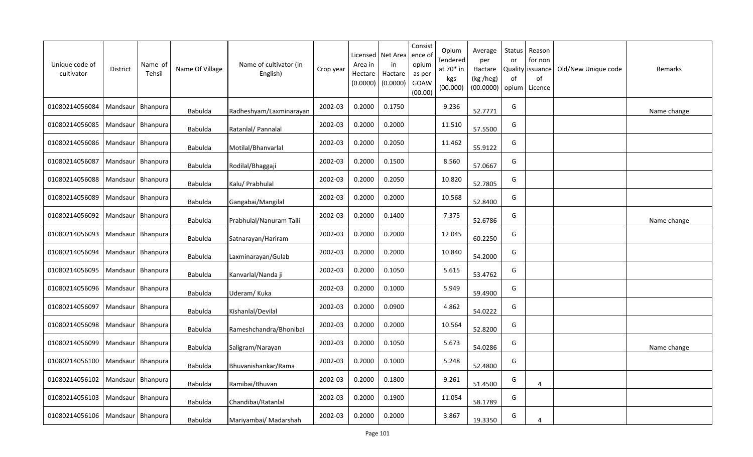| Unique code of cultivator | District | Name of Tehsil | Name Of Village | Name of cultivator (in English) | Crop year | Licensed Area in Hectare (0.0000) | Net Area in Hactare (0.0000) | Consistence of opium as per GOAW (00.00) | Opium Tendered at 70* in kgs (00.000) | Average per Hactare (kg /heg) (00.0000) | Status or Quality of opium | Reason for non issuance of Licence | Old/New Unique code | Remarks |
|---|---|---|---|---|---|---|---|---|---|---|---|---|---|---|
| 01080214056084 | Mandsaur | Bhanpura | Babulda | Radheshyam/Laxminarayan | 2002-03 | 0.2000 | 0.1750 | | 9.236 | 52.7771 | G | | | Name change |
| 01080214056085 | Mandsaur | Bhanpura | Babulda | Ratanlal/ Pannalal | 2002-03 | 0.2000 | 0.2000 | | 11.510 | 57.5500 | G | | | |
| 01080214056086 | Mandsaur | Bhanpura | Babulda | Motilal/Bhanvarlal | 2002-03 | 0.2000 | 0.2050 | | 11.462 | 55.9122 | G | | | |
| 01080214056087 | Mandsaur | Bhanpura | Babulda | Rodilal/Bhaggaji | 2002-03 | 0.2000 | 0.1500 | | 8.560 | 57.0667 | G | | | |
| 01080214056088 | Mandsaur | Bhanpura | Babulda | Kalu/ Prabhulal | 2002-03 | 0.2000 | 0.2050 | | 10.820 | 52.7805 | G | | | |
| 01080214056089 | Mandsaur | Bhanpura | Babulda | Gangabai/Mangilal | 2002-03 | 0.2000 | 0.2000 | | 10.568 | 52.8400 | G | | | |
| 01080214056092 | Mandsaur | Bhanpura | Babulda | Prabhulal/Nanuram Taili | 2002-03 | 0.2000 | 0.1400 | | 7.375 | 52.6786 | G | | | Name change |
| 01080214056093 | Mandsaur | Bhanpura | Babulda | Satnarayan/Hariram | 2002-03 | 0.2000 | 0.2000 | | 12.045 | 60.2250 | G | | | |
| 01080214056094 | Mandsaur | Bhanpura | Babulda | Laxminarayan/Gulab | 2002-03 | 0.2000 | 0.2000 | | 10.840 | 54.2000 | G | | | |
| 01080214056095 | Mandsaur | Bhanpura | Babulda | Kanvarlal/Nanda ji | 2002-03 | 0.2000 | 0.1050 | | 5.615 | 53.4762 | G | | | |
| 01080214056096 | Mandsaur | Bhanpura | Babulda | Uderam/ Kuka | 2002-03 | 0.2000 | 0.1000 | | 5.949 | 59.4900 | G | | | |
| 01080214056097 | Mandsaur | Bhanpura | Babulda | Kishanlal/Devilal | 2002-03 | 0.2000 | 0.0900 | | 4.862 | 54.0222 | G | | | |
| 01080214056098 | Mandsaur | Bhanpura | Babulda | Rameshchandra/Bhonibai | 2002-03 | 0.2000 | 0.2000 | | 10.564 | 52.8200 | G | | | |
| 01080214056099 | Mandsaur | Bhanpura | Babulda | Saligram/Narayan | 2002-03 | 0.2000 | 0.1050 | | 5.673 | 54.0286 | G | | | Name change |
| 01080214056100 | Mandsaur | Bhanpura | Babulda | Bhuvanishankar/Rama | 2002-03 | 0.2000 | 0.1000 | | 5.248 | 52.4800 | G | | | |
| 01080214056102 | Mandsaur | Bhanpura | Babulda | Ramibai/Bhuvan | 2002-03 | 0.2000 | 0.1800 | | 9.261 | 51.4500 | G | 4 | | |
| 01080214056103 | Mandsaur | Bhanpura | Babulda | Chandibai/Ratanlal | 2002-03 | 0.2000 | 0.1900 | | 11.054 | 58.1789 | G | | | |
| 01080214056106 | Mandsaur | Bhanpura | Babulda | Mariyambai/ Madarshah | 2002-03 | 0.2000 | 0.2000 | | 3.867 | 19.3350 | G | 4 | | |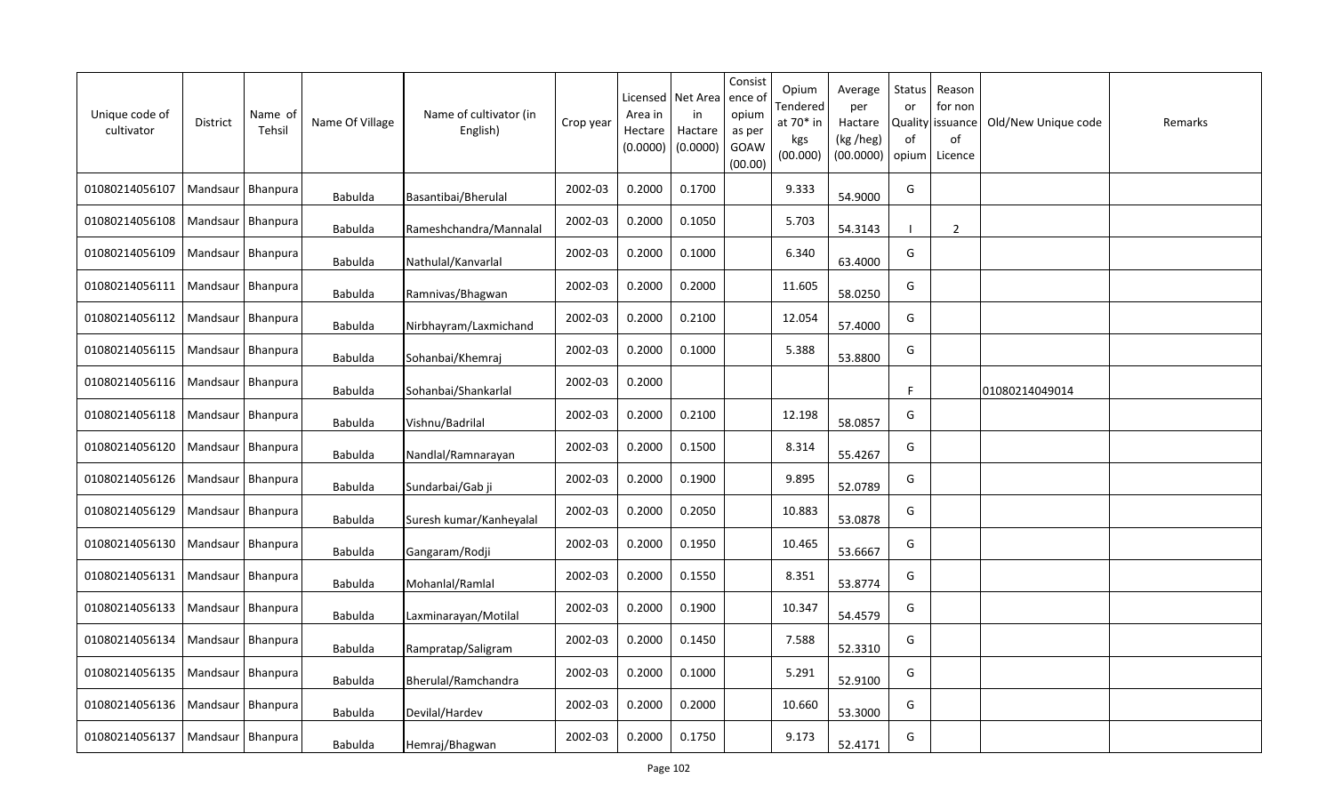| Unique code of cultivator | District | Name of Tehsil | Name Of Village | Name of cultivator (in English) | Crop year | Licensed Area in Hectare (0.0000) | Net Area in Hactare (0.0000) | Consistence of opium as per GOAW (00.00) | Opium Tendered at 70* in kgs (00.000) | Average per Hactare (kg /heg) (00.0000) | Status or Quality of opium | Reason for non issuance of Licence | Old/New Unique code | Remarks |
|---|---|---|---|---|---|---|---|---|---|---|---|---|---|---|
| 01080214056107 | Mandsaur | Bhanpura | Babulda | Basantibai/Bherulal | 2002-03 | 0.2000 | 0.1700 | | 9.333 | 54.9000 | G | | | |
| 01080214056108 | Mandsaur | Bhanpura | Babulda | Rameshchandra/Mannalal | 2002-03 | 0.2000 | 0.1050 | | 5.703 | 54.3143 | I | 2 | | |
| 01080214056109 | Mandsaur | Bhanpura | Babulda | Nathulal/Kanvarlal | 2002-03 | 0.2000 | 0.1000 | | 6.340 | 63.4000 | G | | | |
| 01080214056111 | Mandsaur | Bhanpura | Babulda | Ramnivas/Bhagwan | 2002-03 | 0.2000 | 0.2000 | | 11.605 | 58.0250 | G | | | |
| 01080214056112 | Mandsaur | Bhanpura | Babulda | Nirbhayram/Laxmichand | 2002-03 | 0.2000 | 0.2100 | | 12.054 | 57.4000 | G | | | |
| 01080214056115 | Mandsaur | Bhanpura | Babulda | Sohanbai/Khemraj | 2002-03 | 0.2000 | 0.1000 | | 5.388 | 53.8800 | G | | | |
| 01080214056116 | Mandsaur | Bhanpura | Babulda | Sohanbai/Shankarlal | 2002-03 | 0.2000 | | | | | F | | 01080214049014 | |
| 01080214056118 | Mandsaur | Bhanpura | Babulda | Vishnu/Badrilal | 2002-03 | 0.2000 | 0.2100 | | 12.198 | 58.0857 | G | | | |
| 01080214056120 | Mandsaur | Bhanpura | Babulda | Nandlal/Ramnarayan | 2002-03 | 0.2000 | 0.1500 | | 8.314 | 55.4267 | G | | | |
| 01080214056126 | Mandsaur | Bhanpura | Babulda | Sundarbai/Gab ji | 2002-03 | 0.2000 | 0.1900 | | 9.895 | 52.0789 | G | | | |
| 01080214056129 | Mandsaur | Bhanpura | Babulda | Suresh kumar/Kanheyalal | 2002-03 | 0.2000 | 0.2050 | | 10.883 | 53.0878 | G | | | |
| 01080214056130 | Mandsaur | Bhanpura | Babulda | Gangaram/Rodji | 2002-03 | 0.2000 | 0.1950 | | 10.465 | 53.6667 | G | | | |
| 01080214056131 | Mandsaur | Bhanpura | Babulda | Mohanlal/Ramlal | 2002-03 | 0.2000 | 0.1550 | | 8.351 | 53.8774 | G | | | |
| 01080214056133 | Mandsaur | Bhanpura | Babulda | Laxminarayan/Motilal | 2002-03 | 0.2000 | 0.1900 | | 10.347 | 54.4579 | G | | | |
| 01080214056134 | Mandsaur | Bhanpura | Babulda | Rampratap/Saligram | 2002-03 | 0.2000 | 0.1450 | | 7.588 | 52.3310 | G | | | |
| 01080214056135 | Mandsaur | Bhanpura | Babulda | Bherulal/Ramchandra | 2002-03 | 0.2000 | 0.1000 | | 5.291 | 52.9100 | G | | | |
| 01080214056136 | Mandsaur | Bhanpura | Babulda | Devilal/Hardev | 2002-03 | 0.2000 | 0.2000 | | 10.660 | 53.3000 | G | | | |
| 01080214056137 | Mandsaur | Bhanpura | Babulda | Hemraj/Bhagwan | 2002-03 | 0.2000 | 0.1750 | | 9.173 | 52.4171 | G | | | |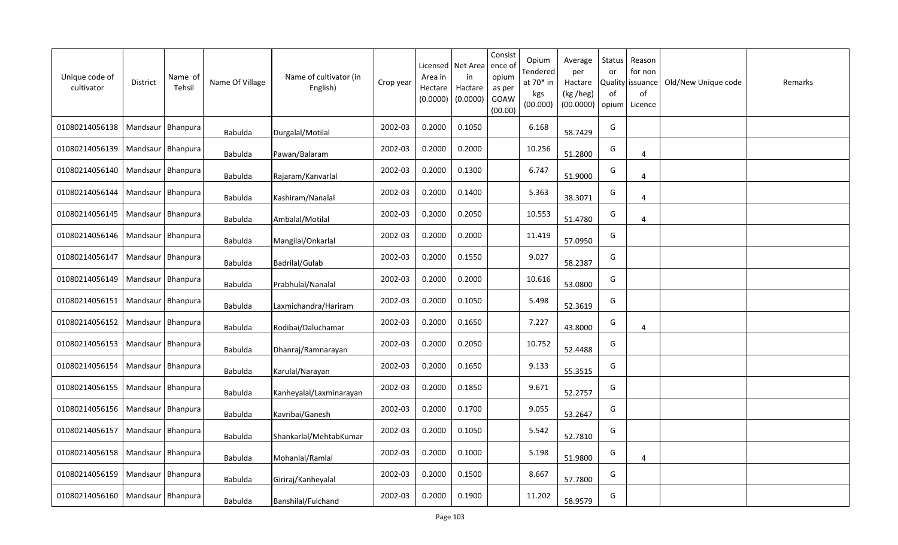| Unique code of cultivator | District | Name of Tehsil | Name Of Village | Name of cultivator (in English) | Crop year | Licensed Area in Hectare (0.0000) | Net Area in Hactare (0.0000) | Consistence of opium as per GOAW (00.00) | Opium Tendered at 70* in kgs (00.000) | Average per Hactare (kg /heg) (00.0000) | Status or Quality of opium | Reason for non issuance of Licence | Old/New Unique code | Remarks |
|---|---|---|---|---|---|---|---|---|---|---|---|---|---|---|
| 01080214056138 | Mandsaur | Bhanpura | Babulda | Durgalal/Motilal | 2002-03 | 0.2000 | 0.1050 | | 6.168 | 58.7429 | G | | | |
| 01080214056139 | Mandsaur | Bhanpura | Babulda | Pawan/Balaram | 2002-03 | 0.2000 | 0.2000 | | 10.256 | 51.2800 | G | 4 | | |
| 01080214056140 | Mandsaur | Bhanpura | Babulda | Rajaram/Kanvarlal | 2002-03 | 0.2000 | 0.1300 | | 6.747 | 51.9000 | G | 4 | | |
| 01080214056144 | Mandsaur | Bhanpura | Babulda | Kashiram/Nanalal | 2002-03 | 0.2000 | 0.1400 | | 5.363 | 38.3071 | G | 4 | | |
| 01080214056145 | Mandsaur | Bhanpura | Babulda | Ambalal/Motilal | 2002-03 | 0.2000 | 0.2050 | | 10.553 | 51.4780 | G | 4 | | |
| 01080214056146 | Mandsaur | Bhanpura | Babulda | Mangilal/Onkarlal | 2002-03 | 0.2000 | 0.2000 | | 11.419 | 57.0950 | G | | | |
| 01080214056147 | Mandsaur | Bhanpura | Babulda | Badrilal/Gulab | 2002-03 | 0.2000 | 0.1550 | | 9.027 | 58.2387 | G | | | |
| 01080214056149 | Mandsaur | Bhanpura | Babulda | Prabhulal/Nanalal | 2002-03 | 0.2000 | 0.2000 | | 10.616 | 53.0800 | G | | | |
| 01080214056151 | Mandsaur | Bhanpura | Babulda | Laxmichandra/Hariram | 2002-03 | 0.2000 | 0.1050 | | 5.498 | 52.3619 | G | | | |
| 01080214056152 | Mandsaur | Bhanpura | Babulda | Rodibai/Daluchamar | 2002-03 | 0.2000 | 0.1650 | | 7.227 | 43.8000 | G | 4 | | |
| 01080214056153 | Mandsaur | Bhanpura | Babulda | Dhanraj/Ramnarayan | 2002-03 | 0.2000 | 0.2050 | | 10.752 | 52.4488 | G | | | |
| 01080214056154 | Mandsaur | Bhanpura | Babulda | Karulal/Narayan | 2002-03 | 0.2000 | 0.1650 | | 9.133 | 55.3515 | G | | | |
| 01080214056155 | Mandsaur | Bhanpura | Babulda | Kanheyalal/Laxminarayan | 2002-03 | 0.2000 | 0.1850 | | 9.671 | 52.2757 | G | | | |
| 01080214056156 | Mandsaur | Bhanpura | Babulda | Kavribai/Ganesh | 2002-03 | 0.2000 | 0.1700 | | 9.055 | 53.2647 | G | | | |
| 01080214056157 | Mandsaur | Bhanpura | Babulda | Shankarlal/MehtabKumar | 2002-03 | 0.2000 | 0.1050 | | 5.542 | 52.7810 | G | | | |
| 01080214056158 | Mandsaur | Bhanpura | Babulda | Mohanlal/Ramlal | 2002-03 | 0.2000 | 0.1000 | | 5.198 | 51.9800 | G | 4 | | |
| 01080214056159 | Mandsaur | Bhanpura | Babulda | Giriraj/Kanheyalal | 2002-03 | 0.2000 | 0.1500 | | 8.667 | 57.7800 | G | | | |
| 01080214056160 | Mandsaur | Bhanpura | Babulda | Banshilal/Fulchand | 2002-03 | 0.2000 | 0.1900 | | 11.202 | 58.9579 | G | | | |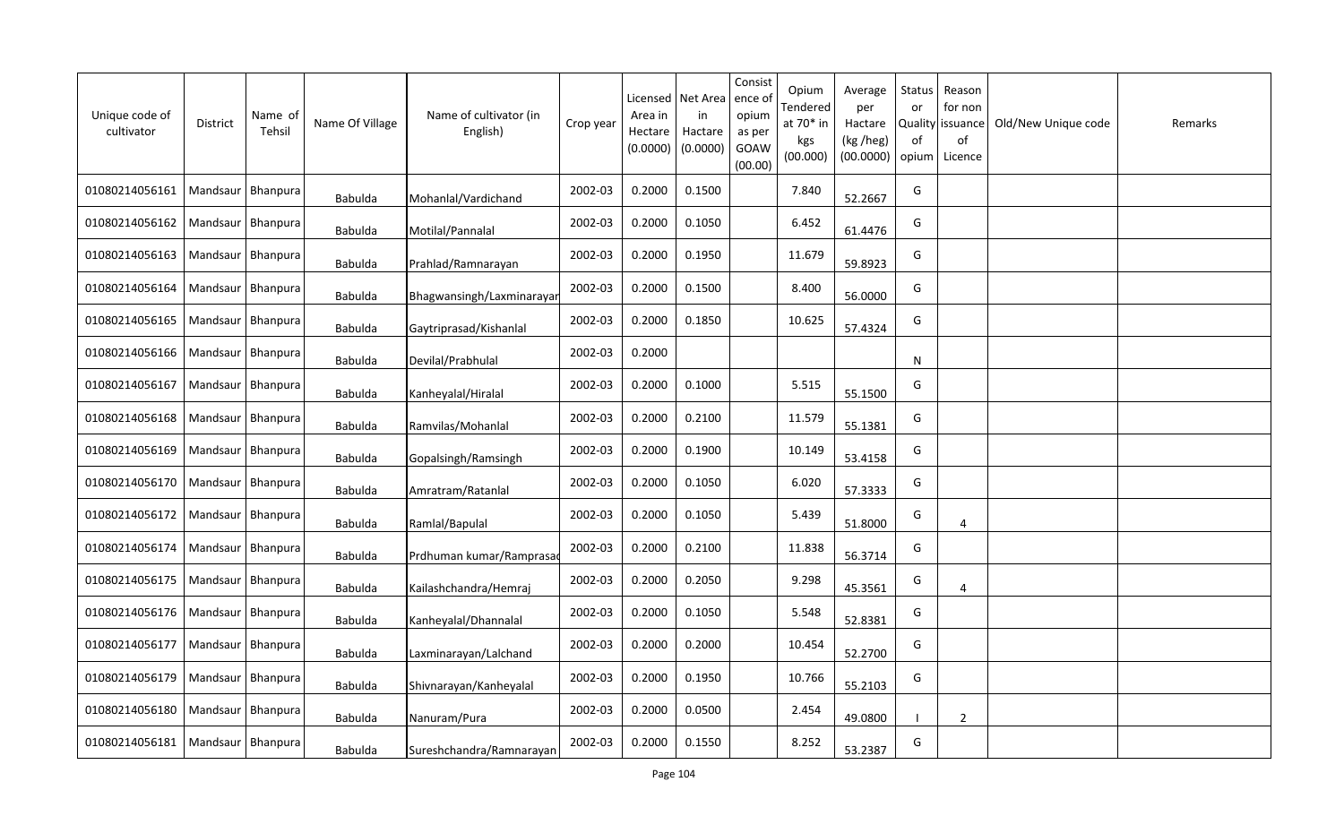| Unique code of cultivator | District | Name of Tehsil | Name Of Village | Name of cultivator (in English) | Crop year | Licensed Area in Hectare (0.0000) | Net Area in Hactare (0.0000) | Consistence of opium as per GOAW (00.00) | Opium Tendered at 70* in kgs (00.000) | Average per Hactare (kg /heg) (00.0000) | Status or Quality of opium | Reason for non issuance of Licence | Old/New Unique code | Remarks |
|---|---|---|---|---|---|---|---|---|---|---|---|---|---|---|
| 01080214056161 | Mandsaur | Bhanpura | Babulda | Mohanlal/Vardichand | 2002-03 | 0.2000 | 0.1500 | | 7.840 | 52.2667 | G | | | |
| 01080214056162 | Mandsaur | Bhanpura | Babulda | Motilal/Pannalal | 2002-03 | 0.2000 | 0.1050 | | 6.452 | 61.4476 | G | | | |
| 01080214056163 | Mandsaur | Bhanpura | Babulda | Prahlad/Ramnarayan | 2002-03 | 0.2000 | 0.1950 | | 11.679 | 59.8923 | G | | | |
| 01080214056164 | Mandsaur | Bhanpura | Babulda | Bhagwansingh/Laxminarayar | 2002-03 | 0.2000 | 0.1500 | | 8.400 | 56.0000 | G | | | |
| 01080214056165 | Mandsaur | Bhanpura | Babulda | Gaytriprasad/Kishanlal | 2002-03 | 0.2000 | 0.1850 | | 10.625 | 57.4324 | G | | | |
| 01080214056166 | Mandsaur | Bhanpura | Babulda | Devilal/Prabhulal | 2002-03 | 0.2000 | | | | | N | | | |
| 01080214056167 | Mandsaur | Bhanpura | Babulda | Kanheyalal/Hiralal | 2002-03 | 0.2000 | 0.1000 | | 5.515 | 55.1500 | G | | | |
| 01080214056168 | Mandsaur | Bhanpura | Babulda | Ramvilas/Mohanlal | 2002-03 | 0.2000 | 0.2100 | | 11.579 | 55.1381 | G | | | |
| 01080214056169 | Mandsaur | Bhanpura | Babulda | Gopalsingh/Ramsingh | 2002-03 | 0.2000 | 0.1900 | | 10.149 | 53.4158 | G | | | |
| 01080214056170 | Mandsaur | Bhanpura | Babulda | Amratram/Ratanlal | 2002-03 | 0.2000 | 0.1050 | | 6.020 | 57.3333 | G | | | |
| 01080214056172 | Mandsaur | Bhanpura | Babulda | Ramlal/Bapulal | 2002-03 | 0.2000 | 0.1050 | | 5.439 | 51.8000 | G | 4 | | |
| 01080214056174 | Mandsaur | Bhanpura | Babulda | Prdhuman kumar/Ramprasad | 2002-03 | 0.2000 | 0.2100 | | 11.838 | 56.3714 | G | | | |
| 01080214056175 | Mandsaur | Bhanpura | Babulda | Kailashchandra/Hemraj | 2002-03 | 0.2000 | 0.2050 | | 9.298 | 45.3561 | G | 4 | | |
| 01080214056176 | Mandsaur | Bhanpura | Babulda | Kanheyalal/Dhannalal | 2002-03 | 0.2000 | 0.1050 | | 5.548 | 52.8381 | G | | | |
| 01080214056177 | Mandsaur | Bhanpura | Babulda | Laxminarayan/Lalchand | 2002-03 | 0.2000 | 0.2000 | | 10.454 | 52.2700 | G | | | |
| 01080214056179 | Mandsaur | Bhanpura | Babulda | Shivnarayan/Kanheyalal | 2002-03 | 0.2000 | 0.1950 | | 10.766 | 55.2103 | G | | | |
| 01080214056180 | Mandsaur | Bhanpura | Babulda | Nanuram/Pura | 2002-03 | 0.2000 | 0.0500 | | 2.454 | 49.0800 | I | 2 | | |
| 01080214056181 | Mandsaur | Bhanpura | Babulda | Sureshchandra/Ramnarayan | 2002-03 | 0.2000 | 0.1550 | | 8.252 | 53.2387 | G | | | |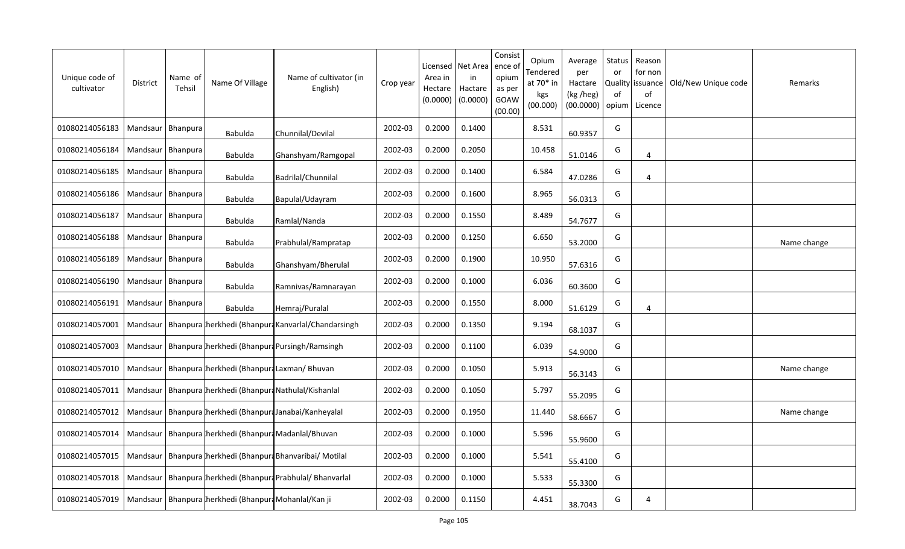| Unique code of cultivator | District | Name of Tehsil | Name Of Village | Name of cultivator (in English) | Crop year | Licensed Area in Hectare (0.0000) | Net Area in Hactare (0.0000) | Consistence of opium as per GOAW (00.00) | Opium Tendered at 70* in kgs (00.000) | Average per Hactare (kg /heg) (00.0000) | Status or Quality of opium | Reason for non issuance of Licence | Old/New Unique code | Remarks |
|---|---|---|---|---|---|---|---|---|---|---|---|---|---|---|
| 01080214056183 | Mandsaur | Bhanpura | Babulda | Chunnilal/Devilal | 2002-03 | 0.2000 | 0.1400 | | 8.531 | 60.9357 | G | | | |
| 01080214056184 | Mandsaur | Bhanpura | Babulda | Ghanshyam/Ramgopal | 2002-03 | 0.2000 | 0.2050 | | 10.458 | 51.0146 | G | 4 | | |
| 01080214056185 | Mandsaur | Bhanpura | Babulda | Badrilal/Chunnilal | 2002-03 | 0.2000 | 0.1400 | | 6.584 | 47.0286 | G | 4 | | |
| 01080214056186 | Mandsaur | Bhanpura | Babulda | Bapulal/Udayram | 2002-03 | 0.2000 | 0.1600 | | 8.965 | 56.0313 | G | | | |
| 01080214056187 | Mandsaur | Bhanpura | Babulda | Ramlal/Nanda | 2002-03 | 0.2000 | 0.1550 | | 8.489 | 54.7677 | G | | | |
| 01080214056188 | Mandsaur | Bhanpura | Babulda | Prabhulal/Rampratap | 2002-03 | 0.2000 | 0.1250 | | 6.650 | 53.2000 | G | | | Name change |
| 01080214056189 | Mandsaur | Bhanpura | Babulda | Ghanshyam/Bherulal | 2002-03 | 0.2000 | 0.1900 | | 10.950 | 57.6316 | G | | | |
| 01080214056190 | Mandsaur | Bhanpura | Babulda | Ramnivas/Ramnarayan | 2002-03 | 0.2000 | 0.1000 | | 6.036 | 60.3600 | G | | | |
| 01080214056191 | Mandsaur | Bhanpura | Babulda | Hemraj/Puralal | 2002-03 | 0.2000 | 0.1550 | | 8.000 | 51.6129 | G | 4 | | |
| 01080214057001 | Mandsaur | Bhanpura | herkhedi (Bhanpura | Kanvarlal/Chandarsingh | 2002-03 | 0.2000 | 0.1350 | | 9.194 | 68.1037 | G | | | |
| 01080214057003 | Mandsaur | Bhanpura | herkhedi (Bhanpura | Pursingh/Ramsingh | 2002-03 | 0.2000 | 0.1100 | | 6.039 | 54.9000 | G | | | |
| 01080214057010 | Mandsaur | Bhanpura | herkhedi (Bhanpura | Laxman/ Bhuvan | 2002-03 | 0.2000 | 0.1050 | | 5.913 | 56.3143 | G | | | Name change |
| 01080214057011 | Mandsaur | Bhanpura | herkhedi (Bhanpura | Nathulal/Kishanlal | 2002-03 | 0.2000 | 0.1050 | | 5.797 | 55.2095 | G | | | |
| 01080214057012 | Mandsaur | Bhanpura | herkhedi (Bhanpura | Janabai/Kanheyalal | 2002-03 | 0.2000 | 0.1950 | | 11.440 | 58.6667 | G | | | Name change |
| 01080214057014 | Mandsaur | Bhanpura | herkhedi (Bhanpura | Madanlal/Bhuvan | 2002-03 | 0.2000 | 0.1000 | | 5.596 | 55.9600 | G | | | |
| 01080214057015 | Mandsaur | Bhanpura | herkhedi (Bhanpura | Bhanvaribai/ Motilal | 2002-03 | 0.2000 | 0.1000 | | 5.541 | 55.4100 | G | | | |
| 01080214057018 | Mandsaur | Bhanpura | herkhedi (Bhanpura | Prabhulal/ Bhanvarlal | 2002-03 | 0.2000 | 0.1000 | | 5.533 | 55.3300 | G | | | |
| 01080214057019 | Mandsaur | Bhanpura | herkhedi (Bhanpura | Mohanlal/Kan ji | 2002-03 | 0.2000 | 0.1150 | | 4.451 | 38.7043 | G | 4 | | |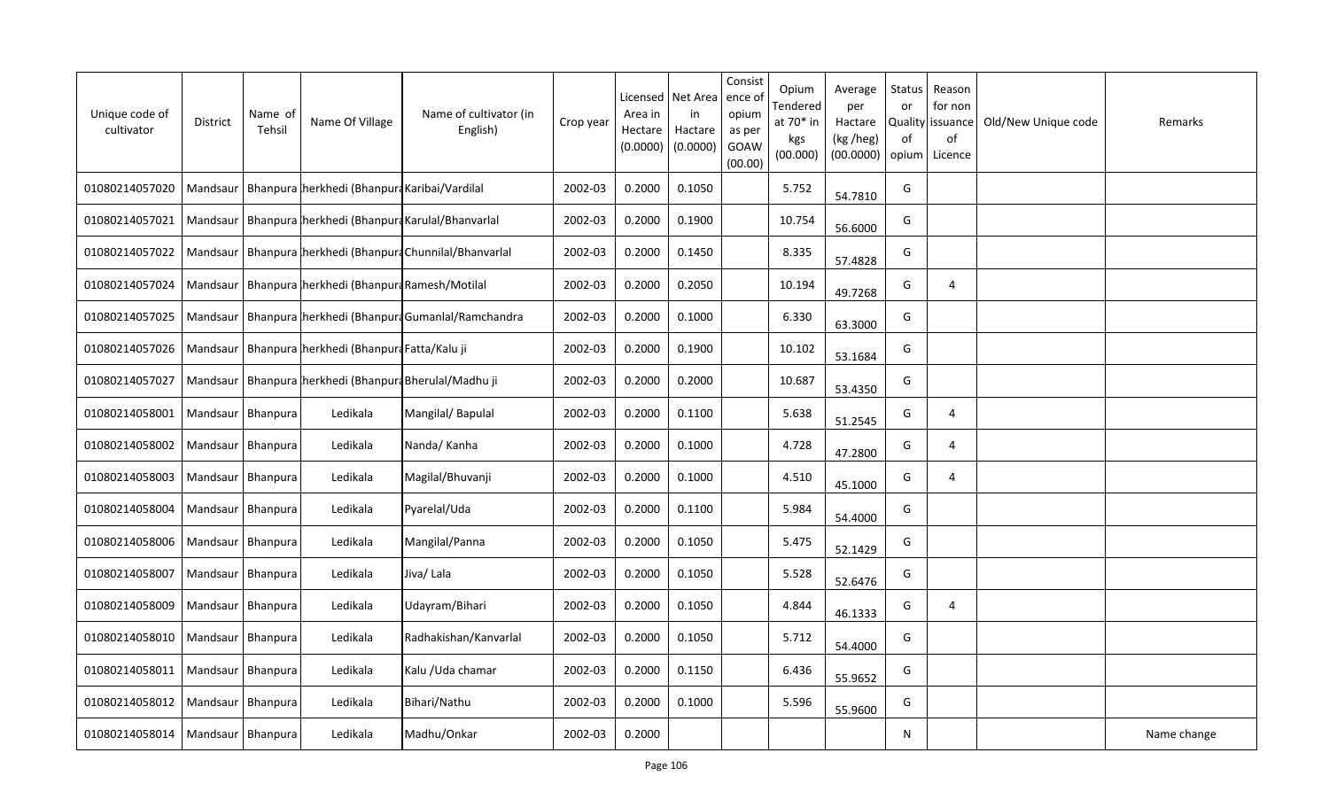| Unique code of cultivator | District | Name of Tehsil | Name Of Village | Name of cultivator (in English) | Crop year | Licensed Area in Hectare (0.0000) | Net Area in Hactare (0.0000) | Consistence of opium as per GOAW (00.00) | Opium Tendered at 70* in kgs (00.000) | Average per Hactare (kg /heg) (00.0000) | Status or Quality of opium | Reason for non issuance of Licence | Old/New Unique code | Remarks |
|---|---|---|---|---|---|---|---|---|---|---|---|---|---|---|
| 01080214057020 | Mandsaur | Bhanpura | herkhedi (Bhanpura | Karibai/Vardilal | 2002-03 | 0.2000 | 0.1050 | | 5.752 | 54.7810 | G | | | |
| 01080214057021 | Mandsaur | Bhanpura | herkhedi (Bhanpura | Karulal/Bhanvarlal | 2002-03 | 0.2000 | 0.1900 | | 10.754 | 56.6000 | G | | | |
| 01080214057022 | Mandsaur | Bhanpura | herkhedi (Bhanpura | Chunnilal/Bhanvarlal | 2002-03 | 0.2000 | 0.1450 | | 8.335 | 57.4828 | G | | | |
| 01080214057024 | Mandsaur | Bhanpura | herkhedi (Bhanpura | Ramesh/Motilal | 2002-03 | 0.2000 | 0.2050 | | 10.194 | 49.7268 | G | 4 | | |
| 01080214057025 | Mandsaur | Bhanpura | herkhedi (Bhanpura | Gumanlal/Ramchandra | 2002-03 | 0.2000 | 0.1000 | | 6.330 | 63.3000 | G | | | |
| 01080214057026 | Mandsaur | Bhanpura | herkhedi (Bhanpura | Fatta/Kalu ji | 2002-03 | 0.2000 | 0.1900 | | 10.102 | 53.1684 | G | | | |
| 01080214057027 | Mandsaur | Bhanpura | herkhedi (Bhanpura | Bherulal/Madhu ji | 2002-03 | 0.2000 | 0.2000 | | 10.687 | 53.4350 | G | | | |
| 01080214058001 | Mandsaur | Bhanpura | Ledikala | Mangilal/ Bapulal | 2002-03 | 0.2000 | 0.1100 | | 5.638 | 51.2545 | G | 4 | | |
| 01080214058002 | Mandsaur | Bhanpura | Ledikala | Nanda/ Kanha | 2002-03 | 0.2000 | 0.1000 | | 4.728 | 47.2800 | G | 4 | | |
| 01080214058003 | Mandsaur | Bhanpura | Ledikala | Magilal/Bhuvanji | 2002-03 | 0.2000 | 0.1000 | | 4.510 | 45.1000 | G | 4 | | |
| 01080214058004 | Mandsaur | Bhanpura | Ledikala | Pyarelal/Uda | 2002-03 | 0.2000 | 0.1100 | | 5.984 | 54.4000 | G | | | |
| 01080214058006 | Mandsaur | Bhanpura | Ledikala | Mangilal/Panna | 2002-03 | 0.2000 | 0.1050 | | 5.475 | 52.1429 | G | | | |
| 01080214058007 | Mandsaur | Bhanpura | Ledikala | Jiva/ Lala | 2002-03 | 0.2000 | 0.1050 | | 5.528 | 52.6476 | G | | | |
| 01080214058009 | Mandsaur | Bhanpura | Ledikala | Udayram/Bihari | 2002-03 | 0.2000 | 0.1050 | | 4.844 | 46.1333 | G | 4 | | |
| 01080214058010 | Mandsaur | Bhanpura | Ledikala | Radhakishan/Kanvarlal | 2002-03 | 0.2000 | 0.1050 | | 5.712 | 54.4000 | G | | | |
| 01080214058011 | Mandsaur | Bhanpura | Ledikala | Kalu /Uda chamar | 2002-03 | 0.2000 | 0.1150 | | 6.436 | 55.9652 | G | | | |
| 01080214058012 | Mandsaur | Bhanpura | Ledikala | Bihari/Nathu | 2002-03 | 0.2000 | 0.1000 | | 5.596 | 55.9600 | G | | | |
| 01080214058014 | Mandsaur | Bhanpura | Ledikala | Madhu/Onkar | 2002-03 | 0.2000 | | | | | N | | | Name change |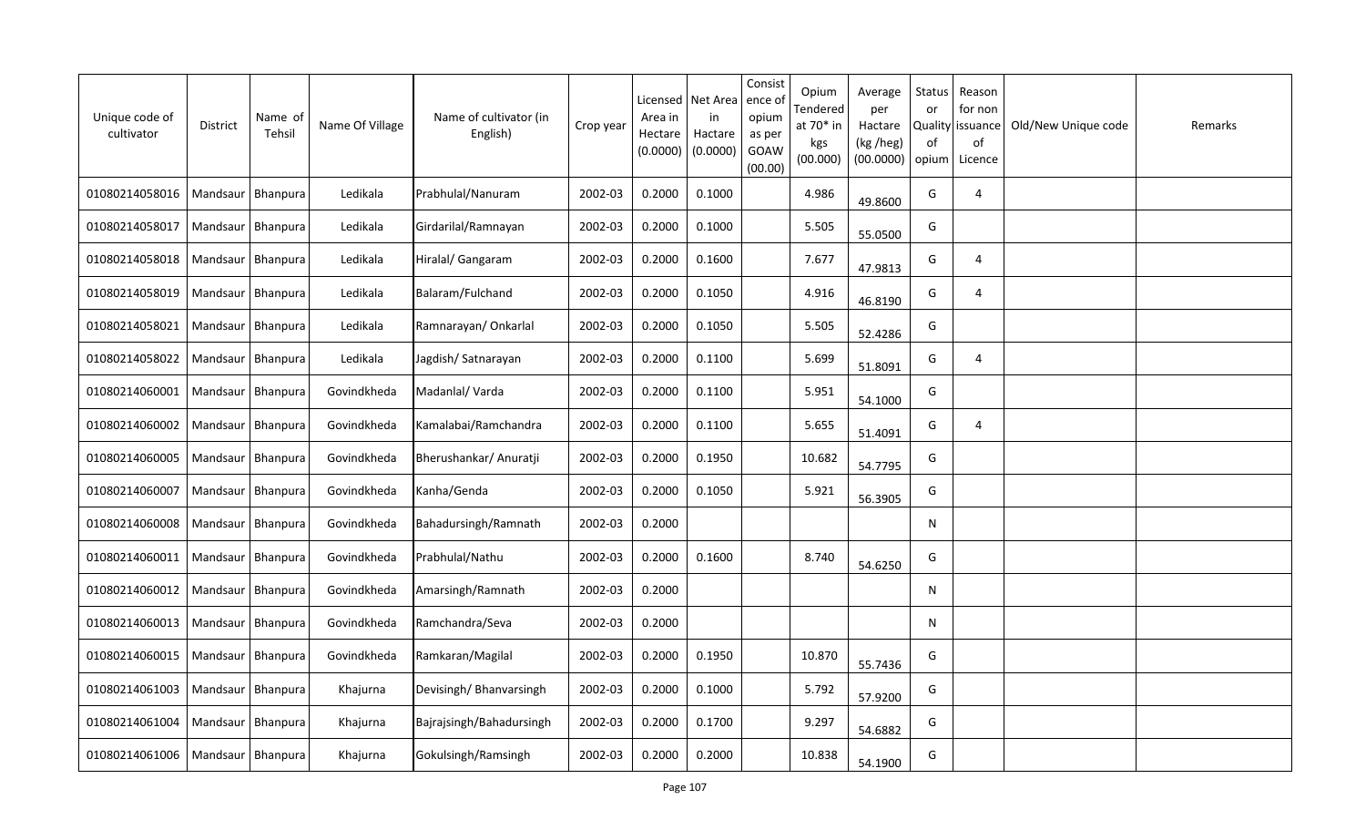| Unique code of cultivator | District | Name of Tehsil | Name Of Village | Name of cultivator (in English) | Crop year | Licensed Area in Hectare (0.0000) | Net Area in Hactare (0.0000) | Consistence of opium as per GOAW (00.00) | Opium Tendered at 70* in kgs (00.000) | Average per Hactare (kg /heg) (00.0000) | Status or Quality of opium | Reason for non issuance of Licence | Old/New Unique code | Remarks |
|---|---|---|---|---|---|---|---|---|---|---|---|---|---|---|
| 01080214058016 | Mandsaur | Bhanpura | Ledikala | Prabhulal/Nanuram | 2002-03 | 0.2000 | 0.1000 | | 4.986 | 49.8600 | G | 4 | | |
| 01080214058017 | Mandsaur | Bhanpura | Ledikala | Girdarilal/Ramnayan | 2002-03 | 0.2000 | 0.1000 | | 5.505 | 55.0500 | G | | | |
| 01080214058018 | Mandsaur | Bhanpura | Ledikala | Hiralal/ Gangaram | 2002-03 | 0.2000 | 0.1600 | | 7.677 | 47.9813 | G | 4 | | |
| 01080214058019 | Mandsaur | Bhanpura | Ledikala | Balaram/Fulchand | 2002-03 | 0.2000 | 0.1050 | | 4.916 | 46.8190 | G | 4 | | |
| 01080214058021 | Mandsaur | Bhanpura | Ledikala | Ramnarayan/ Onkarlal | 2002-03 | 0.2000 | 0.1050 | | 5.505 | 52.4286 | G | | | |
| 01080214058022 | Mandsaur | Bhanpura | Ledikala | Jagdish/ Satnarayan | 2002-03 | 0.2000 | 0.1100 | | 5.699 | 51.8091 | G | 4 | | |
| 01080214060001 | Mandsaur | Bhanpura | Govindkheda | Madanlal/ Varda | 2002-03 | 0.2000 | 0.1100 | | 5.951 | 54.1000 | G | | | |
| 01080214060002 | Mandsaur | Bhanpura | Govindkheda | Kamalabai/Ramchandra | 2002-03 | 0.2000 | 0.1100 | | 5.655 | 51.4091 | G | 4 | | |
| 01080214060005 | Mandsaur | Bhanpura | Govindkheda | Bherushankar/ Anuratji | 2002-03 | 0.2000 | 0.1950 | | 10.682 | 54.7795 | G | | | |
| 01080214060007 | Mandsaur | Bhanpura | Govindkheda | Kanha/Genda | 2002-03 | 0.2000 | 0.1050 | | 5.921 | 56.3905 | G | | | |
| 01080214060008 | Mandsaur | Bhanpura | Govindkheda | Bahadursingh/Ramnath | 2002-03 | 0.2000 | | | | | N | | | |
| 01080214060011 | Mandsaur | Bhanpura | Govindkheda | Prabhulal/Nathu | 2002-03 | 0.2000 | 0.1600 | | 8.740 | 54.6250 | G | | | |
| 01080214060012 | Mandsaur | Bhanpura | Govindkheda | Amarsingh/Ramnath | 2002-03 | 0.2000 | | | | | N | | | |
| 01080214060013 | Mandsaur | Bhanpura | Govindkheda | Ramchandra/Seva | 2002-03 | 0.2000 | | | | | N | | | |
| 01080214060015 | Mandsaur | Bhanpura | Govindkheda | Ramkaran/Magilal | 2002-03 | 0.2000 | 0.1950 | | 10.870 | 55.7436 | G | | | |
| 01080214061003 | Mandsaur | Bhanpura | Khajurna | Devisingh/ Bhanvarsingh | 2002-03 | 0.2000 | 0.1000 | | 5.792 | 57.9200 | G | | | |
| 01080214061004 | Mandsaur | Bhanpura | Khajurna | Bajrajsingh/Bahadursingh | 2002-03 | 0.2000 | 0.1700 | | 9.297 | 54.6882 | G | | | |
| 01080214061006 | Mandsaur | Bhanpura | Khajurna | Gokulsingh/Ramsingh | 2002-03 | 0.2000 | 0.2000 | | 10.838 | 54.1900 | G | | | |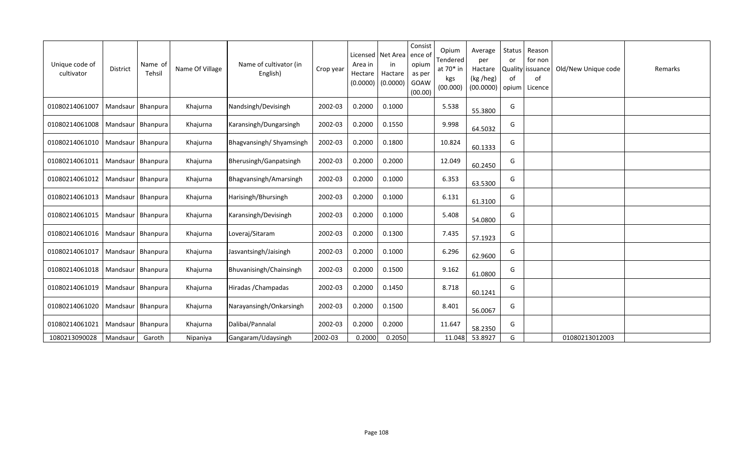| Unique code of cultivator | District | Name of Tehsil | Name Of Village | Name of cultivator (in English) | Crop year | Licensed Area in Hectare (0.0000) | Net Area in Hactare (0.0000) | Consistence of opium as per GOAW (00.00) | Opium Tendered at 70* in kgs (00.000) | Average per Hactare (kg /heg) (00.0000) | Status or Quality of opium | Reason for non issuance of Licence | Old/New Unique code | Remarks |
|---|---|---|---|---|---|---|---|---|---|---|---|---|---|---|
| 01080214061007 | Mandsaur | Bhanpura | Khajurna | Nandsingh/Devisingh | 2002-03 | 0.2000 | 0.1000 | | 5.538 | 55.3800 | G | | | |
| 01080214061008 | Mandsaur | Bhanpura | Khajurna | Karansingh/Dungarsingh | 2002-03 | 0.2000 | 0.1550 | | 9.998 | 64.5032 | G | | | |
| 01080214061010 | Mandsaur | Bhanpura | Khajurna | Bhagvansingh/ Shyamsingh | 2002-03 | 0.2000 | 0.1800 | | 10.824 | 60.1333 | G | | | |
| 01080214061011 | Mandsaur | Bhanpura | Khajurna | Bherusingh/Ganpatsingh | 2002-03 | 0.2000 | 0.2000 | | 12.049 | 60.2450 | G | | | |
| 01080214061012 | Mandsaur | Bhanpura | Khajurna | Bhagvansingh/Amarsingh | 2002-03 | 0.2000 | 0.1000 | | 6.353 | 63.5300 | G | | | |
| 01080214061013 | Mandsaur | Bhanpura | Khajurna | Harisingh/Bhursingh | 2002-03 | 0.2000 | 0.1000 | | 6.131 | 61.3100 | G | | | |
| 01080214061015 | Mandsaur | Bhanpura | Khajurna | Karansingh/Devisingh | 2002-03 | 0.2000 | 0.1000 | | 5.408 | 54.0800 | G | | | |
| 01080214061016 | Mandsaur | Bhanpura | Khajurna | Loveraj/Sitaram | 2002-03 | 0.2000 | 0.1300 | | 7.435 | 57.1923 | G | | | |
| 01080214061017 | Mandsaur | Bhanpura | Khajurna | Jasvantsingh/Jaisingh | 2002-03 | 0.2000 | 0.1000 | | 6.296 | 62.9600 | G | | | |
| 01080214061018 | Mandsaur | Bhanpura | Khajurna | Bhuvanisingh/Chainsingh | 2002-03 | 0.2000 | 0.1500 | | 9.162 | 61.0800 | G | | | |
| 01080214061019 | Mandsaur | Bhanpura | Khajurna | Hiradas /Champadas | 2002-03 | 0.2000 | 0.1450 | | 8.718 | 60.1241 | G | | | |
| 01080214061020 | Mandsaur | Bhanpura | Khajurna | Narayansingh/Onkarsingh | 2002-03 | 0.2000 | 0.1500 | | 8.401 | 56.0067 | G | | | |
| 01080214061021 | Mandsaur | Bhanpura | Khajurna | Dalibai/Pannalal | 2002-03 | 0.2000 | 0.2000 | | 11.647 | 58.2350 | G | | | |
| 1080213090028 | Mandsaur | Garoth | Nipaniya | Gangaram/Udaysingh | 2002-03 | 0.2000 | 0.2050 | | 11.048 | 53.8927 | G | | 01080213012003 | |